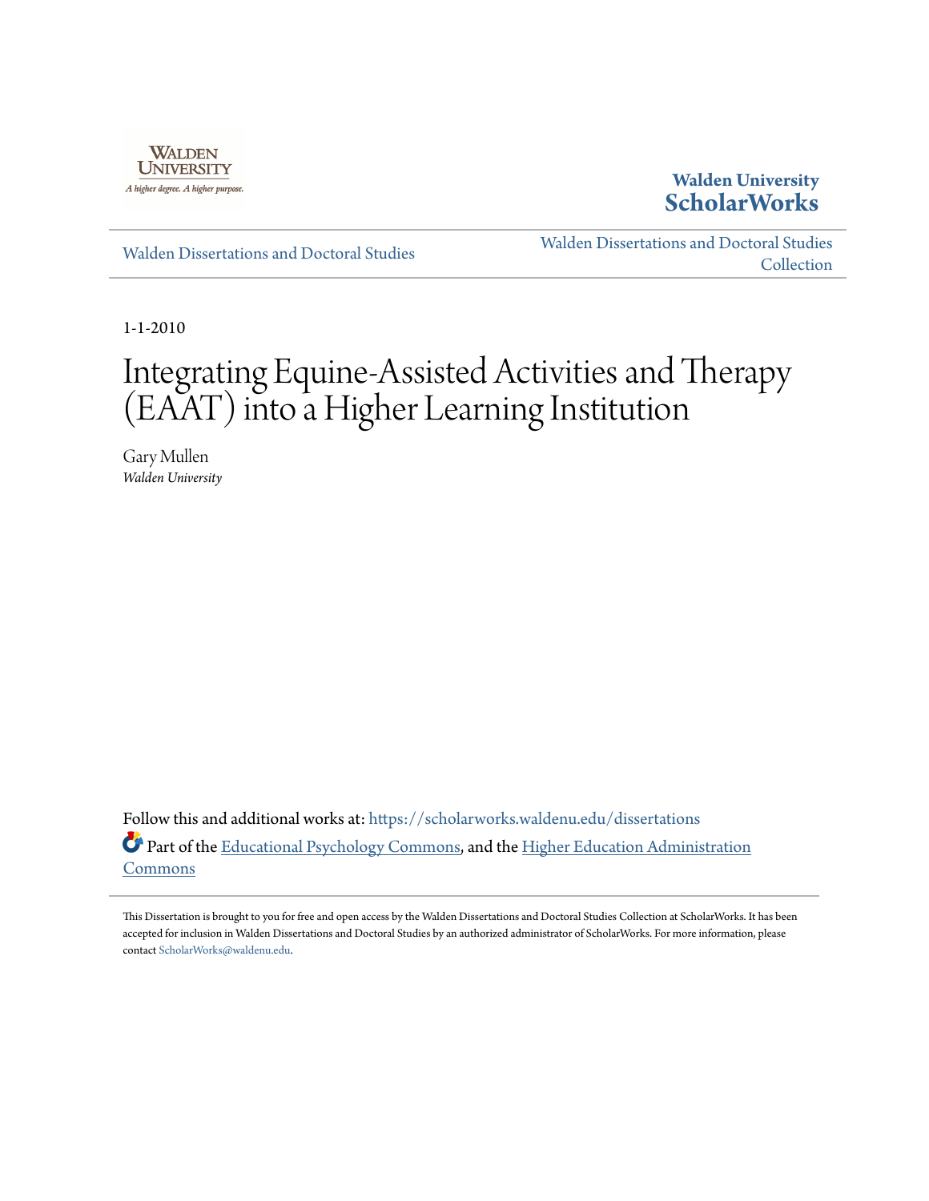Walden University
A higher degree. A higher purpose.

**Walden University**
**ScholarWorks**

Walden Dissertations and Doctoral Studies

Walden Dissertations and Doctoral Studies Collection

1-1-2010

# Integrating Equine-Assisted Activities and Therapy (EAAT) into a Higher Learning Institution

Gary Mullen
*Walden University*

Follow this and additional works at: https://scholarworks.waldenu.edu/dissertations

Part of the Educational Psychology Commons, and the Higher Education Administration Commons

This Dissertation is brought to you for free and open access by the Walden Dissertations and Doctoral Studies Collection at ScholarWorks. It has been accepted for inclusion in Walden Dissertations and Doctoral Studies by an authorized administrator of ScholarWorks. For more information, please contact ScholarWorks@waldenu.edu.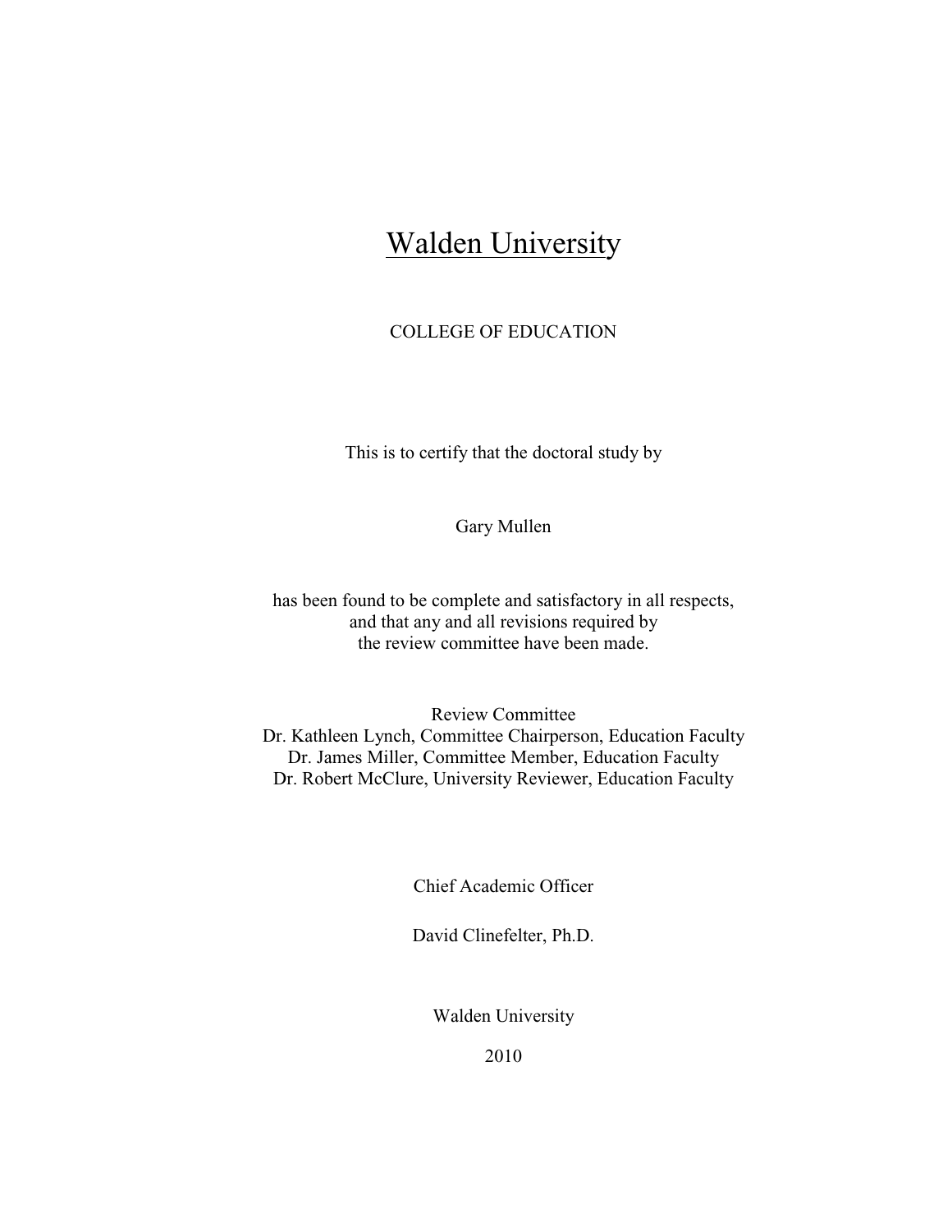# Walden University

COLLEGE OF EDUCATION

This is to certify that the doctoral study by

Gary Mullen

has been found to be complete and satisfactory in all respects,
and that any and all revisions required by
the review committee have been made.

Review Committee
Dr. Kathleen Lynch, Committee Chairperson, Education Faculty
Dr. James Miller, Committee Member, Education Faculty
Dr. Robert McClure, University Reviewer, Education Faculty

Chief Academic Officer

David Clinefelter, Ph.D.

Walden University

2010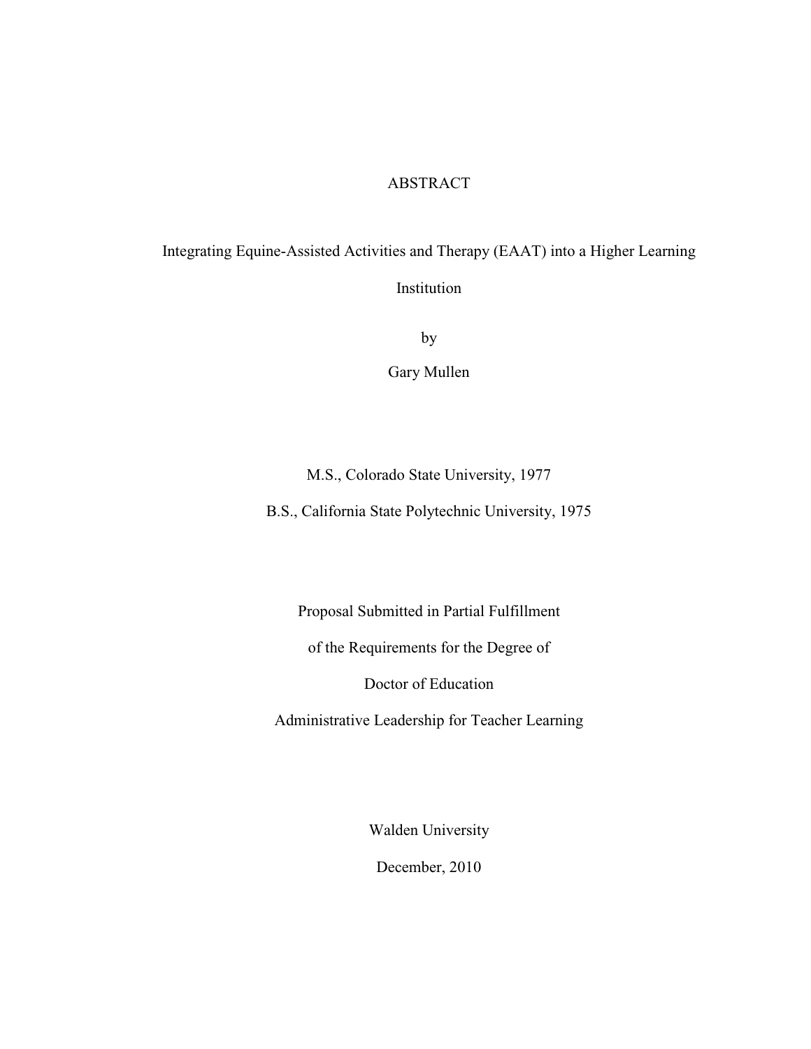# ABSTRACT

Integrating Equine-Assisted Activities and Therapy (EAAT) into a Higher Learning Institution

by

Gary Mullen

M.S., Colorado State University, 1977

B.S., California State Polytechnic University, 1975

Proposal Submitted in Partial Fulfillment

of the Requirements for the Degree of

Doctor of Education

Administrative Leadership for Teacher Learning

Walden University

December, 2010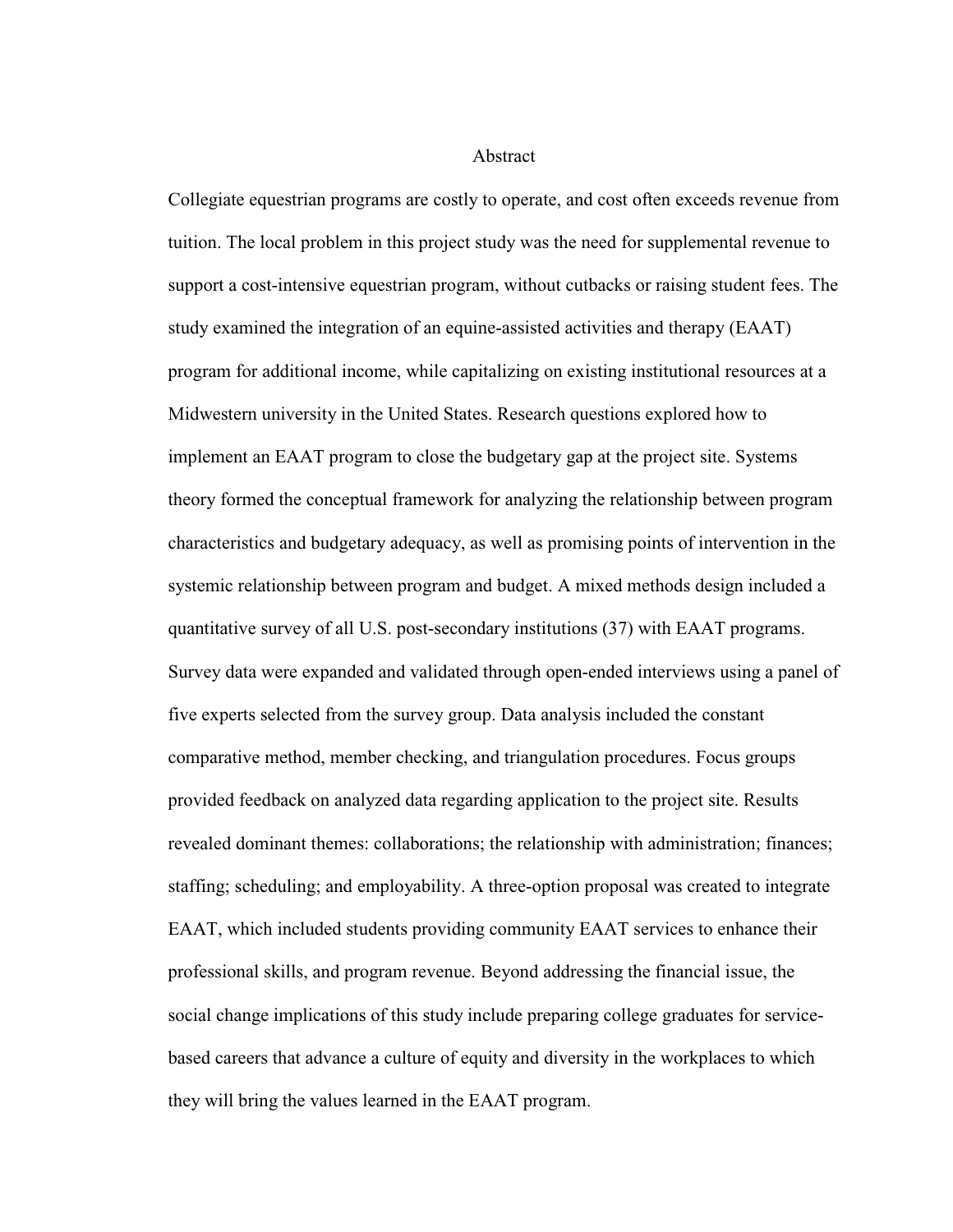# Abstract

Collegiate equestrian programs are costly to operate, and cost often exceeds revenue from tuition. The local problem in this project study was the need for supplemental revenue to support a cost-intensive equestrian program, without cutbacks or raising student fees. The study examined the integration of an equine-assisted activities and therapy (EAAT) program for additional income, while capitalizing on existing institutional resources at a Midwestern university in the United States. Research questions explored how to implement an EAAT program to close the budgetary gap at the project site. Systems theory formed the conceptual framework for analyzing the relationship between program characteristics and budgetary adequacy, as well as promising points of intervention in the systemic relationship between program and budget. A mixed methods design included a quantitative survey of all U.S. post-secondary institutions (37) with EAAT programs. Survey data were expanded and validated through open-ended interviews using a panel of five experts selected from the survey group. Data analysis included the constant comparative method, member checking, and triangulation procedures. Focus groups provided feedback on analyzed data regarding application to the project site. Results revealed dominant themes: collaborations; the relationship with administration; finances; staffing; scheduling; and employability. A three-option proposal was created to integrate EAAT, which included students providing community EAAT services to enhance their professional skills, and program revenue. Beyond addressing the financial issue, the social change implications of this study include preparing college graduates for service-based careers that advance a culture of equity and diversity in the workplaces to which they will bring the values learned in the EAAT program.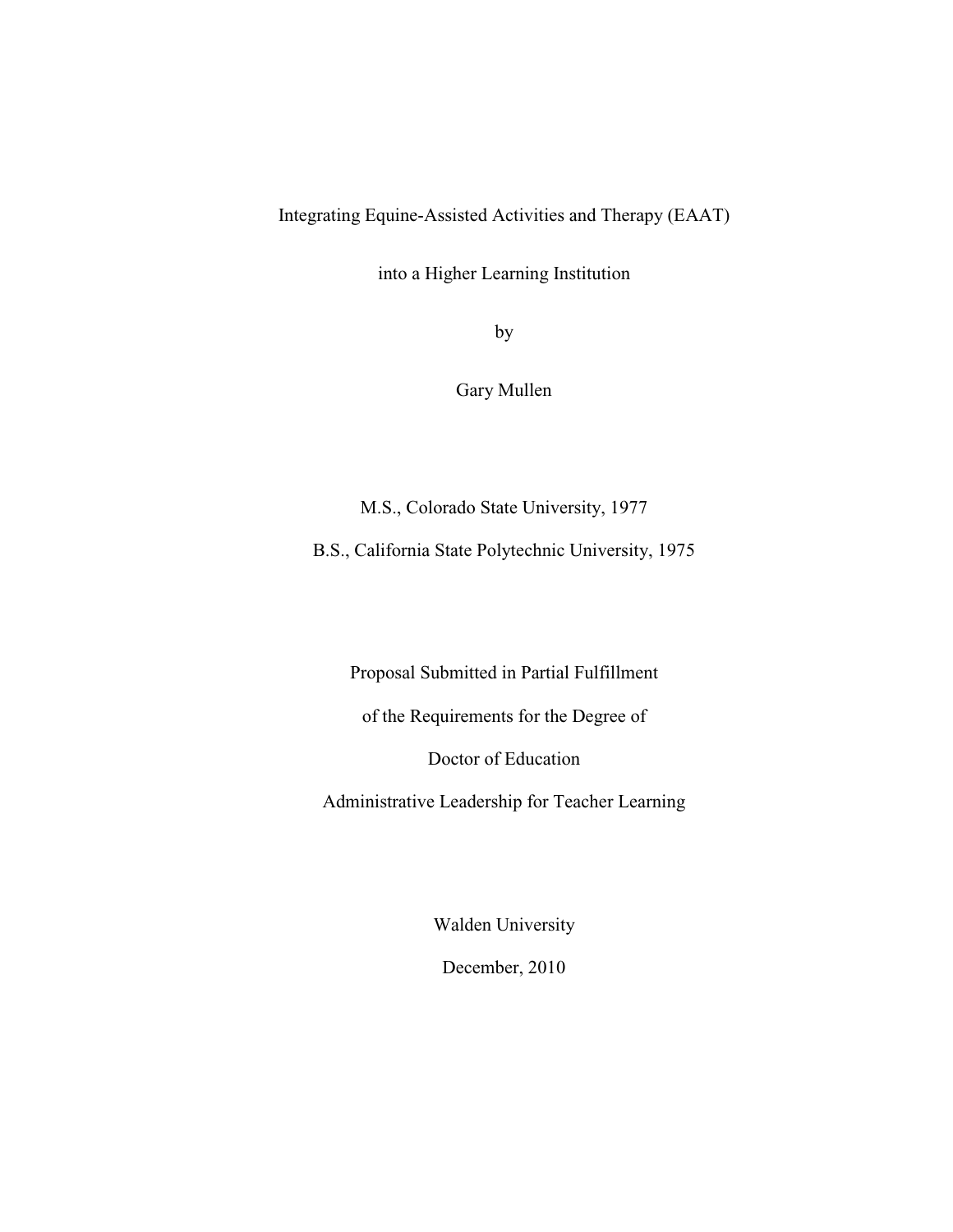Integrating Equine-Assisted Activities and Therapy (EAAT)

into a Higher Learning Institution

by

Gary Mullen

M.S., Colorado State University, 1977

B.S., California State Polytechnic University, 1975

Proposal Submitted in Partial Fulfillment

of the Requirements for the Degree of

Doctor of Education

Administrative Leadership for Teacher Learning

Walden University

December, 2010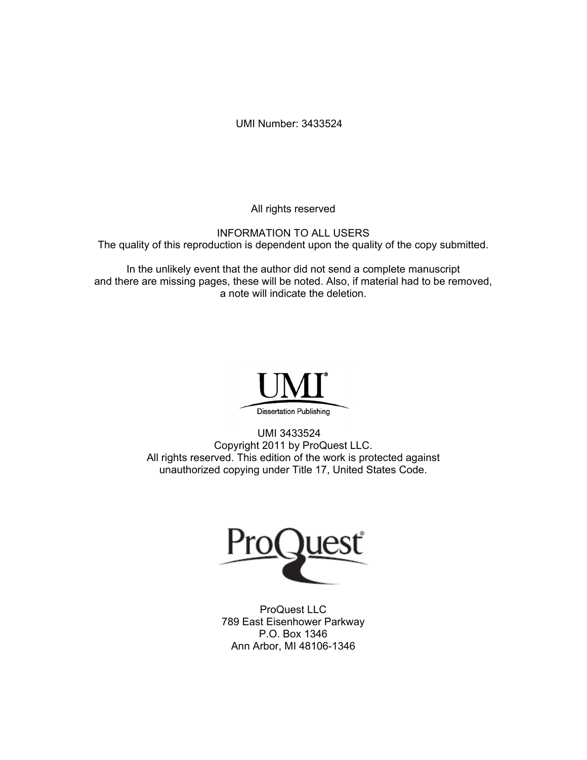UMI Number: 3433524

All rights reserved

INFORMATION TO ALL USERS
The quality of this reproduction is dependent upon the quality of the copy submitted.

In the unlikely event that the author did not send a complete manuscript
and there are missing pages, these will be noted. Also, if material had to be removed,
a note will indicate the deletion.

UMI
Dissertation Publishing

UMI 3433524
Copyright 2011 by ProQuest LLC.
All rights reserved. This edition of the work is protected against
unauthorized copying under Title 17, United States Code.

ProQuest

ProQuest LLC
789 East Eisenhower Parkway
P.O. Box 1346
Ann Arbor, MI 48106-1346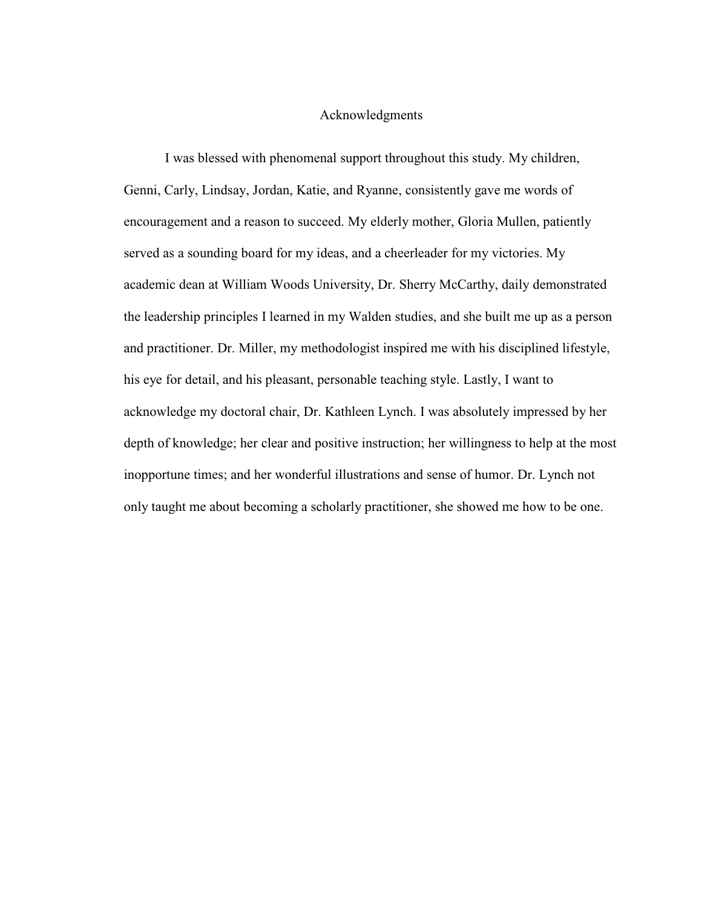# Acknowledgments

I was blessed with phenomenal support throughout this study. My children, Genni, Carly, Lindsay, Jordan, Katie, and Ryanne, consistently gave me words of encouragement and a reason to succeed. My elderly mother, Gloria Mullen, patiently served as a sounding board for my ideas, and a cheerleader for my victories. My academic dean at William Woods University, Dr. Sherry McCarthy, daily demonstrated the leadership principles I learned in my Walden studies, and she built me up as a person and practitioner. Dr. Miller, my methodologist inspired me with his disciplined lifestyle, his eye for detail, and his pleasant, personable teaching style. Lastly, I want to acknowledge my doctoral chair, Dr. Kathleen Lynch. I was absolutely impressed by her depth of knowledge; her clear and positive instruction; her willingness to help at the most inopportune times; and her wonderful illustrations and sense of humor. Dr. Lynch not only taught me about becoming a scholarly practitioner, she showed me how to be one.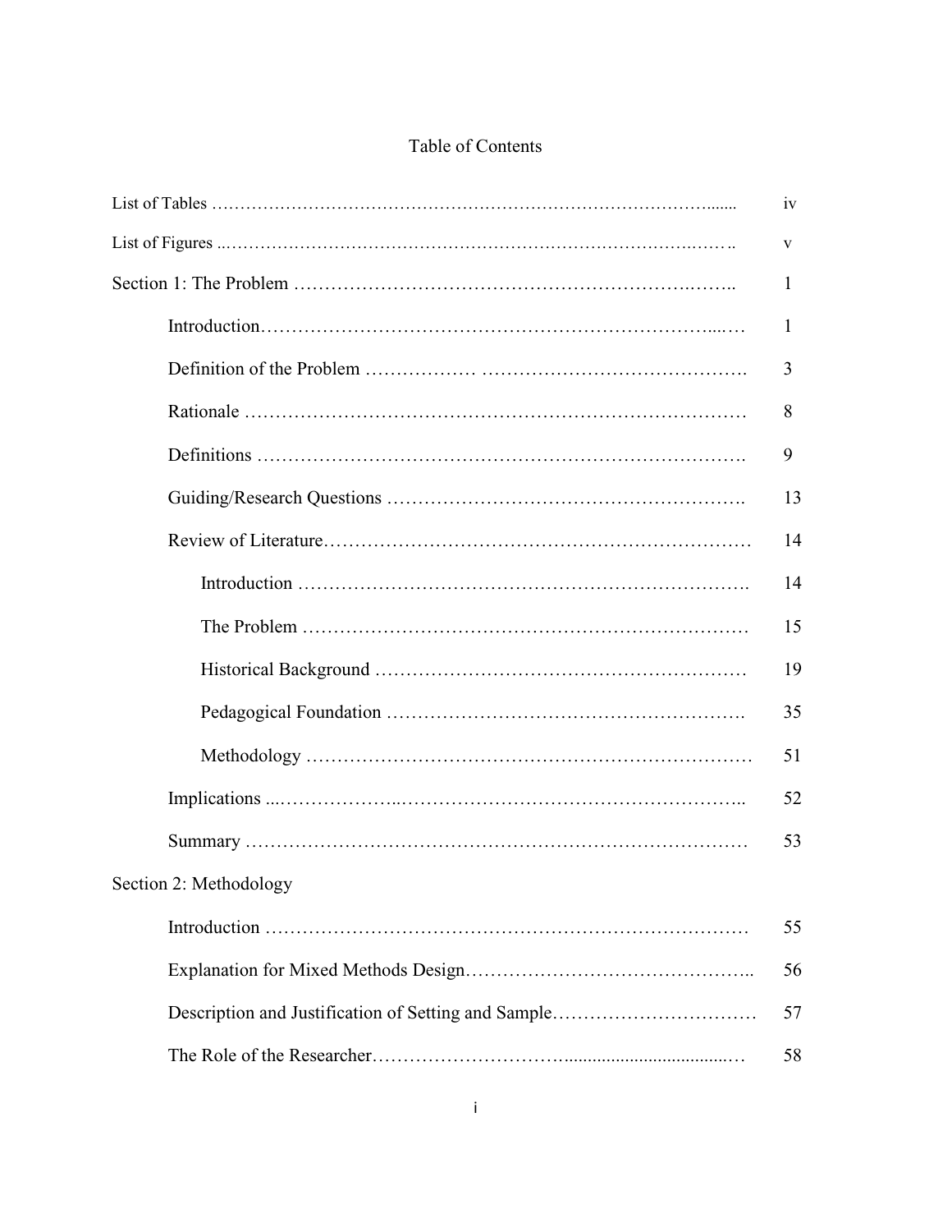# Table of Contents

| | |
|---|---|
| List of Tables | iv |
| List of Figures | v |
| Section 1: The Problem | 1 |
| Introduction | 1 |
| Definition of the Problem | 3 |
| Rationale | 8 |
| Definitions | 9 |
| Guiding/Research Questions | 13 |
| Review of Literature | 14 |
| Introduction | 14 |
| The Problem | 15 |
| Historical Background | 19 |
| Pedagogical Foundation | 35 |
| Methodology | 51 |
| Implications | 52 |
| Summary | 53 |
| Section 2: Methodology | |
| Introduction | 55 |
| Explanation for Mixed Methods Design | 56 |
| Description and Justification of Setting and Sample | 57 |
| The Role of the Researcher | 58 |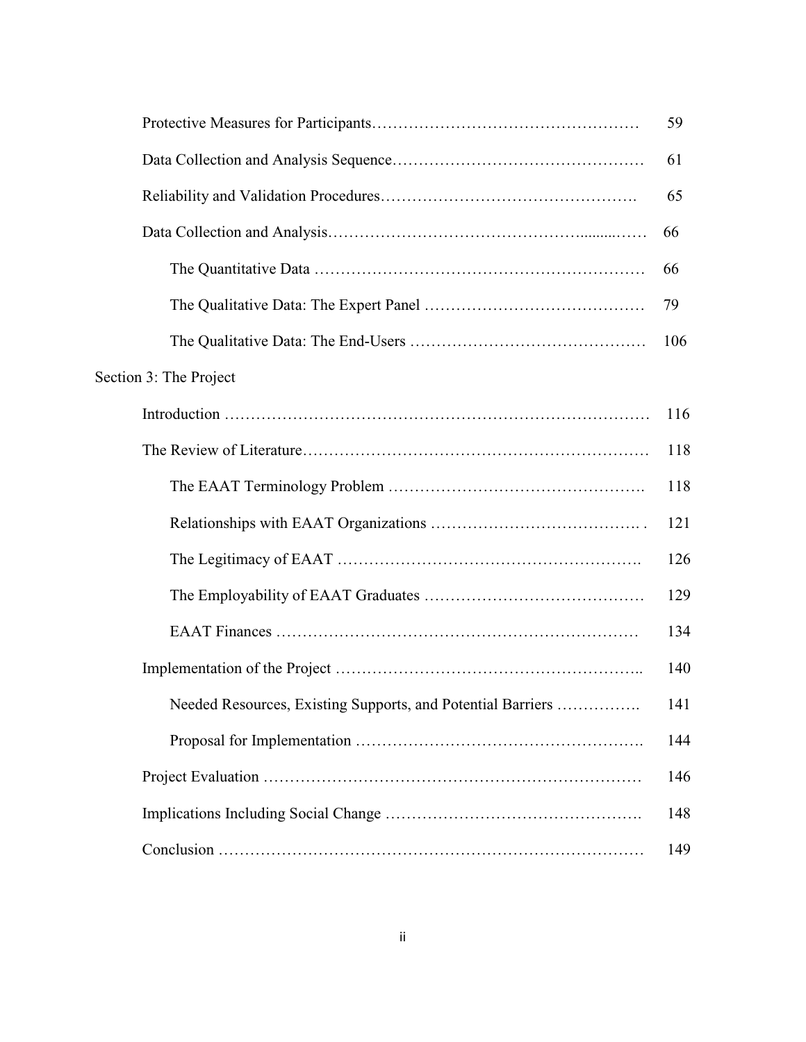Protective Measures for Participants ........ 59

Data Collection and Analysis Sequence ........ 61

Reliability and Validation Procedures ........ 65

Data Collection and Analysis ........ 66

The Quantitative Data ........ 66

The Qualitative Data: The Expert Panel ........ 79

The Qualitative Data: The End-Users ........ 106

Section 3: The Project

Introduction ........ 116

The Review of Literature ........ 118

The EAAT Terminology Problem ........ 118

Relationships with EAAT Organizations ........ 121

The Legitimacy of EAAT ........ 126

The Employability of EAAT Graduates ........ 129

EAAT Finances ........ 134

Implementation of the Project ........ 140

Needed Resources, Existing Supports, and Potential Barriers ........ 141

Proposal for Implementation ........ 144

Project Evaluation ........ 146

Implications Including Social Change ........ 148

Conclusion ........ 149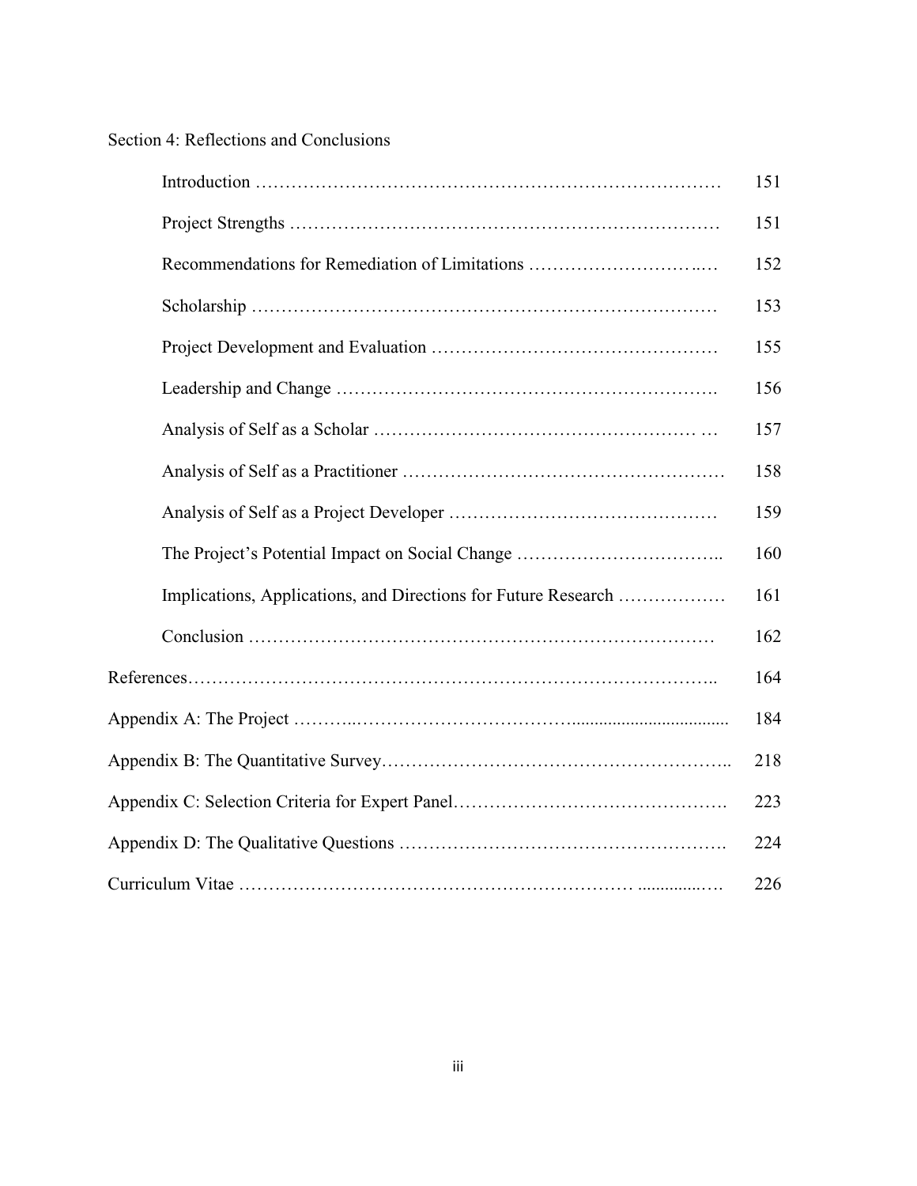Section 4: Reflections and Conclusions

| | |
|---|---|
| Introduction | 151 |
| Project Strengths | 151 |
| Recommendations for Remediation of Limitations | 152 |
| Scholarship | 153 |
| Project Development and Evaluation | 155 |
| Leadership and Change | 156 |
| Analysis of Self as a Scholar | 157 |
| Analysis of Self as a Practitioner | 158 |
| Analysis of Self as a Project Developer | 159 |
| The Project's Potential Impact on Social Change | 160 |
| Implications, Applications, and Directions for Future Research | 161 |
| Conclusion | 162 |
| References | 164 |
| Appendix A: The Project | 184 |
| Appendix B: The Quantitative Survey | 218 |
| Appendix C: Selection Criteria for Expert Panel | 223 |
| Appendix D: The Qualitative Questions | 224 |
| Curriculum Vitae | 226 |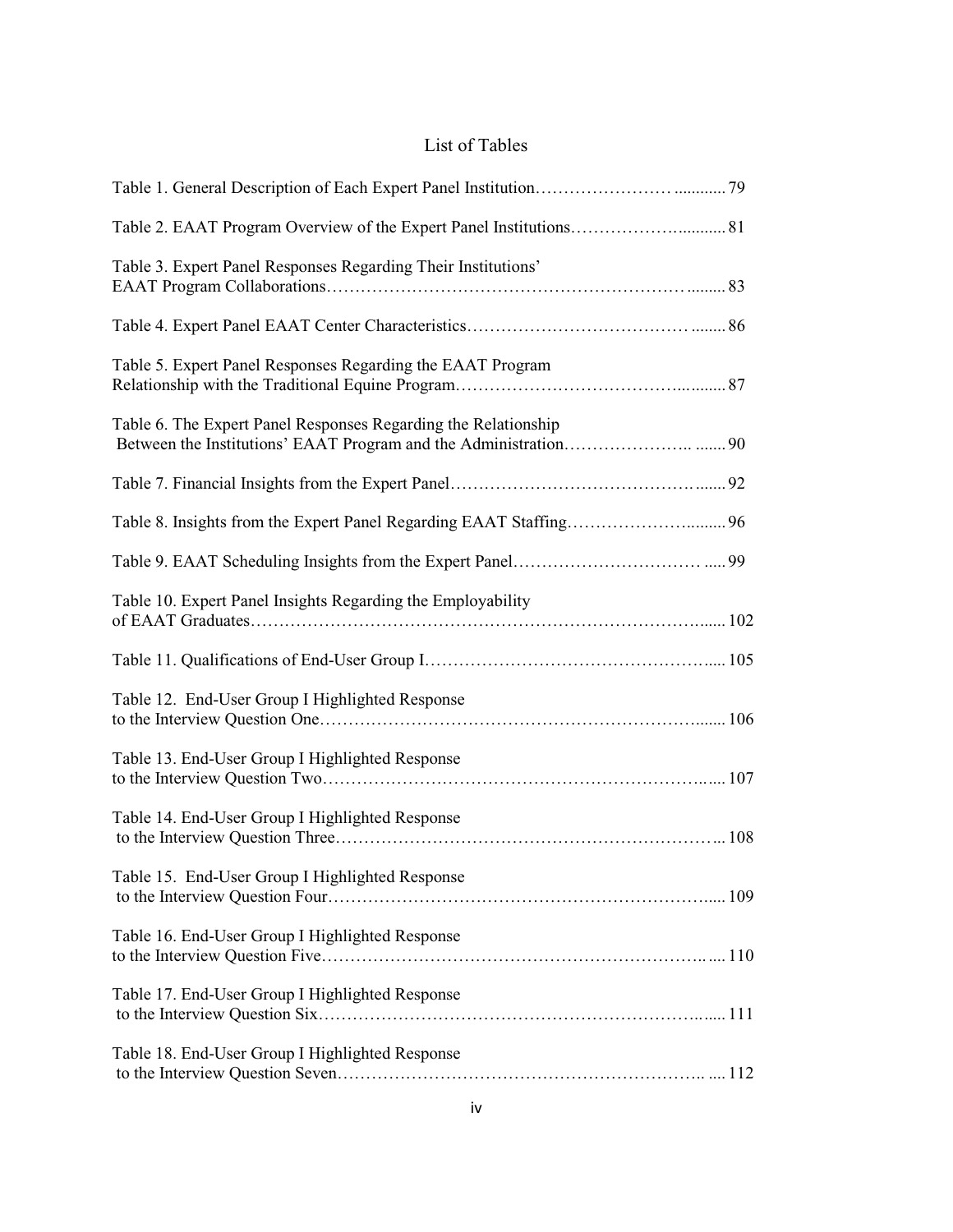# List of Tables

Table 1. General Description of Each Expert Panel Institution........................................79

Table 2. EAAT Program Overview of the Expert Panel Institutions................................81

Table 3. Expert Panel Responses Regarding Their Institutions' EAAT Program Collaborations..........................................................................83

Table 4. Expert Panel EAAT Center Characteristics.....................................................86

Table 5. Expert Panel Responses Regarding the EAAT Program Relationship with the Traditional Equine Program...................................................87

Table 6. The Expert Panel Responses Regarding the Relationship Between the Institutions' EAAT Program and the Administration..............................90

Table 7. Financial Insights from the Expert Panel........................................................92

Table 8. Insights from the Expert Panel Regarding EAAT Staffing.................................96

Table 9. EAAT Scheduling Insights from the Expert Panel............................................99

Table 10. Expert Panel Insights Regarding the Employability of EAAT Graduates.......................................................................................102

Table 11. Qualifications of End-User Group I.............................................................105

Table 12. End-User Group I Highlighted Response to the Interview Question One......................................................................106

Table 13. End-User Group I Highlighted Response to the Interview Question Two......................................................................107

Table 14. End-User Group I Highlighted Response to the Interview Question Three....................................................................108

Table 15. End-User Group I Highlighted Response to the Interview Question Four.....................................................................109

Table 16. End-User Group I Highlighted Response to the Interview Question Five......................................................................110

Table 17. End-User Group I Highlighted Response to the Interview Question Six.......................................................................111

Table 18. End-User Group I Highlighted Response to the Interview Question Seven...................................................................112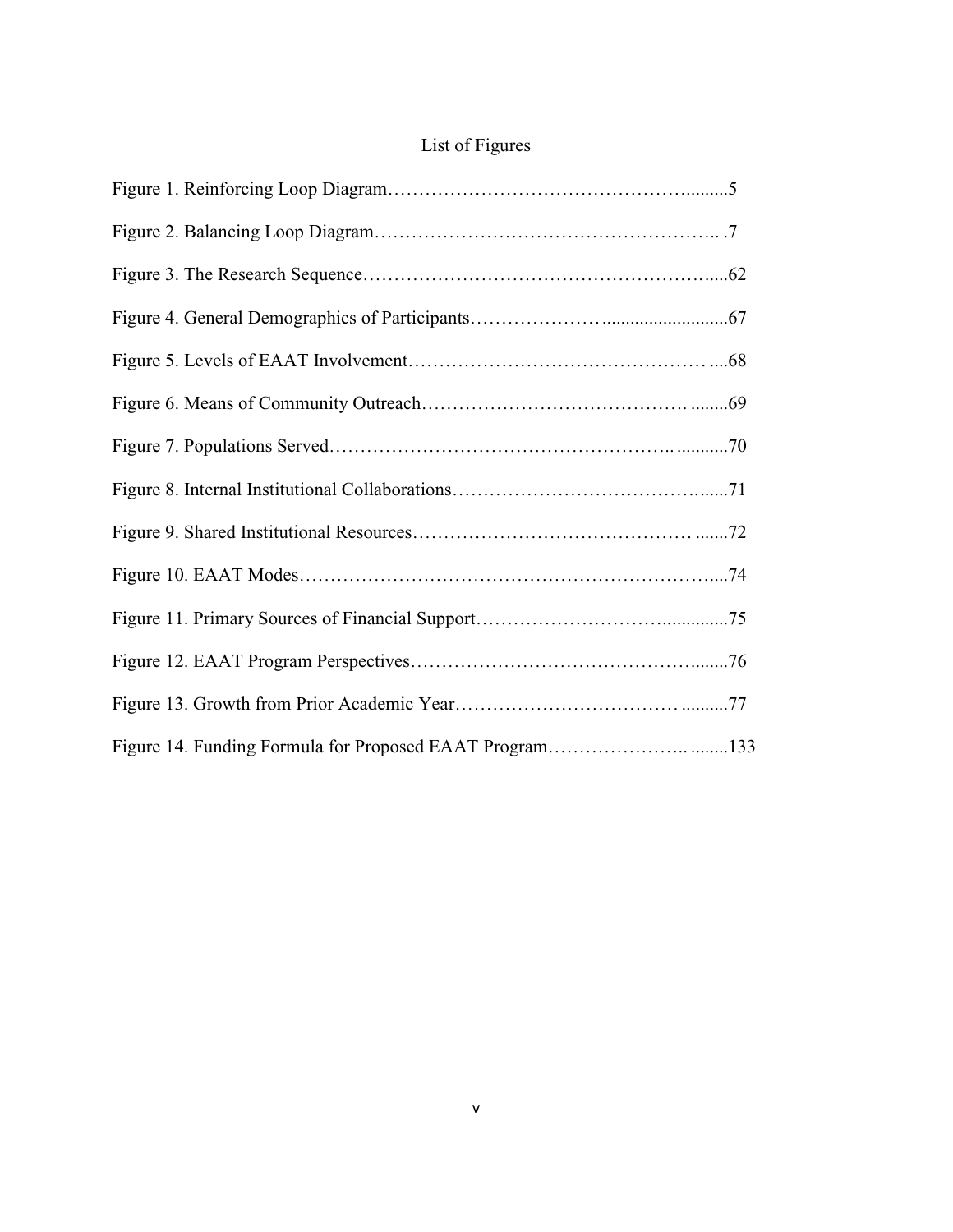# List of Figures

Figure 1. Reinforcing Loop Diagram……………………………………………........5

Figure 2. Balancing Loop Diagram……………………………………………….. .7

Figure 3. The Research Sequence………………………………………………….....62

Figure 4. General Demographics of Participants………………….........................67

Figure 5. Levels of EAAT Involvement………………………………………… ....68

Figure 6. Means of Community Outreach…………………………………. ........69

Figure 7. Populations Served…………………………………………….. ...........70

Figure 8. Internal Institutional Collaborations……………………………………......71

Figure 9. Shared Institutional Resources……………………………………… .......72

Figure 10. EAAT Modes………………………………………………………….....74

Figure 11. Primary Sources of Financial Support……………………….............75

Figure 12. EAAT Program Perspectives……………………………………….......76

Figure 13. Growth from Prior Academic Year……………………………… ..........77

Figure 14. Funding Formula for Proposed EAAT Program………………….. ........133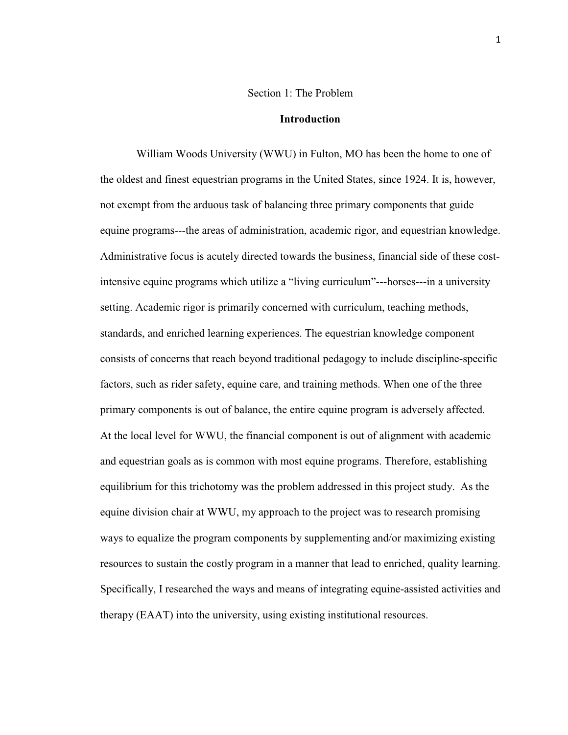## Section 1: The Problem

### Introduction

William Woods University (WWU) in Fulton, MO has been the home to one of the oldest and finest equestrian programs in the United States, since 1924. It is, however, not exempt from the arduous task of balancing three primary components that guide equine programs---the areas of administration, academic rigor, and equestrian knowledge. Administrative focus is acutely directed towards the business, financial side of these cost-intensive equine programs which utilize a "living curriculum"---horses---in a university setting. Academic rigor is primarily concerned with curriculum, teaching methods, standards, and enriched learning experiences. The equestrian knowledge component consists of concerns that reach beyond traditional pedagogy to include discipline-specific factors, such as rider safety, equine care, and training methods. When one of the three primary components is out of balance, the entire equine program is adversely affected. At the local level for WWU, the financial component is out of alignment with academic and equestrian goals as is common with most equine programs. Therefore, establishing equilibrium for this trichotomy was the problem addressed in this project study. As the equine division chair at WWU, my approach to the project was to research promising ways to equalize the program components by supplementing and/or maximizing existing resources to sustain the costly program in a manner that lead to enriched, quality learning. Specifically, I researched the ways and means of integrating equine-assisted activities and therapy (EAAT) into the university, using existing institutional resources.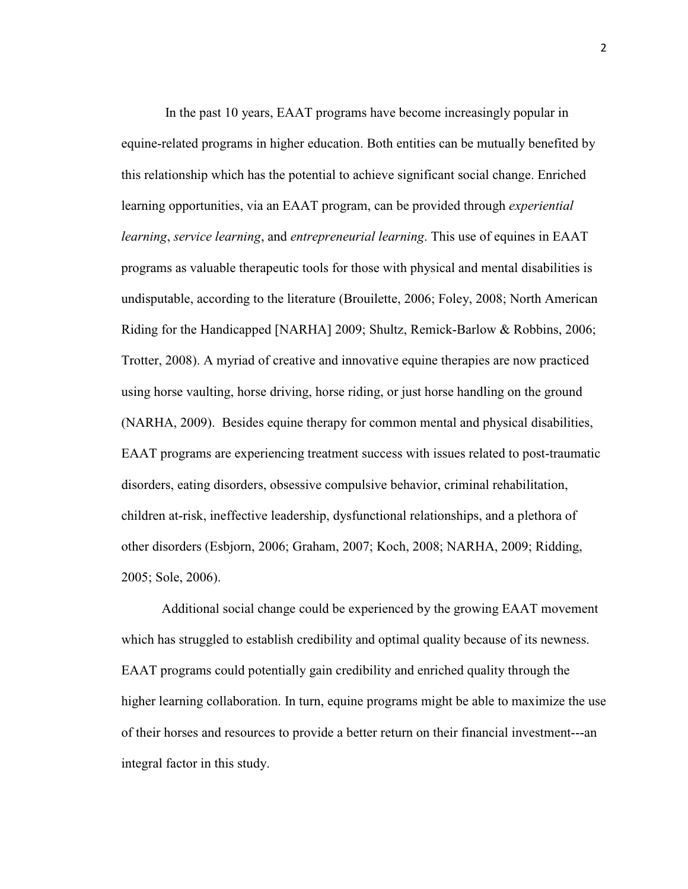In the past 10 years, EAAT programs have become increasingly popular in equine-related programs in higher education. Both entities can be mutually benefited by this relationship which has the potential to achieve significant social change. Enriched learning opportunities, via an EAAT program, can be provided through *experiential learning*, *service learning*, and *entrepreneurial learning*. This use of equines in EAAT programs as valuable therapeutic tools for those with physical and mental disabilities is undisputable, according to the literature (Brouilette, 2006; Foley, 2008; North American Riding for the Handicapped [NARHA] 2009; Shultz, Remick-Barlow & Robbins, 2006; Trotter, 2008). A myriad of creative and innovative equine therapies are now practiced using horse vaulting, horse driving, horse riding, or just horse handling on the ground (NARHA, 2009). Besides equine therapy for common mental and physical disabilities, EAAT programs are experiencing treatment success with issues related to post-traumatic disorders, eating disorders, obsessive compulsive behavior, criminal rehabilitation, children at-risk, ineffective leadership, dysfunctional relationships, and a plethora of other disorders (Esbjorn, 2006; Graham, 2007; Koch, 2008; NARHA, 2009; Ridding, 2005; Sole, 2006).

Additional social change could be experienced by the growing EAAT movement which has struggled to establish credibility and optimal quality because of its newness. EAAT programs could potentially gain credibility and enriched quality through the higher learning collaboration. In turn, equine programs might be able to maximize the use of their horses and resources to provide a better return on their financial investment---an integral factor in this study.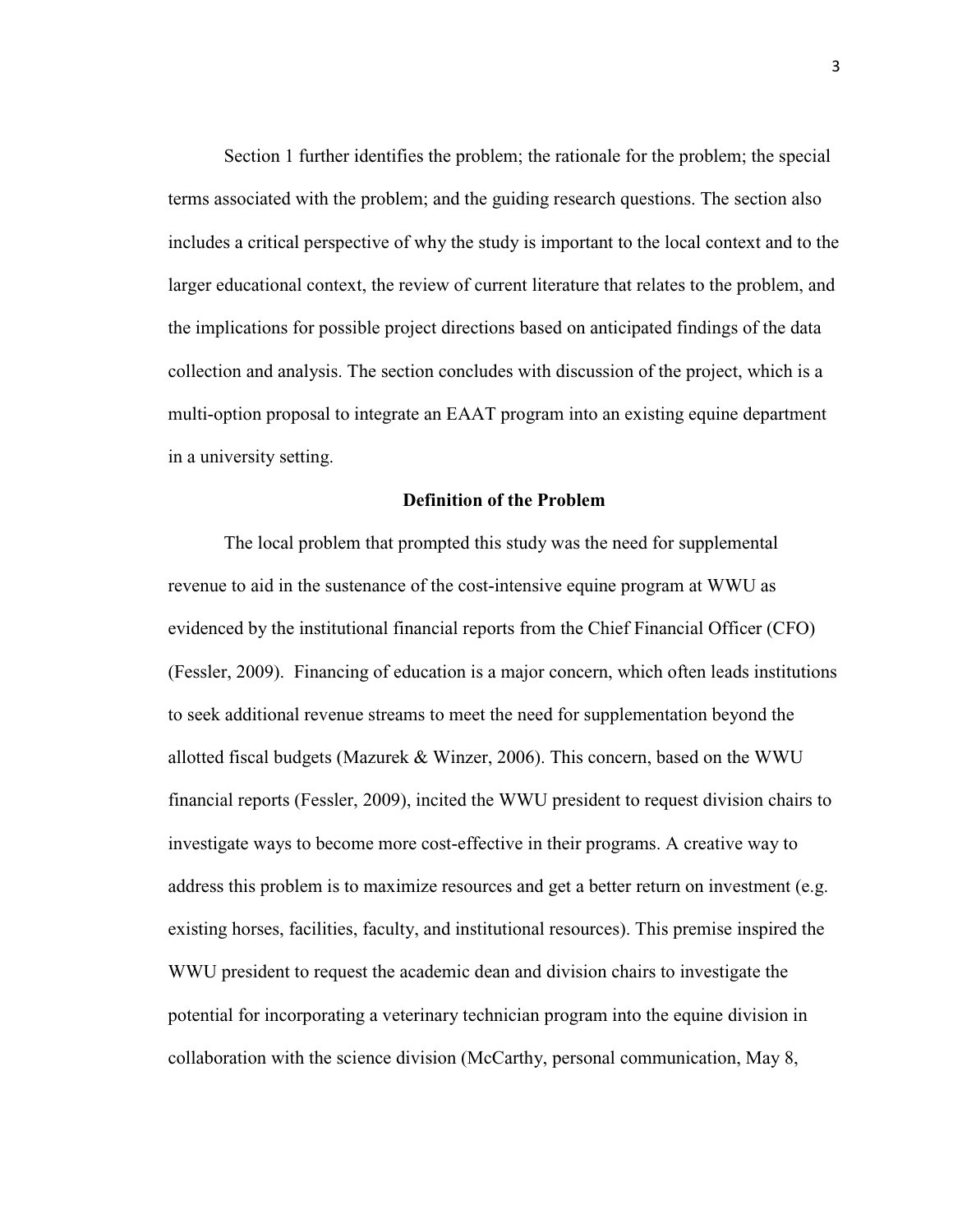Section 1 further identifies the problem; the rationale for the problem; the special terms associated with the problem; and the guiding research questions. The section also includes a critical perspective of why the study is important to the local context and to the larger educational context, the review of current literature that relates to the problem, and the implications for possible project directions based on anticipated findings of the data collection and analysis. The section concludes with discussion of the project, which is a multi-option proposal to integrate an EAAT program into an existing equine department in a university setting.

## Definition of the Problem

The local problem that prompted this study was the need for supplemental revenue to aid in the sustenance of the cost-intensive equine program at WWU as evidenced by the institutional financial reports from the Chief Financial Officer (CFO) (Fessler, 2009). Financing of education is a major concern, which often leads institutions to seek additional revenue streams to meet the need for supplementation beyond the allotted fiscal budgets (Mazurek & Winzer, 2006). This concern, based on the WWU financial reports (Fessler, 2009), incited the WWU president to request division chairs to investigate ways to become more cost-effective in their programs. A creative way to address this problem is to maximize resources and get a better return on investment (e.g. existing horses, facilities, faculty, and institutional resources). This premise inspired the WWU president to request the academic dean and division chairs to investigate the potential for incorporating a veterinary technician program into the equine division in collaboration with the science division (McCarthy, personal communication, May 8,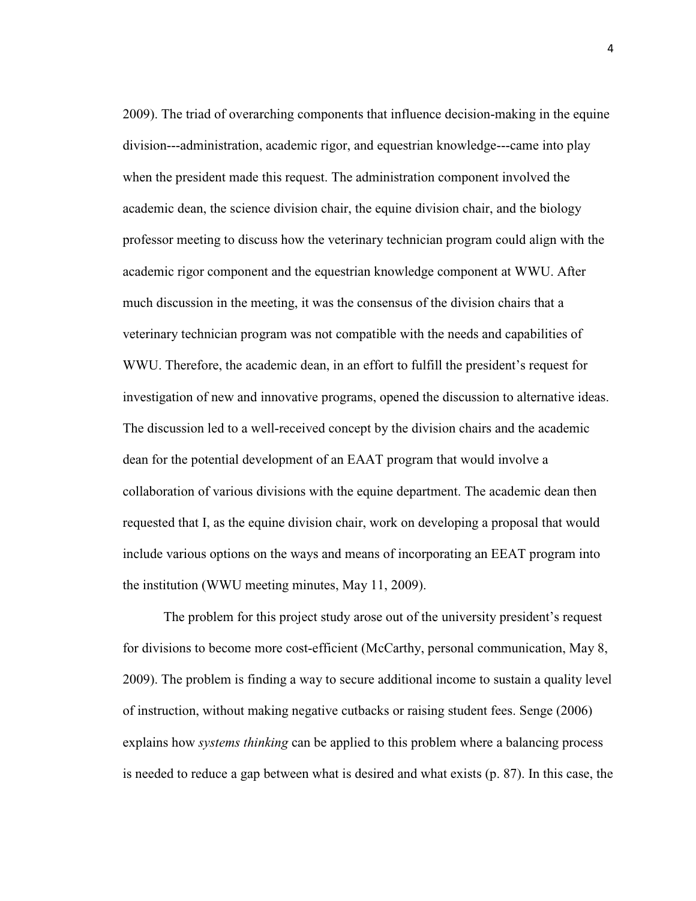2009). The triad of overarching components that influence decision-making in the equine division---administration, academic rigor, and equestrian knowledge---came into play when the president made this request. The administration component involved the academic dean, the science division chair, the equine division chair, and the biology professor meeting to discuss how the veterinary technician program could align with the academic rigor component and the equestrian knowledge component at WWU. After much discussion in the meeting, it was the consensus of the division chairs that a veterinary technician program was not compatible with the needs and capabilities of WWU. Therefore, the academic dean, in an effort to fulfill the president's request for investigation of new and innovative programs, opened the discussion to alternative ideas. The discussion led to a well-received concept by the division chairs and the academic dean for the potential development of an EAAT program that would involve a collaboration of various divisions with the equine department. The academic dean then requested that I, as the equine division chair, work on developing a proposal that would include various options on the ways and means of incorporating an EEAT program into the institution (WWU meeting minutes, May 11, 2009).

The problem for this project study arose out of the university president's request for divisions to become more cost-efficient (McCarthy, personal communication, May 8, 2009). The problem is finding a way to secure additional income to sustain a quality level of instruction, without making negative cutbacks or raising student fees. Senge (2006) explains how *systems thinking* can be applied to this problem where a balancing process is needed to reduce a gap between what is desired and what exists (p. 87). In this case, the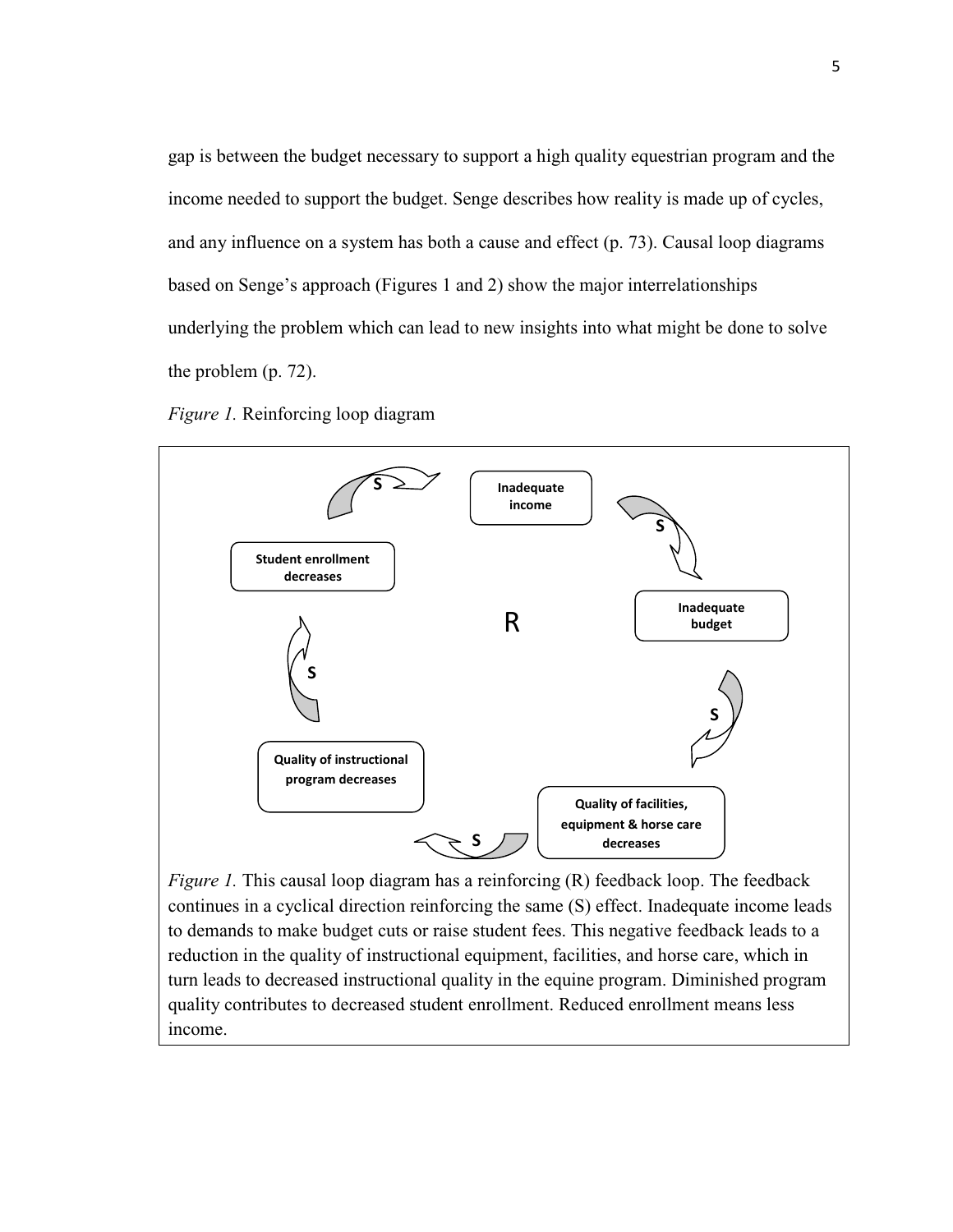gap is between the budget necessary to support a high quality equestrian program and the income needed to support the budget. Senge describes how reality is made up of cycles, and any influence on a system has both a cause and effect (p. 73). Causal loop diagrams based on Senge's approach (Figures 1 and 2) show the major interrelationships underlying the problem which can lead to new insights into what might be done to solve the problem (p. 72).

*Figure 1.* Reinforcing loop diagram

Inadequate income

S

Inadequate budget

S

Quality of facilities, equipment & horse care decreases

S

Quality of instructional program decreases

S

Student enrollment decreases

S

R

*Figure 1.* This causal loop diagram has a reinforcing (R) feedback loop. The feedback continues in a cyclical direction reinforcing the same (S) effect. Inadequate income leads to demands to make budget cuts or raise student fees. This negative feedback leads to a reduction in the quality of instructional equipment, facilities, and horse care, which in turn leads to decreased instructional quality in the equine program. Diminished program quality contributes to decreased student enrollment. Reduced enrollment means less income.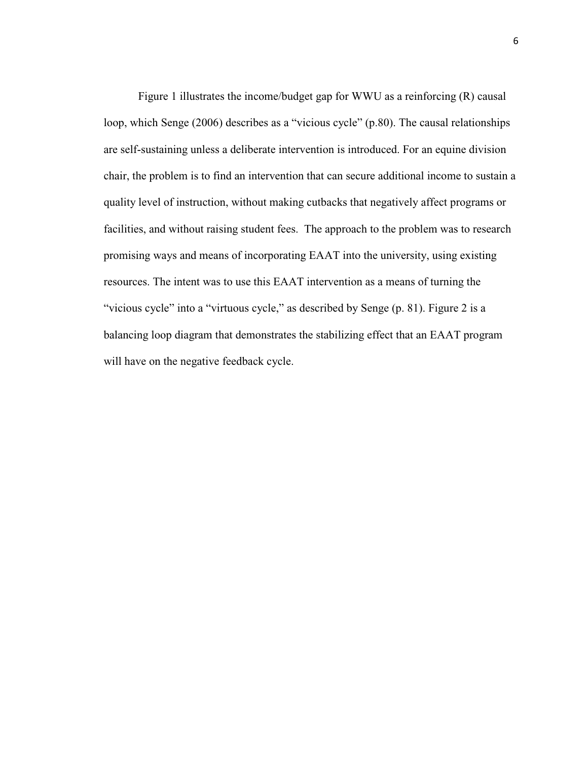Figure 1 illustrates the income/budget gap for WWU as a reinforcing (R) causal loop, which Senge (2006) describes as a "vicious cycle" (p.80). The causal relationships are self-sustaining unless a deliberate intervention is introduced. For an equine division chair, the problem is to find an intervention that can secure additional income to sustain a quality level of instruction, without making cutbacks that negatively affect programs or facilities, and without raising student fees. The approach to the problem was to research promising ways and means of incorporating EAAT into the university, using existing resources. The intent was to use this EAAT intervention as a means of turning the "vicious cycle" into a "virtuous cycle," as described by Senge (p. 81). Figure 2 is a balancing loop diagram that demonstrates the stabilizing effect that an EAAT program will have on the negative feedback cycle.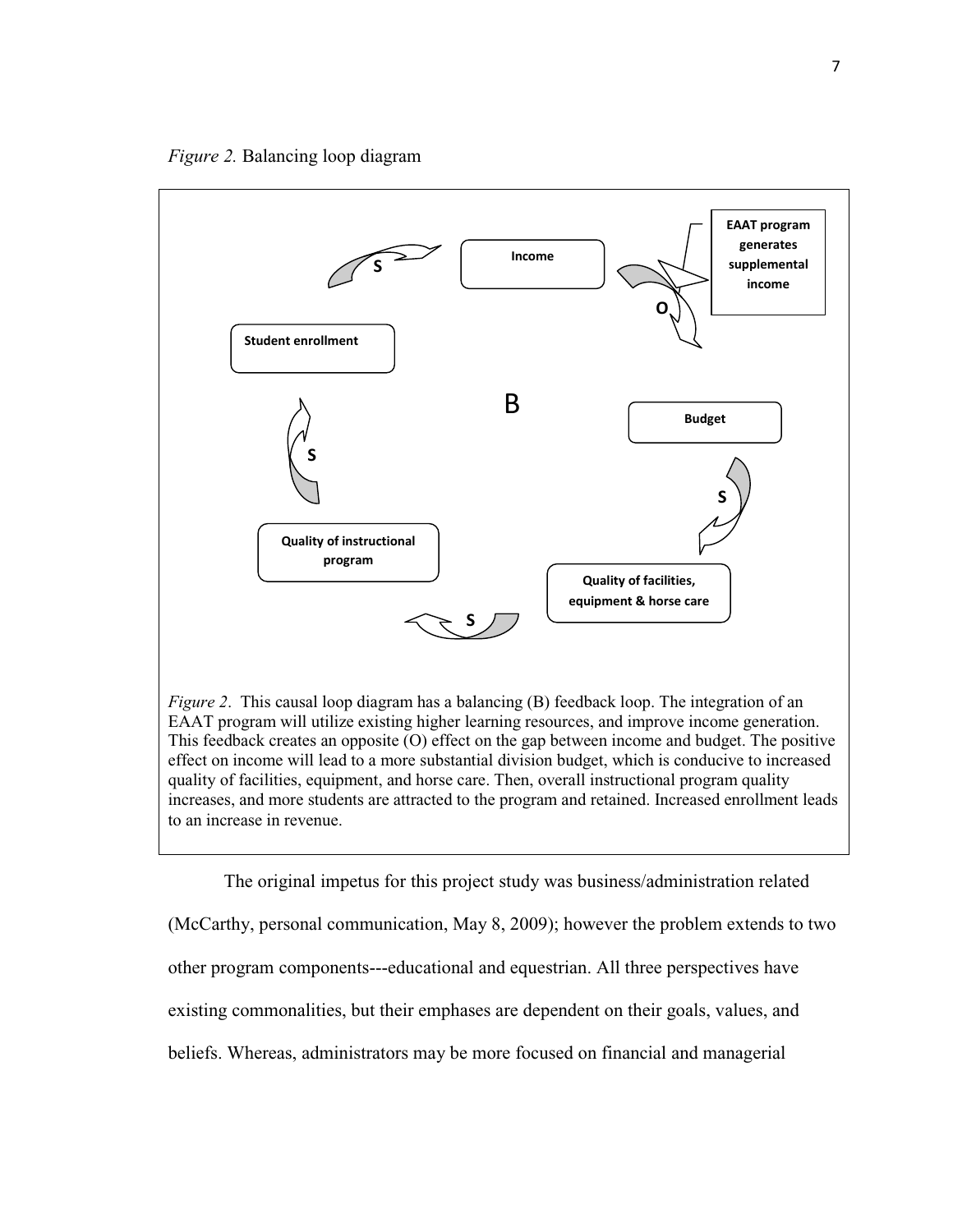*Figure 2.* Balancing loop diagram

Income

EAAT program generates supplemental income

O

S

Student enrollment

B

Budget

S

S

Quality of instructional program

Quality of facilities, equipment & horse care

S

*Figure 2*. This causal loop diagram has a balancing (B) feedback loop. The integration of an EAAT program will utilize existing higher learning resources, and improve income generation. This feedback creates an opposite (O) effect on the gap between income and budget. The positive effect on income will lead to a more substantial division budget, which is conducive to increased quality of facilities, equipment, and horse care. Then, overall instructional program quality increases, and more students are attracted to the program and retained. Increased enrollment leads to an increase in revenue.

The original impetus for this project study was business/administration related (McCarthy, personal communication, May 8, 2009); however the problem extends to two other program components---educational and equestrian. All three perspectives have existing commonalities, but their emphases are dependent on their goals, values, and beliefs. Whereas, administrators may be more focused on financial and managerial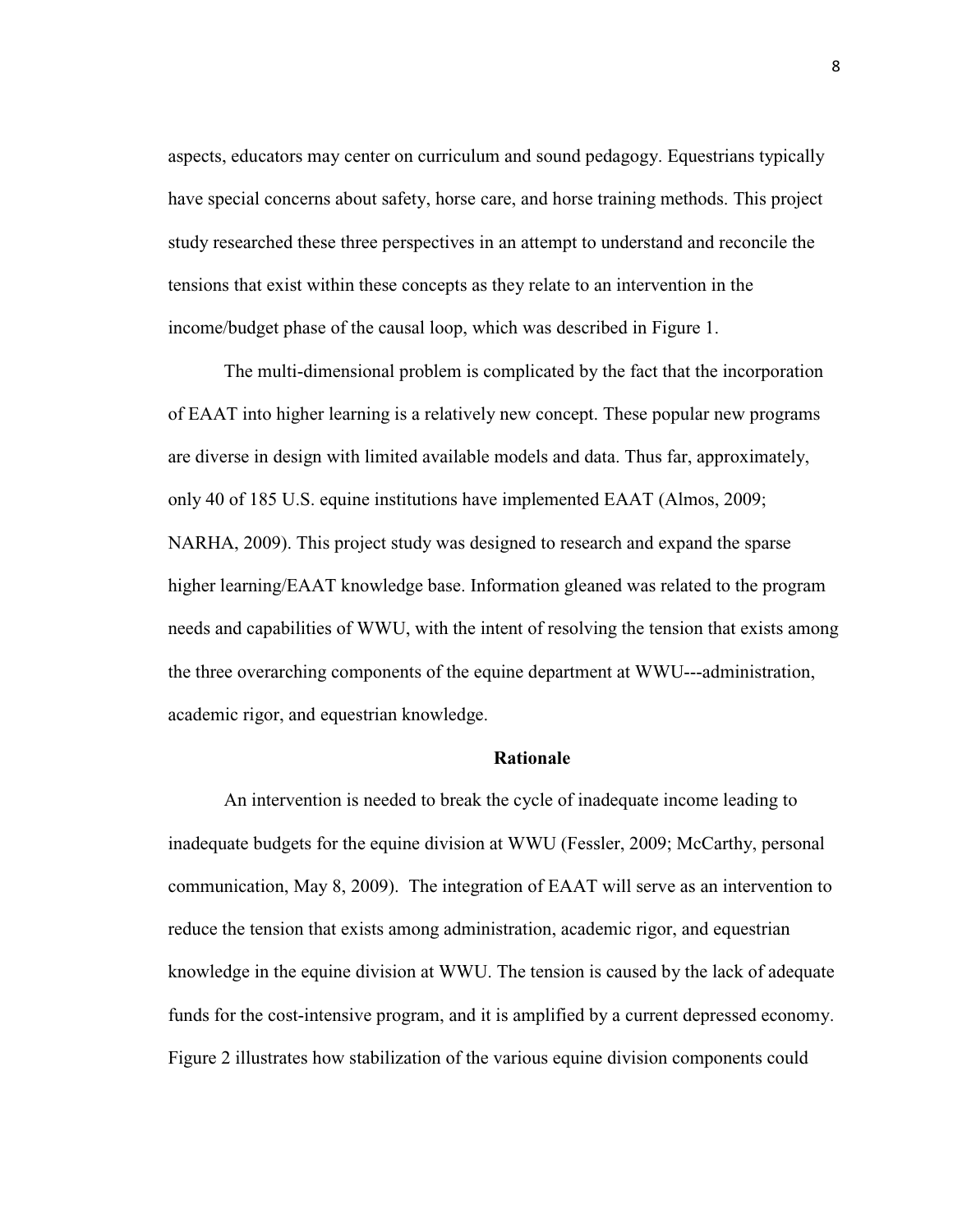aspects, educators may center on curriculum and sound pedagogy. Equestrians typically have special concerns about safety, horse care, and horse training methods. This project study researched these three perspectives in an attempt to understand and reconcile the tensions that exist within these concepts as they relate to an intervention in the income/budget phase of the causal loop, which was described in Figure 1.

The multi-dimensional problem is complicated by the fact that the incorporation of EAAT into higher learning is a relatively new concept. These popular new programs are diverse in design with limited available models and data. Thus far, approximately, only 40 of 185 U.S. equine institutions have implemented EAAT (Almos, 2009; NARHA, 2009). This project study was designed to research and expand the sparse higher learning/EAAT knowledge base. Information gleaned was related to the program needs and capabilities of WWU, with the intent of resolving the tension that exists among the three overarching components of the equine department at WWU---administration, academic rigor, and equestrian knowledge.

## Rationale

An intervention is needed to break the cycle of inadequate income leading to inadequate budgets for the equine division at WWU (Fessler, 2009; McCarthy, personal communication, May 8, 2009). The integration of EAAT will serve as an intervention to reduce the tension that exists among administration, academic rigor, and equestrian knowledge in the equine division at WWU. The tension is caused by the lack of adequate funds for the cost-intensive program, and it is amplified by a current depressed economy. Figure 2 illustrates how stabilization of the various equine division components could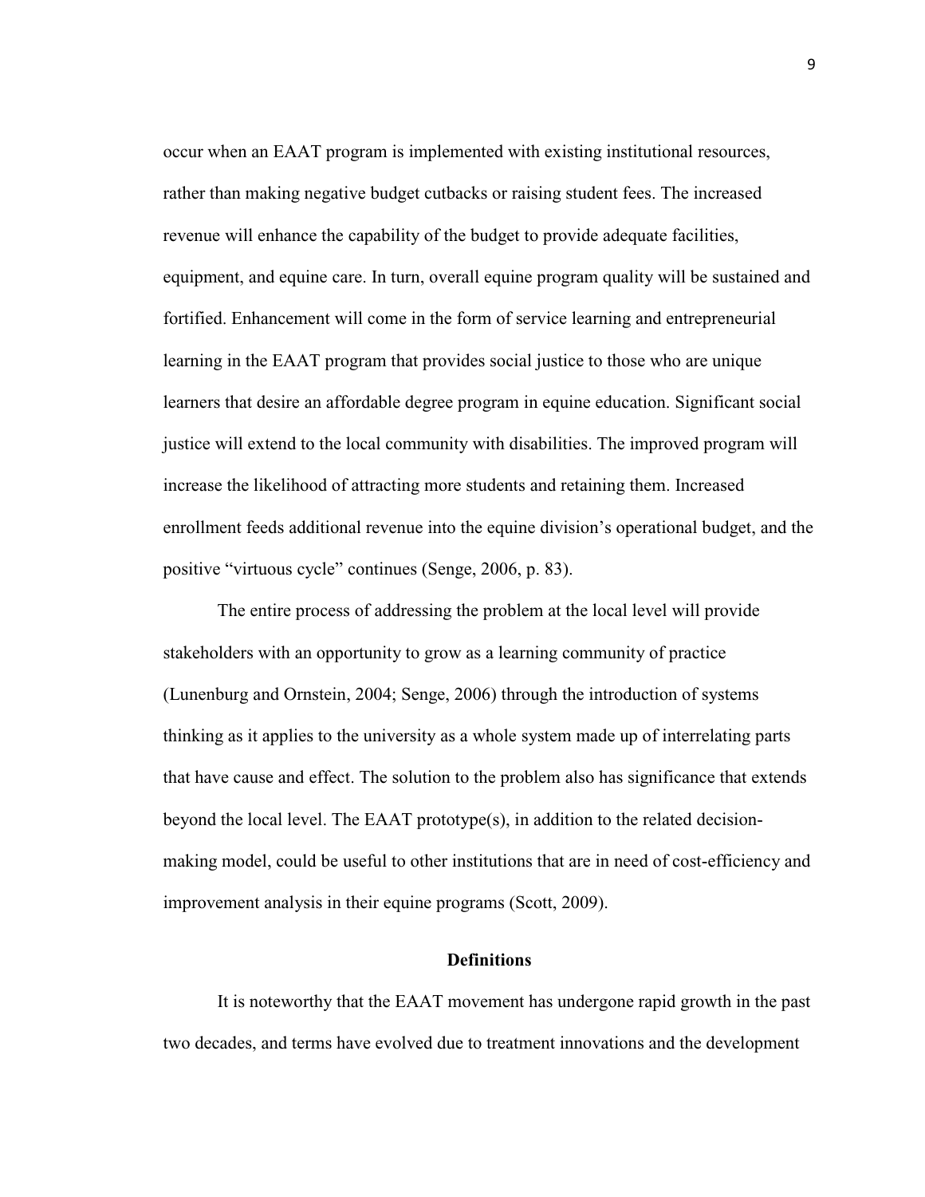occur when an EAAT program is implemented with existing institutional resources, rather than making negative budget cutbacks or raising student fees. The increased revenue will enhance the capability of the budget to provide adequate facilities, equipment, and equine care. In turn, overall equine program quality will be sustained and fortified. Enhancement will come in the form of service learning and entrepreneurial learning in the EAAT program that provides social justice to those who are unique learners that desire an affordable degree program in equine education. Significant social justice will extend to the local community with disabilities. The improved program will increase the likelihood of attracting more students and retaining them. Increased enrollment feeds additional revenue into the equine division's operational budget, and the positive "virtuous cycle" continues (Senge, 2006, p. 83).

The entire process of addressing the problem at the local level will provide stakeholders with an opportunity to grow as a learning community of practice (Lunenburg and Ornstein, 2004; Senge, 2006) through the introduction of systems thinking as it applies to the university as a whole system made up of interrelating parts that have cause and effect. The solution to the problem also has significance that extends beyond the local level. The EAAT prototype(s), in addition to the related decision-making model, could be useful to other institutions that are in need of cost-efficiency and improvement analysis in their equine programs (Scott, 2009).

## Definitions

It is noteworthy that the EAAT movement has undergone rapid growth in the past two decades, and terms have evolved due to treatment innovations and the development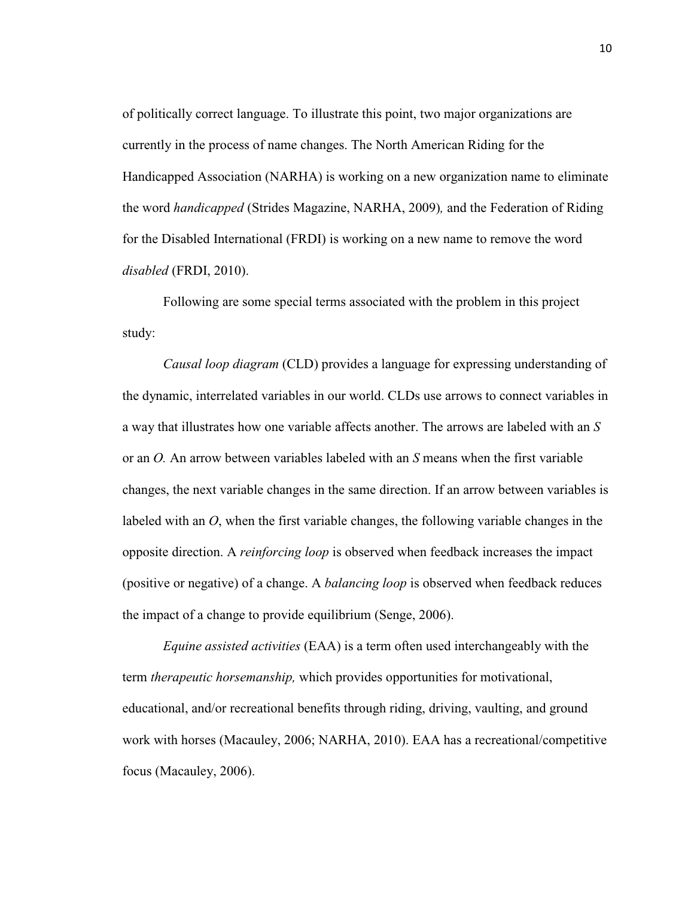of politically correct language. To illustrate this point, two major organizations are currently in the process of name changes. The North American Riding for the Handicapped Association (NARHA) is working on a new organization name to eliminate the word *handicapped* (Strides Magazine, NARHA, 2009)*,* and the Federation of Riding for the Disabled International (FRDI) is working on a new name to remove the word *disabled* (FRDI, 2010).

Following are some special terms associated with the problem in this project study:

*Causal loop diagram* (CLD) provides a language for expressing understanding of the dynamic, interrelated variables in our world. CLDs use arrows to connect variables in a way that illustrates how one variable affects another. The arrows are labeled with an *S* or an *O.* An arrow between variables labeled with an *S* means when the first variable changes, the next variable changes in the same direction. If an arrow between variables is labeled with an *O*, when the first variable changes, the following variable changes in the opposite direction. A *reinforcing loop* is observed when feedback increases the impact (positive or negative) of a change. A *balancing loop* is observed when feedback reduces the impact of a change to provide equilibrium (Senge, 2006).

*Equine assisted activities* (EAA) is a term often used interchangeably with the term *therapeutic horsemanship,* which provides opportunities for motivational, educational, and/or recreational benefits through riding, driving, vaulting, and ground work with horses (Macauley, 2006; NARHA, 2010). EAA has a recreational/competitive focus (Macauley, 2006).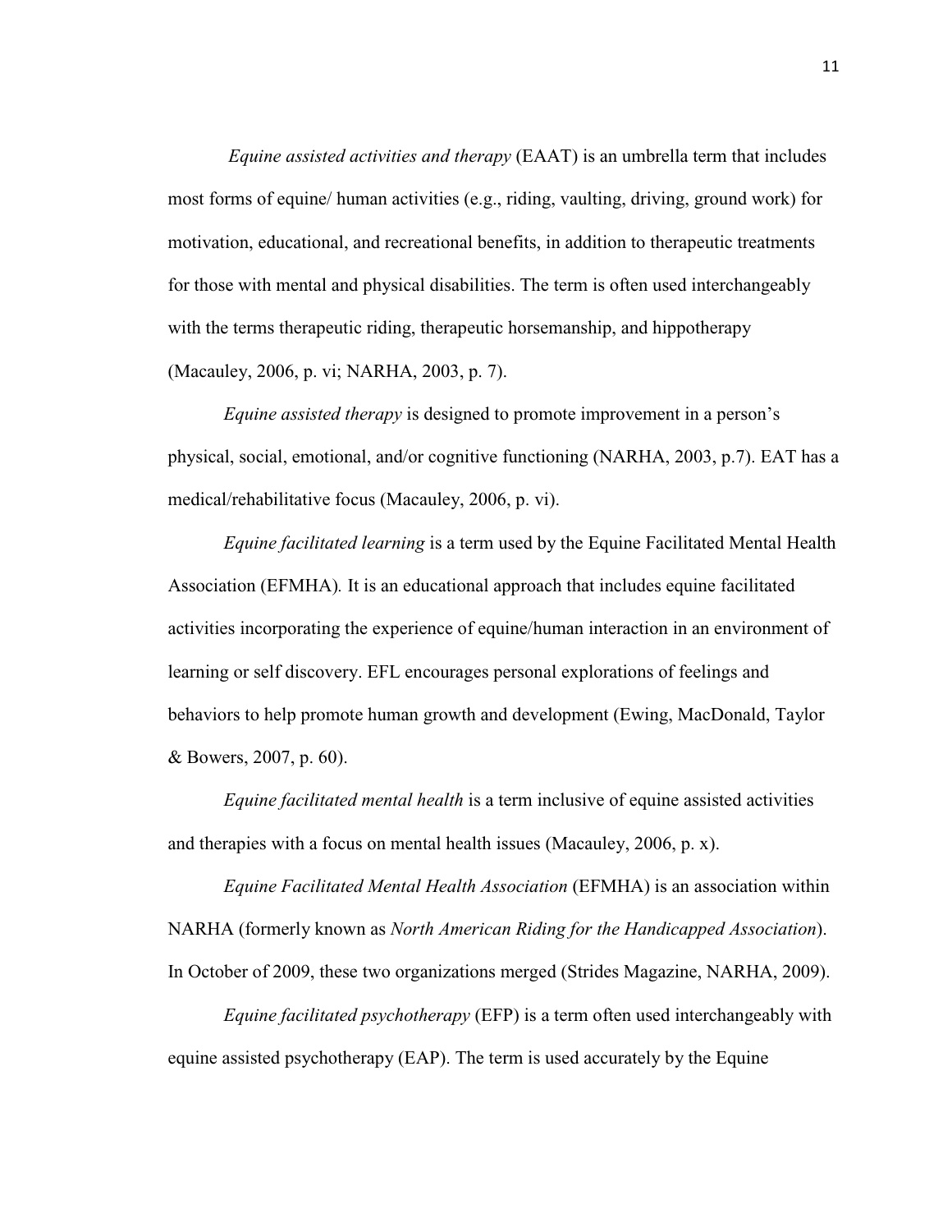*Equine assisted activities and therapy* (EAAT) is an umbrella term that includes most forms of equine/ human activities (e.g., riding, vaulting, driving, ground work) for motivation, educational, and recreational benefits, in addition to therapeutic treatments for those with mental and physical disabilities. The term is often used interchangeably with the terms therapeutic riding, therapeutic horsemanship, and hippotherapy (Macauley, 2006, p. vi; NARHA, 2003, p. 7).

*Equine assisted therapy* is designed to promote improvement in a person's physical, social, emotional, and/or cognitive functioning (NARHA, 2003, p.7). EAT has a medical/rehabilitative focus (Macauley, 2006, p. vi).

*Equine facilitated learning* is a term used by the Equine Facilitated Mental Health Association (EFMHA). It is an educational approach that includes equine facilitated activities incorporating the experience of equine/human interaction in an environment of learning or self discovery. EFL encourages personal explorations of feelings and behaviors to help promote human growth and development (Ewing, MacDonald, Taylor & Bowers, 2007, p. 60).

*Equine facilitated mental health* is a term inclusive of equine assisted activities and therapies with a focus on mental health issues (Macauley, 2006, p. x).

*Equine Facilitated Mental Health Association* (EFMHA) is an association within NARHA (formerly known as *North American Riding for the Handicapped Association*). In October of 2009, these two organizations merged (Strides Magazine, NARHA, 2009).

*Equine facilitated psychotherapy* (EFP) is a term often used interchangeably with equine assisted psychotherapy (EAP). The term is used accurately by the Equine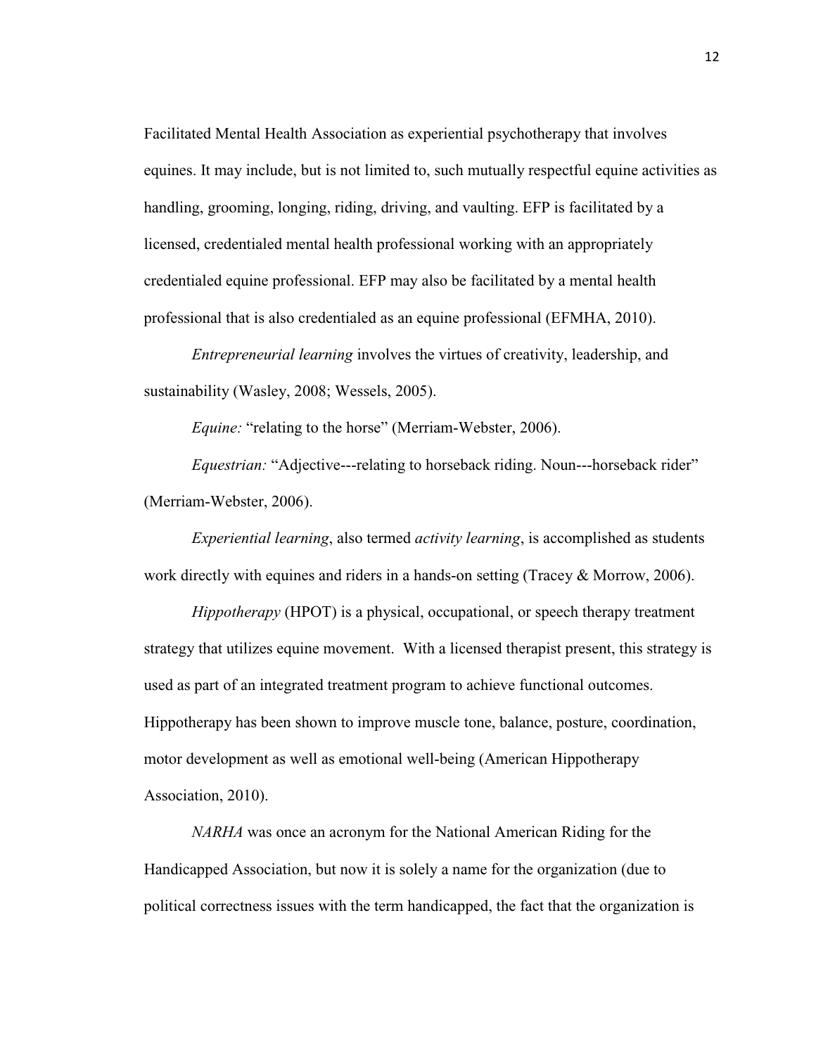Facilitated Mental Health Association as experiential psychotherapy that involves equines. It may include, but is not limited to, such mutually respectful equine activities as handling, grooming, longing, riding, driving, and vaulting. EFP is facilitated by a licensed, credentialed mental health professional working with an appropriately credentialed equine professional. EFP may also be facilitated by a mental health professional that is also credentialed as an equine professional (EFMHA, 2010).

*Entrepreneurial learning* involves the virtues of creativity, leadership, and sustainability (Wasley, 2008; Wessels, 2005).

*Equine:* "relating to the horse" (Merriam-Webster, 2006).

*Equestrian:* "Adjective---relating to horseback riding. Noun---horseback rider" (Merriam-Webster, 2006).

*Experiential learning*, also termed *activity learning*, is accomplished as students work directly with equines and riders in a hands-on setting (Tracey & Morrow, 2006).

*Hippotherapy* (HPOT) is a physical, occupational, or speech therapy treatment strategy that utilizes equine movement. With a licensed therapist present, this strategy is used as part of an integrated treatment program to achieve functional outcomes. Hippotherapy has been shown to improve muscle tone, balance, posture, coordination, motor development as well as emotional well-being (American Hippotherapy Association, 2010).

*NARHA* was once an acronym for the National American Riding for the Handicapped Association, but now it is solely a name for the organization (due to political correctness issues with the term handicapped, the fact that the organization is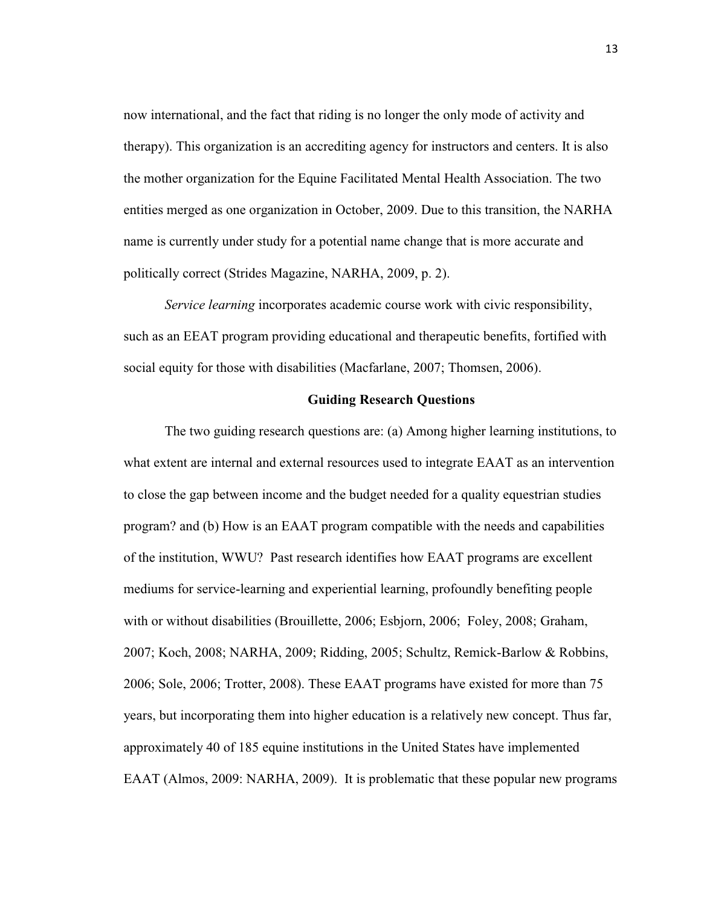now international, and the fact that riding is no longer the only mode of activity and therapy). This organization is an accrediting agency for instructors and centers. It is also the mother organization for the Equine Facilitated Mental Health Association. The two entities merged as one organization in October, 2009. Due to this transition, the NARHA name is currently under study for a potential name change that is more accurate and politically correct (Strides Magazine, NARHA, 2009, p. 2).

*Service learning* incorporates academic course work with civic responsibility, such as an EEAT program providing educational and therapeutic benefits, fortified with social equity for those with disabilities (Macfarlane, 2007; Thomsen, 2006).

## Guiding Research Questions

The two guiding research questions are: (a) Among higher learning institutions, to what extent are internal and external resources used to integrate EAAT as an intervention to close the gap between income and the budget needed for a quality equestrian studies program? and (b) How is an EAAT program compatible with the needs and capabilities of the institution, WWU? Past research identifies how EAAT programs are excellent mediums for service-learning and experiential learning, profoundly benefiting people with or without disabilities (Brouillette, 2006; Esbjorn, 2006; Foley, 2008; Graham, 2007; Koch, 2008; NARHA, 2009; Ridding, 2005; Schultz, Remick-Barlow & Robbins, 2006; Sole, 2006; Trotter, 2008). These EAAT programs have existed for more than 75 years, but incorporating them into higher education is a relatively new concept. Thus far, approximately 40 of 185 equine institutions in the United States have implemented EAAT (Almos, 2009: NARHA, 2009). It is problematic that these popular new programs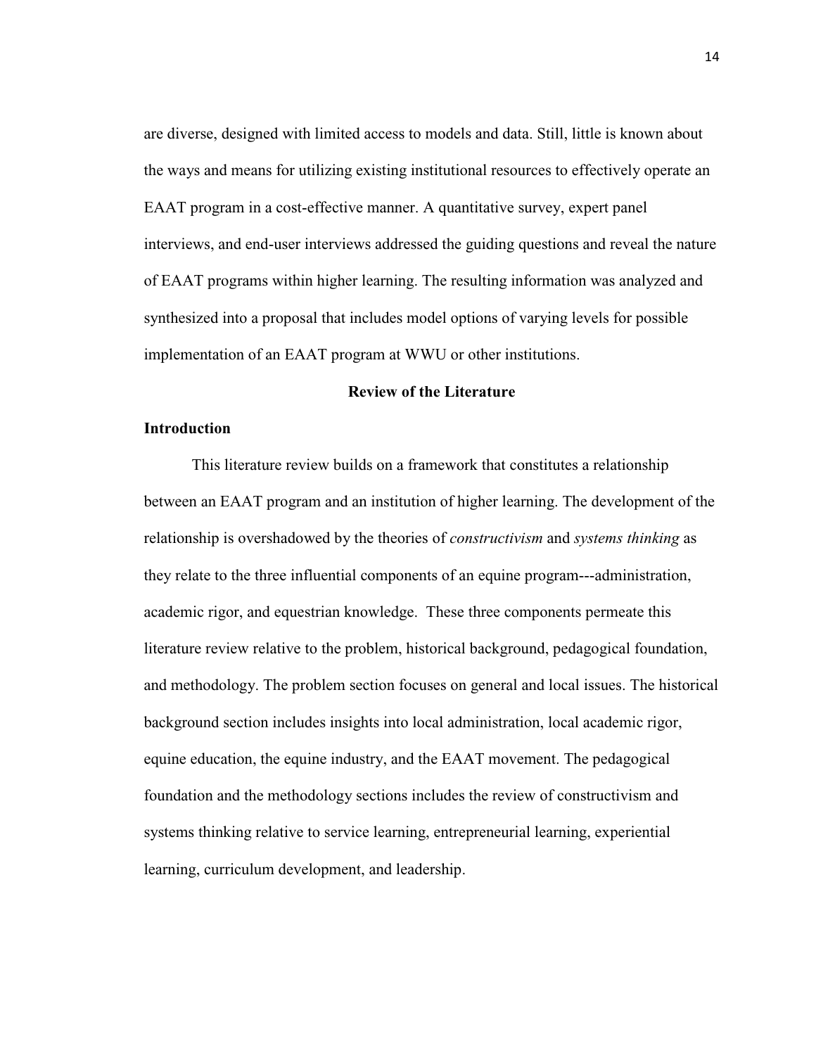are diverse, designed with limited access to models and data. Still, little is known about the ways and means for utilizing existing institutional resources to effectively operate an EAAT program in a cost-effective manner. A quantitative survey, expert panel interviews, and end-user interviews addressed the guiding questions and reveal the nature of EAAT programs within higher learning. The resulting information was analyzed and synthesized into a proposal that includes model options of varying levels for possible implementation of an EAAT program at WWU or other institutions.

## Review of the Literature

### Introduction

This literature review builds on a framework that constitutes a relationship between an EAAT program and an institution of higher learning. The development of the relationship is overshadowed by the theories of *constructivism* and *systems thinking* as they relate to the three influential components of an equine program---administration, academic rigor, and equestrian knowledge. These three components permeate this literature review relative to the problem, historical background, pedagogical foundation, and methodology. The problem section focuses on general and local issues. The historical background section includes insights into local administration, local academic rigor, equine education, the equine industry, and the EAAT movement. The pedagogical foundation and the methodology sections includes the review of constructivism and systems thinking relative to service learning, entrepreneurial learning, experiential learning, curriculum development, and leadership.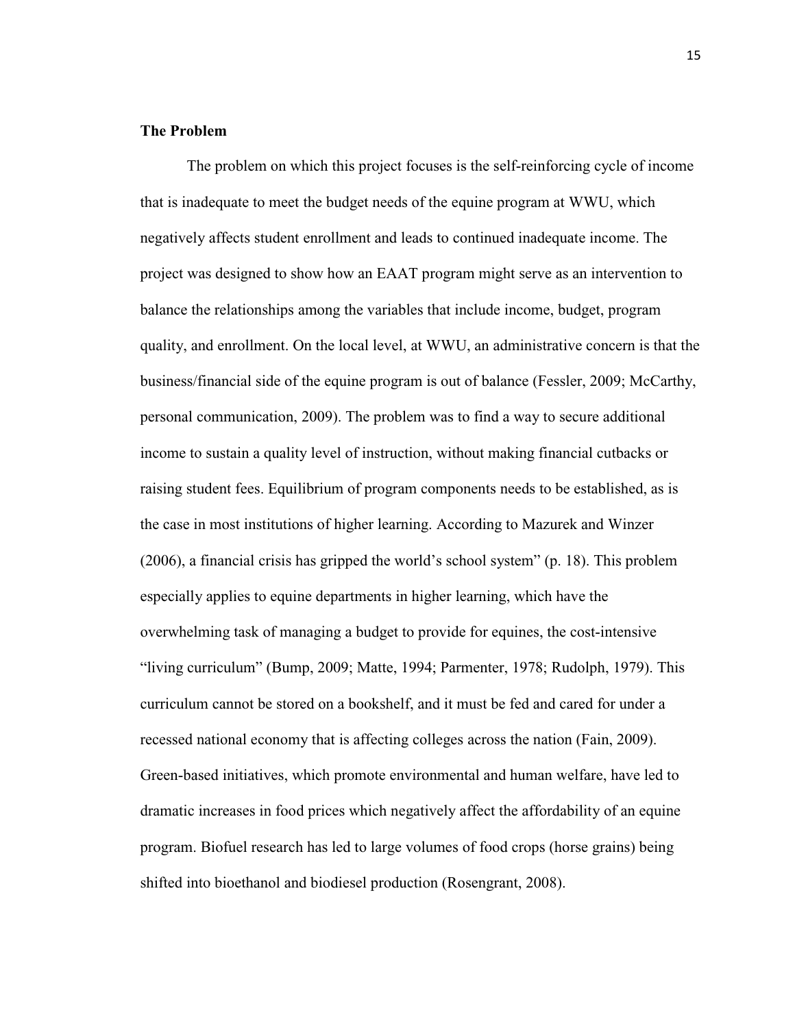**The Problem**

The problem on which this project focuses is the self-reinforcing cycle of income that is inadequate to meet the budget needs of the equine program at WWU, which negatively affects student enrollment and leads to continued inadequate income. The project was designed to show how an EAAT program might serve as an intervention to balance the relationships among the variables that include income, budget, program quality, and enrollment. On the local level, at WWU, an administrative concern is that the business/financial side of the equine program is out of balance (Fessler, 2009; McCarthy, personal communication, 2009). The problem was to find a way to secure additional income to sustain a quality level of instruction, without making financial cutbacks or raising student fees. Equilibrium of program components needs to be established, as is the case in most institutions of higher learning. According to Mazurek and Winzer (2006), a financial crisis has gripped the world's school system" (p. 18). This problem especially applies to equine departments in higher learning, which have the overwhelming task of managing a budget to provide for equines, the cost-intensive "living curriculum" (Bump, 2009; Matte, 1994; Parmenter, 1978; Rudolph, 1979). This curriculum cannot be stored on a bookshelf, and it must be fed and cared for under a recessed national economy that is affecting colleges across the nation (Fain, 2009). Green-based initiatives, which promote environmental and human welfare, have led to dramatic increases in food prices which negatively affect the affordability of an equine program. Biofuel research has led to large volumes of food crops (horse grains) being shifted into bioethanol and biodiesel production (Rosengrant, 2008).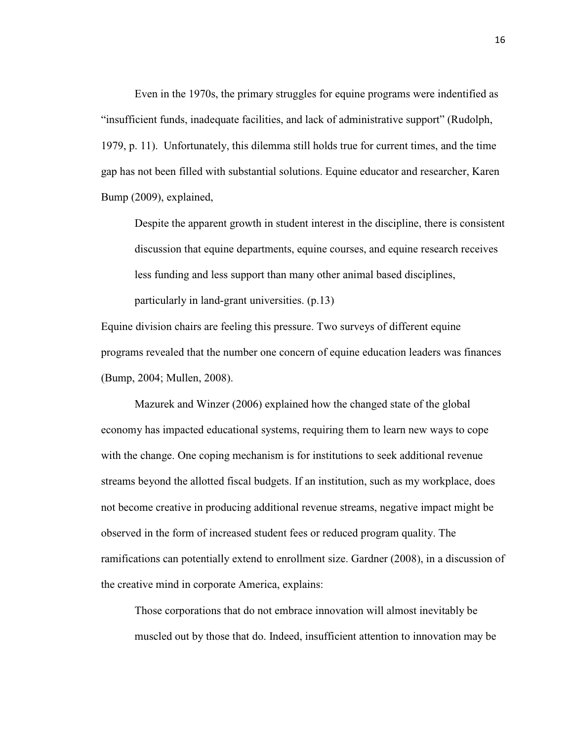Even in the 1970s, the primary struggles for equine programs were indentified as "insufficient funds, inadequate facilities, and lack of administrative support" (Rudolph, 1979, p. 11). Unfortunately, this dilemma still holds true for current times, and the time gap has not been filled with substantial solutions. Equine educator and researcher, Karen Bump (2009), explained,

> Despite the apparent growth in student interest in the discipline, there is consistent discussion that equine departments, equine courses, and equine research receives less funding and less support than many other animal based disciplines, particularly in land-grant universities. (p.13)

Equine division chairs are feeling this pressure. Two surveys of different equine programs revealed that the number one concern of equine education leaders was finances (Bump, 2004; Mullen, 2008).

Mazurek and Winzer (2006) explained how the changed state of the global economy has impacted educational systems, requiring them to learn new ways to cope with the change. One coping mechanism is for institutions to seek additional revenue streams beyond the allotted fiscal budgets. If an institution, such as my workplace, does not become creative in producing additional revenue streams, negative impact might be observed in the form of increased student fees or reduced program quality. The ramifications can potentially extend to enrollment size. Gardner (2008), in a discussion of the creative mind in corporate America, explains:

> Those corporations that do not embrace innovation will almost inevitably be muscled out by those that do. Indeed, insufficient attention to innovation may be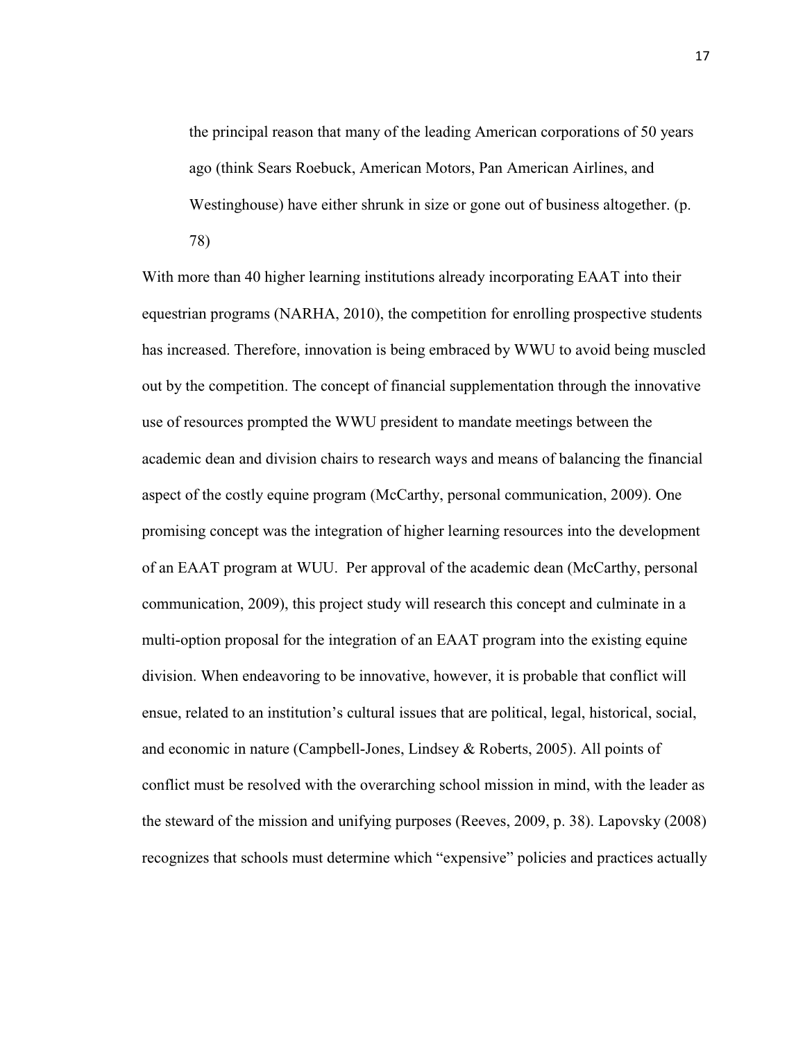> the principal reason that many of the leading American corporations of 50 years ago (think Sears Roebuck, American Motors, Pan American Airlines, and Westinghouse) have either shrunk in size or gone out of business altogether. (p. 78)

With more than 40 higher learning institutions already incorporating EAAT into their equestrian programs (NARHA, 2010), the competition for enrolling prospective students has increased. Therefore, innovation is being embraced by WWU to avoid being muscled out by the competition. The concept of financial supplementation through the innovative use of resources prompted the WWU president to mandate meetings between the academic dean and division chairs to research ways and means of balancing the financial aspect of the costly equine program (McCarthy, personal communication, 2009). One promising concept was the integration of higher learning resources into the development of an EAAT program at WUU. Per approval of the academic dean (McCarthy, personal communication, 2009), this project study will research this concept and culminate in a multi-option proposal for the integration of an EAAT program into the existing equine division. When endeavoring to be innovative, however, it is probable that conflict will ensue, related to an institution's cultural issues that are political, legal, historical, social, and economic in nature (Campbell-Jones, Lindsey & Roberts, 2005). All points of conflict must be resolved with the overarching school mission in mind, with the leader as the steward of the mission and unifying purposes (Reeves, 2009, p. 38). Lapovsky (2008) recognizes that schools must determine which "expensive" policies and practices actually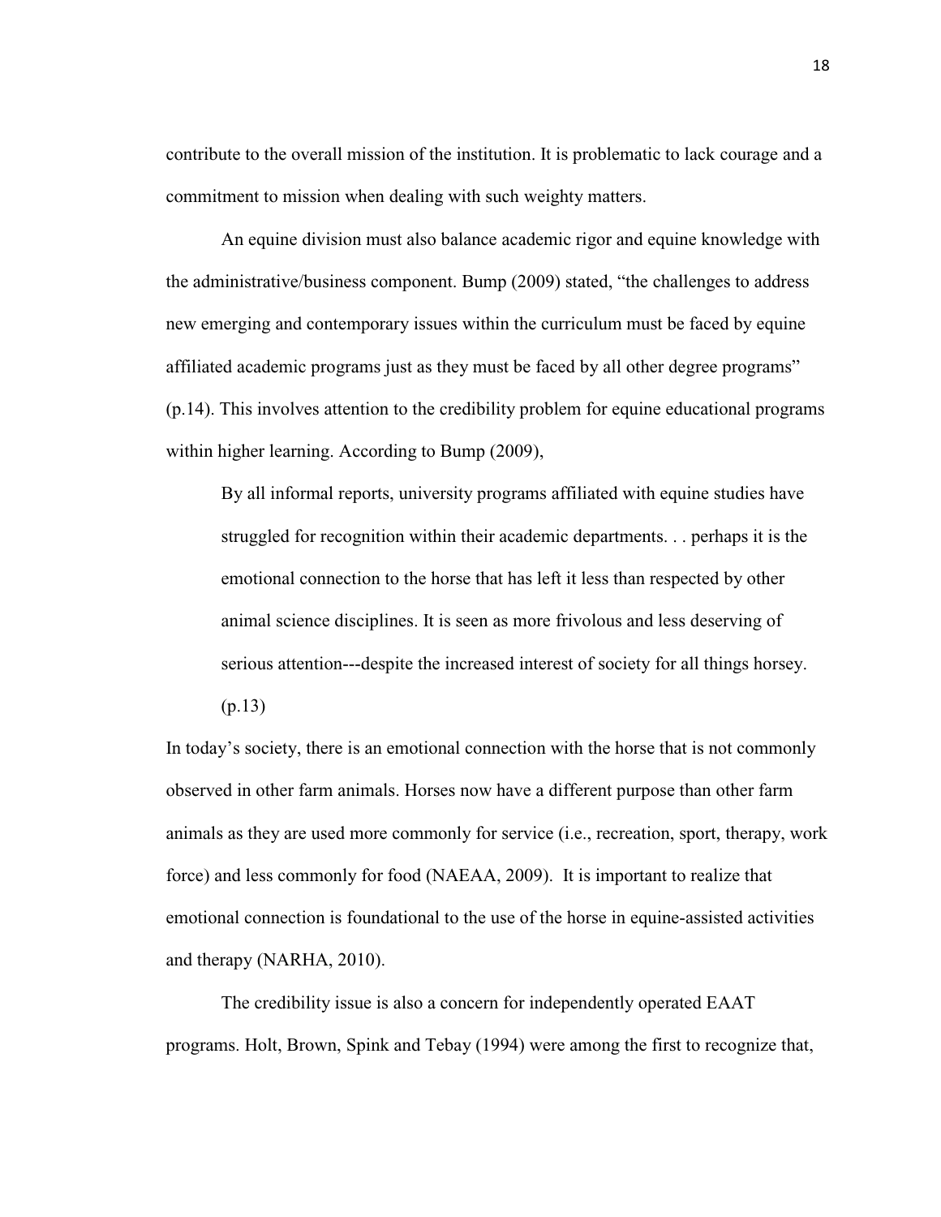contribute to the overall mission of the institution. It is problematic to lack courage and a commitment to mission when dealing with such weighty matters.

An equine division must also balance academic rigor and equine knowledge with the administrative/business component. Bump (2009) stated, "the challenges to address new emerging and contemporary issues within the curriculum must be faced by equine affiliated academic programs just as they must be faced by all other degree programs" (p.14). This involves attention to the credibility problem for equine educational programs within higher learning. According to Bump (2009),

> By all informal reports, university programs affiliated with equine studies have struggled for recognition within their academic departments. . . perhaps it is the emotional connection to the horse that has left it less than respected by other animal science disciplines. It is seen as more frivolous and less deserving of serious attention---despite the increased interest of society for all things horsey. (p.13)

In today's society, there is an emotional connection with the horse that is not commonly observed in other farm animals. Horses now have a different purpose than other farm animals as they are used more commonly for service (i.e., recreation, sport, therapy, work force) and less commonly for food (NAEAA, 2009). It is important to realize that emotional connection is foundational to the use of the horse in equine-assisted activities and therapy (NARHA, 2010).

The credibility issue is also a concern for independently operated EAAT programs. Holt, Brown, Spink and Tebay (1994) were among the first to recognize that,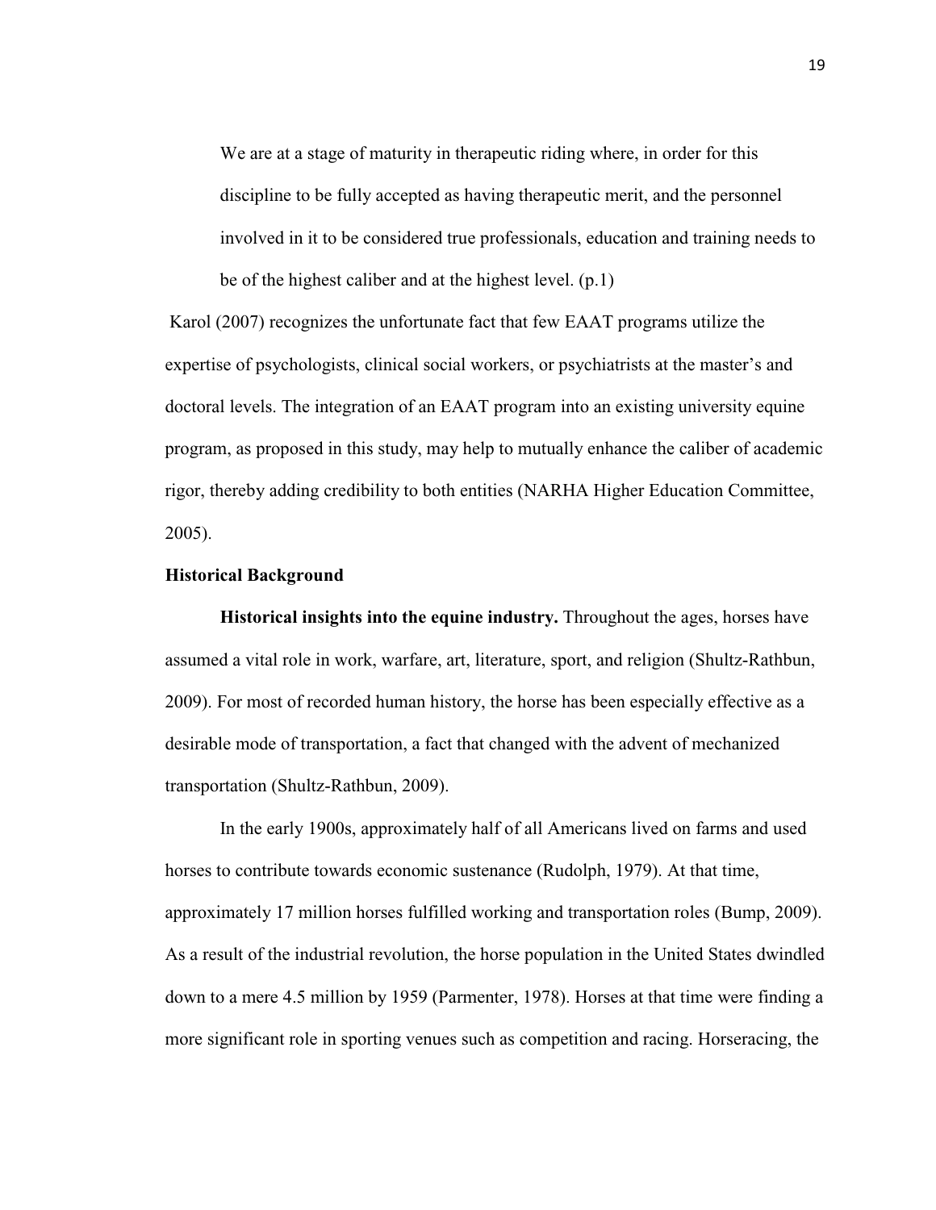> We are at a stage of maturity in therapeutic riding where, in order for this discipline to be fully accepted as having therapeutic merit, and the personnel involved in it to be considered true professionals, education and training needs to be of the highest caliber and at the highest level. (p.1)

Karol (2007) recognizes the unfortunate fact that few EAAT programs utilize the expertise of psychologists, clinical social workers, or psychiatrists at the master's and doctoral levels. The integration of an EAAT program into an existing university equine program, as proposed in this study, may help to mutually enhance the caliber of academic rigor, thereby adding credibility to both entities (NARHA Higher Education Committee, 2005).

## Historical Background

**Historical insights into the equine industry.** Throughout the ages, horses have assumed a vital role in work, warfare, art, literature, sport, and religion (Shultz-Rathbun, 2009). For most of recorded human history, the horse has been especially effective as a desirable mode of transportation, a fact that changed with the advent of mechanized transportation (Shultz-Rathbun, 2009).

In the early 1900s, approximately half of all Americans lived on farms and used horses to contribute towards economic sustenance (Rudolph, 1979). At that time, approximately 17 million horses fulfilled working and transportation roles (Bump, 2009). As a result of the industrial revolution, the horse population in the United States dwindled down to a mere 4.5 million by 1959 (Parmenter, 1978). Horses at that time were finding a more significant role in sporting venues such as competition and racing. Horseracing, the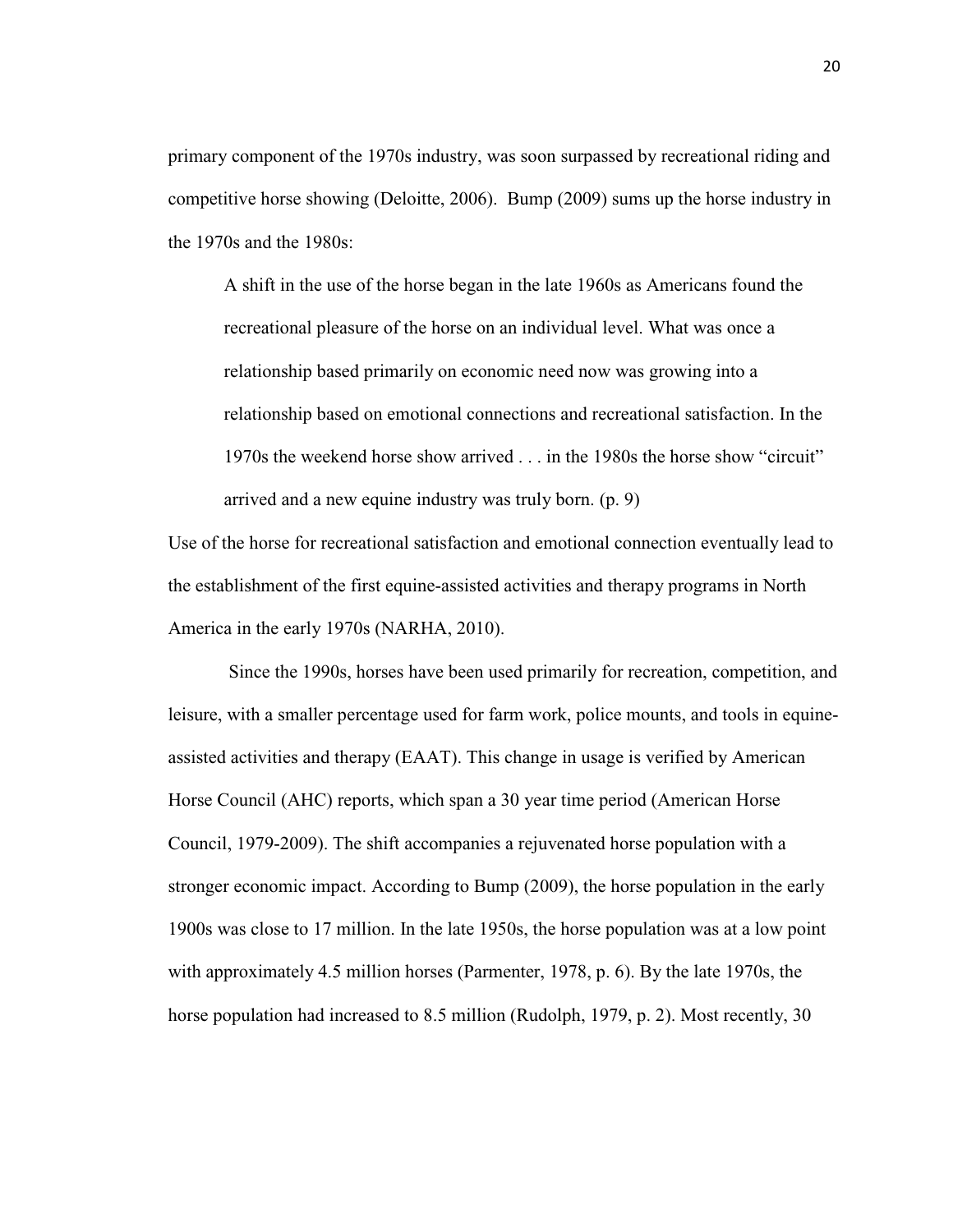primary component of the 1970s industry, was soon surpassed by recreational riding and competitive horse showing (Deloitte, 2006). Bump (2009) sums up the horse industry in the 1970s and the 1980s:

> A shift in the use of the horse began in the late 1960s as Americans found the recreational pleasure of the horse on an individual level. What was once a relationship based primarily on economic need now was growing into a relationship based on emotional connections and recreational satisfaction. In the 1970s the weekend horse show arrived . . . in the 1980s the horse show "circuit" arrived and a new equine industry was truly born. (p. 9)

Use of the horse for recreational satisfaction and emotional connection eventually lead to the establishment of the first equine-assisted activities and therapy programs in North America in the early 1970s (NARHA, 2010).

Since the 1990s, horses have been used primarily for recreation, competition, and leisure, with a smaller percentage used for farm work, police mounts, and tools in equine-assisted activities and therapy (EAAT). This change in usage is verified by American Horse Council (AHC) reports, which span a 30 year time period (American Horse Council, 1979-2009). The shift accompanies a rejuvenated horse population with a stronger economic impact. According to Bump (2009), the horse population in the early 1900s was close to 17 million. In the late 1950s, the horse population was at a low point with approximately 4.5 million horses (Parmenter, 1978, p. 6). By the late 1970s, the horse population had increased to 8.5 million (Rudolph, 1979, p. 2). Most recently, 30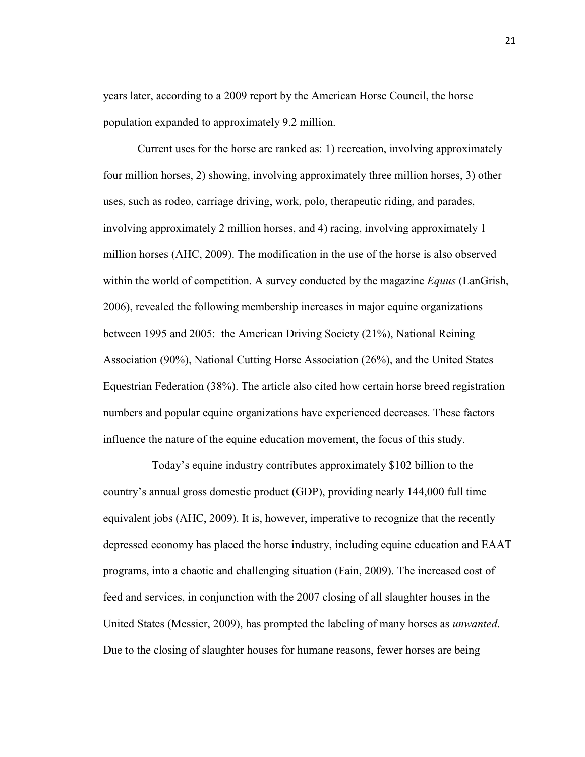years later, according to a 2009 report by the American Horse Council, the horse population expanded to approximately 9.2 million.

Current uses for the horse are ranked as: 1) recreation, involving approximately four million horses, 2) showing, involving approximately three million horses, 3) other uses, such as rodeo, carriage driving, work, polo, therapeutic riding, and parades, involving approximately 2 million horses, and 4) racing, involving approximately 1 million horses (AHC, 2009). The modification in the use of the horse is also observed within the world of competition. A survey conducted by the magazine *Equus* (LanGrish, 2006), revealed the following membership increases in major equine organizations between 1995 and 2005: the American Driving Society (21%), National Reining Association (90%), National Cutting Horse Association (26%), and the United States Equestrian Federation (38%). The article also cited how certain horse breed registration numbers and popular equine organizations have experienced decreases. These factors influence the nature of the equine education movement, the focus of this study.

Today's equine industry contributes approximately $102 billion to the country's annual gross domestic product (GDP), providing nearly 144,000 full time equivalent jobs (AHC, 2009). It is, however, imperative to recognize that the recently depressed economy has placed the horse industry, including equine education and EAAT programs, into a chaotic and challenging situation (Fain, 2009). The increased cost of feed and services, in conjunction with the 2007 closing of all slaughter houses in the United States (Messier, 2009), has prompted the labeling of many horses as *unwanted*. Due to the closing of slaughter houses for humane reasons, fewer horses are being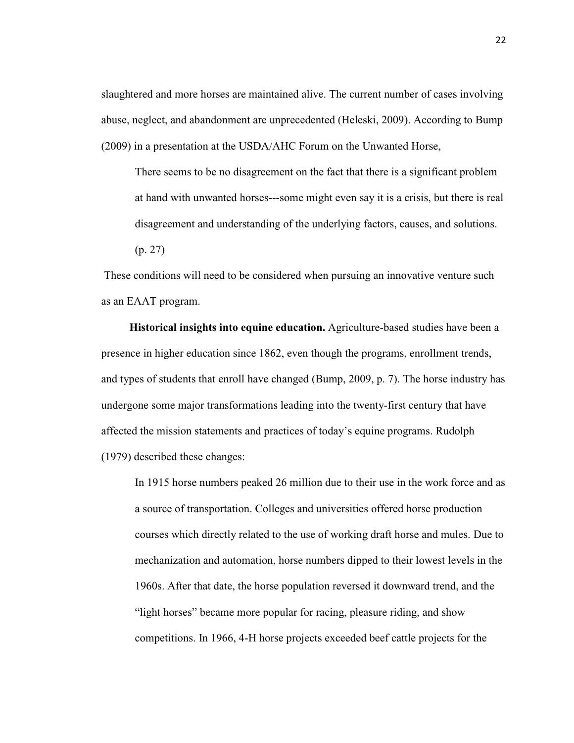slaughtered and more horses are maintained alive. The current number of cases involving abuse, neglect, and abandonment are unprecedented (Heleski, 2009). According to Bump (2009) in a presentation at the USDA/AHC Forum on the Unwanted Horse,

> There seems to be no disagreement on the fact that there is a significant problem at hand with unwanted horses---some might even say it is a crisis, but there is real disagreement and understanding of the underlying factors, causes, and solutions. (p. 27)

These conditions will need to be considered when pursuing an innovative venture such as an EAAT program.

**Historical insights into equine education.** Agriculture-based studies have been a presence in higher education since 1862, even though the programs, enrollment trends, and types of students that enroll have changed (Bump, 2009, p. 7). The horse industry has undergone some major transformations leading into the twenty-first century that have affected the mission statements and practices of today's equine programs. Rudolph (1979) described these changes:

> In 1915 horse numbers peaked 26 million due to their use in the work force and as a source of transportation. Colleges and universities offered horse production courses which directly related to the use of working draft horse and mules. Due to mechanization and automation, horse numbers dipped to their lowest levels in the 1960s. After that date, the horse population reversed it downward trend, and the "light horses" became more popular for racing, pleasure riding, and show competitions. In 1966, 4-H horse projects exceeded beef cattle projects for the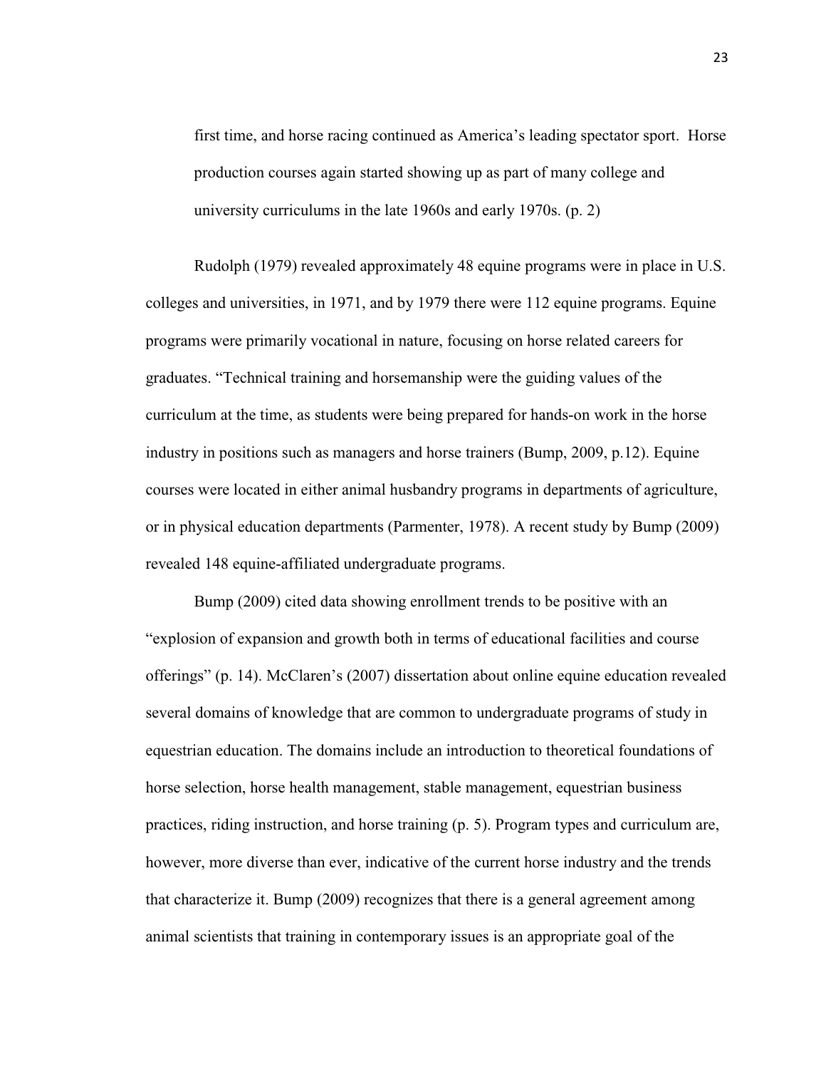> first time, and horse racing continued as America's leading spectator sport. Horse production courses again started showing up as part of many college and university curriculums in the late 1960s and early 1970s. (p. 2)

Rudolph (1979) revealed approximately 48 equine programs were in place in U.S. colleges and universities, in 1971, and by 1979 there were 112 equine programs. Equine programs were primarily vocational in nature, focusing on horse related careers for graduates. "Technical training and horsemanship were the guiding values of the curriculum at the time, as students were being prepared for hands-on work in the horse industry in positions such as managers and horse trainers (Bump, 2009, p.12). Equine courses were located in either animal husbandry programs in departments of agriculture, or in physical education departments (Parmenter, 1978). A recent study by Bump (2009) revealed 148 equine-affiliated undergraduate programs.

Bump (2009) cited data showing enrollment trends to be positive with an "explosion of expansion and growth both in terms of educational facilities and course offerings" (p. 14). McClaren's (2007) dissertation about online equine education revealed several domains of knowledge that are common to undergraduate programs of study in equestrian education. The domains include an introduction to theoretical foundations of horse selection, horse health management, stable management, equestrian business practices, riding instruction, and horse training (p. 5). Program types and curriculum are, however, more diverse than ever, indicative of the current horse industry and the trends that characterize it. Bump (2009) recognizes that there is a general agreement among animal scientists that training in contemporary issues is an appropriate goal of the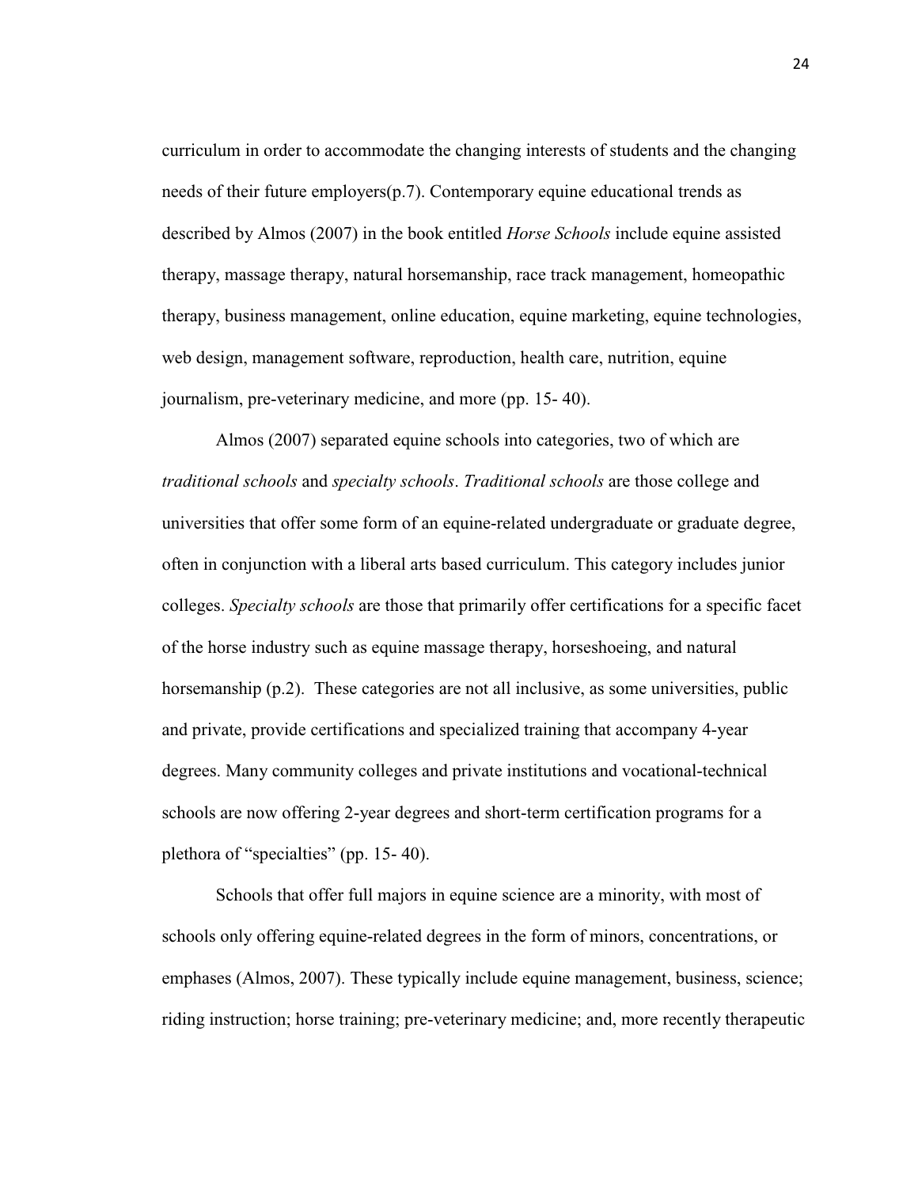curriculum in order to accommodate the changing interests of students and the changing needs of their future employers(p.7). Contemporary equine educational trends as described by Almos (2007) in the book entitled *Horse Schools* include equine assisted therapy, massage therapy, natural horsemanship, race track management, homeopathic therapy, business management, online education, equine marketing, equine technologies, web design, management software, reproduction, health care, nutrition, equine journalism, pre-veterinary medicine, and more (pp. 15- 40).

Almos (2007) separated equine schools into categories, two of which are *traditional schools* and *specialty schools*. *Traditional schools* are those college and universities that offer some form of an equine-related undergraduate or graduate degree, often in conjunction with a liberal arts based curriculum. This category includes junior colleges. *Specialty schools* are those that primarily offer certifications for a specific facet of the horse industry such as equine massage therapy, horseshoeing, and natural horsemanship (p.2). These categories are not all inclusive, as some universities, public and private, provide certifications and specialized training that accompany 4-year degrees. Many community colleges and private institutions and vocational-technical schools are now offering 2-year degrees and short-term certification programs for a plethora of "specialties" (pp. 15- 40).

Schools that offer full majors in equine science are a minority, with most of schools only offering equine-related degrees in the form of minors, concentrations, or emphases (Almos, 2007). These typically include equine management, business, science; riding instruction; horse training; pre-veterinary medicine; and, more recently therapeutic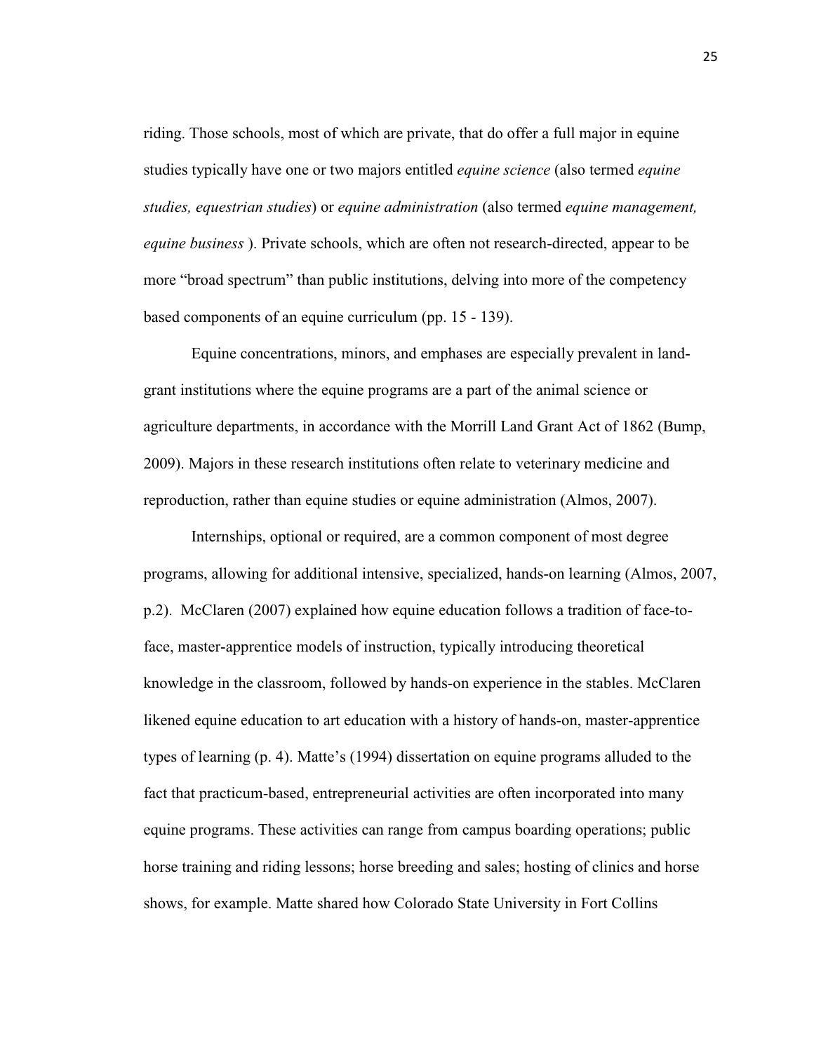riding. Those schools, most of which are private, that do offer a full major in equine studies typically have one or two majors entitled *equine science* (also termed *equine studies, equestrian studies*) or *equine administration* (also termed *equine management, equine business* ). Private schools, which are often not research-directed, appear to be more "broad spectrum" than public institutions, delving into more of the competency based components of an equine curriculum (pp. 15 - 139).

Equine concentrations, minors, and emphases are especially prevalent in land-grant institutions where the equine programs are a part of the animal science or agriculture departments, in accordance with the Morrill Land Grant Act of 1862 (Bump, 2009). Majors in these research institutions often relate to veterinary medicine and reproduction, rather than equine studies or equine administration (Almos, 2007).

Internships, optional or required, are a common component of most degree programs, allowing for additional intensive, specialized, hands-on learning (Almos, 2007, p.2). McClaren (2007) explained how equine education follows a tradition of face-to-face, master-apprentice models of instruction, typically introducing theoretical knowledge in the classroom, followed by hands-on experience in the stables. McClaren likened equine education to art education with a history of hands-on, master-apprentice types of learning (p. 4). Matte's (1994) dissertation on equine programs alluded to the fact that practicum-based, entrepreneurial activities are often incorporated into many equine programs. These activities can range from campus boarding operations; public horse training and riding lessons; horse breeding and sales; hosting of clinics and horse shows, for example. Matte shared how Colorado State University in Fort Collins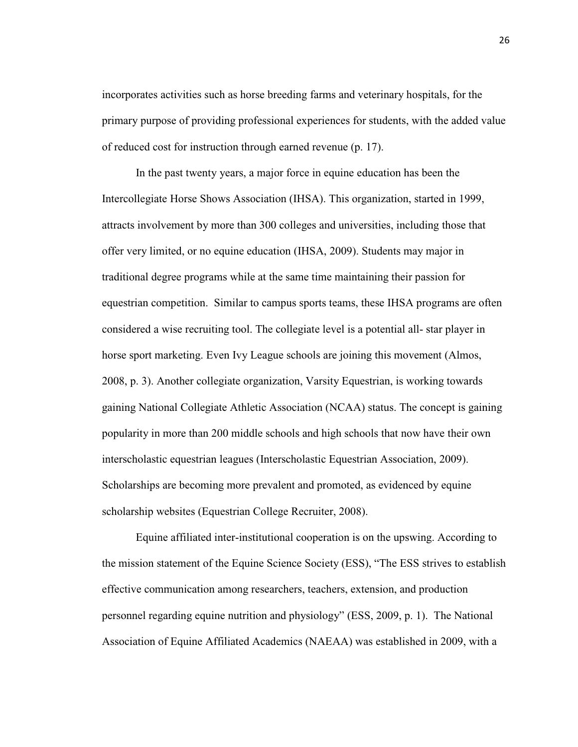incorporates activities such as horse breeding farms and veterinary hospitals, for the primary purpose of providing professional experiences for students, with the added value of reduced cost for instruction through earned revenue (p. 17).

In the past twenty years, a major force in equine education has been the Intercollegiate Horse Shows Association (IHSA). This organization, started in 1999, attracts involvement by more than 300 colleges and universities, including those that offer very limited, or no equine education (IHSA, 2009). Students may major in traditional degree programs while at the same time maintaining their passion for equestrian competition. Similar to campus sports teams, these IHSA programs are often considered a wise recruiting tool. The collegiate level is a potential all- star player in horse sport marketing. Even Ivy League schools are joining this movement (Almos, 2008, p. 3). Another collegiate organization, Varsity Equestrian, is working towards gaining National Collegiate Athletic Association (NCAA) status. The concept is gaining popularity in more than 200 middle schools and high schools that now have their own interscholastic equestrian leagues (Interscholastic Equestrian Association, 2009). Scholarships are becoming more prevalent and promoted, as evidenced by equine scholarship websites (Equestrian College Recruiter, 2008).

Equine affiliated inter-institutional cooperation is on the upswing. According to the mission statement of the Equine Science Society (ESS), "The ESS strives to establish effective communication among researchers, teachers, extension, and production personnel regarding equine nutrition and physiology" (ESS, 2009, p. 1). The National Association of Equine Affiliated Academics (NAEAA) was established in 2009, with a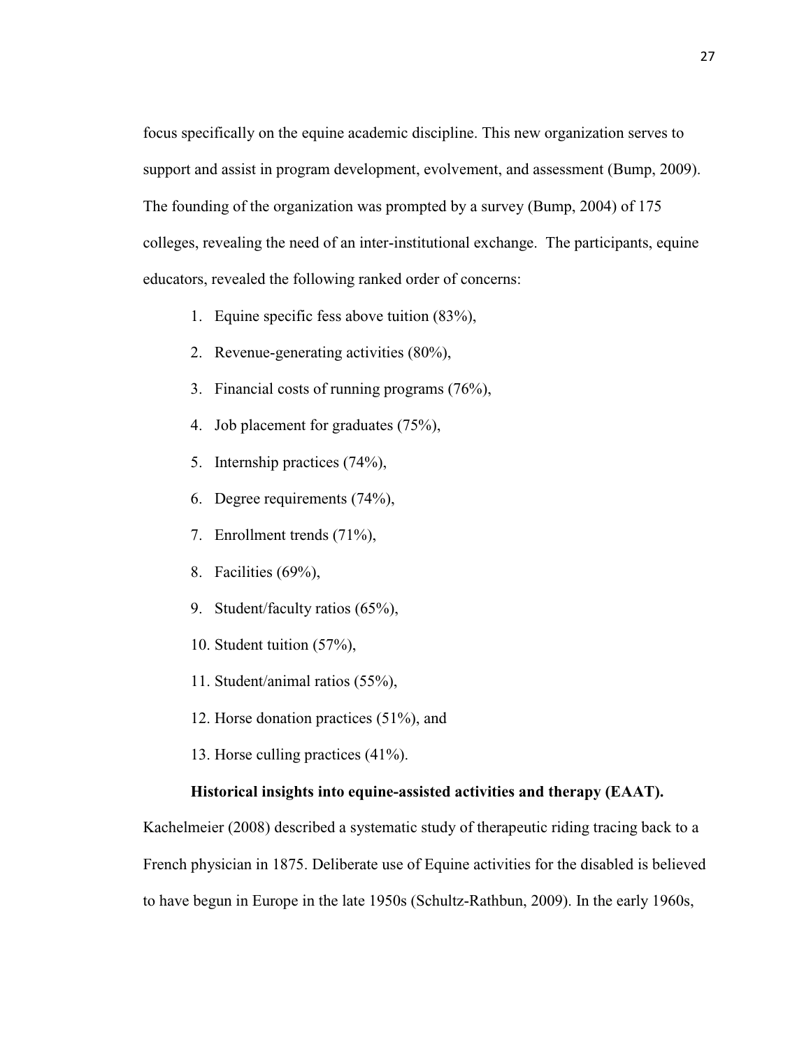focus specifically on the equine academic discipline. This new organization serves to support and assist in program development, evolvement, and assessment (Bump, 2009). The founding of the organization was prompted by a survey (Bump, 2004) of 175 colleges, revealing the need of an inter-institutional exchange. The participants, equine educators, revealed the following ranked order of concerns:

1. Equine specific fess above tuition (83%),
2. Revenue-generating activities (80%),
3. Financial costs of running programs (76%),
4. Job placement for graduates (75%),
5. Internship practices (74%),
6. Degree requirements (74%),
7. Enrollment trends (71%),
8. Facilities (69%),
9. Student/faculty ratios (65%),
10. Student tuition (57%),
11. Student/animal ratios (55%),
12. Horse donation practices (51%), and
13. Horse culling practices (41%).

**Historical insights into equine-assisted activities and therapy (EAAT).** Kachelmeier (2008) described a systematic study of therapeutic riding tracing back to a French physician in 1875. Deliberate use of Equine activities for the disabled is believed to have begun in Europe in the late 1950s (Schultz-Rathbun, 2009). In the early 1960s,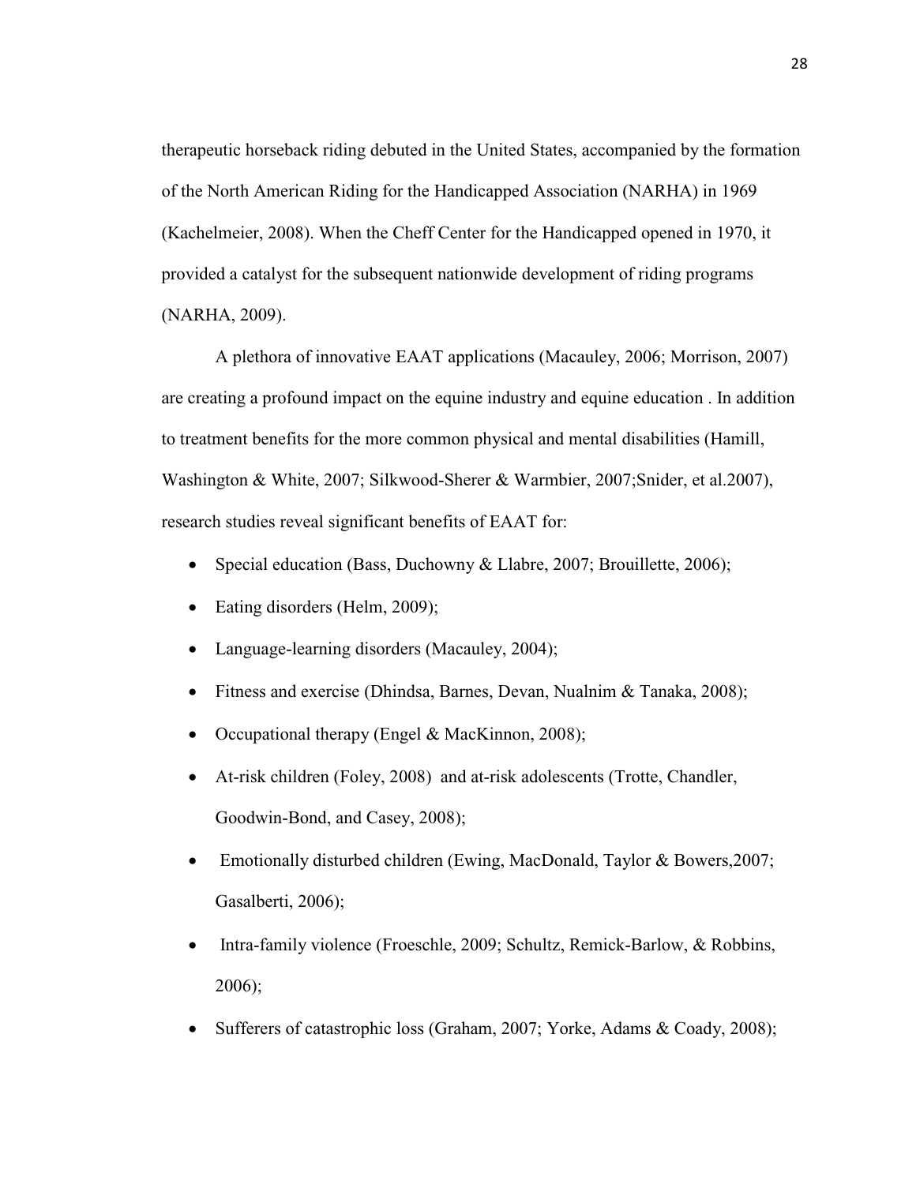therapeutic horseback riding debuted in the United States, accompanied by the formation of the North American Riding for the Handicapped Association (NARHA) in 1969 (Kachelmeier, 2008). When the Cheff Center for the Handicapped opened in 1970, it provided a catalyst for the subsequent nationwide development of riding programs (NARHA, 2009).

A plethora of innovative EAAT applications (Macauley, 2006; Morrison, 2007) are creating a profound impact on the equine industry and equine education . In addition to treatment benefits for the more common physical and mental disabilities (Hamill, Washington & White, 2007; Silkwood-Sherer & Warmbier, 2007;Snider, et al.2007), research studies reveal significant benefits of EAAT for:

- Special education (Bass, Duchowny & Llabre, 2007; Brouillette, 2006);
- Eating disorders (Helm, 2009);
- Language-learning disorders (Macauley, 2004);
- Fitness and exercise (Dhindsa, Barnes, Devan, Nualnim & Tanaka, 2008);
- Occupational therapy (Engel & MacKinnon, 2008);
- At-risk children (Foley, 2008) and at-risk adolescents (Trotte, Chandler, Goodwin-Bond, and Casey, 2008);
- Emotionally disturbed children (Ewing, MacDonald, Taylor & Bowers,2007; Gasalberti, 2006);
- Intra-family violence (Froeschle, 2009; Schultz, Remick-Barlow, & Robbins, 2006);
- Sufferers of catastrophic loss (Graham, 2007; Yorke, Adams & Coady, 2008);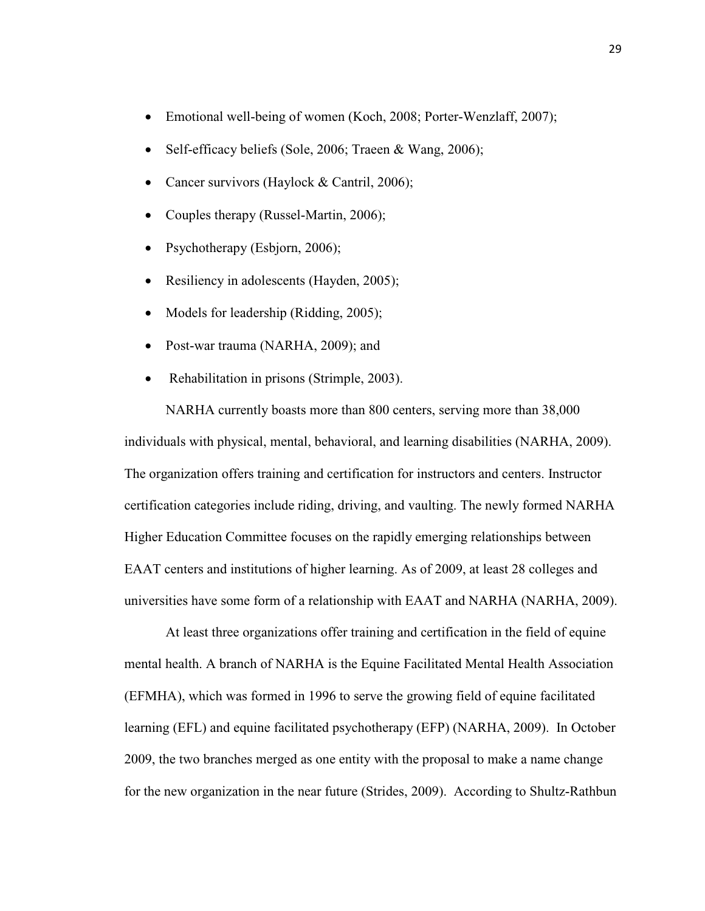- Emotional well-being of women (Koch, 2008; Porter-Wenzlaff, 2007);
- Self-efficacy beliefs (Sole, 2006; Traeen & Wang, 2006);
- Cancer survivors (Haylock & Cantril, 2006);
- Couples therapy (Russel-Martin, 2006);
- Psychotherapy (Esbjorn, 2006);
- Resiliency in adolescents (Hayden, 2005);
- Models for leadership (Ridding, 2005);
- Post-war trauma (NARHA, 2009); and
- Rehabilitation in prisons (Strimple, 2003).

NARHA currently boasts more than 800 centers, serving more than 38,000 individuals with physical, mental, behavioral, and learning disabilities (NARHA, 2009). The organization offers training and certification for instructors and centers. Instructor certification categories include riding, driving, and vaulting. The newly formed NARHA Higher Education Committee focuses on the rapidly emerging relationships between EAAT centers and institutions of higher learning. As of 2009, at least 28 colleges and universities have some form of a relationship with EAAT and NARHA (NARHA, 2009).

At least three organizations offer training and certification in the field of equine mental health. A branch of NARHA is the Equine Facilitated Mental Health Association (EFMHA), which was formed in 1996 to serve the growing field of equine facilitated learning (EFL) and equine facilitated psychotherapy (EFP) (NARHA, 2009). In October 2009, the two branches merged as one entity with the proposal to make a name change for the new organization in the near future (Strides, 2009). According to Shultz-Rathbun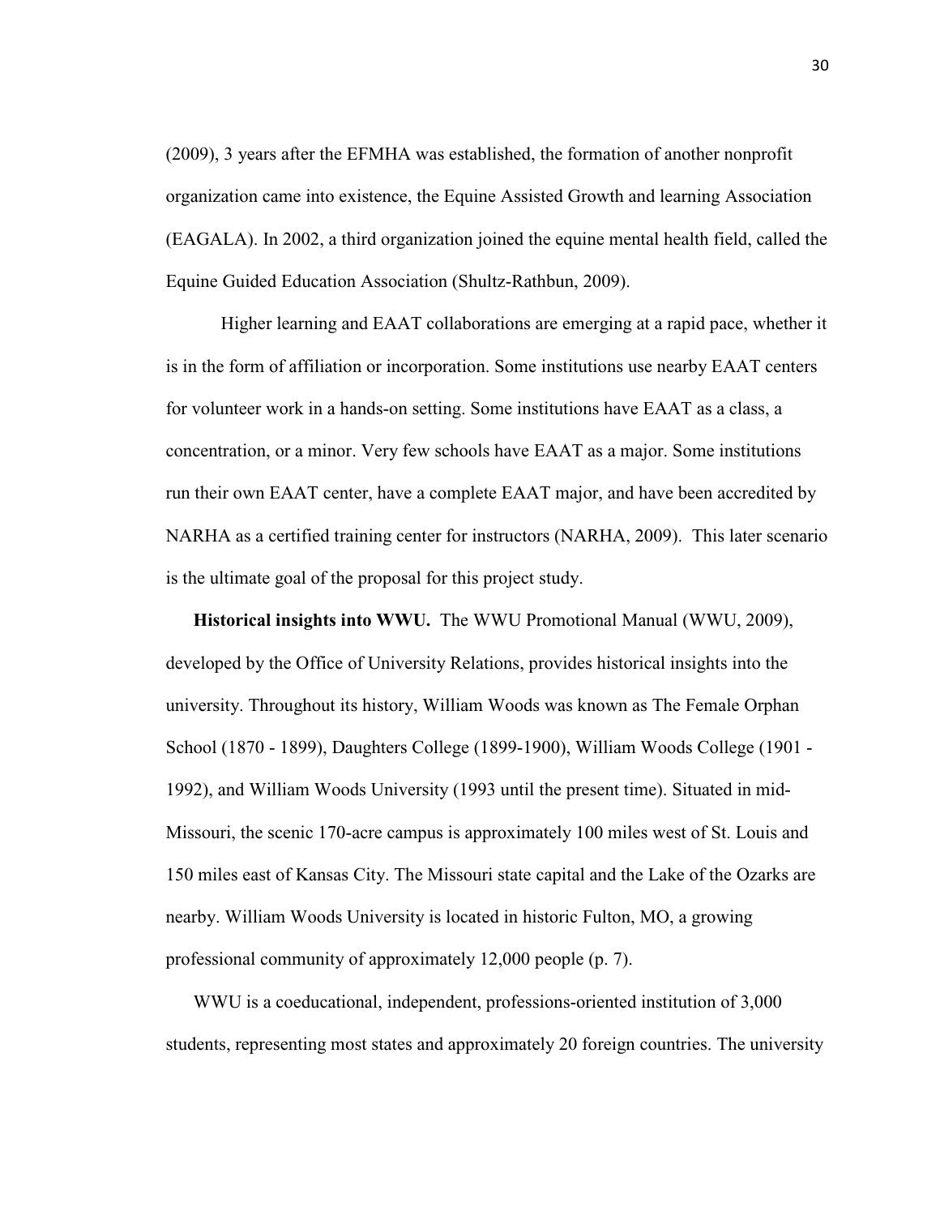(2009), 3 years after the EFMHA was established, the formation of another nonprofit organization came into existence, the Equine Assisted Growth and learning Association (EAGALA). In 2002, a third organization joined the equine mental health field, called the Equine Guided Education Association (Shultz-Rathbun, 2009).

Higher learning and EAAT collaborations are emerging at a rapid pace, whether it is in the form of affiliation or incorporation. Some institutions use nearby EAAT centers for volunteer work in a hands-on setting. Some institutions have EAAT as a class, a concentration, or a minor. Very few schools have EAAT as a major. Some institutions run their own EAAT center, have a complete EAAT major, and have been accredited by NARHA as a certified training center for instructors (NARHA, 2009). This later scenario is the ultimate goal of the proposal for this project study.

**Historical insights into WWU.** The WWU Promotional Manual (WWU, 2009), developed by the Office of University Relations, provides historical insights into the university. Throughout its history, William Woods was known as The Female Orphan School (1870 - 1899), Daughters College (1899-1900), William Woods College (1901 - 1992), and William Woods University (1993 until the present time). Situated in mid-Missouri, the scenic 170-acre campus is approximately 100 miles west of St. Louis and 150 miles east of Kansas City. The Missouri state capital and the Lake of the Ozarks are nearby. William Woods University is located in historic Fulton, MO, a growing professional community of approximately 12,000 people (p. 7).

WWU is a coeducational, independent, professions-oriented institution of 3,000 students, representing most states and approximately 20 foreign countries. The university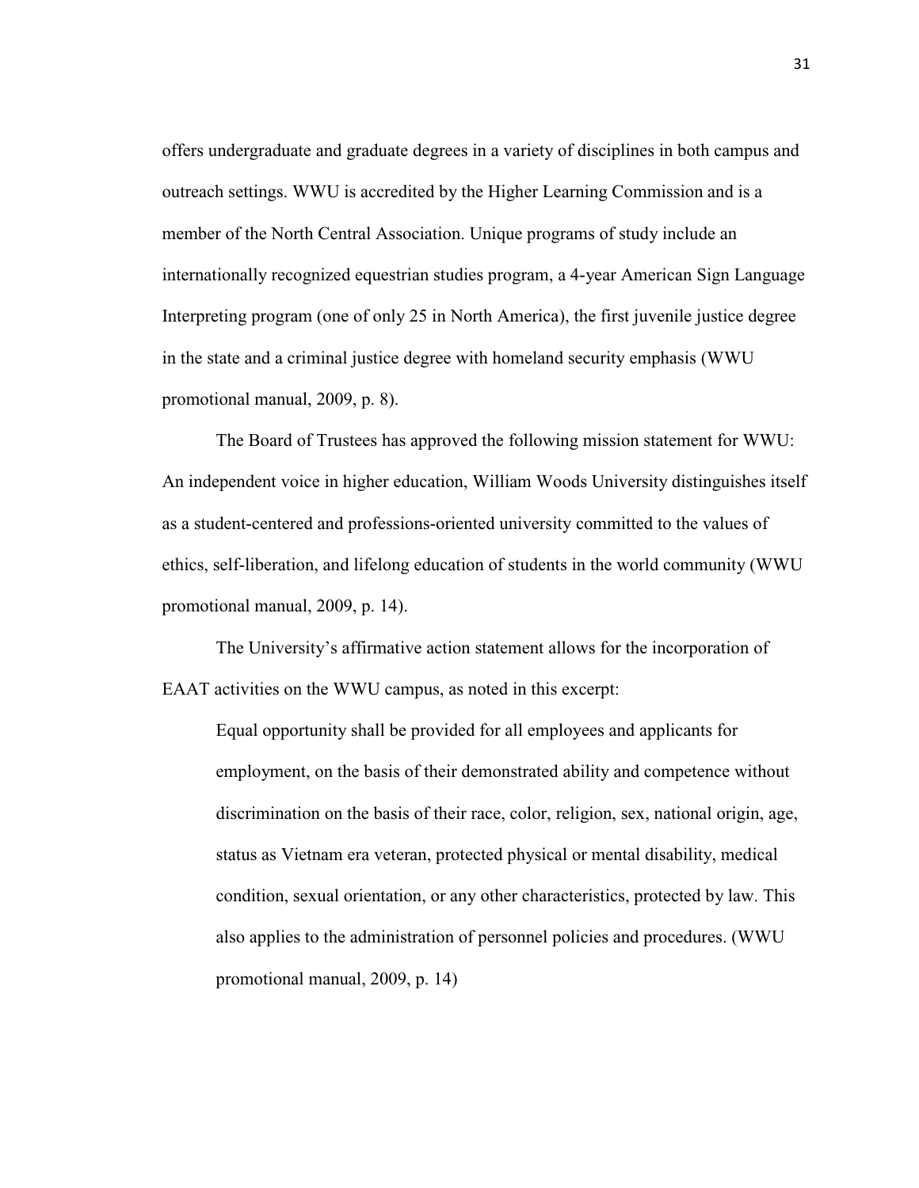offers undergraduate and graduate degrees in a variety of disciplines in both campus and outreach settings. WWU is accredited by the Higher Learning Commission and is a member of the North Central Association. Unique programs of study include an internationally recognized equestrian studies program, a 4-year American Sign Language Interpreting program (one of only 25 in North America), the first juvenile justice degree in the state and a criminal justice degree with homeland security emphasis (WWU promotional manual, 2009, p. 8).

The Board of Trustees has approved the following mission statement for WWU: An independent voice in higher education, William Woods University distinguishes itself as a student-centered and professions-oriented university committed to the values of ethics, self-liberation, and lifelong education of students in the world community (WWU promotional manual, 2009, p. 14).

The University's affirmative action statement allows for the incorporation of EAAT activities on the WWU campus, as noted in this excerpt:

> Equal opportunity shall be provided for all employees and applicants for employment, on the basis of their demonstrated ability and competence without discrimination on the basis of their race, color, religion, sex, national origin, age, status as Vietnam era veteran, protected physical or mental disability, medical condition, sexual orientation, or any other characteristics, protected by law. This also applies to the administration of personnel policies and procedures. (WWU promotional manual, 2009, p. 14)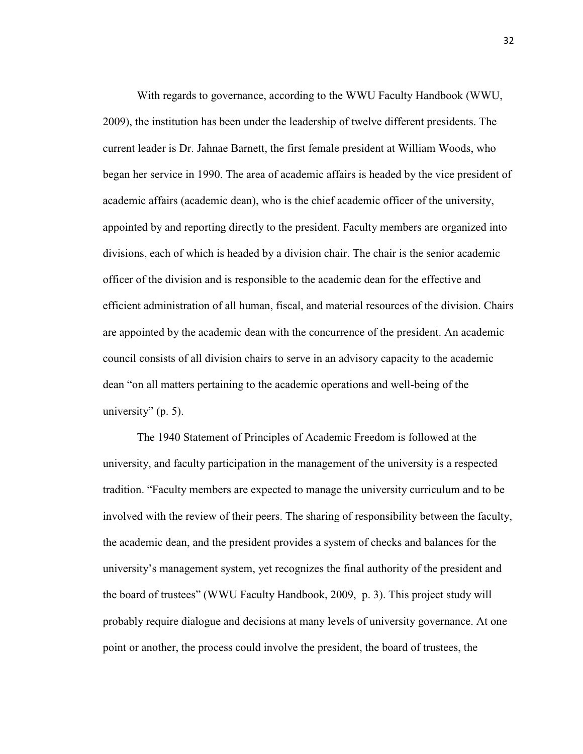With regards to governance, according to the WWU Faculty Handbook (WWU, 2009), the institution has been under the leadership of twelve different presidents. The current leader is Dr. Jahnae Barnett, the first female president at William Woods, who began her service in 1990. The area of academic affairs is headed by the vice president of academic affairs (academic dean), who is the chief academic officer of the university, appointed by and reporting directly to the president. Faculty members are organized into divisions, each of which is headed by a division chair. The chair is the senior academic officer of the division and is responsible to the academic dean for the effective and efficient administration of all human, fiscal, and material resources of the division. Chairs are appointed by the academic dean with the concurrence of the president. An academic council consists of all division chairs to serve in an advisory capacity to the academic dean "on all matters pertaining to the academic operations and well-being of the university" (p. 5).

The 1940 Statement of Principles of Academic Freedom is followed at the university, and faculty participation in the management of the university is a respected tradition. "Faculty members are expected to manage the university curriculum and to be involved with the review of their peers. The sharing of responsibility between the faculty, the academic dean, and the president provides a system of checks and balances for the university's management system, yet recognizes the final authority of the president and the board of trustees" (WWU Faculty Handbook, 2009, p. 3). This project study will probably require dialogue and decisions at many levels of university governance. At one point or another, the process could involve the president, the board of trustees, the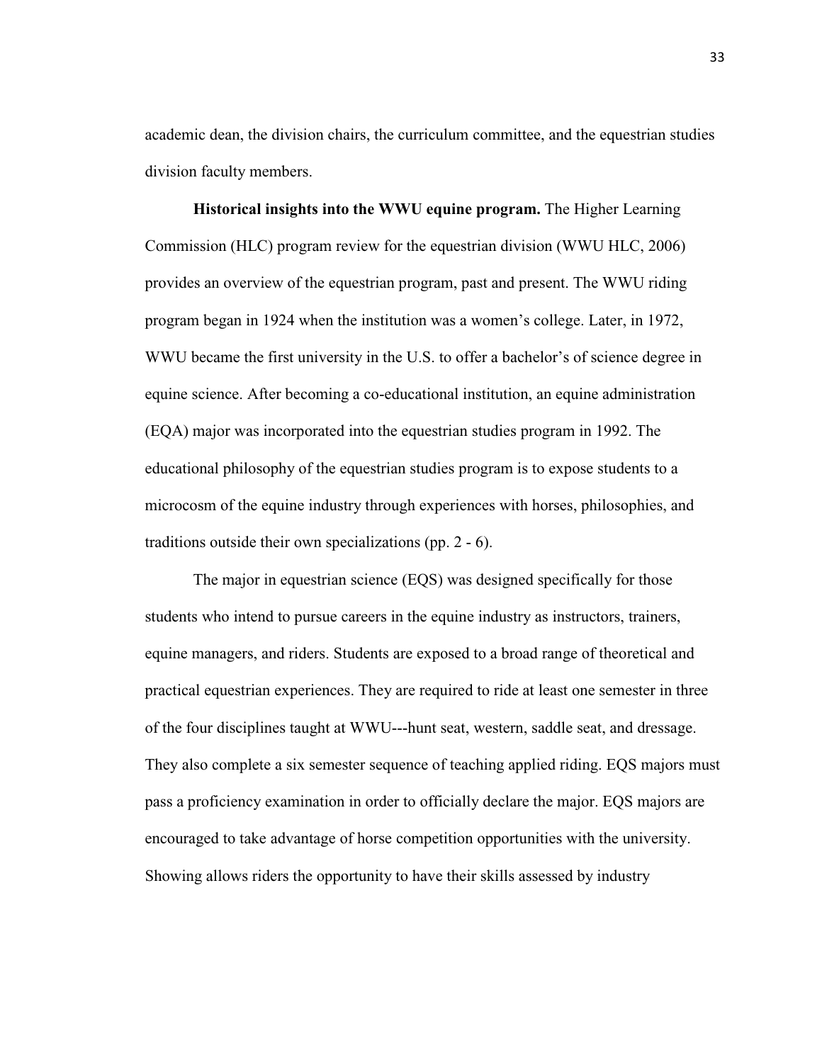academic dean, the division chairs, the curriculum committee, and the equestrian studies division faculty members.

**Historical insights into the WWU equine program.** The Higher Learning Commission (HLC) program review for the equestrian division (WWU HLC, 2006) provides an overview of the equestrian program, past and present. The WWU riding program began in 1924 when the institution was a women's college. Later, in 1972, WWU became the first university in the U.S. to offer a bachelor's of science degree in equine science. After becoming a co-educational institution, an equine administration (EQA) major was incorporated into the equestrian studies program in 1992. The educational philosophy of the equestrian studies program is to expose students to a microcosm of the equine industry through experiences with horses, philosophies, and traditions outside their own specializations (pp. 2 - 6).

The major in equestrian science (EQS) was designed specifically for those students who intend to pursue careers in the equine industry as instructors, trainers, equine managers, and riders. Students are exposed to a broad range of theoretical and practical equestrian experiences. They are required to ride at least one semester in three of the four disciplines taught at WWU---hunt seat, western, saddle seat, and dressage. They also complete a six semester sequence of teaching applied riding. EQS majors must pass a proficiency examination in order to officially declare the major. EQS majors are encouraged to take advantage of horse competition opportunities with the university. Showing allows riders the opportunity to have their skills assessed by industry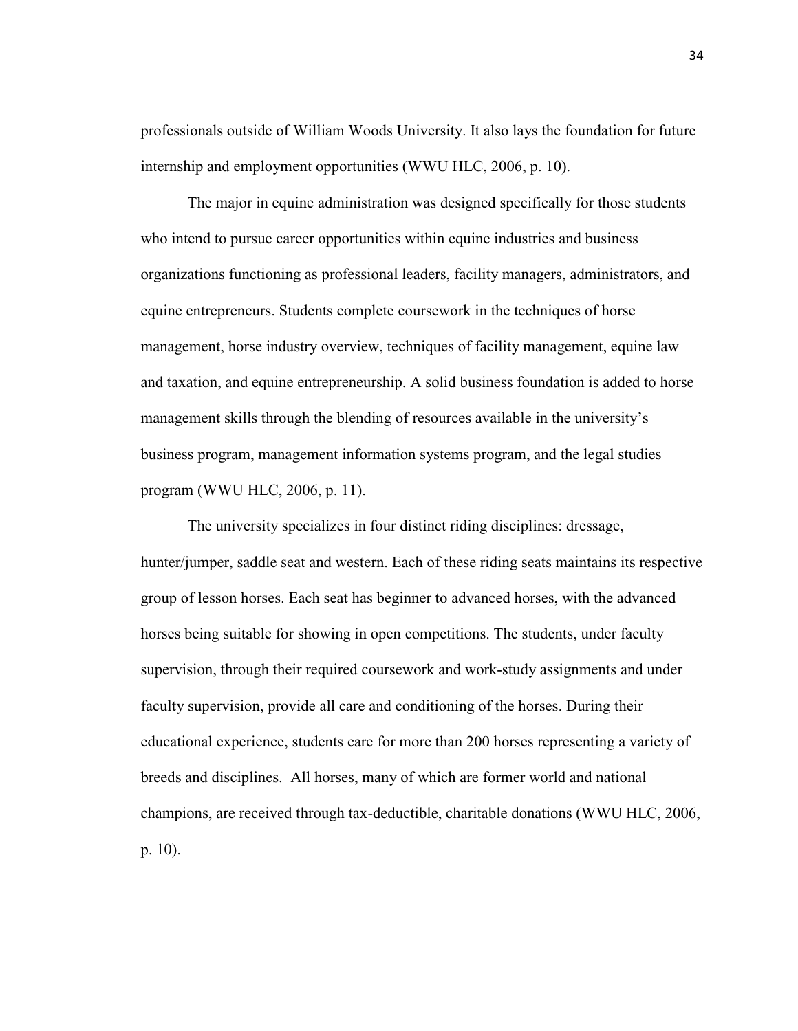professionals outside of William Woods University. It also lays the foundation for future internship and employment opportunities (WWU HLC, 2006, p. 10).

The major in equine administration was designed specifically for those students who intend to pursue career opportunities within equine industries and business organizations functioning as professional leaders, facility managers, administrators, and equine entrepreneurs. Students complete coursework in the techniques of horse management, horse industry overview, techniques of facility management, equine law and taxation, and equine entrepreneurship. A solid business foundation is added to horse management skills through the blending of resources available in the university's business program, management information systems program, and the legal studies program (WWU HLC, 2006, p. 11).

The university specializes in four distinct riding disciplines: dressage, hunter/jumper, saddle seat and western. Each of these riding seats maintains its respective group of lesson horses. Each seat has beginner to advanced horses, with the advanced horses being suitable for showing in open competitions. The students, under faculty supervision, through their required coursework and work-study assignments and under faculty supervision, provide all care and conditioning of the horses. During their educational experience, students care for more than 200 horses representing a variety of breeds and disciplines. All horses, many of which are former world and national champions, are received through tax-deductible, charitable donations (WWU HLC, 2006, p. 10).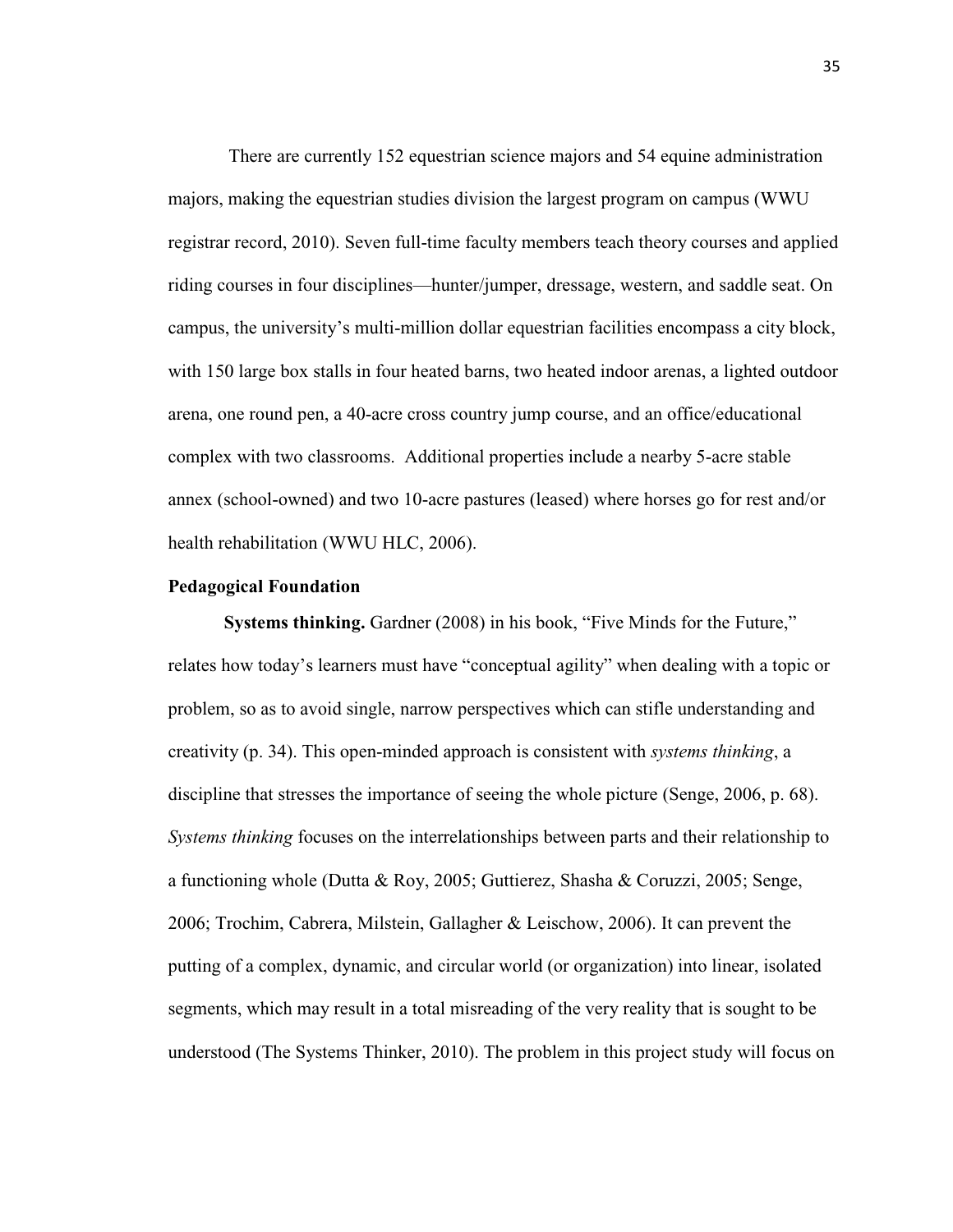There are currently 152 equestrian science majors and 54 equine administration majors, making the equestrian studies division the largest program on campus (WWU registrar record, 2010). Seven full-time faculty members teach theory courses and applied riding courses in four disciplines—hunter/jumper, dressage, western, and saddle seat. On campus, the university's multi-million dollar equestrian facilities encompass a city block, with 150 large box stalls in four heated barns, two heated indoor arenas, a lighted outdoor arena, one round pen, a 40-acre cross country jump course, and an office/educational complex with two classrooms. Additional properties include a nearby 5-acre stable annex (school-owned) and two 10-acre pastures (leased) where horses go for rest and/or health rehabilitation (WWU HLC, 2006).

### Pedagogical Foundation

**Systems thinking.** Gardner (2008) in his book, "Five Minds for the Future," relates how today's learners must have "conceptual agility" when dealing with a topic or problem, so as to avoid single, narrow perspectives which can stifle understanding and creativity (p. 34). This open-minded approach is consistent with *systems thinking*, a discipline that stresses the importance of seeing the whole picture (Senge, 2006, p. 68). *Systems thinking* focuses on the interrelationships between parts and their relationship to a functioning whole (Dutta & Roy, 2005; Guttierez, Shasha & Coruzzi, 2005; Senge, 2006; Trochim, Cabrera, Milstein, Gallagher & Leischow, 2006). It can prevent the putting of a complex, dynamic, and circular world (or organization) into linear, isolated segments, which may result in a total misreading of the very reality that is sought to be understood (The Systems Thinker, 2010). The problem in this project study will focus on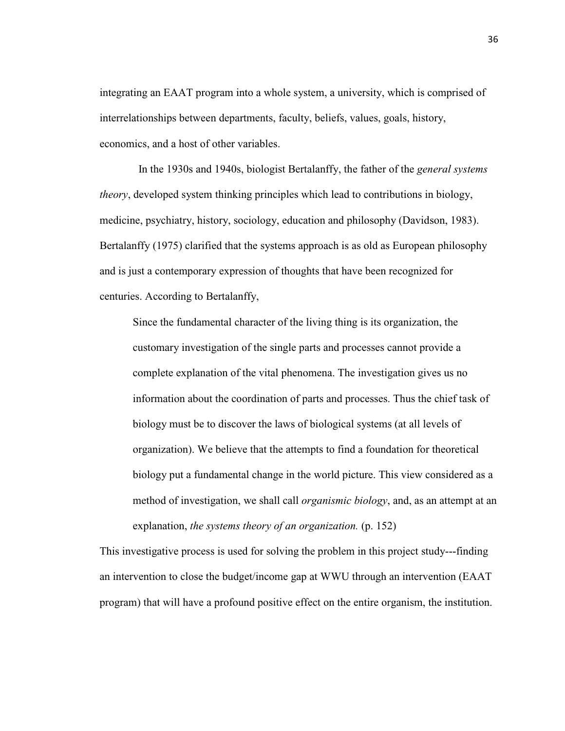integrating an EAAT program into a whole system, a university, which is comprised of interrelationships between departments, faculty, beliefs, values, goals, history, economics, and a host of other variables.

In the 1930s and 1940s, biologist Bertalanffy, the father of the *general systems theory*, developed system thinking principles which lead to contributions in biology, medicine, psychiatry, history, sociology, education and philosophy (Davidson, 1983). Bertalanffy (1975) clarified that the systems approach is as old as European philosophy and is just a contemporary expression of thoughts that have been recognized for centuries. According to Bertalanffy,

> Since the fundamental character of the living thing is its organization, the customary investigation of the single parts and processes cannot provide a complete explanation of the vital phenomena. The investigation gives us no information about the coordination of parts and processes. Thus the chief task of biology must be to discover the laws of biological systems (at all levels of organization). We believe that the attempts to find a foundation for theoretical biology put a fundamental change in the world picture. This view considered as a method of investigation, we shall call *organismic biology*, and, as an attempt at an explanation, *the systems theory of an organization.* (p. 152)

This investigative process is used for solving the problem in this project study---finding an intervention to close the budget/income gap at WWU through an intervention (EAAT program) that will have a profound positive effect on the entire organism, the institution.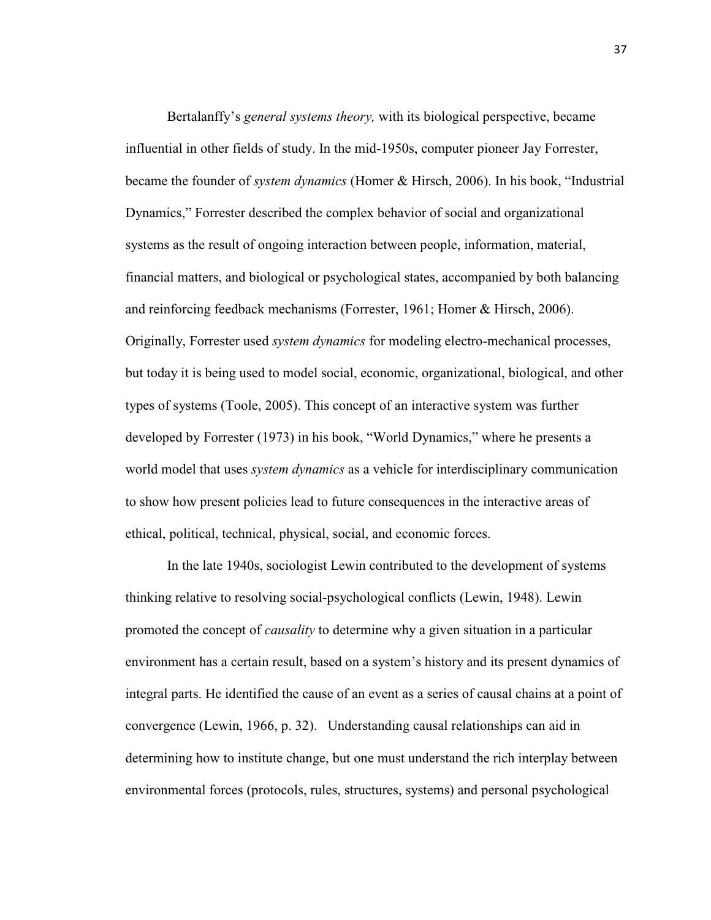Bertalanffy's *general systems theory,* with its biological perspective, became influential in other fields of study. In the mid-1950s, computer pioneer Jay Forrester, became the founder of *system dynamics* (Homer & Hirsch, 2006). In his book, "Industrial Dynamics," Forrester described the complex behavior of social and organizational systems as the result of ongoing interaction between people, information, material, financial matters, and biological or psychological states, accompanied by both balancing and reinforcing feedback mechanisms (Forrester, 1961; Homer & Hirsch, 2006). Originally, Forrester used *system dynamics* for modeling electro-mechanical processes, but today it is being used to model social, economic, organizational, biological, and other types of systems (Toole, 2005). This concept of an interactive system was further developed by Forrester (1973) in his book, "World Dynamics," where he presents a world model that uses *system dynamics* as a vehicle for interdisciplinary communication to show how present policies lead to future consequences in the interactive areas of ethical, political, technical, physical, social, and economic forces.

In the late 1940s, sociologist Lewin contributed to the development of systems thinking relative to resolving social-psychological conflicts (Lewin, 1948). Lewin promoted the concept of *causality* to determine why a given situation in a particular environment has a certain result, based on a system's history and its present dynamics of integral parts. He identified the cause of an event as a series of causal chains at a point of convergence (Lewin, 1966, p. 32). Understanding causal relationships can aid in determining how to institute change, but one must understand the rich interplay between environmental forces (protocols, rules, structures, systems) and personal psychological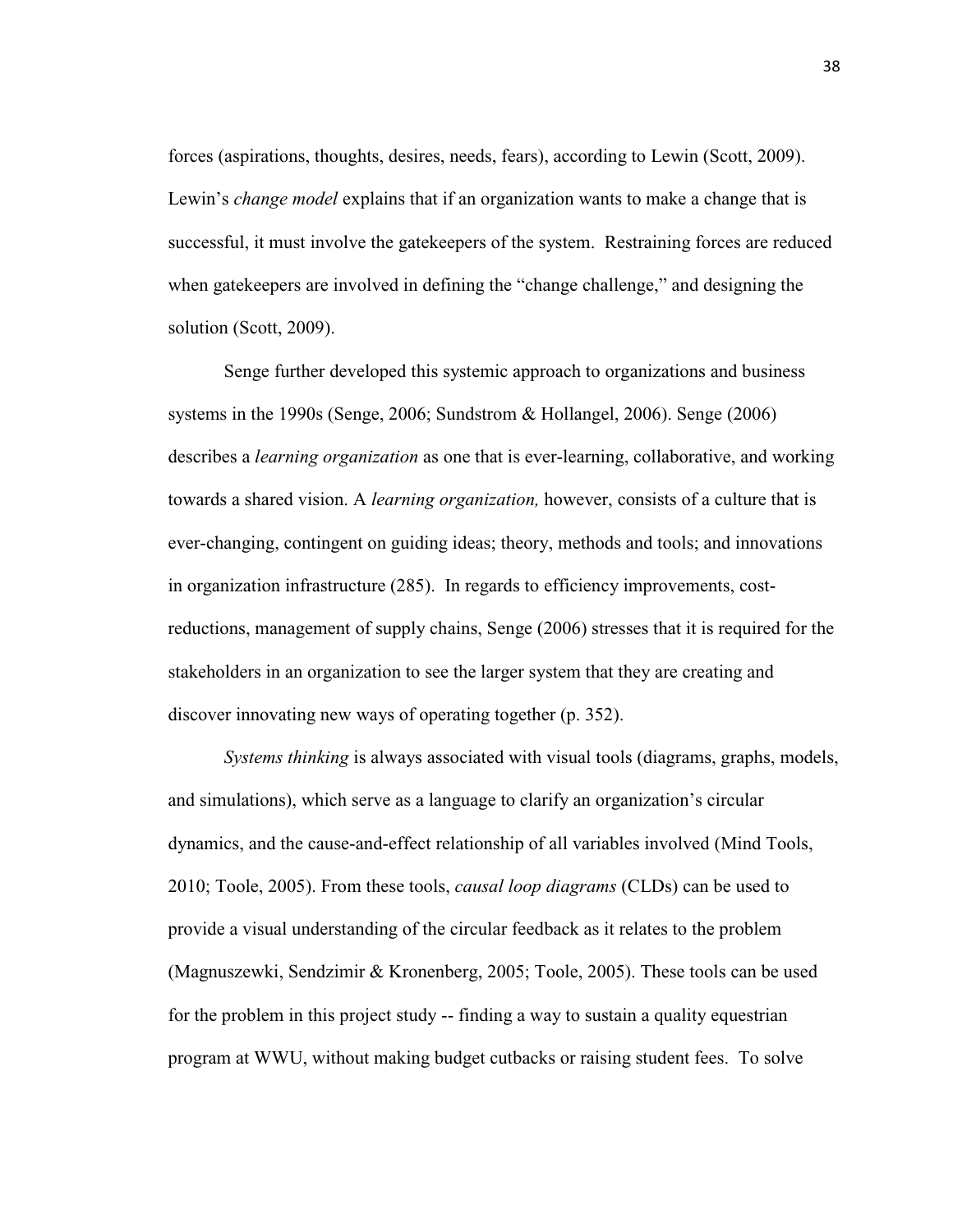forces (aspirations, thoughts, desires, needs, fears), according to Lewin (Scott, 2009). Lewin's *change model* explains that if an organization wants to make a change that is successful, it must involve the gatekeepers of the system. Restraining forces are reduced when gatekeepers are involved in defining the "change challenge," and designing the solution (Scott, 2009).

Senge further developed this systemic approach to organizations and business systems in the 1990s (Senge, 2006; Sundstrom & Hollangel, 2006). Senge (2006) describes a *learning organization* as one that is ever-learning, collaborative, and working towards a shared vision. A *learning organization,* however, consists of a culture that is ever-changing, contingent on guiding ideas; theory, methods and tools; and innovations in organization infrastructure (285). In regards to efficiency improvements, cost-reductions, management of supply chains, Senge (2006) stresses that it is required for the stakeholders in an organization to see the larger system that they are creating and discover innovating new ways of operating together (p. 352).

*Systems thinking* is always associated with visual tools (diagrams, graphs, models, and simulations), which serve as a language to clarify an organization's circular dynamics, and the cause-and-effect relationship of all variables involved (Mind Tools, 2010; Toole, 2005). From these tools, *causal loop diagrams* (CLDs) can be used to provide a visual understanding of the circular feedback as it relates to the problem (Magnuszewki, Sendzimir & Kronenberg, 2005; Toole, 2005). These tools can be used for the problem in this project study -- finding a way to sustain a quality equestrian program at WWU, without making budget cutbacks or raising student fees. To solve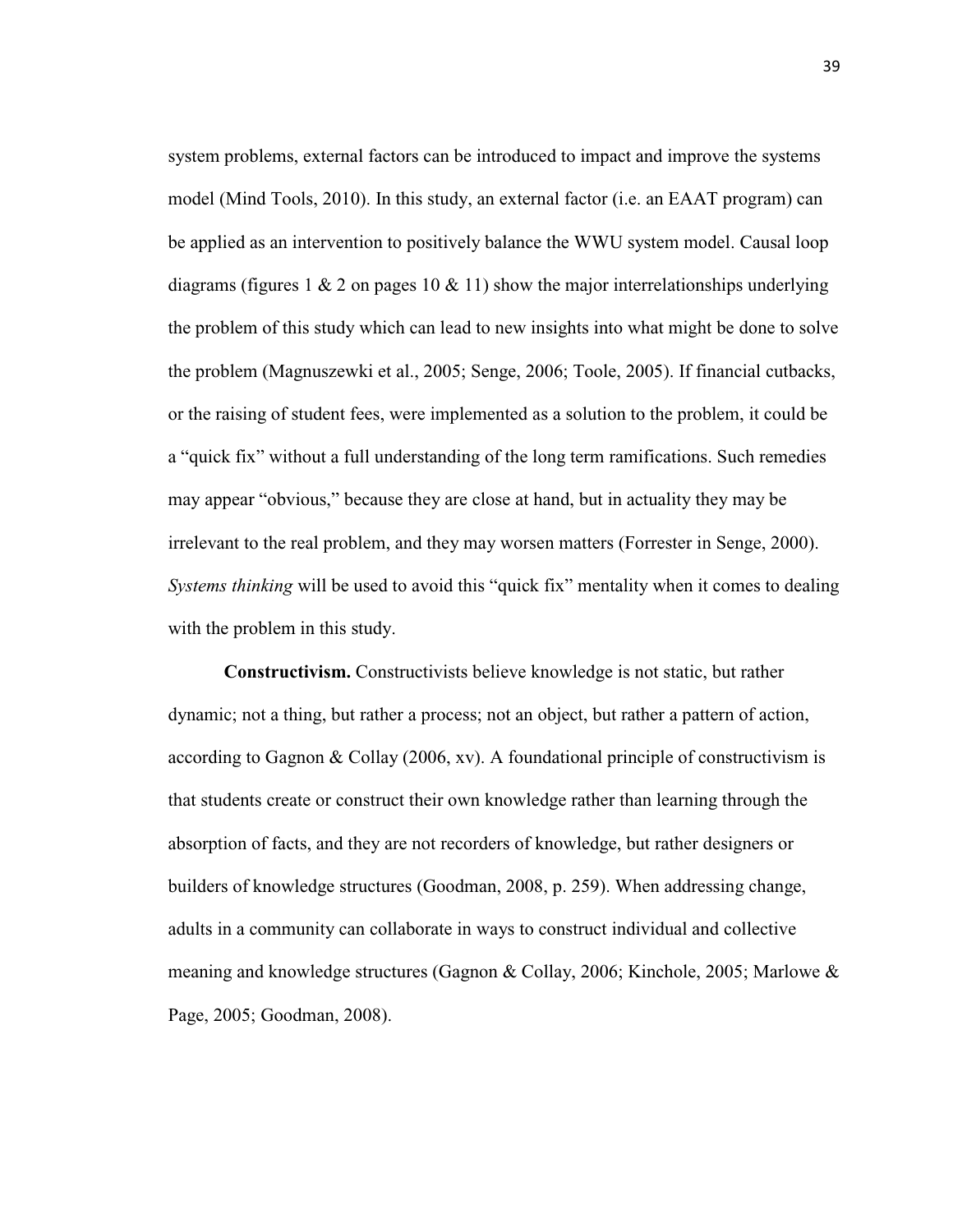system problems, external factors can be introduced to impact and improve the systems model (Mind Tools, 2010). In this study, an external factor (i.e. an EAAT program) can be applied as an intervention to positively balance the WWU system model. Causal loop diagrams (figures 1 & 2 on pages 10 & 11) show the major interrelationships underlying the problem of this study which can lead to new insights into what might be done to solve the problem (Magnuszewki et al., 2005; Senge, 2006; Toole, 2005). If financial cutbacks, or the raising of student fees, were implemented as a solution to the problem, it could be a "quick fix" without a full understanding of the long term ramifications. Such remedies may appear "obvious," because they are close at hand, but in actuality they may be irrelevant to the real problem, and they may worsen matters (Forrester in Senge, 2000). *Systems thinking* will be used to avoid this "quick fix" mentality when it comes to dealing with the problem in this study.

**Constructivism.** Constructivists believe knowledge is not static, but rather dynamic; not a thing, but rather a process; not an object, but rather a pattern of action, according to Gagnon & Collay (2006, xv). A foundational principle of constructivism is that students create or construct their own knowledge rather than learning through the absorption of facts, and they are not recorders of knowledge, but rather designers or builders of knowledge structures (Goodman, 2008, p. 259). When addressing change, adults in a community can collaborate in ways to construct individual and collective meaning and knowledge structures (Gagnon & Collay, 2006; Kinchole, 2005; Marlowe & Page, 2005; Goodman, 2008).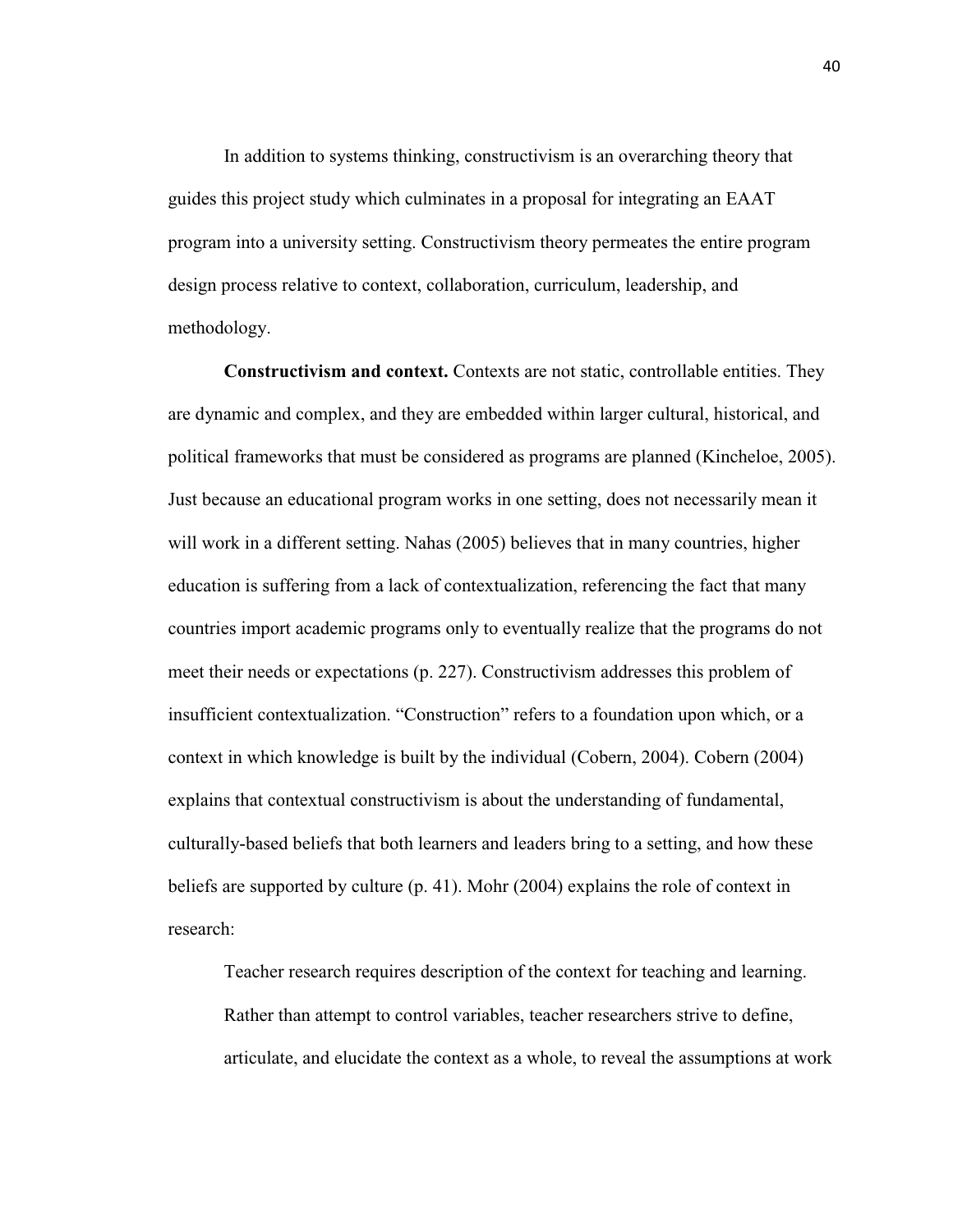In addition to systems thinking, constructivism is an overarching theory that guides this project study which culminates in a proposal for integrating an EAAT program into a university setting. Constructivism theory permeates the entire program design process relative to context, collaboration, curriculum, leadership, and methodology.

**Constructivism and context.** Contexts are not static, controllable entities. They are dynamic and complex, and they are embedded within larger cultural, historical, and political frameworks that must be considered as programs are planned (Kincheloe, 2005). Just because an educational program works in one setting, does not necessarily mean it will work in a different setting. Nahas (2005) believes that in many countries, higher education is suffering from a lack of contextualization, referencing the fact that many countries import academic programs only to eventually realize that the programs do not meet their needs or expectations (p. 227). Constructivism addresses this problem of insufficient contextualization. "Construction" refers to a foundation upon which, or a context in which knowledge is built by the individual (Cobern, 2004). Cobern (2004) explains that contextual constructivism is about the understanding of fundamental, culturally-based beliefs that both learners and leaders bring to a setting, and how these beliefs are supported by culture (p. 41). Mohr (2004) explains the role of context in research:

> Teacher research requires description of the context for teaching and learning. Rather than attempt to control variables, teacher researchers strive to define, articulate, and elucidate the context as a whole, to reveal the assumptions at work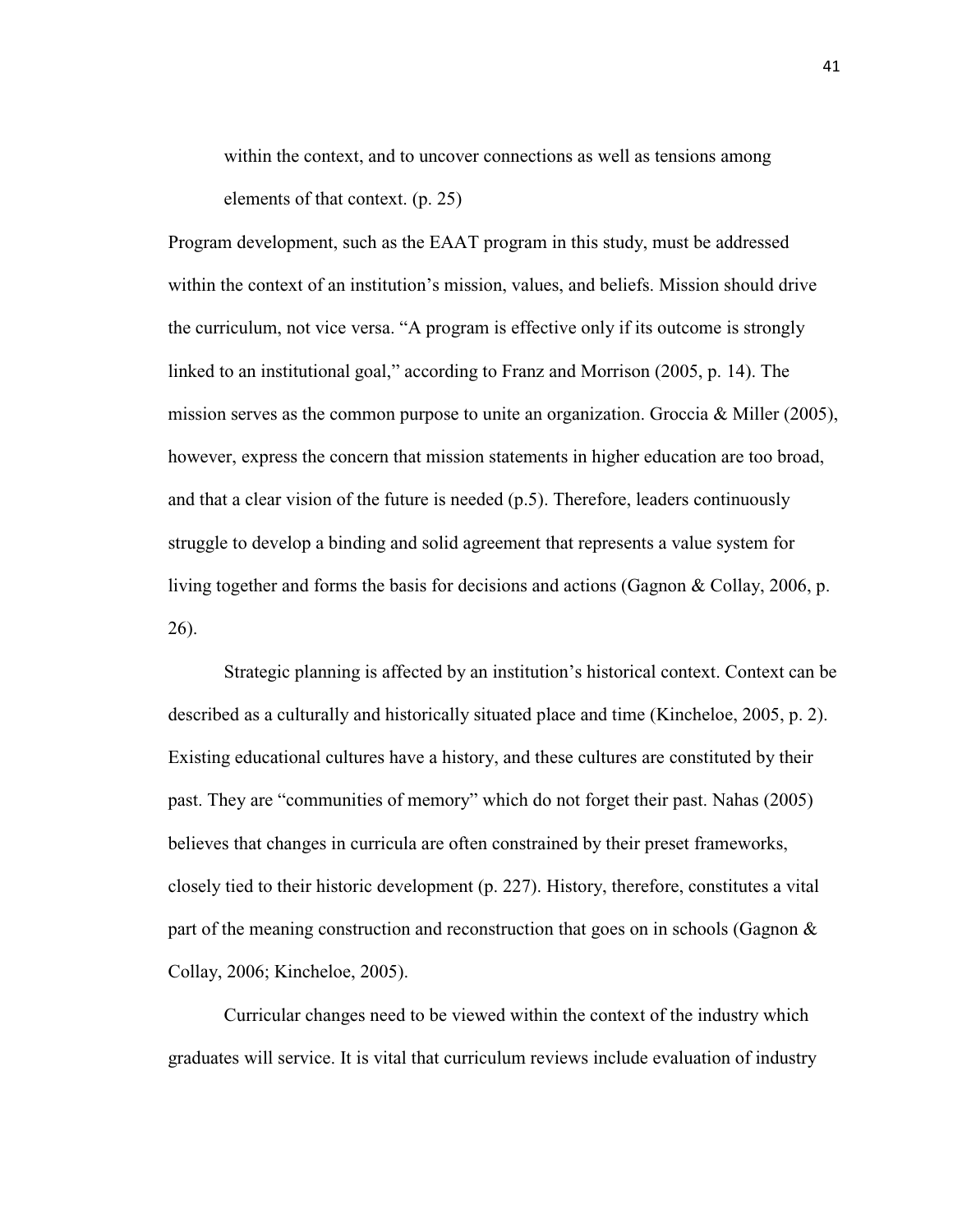> within the context, and to uncover connections as well as tensions among elements of that context. (p. 25)

Program development, such as the EAAT program in this study, must be addressed within the context of an institution's mission, values, and beliefs. Mission should drive the curriculum, not vice versa. "A program is effective only if its outcome is strongly linked to an institutional goal," according to Franz and Morrison (2005, p. 14). The mission serves as the common purpose to unite an organization. Groccia & Miller (2005), however, express the concern that mission statements in higher education are too broad, and that a clear vision of the future is needed (p.5). Therefore, leaders continuously struggle to develop a binding and solid agreement that represents a value system for living together and forms the basis for decisions and actions (Gagnon & Collay, 2006, p. 26).

Strategic planning is affected by an institution's historical context. Context can be described as a culturally and historically situated place and time (Kincheloe, 2005, p. 2). Existing educational cultures have a history, and these cultures are constituted by their past. They are "communities of memory" which do not forget their past. Nahas (2005) believes that changes in curricula are often constrained by their preset frameworks, closely tied to their historic development (p. 227). History, therefore, constitutes a vital part of the meaning construction and reconstruction that goes on in schools (Gagnon & Collay, 2006; Kincheloe, 2005).

Curricular changes need to be viewed within the context of the industry which graduates will service. It is vital that curriculum reviews include evaluation of industry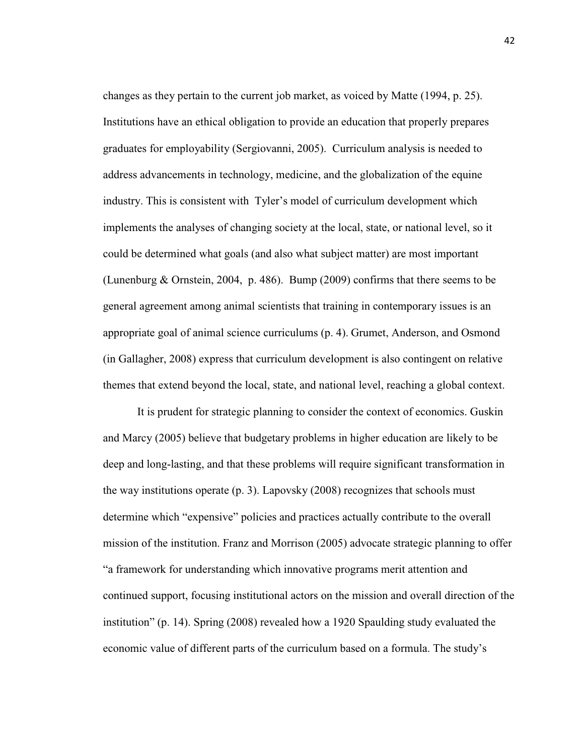changes as they pertain to the current job market, as voiced by Matte (1994, p. 25). Institutions have an ethical obligation to provide an education that properly prepares graduates for employability (Sergiovanni, 2005). Curriculum analysis is needed to address advancements in technology, medicine, and the globalization of the equine industry. This is consistent with Tyler's model of curriculum development which implements the analyses of changing society at the local, state, or national level, so it could be determined what goals (and also what subject matter) are most important (Lunenburg & Ornstein, 2004, p. 486). Bump (2009) confirms that there seems to be general agreement among animal scientists that training in contemporary issues is an appropriate goal of animal science curriculums (p. 4). Grumet, Anderson, and Osmond (in Gallagher, 2008) express that curriculum development is also contingent on relative themes that extend beyond the local, state, and national level, reaching a global context.

It is prudent for strategic planning to consider the context of economics. Guskin and Marcy (2005) believe that budgetary problems in higher education are likely to be deep and long-lasting, and that these problems will require significant transformation in the way institutions operate (p. 3). Lapovsky (2008) recognizes that schools must determine which "expensive" policies and practices actually contribute to the overall mission of the institution. Franz and Morrison (2005) advocate strategic planning to offer "a framework for understanding which innovative programs merit attention and continued support, focusing institutional actors on the mission and overall direction of the institution" (p. 14). Spring (2008) revealed how a 1920 Spaulding study evaluated the economic value of different parts of the curriculum based on a formula. The study's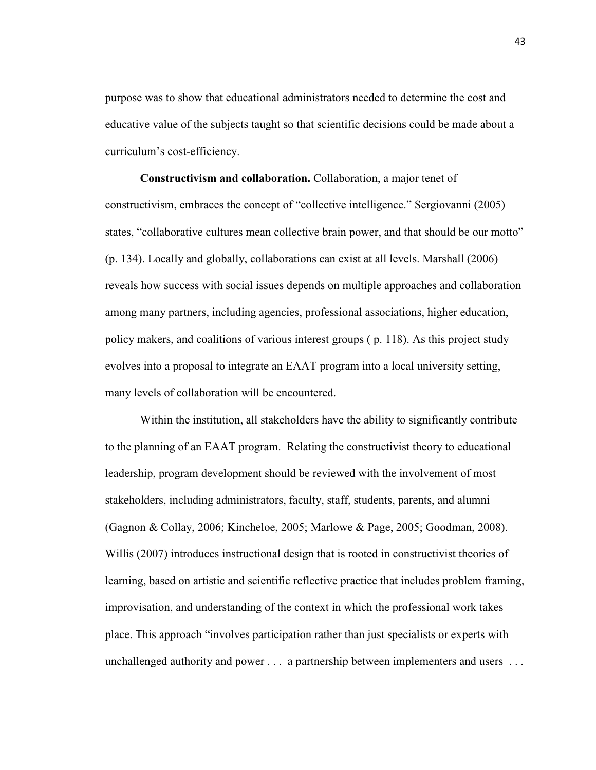purpose was to show that educational administrators needed to determine the cost and educative value of the subjects taught so that scientific decisions could be made about a curriculum's cost-efficiency.

**Constructivism and collaboration.** Collaboration, a major tenet of constructivism, embraces the concept of "collective intelligence." Sergiovanni (2005) states, "collaborative cultures mean collective brain power, and that should be our motto" (p. 134). Locally and globally, collaborations can exist at all levels. Marshall (2006) reveals how success with social issues depends on multiple approaches and collaboration among many partners, including agencies, professional associations, higher education, policy makers, and coalitions of various interest groups ( p. 118). As this project study evolves into a proposal to integrate an EAAT program into a local university setting, many levels of collaboration will be encountered.

Within the institution, all stakeholders have the ability to significantly contribute to the planning of an EAAT program. Relating the constructivist theory to educational leadership, program development should be reviewed with the involvement of most stakeholders, including administrators, faculty, staff, students, parents, and alumni (Gagnon & Collay, 2006; Kincheloe, 2005; Marlowe & Page, 2005; Goodman, 2008). Willis (2007) introduces instructional design that is rooted in constructivist theories of learning, based on artistic and scientific reflective practice that includes problem framing, improvisation, and understanding of the context in which the professional work takes place. This approach "involves participation rather than just specialists or experts with unchallenged authority and power . . . a partnership between implementers and users . . .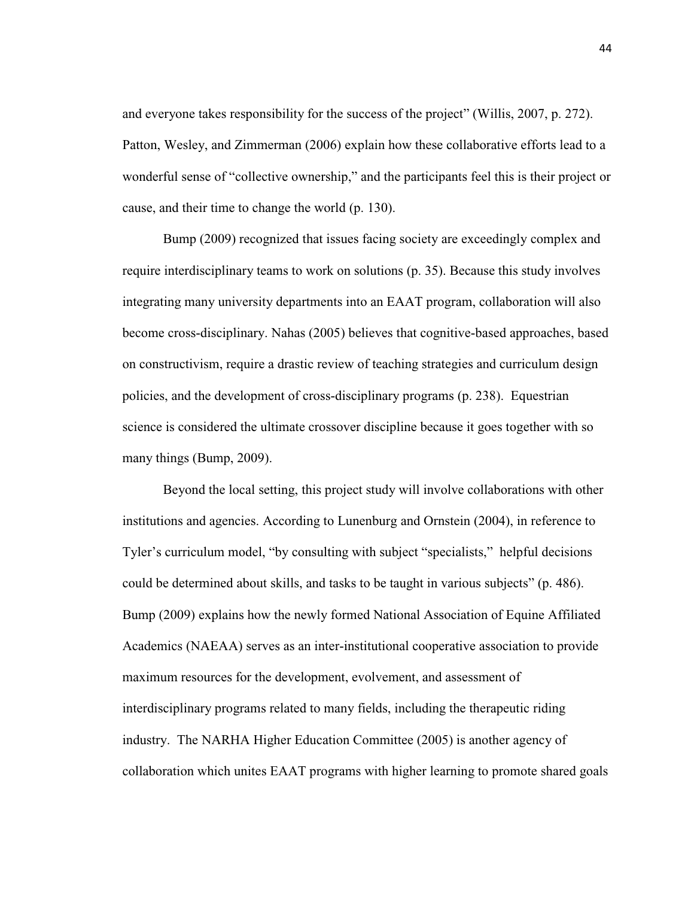and everyone takes responsibility for the success of the project" (Willis, 2007, p. 272). Patton, Wesley, and Zimmerman (2006) explain how these collaborative efforts lead to a wonderful sense of "collective ownership," and the participants feel this is their project or cause, and their time to change the world (p. 130).

Bump (2009) recognized that issues facing society are exceedingly complex and require interdisciplinary teams to work on solutions (p. 35). Because this study involves integrating many university departments into an EAAT program, collaboration will also become cross-disciplinary. Nahas (2005) believes that cognitive-based approaches, based on constructivism, require a drastic review of teaching strategies and curriculum design policies, and the development of cross-disciplinary programs (p. 238). Equestrian science is considered the ultimate crossover discipline because it goes together with so many things (Bump, 2009).

Beyond the local setting, this project study will involve collaborations with other institutions and agencies. According to Lunenburg and Ornstein (2004), in reference to Tyler's curriculum model, "by consulting with subject "specialists," helpful decisions could be determined about skills, and tasks to be taught in various subjects" (p. 486). Bump (2009) explains how the newly formed National Association of Equine Affiliated Academics (NAEAA) serves as an inter-institutional cooperative association to provide maximum resources for the development, evolvement, and assessment of interdisciplinary programs related to many fields, including the therapeutic riding industry. The NARHA Higher Education Committee (2005) is another agency of collaboration which unites EAAT programs with higher learning to promote shared goals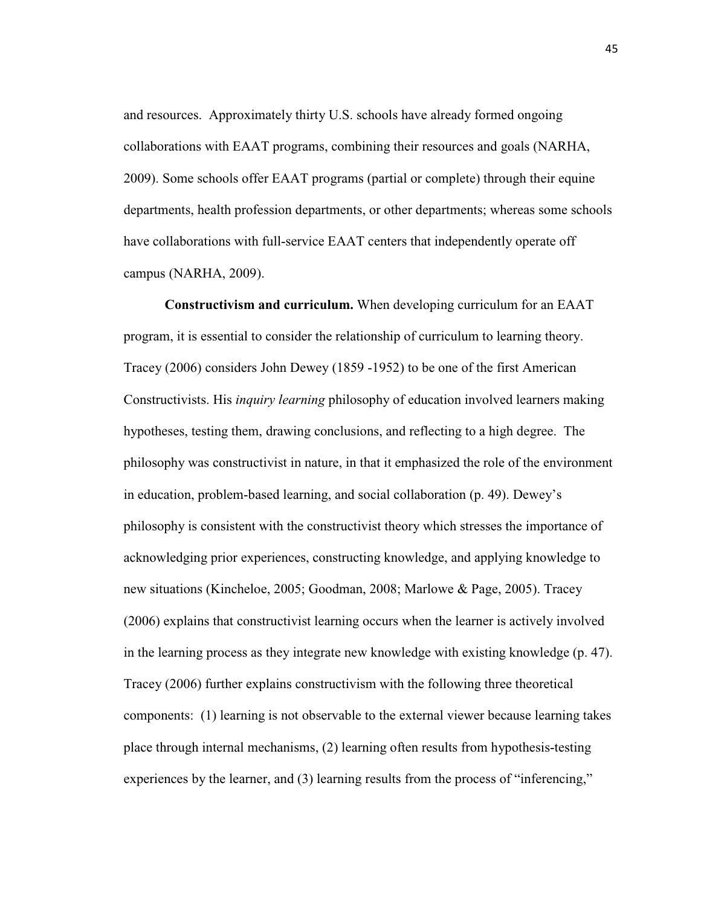and resources. Approximately thirty U.S. schools have already formed ongoing collaborations with EAAT programs, combining their resources and goals (NARHA, 2009). Some schools offer EAAT programs (partial or complete) through their equine departments, health profession departments, or other departments; whereas some schools have collaborations with full-service EAAT centers that independently operate off campus (NARHA, 2009).

**Constructivism and curriculum.** When developing curriculum for an EAAT program, it is essential to consider the relationship of curriculum to learning theory. Tracey (2006) considers John Dewey (1859 -1952) to be one of the first American Constructivists. His *inquiry learning* philosophy of education involved learners making hypotheses, testing them, drawing conclusions, and reflecting to a high degree. The philosophy was constructivist in nature, in that it emphasized the role of the environment in education, problem-based learning, and social collaboration (p. 49). Dewey's philosophy is consistent with the constructivist theory which stresses the importance of acknowledging prior experiences, constructing knowledge, and applying knowledge to new situations (Kincheloe, 2005; Goodman, 2008; Marlowe & Page, 2005). Tracey (2006) explains that constructivist learning occurs when the learner is actively involved in the learning process as they integrate new knowledge with existing knowledge (p. 47). Tracey (2006) further explains constructivism with the following three theoretical components: (1) learning is not observable to the external viewer because learning takes place through internal mechanisms, (2) learning often results from hypothesis-testing experiences by the learner, and (3) learning results from the process of "inferencing,"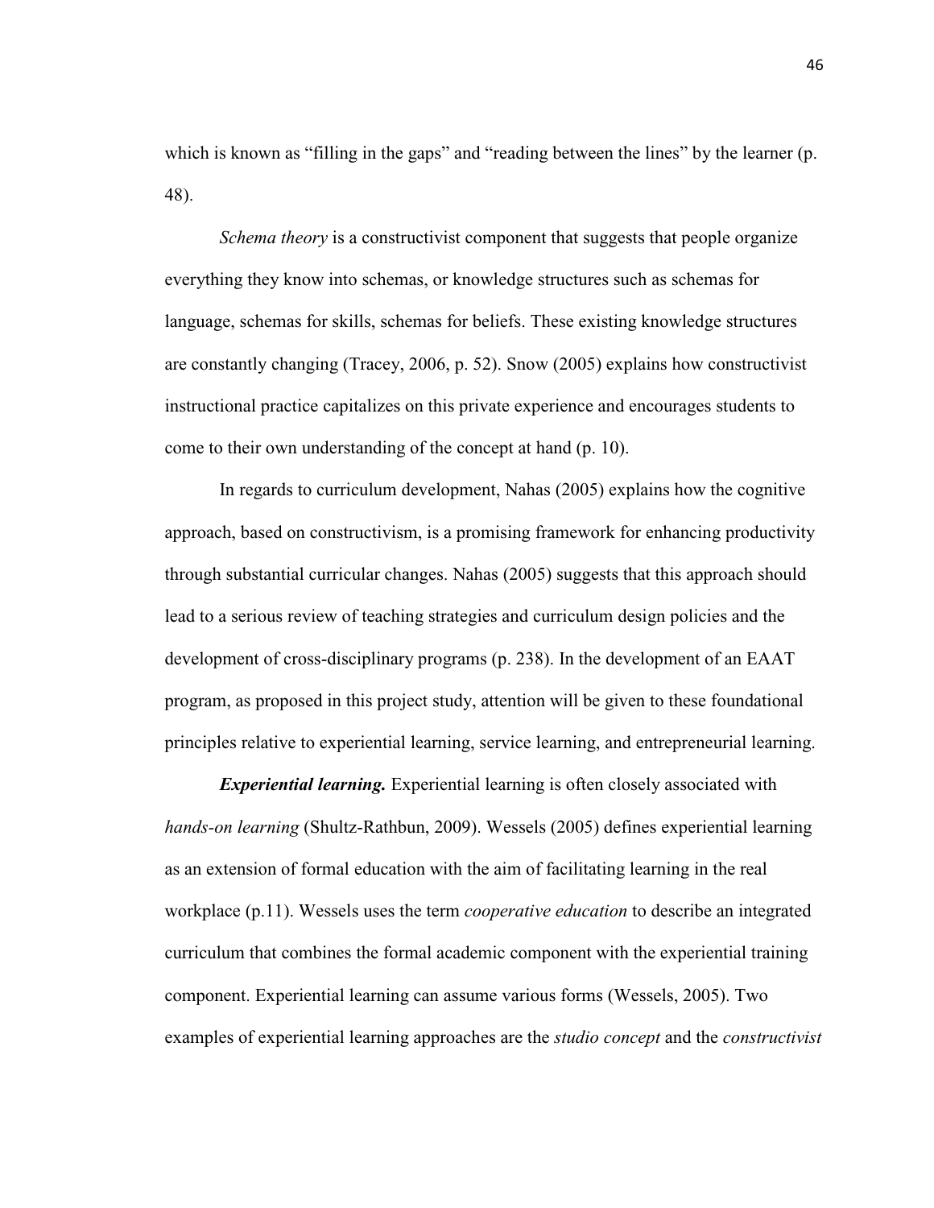which is known as "filling in the gaps" and "reading between the lines" by the learner (p. 48).

*Schema theory* is a constructivist component that suggests that people organize everything they know into schemas, or knowledge structures such as schemas for language, schemas for skills, schemas for beliefs. These existing knowledge structures are constantly changing (Tracey, 2006, p. 52). Snow (2005) explains how constructivist instructional practice capitalizes on this private experience and encourages students to come to their own understanding of the concept at hand (p. 10).

In regards to curriculum development, Nahas (2005) explains how the cognitive approach, based on constructivism, is a promising framework for enhancing productivity through substantial curricular changes. Nahas (2005) suggests that this approach should lead to a serious review of teaching strategies and curriculum design policies and the development of cross-disciplinary programs (p. 238). In the development of an EAAT program, as proposed in this project study, attention will be given to these foundational principles relative to experiential learning, service learning, and entrepreneurial learning.

***Experiential learning.*** Experiential learning is often closely associated with *hands-on learning* (Shultz-Rathbun, 2009). Wessels (2005) defines experiential learning as an extension of formal education with the aim of facilitating learning in the real workplace (p.11). Wessels uses the term *cooperative education* to describe an integrated curriculum that combines the formal academic component with the experiential training component. Experiential learning can assume various forms (Wessels, 2005). Two examples of experiential learning approaches are the *studio concept* and the *constructivist*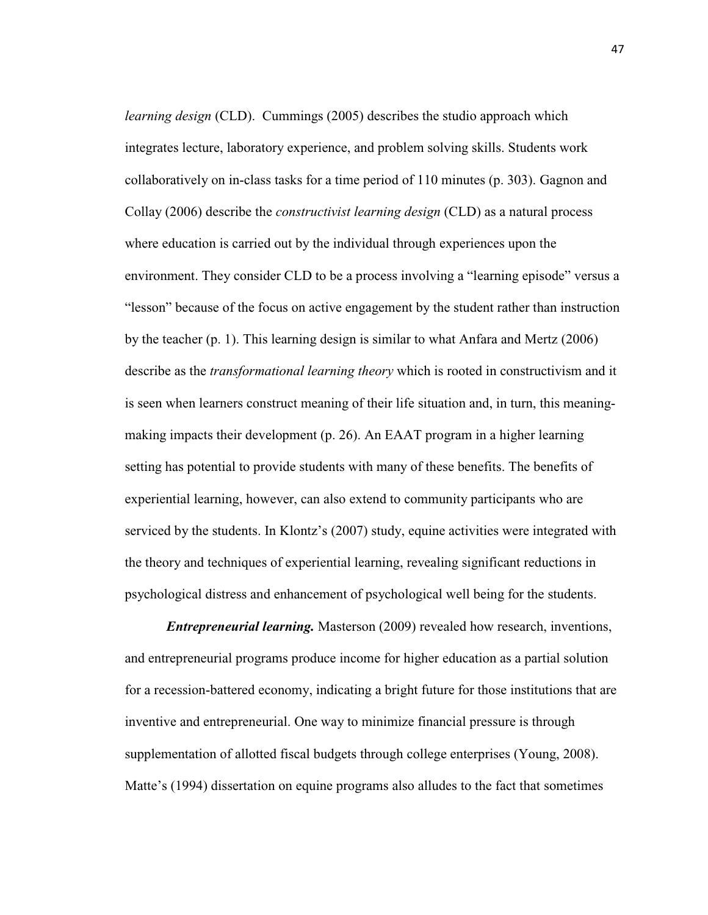*learning design* (CLD). Cummings (2005) describes the studio approach which integrates lecture, laboratory experience, and problem solving skills. Students work collaboratively on in-class tasks for a time period of 110 minutes (p. 303). Gagnon and Collay (2006) describe the *constructivist learning design* (CLD) as a natural process where education is carried out by the individual through experiences upon the environment. They consider CLD to be a process involving a "learning episode" versus a "lesson" because of the focus on active engagement by the student rather than instruction by the teacher (p. 1). This learning design is similar to what Anfara and Mertz (2006) describe as the *transformational learning theory* which is rooted in constructivism and it is seen when learners construct meaning of their life situation and, in turn, this meaning-making impacts their development (p. 26). An EAAT program in a higher learning setting has potential to provide students with many of these benefits. The benefits of experiential learning, however, can also extend to community participants who are serviced by the students. In Klontz's (2007) study, equine activities were integrated with the theory and techniques of experiential learning, revealing significant reductions in psychological distress and enhancement of psychological well being for the students.

***Entrepreneurial learning.*** Masterson (2009) revealed how research, inventions, and entrepreneurial programs produce income for higher education as a partial solution for a recession-battered economy, indicating a bright future for those institutions that are inventive and entrepreneurial. One way to minimize financial pressure is through supplementation of allotted fiscal budgets through college enterprises (Young, 2008). Matte's (1994) dissertation on equine programs also alludes to the fact that sometimes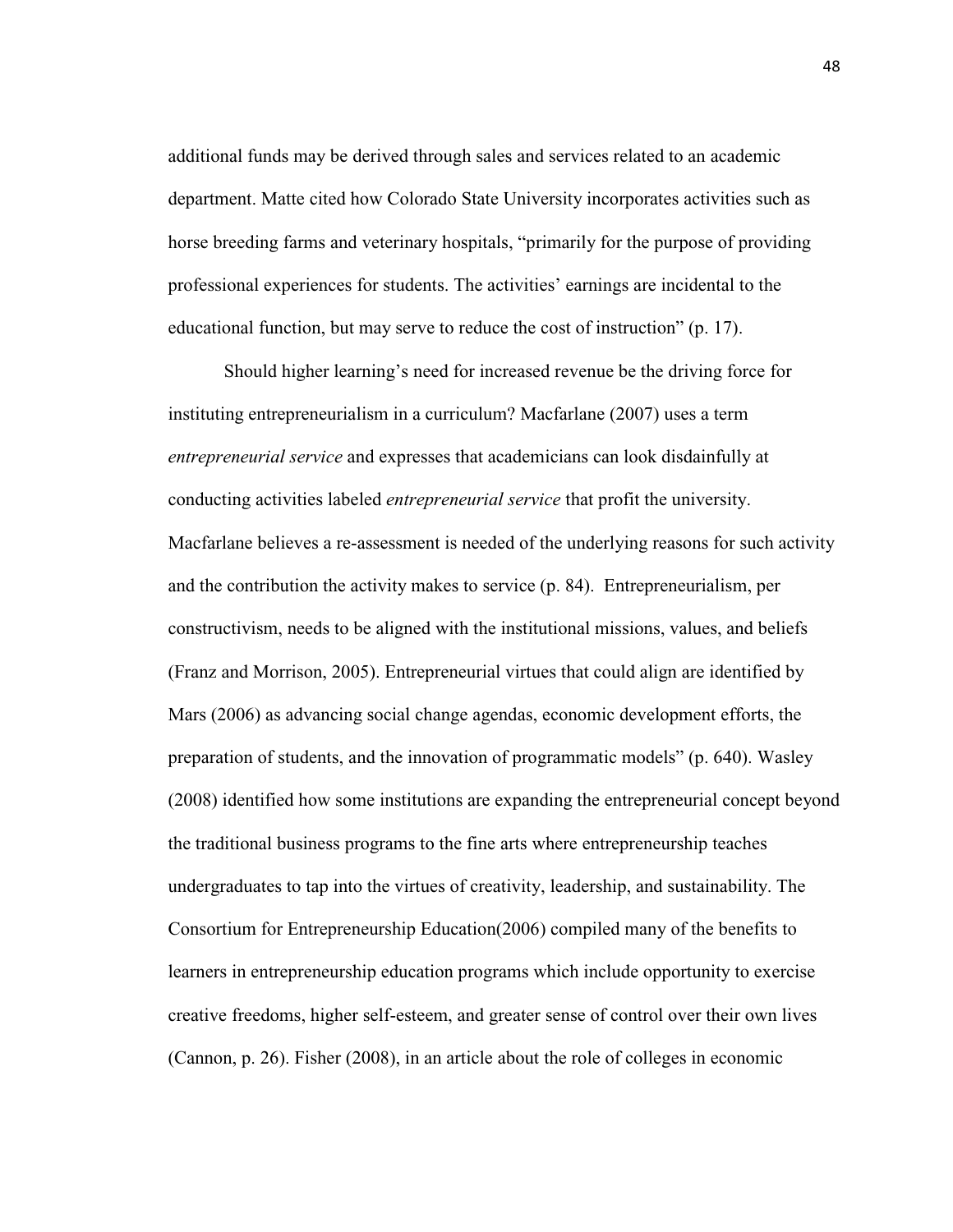additional funds may be derived through sales and services related to an academic department. Matte cited how Colorado State University incorporates activities such as horse breeding farms and veterinary hospitals, "primarily for the purpose of providing professional experiences for students. The activities' earnings are incidental to the educational function, but may serve to reduce the cost of instruction" (p. 17).

Should higher learning's need for increased revenue be the driving force for instituting entrepreneurialism in a curriculum? Macfarlane (2007) uses a term *entrepreneurial service* and expresses that academicians can look disdainfully at conducting activities labeled *entrepreneurial service* that profit the university. Macfarlane believes a re-assessment is needed of the underlying reasons for such activity and the contribution the activity makes to service (p. 84). Entrepreneurialism, per constructivism, needs to be aligned with the institutional missions, values, and beliefs (Franz and Morrison, 2005). Entrepreneurial virtues that could align are identified by Mars (2006) as advancing social change agendas, economic development efforts, the preparation of students, and the innovation of programmatic models" (p. 640). Wasley (2008) identified how some institutions are expanding the entrepreneurial concept beyond the traditional business programs to the fine arts where entrepreneurship teaches undergraduates to tap into the virtues of creativity, leadership, and sustainability. The Consortium for Entrepreneurship Education(2006) compiled many of the benefits to learners in entrepreneurship education programs which include opportunity to exercise creative freedoms, higher self-esteem, and greater sense of control over their own lives (Cannon, p. 26). Fisher (2008), in an article about the role of colleges in economic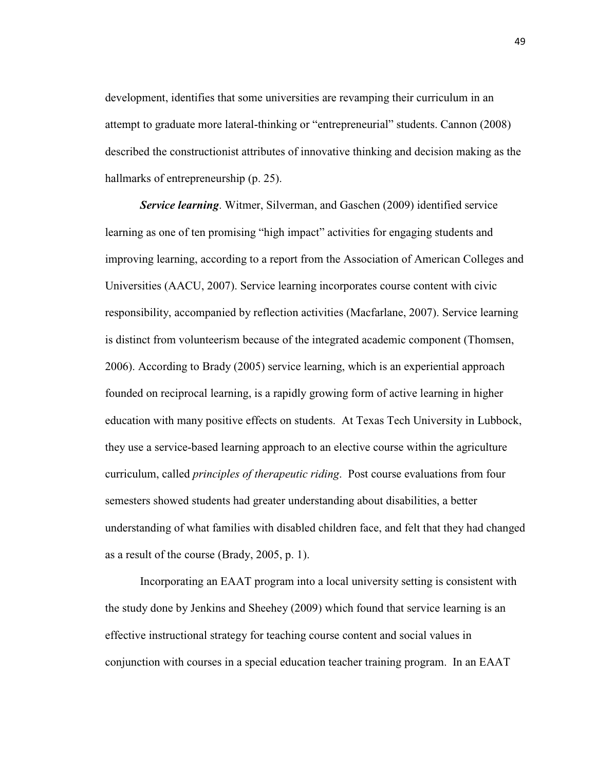development, identifies that some universities are revamping their curriculum in an attempt to graduate more lateral-thinking or "entrepreneurial" students. Cannon (2008) described the constructionist attributes of innovative thinking and decision making as the hallmarks of entrepreneurship (p. 25).

***Service learning***. Witmer, Silverman, and Gaschen (2009) identified service learning as one of ten promising "high impact" activities for engaging students and improving learning, according to a report from the Association of American Colleges and Universities (AACU, 2007). Service learning incorporates course content with civic responsibility, accompanied by reflection activities (Macfarlane, 2007). Service learning is distinct from volunteerism because of the integrated academic component (Thomsen, 2006). According to Brady (2005) service learning, which is an experiential approach founded on reciprocal learning, is a rapidly growing form of active learning in higher education with many positive effects on students. At Texas Tech University in Lubbock, they use a service-based learning approach to an elective course within the agriculture curriculum, called *principles of therapeutic riding*. Post course evaluations from four semesters showed students had greater understanding about disabilities, a better understanding of what families with disabled children face, and felt that they had changed as a result of the course (Brady, 2005, p. 1).

Incorporating an EAAT program into a local university setting is consistent with the study done by Jenkins and Sheehey (2009) which found that service learning is an effective instructional strategy for teaching course content and social values in conjunction with courses in a special education teacher training program. In an EAAT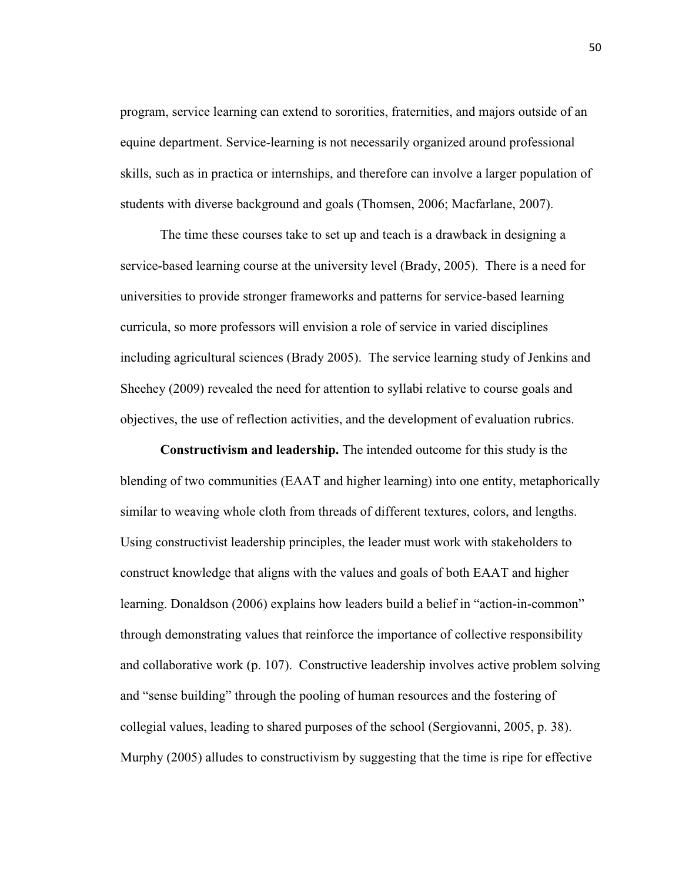program, service learning can extend to sororities, fraternities, and majors outside of an equine department. Service-learning is not necessarily organized around professional skills, such as in practica or internships, and therefore can involve a larger population of students with diverse background and goals (Thomsen, 2006; Macfarlane, 2007).

The time these courses take to set up and teach is a drawback in designing a service-based learning course at the university level (Brady, 2005). There is a need for universities to provide stronger frameworks and patterns for service-based learning curricula, so more professors will envision a role of service in varied disciplines including agricultural sciences (Brady 2005). The service learning study of Jenkins and Sheehey (2009) revealed the need for attention to syllabi relative to course goals and objectives, the use of reflection activities, and the development of evaluation rubrics.

**Constructivism and leadership.** The intended outcome for this study is the blending of two communities (EAAT and higher learning) into one entity, metaphorically similar to weaving whole cloth from threads of different textures, colors, and lengths. Using constructivist leadership principles, the leader must work with stakeholders to construct knowledge that aligns with the values and goals of both EAAT and higher learning. Donaldson (2006) explains how leaders build a belief in "action-in-common" through demonstrating values that reinforce the importance of collective responsibility and collaborative work (p. 107). Constructive leadership involves active problem solving and "sense building" through the pooling of human resources and the fostering of collegial values, leading to shared purposes of the school (Sergiovanni, 2005, p. 38). Murphy (2005) alludes to constructivism by suggesting that the time is ripe for effective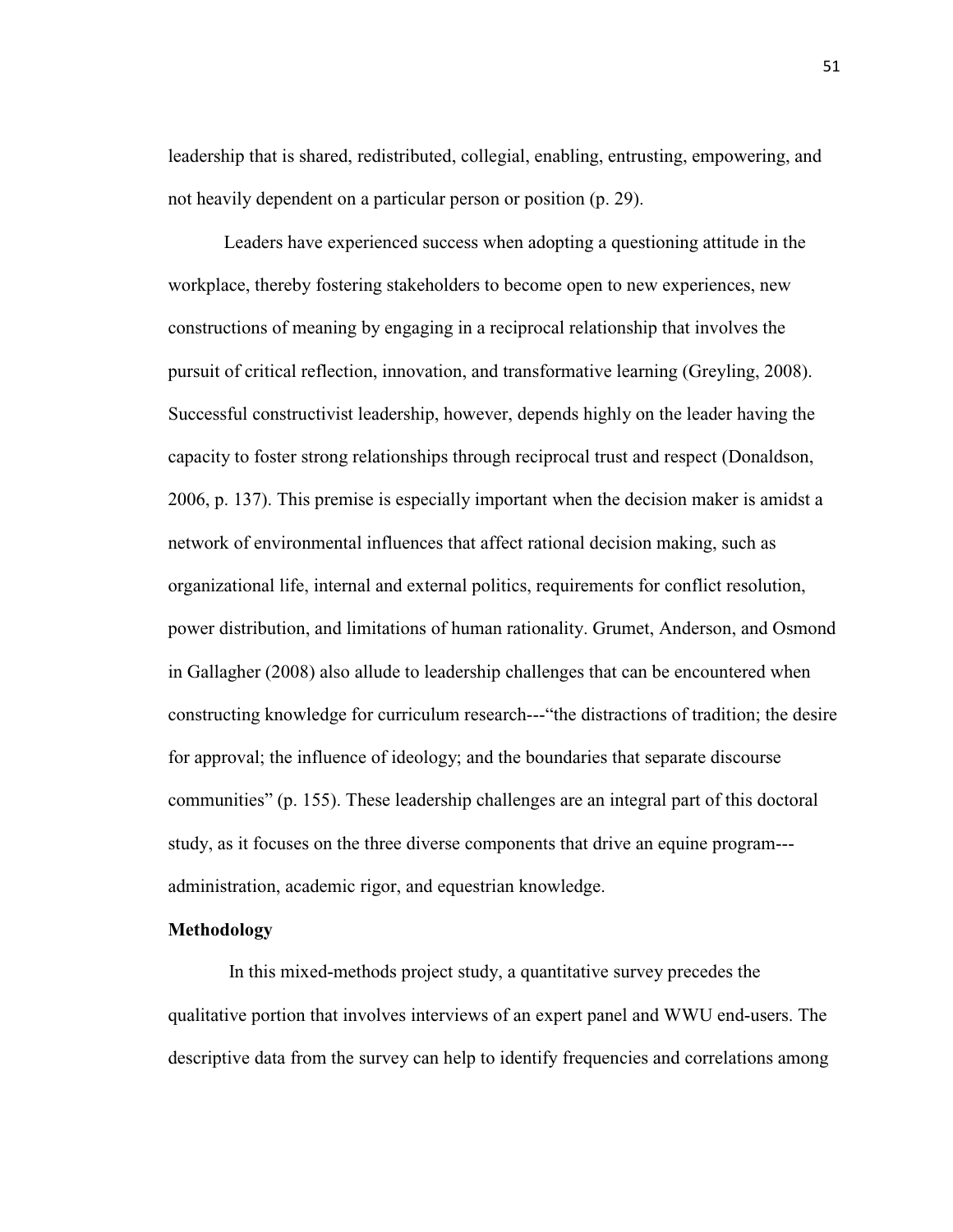leadership that is shared, redistributed, collegial, enabling, entrusting, empowering, and not heavily dependent on a particular person or position (p. 29).

Leaders have experienced success when adopting a questioning attitude in the workplace, thereby fostering stakeholders to become open to new experiences, new constructions of meaning by engaging in a reciprocal relationship that involves the pursuit of critical reflection, innovation, and transformative learning (Greyling, 2008). Successful constructivist leadership, however, depends highly on the leader having the capacity to foster strong relationships through reciprocal trust and respect (Donaldson, 2006, p. 137). This premise is especially important when the decision maker is amidst a network of environmental influences that affect rational decision making, such as organizational life, internal and external politics, requirements for conflict resolution, power distribution, and limitations of human rationality. Grumet, Anderson, and Osmond in Gallagher (2008) also allude to leadership challenges that can be encountered when constructing knowledge for curriculum research---"the distractions of tradition; the desire for approval; the influence of ideology; and the boundaries that separate discourse communities" (p. 155). These leadership challenges are an integral part of this doctoral study, as it focuses on the three diverse components that drive an equine program---administration, academic rigor, and equestrian knowledge.

**Methodology**

In this mixed-methods project study, a quantitative survey precedes the qualitative portion that involves interviews of an expert panel and WWU end-users. The descriptive data from the survey can help to identify frequencies and correlations among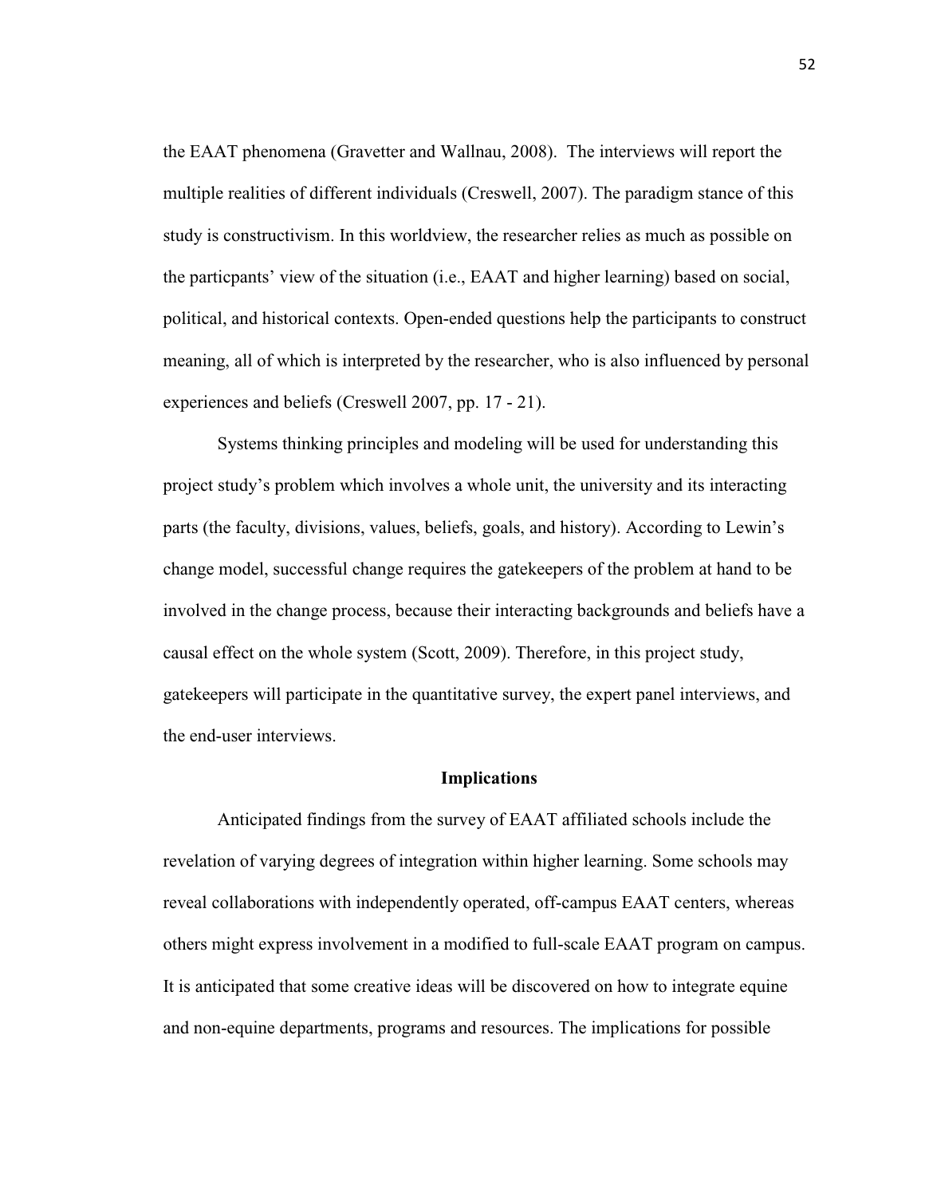the EAAT phenomena (Gravetter and Wallnau, 2008). The interviews will report the multiple realities of different individuals (Creswell, 2007). The paradigm stance of this study is constructivism. In this worldview, the researcher relies as much as possible on the particpants' view of the situation (i.e., EAAT and higher learning) based on social, political, and historical contexts. Open-ended questions help the participants to construct meaning, all of which is interpreted by the researcher, who is also influenced by personal experiences and beliefs (Creswell 2007, pp. 17 - 21).

Systems thinking principles and modeling will be used for understanding this project study's problem which involves a whole unit, the university and its interacting parts (the faculty, divisions, values, beliefs, goals, and history). According to Lewin's change model, successful change requires the gatekeepers of the problem at hand to be involved in the change process, because their interacting backgrounds and beliefs have a causal effect on the whole system (Scott, 2009). Therefore, in this project study, gatekeepers will participate in the quantitative survey, the expert panel interviews, and the end-user interviews.

## Implications

Anticipated findings from the survey of EAAT affiliated schools include the revelation of varying degrees of integration within higher learning. Some schools may reveal collaborations with independently operated, off-campus EAAT centers, whereas others might express involvement in a modified to full-scale EAAT program on campus. It is anticipated that some creative ideas will be discovered on how to integrate equine and non-equine departments, programs and resources. The implications for possible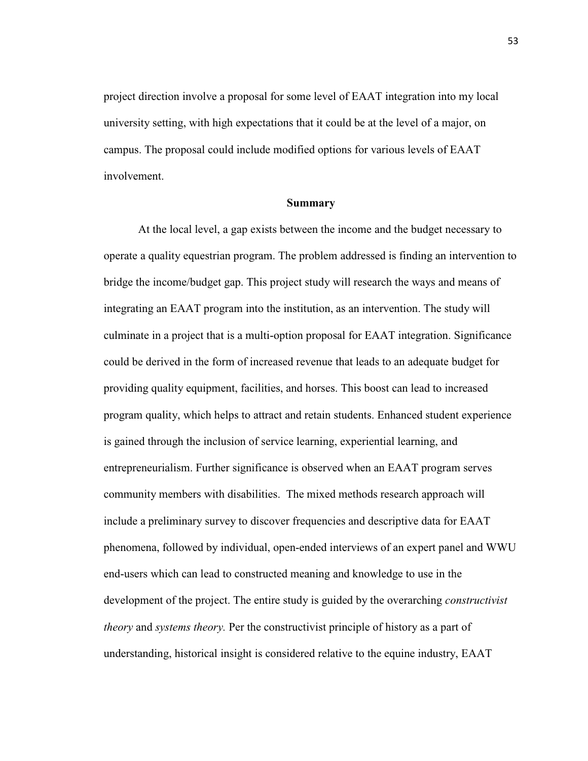project direction involve a proposal for some level of EAAT integration into my local university setting, with high expectations that it could be at the level of a major, on campus. The proposal could include modified options for various levels of EAAT involvement.

## Summary

At the local level, a gap exists between the income and the budget necessary to operate a quality equestrian program. The problem addressed is finding an intervention to bridge the income/budget gap. This project study will research the ways and means of integrating an EAAT program into the institution, as an intervention. The study will culminate in a project that is a multi-option proposal for EAAT integration. Significance could be derived in the form of increased revenue that leads to an adequate budget for providing quality equipment, facilities, and horses. This boost can lead to increased program quality, which helps to attract and retain students. Enhanced student experience is gained through the inclusion of service learning, experiential learning, and entrepreneurialism. Further significance is observed when an EAAT program serves community members with disabilities. The mixed methods research approach will include a preliminary survey to discover frequencies and descriptive data for EAAT phenomena, followed by individual, open-ended interviews of an expert panel and WWU end-users which can lead to constructed meaning and knowledge to use in the development of the project. The entire study is guided by the overarching *constructivist theory* and *systems theory.* Per the constructivist principle of history as a part of understanding, historical insight is considered relative to the equine industry, EAAT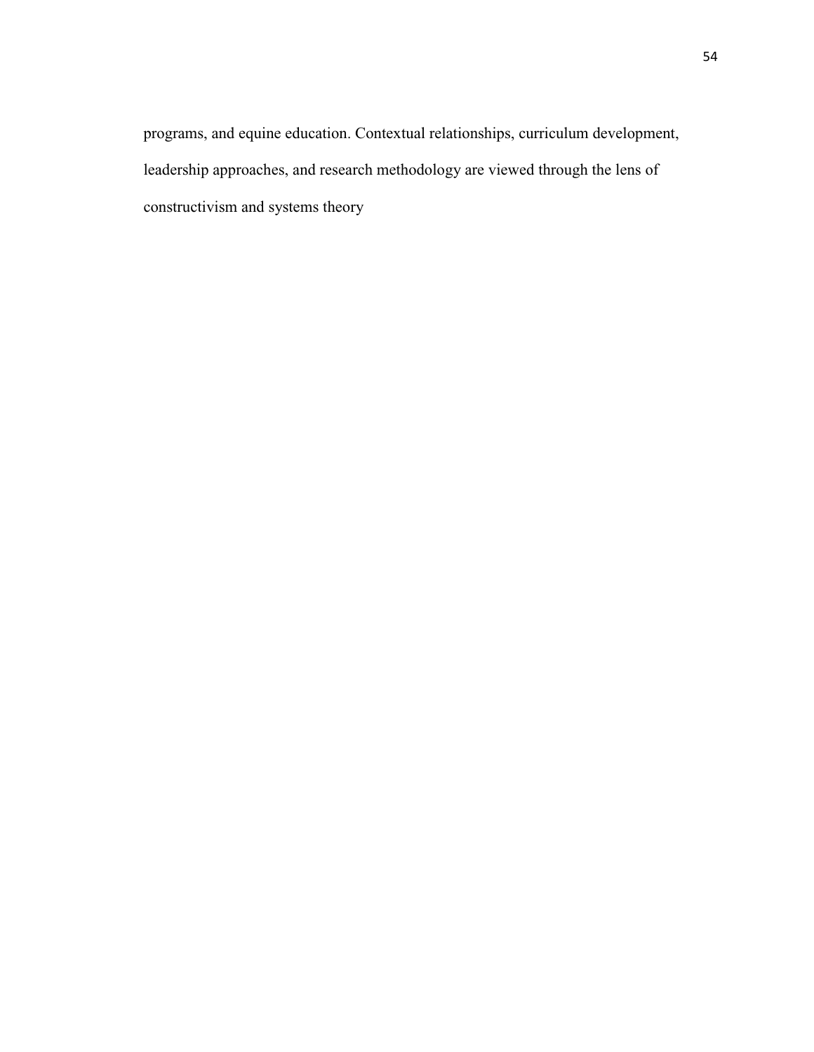programs, and equine education. Contextual relationships, curriculum development, leadership approaches, and research methodology are viewed through the lens of constructivism and systems theory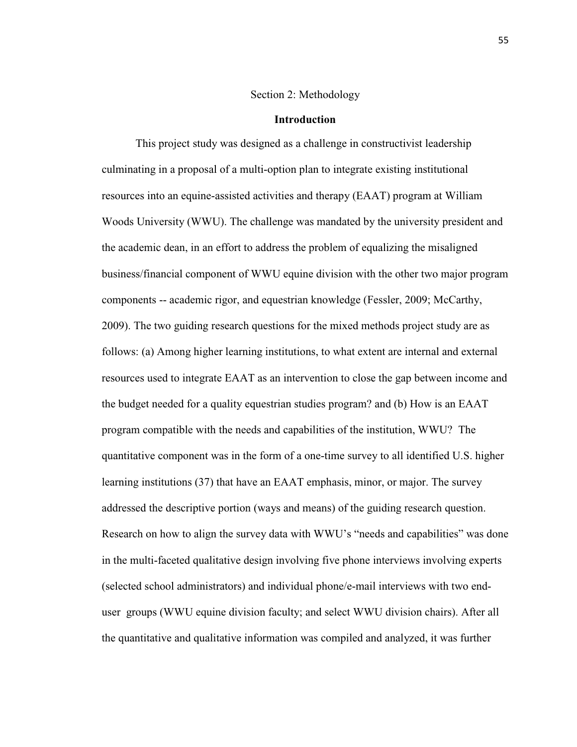# Section 2: Methodology

## Introduction

This project study was designed as a challenge in constructivist leadership culminating in a proposal of a multi-option plan to integrate existing institutional resources into an equine-assisted activities and therapy (EAAT) program at William Woods University (WWU). The challenge was mandated by the university president and the academic dean, in an effort to address the problem of equalizing the misaligned business/financial component of WWU equine division with the other two major program components -- academic rigor, and equestrian knowledge (Fessler, 2009; McCarthy, 2009). The two guiding research questions for the mixed methods project study are as follows: (a) Among higher learning institutions, to what extent are internal and external resources used to integrate EAAT as an intervention to close the gap between income and the budget needed for a quality equestrian studies program? and (b) How is an EAAT program compatible with the needs and capabilities of the institution, WWU? The quantitative component was in the form of a one-time survey to all identified U.S. higher learning institutions (37) that have an EAAT emphasis, minor, or major. The survey addressed the descriptive portion (ways and means) of the guiding research question. Research on how to align the survey data with WWU's "needs and capabilities" was done in the multi-faceted qualitative design involving five phone interviews involving experts (selected school administrators) and individual phone/e-mail interviews with two end-user groups (WWU equine division faculty; and select WWU division chairs). After all the quantitative and qualitative information was compiled and analyzed, it was further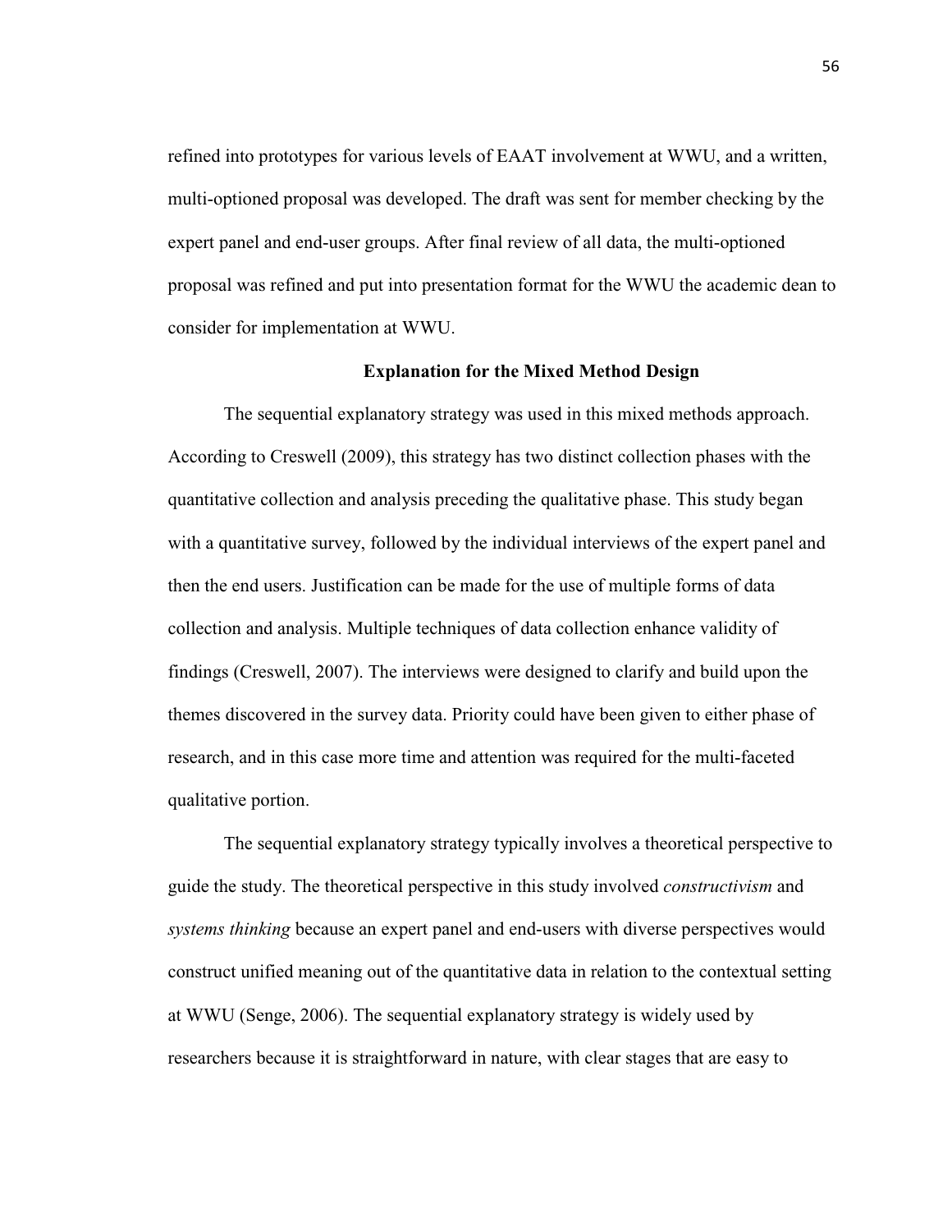refined into prototypes for various levels of EAAT involvement at WWU, and a written, multi-optioned proposal was developed. The draft was sent for member checking by the expert panel and end-user groups. After final review of all data, the multi-optioned proposal was refined and put into presentation format for the WWU the academic dean to consider for implementation at WWU.

## Explanation for the Mixed Method Design

The sequential explanatory strategy was used in this mixed methods approach. According to Creswell (2009), this strategy has two distinct collection phases with the quantitative collection and analysis preceding the qualitative phase. This study began with a quantitative survey, followed by the individual interviews of the expert panel and then the end users. Justification can be made for the use of multiple forms of data collection and analysis. Multiple techniques of data collection enhance validity of findings (Creswell, 2007). The interviews were designed to clarify and build upon the themes discovered in the survey data. Priority could have been given to either phase of research, and in this case more time and attention was required for the multi-faceted qualitative portion.

The sequential explanatory strategy typically involves a theoretical perspective to guide the study. The theoretical perspective in this study involved *constructivism* and *systems thinking* because an expert panel and end-users with diverse perspectives would construct unified meaning out of the quantitative data in relation to the contextual setting at WWU (Senge, 2006). The sequential explanatory strategy is widely used by researchers because it is straightforward in nature, with clear stages that are easy to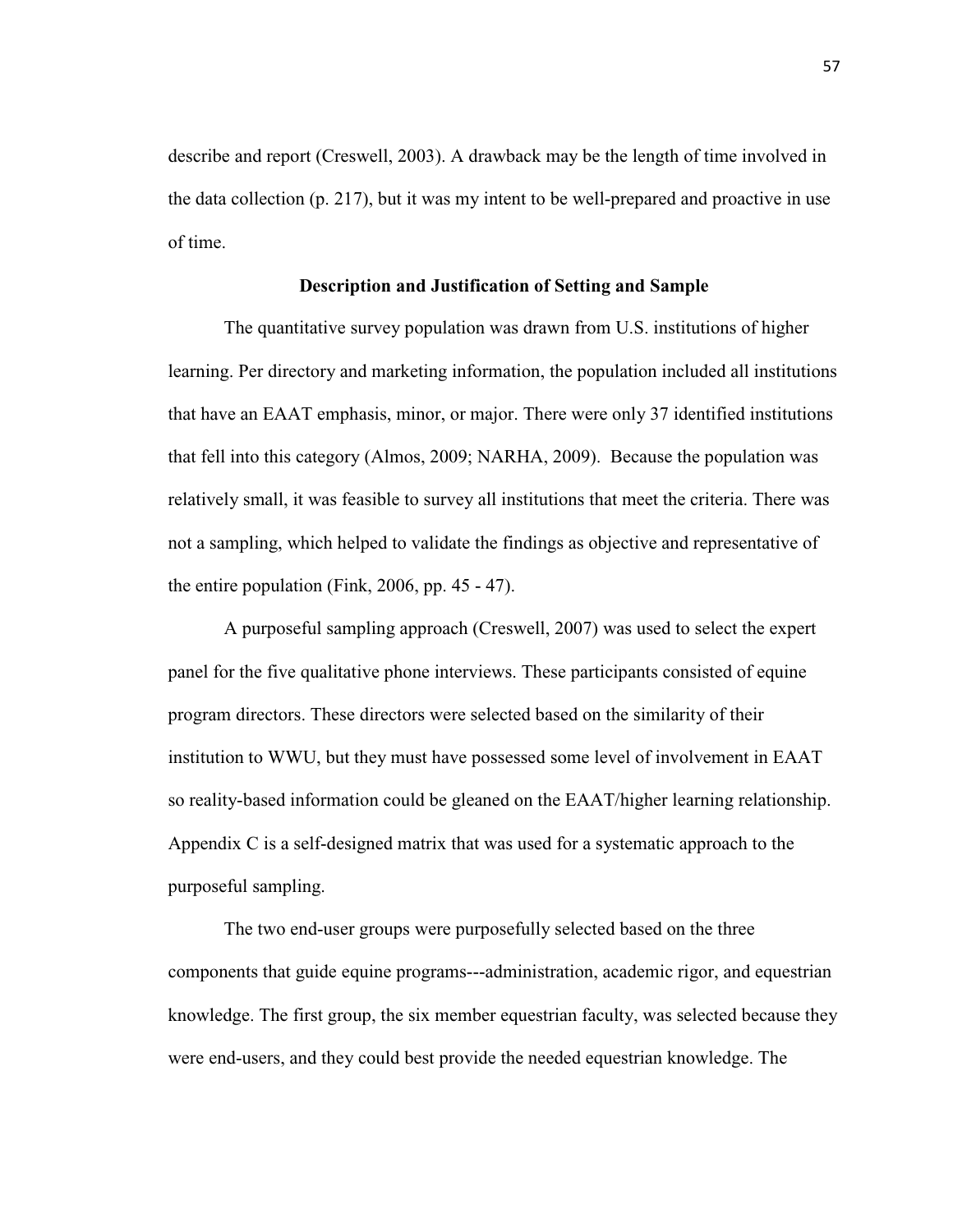describe and report (Creswell, 2003). A drawback may be the length of time involved in the data collection (p. 217), but it was my intent to be well-prepared and proactive in use of time.

## Description and Justification of Setting and Sample

The quantitative survey population was drawn from U.S. institutions of higher learning. Per directory and marketing information, the population included all institutions that have an EAAT emphasis, minor, or major. There were only 37 identified institutions that fell into this category (Almos, 2009; NARHA, 2009). Because the population was relatively small, it was feasible to survey all institutions that meet the criteria. There was not a sampling, which helped to validate the findings as objective and representative of the entire population (Fink, 2006, pp. 45 - 47).

A purposeful sampling approach (Creswell, 2007) was used to select the expert panel for the five qualitative phone interviews. These participants consisted of equine program directors. These directors were selected based on the similarity of their institution to WWU, but they must have possessed some level of involvement in EAAT so reality-based information could be gleaned on the EAAT/higher learning relationship. Appendix C is a self-designed matrix that was used for a systematic approach to the purposeful sampling.

The two end-user groups were purposefully selected based on the three components that guide equine programs---administration, academic rigor, and equestrian knowledge. The first group, the six member equestrian faculty, was selected because they were end-users, and they could best provide the needed equestrian knowledge. The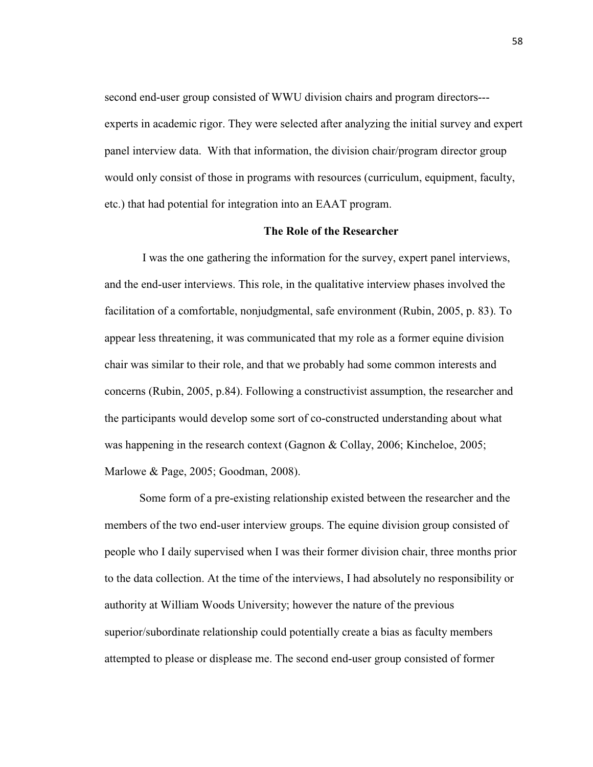second end-user group consisted of WWU division chairs and program directors---experts in academic rigor. They were selected after analyzing the initial survey and expert panel interview data. With that information, the division chair/program director group would only consist of those in programs with resources (curriculum, equipment, faculty, etc.) that had potential for integration into an EAAT program.

## The Role of the Researcher

I was the one gathering the information for the survey, expert panel interviews, and the end-user interviews. This role, in the qualitative interview phases involved the facilitation of a comfortable, nonjudgmental, safe environment (Rubin, 2005, p. 83). To appear less threatening, it was communicated that my role as a former equine division chair was similar to their role, and that we probably had some common interests and concerns (Rubin, 2005, p.84). Following a constructivist assumption, the researcher and the participants would develop some sort of co-constructed understanding about what was happening in the research context (Gagnon & Collay, 2006; Kincheloe, 2005; Marlowe & Page, 2005; Goodman, 2008).

Some form of a pre-existing relationship existed between the researcher and the members of the two end-user interview groups. The equine division group consisted of people who I daily supervised when I was their former division chair, three months prior to the data collection. At the time of the interviews, I had absolutely no responsibility or authority at William Woods University; however the nature of the previous superior/subordinate relationship could potentially create a bias as faculty members attempted to please or displease me. The second end-user group consisted of former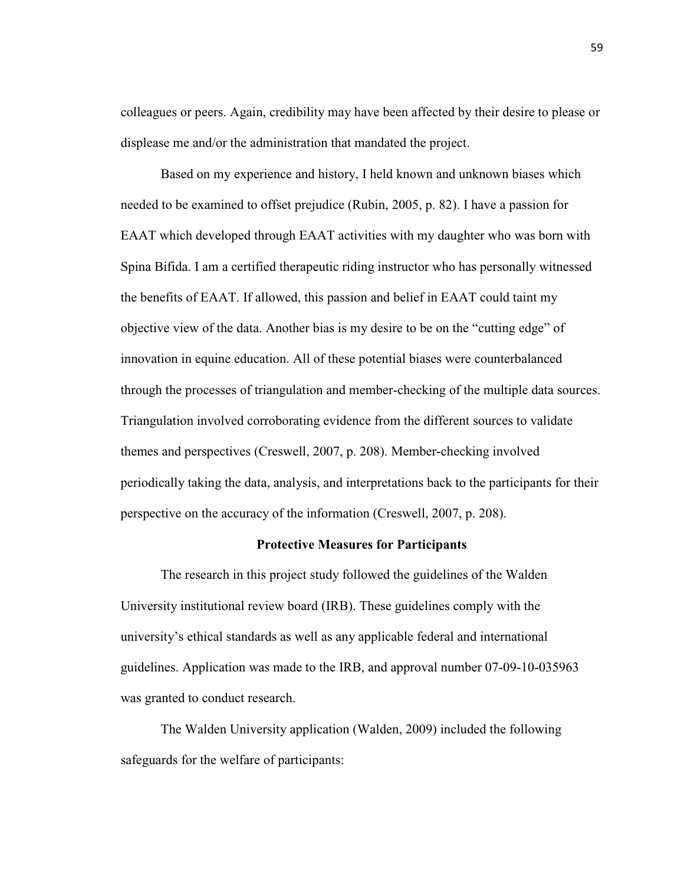colleagues or peers. Again, credibility may have been affected by their desire to please or displease me and/or the administration that mandated the project.

Based on my experience and history, I held known and unknown biases which needed to be examined to offset prejudice (Rubin, 2005, p. 82). I have a passion for EAAT which developed through EAAT activities with my daughter who was born with Spina Bifida. I am a certified therapeutic riding instructor who has personally witnessed the benefits of EAAT. If allowed, this passion and belief in EAAT could taint my objective view of the data. Another bias is my desire to be on the "cutting edge" of innovation in equine education. All of these potential biases were counterbalanced through the processes of triangulation and member-checking of the multiple data sources. Triangulation involved corroborating evidence from the different sources to validate themes and perspectives (Creswell, 2007, p. 208). Member-checking involved periodically taking the data, analysis, and interpretations back to the participants for their perspective on the accuracy of the information (Creswell, 2007, p. 208).

## Protective Measures for Participants

The research in this project study followed the guidelines of the Walden University institutional review board (IRB). These guidelines comply with the university's ethical standards as well as any applicable federal and international guidelines. Application was made to the IRB, and approval number 07-09-10-035963 was granted to conduct research.

The Walden University application (Walden, 2009) included the following safeguards for the welfare of participants: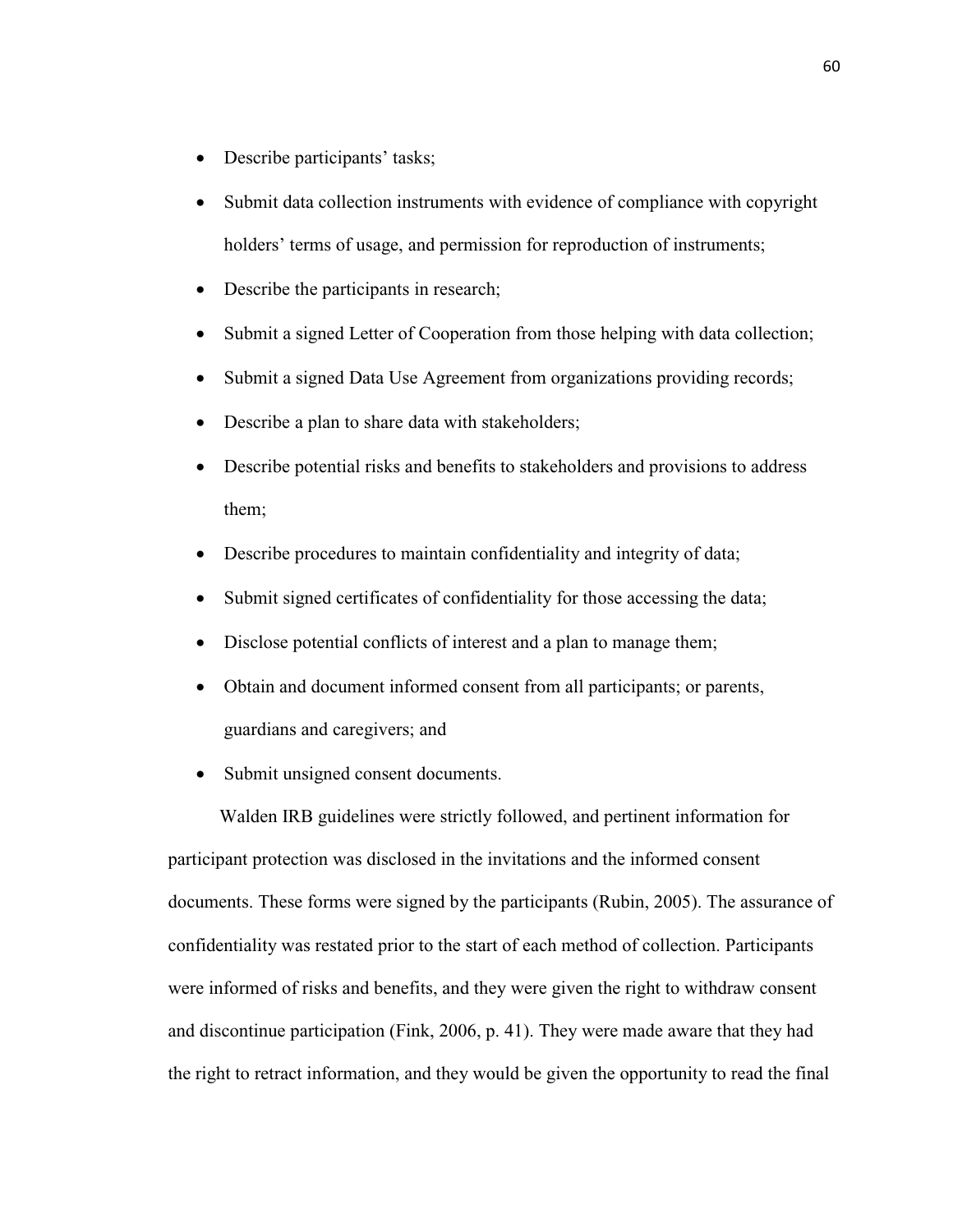- Describe participants' tasks;
- Submit data collection instruments with evidence of compliance with copyright holders' terms of usage, and permission for reproduction of instruments;
- Describe the participants in research;
- Submit a signed Letter of Cooperation from those helping with data collection;
- Submit a signed Data Use Agreement from organizations providing records;
- Describe a plan to share data with stakeholders;
- Describe potential risks and benefits to stakeholders and provisions to address them;
- Describe procedures to maintain confidentiality and integrity of data;
- Submit signed certificates of confidentiality for those accessing the data;
- Disclose potential conflicts of interest and a plan to manage them;
- Obtain and document informed consent from all participants; or parents, guardians and caregivers; and
- Submit unsigned consent documents.

Walden IRB guidelines were strictly followed, and pertinent information for participant protection was disclosed in the invitations and the informed consent documents. These forms were signed by the participants (Rubin, 2005). The assurance of confidentiality was restated prior to the start of each method of collection. Participants were informed of risks and benefits, and they were given the right to withdraw consent and discontinue participation (Fink, 2006, p. 41). They were made aware that they had the right to retract information, and they would be given the opportunity to read the final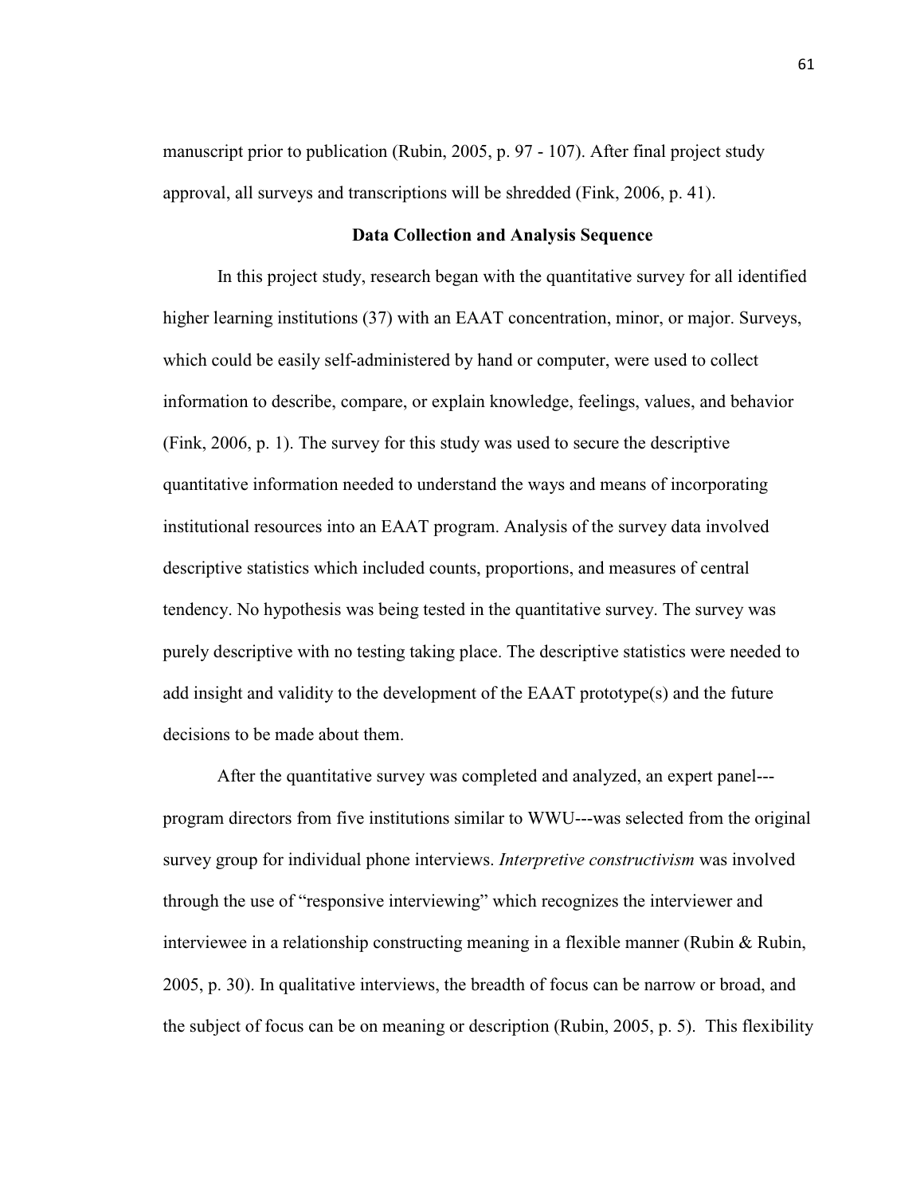manuscript prior to publication (Rubin, 2005, p. 97 - 107). After final project study approval, all surveys and transcriptions will be shredded (Fink, 2006, p. 41).

## Data Collection and Analysis Sequence

In this project study, research began with the quantitative survey for all identified higher learning institutions (37) with an EAAT concentration, minor, or major. Surveys, which could be easily self-administered by hand or computer, were used to collect information to describe, compare, or explain knowledge, feelings, values, and behavior (Fink, 2006, p. 1). The survey for this study was used to secure the descriptive quantitative information needed to understand the ways and means of incorporating institutional resources into an EAAT program. Analysis of the survey data involved descriptive statistics which included counts, proportions, and measures of central tendency. No hypothesis was being tested in the quantitative survey. The survey was purely descriptive with no testing taking place. The descriptive statistics were needed to add insight and validity to the development of the EAAT prototype(s) and the future decisions to be made about them.

After the quantitative survey was completed and analyzed, an expert panel---program directors from five institutions similar to WWU---was selected from the original survey group for individual phone interviews. *Interpretive constructivism* was involved through the use of "responsive interviewing" which recognizes the interviewer and interviewee in a relationship constructing meaning in a flexible manner (Rubin & Rubin, 2005, p. 30). In qualitative interviews, the breadth of focus can be narrow or broad, and the subject of focus can be on meaning or description (Rubin, 2005, p. 5). This flexibility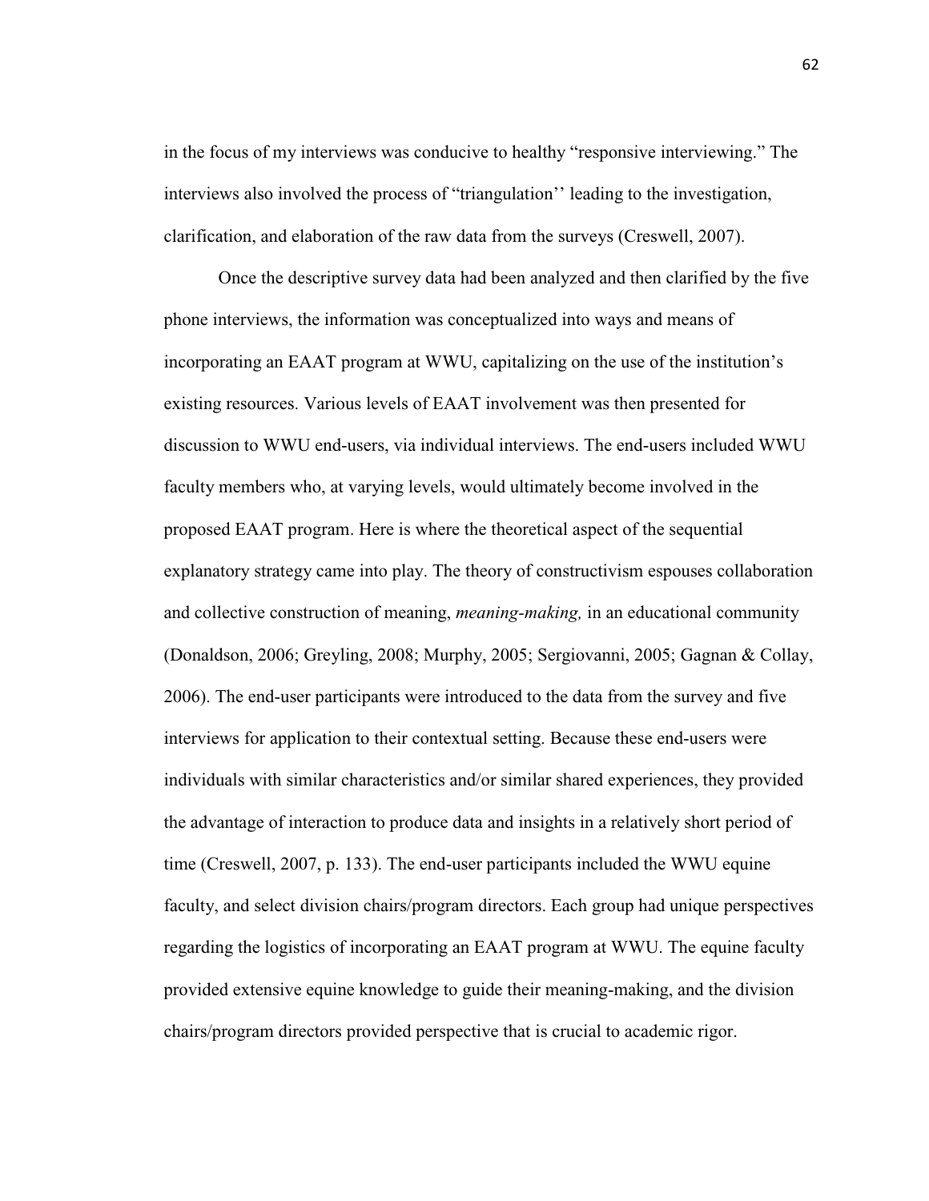in the focus of my interviews was conducive to healthy "responsive interviewing." The interviews also involved the process of "triangulation'' leading to the investigation, clarification, and elaboration of the raw data from the surveys (Creswell, 2007).

Once the descriptive survey data had been analyzed and then clarified by the five phone interviews, the information was conceptualized into ways and means of incorporating an EAAT program at WWU, capitalizing on the use of the institution's existing resources. Various levels of EAAT involvement was then presented for discussion to WWU end-users, via individual interviews. The end-users included WWU faculty members who, at varying levels, would ultimately become involved in the proposed EAAT program. Here is where the theoretical aspect of the sequential explanatory strategy came into play. The theory of constructivism espouses collaboration and collective construction of meaning, *meaning-making,* in an educational community (Donaldson, 2006; Greyling, 2008; Murphy, 2005; Sergiovanni, 2005; Gagnan & Collay, 2006). The end-user participants were introduced to the data from the survey and five interviews for application to their contextual setting. Because these end-users were individuals with similar characteristics and/or similar shared experiences, they provided the advantage of interaction to produce data and insights in a relatively short period of time (Creswell, 2007, p. 133). The end-user participants included the WWU equine faculty, and select division chairs/program directors. Each group had unique perspectives regarding the logistics of incorporating an EAAT program at WWU. The equine faculty provided extensive equine knowledge to guide their meaning-making, and the division chairs/program directors provided perspective that is crucial to academic rigor.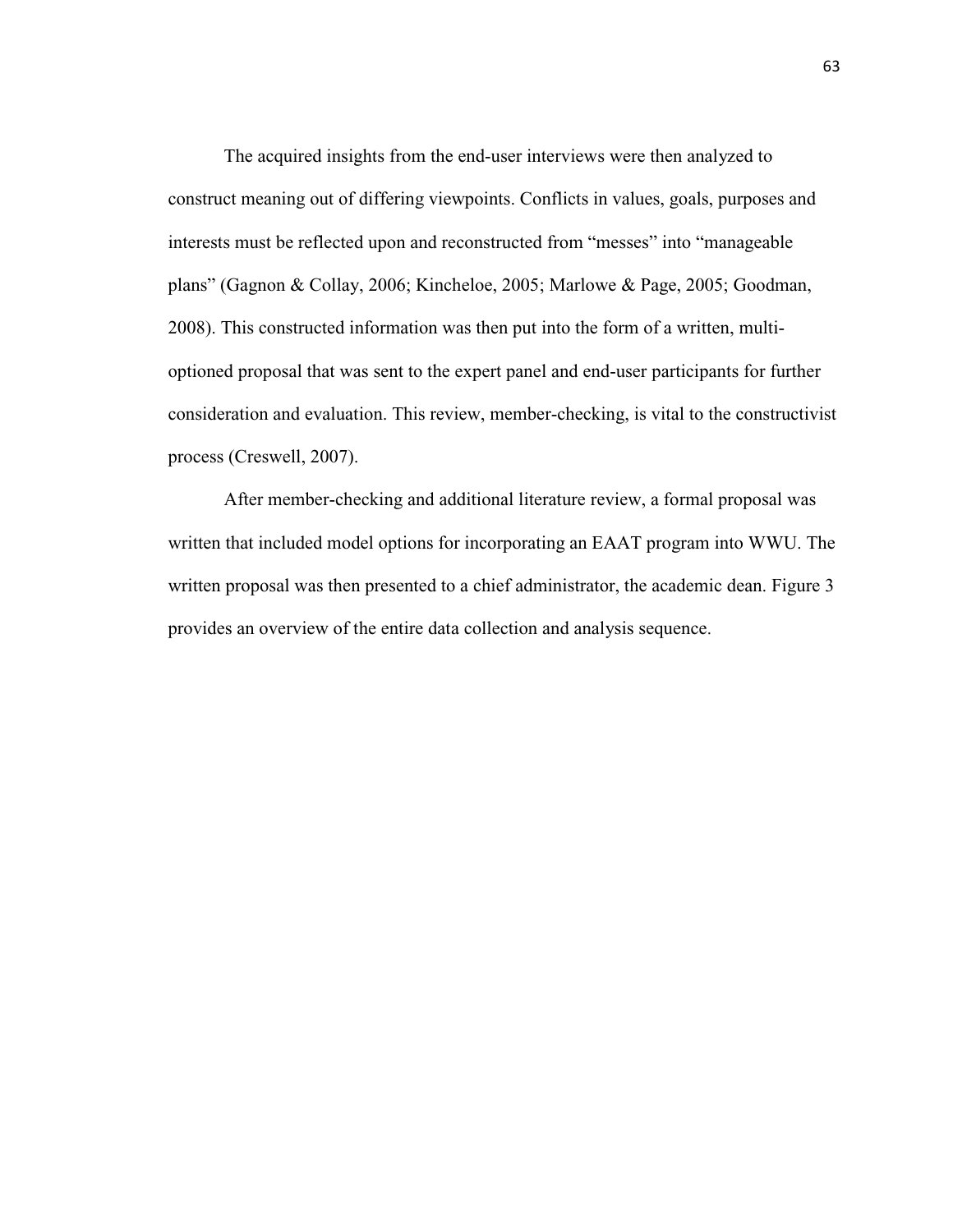The acquired insights from the end-user interviews were then analyzed to construct meaning out of differing viewpoints. Conflicts in values, goals, purposes and interests must be reflected upon and reconstructed from "messes" into "manageable plans" (Gagnon & Collay, 2006; Kincheloe, 2005; Marlowe & Page, 2005; Goodman, 2008). This constructed information was then put into the form of a written, multi-optioned proposal that was sent to the expert panel and end-user participants for further consideration and evaluation. This review, member-checking, is vital to the constructivist process (Creswell, 2007).

After member-checking and additional literature review, a formal proposal was written that included model options for incorporating an EAAT program into WWU. The written proposal was then presented to a chief administrator, the academic dean. Figure 3 provides an overview of the entire data collection and analysis sequence.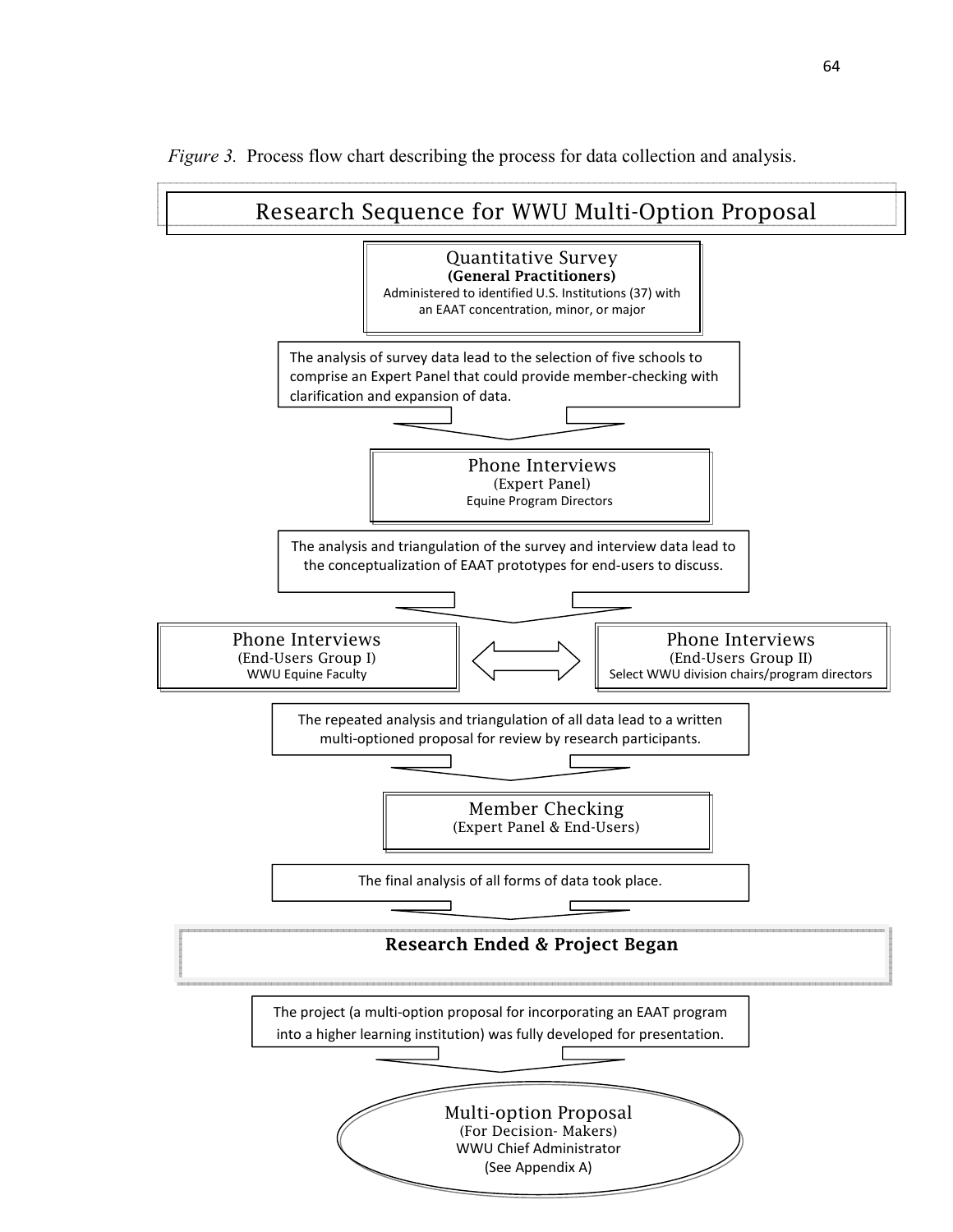*Figure 3.* Process flow chart describing the process for data collection and analysis.

Research Sequence for WWU Multi-Option Proposal

Quantitative Survey
**(General Practitioners)**
Administered to identified U.S. Institutions (37) with an EAAT concentration, minor, or major

The analysis of survey data lead to the selection of five schools to comprise an Expert Panel that could provide member-checking with clarification and expansion of data.

Phone Interviews
(Expert Panel)
Equine Program Directors

The analysis and triangulation of the survey and interview data lead to the conceptualization of EAAT prototypes for end-users to discuss.

Phone Interviews
(End-Users Group I)
WWU Equine Faculty

Phone Interviews
(End-Users Group II)
Select WWU division chairs/program directors

The repeated analysis and triangulation of all data lead to a written multi-optioned proposal for review by research participants.

Member Checking
(Expert Panel & End-Users)

The final analysis of all forms of data took place.

**Research Ended & Project Began**

The project (a multi-option proposal for incorporating an EAAT program into a higher learning institution) was fully developed for presentation.

Multi-option Proposal
(For Decision- Makers)
WWU Chief Administrator
(See Appendix A)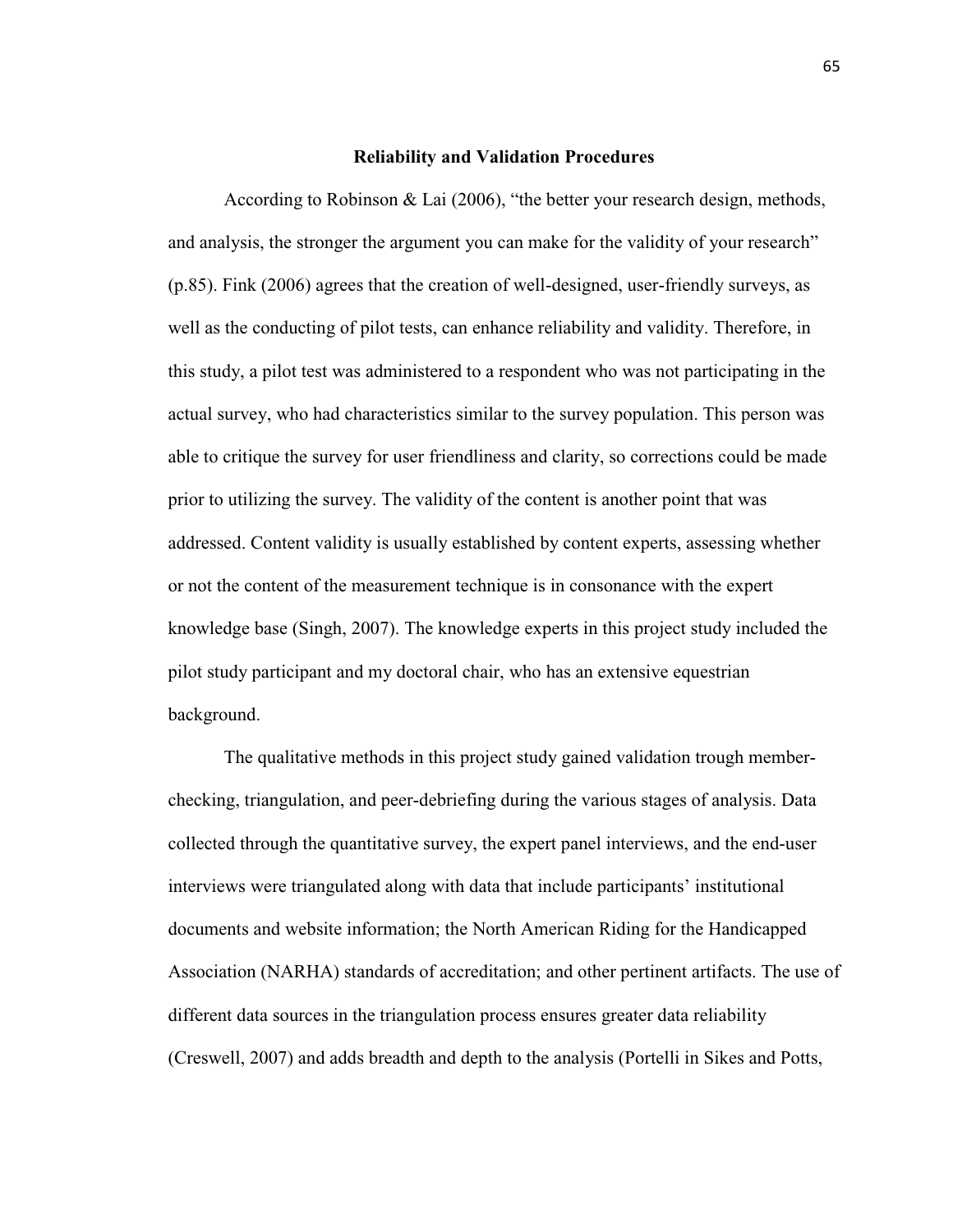## Reliability and Validation Procedures

According to Robinson & Lai (2006), "the better your research design, methods, and analysis, the stronger the argument you can make for the validity of your research" (p.85). Fink (2006) agrees that the creation of well-designed, user-friendly surveys, as well as the conducting of pilot tests, can enhance reliability and validity. Therefore, in this study, a pilot test was administered to a respondent who was not participating in the actual survey, who had characteristics similar to the survey population. This person was able to critique the survey for user friendliness and clarity, so corrections could be made prior to utilizing the survey. The validity of the content is another point that was addressed. Content validity is usually established by content experts, assessing whether or not the content of the measurement technique is in consonance with the expert knowledge base (Singh, 2007). The knowledge experts in this project study included the pilot study participant and my doctoral chair, who has an extensive equestrian background.

The qualitative methods in this project study gained validation trough member-checking, triangulation, and peer-debriefing during the various stages of analysis. Data collected through the quantitative survey, the expert panel interviews, and the end-user interviews were triangulated along with data that include participants' institutional documents and website information; the North American Riding for the Handicapped Association (NARHA) standards of accreditation; and other pertinent artifacts. The use of different data sources in the triangulation process ensures greater data reliability (Creswell, 2007) and adds breadth and depth to the analysis (Portelli in Sikes and Potts,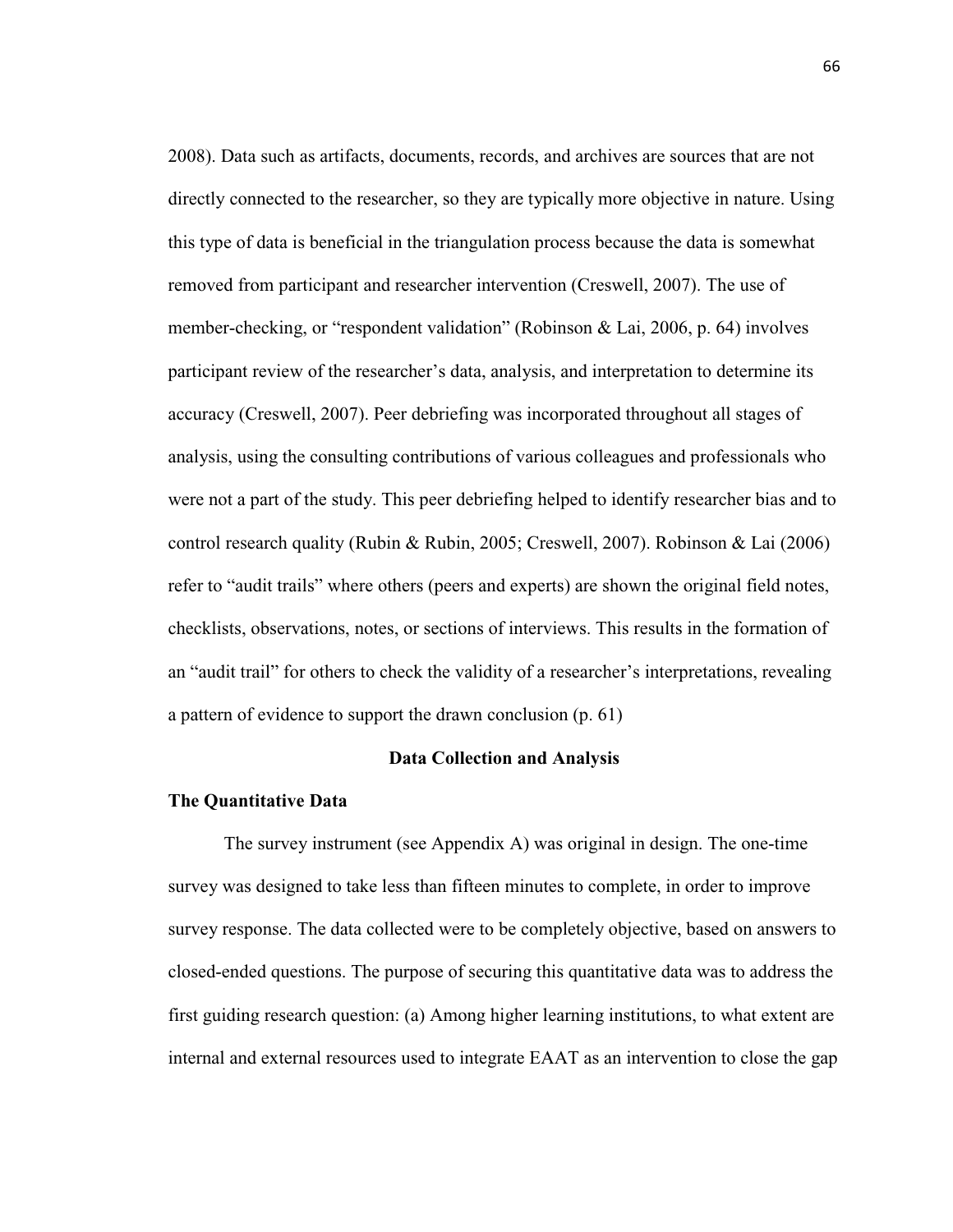2008). Data such as artifacts, documents, records, and archives are sources that are not directly connected to the researcher, so they are typically more objective in nature. Using this type of data is beneficial in the triangulation process because the data is somewhat removed from participant and researcher intervention (Creswell, 2007). The use of member-checking, or "respondent validation" (Robinson & Lai, 2006, p. 64) involves participant review of the researcher's data, analysis, and interpretation to determine its accuracy (Creswell, 2007). Peer debriefing was incorporated throughout all stages of analysis, using the consulting contributions of various colleagues and professionals who were not a part of the study. This peer debriefing helped to identify researcher bias and to control research quality (Rubin & Rubin, 2005; Creswell, 2007). Robinson & Lai (2006) refer to "audit trails" where others (peers and experts) are shown the original field notes, checklists, observations, notes, or sections of interviews. This results in the formation of an "audit trail" for others to check the validity of a researcher's interpretations, revealing a pattern of evidence to support the drawn conclusion (p. 61)

## Data Collection and Analysis

### The Quantitative Data

The survey instrument (see Appendix A) was original in design. The one-time survey was designed to take less than fifteen minutes to complete, in order to improve survey response. The data collected were to be completely objective, based on answers to closed-ended questions. The purpose of securing this quantitative data was to address the first guiding research question: (a) Among higher learning institutions, to what extent are internal and external resources used to integrate EAAT as an intervention to close the gap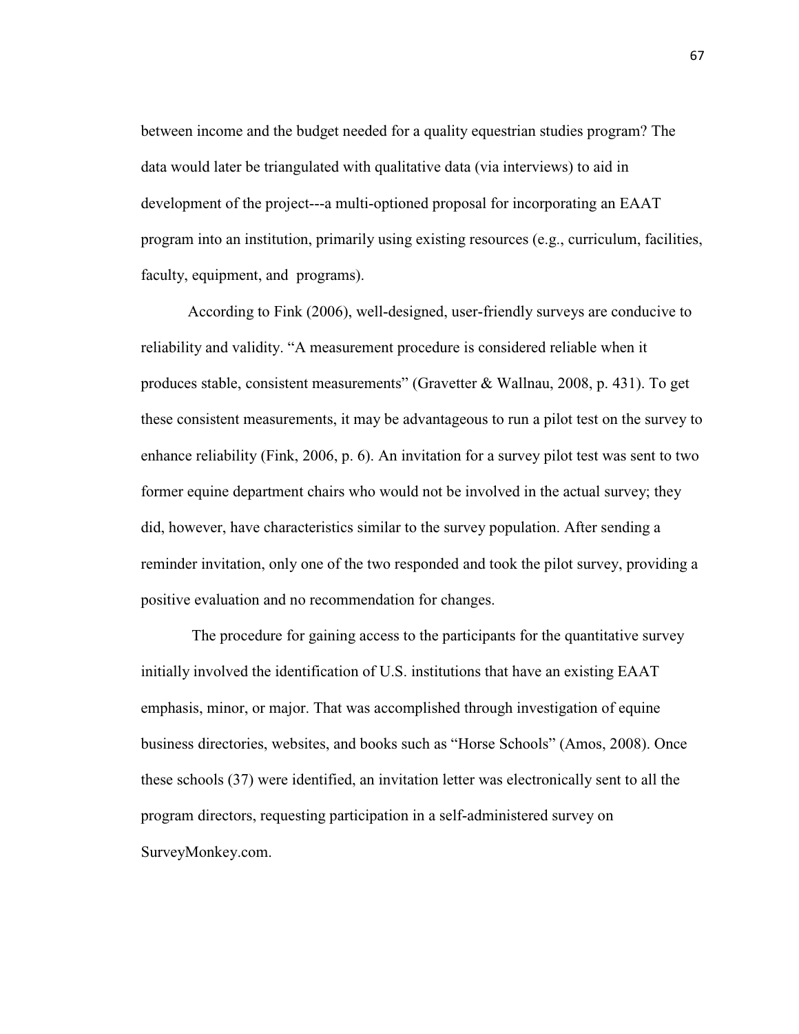between income and the budget needed for a quality equestrian studies program? The data would later be triangulated with qualitative data (via interviews) to aid in development of the project---a multi-optioned proposal for incorporating an EAAT program into an institution, primarily using existing resources (e.g., curriculum, facilities, faculty, equipment, and programs).

According to Fink (2006), well-designed, user-friendly surveys are conducive to reliability and validity. "A measurement procedure is considered reliable when it produces stable, consistent measurements" (Gravetter & Wallnau, 2008, p. 431). To get these consistent measurements, it may be advantageous to run a pilot test on the survey to enhance reliability (Fink, 2006, p. 6). An invitation for a survey pilot test was sent to two former equine department chairs who would not be involved in the actual survey; they did, however, have characteristics similar to the survey population. After sending a reminder invitation, only one of the two responded and took the pilot survey, providing a positive evaluation and no recommendation for changes.

The procedure for gaining access to the participants for the quantitative survey initially involved the identification of U.S. institutions that have an existing EAAT emphasis, minor, or major. That was accomplished through investigation of equine business directories, websites, and books such as "Horse Schools" (Amos, 2008). Once these schools (37) were identified, an invitation letter was electronically sent to all the program directors, requesting participation in a self-administered survey on SurveyMonkey.com.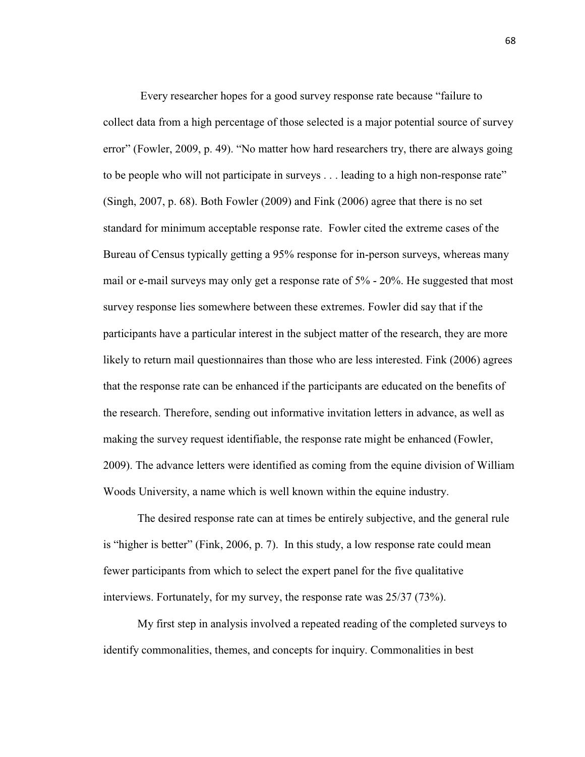Every researcher hopes for a good survey response rate because “failure to collect data from a high percentage of those selected is a major potential source of survey error” (Fowler, 2009, p. 49). “No matter how hard researchers try, there are always going to be people who will not participate in surveys . . . leading to a high non-response rate” (Singh, 2007, p. 68). Both Fowler (2009) and Fink (2006) agree that there is no set standard for minimum acceptable response rate. Fowler cited the extreme cases of the Bureau of Census typically getting a 95% response for in-person surveys, whereas many mail or e-mail surveys may only get a response rate of 5% - 20%. He suggested that most survey response lies somewhere between these extremes. Fowler did say that if the participants have a particular interest in the subject matter of the research, they are more likely to return mail questionnaires than those who are less interested. Fink (2006) agrees that the response rate can be enhanced if the participants are educated on the benefits of the research. Therefore, sending out informative invitation letters in advance, as well as making the survey request identifiable, the response rate might be enhanced (Fowler, 2009). The advance letters were identified as coming from the equine division of William Woods University, a name which is well known within the equine industry.

The desired response rate can at times be entirely subjective, and the general rule is “higher is better” (Fink, 2006, p. 7). In this study, a low response rate could mean fewer participants from which to select the expert panel for the five qualitative interviews. Fortunately, for my survey, the response rate was 25/37 (73%).

My first step in analysis involved a repeated reading of the completed surveys to identify commonalities, themes, and concepts for inquiry. Commonalities in best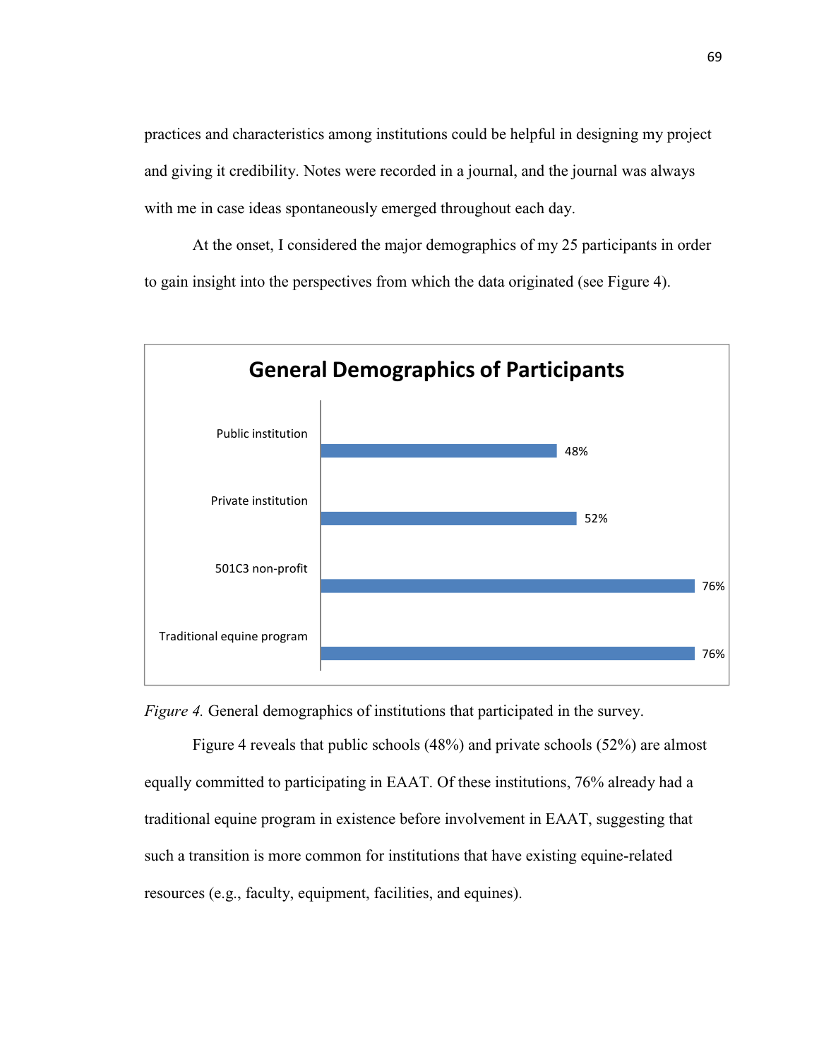practices and characteristics among institutions could be helpful in designing my project and giving it credibility. Notes were recorded in a journal, and the journal was always with me in case ideas spontaneously emerged throughout each day.

At the onset, I considered the major demographics of my 25 participants in order to gain insight into the perspectives from which the data originated (see Figure 4).

General Demographics of Participants

Public institution
48%

Private institution
52%

501C3 non-profit
76%

Traditional equine program
76%

*Figure 4.* General demographics of institutions that participated in the survey.

Figure 4 reveals that public schools (48%) and private schools (52%) are almost equally committed to participating in EAAT. Of these institutions, 76% already had a traditional equine program in existence before involvement in EAAT, suggesting that such a transition is more common for institutions that have existing equine-related resources (e.g., faculty, equipment, facilities, and equines).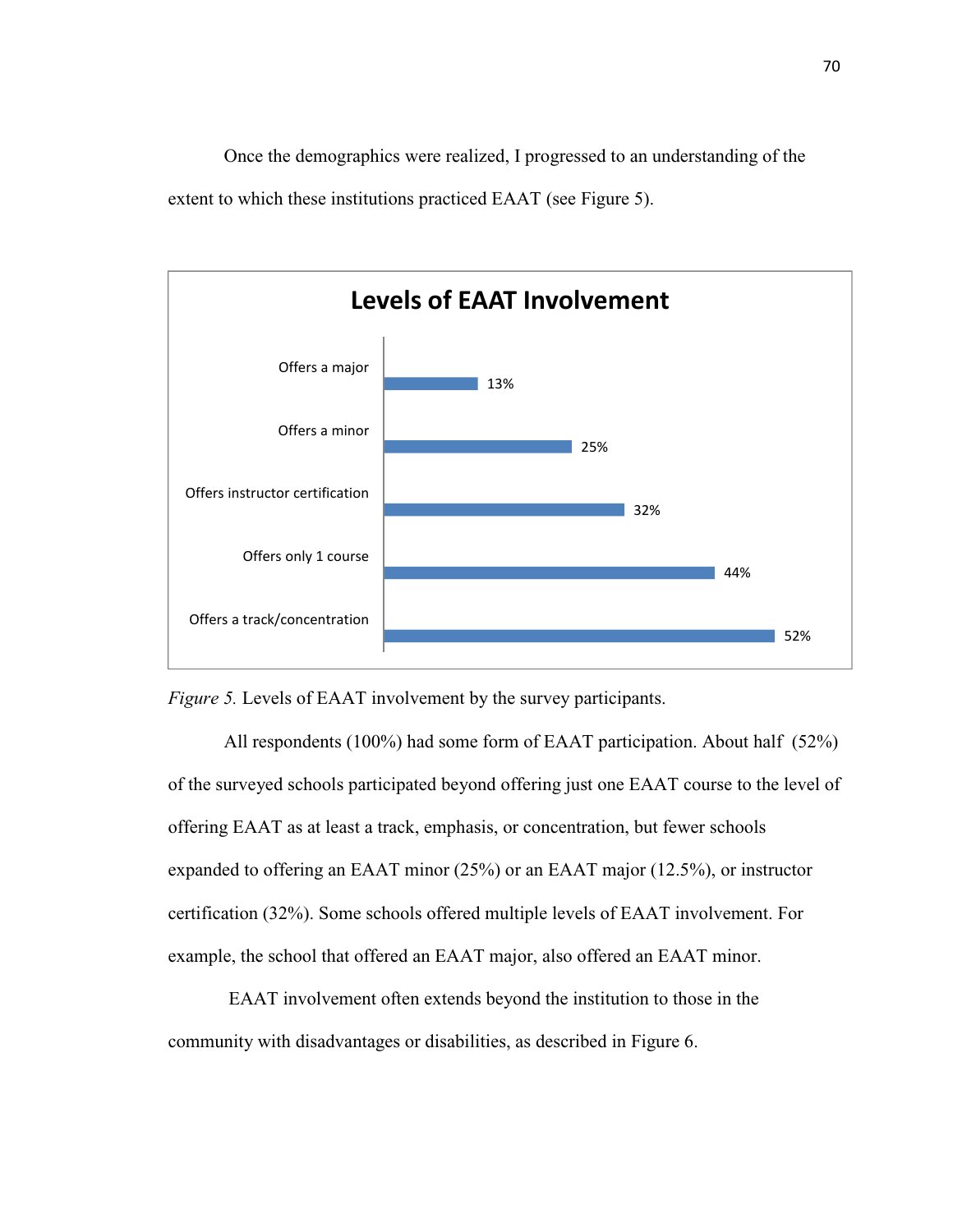Once the demographics were realized, I progressed to an understanding of the extent to which these institutions practiced EAAT (see Figure 5).

Levels of EAAT Involvement

Offers a major
13%
Offers a minor
25%
Offers instructor certification
32%
Offers only 1 course
44%
Offers a track/concentration
52%

*Figure 5.* Levels of EAAT involvement by the survey participants.

All respondents (100%) had some form of EAAT participation. About half (52%) of the surveyed schools participated beyond offering just one EAAT course to the level of offering EAAT as at least a track, emphasis, or concentration, but fewer schools expanded to offering an EAAT minor (25%) or an EAAT major (12.5%), or instructor certification (32%). Some schools offered multiple levels of EAAT involvement. For example, the school that offered an EAAT major, also offered an EAAT minor.

EAAT involvement often extends beyond the institution to those in the community with disadvantages or disabilities, as described in Figure 6.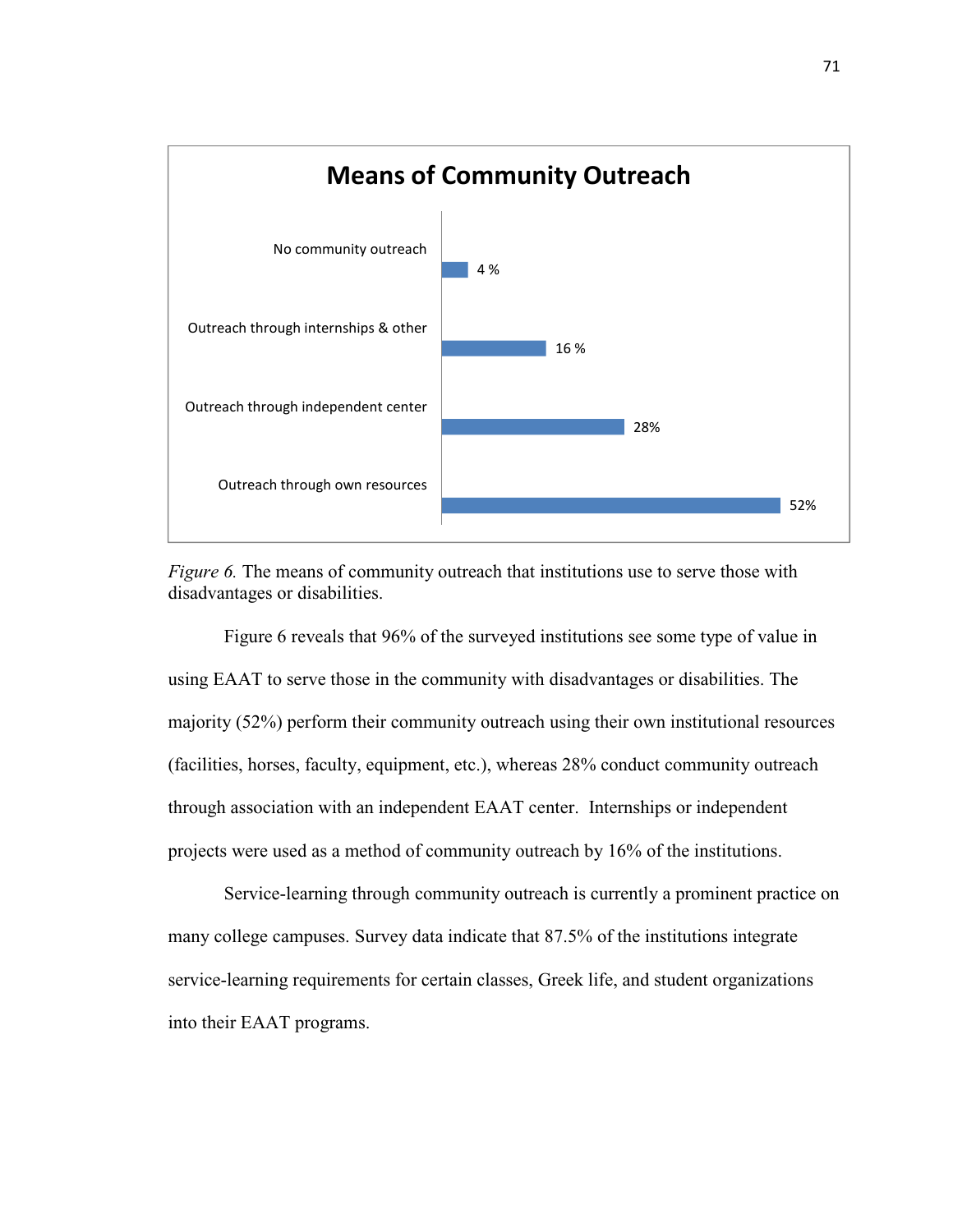Means of Community Outreach

No community outreach
4 %

Outreach through internships & other
16 %

Outreach through independent center
28%

Outreach through own resources
52%

*Figure 6.* The means of community outreach that institutions use to serve those with disadvantages or disabilities.

Figure 6 reveals that 96% of the surveyed institutions see some type of value in using EAAT to serve those in the community with disadvantages or disabilities. The majority (52%) perform their community outreach using their own institutional resources (facilities, horses, faculty, equipment, etc.), whereas 28% conduct community outreach through association with an independent EAAT center. Internships or independent projects were used as a method of community outreach by 16% of the institutions.

Service-learning through community outreach is currently a prominent practice on many college campuses. Survey data indicate that 87.5% of the institutions integrate service-learning requirements for certain classes, Greek life, and student organizations into their EAAT programs.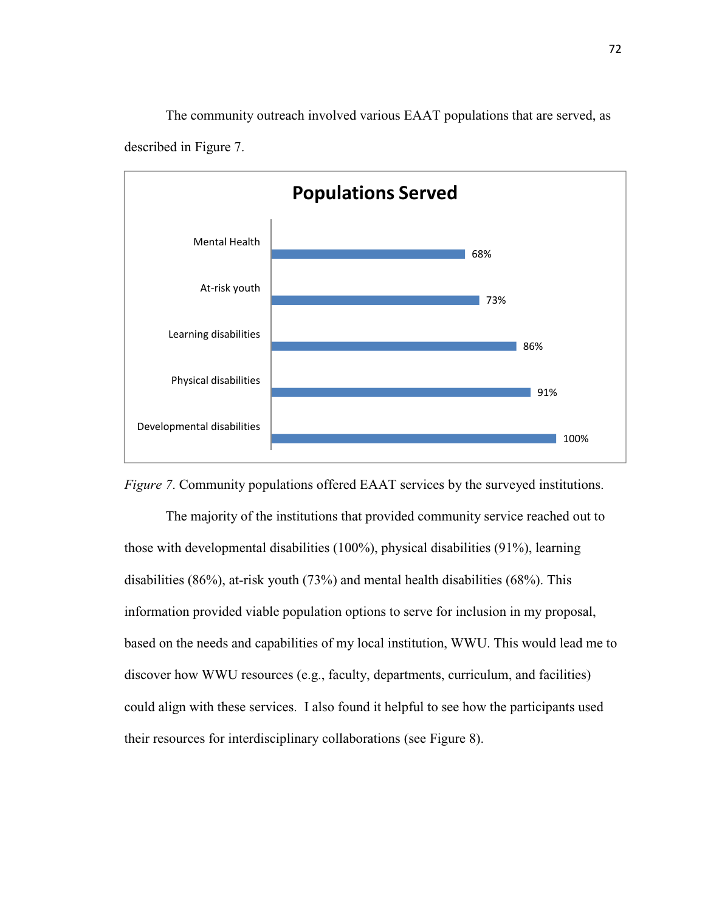The community outreach involved various EAAT populations that are served, as described in Figure 7.

Populations Served

Mental Health
68%

At-risk youth
73%

Learning disabilities
86%

Physical disabilities
91%

Developmental disabilities
100%

*Figure 7*. Community populations offered EAAT services by the surveyed institutions.

The majority of the institutions that provided community service reached out to those with developmental disabilities (100%), physical disabilities (91%), learning disabilities (86%), at-risk youth (73%) and mental health disabilities (68%). This information provided viable population options to serve for inclusion in my proposal, based on the needs and capabilities of my local institution, WWU. This would lead me to discover how WWU resources (e.g., faculty, departments, curriculum, and facilities) could align with these services. I also found it helpful to see how the participants used their resources for interdisciplinary collaborations (see Figure 8).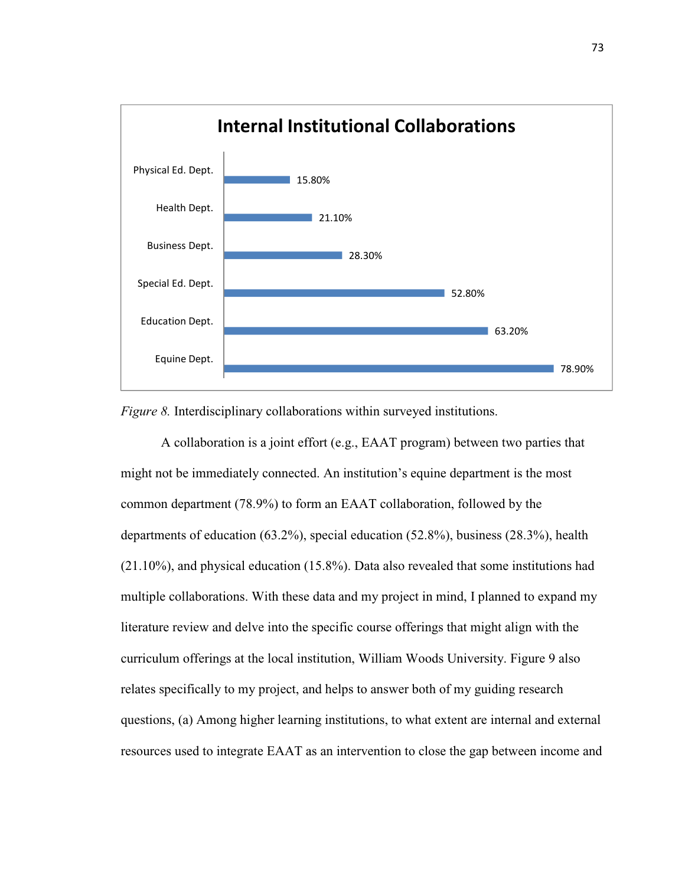Internal Institutional Collaborations

Physical Ed. Dept. 15.80%

Health Dept. 21.10%

Business Dept. 28.30%

Special Ed. Dept. 52.80%

Education Dept. 63.20%

Equine Dept. 78.90%

*Figure 8.* Interdisciplinary collaborations within surveyed institutions.

A collaboration is a joint effort (e.g., EAAT program) between two parties that might not be immediately connected. An institution's equine department is the most common department (78.9%) to form an EAAT collaboration, followed by the departments of education (63.2%), special education (52.8%), business (28.3%), health (21.10%), and physical education (15.8%). Data also revealed that some institutions had multiple collaborations. With these data and my project in mind, I planned to expand my literature review and delve into the specific course offerings that might align with the curriculum offerings at the local institution, William Woods University. Figure 9 also relates specifically to my project, and helps to answer both of my guiding research questions, (a) Among higher learning institutions, to what extent are internal and external resources used to integrate EAAT as an intervention to close the gap between income and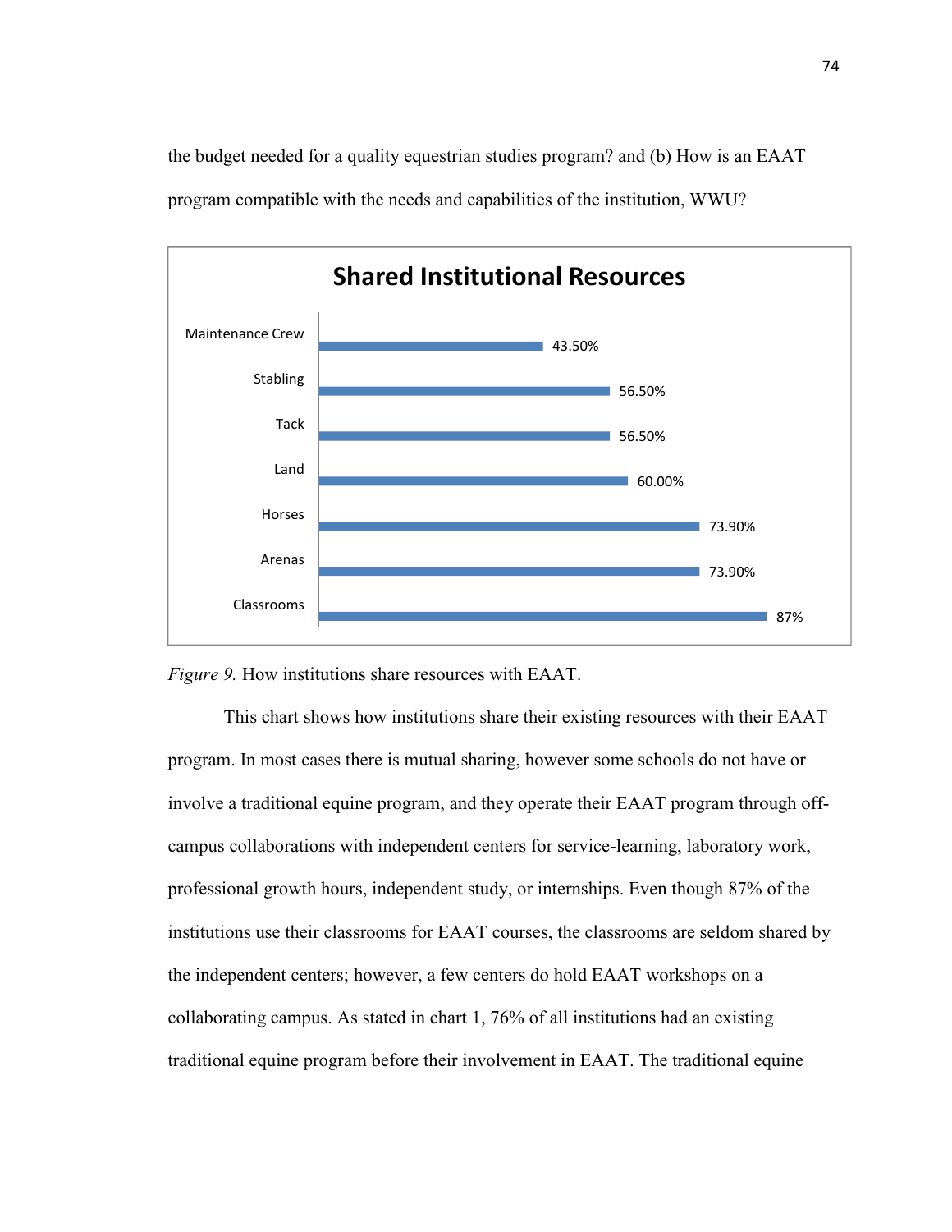the budget needed for a quality equestrian studies program? and (b) How is an EAAT program compatible with the needs and capabilities of the institution, WWU?

Shared Institutional Resources

Maintenance Crew 43.50%
Stabling 56.50%
Tack 56.50%
Land 60.00%
Horses 73.90%
Arenas 73.90%
Classrooms 87%

*Figure 9.* How institutions share resources with EAAT.

This chart shows how institutions share their existing resources with their EAAT program. In most cases there is mutual sharing, however some schools do not have or involve a traditional equine program, and they operate their EAAT program through off-campus collaborations with independent centers for service-learning, laboratory work, professional growth hours, independent study, or internships. Even though 87% of the institutions use their classrooms for EAAT courses, the classrooms are seldom shared by the independent centers; however, a few centers do hold EAAT workshops on a collaborating campus. As stated in chart 1, 76% of all institutions had an existing traditional equine program before their involvement in EAAT. The traditional equine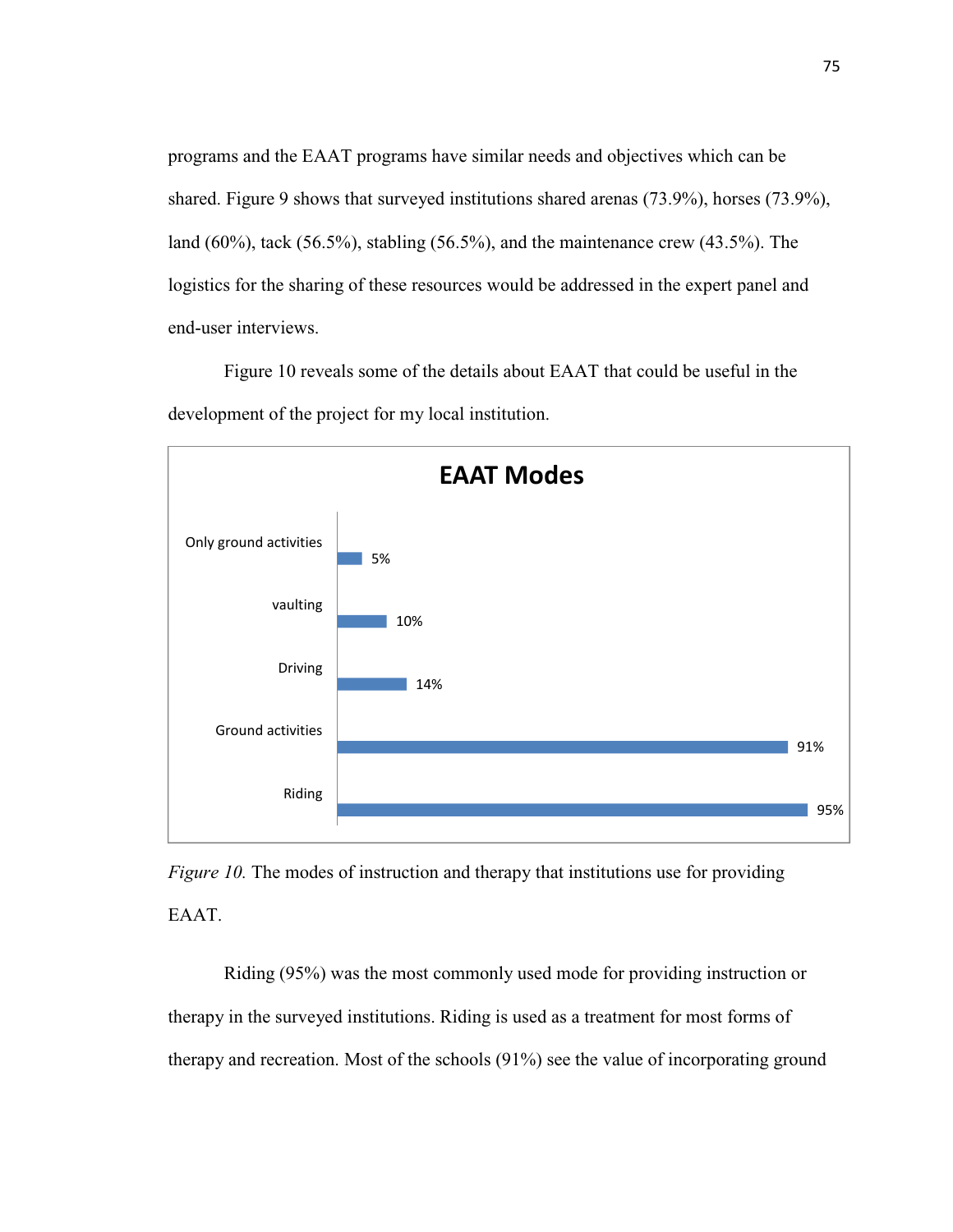programs and the EAAT programs have similar needs and objectives which can be shared. Figure 9 shows that surveyed institutions shared arenas (73.9%), horses (73.9%), land (60%), tack (56.5%), stabling (56.5%), and the maintenance crew (43.5%). The logistics for the sharing of these resources would be addressed in the expert panel and end-user interviews.

Figure 10 reveals some of the details about EAAT that could be useful in the development of the project for my local institution.

EAAT Modes

Only ground activities
5%

vaulting
10%

Driving
14%

Ground activities
91%

Riding
95%

*Figure 10.* The modes of instruction and therapy that institutions use for providing EAAT.

Riding (95%) was the most commonly used mode for providing instruction or therapy in the surveyed institutions. Riding is used as a treatment for most forms of therapy and recreation. Most of the schools (91%) see the value of incorporating ground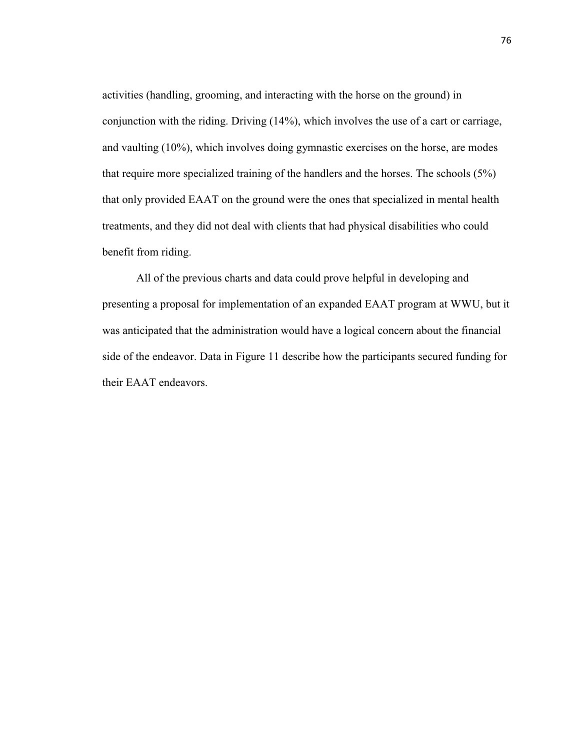activities (handling, grooming, and interacting with the horse on the ground) in conjunction with the riding. Driving (14%), which involves the use of a cart or carriage, and vaulting (10%), which involves doing gymnastic exercises on the horse, are modes that require more specialized training of the handlers and the horses. The schools (5%) that only provided EAAT on the ground were the ones that specialized in mental health treatments, and they did not deal with clients that had physical disabilities who could benefit from riding.

All of the previous charts and data could prove helpful in developing and presenting a proposal for implementation of an expanded EAAT program at WWU, but it was anticipated that the administration would have a logical concern about the financial side of the endeavor. Data in Figure 11 describe how the participants secured funding for their EAAT endeavors.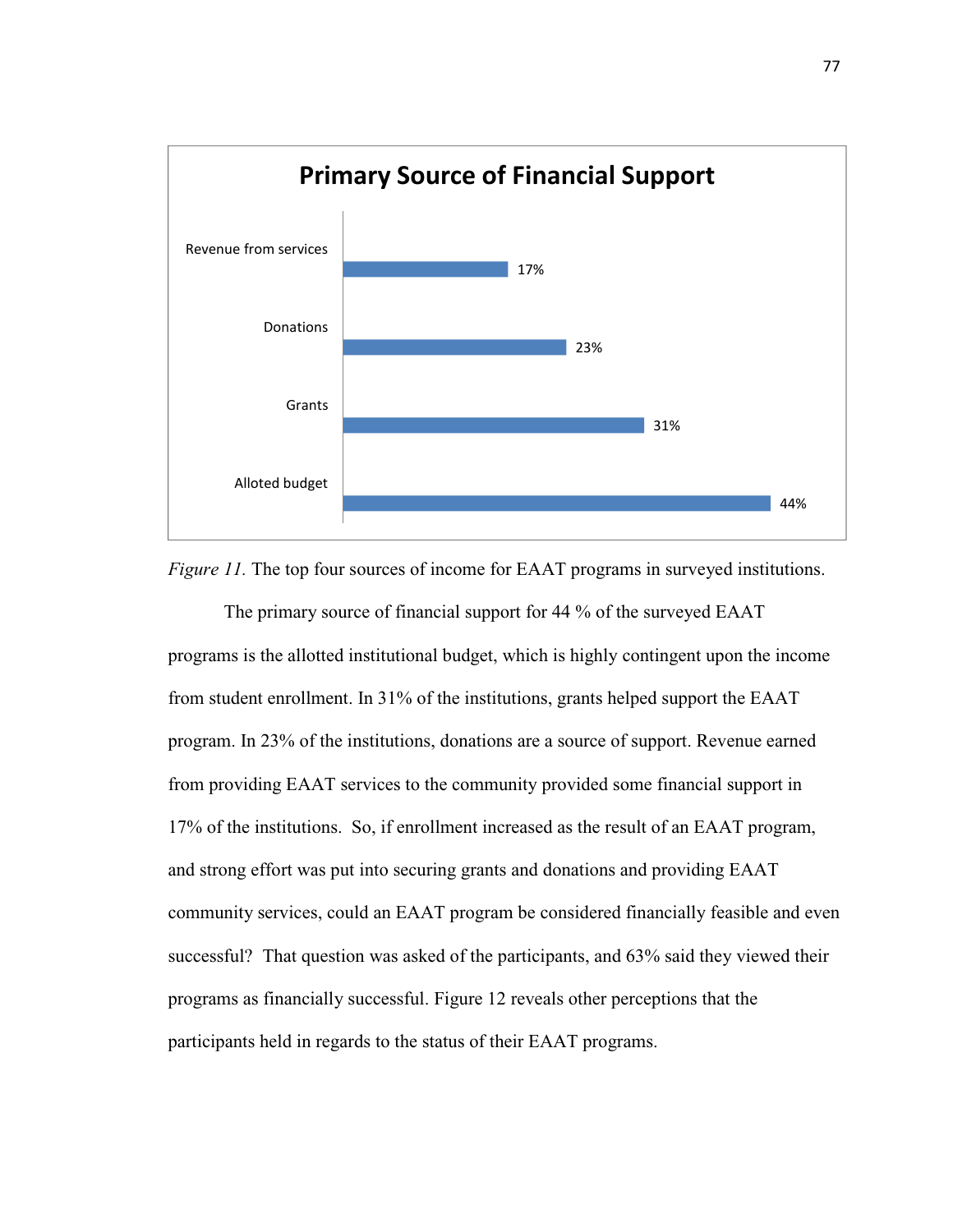Primary Source of Financial Support

Revenue from services
17%

Donations
23%

Grants
31%

Alloted budget
44%

*Figure 11.* The top four sources of income for EAAT programs in surveyed institutions.

The primary source of financial support for 44 % of the surveyed EAAT programs is the allotted institutional budget, which is highly contingent upon the income from student enrollment. In 31% of the institutions, grants helped support the EAAT program. In 23% of the institutions, donations are a source of support. Revenue earned from providing EAAT services to the community provided some financial support in 17% of the institutions. So, if enrollment increased as the result of an EAAT program, and strong effort was put into securing grants and donations and providing EAAT community services, could an EAAT program be considered financially feasible and even successful? That question was asked of the participants, and 63% said they viewed their programs as financially successful. Figure 12 reveals other perceptions that the participants held in regards to the status of their EAAT programs.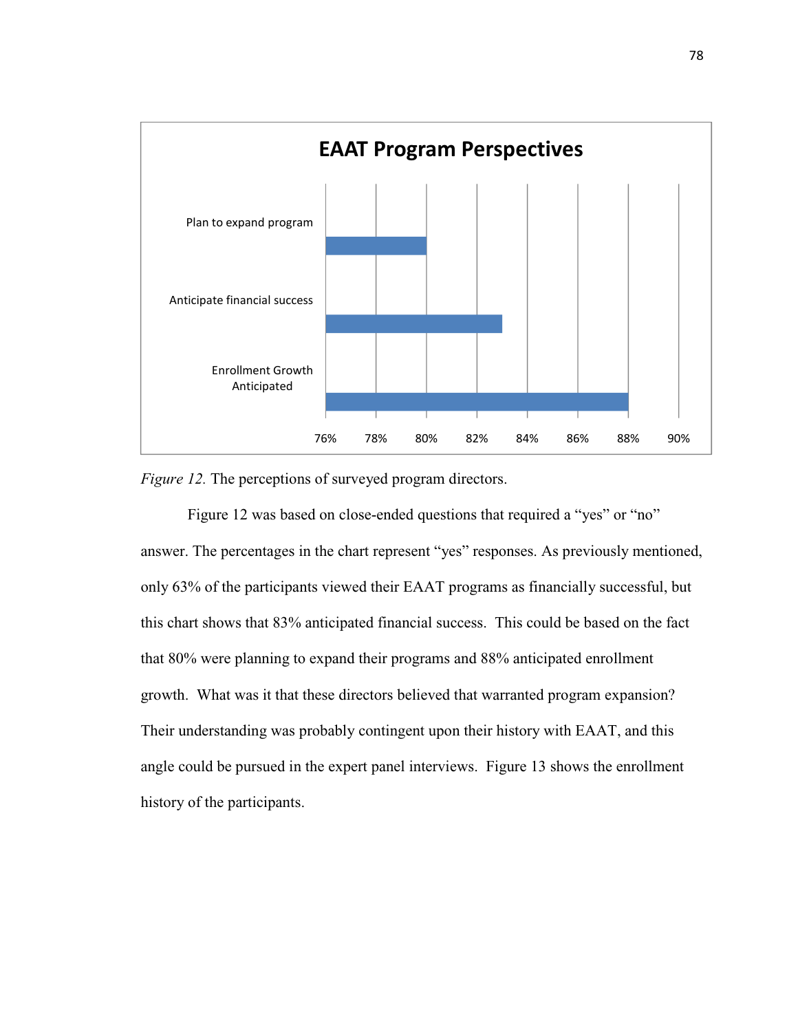EAAT Program Perspectives

Plan to expand program

Anticipate financial success

Enrollment Growth Anticipated

76% 78% 80% 82% 84% 86% 88% 90%

*Figure 12.* The perceptions of surveyed program directors.

Figure 12 was based on close-ended questions that required a "yes" or "no" answer. The percentages in the chart represent "yes" responses. As previously mentioned, only 63% of the participants viewed their EAAT programs as financially successful, but this chart shows that 83% anticipated financial success. This could be based on the fact that 80% were planning to expand their programs and 88% anticipated enrollment growth. What was it that these directors believed that warranted program expansion? Their understanding was probably contingent upon their history with EAAT, and this angle could be pursued in the expert panel interviews. Figure 13 shows the enrollment history of the participants.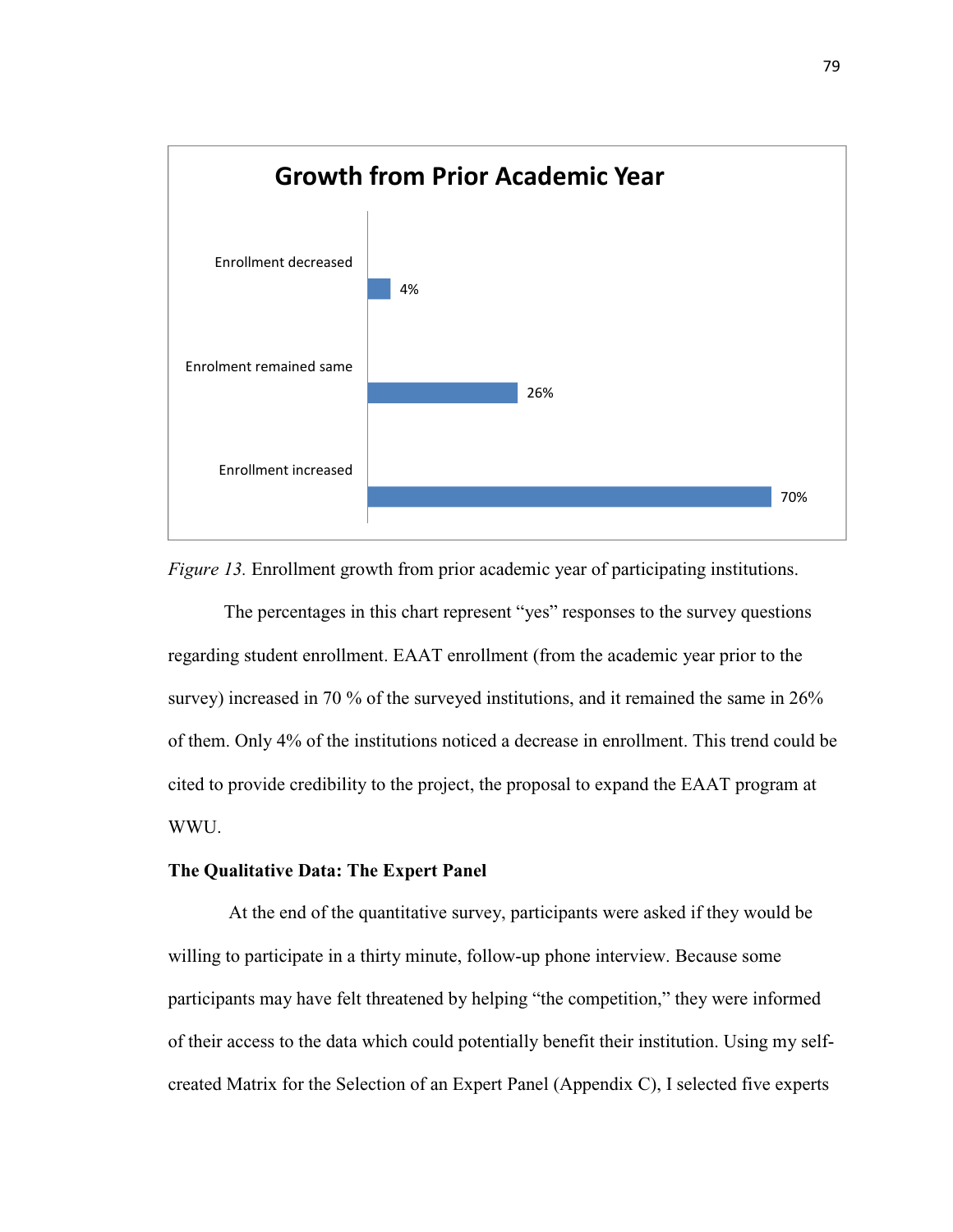Growth from Prior Academic Year

Enrollment decreased

4%

Enrolment remained same

26%

Enrollment increased

70%

*Figure 13.* Enrollment growth from prior academic year of participating institutions.

The percentages in this chart represent "yes" responses to the survey questions regarding student enrollment. EAAT enrollment (from the academic year prior to the survey) increased in 70 % of the surveyed institutions, and it remained the same in 26% of them. Only 4% of the institutions noticed a decrease in enrollment. This trend could be cited to provide credibility to the project, the proposal to expand the EAAT program at WWU.

**The Qualitative Data: The Expert Panel**

At the end of the quantitative survey, participants were asked if they would be willing to participate in a thirty minute, follow-up phone interview. Because some participants may have felt threatened by helping "the competition," they were informed of their access to the data which could potentially benefit their institution. Using my self-created Matrix for the Selection of an Expert Panel (Appendix C), I selected five experts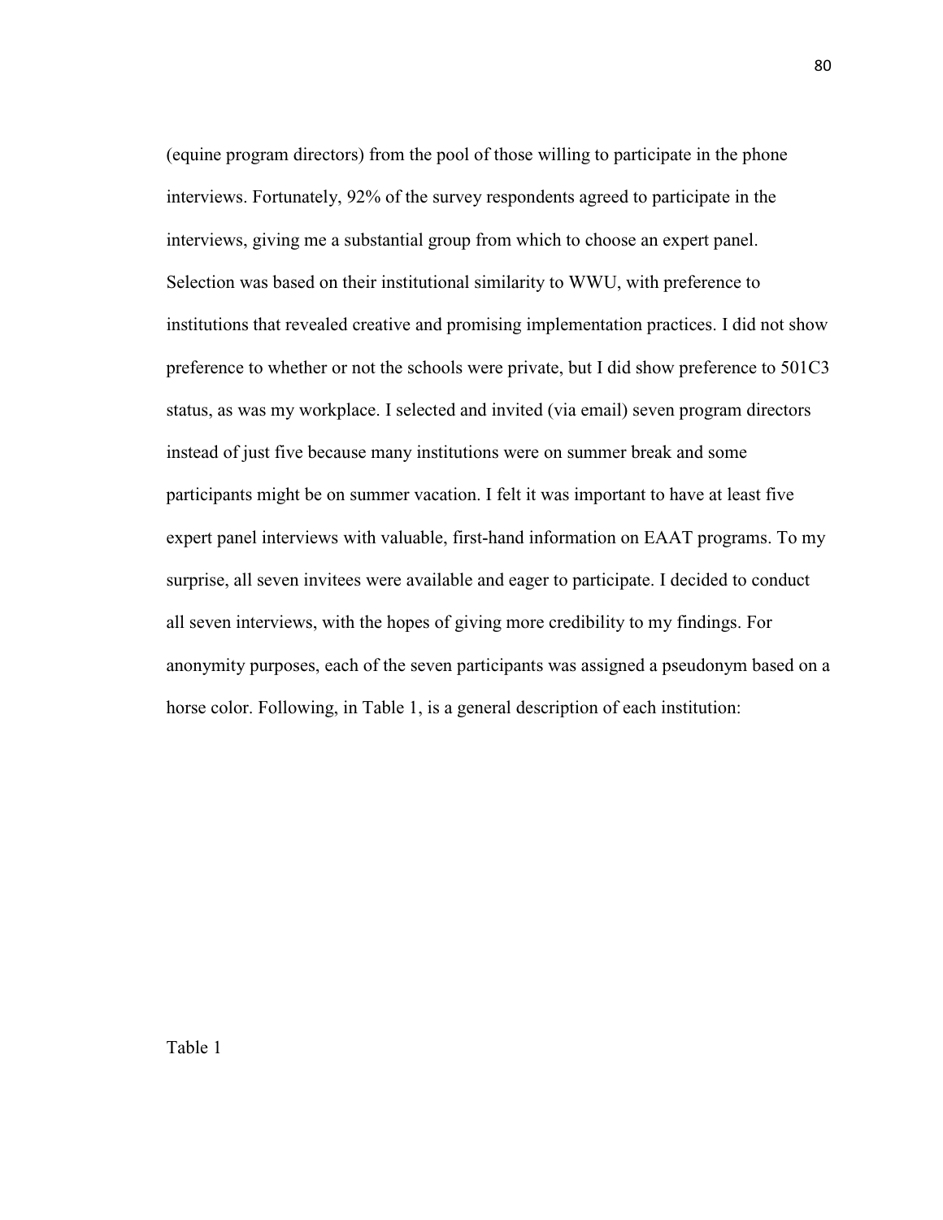(equine program directors) from the pool of those willing to participate in the phone interviews. Fortunately, 92% of the survey respondents agreed to participate in the interviews, giving me a substantial group from which to choose an expert panel. Selection was based on their institutional similarity to WWU, with preference to institutions that revealed creative and promising implementation practices. I did not show preference to whether or not the schools were private, but I did show preference to 501C3 status, as was my workplace. I selected and invited (via email) seven program directors instead of just five because many institutions were on summer break and some participants might be on summer vacation. I felt it was important to have at least five expert panel interviews with valuable, first-hand information on EAAT programs. To my surprise, all seven invitees were available and eager to participate. I decided to conduct all seven interviews, with the hopes of giving more credibility to my findings. For anonymity purposes, each of the seven participants was assigned a pseudonym based on a horse color. Following, in Table 1, is a general description of each institution:

Table 1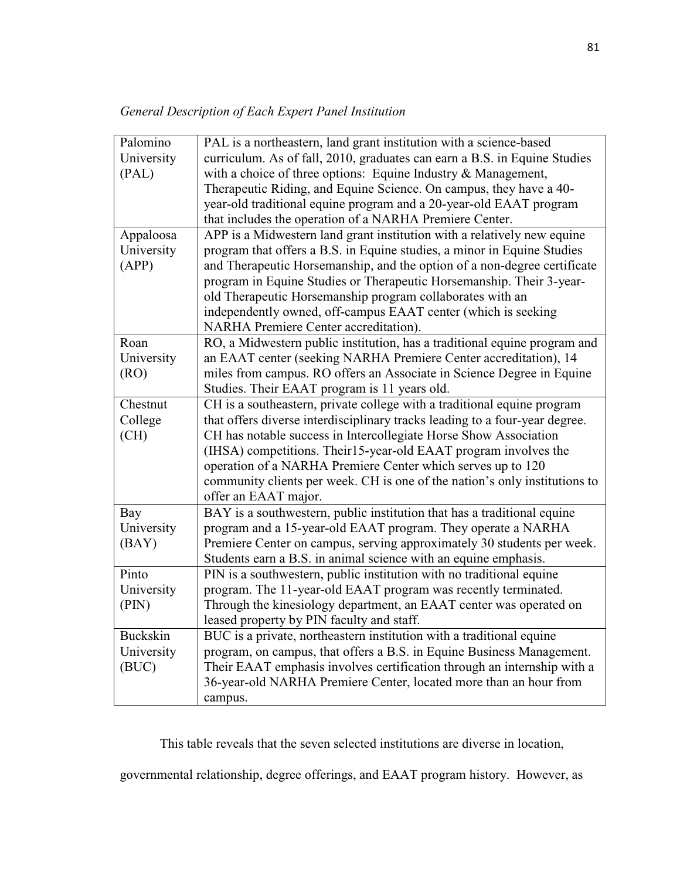*General Description of Each Expert Panel Institution*

| | |
|---|---|
| Palomino University (PAL) | PAL is a northeastern, land grant institution with a science-based curriculum. As of fall, 2010, graduates can earn a B.S. in Equine Studies with a choice of three options: Equine Industry & Management, Therapeutic Riding, and Equine Science. On campus, they have a 40-year-old traditional equine program and a 20-year-old EAAT program that includes the operation of a NARHA Premiere Center. |
| Appaloosa University (APP) | APP is a Midwestern land grant institution with a relatively new equine program that offers a B.S. in Equine studies, a minor in Equine Studies and Therapeutic Horsemanship, and the option of a non-degree certificate program in Equine Studies or Therapeutic Horsemanship. Their 3-year-old Therapeutic Horsemanship program collaborates with an independently owned, off-campus EAAT center (which is seeking NARHA Premiere Center accreditation). |
| Roan University (RO) | RO, a Midwestern public institution, has a traditional equine program and an EAAT center (seeking NARHA Premiere Center accreditation), 14 miles from campus. RO offers an Associate in Science Degree in Equine Studies. Their EAAT program is 11 years old. |
| Chestnut College (CH) | CH is a southeastern, private college with a traditional equine program that offers diverse interdisciplinary tracks leading to a four-year degree. CH has notable success in Intercollegiate Horse Show Association (IHSA) competitions. Their15-year-old EAAT program involves the operation of a NARHA Premiere Center which serves up to 120 community clients per week. CH is one of the nation's only institutions to offer an EAAT major. |
| Bay University (BAY) | BAY is a southwestern, public institution that has a traditional equine program and a 15-year-old EAAT program. They operate a NARHA Premiere Center on campus, serving approximately 30 students per week. Students earn a B.S. in animal science with an equine emphasis. |
| Pinto University (PIN) | PIN is a southwestern, public institution with no traditional equine program. The 11-year-old EAAT program was recently terminated. Through the kinesiology department, an EAAT center was operated on leased property by PIN faculty and staff. |
| Buckskin University (BUC) | BUC is a private, northeastern institution with a traditional equine program, on campus, that offers a B.S. in Equine Business Management. Their EAAT emphasis involves certification through an internship with a 36-year-old NARHA Premiere Center, located more than an hour from campus. |

This table reveals that the seven selected institutions are diverse in location, governmental relationship, degree offerings, and EAAT program history. However, as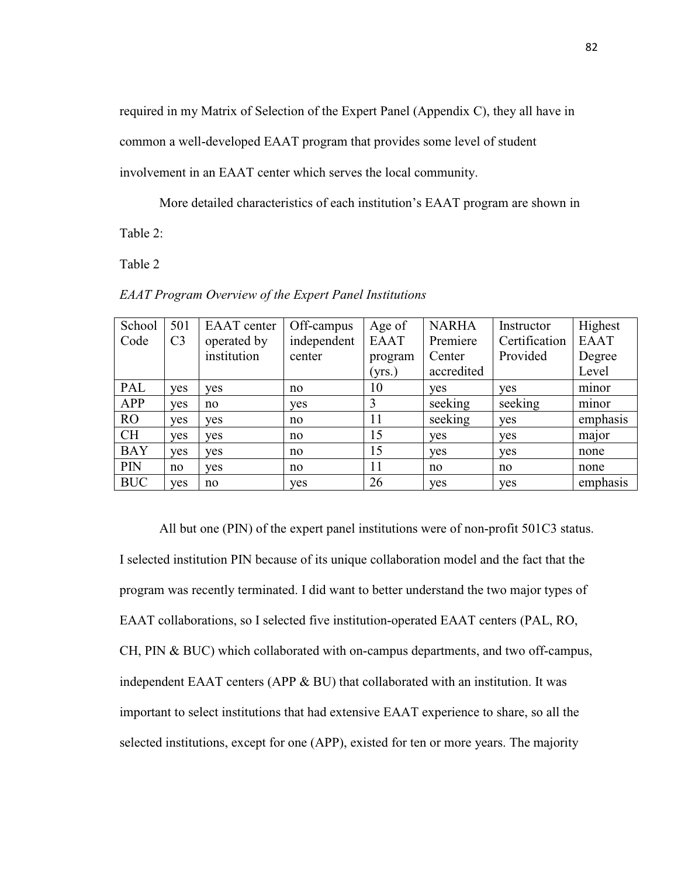required in my Matrix of Selection of the Expert Panel (Appendix C), they all have in common a well-developed EAAT program that provides some level of student involvement in an EAAT center which serves the local community.

More detailed characteristics of each institution's EAAT program are shown in Table 2:

Table 2

*EAAT Program Overview of the Expert Panel Institutions*

| School Code | 501 C3 | EAAT center operated by institution | Off-campus independent center | Age of EAAT program (yrs.) | NARHA Premiere Center accredited | Instructor Certification Provided | Highest EAAT Degree Level |
|---|---|---|---|---|---|---|---|
| PAL | yes | yes | no | 10 | yes | yes | minor |
| APP | yes | no | yes | 3 | seeking | seeking | minor |
| RO | yes | yes | no | 11 | seeking | yes | emphasis |
| CH | yes | yes | no | 15 | yes | yes | major |
| BAY | yes | yes | no | 15 | yes | yes | none |
| PIN | no | yes | no | 11 | no | no | none |
| BUC | yes | no | yes | 26 | yes | yes | emphasis |

All but one (PIN) of the expert panel institutions were of non-profit 501C3 status. I selected institution PIN because of its unique collaboration model and the fact that the program was recently terminated. I did want to better understand the two major types of EAAT collaborations, so I selected five institution-operated EAAT centers (PAL, RO, CH, PIN & BUC) which collaborated with on-campus departments, and two off-campus, independent EAAT centers (APP & BU) that collaborated with an institution. It was important to select institutions that had extensive EAAT experience to share, so all the selected institutions, except for one (APP), existed for ten or more years. The majority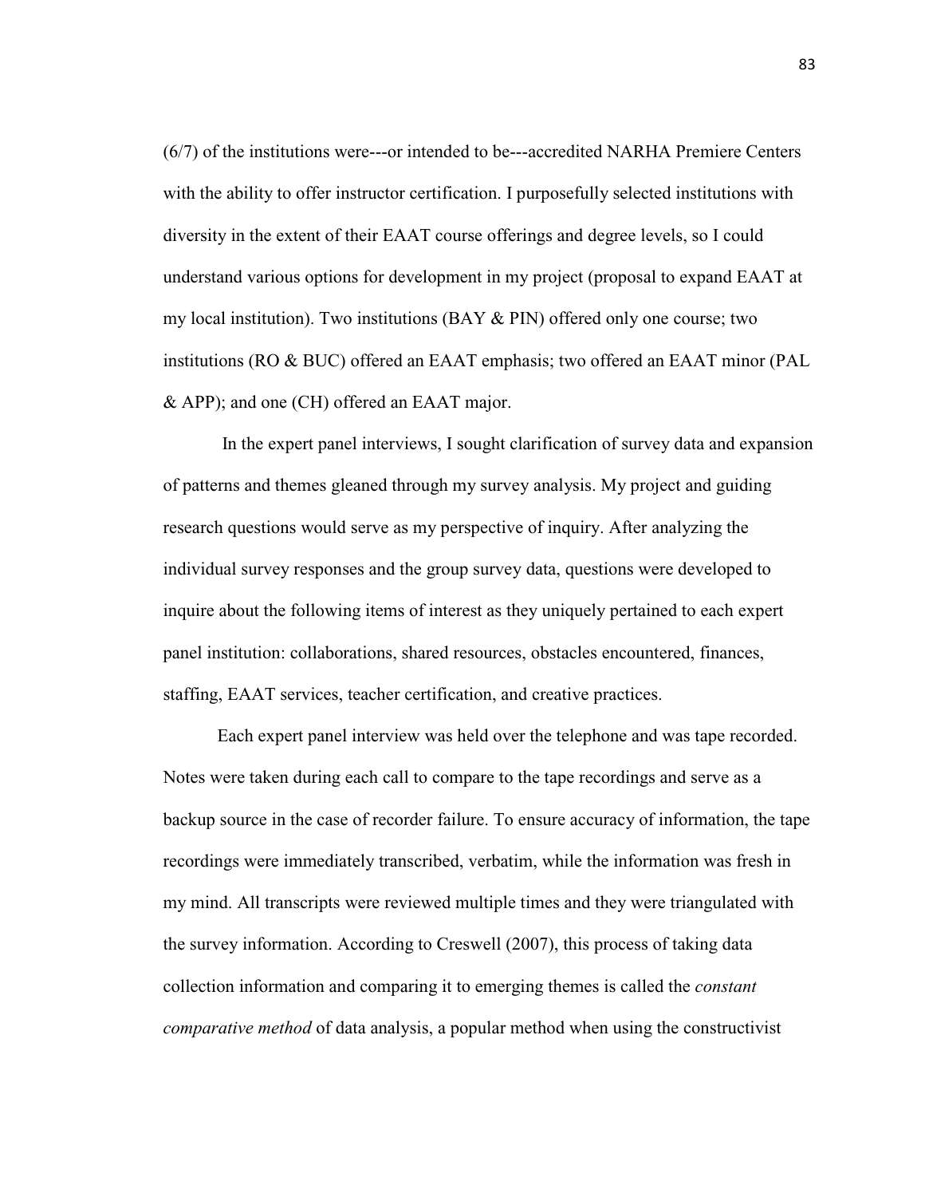(6/7) of the institutions were---or intended to be---accredited NARHA Premiere Centers with the ability to offer instructor certification. I purposefully selected institutions with diversity in the extent of their EAAT course offerings and degree levels, so I could understand various options for development in my project (proposal to expand EAAT at my local institution). Two institutions (BAY & PIN) offered only one course; two institutions (RO & BUC) offered an EAAT emphasis; two offered an EAAT minor (PAL & APP); and one (CH) offered an EAAT major.

In the expert panel interviews, I sought clarification of survey data and expansion of patterns and themes gleaned through my survey analysis. My project and guiding research questions would serve as my perspective of inquiry. After analyzing the individual survey responses and the group survey data, questions were developed to inquire about the following items of interest as they uniquely pertained to each expert panel institution: collaborations, shared resources, obstacles encountered, finances, staffing, EAAT services, teacher certification, and creative practices.

Each expert panel interview was held over the telephone and was tape recorded. Notes were taken during each call to compare to the tape recordings and serve as a backup source in the case of recorder failure. To ensure accuracy of information, the tape recordings were immediately transcribed, verbatim, while the information was fresh in my mind. All transcripts were reviewed multiple times and they were triangulated with the survey information. According to Creswell (2007), this process of taking data collection information and comparing it to emerging themes is called the *constant comparative method* of data analysis, a popular method when using the constructivist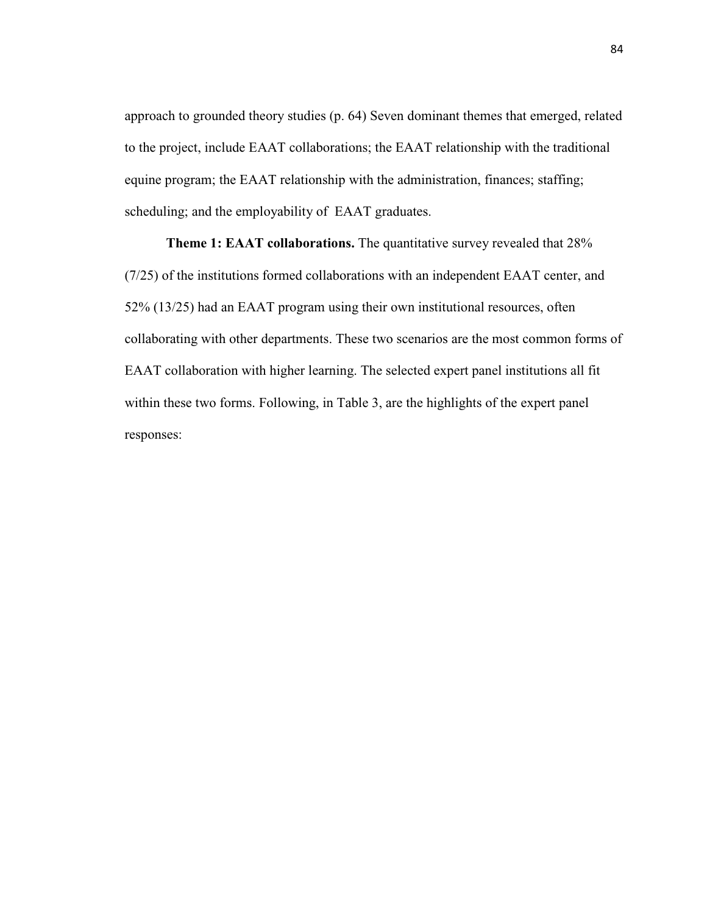approach to grounded theory studies (p. 64) Seven dominant themes that emerged, related to the project, include EAAT collaborations; the EAAT relationship with the traditional equine program; the EAAT relationship with the administration, finances; staffing; scheduling; and the employability of EAAT graduates.

**Theme 1: EAAT collaborations.** The quantitative survey revealed that 28% (7/25) of the institutions formed collaborations with an independent EAAT center, and 52% (13/25) had an EAAT program using their own institutional resources, often collaborating with other departments. These two scenarios are the most common forms of EAAT collaboration with higher learning. The selected expert panel institutions all fit within these two forms. Following, in Table 3, are the highlights of the expert panel responses: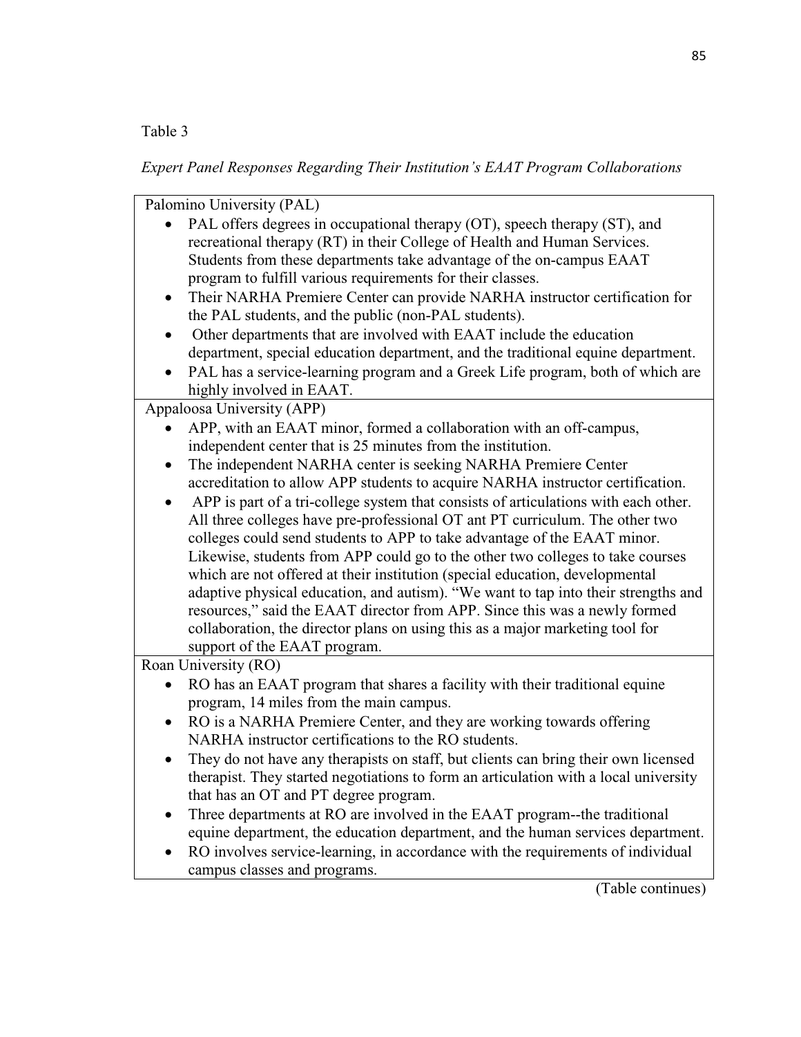Table 3

*Expert Panel Responses Regarding Their Institution's EAAT Program Collaborations*

| |
|---|
| Palomino University (PAL)<br>• PAL offers degrees in occupational therapy (OT), speech therapy (ST), and recreational therapy (RT) in their College of Health and Human Services. Students from these departments take advantage of the on-campus EAAT program to fulfill various requirements for their classes.<br>• Their NARHA Premiere Center can provide NARHA instructor certification for the PAL students, and the public (non-PAL students).<br>• Other departments that are involved with EAAT include the education department, special education department, and the traditional equine department.<br>• PAL has a service-learning program and a Greek Life program, both of which are highly involved in EAAT. |
| Appaloosa University (APP)<br>• APP, with an EAAT minor, formed a collaboration with an off-campus, independent center that is 25 minutes from the institution.<br>• The independent NARHA center is seeking NARHA Premiere Center accreditation to allow APP students to acquire NARHA instructor certification.<br>• APP is part of a tri-college system that consists of articulations with each other. All three colleges have pre-professional OT ant PT curriculum. The other two colleges could send students to APP to take advantage of the EAAT minor. Likewise, students from APP could go to the other two colleges to take courses which are not offered at their institution (special education, developmental adaptive physical education, and autism). "We want to tap into their strengths and resources," said the EAAT director from APP. Since this was a newly formed collaboration, the director plans on using this as a major marketing tool for support of the EAAT program. |
| Roan University (RO)<br>• RO has an EAAT program that shares a facility with their traditional equine program, 14 miles from the main campus.<br>• RO is a NARHA Premiere Center, and they are working towards offering NARHA instructor certifications to the RO students.<br>• They do not have any therapists on staff, but clients can bring their own licensed therapist. They started negotiations to form an articulation with a local university that has an OT and PT degree program.<br>• Three departments at RO are involved in the EAAT program--the traditional equine department, the education department, and the human services department.<br>• RO involves service-learning, in accordance with the requirements of individual campus classes and programs. |

(Table continues)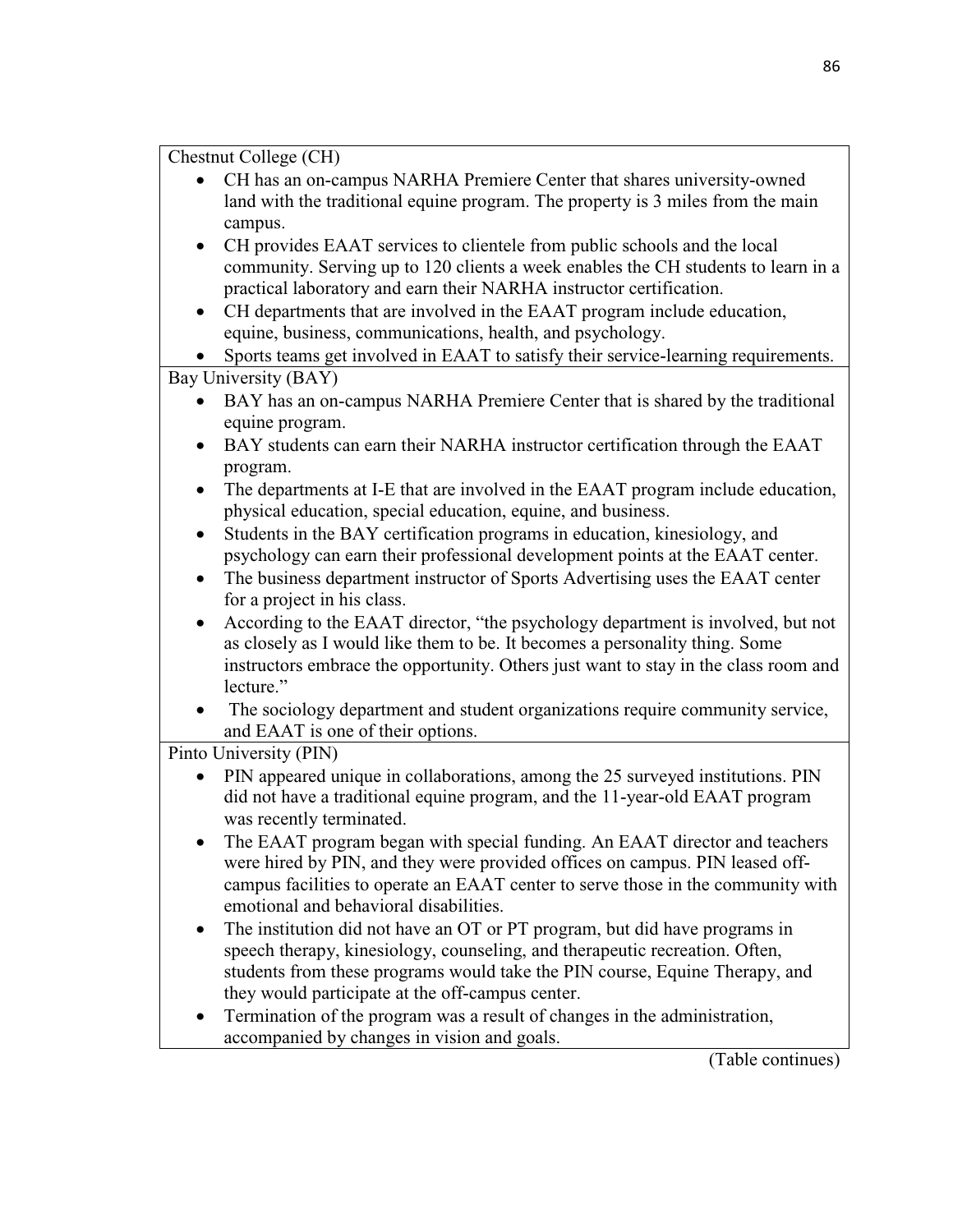| |
|---|
| Chestnut College (CH)<br>• CH has an on-campus NARHA Premiere Center that shares university-owned land with the traditional equine program. The property is 3 miles from the main campus.<br>• CH provides EAAT services to clientele from public schools and the local community. Serving up to 120 clients a week enables the CH students to learn in a practical laboratory and earn their NARHA instructor certification.<br>• CH departments that are involved in the EAAT program include education, equine, business, communications, health, and psychology.<br>• Sports teams get involved in EAAT to satisfy their service-learning requirements. |
| Bay University (BAY)<br>• BAY has an on-campus NARHA Premiere Center that is shared by the traditional equine program.<br>• BAY students can earn their NARHA instructor certification through the EAAT program.<br>• The departments at I-E that are involved in the EAAT program include education, physical education, special education, equine, and business.<br>• Students in the BAY certification programs in education, kinesiology, and psychology can earn their professional development points at the EAAT center.<br>• The business department instructor of Sports Advertising uses the EAAT center for a project in his class.<br>• According to the EAAT director, "the psychology department is involved, but not as closely as I would like them to be. It becomes a personality thing. Some instructors embrace the opportunity. Others just want to stay in the class room and lecture."<br>• The sociology department and student organizations require community service, and EAAT is one of their options. |
| Pinto University (PIN)<br>• PIN appeared unique in collaborations, among the 25 surveyed institutions. PIN did not have a traditional equine program, and the 11-year-old EAAT program was recently terminated.<br>• The EAAT program began with special funding. An EAAT director and teachers were hired by PIN, and they were provided offices on campus. PIN leased off-campus facilities to operate an EAAT center to serve those in the community with emotional and behavioral disabilities.<br>• The institution did not have an OT or PT program, but did have programs in speech therapy, kinesiology, counseling, and therapeutic recreation. Often, students from these programs would take the PIN course, Equine Therapy, and they would participate at the off-campus center.<br>• Termination of the program was a result of changes in the administration, accompanied by changes in vision and goals. |

(Table continues)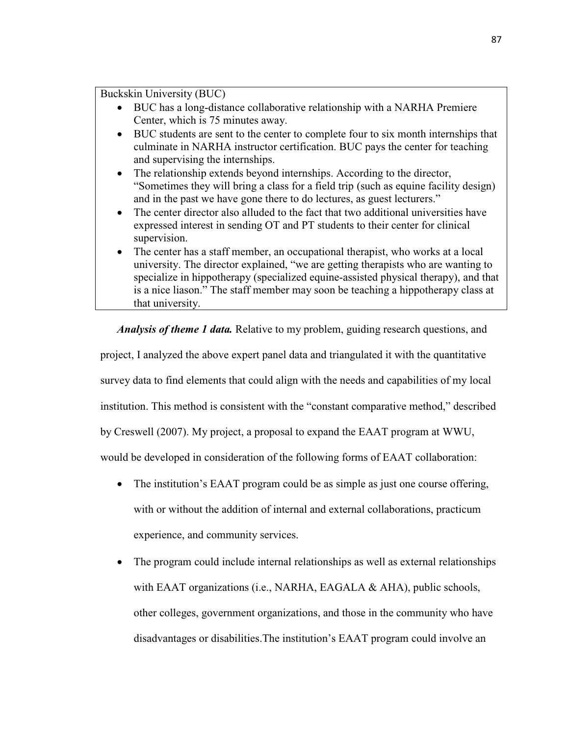Buckskin University (BUC)

- BUC has a long-distance collaborative relationship with a NARHA Premiere Center, which is 75 minutes away.
- BUC students are sent to the center to complete four to six month internships that culminate in NARHA instructor certification. BUC pays the center for teaching and supervising the internships.
- The relationship extends beyond internships. According to the director, "Sometimes they will bring a class for a field trip (such as equine facility design) and in the past we have gone there to do lectures, as guest lecturers."
- The center director also alluded to the fact that two additional universities have expressed interest in sending OT and PT students to their center for clinical supervision.
- The center has a staff member, an occupational therapist, who works at a local university. The director explained, "we are getting therapists who are wanting to specialize in hippotherapy (specialized equine-assisted physical therapy), and that is a nice liason." The staff member may soon be teaching a hippotherapy class at that university.

***Analysis of theme 1 data.*** Relative to my problem, guiding research questions, and project, I analyzed the above expert panel data and triangulated it with the quantitative survey data to find elements that could align with the needs and capabilities of my local institution. This method is consistent with the "constant comparative method," described by Creswell (2007). My project, a proposal to expand the EAAT program at WWU, would be developed in consideration of the following forms of EAAT collaboration:

- The institution's EAAT program could be as simple as just one course offering, with or without the addition of internal and external collaborations, practicum experience, and community services.
- The program could include internal relationships as well as external relationships with EAAT organizations (i.e., NARHA, EAGALA & AHA), public schools, other colleges, government organizations, and those in the community who have disadvantages or disabilities.The institution's EAAT program could involve an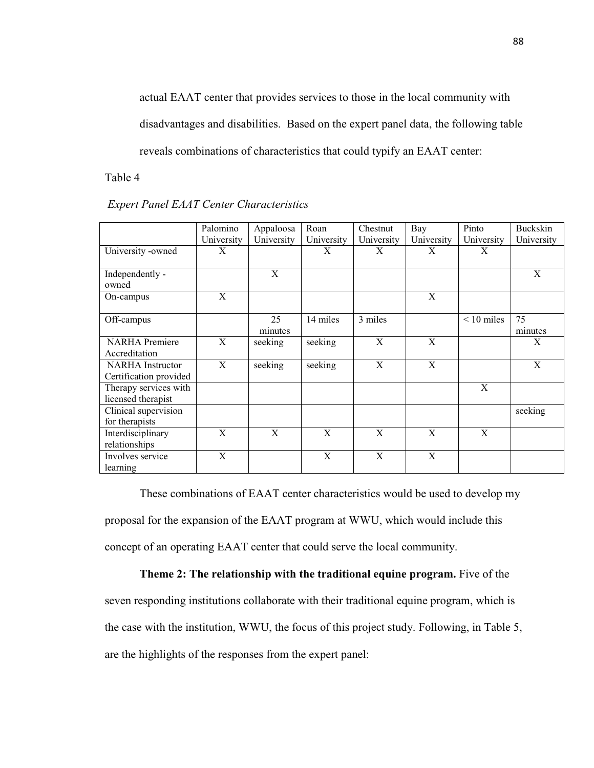actual EAAT center that provides services to those in the local community with disadvantages and disabilities. Based on the expert panel data, the following table reveals combinations of characteristics that could typify an EAAT center:

Table 4

*Expert Panel EAAT Center Characteristics*

| | Palomino University | Appaloosa University | Roan University | Chestnut University | Bay University | Pinto University | Buckskin University |
|---|---|---|---|---|---|---|---|
| University -owned | X | | X | X | X | X | |
| Independently - owned | | X | | | | | X |
| On-campus | X | | | | X | | |
| Off-campus | | 25 minutes | 14 miles | 3 miles | | < 10 miles | 75 minutes |
| NARHA Premiere Accreditation | X | seeking | seeking | X | X | | X |
| NARHA Instructor Certification provided | X | seeking | seeking | X | X | | X |
| Therapy services with licensed therapist | | | | | | X | |
| Clinical supervision for therapists | | | | | | | seeking |
| Interdisciplinary relationships | X | X | X | X | X | X | |
| Involves service learning | X | | X | X | X | | |

These combinations of EAAT center characteristics would be used to develop my proposal for the expansion of the EAAT program at WWU, which would include this concept of an operating EAAT center that could serve the local community.

**Theme 2: The relationship with the traditional equine program.** Five of the seven responding institutions collaborate with their traditional equine program, which is the case with the institution, WWU, the focus of this project study. Following, in Table 5, are the highlights of the responses from the expert panel: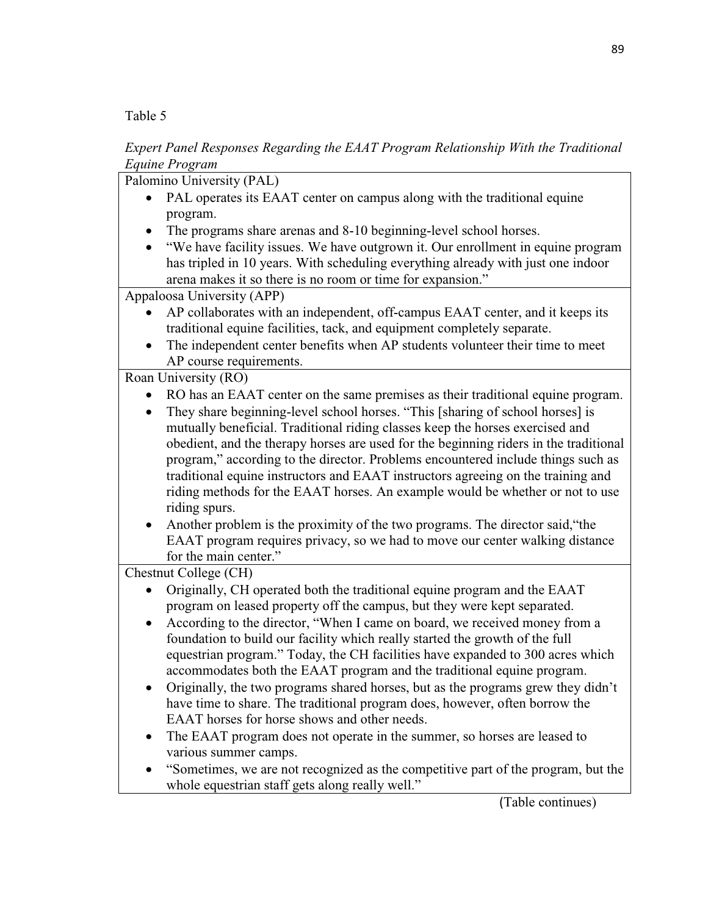Table 5

*Expert Panel Responses Regarding the EAAT Program Relationship With the Traditional Equine Program*

Palomino University (PAL)

- PAL operates its EAAT center on campus along with the traditional equine program.
- The programs share arenas and 8-10 beginning-level school horses.
- "We have facility issues. We have outgrown it. Our enrollment in equine program has tripled in 10 years. With scheduling everything already with just one indoor arena makes it so there is no room or time for expansion."

Appaloosa University (APP)

- AP collaborates with an independent, off-campus EAAT center, and it keeps its traditional equine facilities, tack, and equipment completely separate.
- The independent center benefits when AP students volunteer their time to meet AP course requirements.

Roan University (RO)

- RO has an EAAT center on the same premises as their traditional equine program.
- They share beginning-level school horses. "This [sharing of school horses] is mutually beneficial. Traditional riding classes keep the horses exercised and obedient, and the therapy horses are used for the beginning riders in the traditional program," according to the director. Problems encountered include things such as traditional equine instructors and EAAT instructors agreeing on the training and riding methods for the EAAT horses. An example would be whether or not to use riding spurs.
- Another problem is the proximity of the two programs. The director said,"the EAAT program requires privacy, so we had to move our center walking distance for the main center."

Chestnut College (CH)

- Originally, CH operated both the traditional equine program and the EAAT program on leased property off the campus, but they were kept separated.
- According to the director, "When I came on board, we received money from a foundation to build our facility which really started the growth of the full equestrian program." Today, the CH facilities have expanded to 300 acres which accommodates both the EAAT program and the traditional equine program.
- Originally, the two programs shared horses, but as the programs grew they didn't have time to share. The traditional program does, however, often borrow the EAAT horses for horse shows and other needs.
- The EAAT program does not operate in the summer, so horses are leased to various summer camps.
- "Sometimes, we are not recognized as the competitive part of the program, but the whole equestrian staff gets along really well."

(Table continues)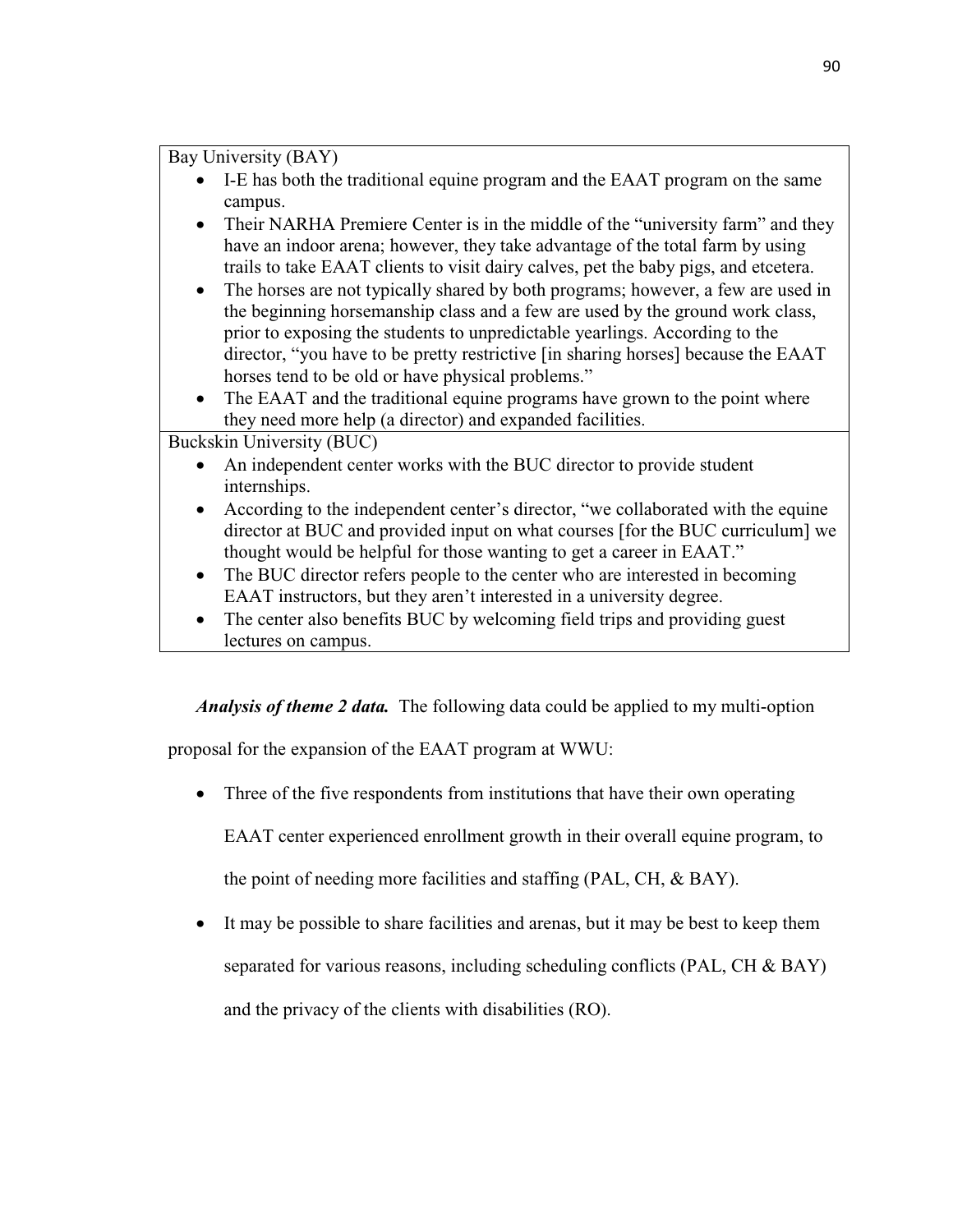| |
|---|
| Bay University (BAY)<br>• I-E has both the traditional equine program and the EAAT program on the same campus.<br>• Their NARHA Premiere Center is in the middle of the "university farm" and they have an indoor arena; however, they take advantage of the total farm by using trails to take EAAT clients to visit dairy calves, pet the baby pigs, and etcetera.<br>• The horses are not typically shared by both programs; however, a few are used in the beginning horsemanship class and a few are used by the ground work class, prior to exposing the students to unpredictable yearlings. According to the director, "you have to be pretty restrictive [in sharing horses] because the EAAT horses tend to be old or have physical problems."<br>• The EAAT and the traditional equine programs have grown to the point where they need more help (a director) and expanded facilities. |
| Buckskin University (BUC)<br>• An independent center works with the BUC director to provide student internships.<br>• According to the independent center's director, "we collaborated with the equine director at BUC and provided input on what courses [for the BUC curriculum] we thought would be helpful for those wanting to get a career in EAAT."<br>• The BUC director refers people to the center who are interested in becoming EAAT instructors, but they aren't interested in a university degree.<br>• The center also benefits BUC by welcoming field trips and providing guest lectures on campus. |

***Analysis of theme 2 data.*** The following data could be applied to my multi-option proposal for the expansion of the EAAT program at WWU:

- Three of the five respondents from institutions that have their own operating EAAT center experienced enrollment growth in their overall equine program, to the point of needing more facilities and staffing (PAL, CH, & BAY).
- It may be possible to share facilities and arenas, but it may be best to keep them separated for various reasons, including scheduling conflicts (PAL, CH & BAY) and the privacy of the clients with disabilities (RO).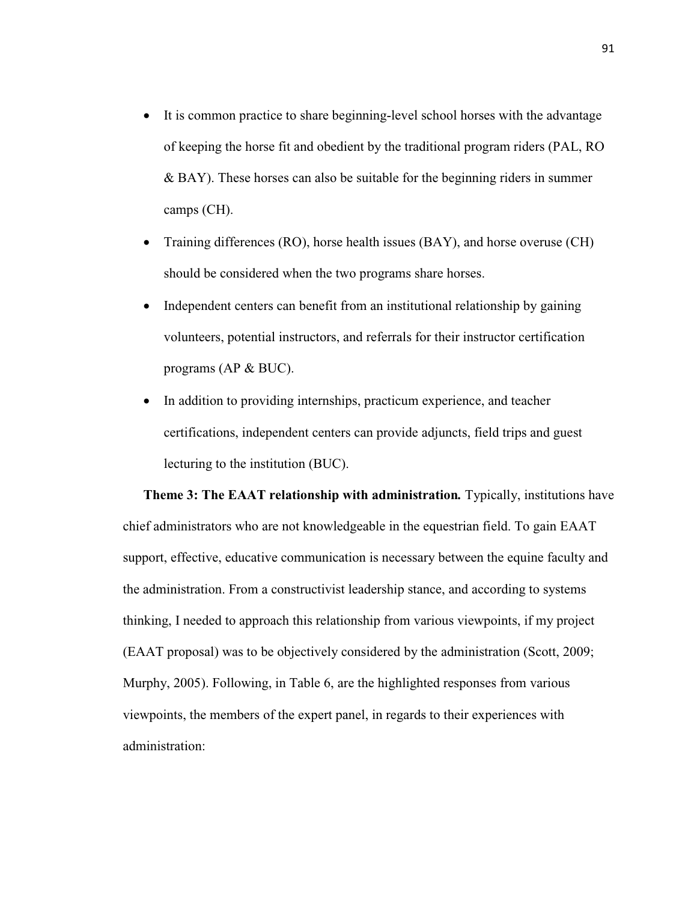- It is common practice to share beginning-level school horses with the advantage of keeping the horse fit and obedient by the traditional program riders (PAL, RO & BAY). These horses can also be suitable for the beginning riders in summer camps (CH).
- Training differences (RO), horse health issues (BAY), and horse overuse (CH) should be considered when the two programs share horses.
- Independent centers can benefit from an institutional relationship by gaining volunteers, potential instructors, and referrals for their instructor certification programs (AP & BUC).
- In addition to providing internships, practicum experience, and teacher certifications, independent centers can provide adjuncts, field trips and guest lecturing to the institution (BUC).

**Theme 3: The EAAT relationship with administration.** Typically, institutions have chief administrators who are not knowledgeable in the equestrian field. To gain EAAT support, effective, educative communication is necessary between the equine faculty and the administration. From a constructivist leadership stance, and according to systems thinking, I needed to approach this relationship from various viewpoints, if my project (EAAT proposal) was to be objectively considered by the administration (Scott, 2009; Murphy, 2005). Following, in Table 6, are the highlighted responses from various viewpoints, the members of the expert panel, in regards to their experiences with administration: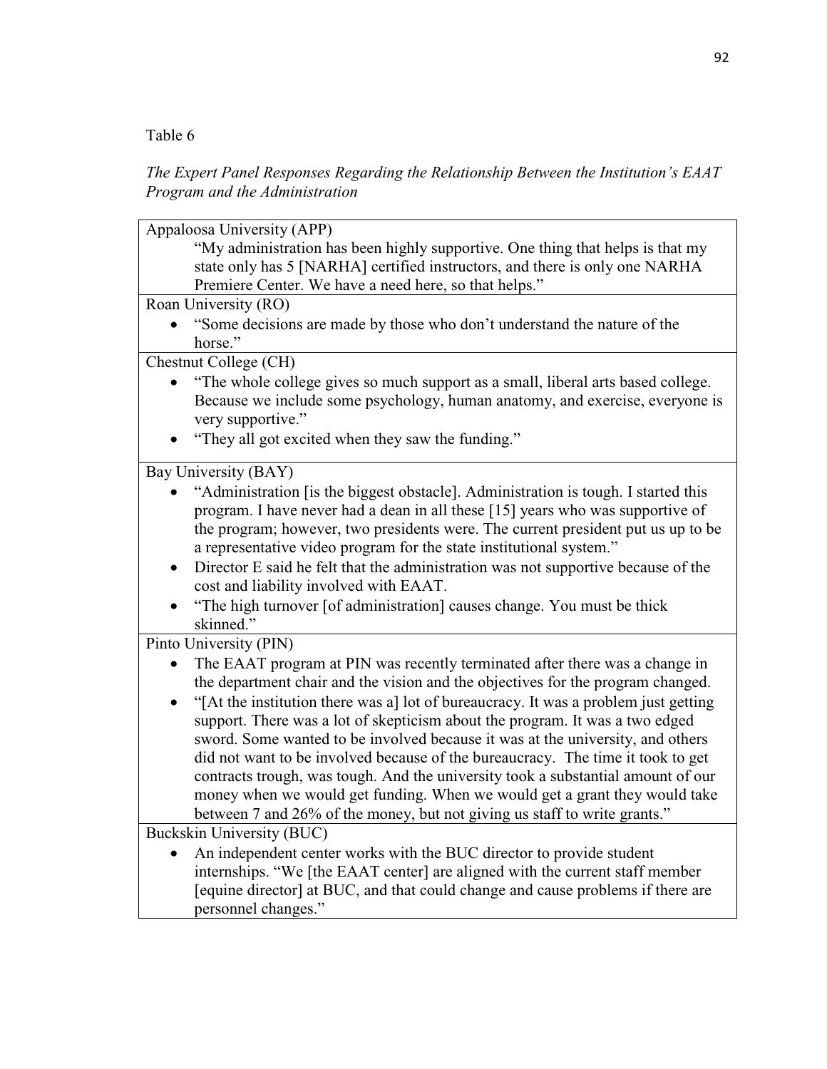Table 6

*The Expert Panel Responses Regarding the Relationship Between the Institution's EAAT Program and the Administration*

| |
|---|
| Appaloosa University (APP)<br>"My administration has been highly supportive. One thing that helps is that my state only has 5 [NARHA] certified instructors, and there is only one NARHA Premiere Center. We have a need here, so that helps." |
| Roan University (RO)<br>• "Some decisions are made by those who don't understand the nature of the horse." |
| Chestnut College (CH)<br>• "The whole college gives so much support as a small, liberal arts based college. Because we include some psychology, human anatomy, and exercise, everyone is very supportive."<br>• "They all got excited when they saw the funding." |
| Bay University (BAY)<br>• "Administration [is the biggest obstacle]. Administration is tough. I started this program. I have never had a dean in all these [15] years who was supportive of the program; however, two presidents were. The current president put us up to be a representative video program for the state institutional system."<br>• Director E said he felt that the administration was not supportive because of the cost and liability involved with EAAT.<br>• "The high turnover [of administration] causes change. You must be thick skinned." |
| Pinto University (PIN)<br>• The EAAT program at PIN was recently terminated after there was a change in the department chair and the vision and the objectives for the program changed.<br>• "[At the institution there was a] lot of bureaucracy. It was a problem just getting support. There was a lot of skepticism about the program. It was a two edged sword. Some wanted to be involved because it was at the university, and others did not want to be involved because of the bureaucracy. The time it took to get contracts trough, was tough. And the university took a substantial amount of our money when we would get funding. When we would get a grant they would take between 7 and 26% of the money, but not giving us staff to write grants." |
| Buckskin University (BUC)<br>• An independent center works with the BUC director to provide student internships. "We [the EAAT center] are aligned with the current staff member [equine director] at BUC, and that could change and cause problems if there are personnel changes." |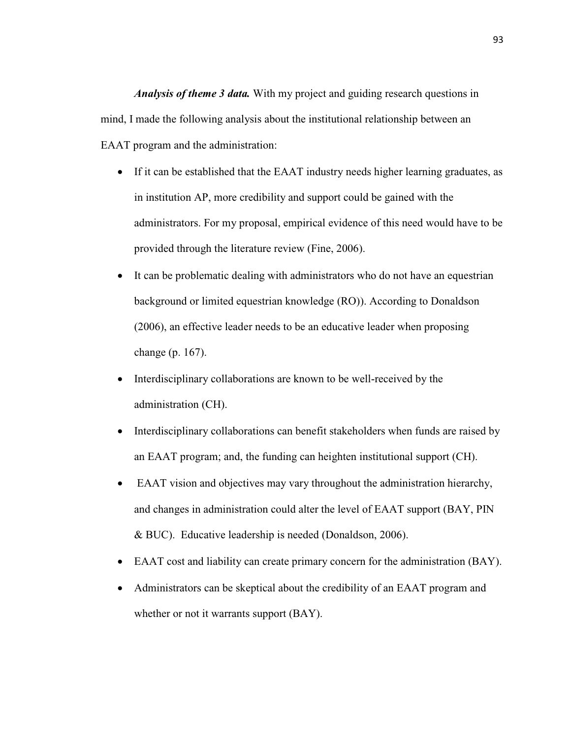***Analysis of theme 3 data.*** With my project and guiding research questions in mind, I made the following analysis about the institutional relationship between an EAAT program and the administration:

- If it can be established that the EAAT industry needs higher learning graduates, as in institution AP, more credibility and support could be gained with the administrators. For my proposal, empirical evidence of this need would have to be provided through the literature review (Fine, 2006).
- It can be problematic dealing with administrators who do not have an equestrian background or limited equestrian knowledge (RO)). According to Donaldson (2006), an effective leader needs to be an educative leader when proposing change (p. 167).
- Interdisciplinary collaborations are known to be well-received by the administration (CH).
- Interdisciplinary collaborations can benefit stakeholders when funds are raised by an EAAT program; and, the funding can heighten institutional support (CH).
- EAAT vision and objectives may vary throughout the administration hierarchy, and changes in administration could alter the level of EAAT support (BAY, PIN & BUC). Educative leadership is needed (Donaldson, 2006).
- EAAT cost and liability can create primary concern for the administration (BAY).
- Administrators can be skeptical about the credibility of an EAAT program and whether or not it warrants support (BAY).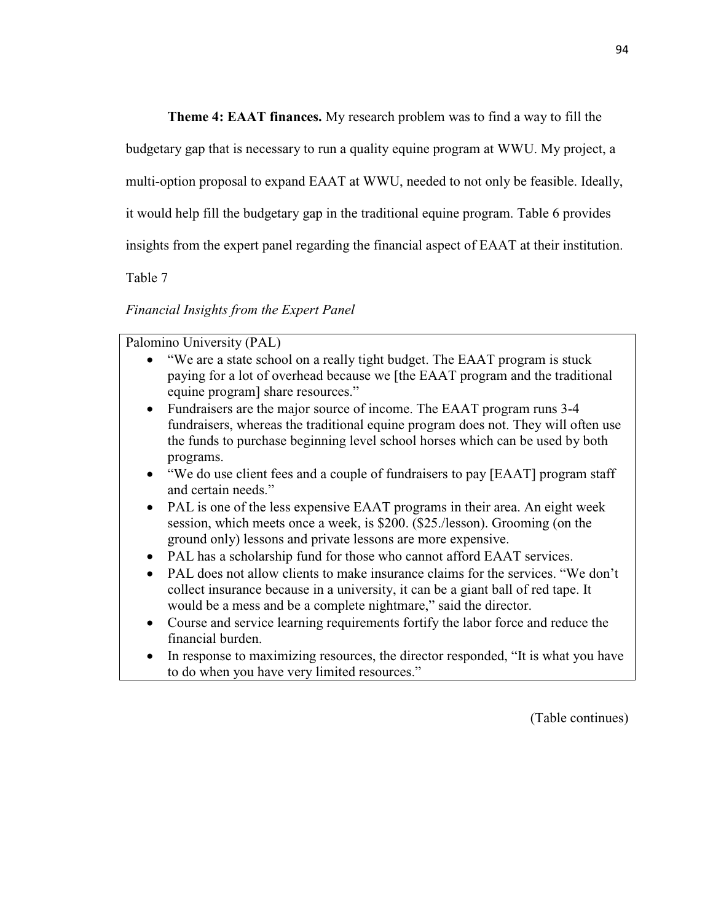**Theme 4: EAAT finances.** My research problem was to find a way to fill the budgetary gap that is necessary to run a quality equine program at WWU. My project, a multi-option proposal to expand EAAT at WWU, needed to not only be feasible. Ideally, it would help fill the budgetary gap in the traditional equine program. Table 6 provides insights from the expert panel regarding the financial aspect of EAAT at their institution.

Table 7

*Financial Insights from the Expert Panel*

| |
|---|
| Palomino University (PAL)<br>• "We are a state school on a really tight budget. The EAAT program is stuck paying for a lot of overhead because we [the EAAT program and the traditional equine program] share resources."<br>• Fundraisers are the major source of income. The EAAT program runs 3-4 fundraisers, whereas the traditional equine program does not. They will often use the funds to purchase beginning level school horses which can be used by both programs.<br>• "We do use client fees and a couple of fundraisers to pay [EAAT] program staff and certain needs."<br>• PAL is one of the less expensive EAAT programs in their area. An eight week session, which meets once a week, is $200. ($25./lesson). Grooming (on the ground only) lessons and private lessons are more expensive.<br>• PAL has a scholarship fund for those who cannot afford EAAT services.<br>• PAL does not allow clients to make insurance claims for the services. "We don't collect insurance because in a university, it can be a giant ball of red tape. It would be a mess and be a complete nightmare," said the director.<br>• Course and service learning requirements fortify the labor force and reduce the financial burden.<br>• In response to maximizing resources, the director responded, "It is what you have to do when you have very limited resources." |

(Table continues)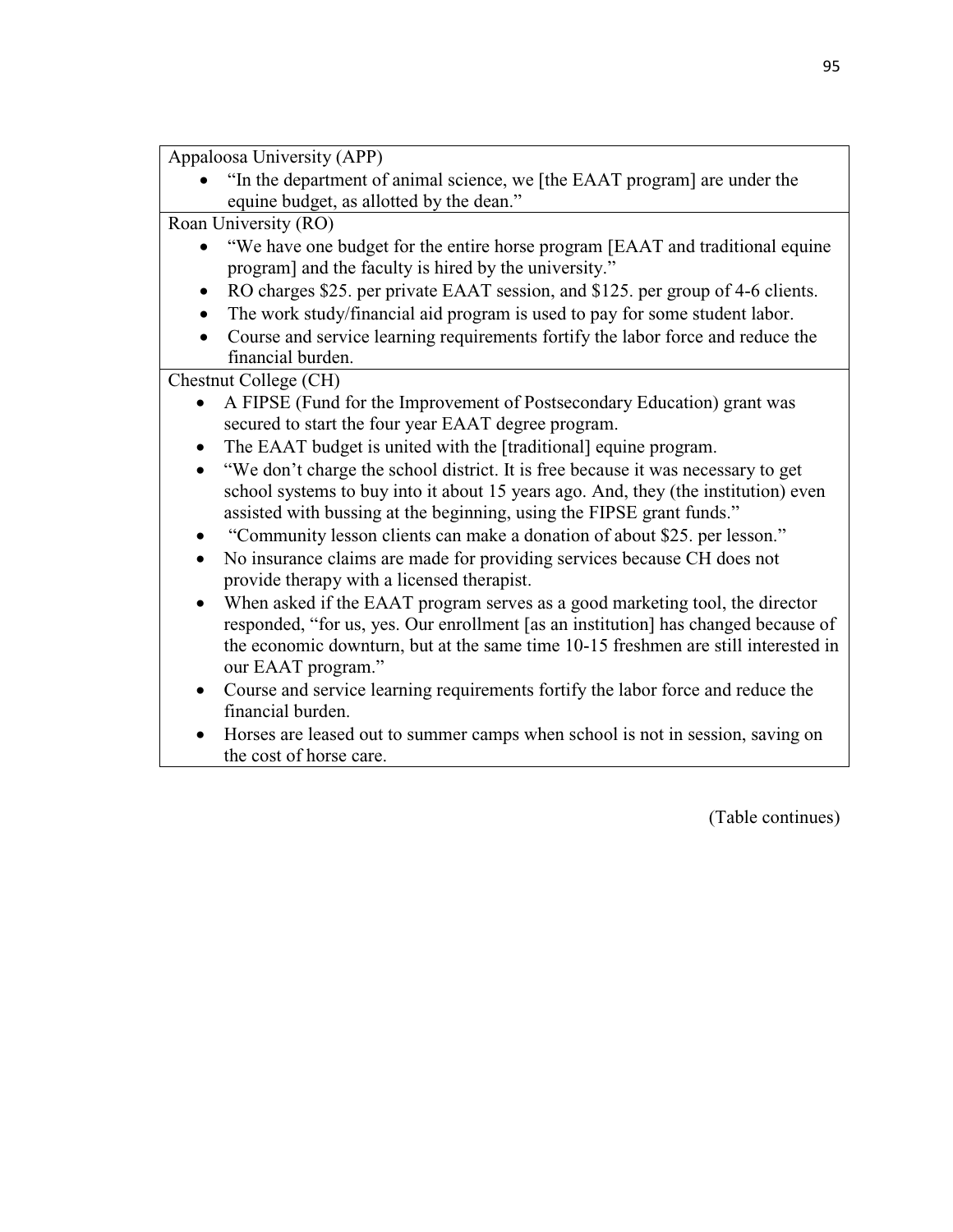| |
|---|
| Appaloosa University (APP)<br>• "In the department of animal science, we [the EAAT program] are under the equine budget, as allotted by the dean." |
| Roan University (RO)<br>• "We have one budget for the entire horse program [EAAT and traditional equine program] and the faculty is hired by the university."<br>• RO charges $25. per private EAAT session, and $125. per group of 4-6 clients.<br>• The work study/financial aid program is used to pay for some student labor.<br>• Course and service learning requirements fortify the labor force and reduce the financial burden. |
| Chestnut College (CH)<br>• A FIPSE (Fund for the Improvement of Postsecondary Education) grant was secured to start the four year EAAT degree program.<br>• The EAAT budget is united with the [traditional] equine program.<br>• "We don't charge the school district. It is free because it was necessary to get school systems to buy into it about 15 years ago. And, they (the institution) even assisted with bussing at the beginning, using the FIPSE grant funds."<br>• "Community lesson clients can make a donation of about $25. per lesson."<br>• No insurance claims are made for providing services because CH does not provide therapy with a licensed therapist.<br>• When asked if the EAAT program serves as a good marketing tool, the director responded, "for us, yes. Our enrollment [as an institution] has changed because of the economic downturn, but at the same time 10-15 freshmen are still interested in our EAAT program."<br>• Course and service learning requirements fortify the labor force and reduce the financial burden.<br>• Horses are leased out to summer camps when school is not in session, saving on the cost of horse care. |

(Table continues)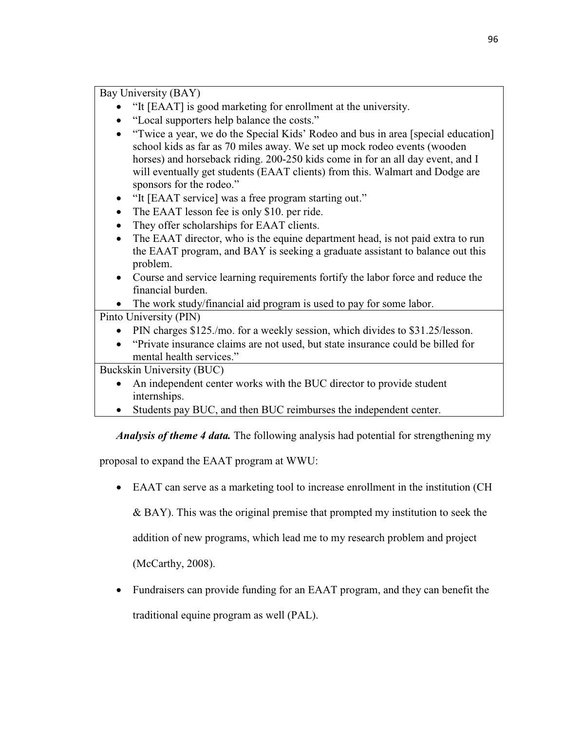| |
|---|
| Bay University (BAY)<br>• "It [EAAT] is good marketing for enrollment at the university.<br>• "Local supporters help balance the costs."<br>• "Twice a year, we do the Special Kids' Rodeo and bus in area [special education] school kids as far as 70 miles away. We set up mock rodeo events (wooden horses) and horseback riding. 200-250 kids come in for an all day event, and I will eventually get students (EAAT clients) from this. Walmart and Dodge are sponsors for the rodeo."<br>• "It [EAAT service] was a free program starting out."<br>• The EAAT lesson fee is only $10. per ride.<br>• They offer scholarships for EAAT clients.<br>• The EAAT director, who is the equine department head, is not paid extra to run the EAAT program, and BAY is seeking a graduate assistant to balance out this problem.<br>• Course and service learning requirements fortify the labor force and reduce the financial burden.<br>• The work study/financial aid program is used to pay for some labor. |
| Pinto University (PIN)<br>• PIN charges $125./mo. for a weekly session, which divides to $31.25/lesson.<br>• "Private insurance claims are not used, but state insurance could be billed for mental health services." |
| Buckskin University (BUC)<br>• An independent center works with the BUC director to provide student internships.<br>• Students pay BUC, and then BUC reimburses the independent center. |

***Analysis of theme 4 data.*** The following analysis had potential for strengthening my proposal to expand the EAAT program at WWU:

- EAAT can serve as a marketing tool to increase enrollment in the institution (CH & BAY). This was the original premise that prompted my institution to seek the addition of new programs, which lead me to my research problem and project (McCarthy, 2008).
- Fundraisers can provide funding for an EAAT program, and they can benefit the traditional equine program as well (PAL).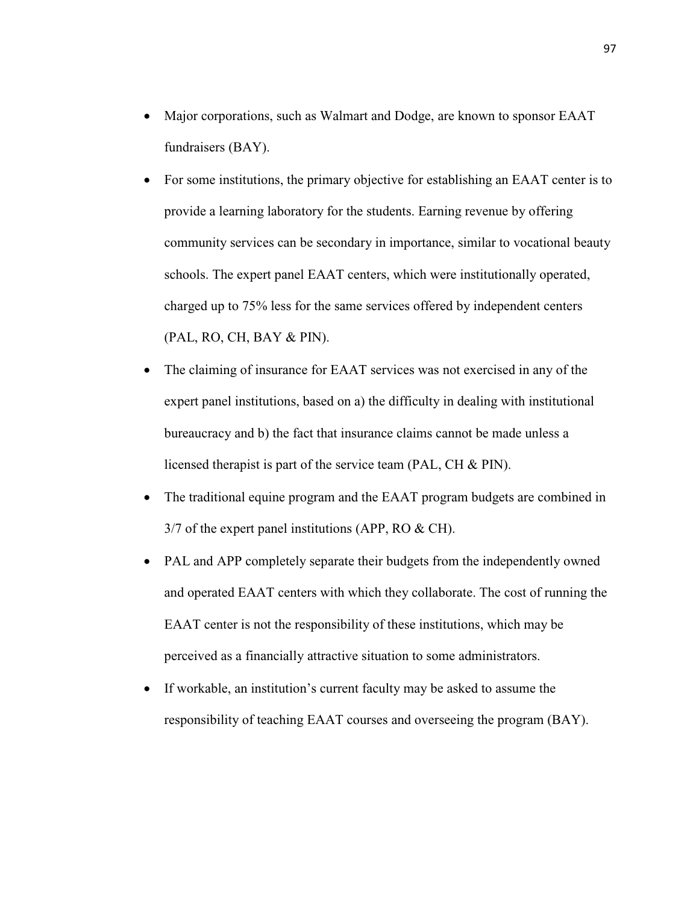- Major corporations, such as Walmart and Dodge, are known to sponsor EAAT fundraisers (BAY).
- For some institutions, the primary objective for establishing an EAAT center is to provide a learning laboratory for the students. Earning revenue by offering community services can be secondary in importance, similar to vocational beauty schools. The expert panel EAAT centers, which were institutionally operated, charged up to 75% less for the same services offered by independent centers (PAL, RO, CH, BAY & PIN).
- The claiming of insurance for EAAT services was not exercised in any of the expert panel institutions, based on a) the difficulty in dealing with institutional bureaucracy and b) the fact that insurance claims cannot be made unless a licensed therapist is part of the service team (PAL, CH & PIN).
- The traditional equine program and the EAAT program budgets are combined in 3/7 of the expert panel institutions (APP, RO & CH).
- PAL and APP completely separate their budgets from the independently owned and operated EAAT centers with which they collaborate. The cost of running the EAAT center is not the responsibility of these institutions, which may be perceived as a financially attractive situation to some administrators.
- If workable, an institution's current faculty may be asked to assume the responsibility of teaching EAAT courses and overseeing the program (BAY).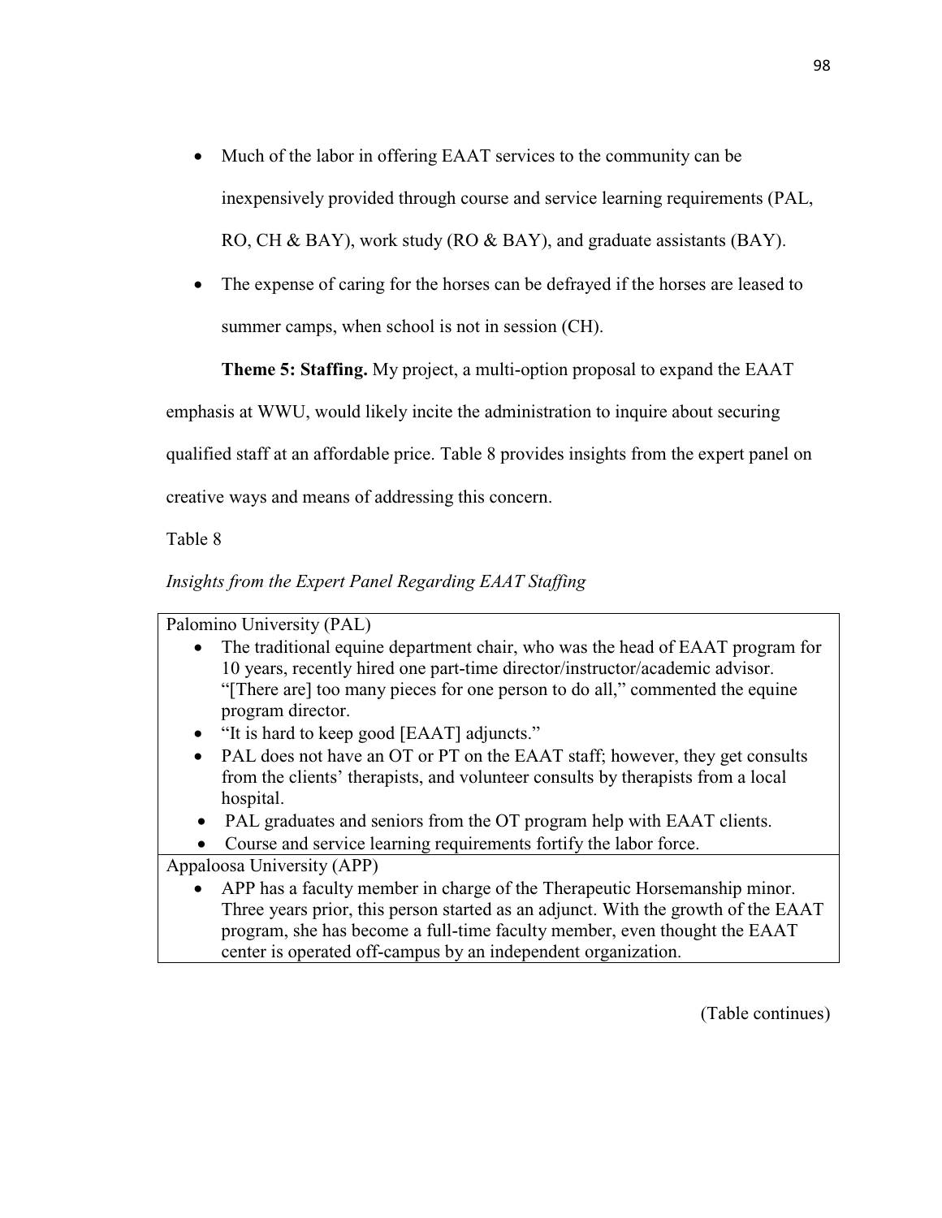- Much of the labor in offering EAAT services to the community can be inexpensively provided through course and service learning requirements (PAL, RO, CH & BAY), work study (RO & BAY), and graduate assistants (BAY).
- The expense of caring for the horses can be defrayed if the horses are leased to summer camps, when school is not in session (CH).

**Theme 5: Staffing.** My project, a multi-option proposal to expand the EAAT emphasis at WWU, would likely incite the administration to inquire about securing qualified staff at an affordable price. Table 8 provides insights from the expert panel on creative ways and means of addressing this concern.

Table 8

*Insights from the Expert Panel Regarding EAAT Staffing*

| |
|---|
| Palomino University (PAL)<br>• The traditional equine department chair, who was the head of EAAT program for 10 years, recently hired one part-time director/instructor/academic advisor. "[There are] too many pieces for one person to do all," commented the equine program director.<br>• "It is hard to keep good [EAAT] adjuncts."<br>• PAL does not have an OT or PT on the EAAT staff; however, they get consults from the clients' therapists, and volunteer consults by therapists from a local hospital.<br>• PAL graduates and seniors from the OT program help with EAAT clients.<br>• Course and service learning requirements fortify the labor force. |
| Appaloosa University (APP)<br>• APP has a faculty member in charge of the Therapeutic Horsemanship minor. Three years prior, this person started as an adjunct. With the growth of the EAAT program, she has become a full-time faculty member, even thought the EAAT center is operated off-campus by an independent organization. |

(Table continues)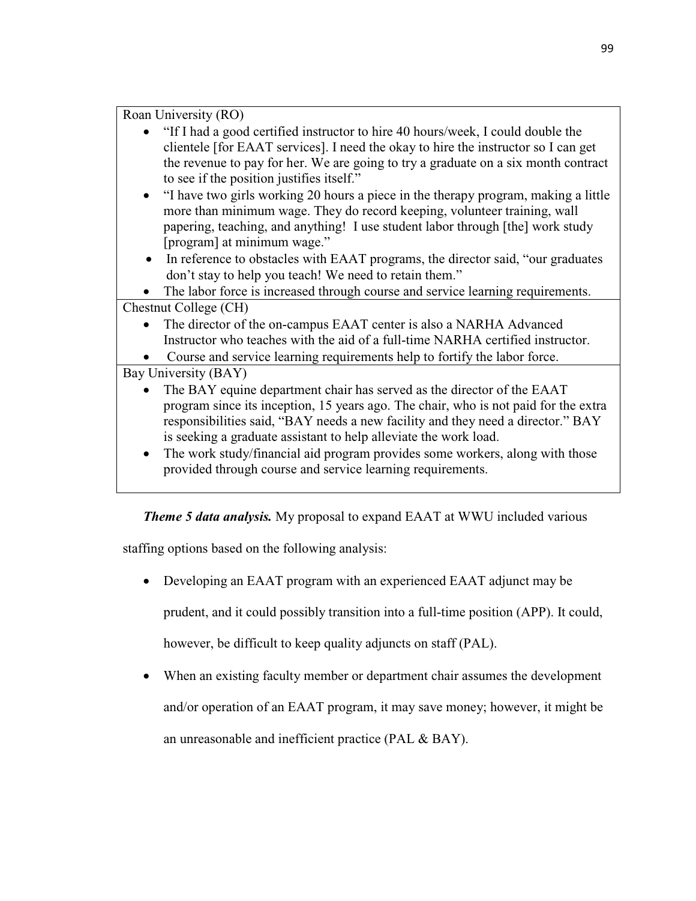| |
|---|
| Roan University (RO)<br>• "If I had a good certified instructor to hire 40 hours/week, I could double the clientele [for EAAT services]. I need the okay to hire the instructor so I can get the revenue to pay for her. We are going to try a graduate on a six month contract to see if the position justifies itself."<br>• "I have two girls working 20 hours a piece in the therapy program, making a little more than minimum wage. They do record keeping, volunteer training, wall papering, teaching, and anything! I use student labor through [the] work study [program] at minimum wage."<br>• In reference to obstacles with EAAT programs, the director said, "our graduates don't stay to help you teach! We need to retain them."<br>• The labor force is increased through course and service learning requirements. |
| Chestnut College (CH)<br>• The director of the on-campus EAAT center is also a NARHA Advanced Instructor who teaches with the aid of a full-time NARHA certified instructor.<br>• Course and service learning requirements help to fortify the labor force. |
| Bay University (BAY)<br>• The BAY equine department chair has served as the director of the EAAT program since its inception, 15 years ago. The chair, who is not paid for the extra responsibilities said, "BAY needs a new facility and they need a director." BAY is seeking a graduate assistant to help alleviate the work load.<br>• The work study/financial aid program provides some workers, along with those provided through course and service learning requirements. |

***Theme 5 data analysis.*** My proposal to expand EAAT at WWU included various staffing options based on the following analysis:

- Developing an EAAT program with an experienced EAAT adjunct may be prudent, and it could possibly transition into a full-time position (APP). It could, however, be difficult to keep quality adjuncts on staff (PAL).
- When an existing faculty member or department chair assumes the development and/or operation of an EAAT program, it may save money; however, it might be an unreasonable and inefficient practice (PAL & BAY).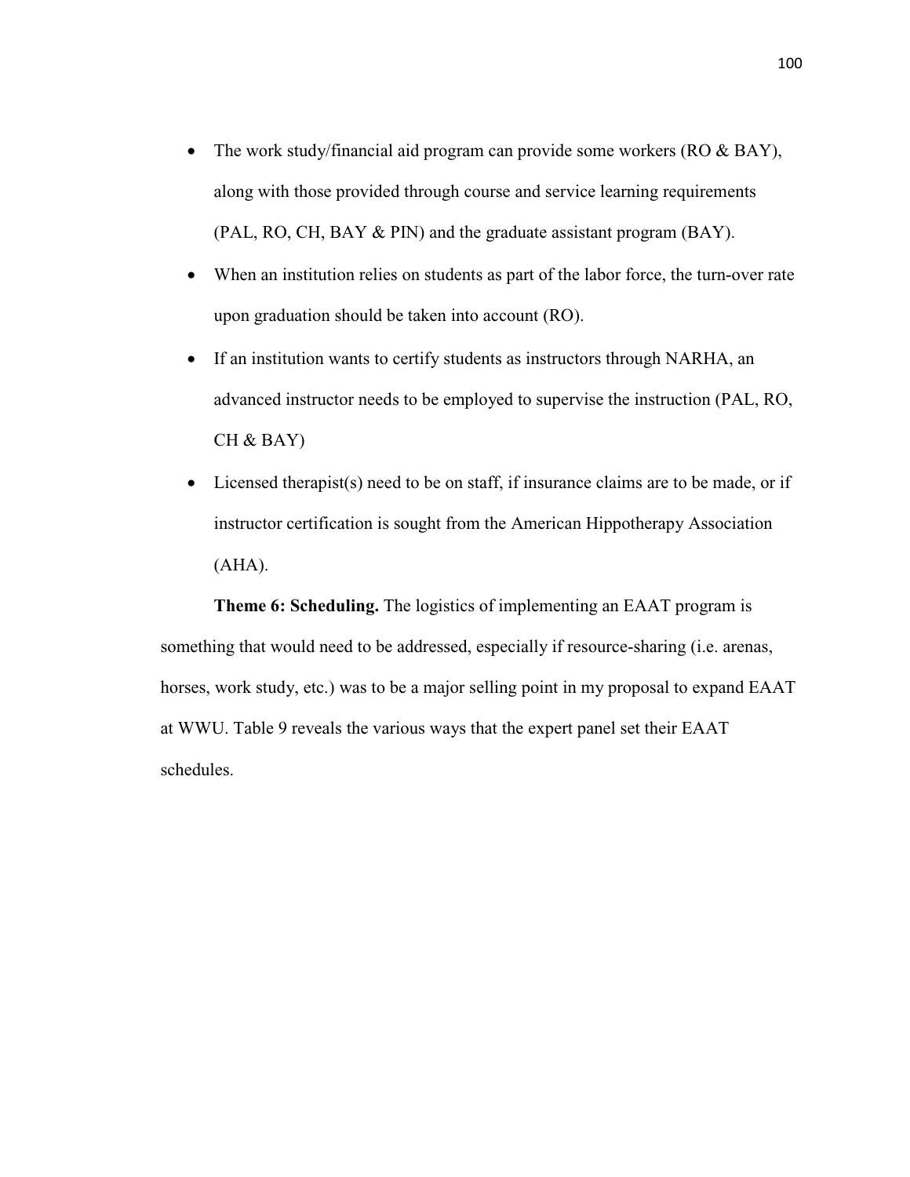- The work study/financial aid program can provide some workers (RO & BAY), along with those provided through course and service learning requirements (PAL, RO, CH, BAY & PIN) and the graduate assistant program (BAY).
- When an institution relies on students as part of the labor force, the turn-over rate upon graduation should be taken into account (RO).
- If an institution wants to certify students as instructors through NARHA, an advanced instructor needs to be employed to supervise the instruction (PAL, RO, CH & BAY)
- Licensed therapist(s) need to be on staff, if insurance claims are to be made, or if instructor certification is sought from the American Hippotherapy Association (AHA).

**Theme 6: Scheduling.** The logistics of implementing an EAAT program is something that would need to be addressed, especially if resource-sharing (i.e. arenas, horses, work study, etc.) was to be a major selling point in my proposal to expand EAAT at WWU. Table 9 reveals the various ways that the expert panel set their EAAT schedules.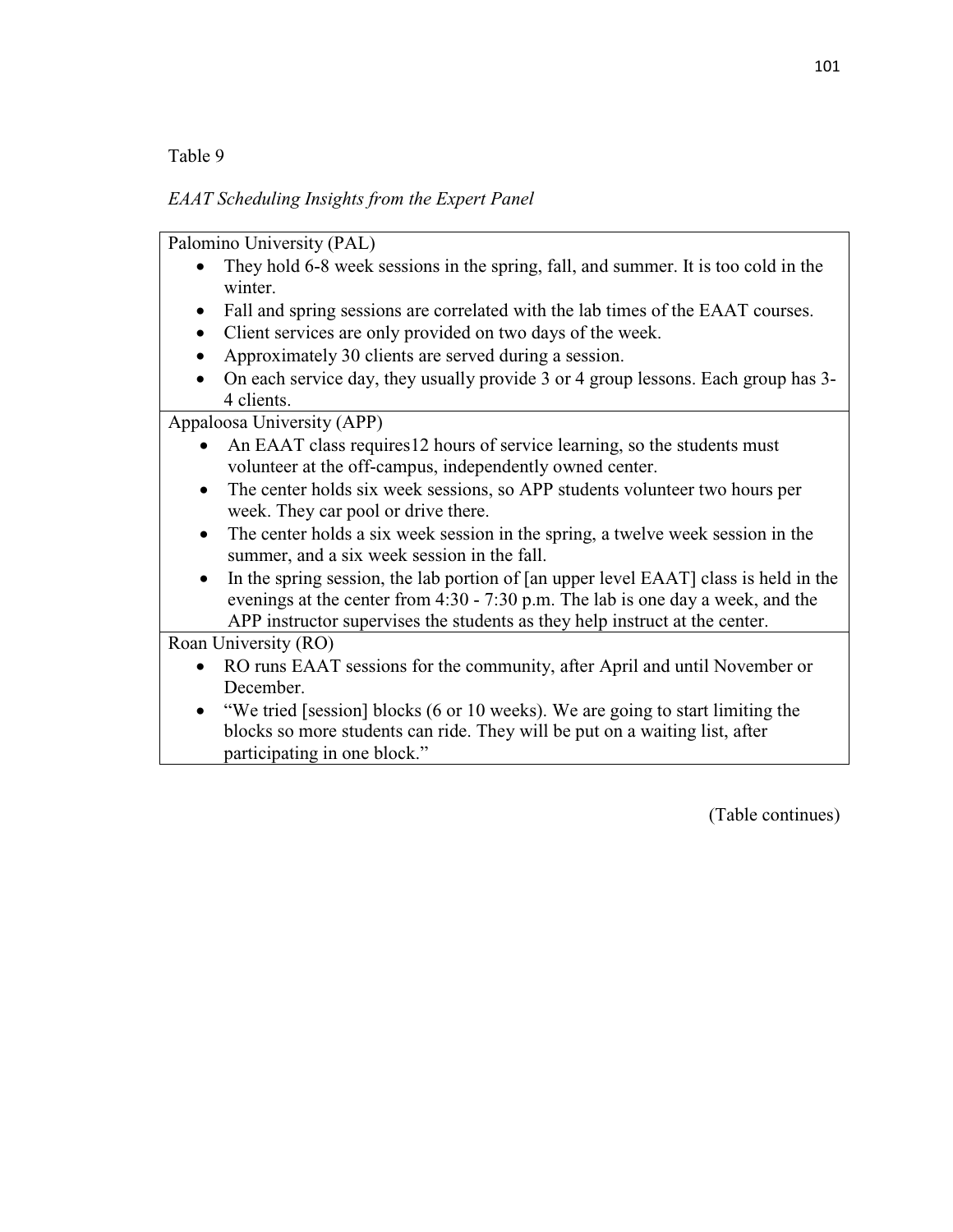Table 9

*EAAT Scheduling Insights from the Expert Panel*

| |
|---|
| Palomino University (PAL)<br>• They hold 6-8 week sessions in the spring, fall, and summer. It is too cold in the winter.<br>• Fall and spring sessions are correlated with the lab times of the EAAT courses.<br>• Client services are only provided on two days of the week.<br>• Approximately 30 clients are served during a session.<br>• On each service day, they usually provide 3 or 4 group lessons. Each group has 3-4 clients. |
| Appaloosa University (APP)<br>• An EAAT class requires12 hours of service learning, so the students must volunteer at the off-campus, independently owned center.<br>• The center holds six week sessions, so APP students volunteer two hours per week. They car pool or drive there.<br>• The center holds a six week session in the spring, a twelve week session in the summer, and a six week session in the fall.<br>• In the spring session, the lab portion of [an upper level EAAT] class is held in the evenings at the center from 4:30 - 7:30 p.m. The lab is one day a week, and the APP instructor supervises the students as they help instruct at the center. |
| Roan University (RO)<br>• RO runs EAAT sessions for the community, after April and until November or December.<br>• "We tried [session] blocks (6 or 10 weeks). We are going to start limiting the blocks so more students can ride. They will be put on a waiting list, after participating in one block." |

(Table continues)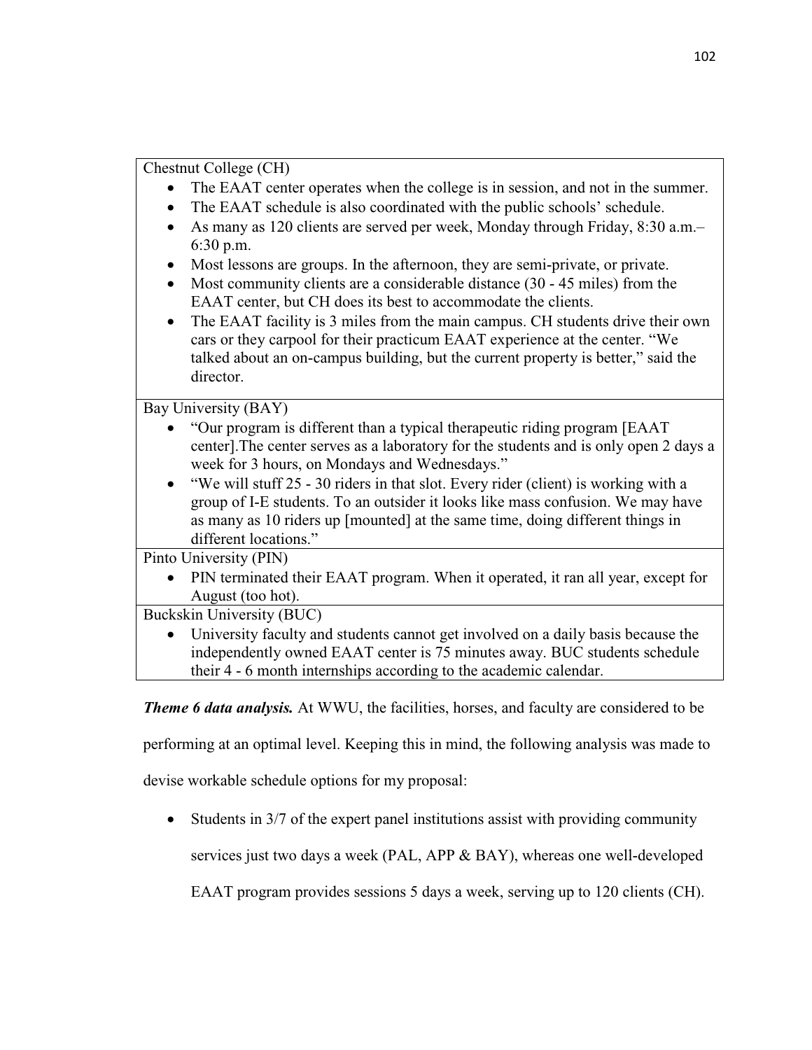| |
|---|
| Chestnut College (CH)<br>• The EAAT center operates when the college is in session, and not in the summer.<br>• The EAAT schedule is also coordinated with the public schools' schedule.<br>• As many as 120 clients are served per week, Monday through Friday, 8:30 a.m.– 6:30 p.m.<br>• Most lessons are groups. In the afternoon, they are semi-private, or private.<br>• Most community clients are a considerable distance (30 - 45 miles) from the EAAT center, but CH does its best to accommodate the clients.<br>• The EAAT facility is 3 miles from the main campus. CH students drive their own cars or they carpool for their practicum EAAT experience at the center. "We talked about an on-campus building, but the current property is better," said the director. |
| Bay University (BAY)<br>• "Our program is different than a typical therapeutic riding program [EAAT center].The center serves as a laboratory for the students and is only open 2 days a week for 3 hours, on Mondays and Wednesdays."<br>• "We will stuff 25 - 30 riders in that slot. Every rider (client) is working with a group of I-E students. To an outsider it looks like mass confusion. We may have as many as 10 riders up [mounted] at the same time, doing different things in different locations." |
| Pinto University (PIN)<br>• PIN terminated their EAAT program. When it operated, it ran all year, except for August (too hot). |
| Buckskin University (BUC)<br>• University faculty and students cannot get involved on a daily basis because the independently owned EAAT center is 75 minutes away. BUC students schedule their 4 - 6 month internships according to the academic calendar. |

***Theme 6 data analysis.*** At WWU, the facilities, horses, and faculty are considered to be performing at an optimal level. Keeping this in mind, the following analysis was made to devise workable schedule options for my proposal:

- Students in 3/7 of the expert panel institutions assist with providing community services just two days a week (PAL, APP & BAY), whereas one well-developed EAAT program provides sessions 5 days a week, serving up to 120 clients (CH).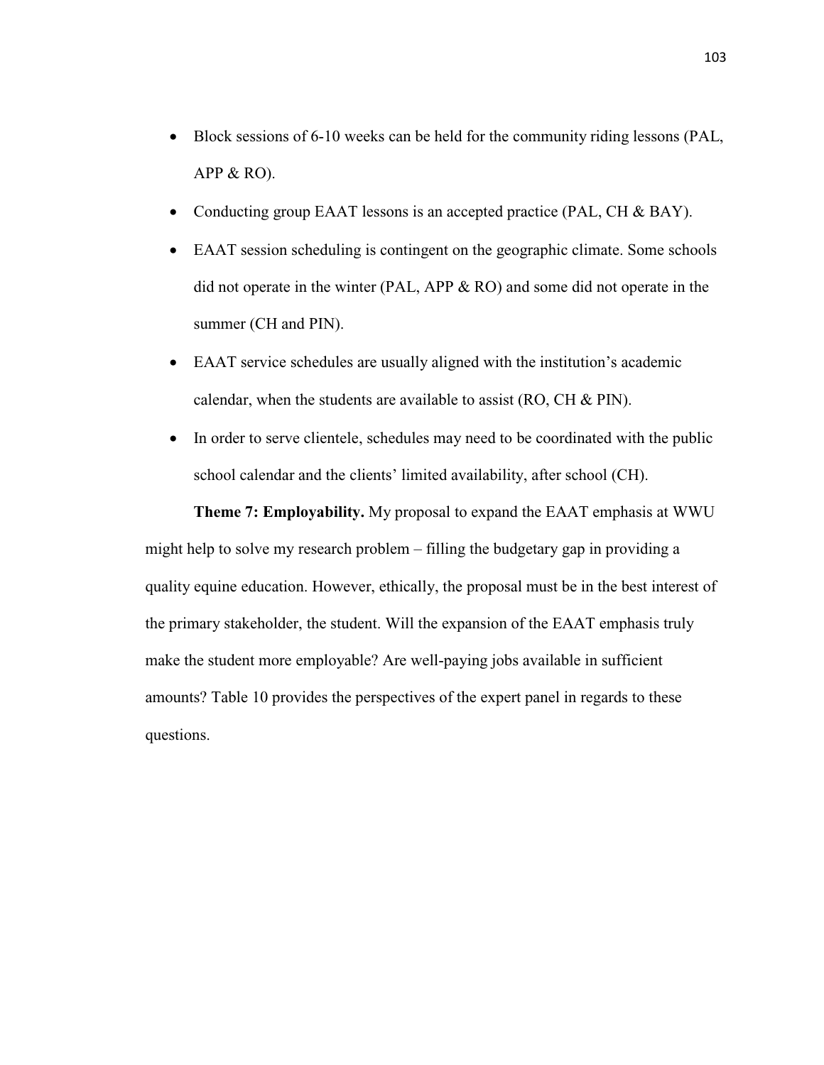- Block sessions of 6-10 weeks can be held for the community riding lessons (PAL, APP & RO).
- Conducting group EAAT lessons is an accepted practice (PAL, CH & BAY).
- EAAT session scheduling is contingent on the geographic climate. Some schools did not operate in the winter (PAL, APP & RO) and some did not operate in the summer (CH and PIN).
- EAAT service schedules are usually aligned with the institution's academic calendar, when the students are available to assist (RO, CH & PIN).
- In order to serve clientele, schedules may need to be coordinated with the public school calendar and the clients' limited availability, after school (CH).

**Theme 7: Employability.** My proposal to expand the EAAT emphasis at WWU might help to solve my research problem – filling the budgetary gap in providing a quality equine education. However, ethically, the proposal must be in the best interest of the primary stakeholder, the student. Will the expansion of the EAAT emphasis truly make the student more employable? Are well-paying jobs available in sufficient amounts? Table 10 provides the perspectives of the expert panel in regards to these questions.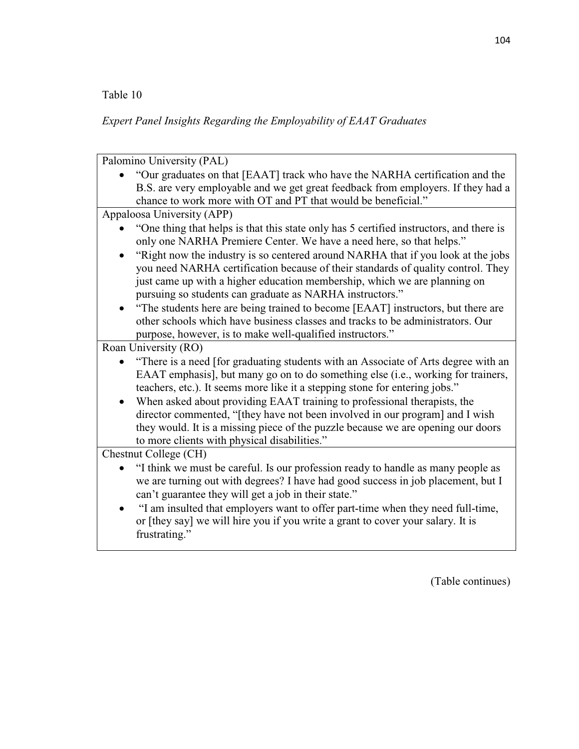Table 10

*Expert Panel Insights Regarding the Employability of EAAT Graduates*

| |
|---|
| Palomino University (PAL)<br>• "Our graduates on that [EAAT] track who have the NARHA certification and the B.S. are very employable and we get great feedback from employers. If they had a chance to work more with OT and PT that would be beneficial." |
| Appaloosa University (APP)<br>• "One thing that helps is that this state only has 5 certified instructors, and there is only one NARHA Premiere Center. We have a need here, so that helps."<br>• "Right now the industry is so centered around NARHA that if you look at the jobs you need NARHA certification because of their standards of quality control. They just came up with a higher education membership, which we are planning on pursuing so students can graduate as NARHA instructors."<br>• "The students here are being trained to become [EAAT] instructors, but there are other schools which have business classes and tracks to be administrators. Our purpose, however, is to make well-qualified instructors." |
| Roan University (RO)<br>• "There is a need [for graduating students with an Associate of Arts degree with an EAAT emphasis], but many go on to do something else (i.e., working for trainers, teachers, etc.). It seems more like it a stepping stone for entering jobs."<br>• When asked about providing EAAT training to professional therapists, the director commented, "[they have not been involved in our program] and I wish they would. It is a missing piece of the puzzle because we are opening our doors to more clients with physical disabilities." |
| Chestnut College (CH)<br>• "I think we must be careful. Is our profession ready to handle as many people as we are turning out with degrees? I have had good success in job placement, but I can't guarantee they will get a job in their state."<br>• "I am insulted that employers want to offer part-time when they need full-time, or [they say] we will hire you if you write a grant to cover your salary. It is frustrating." |

(Table continues)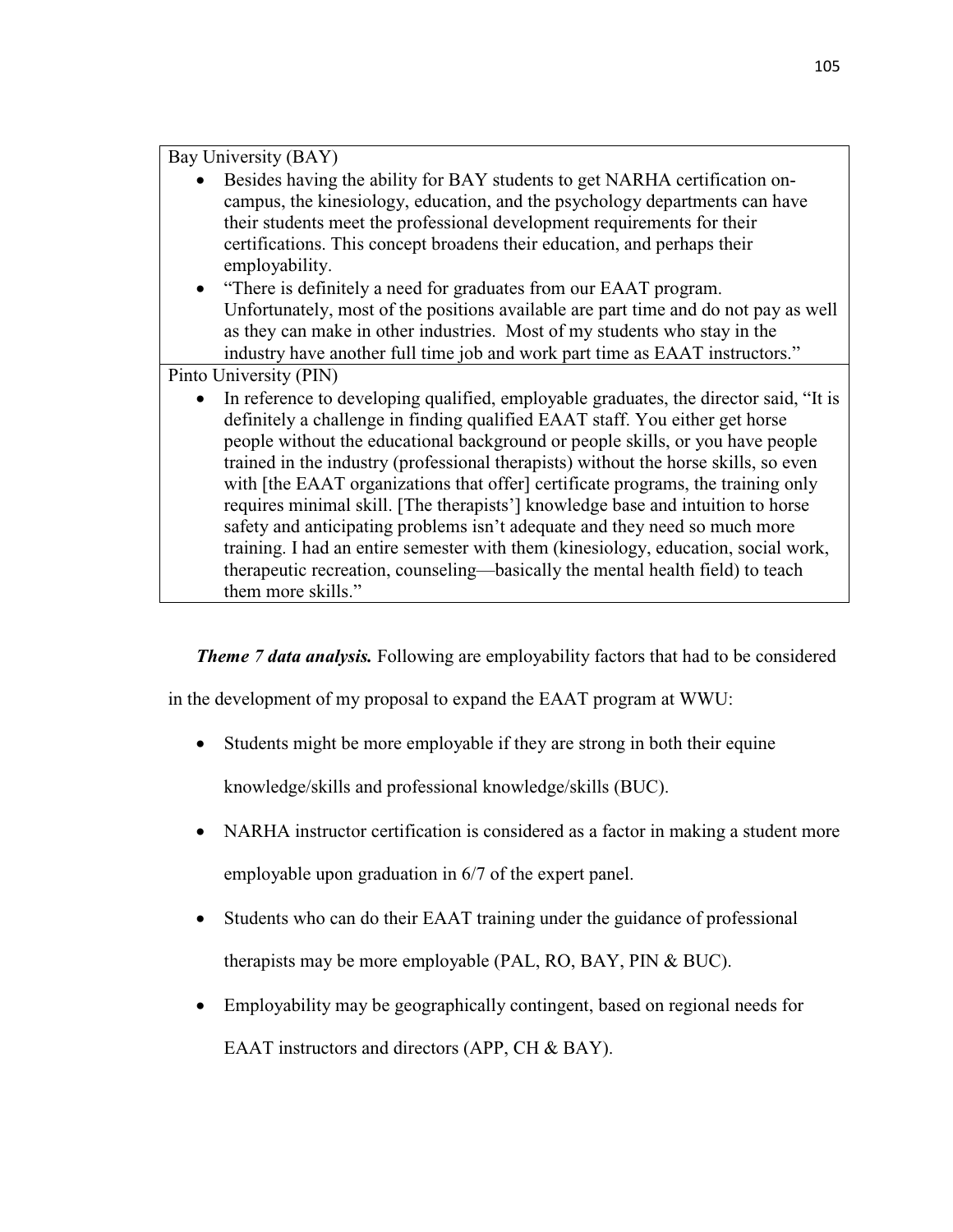| |
|---|
| Bay University (BAY)<br>• Besides having the ability for BAY students to get NARHA certification on-campus, the kinesiology, education, and the psychology departments can have their students meet the professional development requirements for their certifications. This concept broadens their education, and perhaps their employability.<br>• "There is definitely a need for graduates from our EAAT program. Unfortunately, most of the positions available are part time and do not pay as well as they can make in other industries. Most of my students who stay in the industry have another full time job and work part time as EAAT instructors." |
| Pinto University (PIN)<br>• In reference to developing qualified, employable graduates, the director said, "It is definitely a challenge in finding qualified EAAT staff. You either get horse people without the educational background or people skills, or you have people trained in the industry (professional therapists) without the horse skills, so even with [the EAAT organizations that offer] certificate programs, the training only requires minimal skill. [The therapists'] knowledge base and intuition to horse safety and anticipating problems isn't adequate and they need so much more training. I had an entire semester with them (kinesiology, education, social work, therapeutic recreation, counseling—basically the mental health field) to teach them more skills." |

***Theme 7 data analysis.*** Following are employability factors that had to be considered in the development of my proposal to expand the EAAT program at WWU:

- Students might be more employable if they are strong in both their equine knowledge/skills and professional knowledge/skills (BUC).
- NARHA instructor certification is considered as a factor in making a student more employable upon graduation in 6/7 of the expert panel.
- Students who can do their EAAT training under the guidance of professional therapists may be more employable (PAL, RO, BAY, PIN & BUC).
- Employability may be geographically contingent, based on regional needs for EAAT instructors and directors (APP, CH & BAY).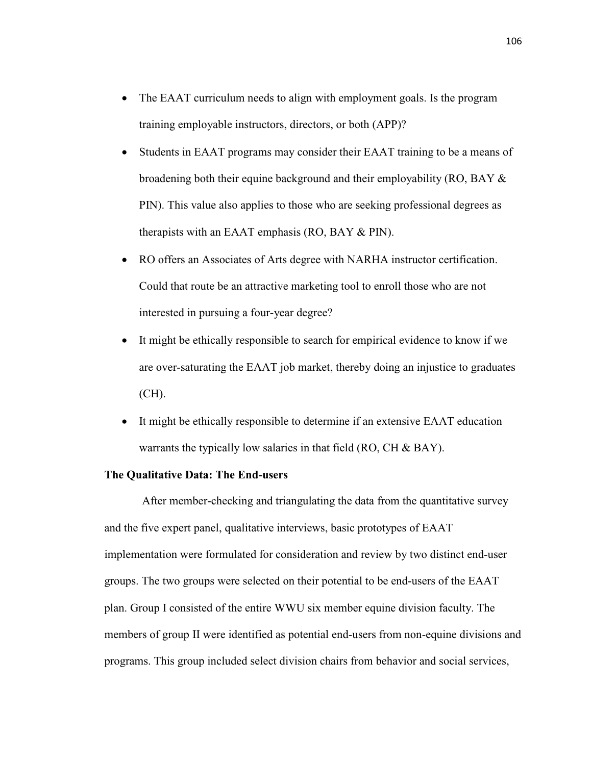- The EAAT curriculum needs to align with employment goals. Is the program training employable instructors, directors, or both (APP)?
- Students in EAAT programs may consider their EAAT training to be a means of broadening both their equine background and their employability (RO, BAY & PIN). This value also applies to those who are seeking professional degrees as therapists with an EAAT emphasis (RO, BAY & PIN).
- RO offers an Associates of Arts degree with NARHA instructor certification. Could that route be an attractive marketing tool to enroll those who are not interested in pursuing a four-year degree?
- It might be ethically responsible to search for empirical evidence to know if we are over-saturating the EAAT job market, thereby doing an injustice to graduates (CH).
- It might be ethically responsible to determine if an extensive EAAT education warrants the typically low salaries in that field (RO, CH & BAY).

**The Qualitative Data: The End-users**

After member-checking and triangulating the data from the quantitative survey and the five expert panel, qualitative interviews, basic prototypes of EAAT implementation were formulated for consideration and review by two distinct end-user groups. The two groups were selected on their potential to be end-users of the EAAT plan. Group I consisted of the entire WWU six member equine division faculty. The members of group II were identified as potential end-users from non-equine divisions and programs. This group included select division chairs from behavior and social services,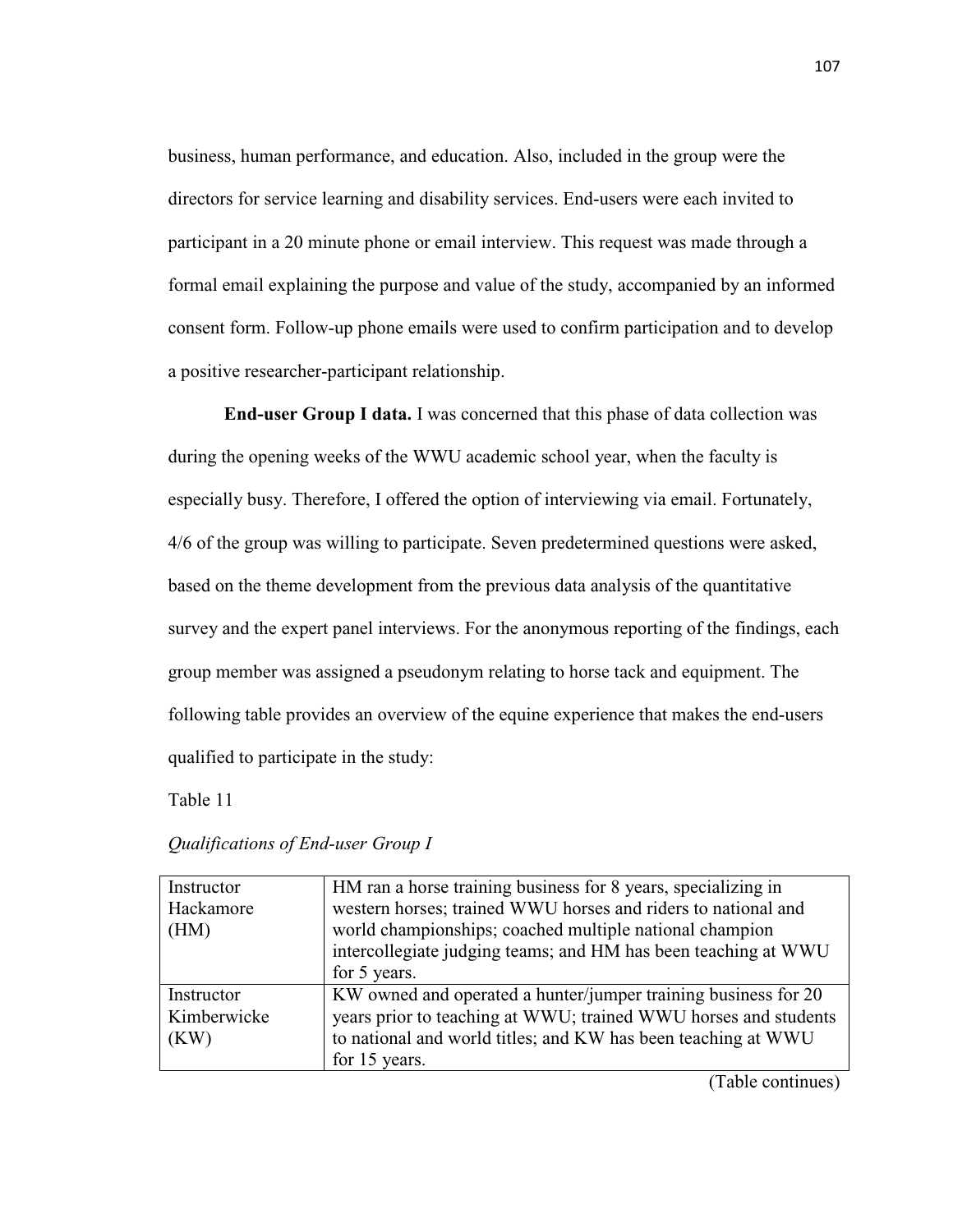business, human performance, and education. Also, included in the group were the directors for service learning and disability services. End-users were each invited to participant in a 20 minute phone or email interview. This request was made through a formal email explaining the purpose and value of the study, accompanied by an informed consent form. Follow-up phone emails were used to confirm participation and to develop a positive researcher-participant relationship.

**End-user Group I data.** I was concerned that this phase of data collection was during the opening weeks of the WWU academic school year, when the faculty is especially busy. Therefore, I offered the option of interviewing via email. Fortunately, 4/6 of the group was willing to participate. Seven predetermined questions were asked, based on the theme development from the previous data analysis of the quantitative survey and the expert panel interviews. For the anonymous reporting of the findings, each group member was assigned a pseudonym relating to horse tack and equipment. The following table provides an overview of the equine experience that makes the end-users qualified to participate in the study:

Table 11

*Qualifications of End-user Group I*

| | |
|---|---|
| Instructor Hackamore (HM) | HM ran a horse training business for 8 years, specializing in western horses; trained WWU horses and riders to national and world championships; coached multiple national champion intercollegiate judging teams; and HM has been teaching at WWU for 5 years. |
| Instructor Kimberwicke (KW) | KW owned and operated a hunter/jumper training business for 20 years prior to teaching at WWU; trained WWU horses and students to national and world titles; and KW has been teaching at WWU for 15 years. |

(Table continues)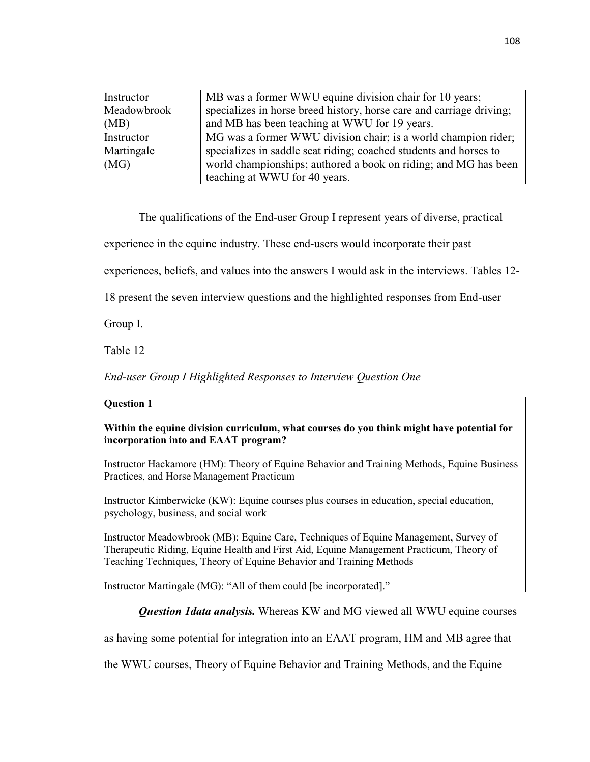| | |
|---|---|
| Instructor Meadowbrook (MB) | MB was a former WWU equine division chair for 10 years; specializes in horse breed history, horse care and carriage driving; and MB has been teaching at WWU for 19 years. |
| Instructor Martingale (MG) | MG was a former WWU division chair; is a world champion rider; specializes in saddle seat riding; coached students and horses to world championships; authored a book on riding; and MG has been teaching at WWU for 40 years. |

The qualifications of the End-user Group I represent years of diverse, practical experience in the equine industry. These end-users would incorporate their past experiences, beliefs, and values into the answers I would ask in the interviews. Tables 12-18 present the seven interview questions and the highlighted responses from End-user Group I.

Table 12

*End-user Group I Highlighted Responses to Interview Question One*

| **Question 1** |
|---|
| **Within the equine division curriculum, what courses do you think might have potential for incorporation into and EAAT program?** |
| Instructor Hackamore (HM): Theory of Equine Behavior and Training Methods, Equine Business Practices, and Horse Management Practicum |
| Instructor Kimberwicke (KW): Equine courses plus courses in education, special education, psychology, business, and social work |
| Instructor Meadowbrook (MB): Equine Care, Techniques of Equine Management, Survey of Therapeutic Riding, Equine Health and First Aid, Equine Management Practicum, Theory of Teaching Techniques, Theory of Equine Behavior and Training Methods |
| Instructor Martingale (MG): "All of them could [be incorporated]." |

***Question 1data analysis.*** Whereas KW and MG viewed all WWU equine courses as having some potential for integration into an EAAT program, HM and MB agree that the WWU courses, Theory of Equine Behavior and Training Methods, and the Equine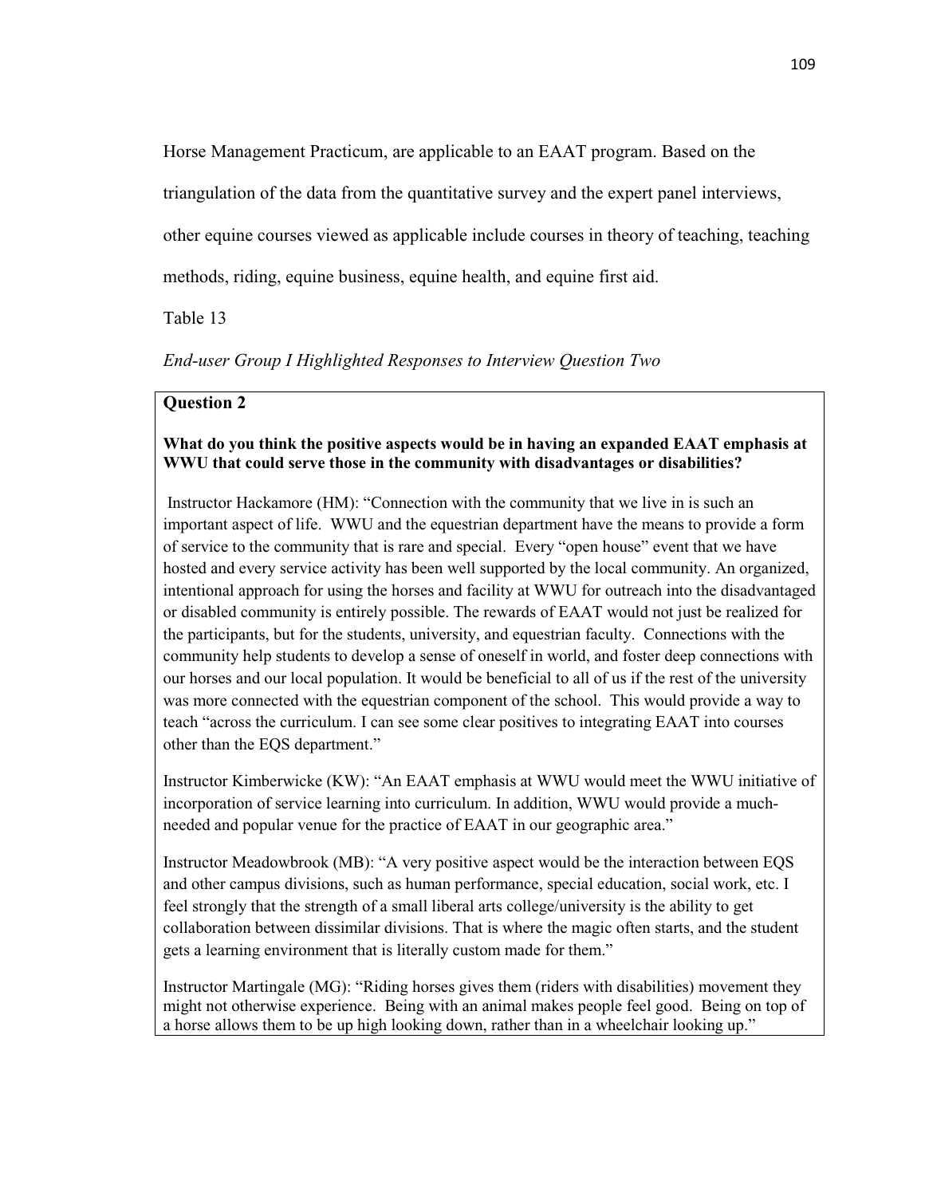Horse Management Practicum, are applicable to an EAAT program. Based on the triangulation of the data from the quantitative survey and the expert panel interviews, other equine courses viewed as applicable include courses in theory of teaching, teaching methods, riding, equine business, equine health, and equine first aid.

Table 13

*End-user Group I Highlighted Responses to Interview Question Two*

| **Question 2** |
|---|
| **What do you think the positive aspects would be in having an expanded EAAT emphasis at WWU that could serve those in the community with disadvantages or disabilities?** |
| Instructor Hackamore (HM): "Connection with the community that we live in is such an important aspect of life. WWU and the equestrian department have the means to provide a form of service to the community that is rare and special. Every "open house" event that we have hosted and every service activity has been well supported by the local community. An organized, intentional approach for using the horses and facility at WWU for outreach into the disadvantaged or disabled community is entirely possible. The rewards of EAAT would not just be realized for the participants, but for the students, university, and equestrian faculty. Connections with the community help students to develop a sense of oneself in world, and foster deep connections with our horses and our local population. It would be beneficial to all of us if the rest of the university was more connected with the equestrian component of the school. This would provide a way to teach "across the curriculum. I can see some clear positives to integrating EAAT into courses other than the EQS department." |
| Instructor Kimberwicke (KW): "An EAAT emphasis at WWU would meet the WWU initiative of incorporation of service learning into curriculum. In addition, WWU would provide a much-needed and popular venue for the practice of EAAT in our geographic area." |
| Instructor Meadowbrook (MB): "A very positive aspect would be the interaction between EQS and other campus divisions, such as human performance, special education, social work, etc. I feel strongly that the strength of a small liberal arts college/university is the ability to get collaboration between dissimilar divisions. That is where the magic often starts, and the student gets a learning environment that is literally custom made for them." |
| Instructor Martingale (MG): "Riding horses gives them (riders with disabilities) movement they might not otherwise experience. Being with an animal makes people feel good. Being on top of a horse allows them to be up high looking down, rather than in a wheelchair looking up." |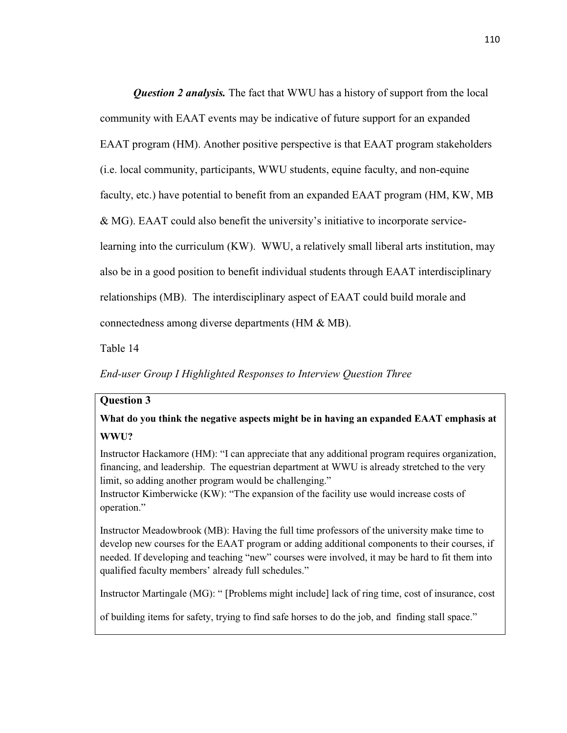***Question 2 analysis.*** The fact that WWU has a history of support from the local community with EAAT events may be indicative of future support for an expanded EAAT program (HM). Another positive perspective is that EAAT program stakeholders (i.e. local community, participants, WWU students, equine faculty, and non-equine faculty, etc.) have potential to benefit from an expanded EAAT program (HM, KW, MB & MG). EAAT could also benefit the university's initiative to incorporate service-learning into the curriculum (KW). WWU, a relatively small liberal arts institution, may also be in a good position to benefit individual students through EAAT interdisciplinary relationships (MB). The interdisciplinary aspect of EAAT could build morale and connectedness among diverse departments (HM & MB).

Table 14

*End-user Group I Highlighted Responses to Interview Question Three*

| **Question 3** |
|---|
| **What do you think the negative aspects might be in having an expanded EAAT emphasis at WWU?** |
| Instructor Hackamore (HM): "I can appreciate that any additional program requires organization, financing, and leadership. The equestrian department at WWU is already stretched to the very limit, so adding another program would be challenging." |
| Instructor Kimberwicke (KW): "The expansion of the facility use would increase costs of operation." |
| Instructor Meadowbrook (MB): Having the full time professors of the university make time to develop new courses for the EAAT program or adding additional components to their courses, if needed. If developing and teaching "new" courses were involved, it may be hard to fit them into qualified faculty members' already full schedules." |
| Instructor Martingale (MG): " [Problems might include] lack of ring time, cost of insurance, cost of building items for safety, trying to find safe horses to do the job, and finding stall space." |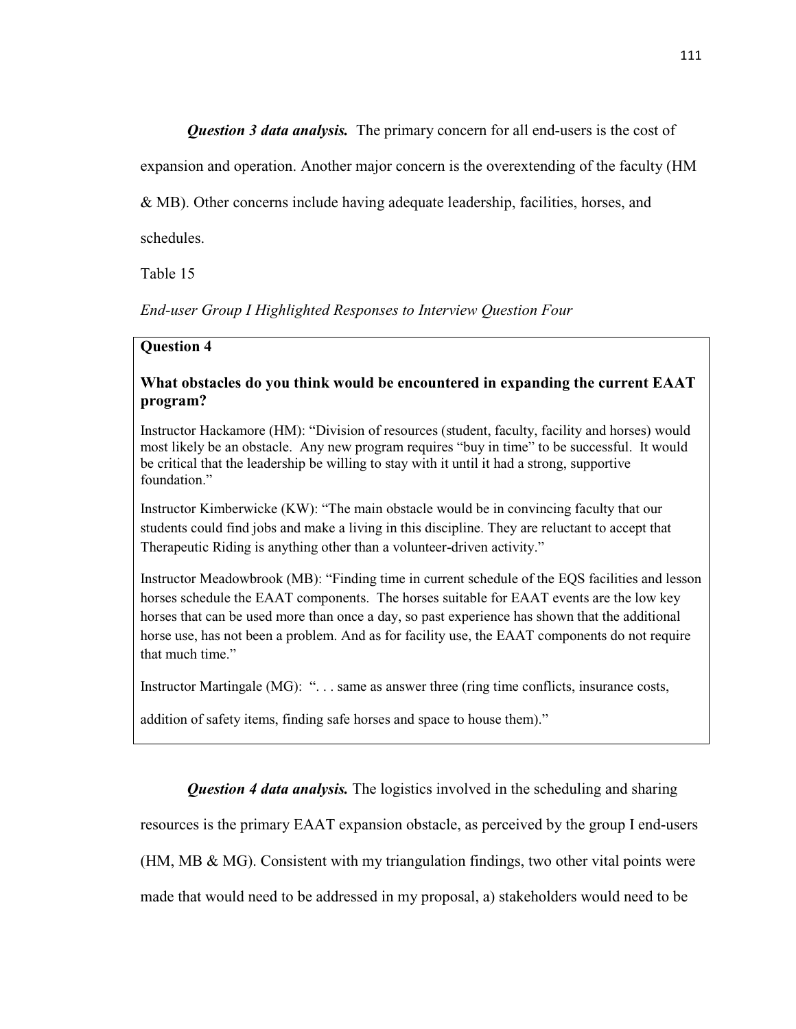***Question 3 data analysis.*** The primary concern for all end-users is the cost of expansion and operation. Another major concern is the overextending of the faculty (HM & MB). Other concerns include having adequate leadership, facilities, horses, and schedules.

Table 15

*End-user Group I Highlighted Responses to Interview Question Four*

| |
|---|
| **Question 4** |
| **What obstacles do you think would be encountered in expanding the current EAAT program?** |
| Instructor Hackamore (HM): "Division of resources (student, faculty, facility and horses) would most likely be an obstacle. Any new program requires "buy in time" to be successful. It would be critical that the leadership be willing to stay with it until it had a strong, supportive foundation." |
| Instructor Kimberwicke (KW): "The main obstacle would be in convincing faculty that our students could find jobs and make a living in this discipline. They are reluctant to accept that Therapeutic Riding is anything other than a volunteer-driven activity." |
| Instructor Meadowbrook (MB): "Finding time in current schedule of the EQS facilities and lesson horses schedule the EAAT components. The horses suitable for EAAT events are the low key horses that can be used more than once a day, so past experience has shown that the additional horse use, has not been a problem. And as for facility use, the EAAT components do not require that much time." |
| Instructor Martingale (MG): ". . . same as answer three (ring time conflicts, insurance costs, addition of safety items, finding safe horses and space to house them)." |

***Question 4 data analysis.*** The logistics involved in the scheduling and sharing resources is the primary EAAT expansion obstacle, as perceived by the group I end-users (HM, MB & MG). Consistent with my triangulation findings, two other vital points were made that would need to be addressed in my proposal, a) stakeholders would need to be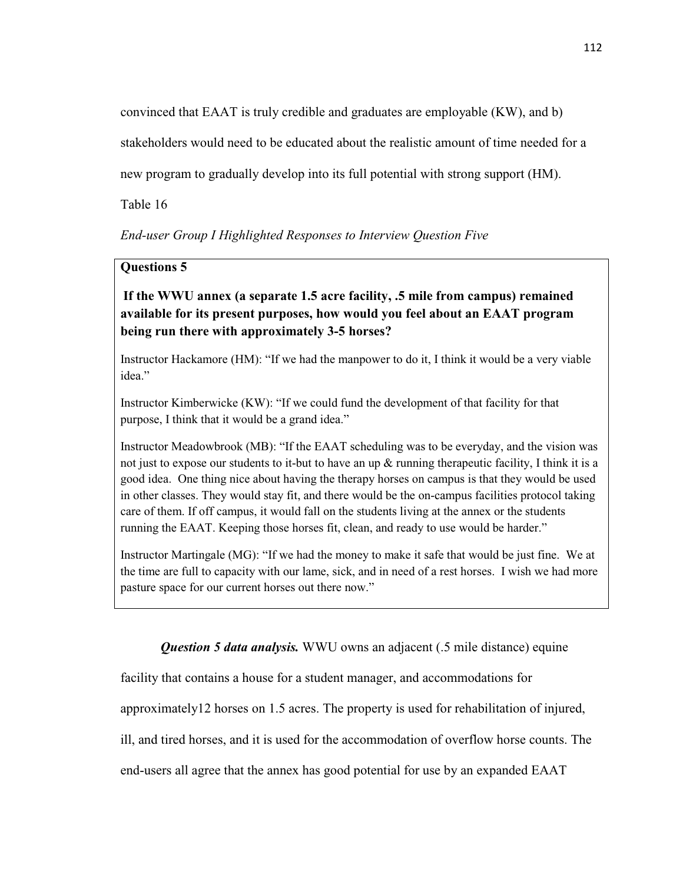convinced that EAAT is truly credible and graduates are employable (KW), and b) stakeholders would need to be educated about the realistic amount of time needed for a new program to gradually develop into its full potential with strong support (HM).

Table 16

*End-user Group I Highlighted Responses to Interview Question Five*

| **Questions 5** |
|---|
| **If the WWU annex (a separate 1.5 acre facility, .5 mile from campus) remained available for its present purposes, how would you feel about an EAAT program being run there with approximately 3-5 horses?** |
| Instructor Hackamore (HM): "If we had the manpower to do it, I think it would be a very viable idea." |
| Instructor Kimberwicke (KW): "If we could fund the development of that facility for that purpose, I think that it would be a grand idea." |
| Instructor Meadowbrook (MB): "If the EAAT scheduling was to be everyday, and the vision was not just to expose our students to it-but to have an up & running therapeutic facility, I think it is a good idea. One thing nice about having the therapy horses on campus is that they would be used in other classes. They would stay fit, and there would be the on-campus facilities protocol taking care of them. If off campus, it would fall on the students living at the annex or the students running the EAAT. Keeping those horses fit, clean, and ready to use would be harder." |
| Instructor Martingale (MG): "If we had the money to make it safe that would be just fine. We at the time are full to capacity with our lame, sick, and in need of a rest horses. I wish we had more pasture space for our current horses out there now." |

***Question 5 data analysis.*** WWU owns an adjacent (.5 mile distance) equine facility that contains a house for a student manager, and accommodations for approximately12 horses on 1.5 acres. The property is used for rehabilitation of injured, ill, and tired horses, and it is used for the accommodation of overflow horse counts. The end-users all agree that the annex has good potential for use by an expanded EAAT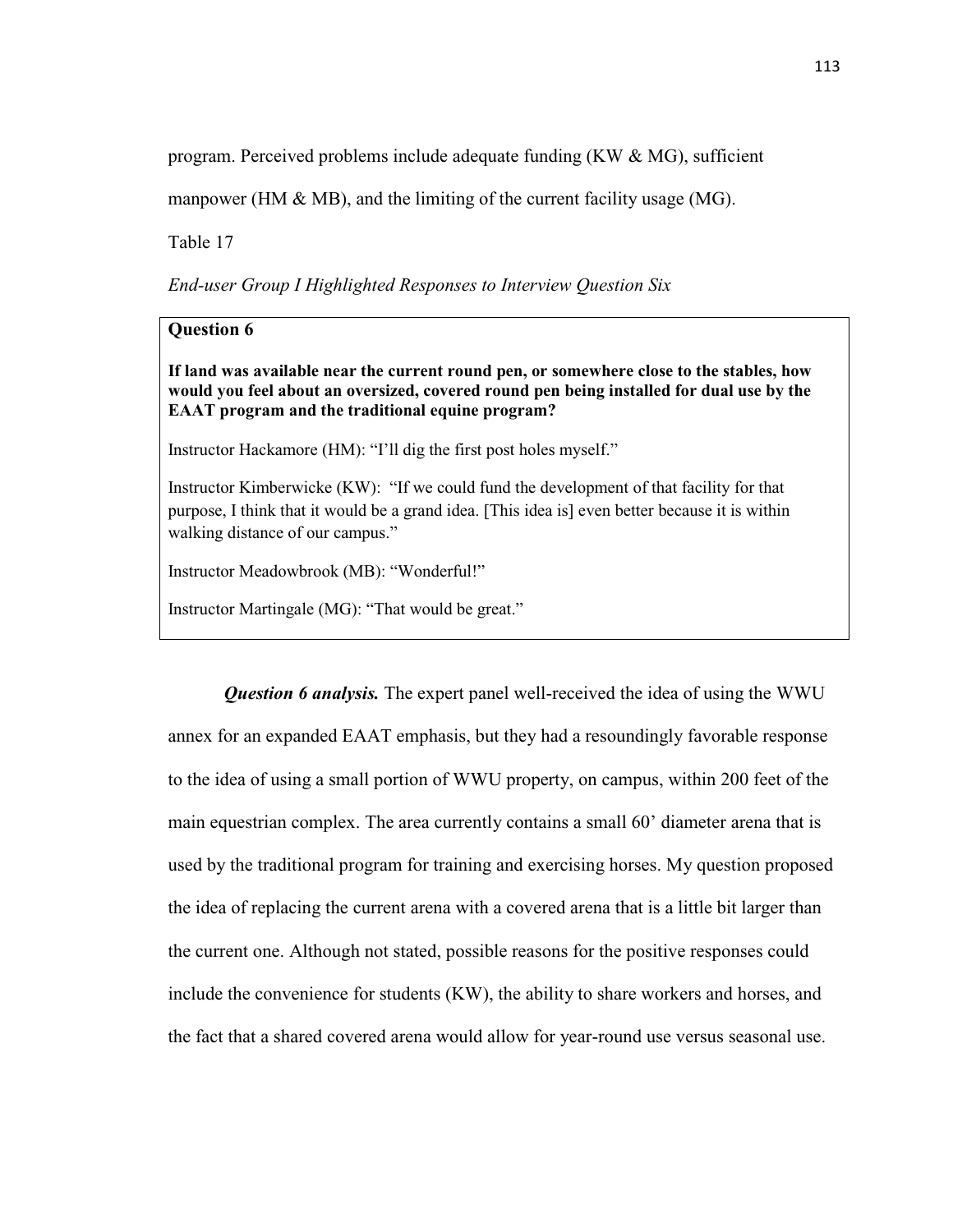program. Perceived problems include adequate funding (KW & MG), sufficient manpower (HM & MB), and the limiting of the current facility usage (MG).

Table 17

*End-user Group I Highlighted Responses to Interview Question Six*

| |
|---|
| **Question 6** |
| **If land was available near the current round pen, or somewhere close to the stables, how would you feel about an oversized, covered round pen being installed for dual use by the EAAT program and the traditional equine program?** |
| Instructor Hackamore (HM): "I'll dig the first post holes myself." |
| Instructor Kimberwicke (KW): "If we could fund the development of that facility for that purpose, I think that it would be a grand idea. [This idea is] even better because it is within walking distance of our campus." |
| Instructor Meadowbrook (MB): "Wonderful!" |
| Instructor Martingale (MG): "That would be great." |

***Question 6 analysis.*** The expert panel well-received the idea of using the WWU annex for an expanded EAAT emphasis, but they had a resoundingly favorable response to the idea of using a small portion of WWU property, on campus, within 200 feet of the main equestrian complex. The area currently contains a small 60' diameter arena that is used by the traditional program for training and exercising horses. My question proposed the idea of replacing the current arena with a covered arena that is a little bit larger than the current one. Although not stated, possible reasons for the positive responses could include the convenience for students (KW), the ability to share workers and horses, and the fact that a shared covered arena would allow for year-round use versus seasonal use.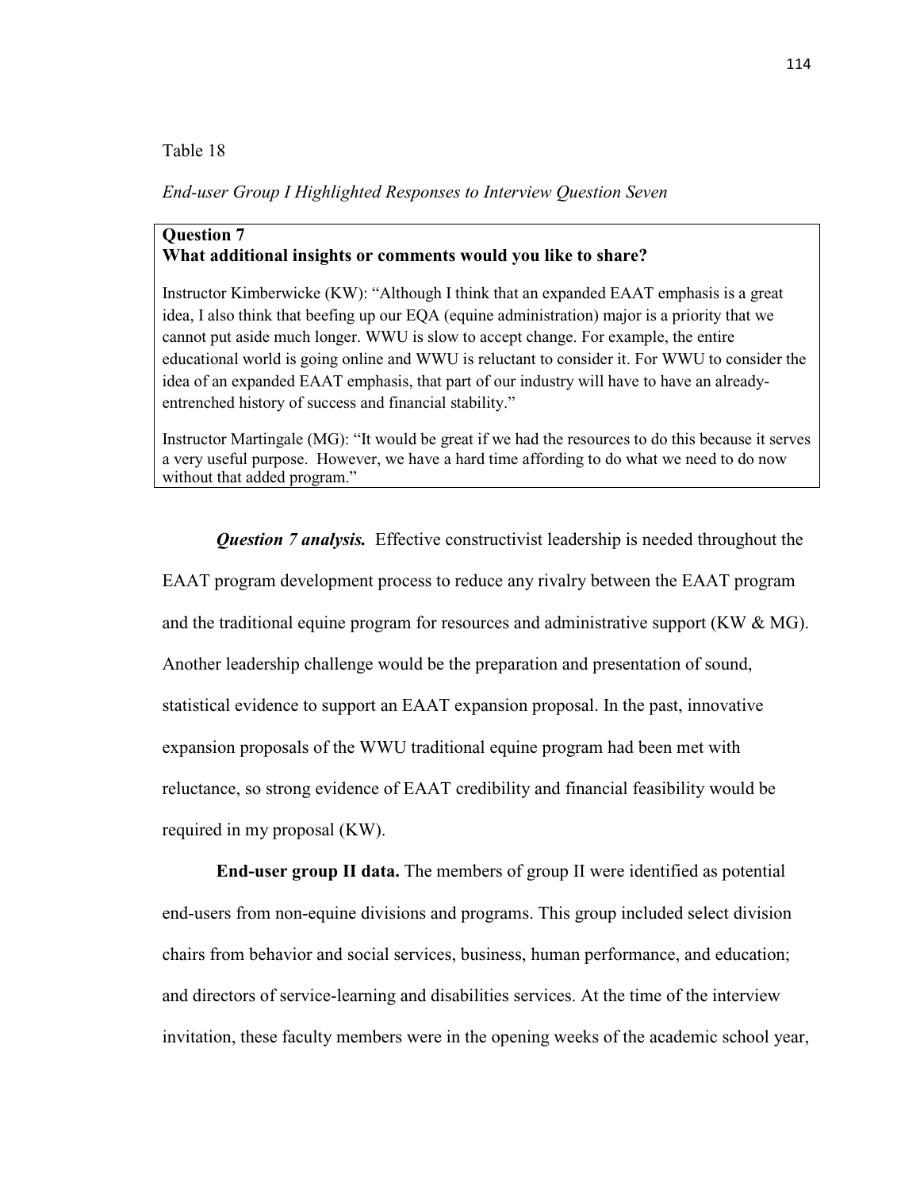Table 18

*End-user Group I Highlighted Responses to Interview Question Seven*

| **Question 7**<br>**What additional insights or comments would you like to share?** |
|---|
| Instructor Kimberwicke (KW): "Although I think that an expanded EAAT emphasis is a great idea, I also think that beefing up our EQA (equine administration) major is a priority that we cannot put aside much longer. WWU is slow to accept change. For example, the entire educational world is going online and WWU is reluctant to consider it. For WWU to consider the idea of an expanded EAAT emphasis, that part of our industry will have to have an already-entrenched history of success and financial stability." |
| Instructor Martingale (MG): "It would be great if we had the resources to do this because it serves a very useful purpose. However, we have a hard time affording to do what we need to do now without that added program." |

***Question 7 analysis.*** Effective constructivist leadership is needed throughout the EAAT program development process to reduce any rivalry between the EAAT program and the traditional equine program for resources and administrative support (KW & MG). Another leadership challenge would be the preparation and presentation of sound, statistical evidence to support an EAAT expansion proposal. In the past, innovative expansion proposals of the WWU traditional equine program had been met with reluctance, so strong evidence of EAAT credibility and financial feasibility would be required in my proposal (KW).

**End-user group II data.** The members of group II were identified as potential end-users from non-equine divisions and programs. This group included select division chairs from behavior and social services, business, human performance, and education; and directors of service-learning and disabilities services. At the time of the interview invitation, these faculty members were in the opening weeks of the academic school year,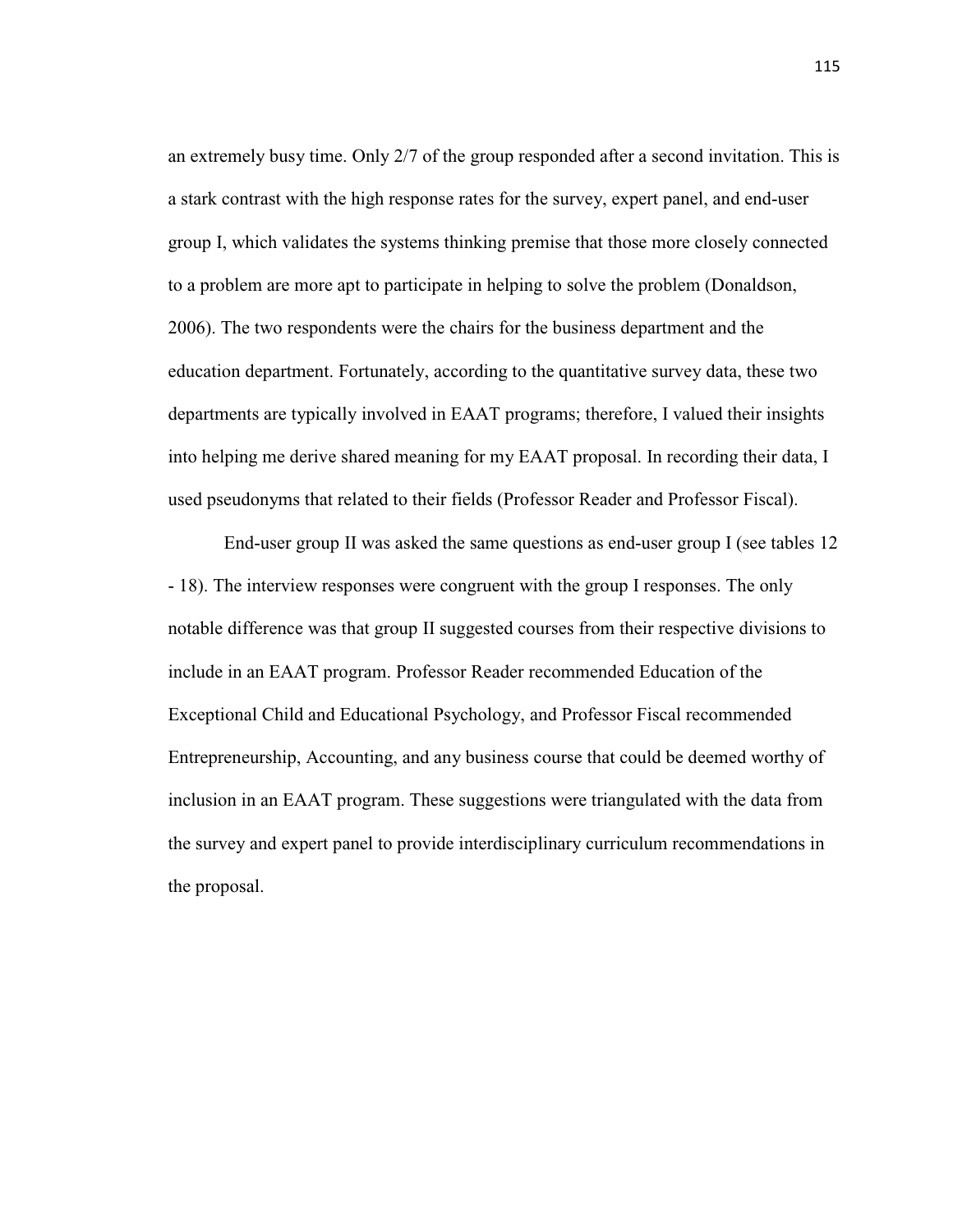an extremely busy time. Only 2/7 of the group responded after a second invitation. This is a stark contrast with the high response rates for the survey, expert panel, and end-user group I, which validates the systems thinking premise that those more closely connected to a problem are more apt to participate in helping to solve the problem (Donaldson, 2006). The two respondents were the chairs for the business department and the education department. Fortunately, according to the quantitative survey data, these two departments are typically involved in EAAT programs; therefore, I valued their insights into helping me derive shared meaning for my EAAT proposal. In recording their data, I used pseudonyms that related to their fields (Professor Reader and Professor Fiscal).

End-user group II was asked the same questions as end-user group I (see tables 12 - 18). The interview responses were congruent with the group I responses. The only notable difference was that group II suggested courses from their respective divisions to include in an EAAT program. Professor Reader recommended Education of the Exceptional Child and Educational Psychology, and Professor Fiscal recommended Entrepreneurship, Accounting, and any business course that could be deemed worthy of inclusion in an EAAT program. These suggestions were triangulated with the data from the survey and expert panel to provide interdisciplinary curriculum recommendations in the proposal.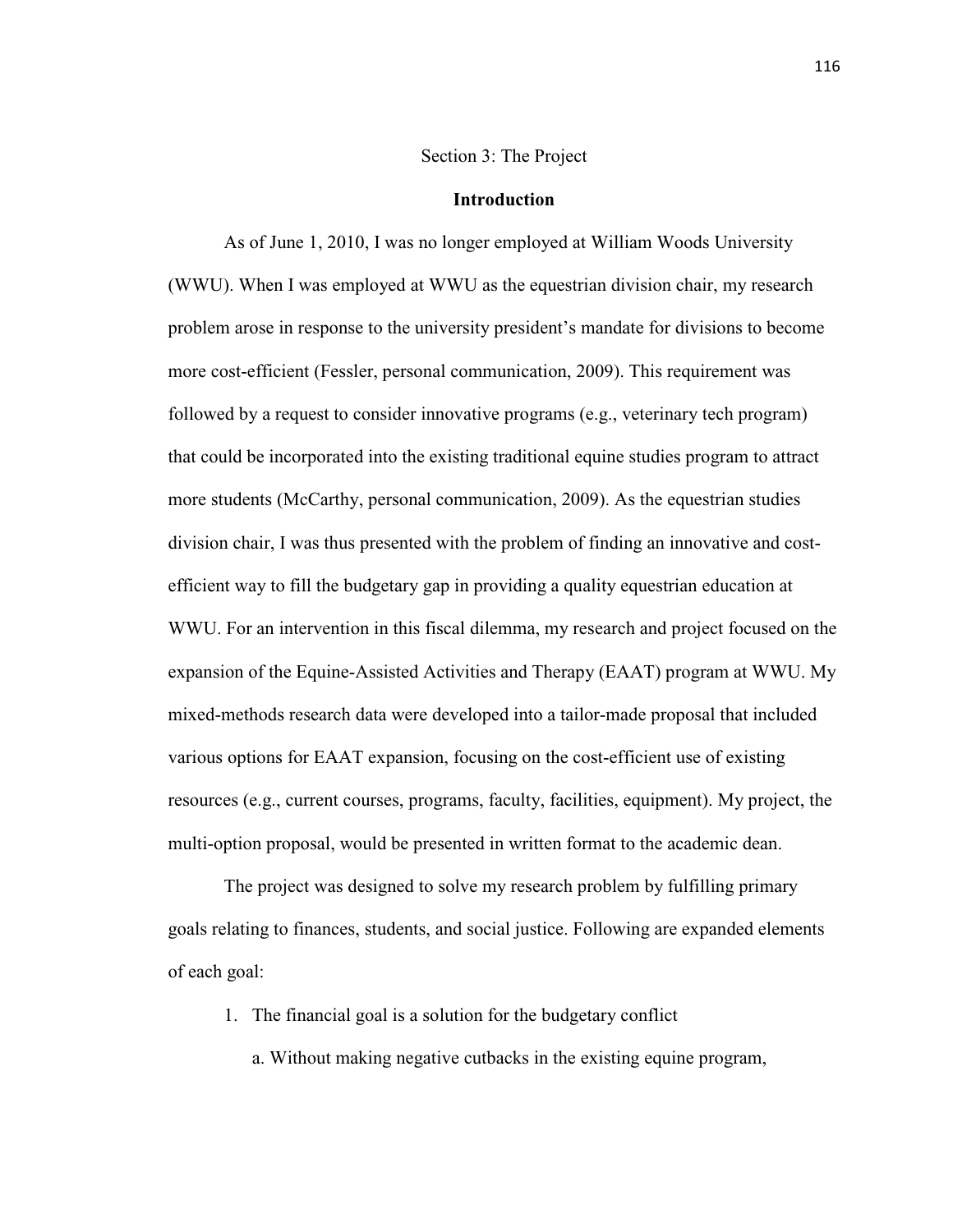## Section 3: The Project

### Introduction

As of June 1, 2010, I was no longer employed at William Woods University (WWU). When I was employed at WWU as the equestrian division chair, my research problem arose in response to the university president's mandate for divisions to become more cost-efficient (Fessler, personal communication, 2009). This requirement was followed by a request to consider innovative programs (e.g., veterinary tech program) that could be incorporated into the existing traditional equine studies program to attract more students (McCarthy, personal communication, 2009). As the equestrian studies division chair, I was thus presented with the problem of finding an innovative and cost-efficient way to fill the budgetary gap in providing a quality equestrian education at WWU. For an intervention in this fiscal dilemma, my research and project focused on the expansion of the Equine-Assisted Activities and Therapy (EAAT) program at WWU. My mixed-methods research data were developed into a tailor-made proposal that included various options for EAAT expansion, focusing on the cost-efficient use of existing resources (e.g., current courses, programs, faculty, facilities, equipment). My project, the multi-option proposal, would be presented in written format to the academic dean.

The project was designed to solve my research problem by fulfilling primary goals relating to finances, students, and social justice. Following are expanded elements of each goal:

1. The financial goal is a solution for the budgetary conflict
   a. Without making negative cutbacks in the existing equine program,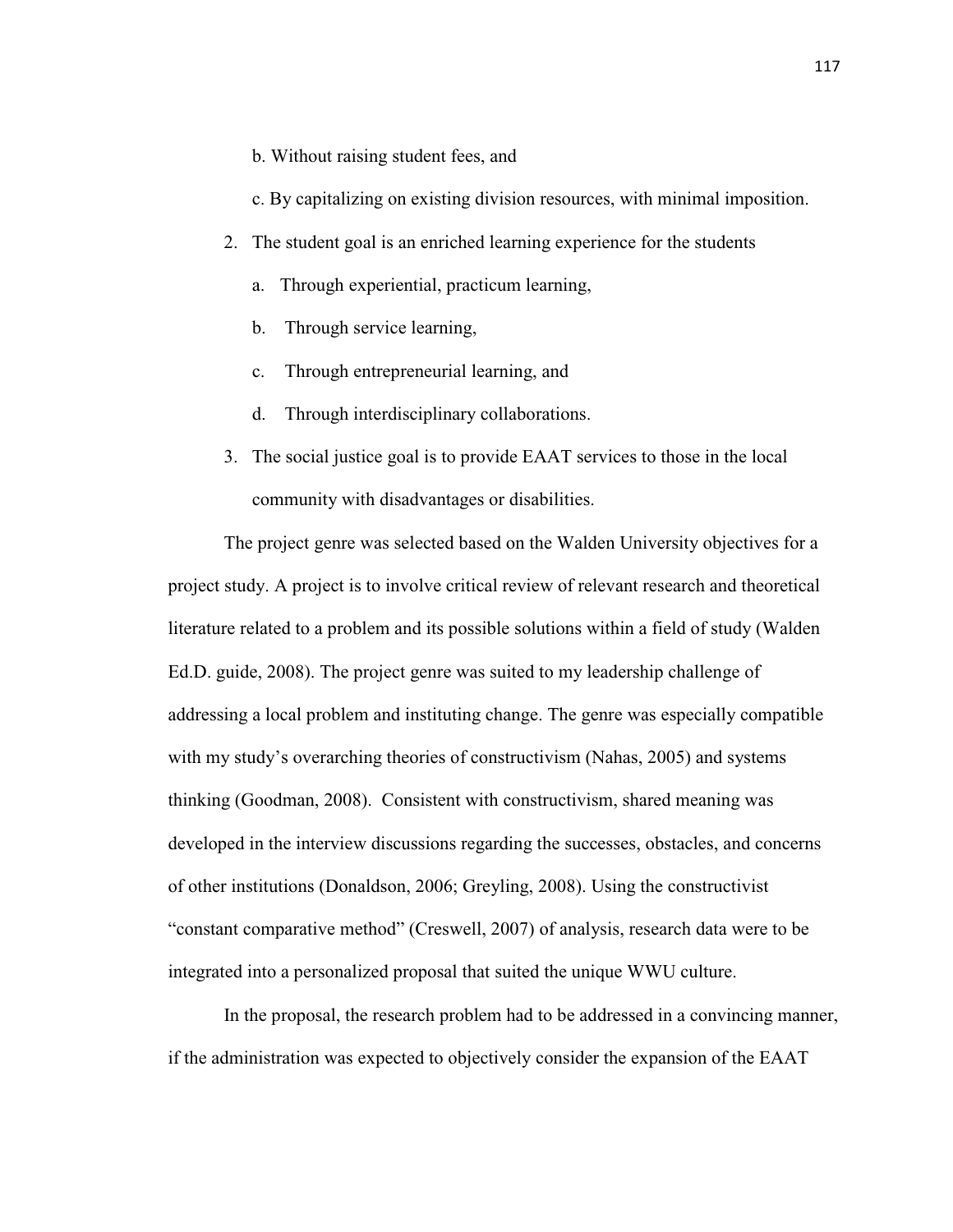b. Without raising student fees, and

   c. By capitalizing on existing division resources, with minimal imposition.

2. The student goal is an enriched learning experience for the students

   a. Through experiential, practicum learning,

   b. Through service learning,

   c. Through entrepreneurial learning, and

   d. Through interdisciplinary collaborations.

3. The social justice goal is to provide EAAT services to those in the local community with disadvantages or disabilities.

The project genre was selected based on the Walden University objectives for a project study. A project is to involve critical review of relevant research and theoretical literature related to a problem and its possible solutions within a field of study (Walden Ed.D. guide, 2008). The project genre was suited to my leadership challenge of addressing a local problem and instituting change. The genre was especially compatible with my study's overarching theories of constructivism (Nahas, 2005) and systems thinking (Goodman, 2008). Consistent with constructivism, shared meaning was developed in the interview discussions regarding the successes, obstacles, and concerns of other institutions (Donaldson, 2006; Greyling, 2008). Using the constructivist "constant comparative method" (Creswell, 2007) of analysis, research data were to be integrated into a personalized proposal that suited the unique WWU culture.

In the proposal, the research problem had to be addressed in a convincing manner, if the administration was expected to objectively consider the expansion of the EAAT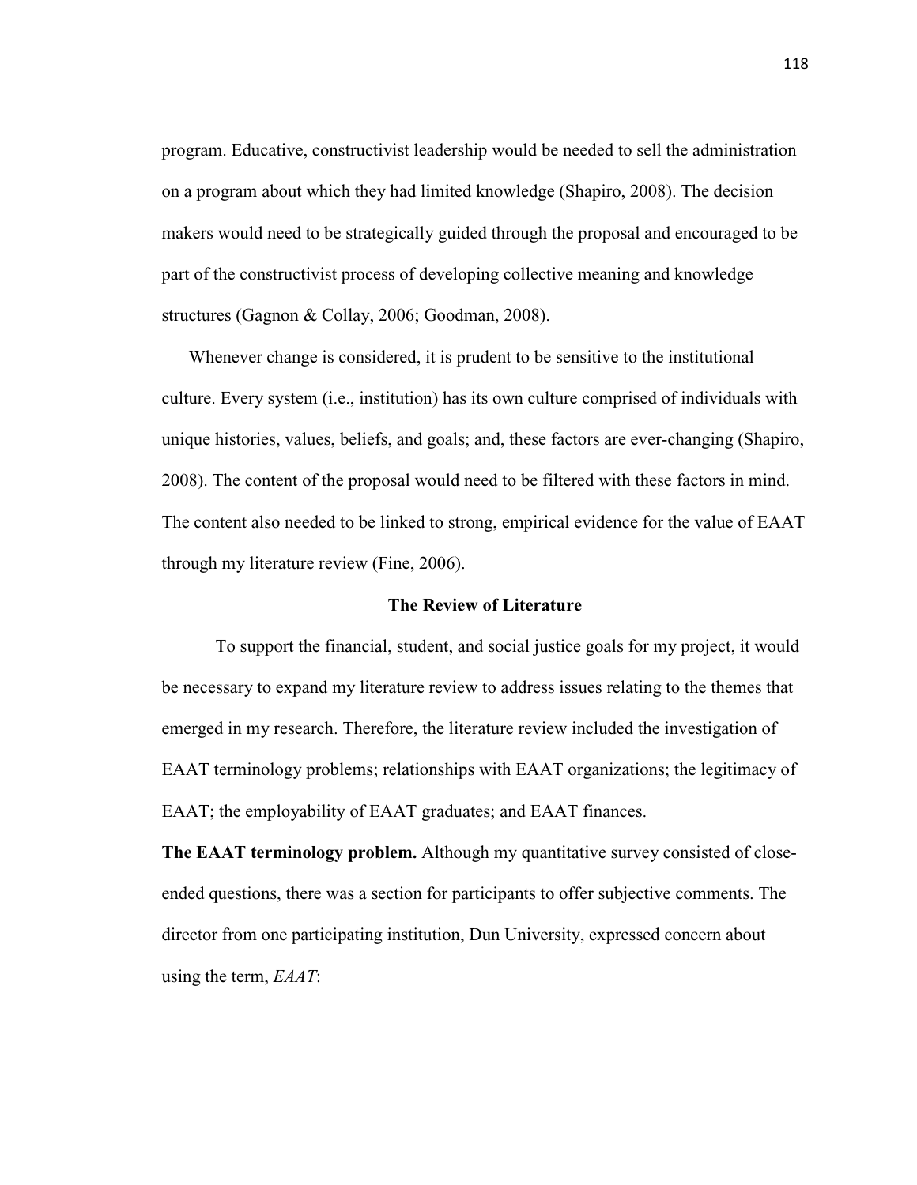program. Educative, constructivist leadership would be needed to sell the administration on a program about which they had limited knowledge (Shapiro, 2008). The decision makers would need to be strategically guided through the proposal and encouraged to be part of the constructivist process of developing collective meaning and knowledge structures (Gagnon & Collay, 2006; Goodman, 2008).

Whenever change is considered, it is prudent to be sensitive to the institutional culture. Every system (i.e., institution) has its own culture comprised of individuals with unique histories, values, beliefs, and goals; and, these factors are ever-changing (Shapiro, 2008). The content of the proposal would need to be filtered with these factors in mind. The content also needed to be linked to strong, empirical evidence for the value of EAAT through my literature review (Fine, 2006).

## The Review of Literature

To support the financial, student, and social justice goals for my project, it would be necessary to expand my literature review to address issues relating to the themes that emerged in my research. Therefore, the literature review included the investigation of EAAT terminology problems; relationships with EAAT organizations; the legitimacy of EAAT; the employability of EAAT graduates; and EAAT finances.

**The EAAT terminology problem.** Although my quantitative survey consisted of close-ended questions, there was a section for participants to offer subjective comments. The director from one participating institution, Dun University, expressed concern about using the term, *EAAT*: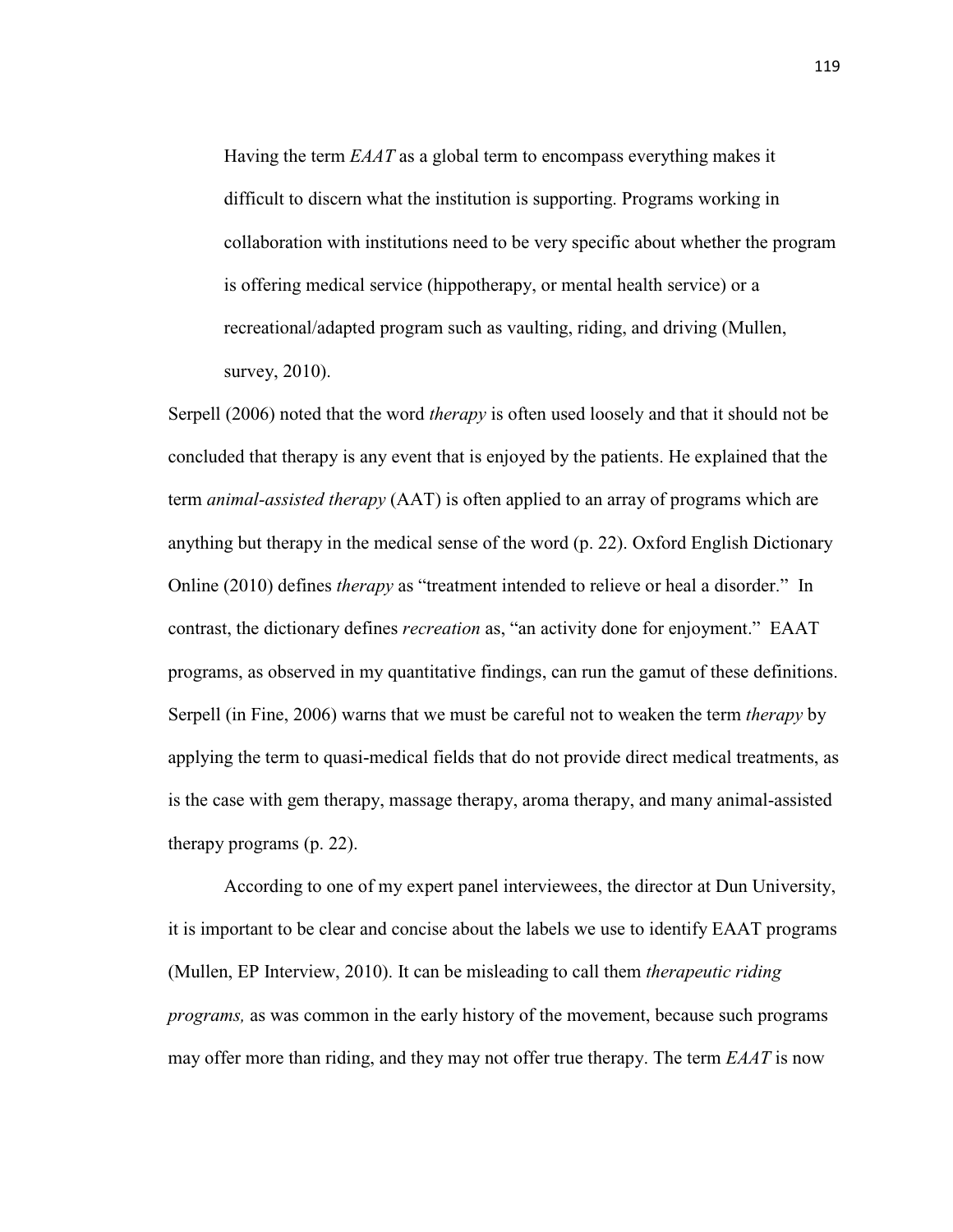> Having the term *EAAT* as a global term to encompass everything makes it difficult to discern what the institution is supporting. Programs working in collaboration with institutions need to be very specific about whether the program is offering medical service (hippotherapy, or mental health service) or a recreational/adapted program such as vaulting, riding, and driving (Mullen, survey, 2010).

Serpell (2006) noted that the word *therapy* is often used loosely and that it should not be concluded that therapy is any event that is enjoyed by the patients. He explained that the term *animal-assisted therapy* (AAT) is often applied to an array of programs which are anything but therapy in the medical sense of the word (p. 22). Oxford English Dictionary Online (2010) defines *therapy* as "treatment intended to relieve or heal a disorder." In contrast, the dictionary defines *recreation* as, "an activity done for enjoyment." EAAT programs, as observed in my quantitative findings, can run the gamut of these definitions. Serpell (in Fine, 2006) warns that we must be careful not to weaken the term *therapy* by applying the term to quasi-medical fields that do not provide direct medical treatments, as is the case with gem therapy, massage therapy, aroma therapy, and many animal-assisted therapy programs (p. 22).

According to one of my expert panel interviewees, the director at Dun University, it is important to be clear and concise about the labels we use to identify EAAT programs (Mullen, EP Interview, 2010). It can be misleading to call them *therapeutic riding programs,* as was common in the early history of the movement, because such programs may offer more than riding, and they may not offer true therapy. The term *EAAT* is now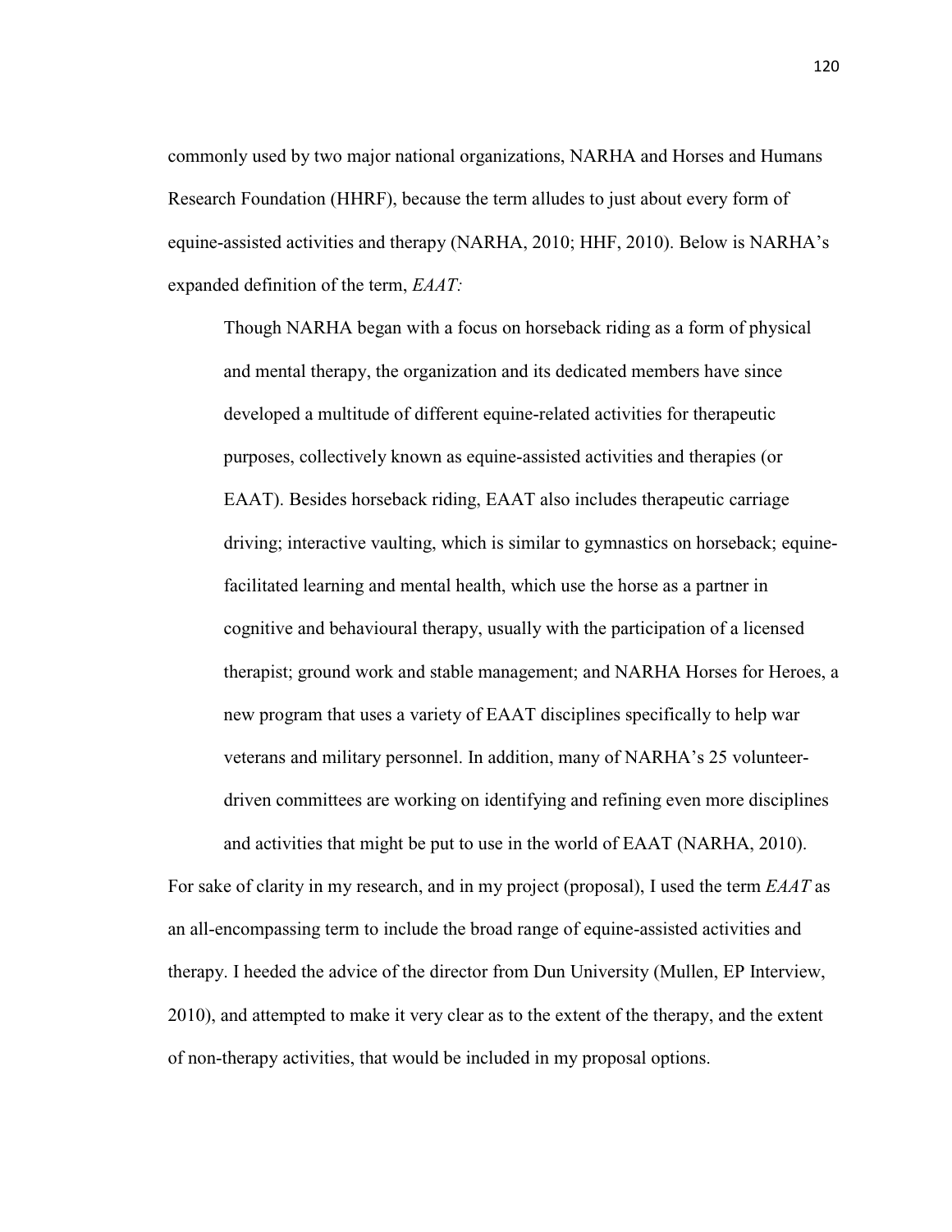commonly used by two major national organizations, NARHA and Horses and Humans Research Foundation (HHRF), because the term alludes to just about every form of equine-assisted activities and therapy (NARHA, 2010; HHF, 2010). Below is NARHA's expanded definition of the term, *EAAT:*

> Though NARHA began with a focus on horseback riding as a form of physical and mental therapy, the organization and its dedicated members have since developed a multitude of different equine-related activities for therapeutic purposes, collectively known as equine-assisted activities and therapies (or EAAT). Besides horseback riding, EAAT also includes therapeutic carriage driving; interactive vaulting, which is similar to gymnastics on horseback; equine-facilitated learning and mental health, which use the horse as a partner in cognitive and behavioural therapy, usually with the participation of a licensed therapist; ground work and stable management; and NARHA Horses for Heroes, a new program that uses a variety of EAAT disciplines specifically to help war veterans and military personnel. In addition, many of NARHA's 25 volunteer-driven committees are working on identifying and refining even more disciplines and activities that might be put to use in the world of EAAT (NARHA, 2010).

For sake of clarity in my research, and in my project (proposal), I used the term *EAAT* as an all-encompassing term to include the broad range of equine-assisted activities and therapy. I heeded the advice of the director from Dun University (Mullen, EP Interview, 2010), and attempted to make it very clear as to the extent of the therapy, and the extent of non-therapy activities, that would be included in my proposal options.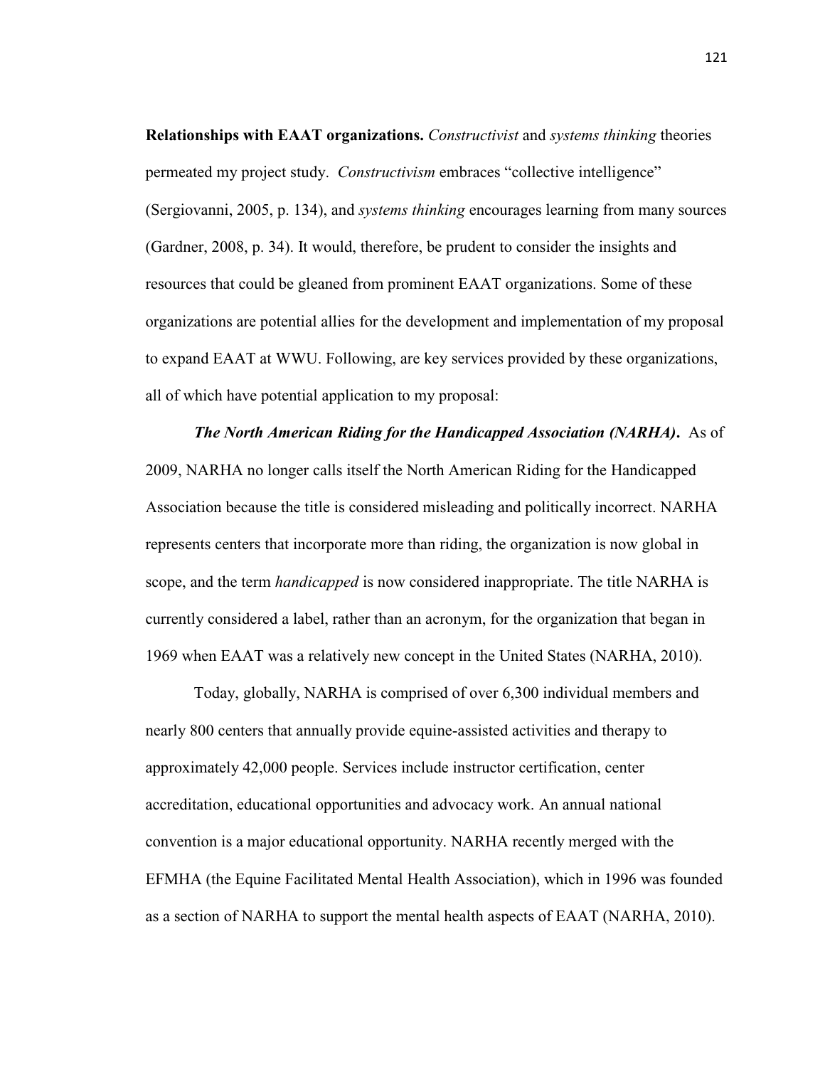**Relationships with EAAT organizations.** *Constructivist* and *systems thinking* theories permeated my project study. *Constructivism* embraces "collective intelligence" (Sergiovanni, 2005, p. 134), and *systems thinking* encourages learning from many sources (Gardner, 2008, p. 34). It would, therefore, be prudent to consider the insights and resources that could be gleaned from prominent EAAT organizations. Some of these organizations are potential allies for the development and implementation of my proposal to expand EAAT at WWU. Following, are key services provided by these organizations, all of which have potential application to my proposal:

***The North American Riding for the Handicapped Association (NARHA).*** As of 2009, NARHA no longer calls itself the North American Riding for the Handicapped Association because the title is considered misleading and politically incorrect. NARHA represents centers that incorporate more than riding, the organization is now global in scope, and the term *handicapped* is now considered inappropriate. The title NARHA is currently considered a label, rather than an acronym, for the organization that began in 1969 when EAAT was a relatively new concept in the United States (NARHA, 2010).

Today, globally, NARHA is comprised of over 6,300 individual members and nearly 800 centers that annually provide equine-assisted activities and therapy to approximately 42,000 people. Services include instructor certification, center accreditation, educational opportunities and advocacy work. An annual national convention is a major educational opportunity. NARHA recently merged with the EFMHA (the Equine Facilitated Mental Health Association), which in 1996 was founded as a section of NARHA to support the mental health aspects of EAAT (NARHA, 2010).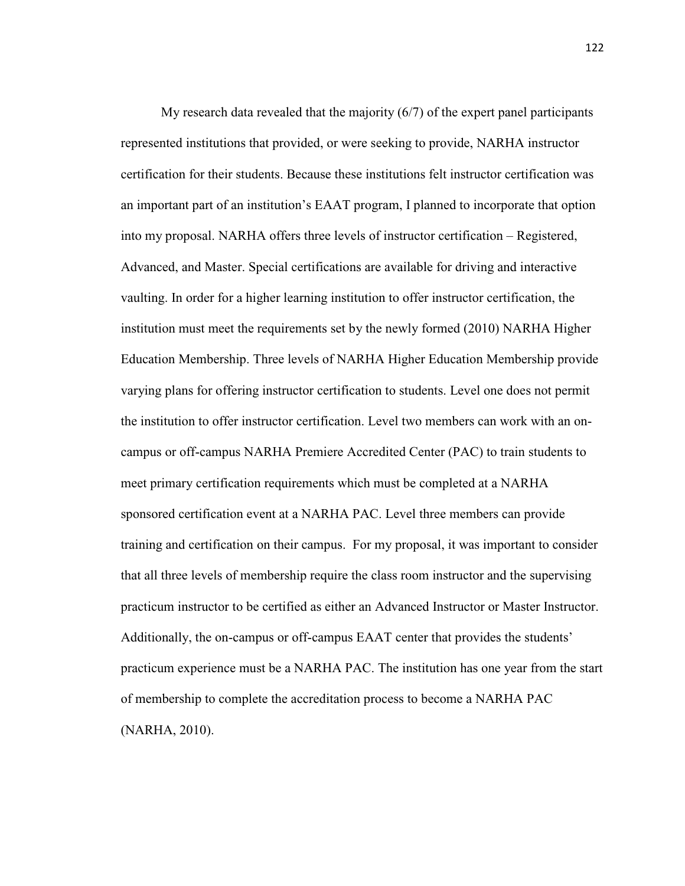My research data revealed that the majority (6/7) of the expert panel participants represented institutions that provided, or were seeking to provide, NARHA instructor certification for their students. Because these institutions felt instructor certification was an important part of an institution's EAAT program, I planned to incorporate that option into my proposal. NARHA offers three levels of instructor certification – Registered, Advanced, and Master. Special certifications are available for driving and interactive vaulting. In order for a higher learning institution to offer instructor certification, the institution must meet the requirements set by the newly formed (2010) NARHA Higher Education Membership. Three levels of NARHA Higher Education Membership provide varying plans for offering instructor certification to students. Level one does not permit the institution to offer instructor certification. Level two members can work with an on-campus or off-campus NARHA Premiere Accredited Center (PAC) to train students to meet primary certification requirements which must be completed at a NARHA sponsored certification event at a NARHA PAC. Level three members can provide training and certification on their campus. For my proposal, it was important to consider that all three levels of membership require the class room instructor and the supervising practicum instructor to be certified as either an Advanced Instructor or Master Instructor. Additionally, the on-campus or off-campus EAAT center that provides the students' practicum experience must be a NARHA PAC. The institution has one year from the start of membership to complete the accreditation process to become a NARHA PAC (NARHA, 2010).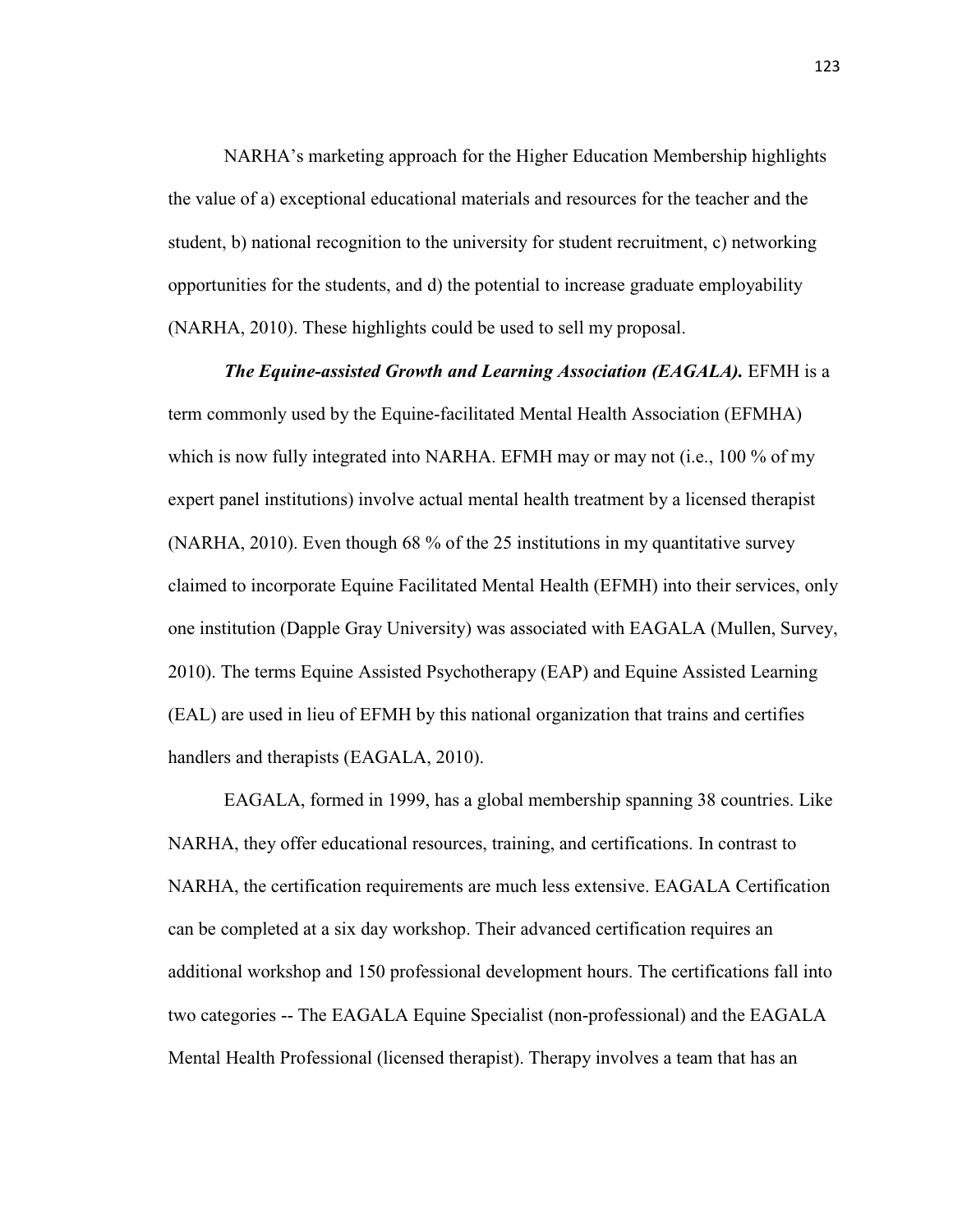NARHA's marketing approach for the Higher Education Membership highlights the value of a) exceptional educational materials and resources for the teacher and the student, b) national recognition to the university for student recruitment, c) networking opportunities for the students, and d) the potential to increase graduate employability (NARHA, 2010). These highlights could be used to sell my proposal.

***The Equine-assisted Growth and Learning Association (EAGALA).*** EFMH is a term commonly used by the Equine-facilitated Mental Health Association (EFMHA) which is now fully integrated into NARHA. EFMH may or may not (i.e., 100 % of my expert panel institutions) involve actual mental health treatment by a licensed therapist (NARHA, 2010). Even though 68 % of the 25 institutions in my quantitative survey claimed to incorporate Equine Facilitated Mental Health (EFMH) into their services, only one institution (Dapple Gray University) was associated with EAGALA (Mullen, Survey, 2010). The terms Equine Assisted Psychotherapy (EAP) and Equine Assisted Learning (EAL) are used in lieu of EFMH by this national organization that trains and certifies handlers and therapists (EAGALA, 2010).

EAGALA, formed in 1999, has a global membership spanning 38 countries. Like NARHA, they offer educational resources, training, and certifications. In contrast to NARHA, the certification requirements are much less extensive. EAGALA Certification can be completed at a six day workshop. Their advanced certification requires an additional workshop and 150 professional development hours. The certifications fall into two categories -- The EAGALA Equine Specialist (non-professional) and the EAGALA Mental Health Professional (licensed therapist). Therapy involves a team that has an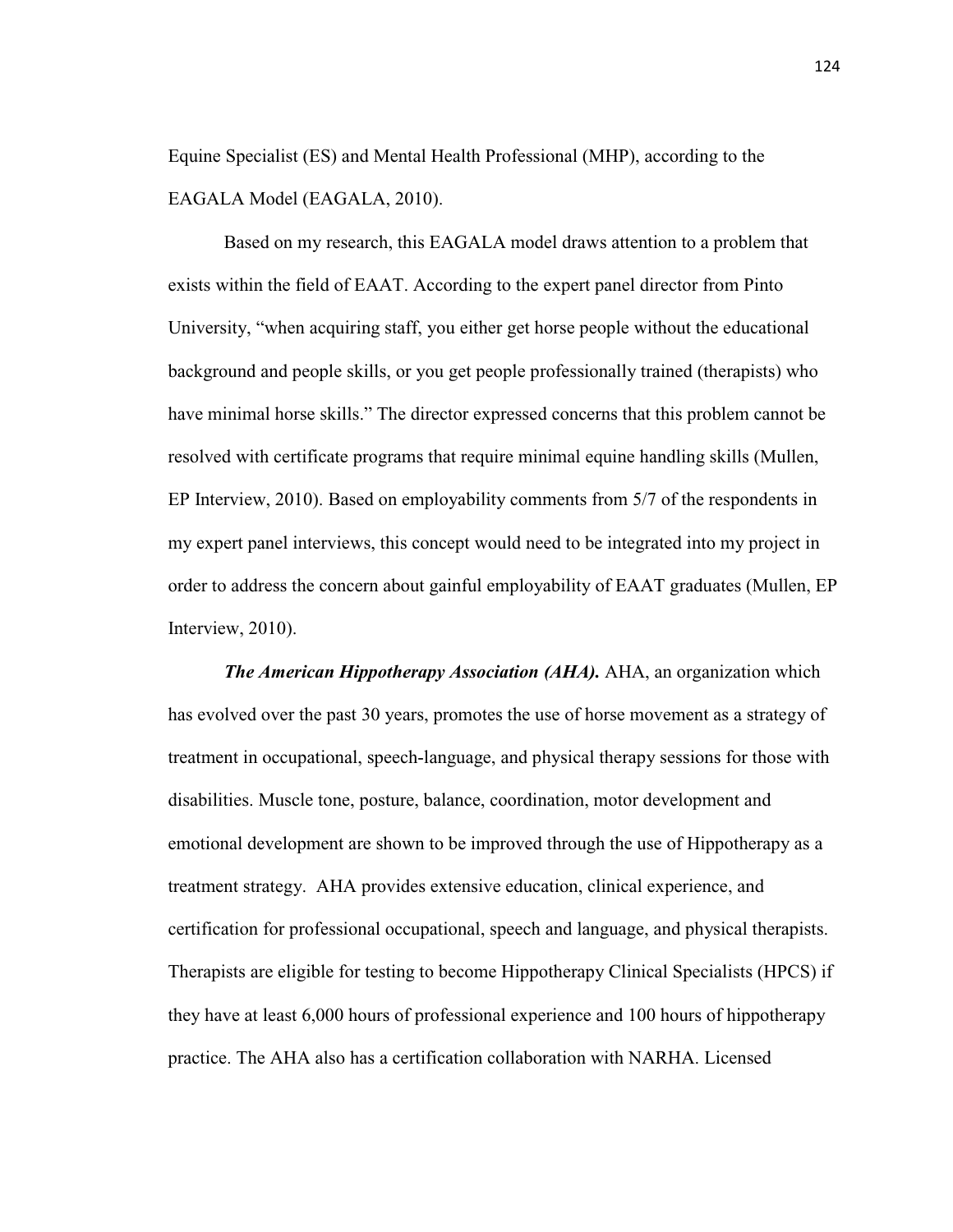Equine Specialist (ES) and Mental Health Professional (MHP), according to the EAGALA Model (EAGALA, 2010).

Based on my research, this EAGALA model draws attention to a problem that exists within the field of EAAT. According to the expert panel director from Pinto University, "when acquiring staff, you either get horse people without the educational background and people skills, or you get people professionally trained (therapists) who have minimal horse skills." The director expressed concerns that this problem cannot be resolved with certificate programs that require minimal equine handling skills (Mullen, EP Interview, 2010). Based on employability comments from 5/7 of the respondents in my expert panel interviews, this concept would need to be integrated into my project in order to address the concern about gainful employability of EAAT graduates (Mullen, EP Interview, 2010).

***The American Hippotherapy Association (AHA).*** AHA, an organization which has evolved over the past 30 years, promotes the use of horse movement as a strategy of treatment in occupational, speech-language, and physical therapy sessions for those with disabilities. Muscle tone, posture, balance, coordination, motor development and emotional development are shown to be improved through the use of Hippotherapy as a treatment strategy. AHA provides extensive education, clinical experience, and certification for professional occupational, speech and language, and physical therapists. Therapists are eligible for testing to become Hippotherapy Clinical Specialists (HPCS) if they have at least 6,000 hours of professional experience and 100 hours of hippotherapy practice. The AHA also has a certification collaboration with NARHA. Licensed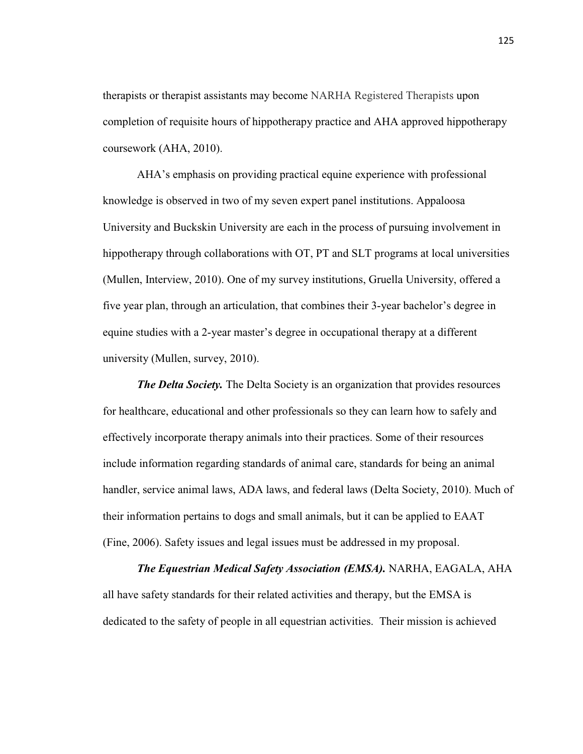therapists or therapist assistants may become NARHA Registered Therapists upon completion of requisite hours of hippotherapy practice and AHA approved hippotherapy coursework (AHA, 2010).

AHA's emphasis on providing practical equine experience with professional knowledge is observed in two of my seven expert panel institutions. Appaloosa University and Buckskin University are each in the process of pursuing involvement in hippotherapy through collaborations with OT, PT and SLT programs at local universities (Mullen, Interview, 2010). One of my survey institutions, Gruella University, offered a five year plan, through an articulation, that combines their 3-year bachelor's degree in equine studies with a 2-year master's degree in occupational therapy at a different university (Mullen, survey, 2010).

***The Delta Society.*** The Delta Society is an organization that provides resources for healthcare, educational and other professionals so they can learn how to safely and effectively incorporate therapy animals into their practices. Some of their resources include information regarding standards of animal care, standards for being an animal handler, service animal laws, ADA laws, and federal laws (Delta Society, 2010). Much of their information pertains to dogs and small animals, but it can be applied to EAAT (Fine, 2006). Safety issues and legal issues must be addressed in my proposal.

***The Equestrian Medical Safety Association (EMSA).*** NARHA, EAGALA, AHA all have safety standards for their related activities and therapy, but the EMSA is dedicated to the safety of people in all equestrian activities. Their mission is achieved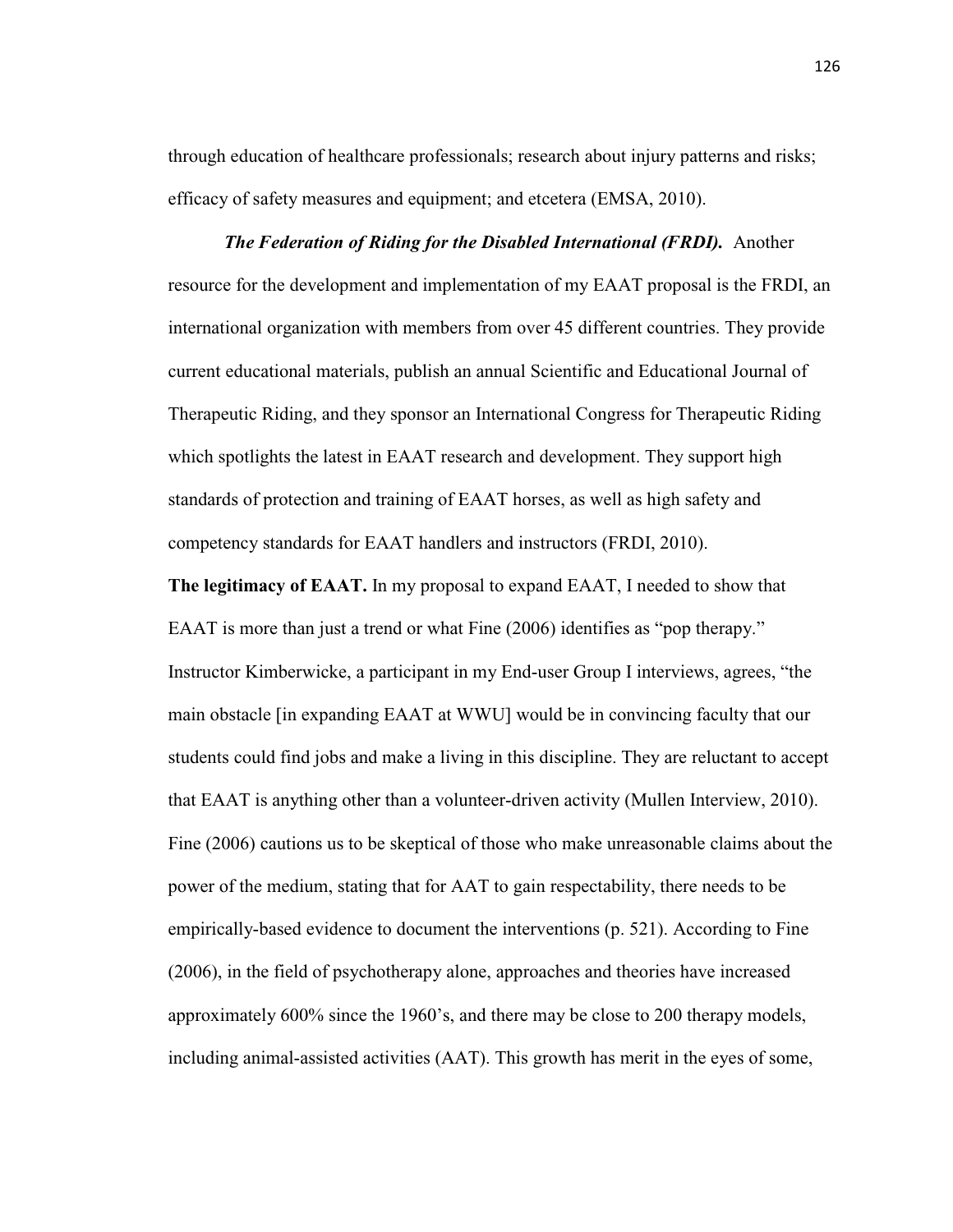through education of healthcare professionals; research about injury patterns and risks; efficacy of safety measures and equipment; and etcetera (EMSA, 2010).

***The Federation of Riding for the Disabled International (FRDI).*** Another resource for the development and implementation of my EAAT proposal is the FRDI, an international organization with members from over 45 different countries. They provide current educational materials, publish an annual Scientific and Educational Journal of Therapeutic Riding, and they sponsor an International Congress for Therapeutic Riding which spotlights the latest in EAAT research and development. They support high standards of protection and training of EAAT horses, as well as high safety and competency standards for EAAT handlers and instructors (FRDI, 2010).

**The legitimacy of EAAT.** In my proposal to expand EAAT, I needed to show that EAAT is more than just a trend or what Fine (2006) identifies as "pop therapy." Instructor Kimberwicke, a participant in my End-user Group I interviews, agrees, "the main obstacle [in expanding EAAT at WWU] would be in convincing faculty that our students could find jobs and make a living in this discipline. They are reluctant to accept that EAAT is anything other than a volunteer-driven activity (Mullen Interview, 2010). Fine (2006) cautions us to be skeptical of those who make unreasonable claims about the power of the medium, stating that for AAT to gain respectability, there needs to be empirically-based evidence to document the interventions (p. 521). According to Fine (2006), in the field of psychotherapy alone, approaches and theories have increased approximately 600% since the 1960's, and there may be close to 200 therapy models, including animal-assisted activities (AAT). This growth has merit in the eyes of some,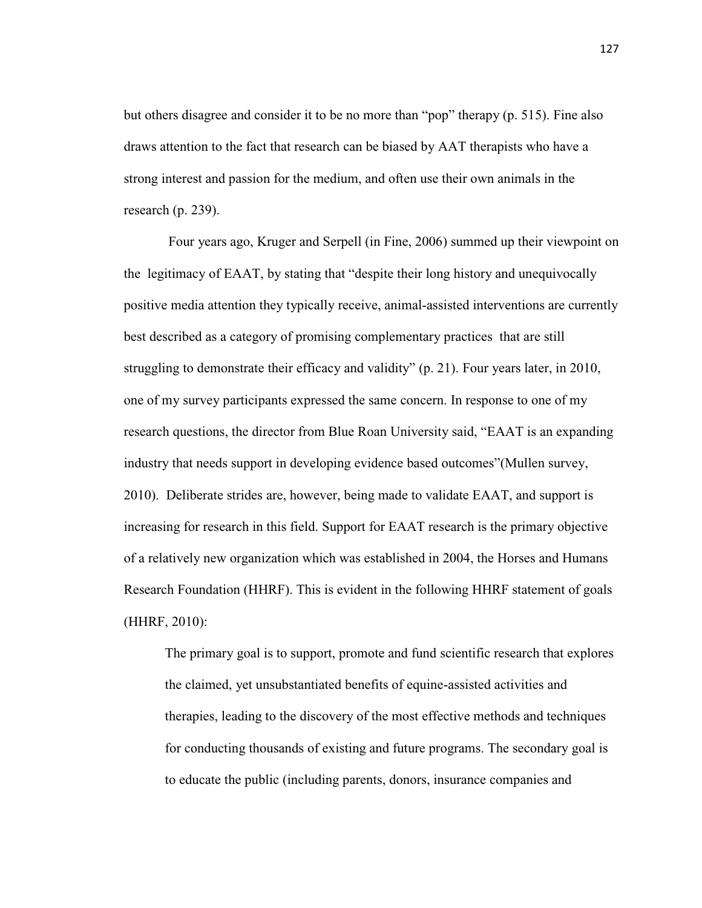but others disagree and consider it to be no more than "pop" therapy (p. 515). Fine also draws attention to the fact that research can be biased by AAT therapists who have a strong interest and passion for the medium, and often use their own animals in the research (p. 239).

Four years ago, Kruger and Serpell (in Fine, 2006) summed up their viewpoint on the legitimacy of EAAT, by stating that "despite their long history and unequivocally positive media attention they typically receive, animal-assisted interventions are currently best described as a category of promising complementary practices that are still struggling to demonstrate their efficacy and validity" (p. 21). Four years later, in 2010, one of my survey participants expressed the same concern. In response to one of my research questions, the director from Blue Roan University said, "EAAT is an expanding industry that needs support in developing evidence based outcomes"(Mullen survey, 2010). Deliberate strides are, however, being made to validate EAAT, and support is increasing for research in this field. Support for EAAT research is the primary objective of a relatively new organization which was established in 2004, the Horses and Humans Research Foundation (HHRF). This is evident in the following HHRF statement of goals (HHRF, 2010):

> The primary goal is to support, promote and fund scientific research that explores the claimed, yet unsubstantiated benefits of equine-assisted activities and therapies, leading to the discovery of the most effective methods and techniques for conducting thousands of existing and future programs. The secondary goal is to educate the public (including parents, donors, insurance companies and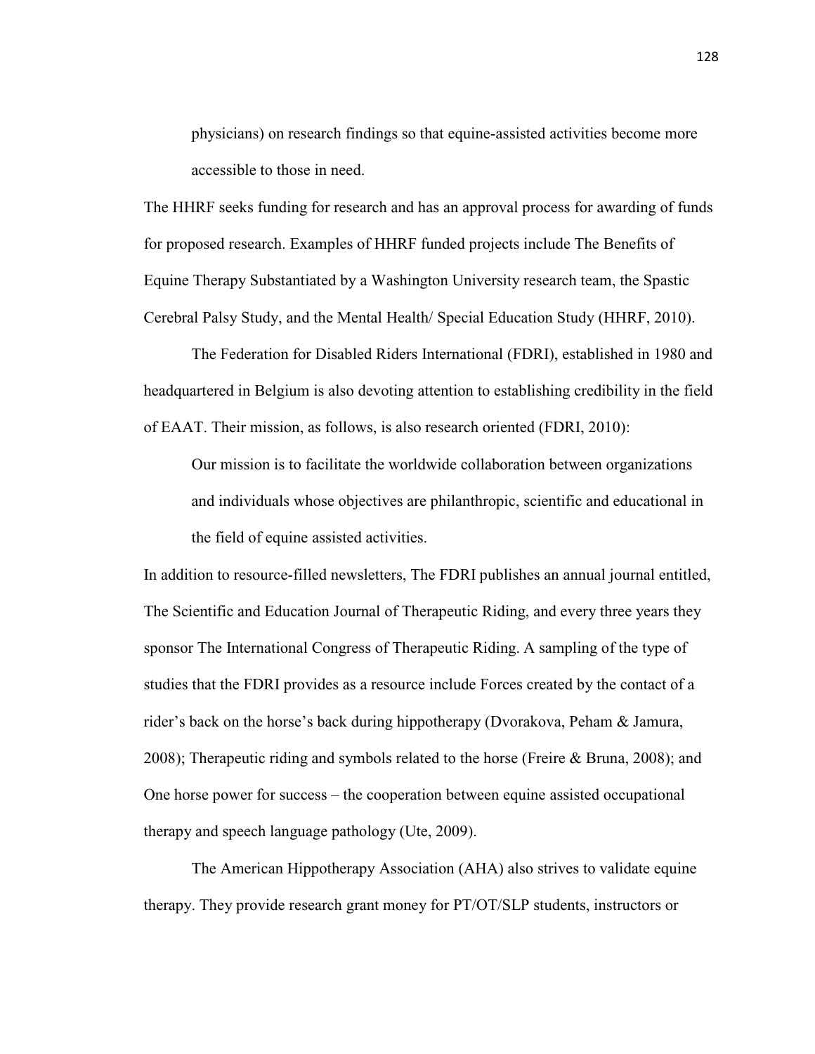> physicians) on research findings so that equine-assisted activities become more accessible to those in need.

The HHRF seeks funding for research and has an approval process for awarding of funds for proposed research. Examples of HHRF funded projects include The Benefits of Equine Therapy Substantiated by a Washington University research team, the Spastic Cerebral Palsy Study, and the Mental Health/ Special Education Study (HHRF, 2010).

The Federation for Disabled Riders International (FDRI), established in 1980 and headquartered in Belgium is also devoting attention to establishing credibility in the field of EAAT. Their mission, as follows, is also research oriented (FDRI, 2010):

> Our mission is to facilitate the worldwide collaboration between organizations and individuals whose objectives are philanthropic, scientific and educational in the field of equine assisted activities.

In addition to resource-filled newsletters, The FDRI publishes an annual journal entitled, The Scientific and Education Journal of Therapeutic Riding, and every three years they sponsor The International Congress of Therapeutic Riding. A sampling of the type of studies that the FDRI provides as a resource include Forces created by the contact of a rider's back on the horse's back during hippotherapy (Dvorakova, Peham & Jamura, 2008); Therapeutic riding and symbols related to the horse (Freire & Bruna, 2008); and One horse power for success – the cooperation between equine assisted occupational therapy and speech language pathology (Ute, 2009).

The American Hippotherapy Association (AHA) also strives to validate equine therapy. They provide research grant money for PT/OT/SLP students, instructors or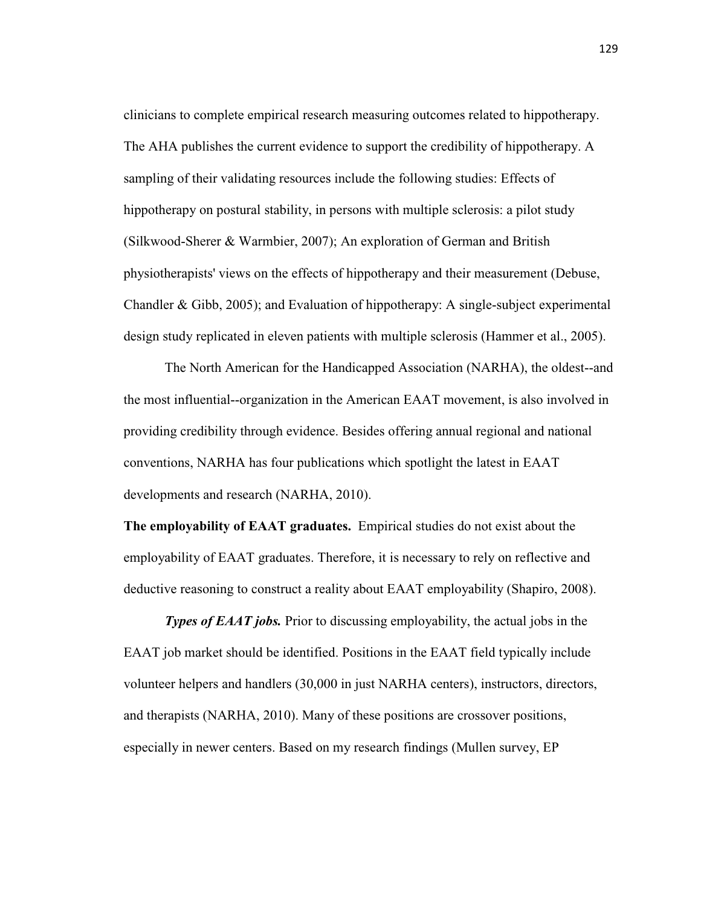clinicians to complete empirical research measuring outcomes related to hippotherapy. The AHA publishes the current evidence to support the credibility of hippotherapy. A sampling of their validating resources include the following studies: Effects of hippotherapy on postural stability, in persons with multiple sclerosis: a pilot study (Silkwood-Sherer & Warmbier, 2007); An exploration of German and British physiotherapists' views on the effects of hippotherapy and their measurement (Debuse, Chandler & Gibb, 2005); and Evaluation of hippotherapy: A single-subject experimental design study replicated in eleven patients with multiple sclerosis (Hammer et al., 2005).

The North American for the Handicapped Association (NARHA), the oldest--and the most influential--organization in the American EAAT movement, is also involved in providing credibility through evidence. Besides offering annual regional and national conventions, NARHA has four publications which spotlight the latest in EAAT developments and research (NARHA, 2010).

**The employability of EAAT graduates.** Empirical studies do not exist about the employability of EAAT graduates. Therefore, it is necessary to rely on reflective and deductive reasoning to construct a reality about EAAT employability (Shapiro, 2008).

***Types of EAAT jobs.*** Prior to discussing employability, the actual jobs in the EAAT job market should be identified. Positions in the EAAT field typically include volunteer helpers and handlers (30,000 in just NARHA centers), instructors, directors, and therapists (NARHA, 2010). Many of these positions are crossover positions, especially in newer centers. Based on my research findings (Mullen survey, EP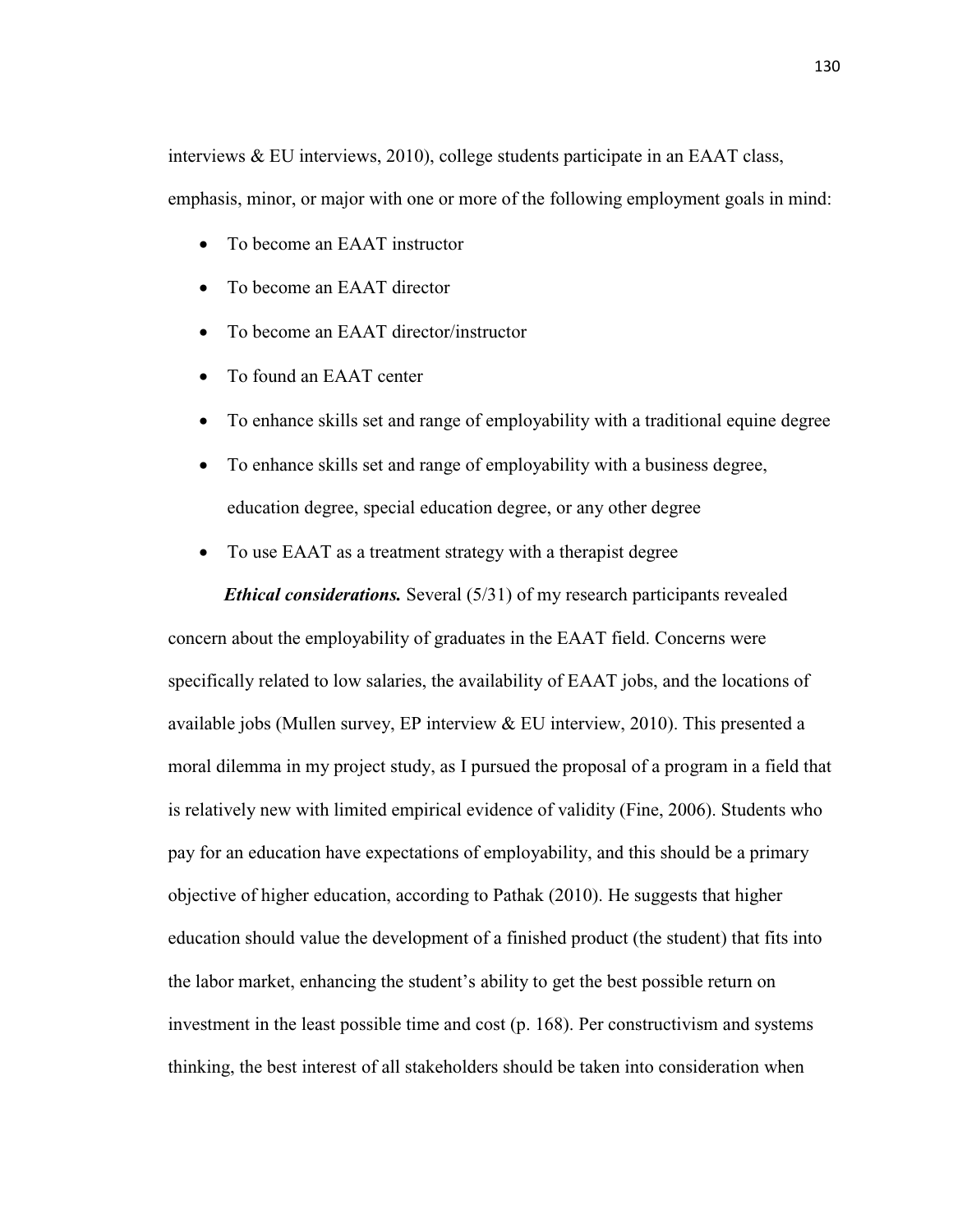interviews & EU interviews, 2010), college students participate in an EAAT class, emphasis, minor, or major with one or more of the following employment goals in mind:

- To become an EAAT instructor
- To become an EAAT director
- To become an EAAT director/instructor
- To found an EAAT center
- To enhance skills set and range of employability with a traditional equine degree
- To enhance skills set and range of employability with a business degree, education degree, special education degree, or any other degree
- To use EAAT as a treatment strategy with a therapist degree

***Ethical considerations.*** Several (5/31) of my research participants revealed concern about the employability of graduates in the EAAT field. Concerns were specifically related to low salaries, the availability of EAAT jobs, and the locations of available jobs (Mullen survey, EP interview & EU interview, 2010). This presented a moral dilemma in my project study, as I pursued the proposal of a program in a field that is relatively new with limited empirical evidence of validity (Fine, 2006). Students who pay for an education have expectations of employability, and this should be a primary objective of higher education, according to Pathak (2010). He suggests that higher education should value the development of a finished product (the student) that fits into the labor market, enhancing the student's ability to get the best possible return on investment in the least possible time and cost (p. 168). Per constructivism and systems thinking, the best interest of all stakeholders should be taken into consideration when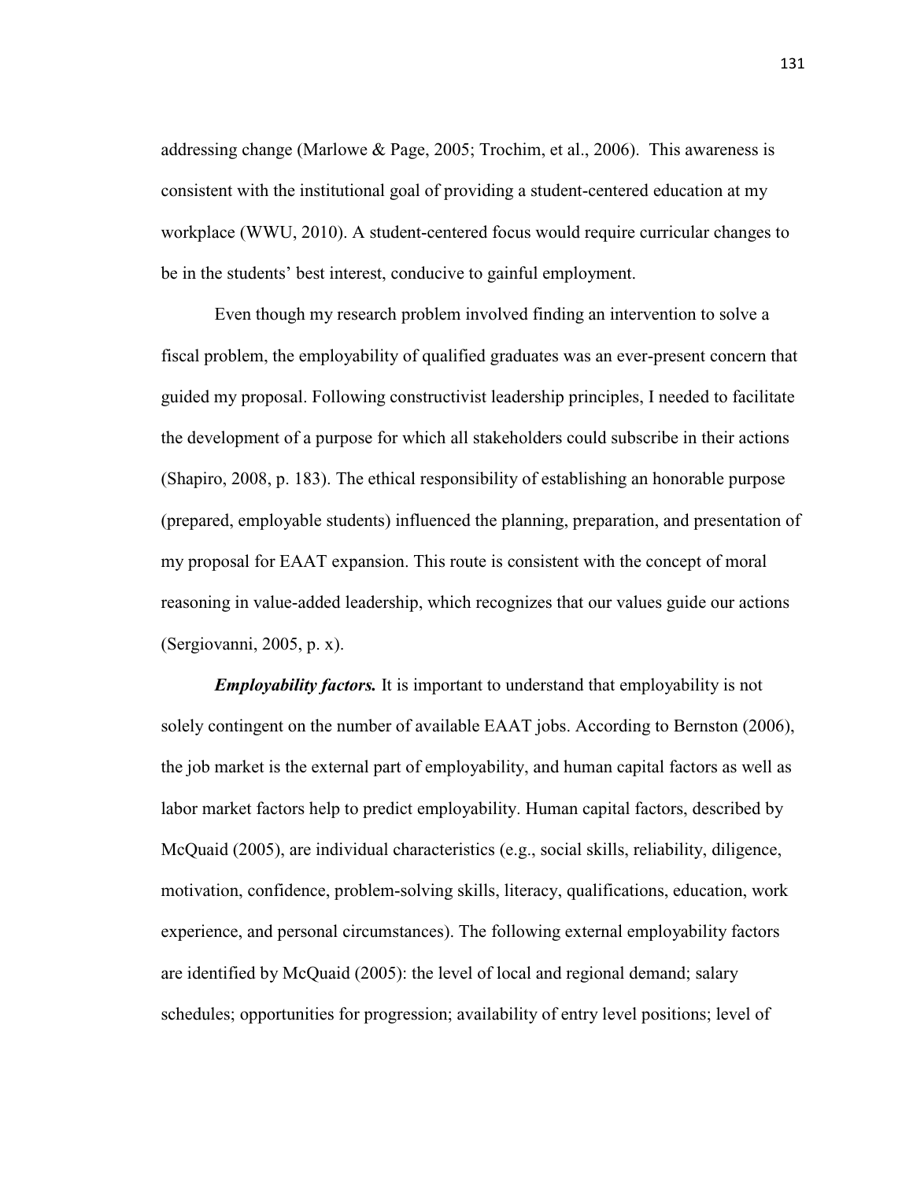addressing change (Marlowe & Page, 2005; Trochim, et al., 2006). This awareness is consistent with the institutional goal of providing a student-centered education at my workplace (WWU, 2010). A student-centered focus would require curricular changes to be in the students' best interest, conducive to gainful employment.

Even though my research problem involved finding an intervention to solve a fiscal problem, the employability of qualified graduates was an ever-present concern that guided my proposal. Following constructivist leadership principles, I needed to facilitate the development of a purpose for which all stakeholders could subscribe in their actions (Shapiro, 2008, p. 183). The ethical responsibility of establishing an honorable purpose (prepared, employable students) influenced the planning, preparation, and presentation of my proposal for EAAT expansion. This route is consistent with the concept of moral reasoning in value-added leadership, which recognizes that our values guide our actions (Sergiovanni, 2005, p. x).

***Employability factors.*** It is important to understand that employability is not solely contingent on the number of available EAAT jobs. According to Bernston (2006), the job market is the external part of employability, and human capital factors as well as labor market factors help to predict employability. Human capital factors, described by McQuaid (2005), are individual characteristics (e.g., social skills, reliability, diligence, motivation, confidence, problem-solving skills, literacy, qualifications, education, work experience, and personal circumstances). The following external employability factors are identified by McQuaid (2005): the level of local and regional demand; salary schedules; opportunities for progression; availability of entry level positions; level of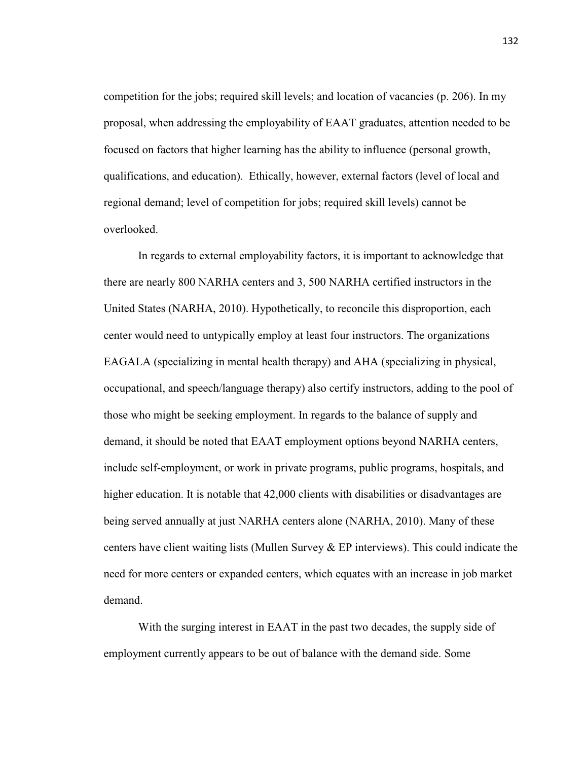competition for the jobs; required skill levels; and location of vacancies (p. 206). In my proposal, when addressing the employability of EAAT graduates, attention needed to be focused on factors that higher learning has the ability to influence (personal growth, qualifications, and education). Ethically, however, external factors (level of local and regional demand; level of competition for jobs; required skill levels) cannot be overlooked.

In regards to external employability factors, it is important to acknowledge that there are nearly 800 NARHA centers and 3, 500 NARHA certified instructors in the United States (NARHA, 2010). Hypothetically, to reconcile this disproportion, each center would need to untypically employ at least four instructors. The organizations EAGALA (specializing in mental health therapy) and AHA (specializing in physical, occupational, and speech/language therapy) also certify instructors, adding to the pool of those who might be seeking employment. In regards to the balance of supply and demand, it should be noted that EAAT employment options beyond NARHA centers, include self-employment, or work in private programs, public programs, hospitals, and higher education. It is notable that 42,000 clients with disabilities or disadvantages are being served annually at just NARHA centers alone (NARHA, 2010). Many of these centers have client waiting lists (Mullen Survey & EP interviews). This could indicate the need for more centers or expanded centers, which equates with an increase in job market demand.

With the surging interest in EAAT in the past two decades, the supply side of employment currently appears to be out of balance with the demand side. Some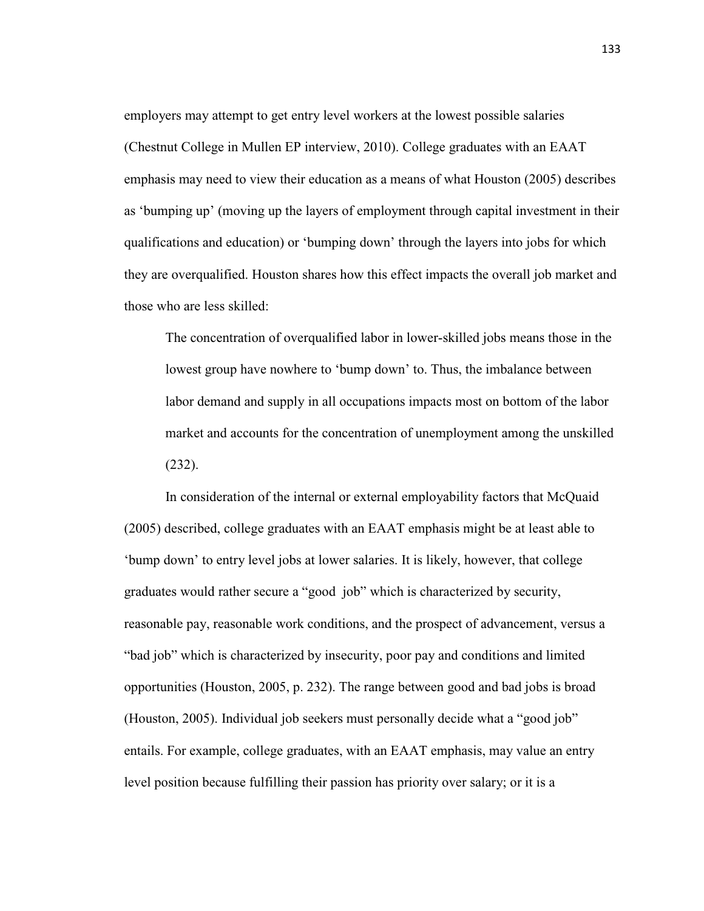employers may attempt to get entry level workers at the lowest possible salaries (Chestnut College in Mullen EP interview, 2010). College graduates with an EAAT emphasis may need to view their education as a means of what Houston (2005) describes as 'bumping up' (moving up the layers of employment through capital investment in their qualifications and education) or 'bumping down' through the layers into jobs for which they are overqualified. Houston shares how this effect impacts the overall job market and those who are less skilled:

> The concentration of overqualified labor in lower-skilled jobs means those in the lowest group have nowhere to 'bump down' to. Thus, the imbalance between labor demand and supply in all occupations impacts most on bottom of the labor market and accounts for the concentration of unemployment among the unskilled (232).

In consideration of the internal or external employability factors that McQuaid (2005) described, college graduates with an EAAT emphasis might be at least able to 'bump down' to entry level jobs at lower salaries. It is likely, however, that college graduates would rather secure a "good job" which is characterized by security, reasonable pay, reasonable work conditions, and the prospect of advancement, versus a "bad job" which is characterized by insecurity, poor pay and conditions and limited opportunities (Houston, 2005, p. 232). The range between good and bad jobs is broad (Houston, 2005). Individual job seekers must personally decide what a "good job" entails. For example, college graduates, with an EAAT emphasis, may value an entry level position because fulfilling their passion has priority over salary; or it is a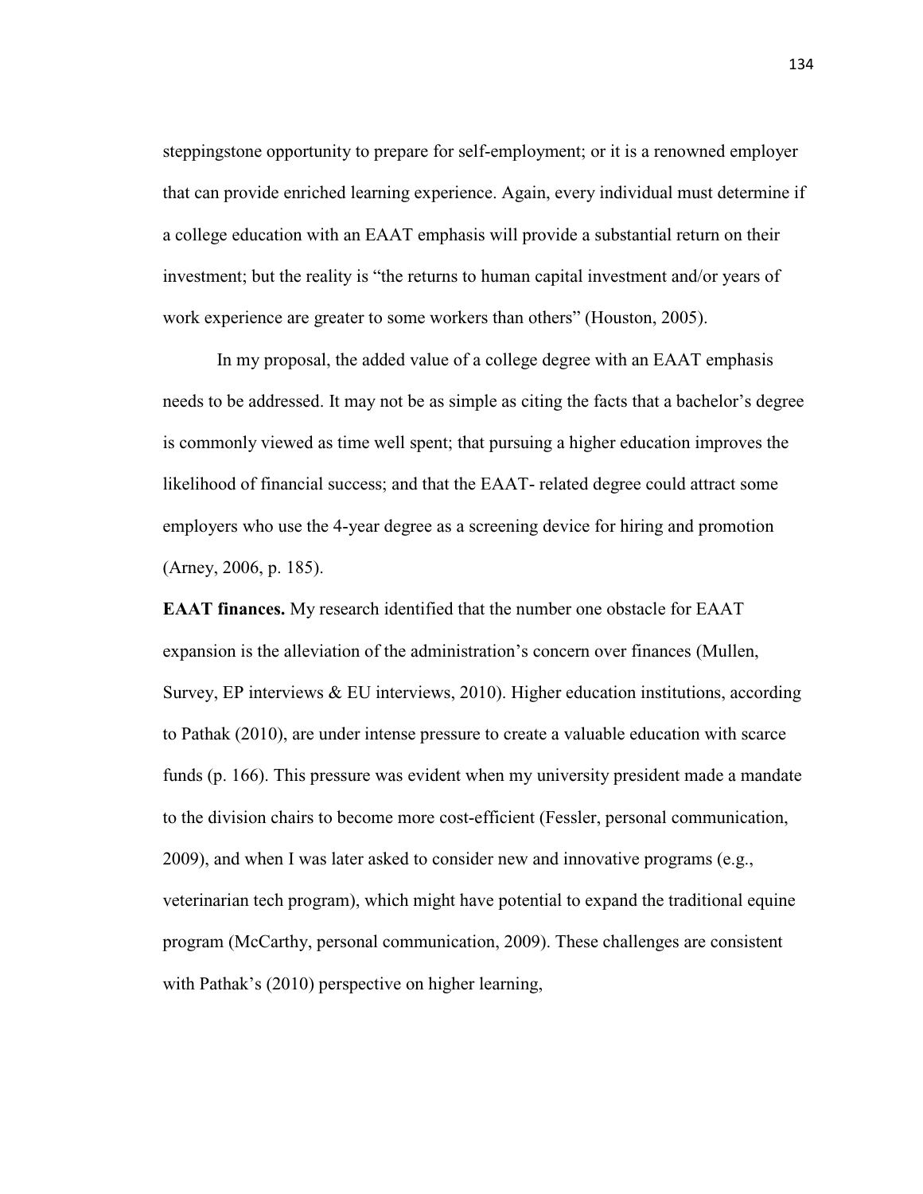steppingstone opportunity to prepare for self-employment; or it is a renowned employer that can provide enriched learning experience. Again, every individual must determine if a college education with an EAAT emphasis will provide a substantial return on their investment; but the reality is "the returns to human capital investment and/or years of work experience are greater to some workers than others" (Houston, 2005).

In my proposal, the added value of a college degree with an EAAT emphasis needs to be addressed. It may not be as simple as citing the facts that a bachelor's degree is commonly viewed as time well spent; that pursuing a higher education improves the likelihood of financial success; and that the EAAT- related degree could attract some employers who use the 4-year degree as a screening device for hiring and promotion (Arney, 2006, p. 185).

**EAAT finances.** My research identified that the number one obstacle for EAAT expansion is the alleviation of the administration's concern over finances (Mullen, Survey, EP interviews & EU interviews, 2010). Higher education institutions, according to Pathak (2010), are under intense pressure to create a valuable education with scarce funds (p. 166). This pressure was evident when my university president made a mandate to the division chairs to become more cost-efficient (Fessler, personal communication, 2009), and when I was later asked to consider new and innovative programs (e.g., veterinarian tech program), which might have potential to expand the traditional equine program (McCarthy, personal communication, 2009). These challenges are consistent with Pathak's (2010) perspective on higher learning,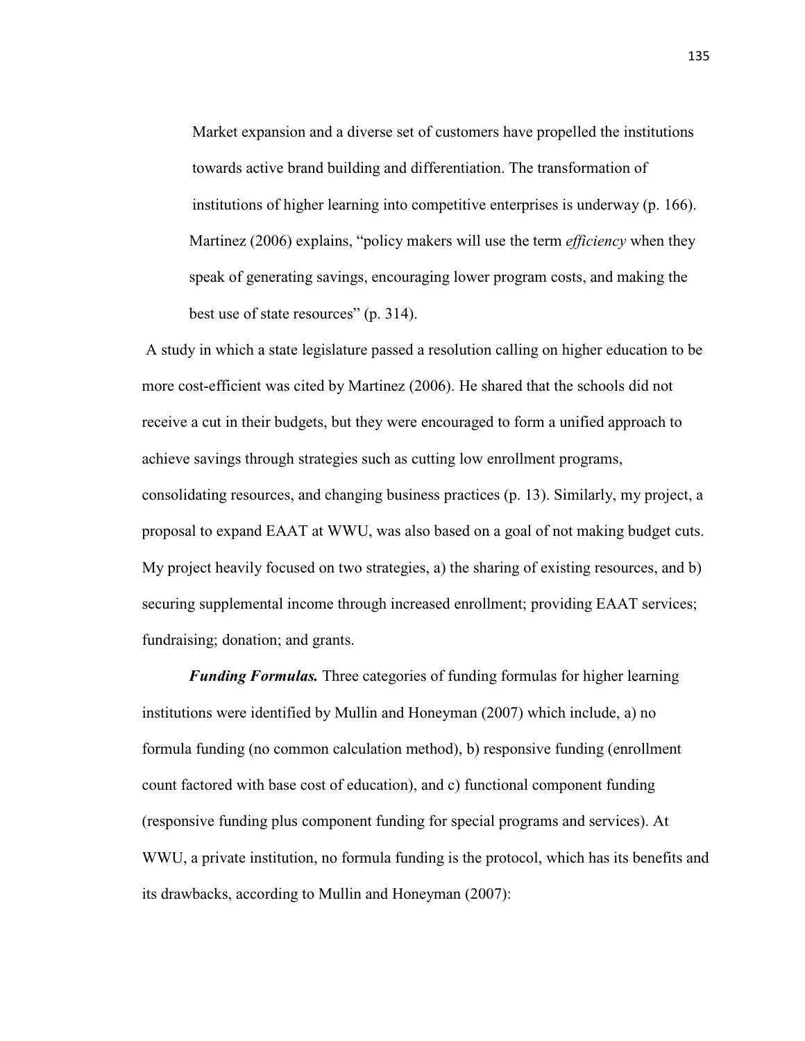> Market expansion and a diverse set of customers have propelled the institutions towards active brand building and differentiation. The transformation of institutions of higher learning into competitive enterprises is underway (p. 166).
>
> Martinez (2006) explains, "policy makers will use the term *efficiency* when they speak of generating savings, encouraging lower program costs, and making the best use of state resources" (p. 314).

A study in which a state legislature passed a resolution calling on higher education to be more cost-efficient was cited by Martinez (2006). He shared that the schools did not receive a cut in their budgets, but they were encouraged to form a unified approach to achieve savings through strategies such as cutting low enrollment programs, consolidating resources, and changing business practices (p. 13). Similarly, my project, a proposal to expand EAAT at WWU, was also based on a goal of not making budget cuts. My project heavily focused on two strategies, a) the sharing of existing resources, and b) securing supplemental income through increased enrollment; providing EAAT services; fundraising; donation; and grants.

***Funding Formulas.*** Three categories of funding formulas for higher learning institutions were identified by Mullin and Honeyman (2007) which include, a) no formula funding (no common calculation method), b) responsive funding (enrollment count factored with base cost of education), and c) functional component funding (responsive funding plus component funding for special programs and services). At WWU, a private institution, no formula funding is the protocol, which has its benefits and its drawbacks, according to Mullin and Honeyman (2007):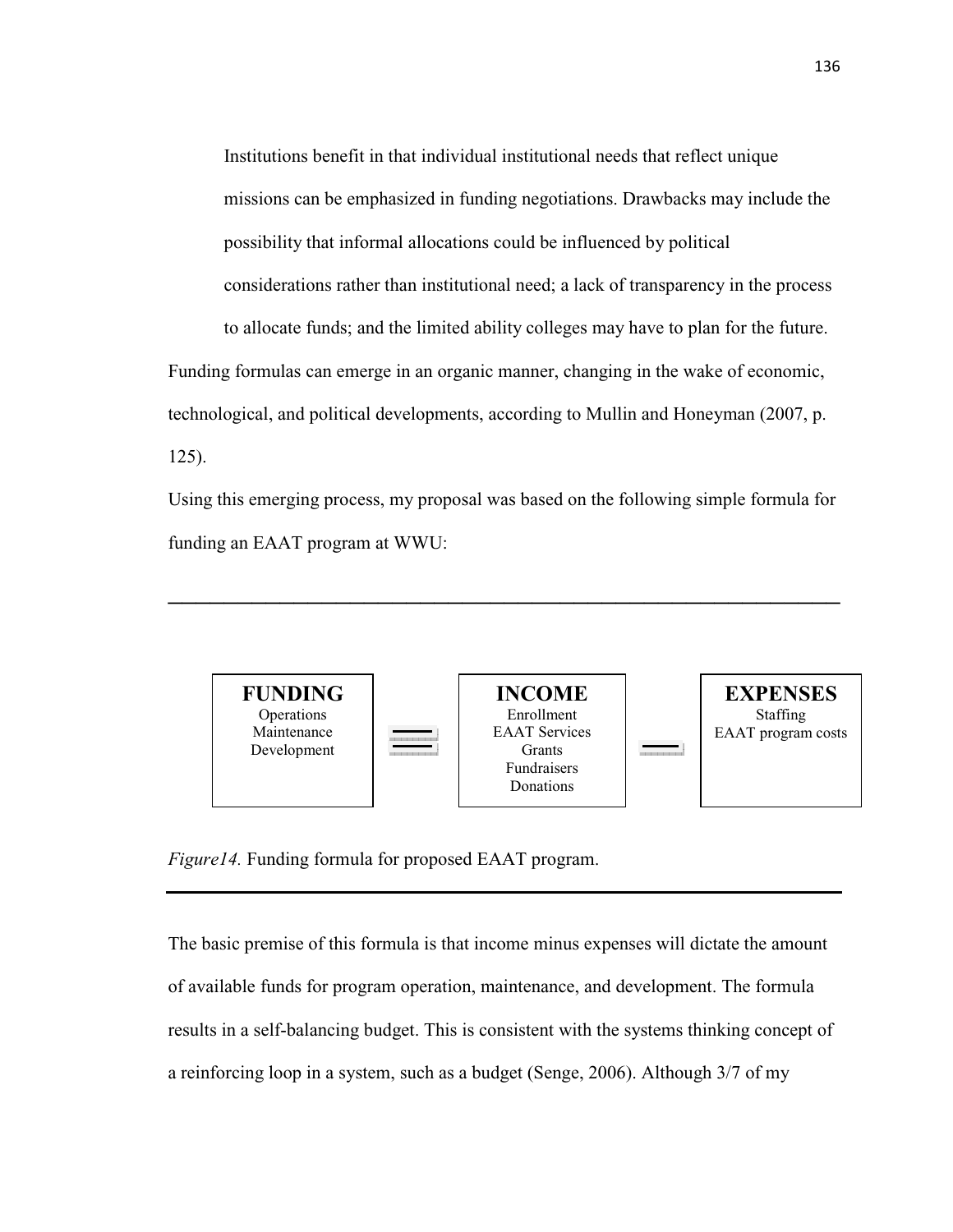> Institutions benefit in that individual institutional needs that reflect unique missions can be emphasized in funding negotiations. Drawbacks may include the possibility that informal allocations could be influenced by political considerations rather than institutional need; a lack of transparency in the process to allocate funds; and the limited ability colleges may have to plan for the future.

Funding formulas can emerge in an organic manner, changing in the wake of economic, technological, and political developments, according to Mullin and Honeyman (2007, p. 125).

Using this emerging process, my proposal was based on the following simple formula for funding an EAAT program at WWU:

---

**FUNDING**
Operations
Maintenance
Development

=

**INCOME**
Enrollment
EAAT Services
Grants
Fundraisers
Donations

−

**EXPENSES**
Staffing
EAAT program costs

*Figure14.* Funding formula for proposed EAAT program.

---

The basic premise of this formula is that income minus expenses will dictate the amount of available funds for program operation, maintenance, and development. The formula results in a self-balancing budget. This is consistent with the systems thinking concept of a reinforcing loop in a system, such as a budget (Senge, 2006). Although 3/7 of my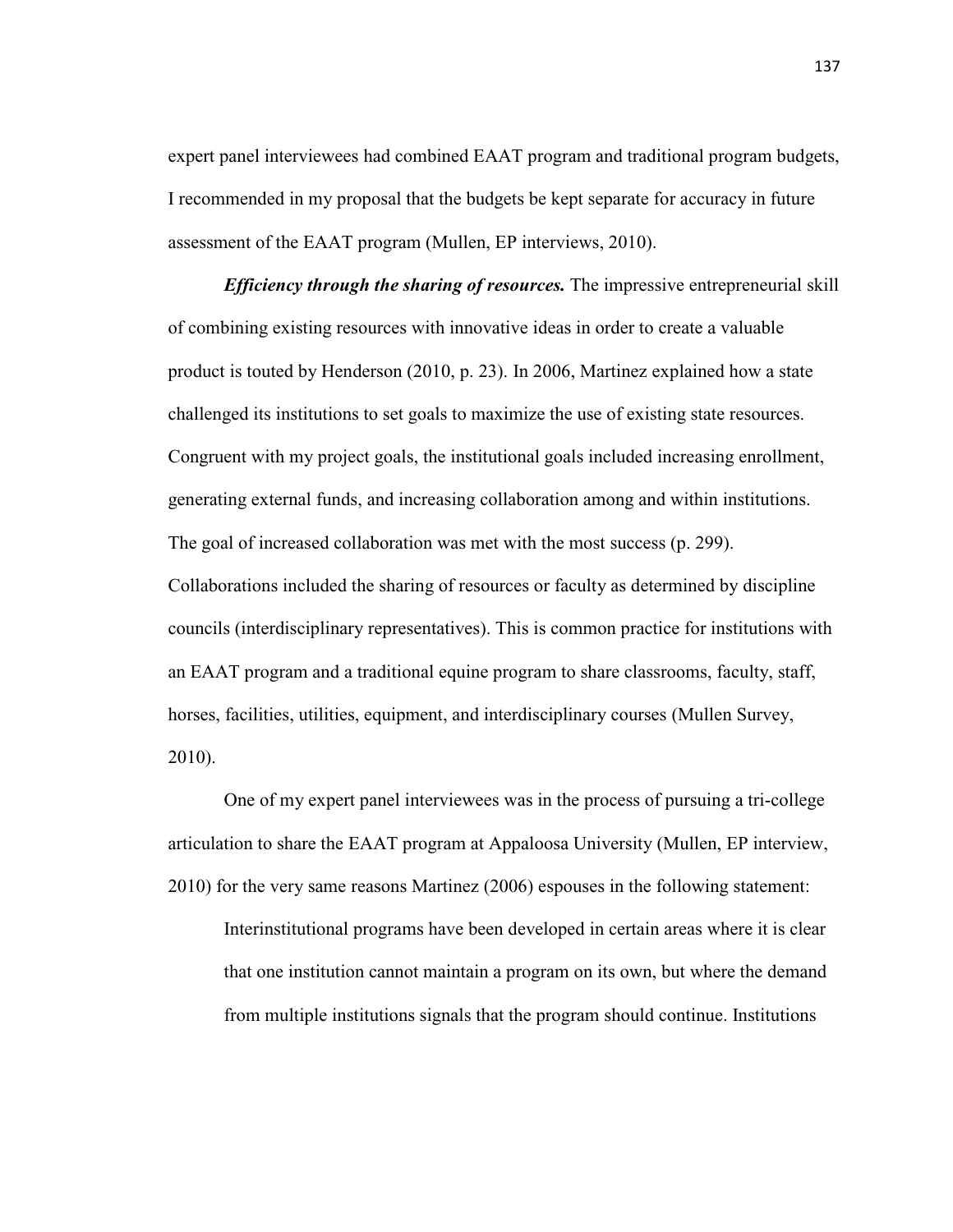expert panel interviewees had combined EAAT program and traditional program budgets, I recommended in my proposal that the budgets be kept separate for accuracy in future assessment of the EAAT program (Mullen, EP interviews, 2010).

***Efficiency through the sharing of resources.*** The impressive entrepreneurial skill of combining existing resources with innovative ideas in order to create a valuable product is touted by Henderson (2010, p. 23). In 2006, Martinez explained how a state challenged its institutions to set goals to maximize the use of existing state resources. Congruent with my project goals, the institutional goals included increasing enrollment, generating external funds, and increasing collaboration among and within institutions. The goal of increased collaboration was met with the most success (p. 299). Collaborations included the sharing of resources or faculty as determined by discipline councils (interdisciplinary representatives). This is common practice for institutions with an EAAT program and a traditional equine program to share classrooms, faculty, staff, horses, facilities, utilities, equipment, and interdisciplinary courses (Mullen Survey, 2010).

One of my expert panel interviewees was in the process of pursuing a tri-college articulation to share the EAAT program at Appaloosa University (Mullen, EP interview, 2010) for the very same reasons Martinez (2006) espouses in the following statement:

> Interinstitutional programs have been developed in certain areas where it is clear that one institution cannot maintain a program on its own, but where the demand from multiple institutions signals that the program should continue. Institutions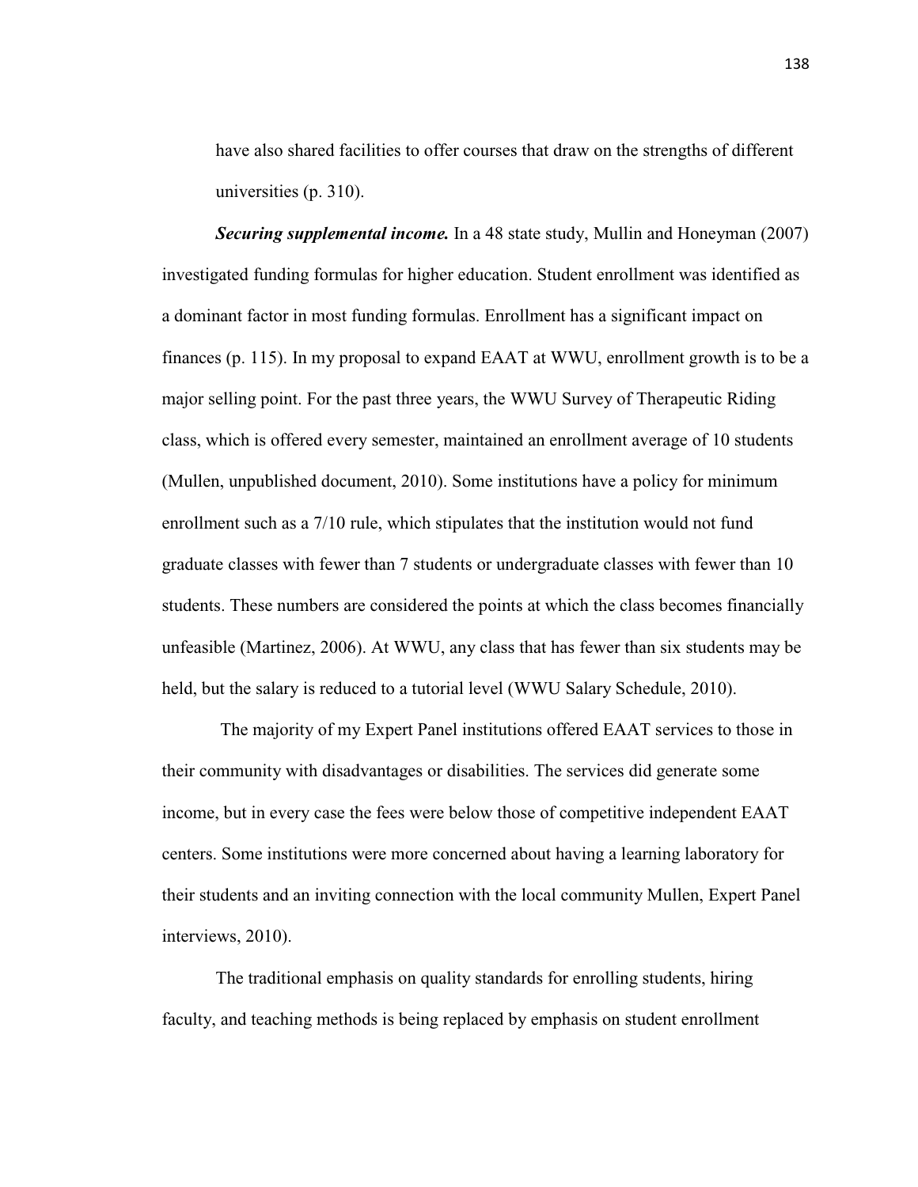have also shared facilities to offer courses that draw on the strengths of different universities (p. 310).

***Securing supplemental income.*** In a 48 state study, Mullin and Honeyman (2007) investigated funding formulas for higher education. Student enrollment was identified as a dominant factor in most funding formulas. Enrollment has a significant impact on finances (p. 115). In my proposal to expand EAAT at WWU, enrollment growth is to be a major selling point. For the past three years, the WWU Survey of Therapeutic Riding class, which is offered every semester, maintained an enrollment average of 10 students (Mullen, unpublished document, 2010). Some institutions have a policy for minimum enrollment such as a 7/10 rule, which stipulates that the institution would not fund graduate classes with fewer than 7 students or undergraduate classes with fewer than 10 students. These numbers are considered the points at which the class becomes financially unfeasible (Martinez, 2006). At WWU, any class that has fewer than six students may be held, but the salary is reduced to a tutorial level (WWU Salary Schedule, 2010).

The majority of my Expert Panel institutions offered EAAT services to those in their community with disadvantages or disabilities. The services did generate some income, but in every case the fees were below those of competitive independent EAAT centers. Some institutions were more concerned about having a learning laboratory for their students and an inviting connection with the local community Mullen, Expert Panel interviews, 2010).

The traditional emphasis on quality standards for enrolling students, hiring faculty, and teaching methods is being replaced by emphasis on student enrollment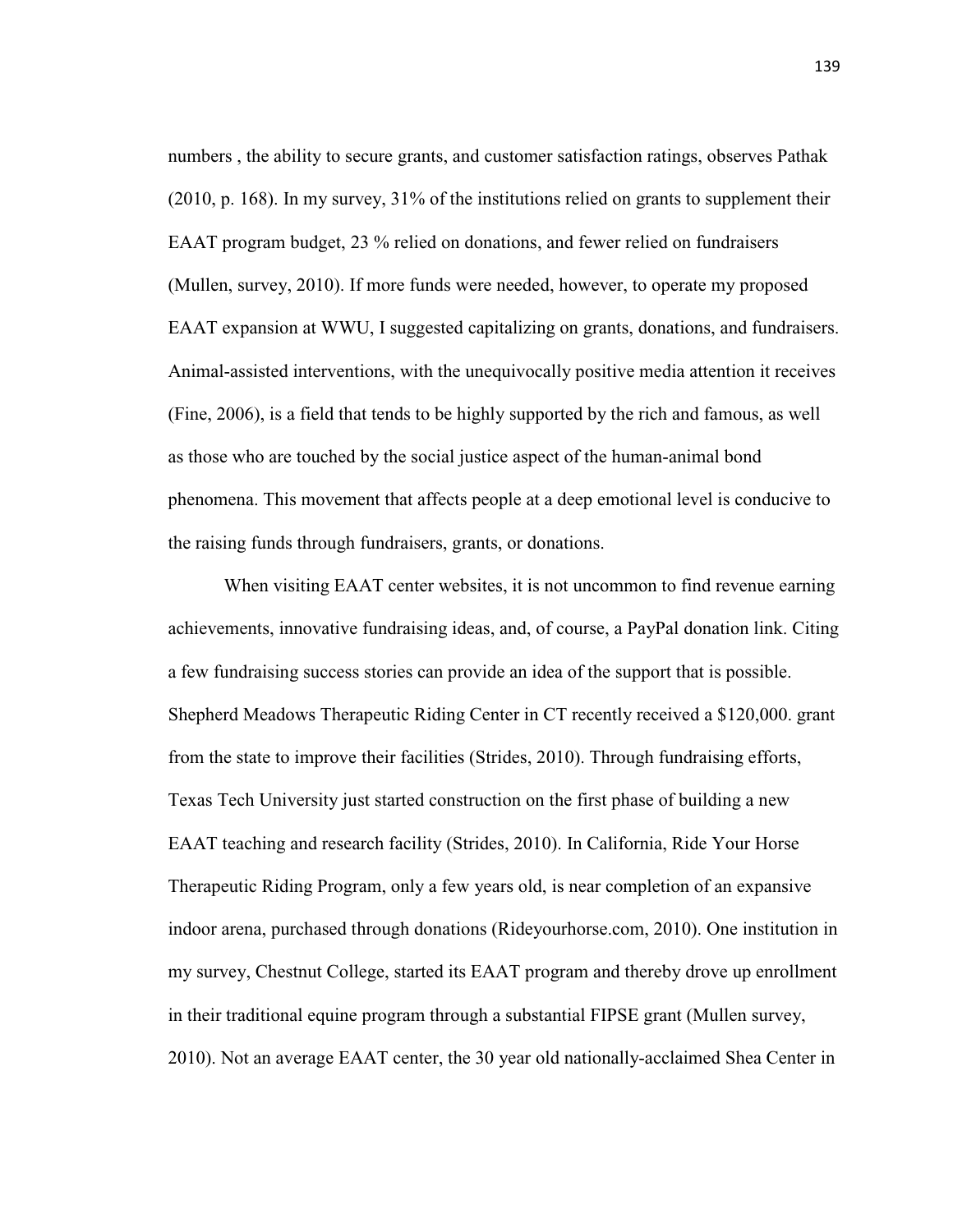numbers , the ability to secure grants, and customer satisfaction ratings, observes Pathak (2010, p. 168). In my survey, 31% of the institutions relied on grants to supplement their EAAT program budget, 23 % relied on donations, and fewer relied on fundraisers (Mullen, survey, 2010). If more funds were needed, however, to operate my proposed EAAT expansion at WWU, I suggested capitalizing on grants, donations, and fundraisers. Animal-assisted interventions, with the unequivocally positive media attention it receives (Fine, 2006), is a field that tends to be highly supported by the rich and famous, as well as those who are touched by the social justice aspect of the human-animal bond phenomena. This movement that affects people at a deep emotional level is conducive to the raising funds through fundraisers, grants, or donations.

When visiting EAAT center websites, it is not uncommon to find revenue earning achievements, innovative fundraising ideas, and, of course, a PayPal donation link. Citing a few fundraising success stories can provide an idea of the support that is possible. Shepherd Meadows Therapeutic Riding Center in CT recently received a $120,000. grant from the state to improve their facilities (Strides, 2010). Through fundraising efforts, Texas Tech University just started construction on the first phase of building a new EAAT teaching and research facility (Strides, 2010). In California, Ride Your Horse Therapeutic Riding Program, only a few years old, is near completion of an expansive indoor arena, purchased through donations (Rideyourhorse.com, 2010). One institution in my survey, Chestnut College, started its EAAT program and thereby drove up enrollment in their traditional equine program through a substantial FIPSE grant (Mullen survey, 2010). Not an average EAAT center, the 30 year old nationally-acclaimed Shea Center in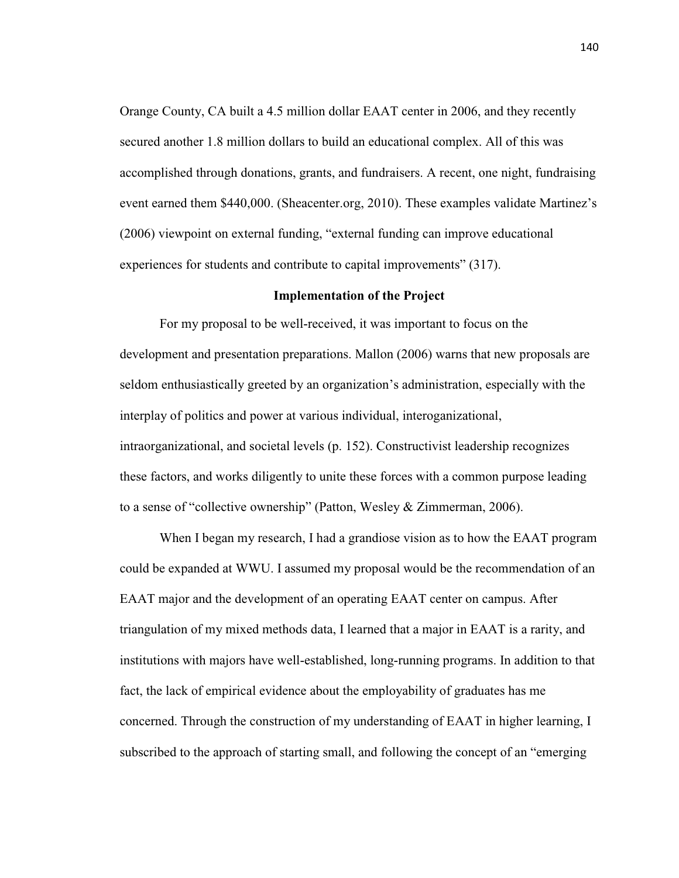Orange County, CA built a 4.5 million dollar EAAT center in 2006, and they recently secured another 1.8 million dollars to build an educational complex. All of this was accomplished through donations, grants, and fundraisers. A recent, one night, fundraising event earned them $440,000. (Sheacenter.org, 2010). These examples validate Martinez's (2006) viewpoint on external funding, "external funding can improve educational experiences for students and contribute to capital improvements" (317).

### Implementation of the Project

For my proposal to be well-received, it was important to focus on the development and presentation preparations. Mallon (2006) warns that new proposals are seldom enthusiastically greeted by an organization's administration, especially with the interplay of politics and power at various individual, interoganizational, intraorganizational, and societal levels (p. 152). Constructivist leadership recognizes these factors, and works diligently to unite these forces with a common purpose leading to a sense of "collective ownership" (Patton, Wesley & Zimmerman, 2006).

When I began my research, I had a grandiose vision as to how the EAAT program could be expanded at WWU. I assumed my proposal would be the recommendation of an EAAT major and the development of an operating EAAT center on campus. After triangulation of my mixed methods data, I learned that a major in EAAT is a rarity, and institutions with majors have well-established, long-running programs. In addition to that fact, the lack of empirical evidence about the employability of graduates has me concerned. Through the construction of my understanding of EAAT in higher learning, I subscribed to the approach of starting small, and following the concept of an "emerging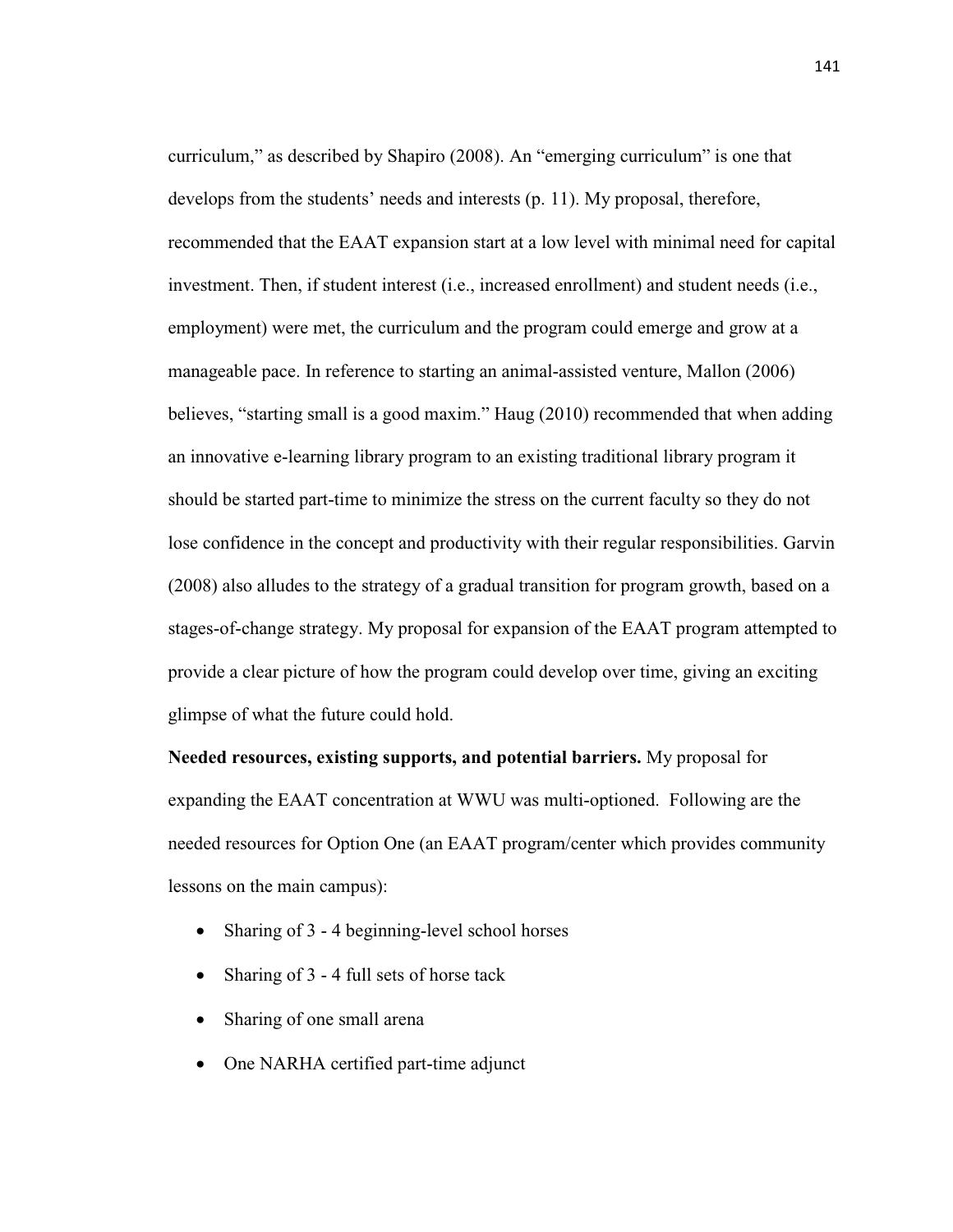curriculum," as described by Shapiro (2008). An "emerging curriculum" is one that develops from the students' needs and interests (p. 11). My proposal, therefore, recommended that the EAAT expansion start at a low level with minimal need for capital investment. Then, if student interest (i.e., increased enrollment) and student needs (i.e., employment) were met, the curriculum and the program could emerge and grow at a manageable pace. In reference to starting an animal-assisted venture, Mallon (2006) believes, "starting small is a good maxim." Haug (2010) recommended that when adding an innovative e-learning library program to an existing traditional library program it should be started part-time to minimize the stress on the current faculty so they do not lose confidence in the concept and productivity with their regular responsibilities. Garvin (2008) also alludes to the strategy of a gradual transition for program growth, based on a stages-of-change strategy. My proposal for expansion of the EAAT program attempted to provide a clear picture of how the program could develop over time, giving an exciting glimpse of what the future could hold.

**Needed resources, existing supports, and potential barriers.** My proposal for expanding the EAAT concentration at WWU was multi-optioned. Following are the needed resources for Option One (an EAAT program/center which provides community lessons on the main campus):

- Sharing of 3 - 4 beginning-level school horses
- Sharing of 3 - 4 full sets of horse tack
- Sharing of one small arena
- One NARHA certified part-time adjunct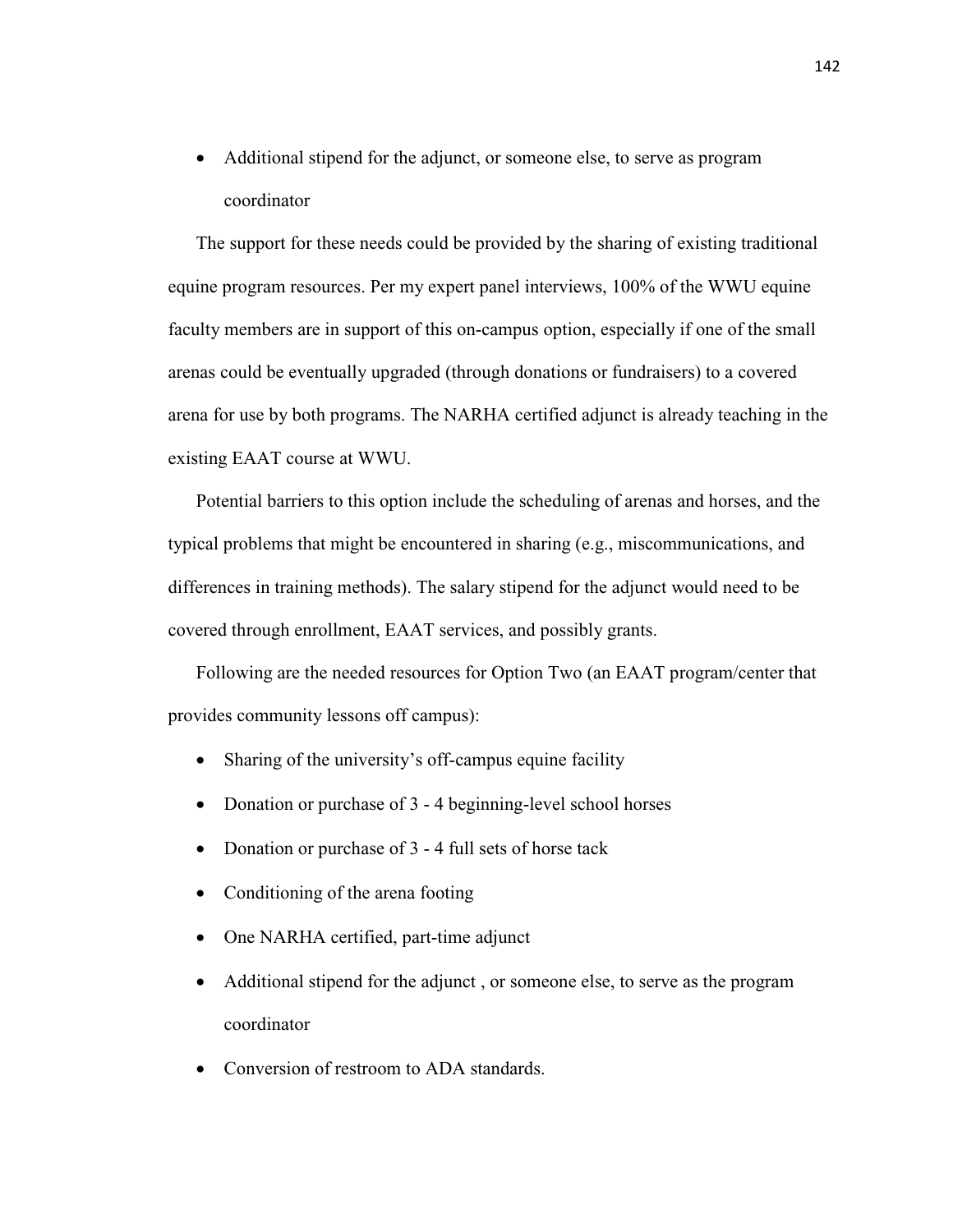- Additional stipend for the adjunct, or someone else, to serve as program coordinator

The support for these needs could be provided by the sharing of existing traditional equine program resources. Per my expert panel interviews, 100% of the WWU equine faculty members are in support of this on-campus option, especially if one of the small arenas could be eventually upgraded (through donations or fundraisers) to a covered arena for use by both programs. The NARHA certified adjunct is already teaching in the existing EAAT course at WWU.

Potential barriers to this option include the scheduling of arenas and horses, and the typical problems that might be encountered in sharing (e.g., miscommunications, and differences in training methods). The salary stipend for the adjunct would need to be covered through enrollment, EAAT services, and possibly grants.

Following are the needed resources for Option Two (an EAAT program/center that provides community lessons off campus):

- Sharing of the university's off-campus equine facility
- Donation or purchase of 3 - 4 beginning-level school horses
- Donation or purchase of 3 - 4 full sets of horse tack
- Conditioning of the arena footing
- One NARHA certified, part-time adjunct
- Additional stipend for the adjunct , or someone else, to serve as the program coordinator
- Conversion of restroom to ADA standards.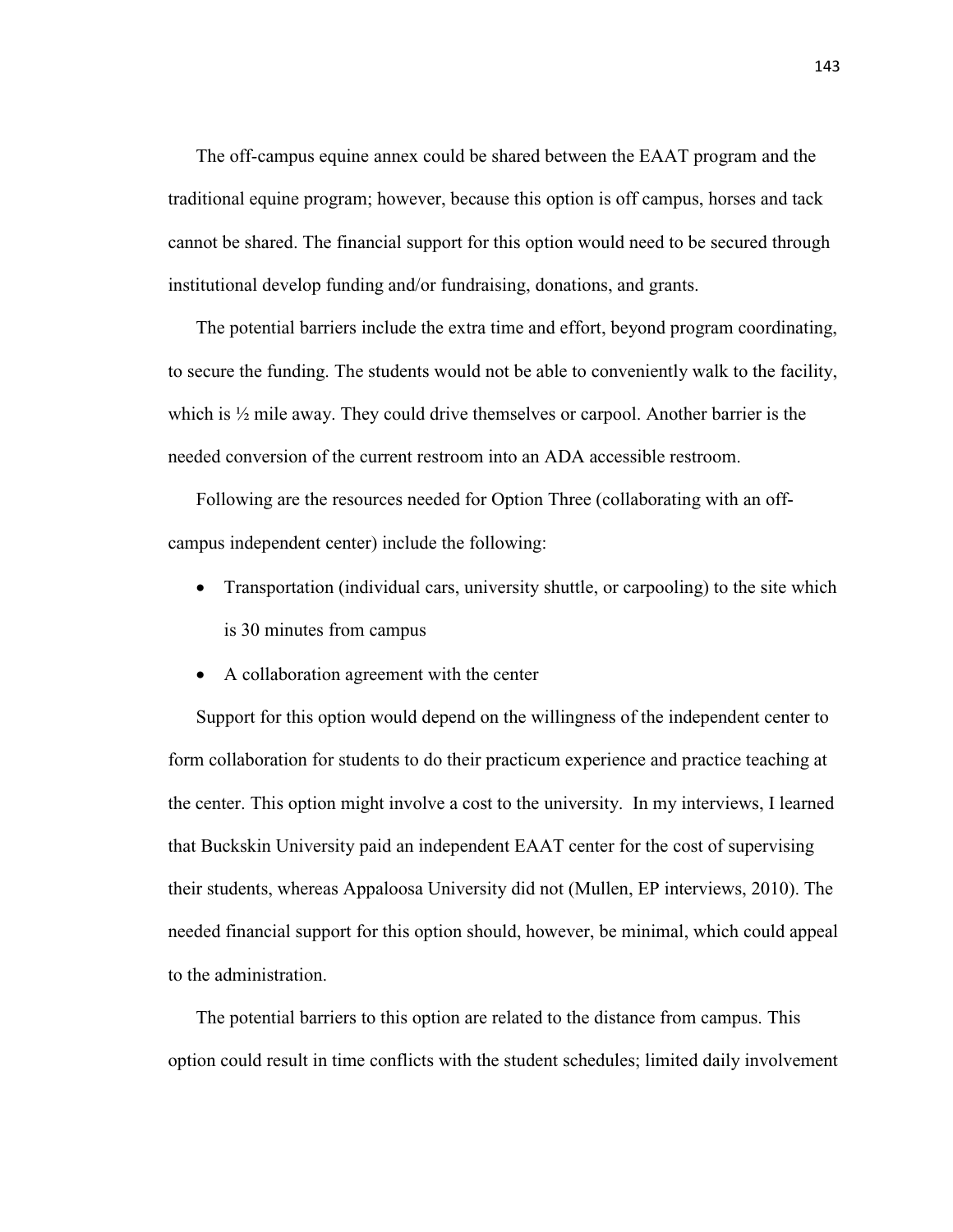The off-campus equine annex could be shared between the EAAT program and the traditional equine program; however, because this option is off campus, horses and tack cannot be shared. The financial support for this option would need to be secured through institutional develop funding and/or fundraising, donations, and grants.

The potential barriers include the extra time and effort, beyond program coordinating, to secure the funding. The students would not be able to conveniently walk to the facility, which is ½ mile away. They could drive themselves or carpool. Another barrier is the needed conversion of the current restroom into an ADA accessible restroom.

Following are the resources needed for Option Three (collaborating with an off-campus independent center) include the following:

- Transportation (individual cars, university shuttle, or carpooling) to the site which is 30 minutes from campus
- A collaboration agreement with the center

Support for this option would depend on the willingness of the independent center to form collaboration for students to do their practicum experience and practice teaching at the center. This option might involve a cost to the university. In my interviews, I learned that Buckskin University paid an independent EAAT center for the cost of supervising their students, whereas Appaloosa University did not (Mullen, EP interviews, 2010). The needed financial support for this option should, however, be minimal, which could appeal to the administration.

The potential barriers to this option are related to the distance from campus. This option could result in time conflicts with the student schedules; limited daily involvement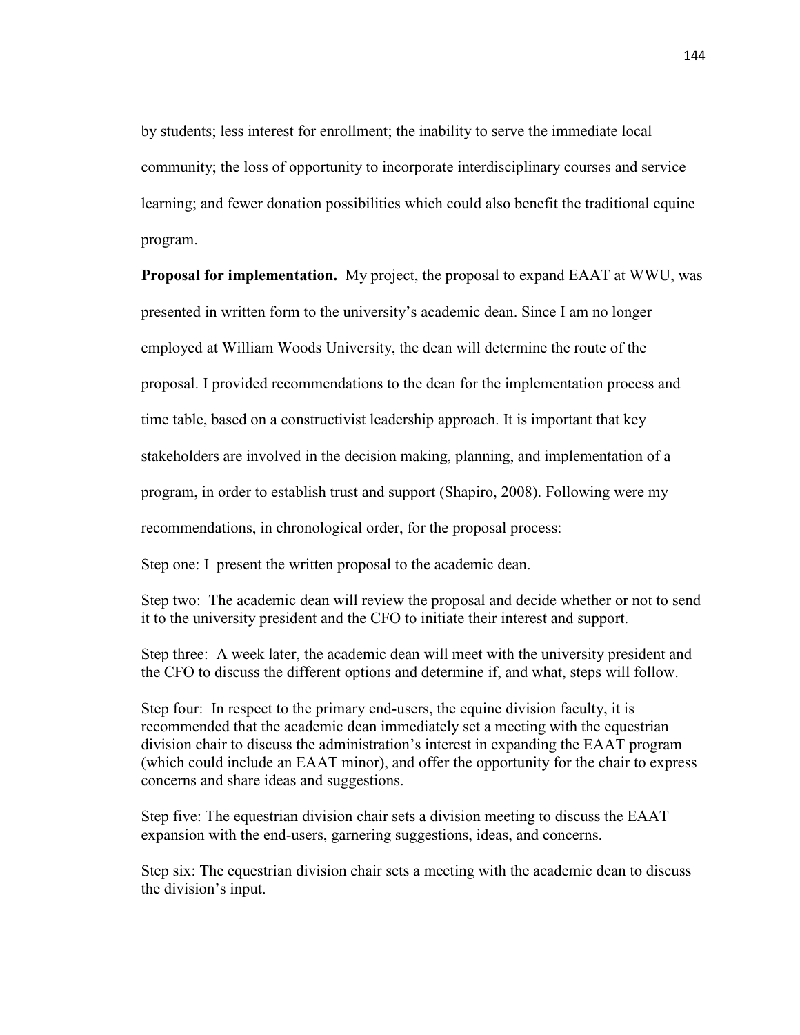by students; less interest for enrollment; the inability to serve the immediate local community; the loss of opportunity to incorporate interdisciplinary courses and service learning; and fewer donation possibilities which could also benefit the traditional equine program.

**Proposal for implementation.** My project, the proposal to expand EAAT at WWU, was presented in written form to the university's academic dean. Since I am no longer employed at William Woods University, the dean will determine the route of the proposal. I provided recommendations to the dean for the implementation process and time table, based on a constructivist leadership approach. It is important that key stakeholders are involved in the decision making, planning, and implementation of a program, in order to establish trust and support (Shapiro, 2008). Following were my recommendations, in chronological order, for the proposal process:

Step one: I present the written proposal to the academic dean.

Step two: The academic dean will review the proposal and decide whether or not to send it to the university president and the CFO to initiate their interest and support.

Step three: A week later, the academic dean will meet with the university president and the CFO to discuss the different options and determine if, and what, steps will follow.

Step four: In respect to the primary end-users, the equine division faculty, it is recommended that the academic dean immediately set a meeting with the equestrian division chair to discuss the administration's interest in expanding the EAAT program (which could include an EAAT minor), and offer the opportunity for the chair to express concerns and share ideas and suggestions.

Step five: The equestrian division chair sets a division meeting to discuss the EAAT expansion with the end-users, garnering suggestions, ideas, and concerns.

Step six: The equestrian division chair sets a meeting with the academic dean to discuss the division's input.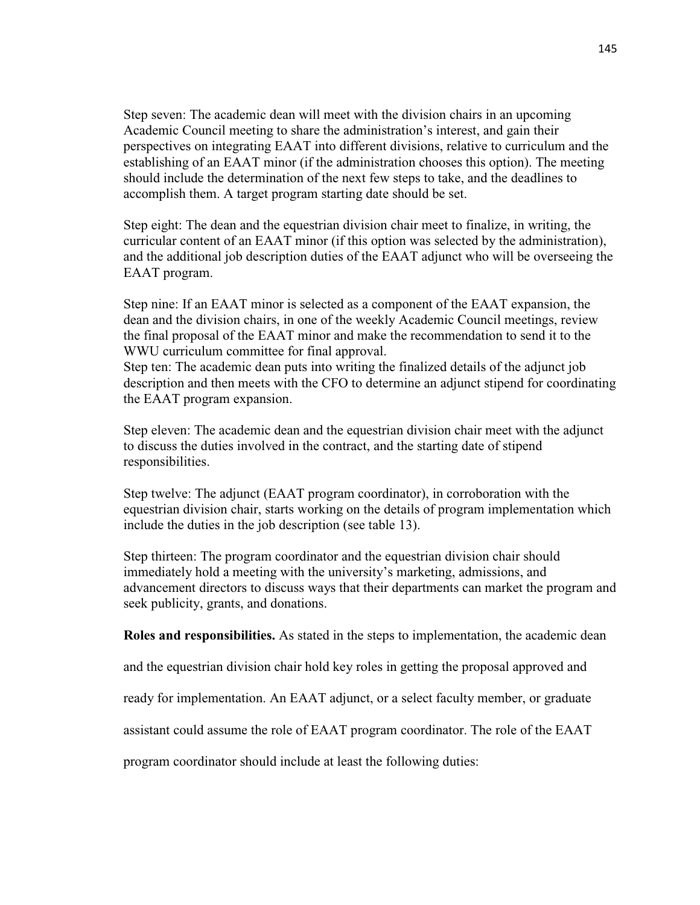Step seven: The academic dean will meet with the division chairs in an upcoming Academic Council meeting to share the administration's interest, and gain their perspectives on integrating EAAT into different divisions, relative to curriculum and the establishing of an EAAT minor (if the administration chooses this option). The meeting should include the determination of the next few steps to take, and the deadlines to accomplish them. A target program starting date should be set.

Step eight: The dean and the equestrian division chair meet to finalize, in writing, the curricular content of an EAAT minor (if this option was selected by the administration), and the additional job description duties of the EAAT adjunct who will be overseeing the EAAT program.

Step nine: If an EAAT minor is selected as a component of the EAAT expansion, the dean and the division chairs, in one of the weekly Academic Council meetings, review the final proposal of the EAAT minor and make the recommendation to send it to the WWU curriculum committee for final approval.

Step ten: The academic dean puts into writing the finalized details of the adjunct job description and then meets with the CFO to determine an adjunct stipend for coordinating the EAAT program expansion.

Step eleven: The academic dean and the equestrian division chair meet with the adjunct to discuss the duties involved in the contract, and the starting date of stipend responsibilities.

Step twelve: The adjunct (EAAT program coordinator), in corroboration with the equestrian division chair, starts working on the details of program implementation which include the duties in the job description (see table 13).

Step thirteen: The program coordinator and the equestrian division chair should immediately hold a meeting with the university's marketing, admissions, and advancement directors to discuss ways that their departments can market the program and seek publicity, grants, and donations.

**Roles and responsibilities.** As stated in the steps to implementation, the academic dean and the equestrian division chair hold key roles in getting the proposal approved and ready for implementation. An EAAT adjunct, or a select faculty member, or graduate assistant could assume the role of EAAT program coordinator. The role of the EAAT program coordinator should include at least the following duties: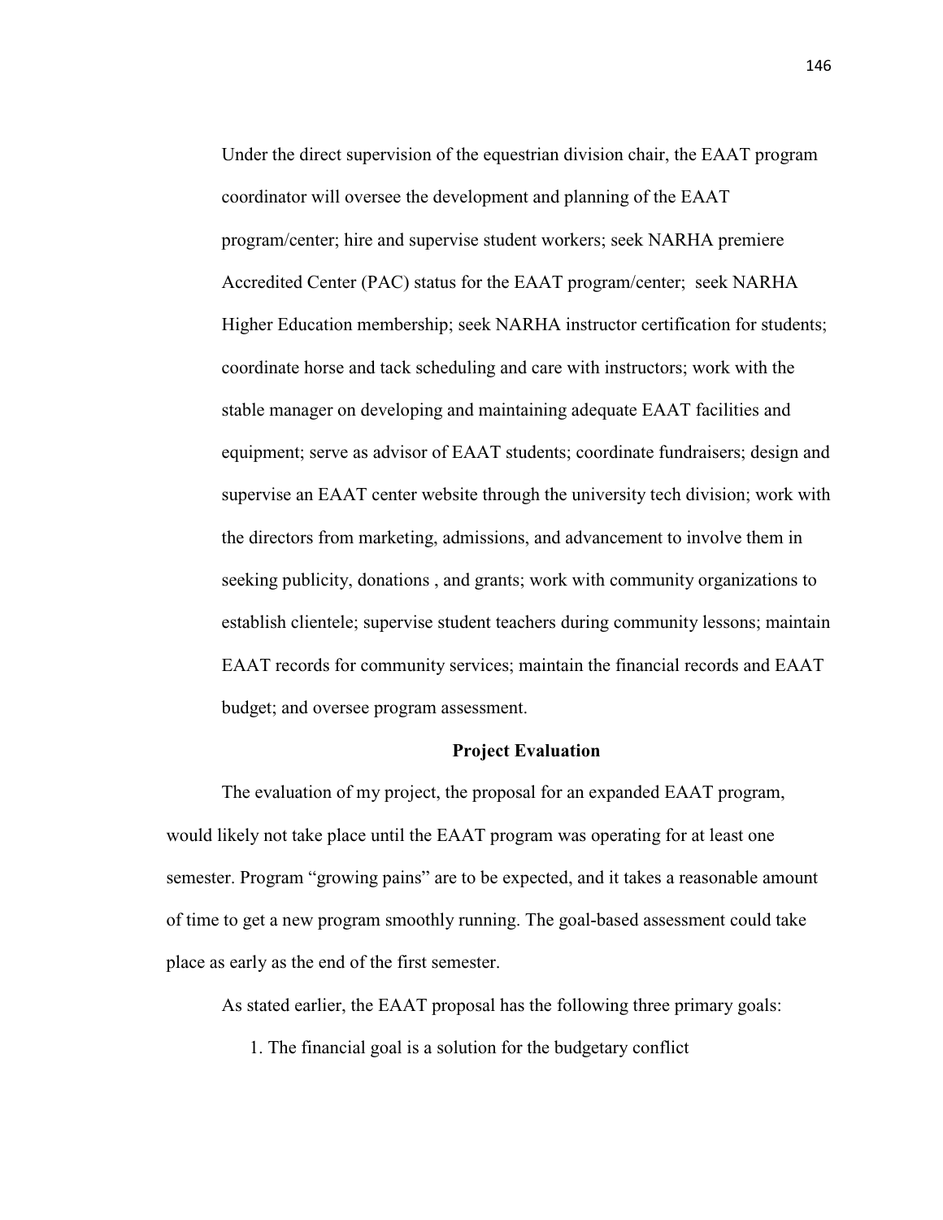Under the direct supervision of the equestrian division chair, the EAAT program coordinator will oversee the development and planning of the EAAT program/center; hire and supervise student workers; seek NARHA premiere Accredited Center (PAC) status for the EAAT program/center;  seek NARHA Higher Education membership; seek NARHA instructor certification for students; coordinate horse and tack scheduling and care with instructors; work with the stable manager on developing and maintaining adequate EAAT facilities and equipment; serve as advisor of EAAT students; coordinate fundraisers; design and supervise an EAAT center website through the university tech division; work with the directors from marketing, admissions, and advancement to involve them in seeking publicity, donations , and grants; work with community organizations to establish clientele; supervise student teachers during community lessons; maintain EAAT records for community services; maintain the financial records and EAAT budget; and oversee program assessment.

## Project Evaluation

The evaluation of my project, the proposal for an expanded EAAT program, would likely not take place until the EAAT program was operating for at least one semester. Program "growing pains" are to be expected, and it takes a reasonable amount of time to get a new program smoothly running. The goal-based assessment could take place as early as the end of the first semester.

As stated earlier, the EAAT proposal has the following three primary goals:

1. The financial goal is a solution for the budgetary conflict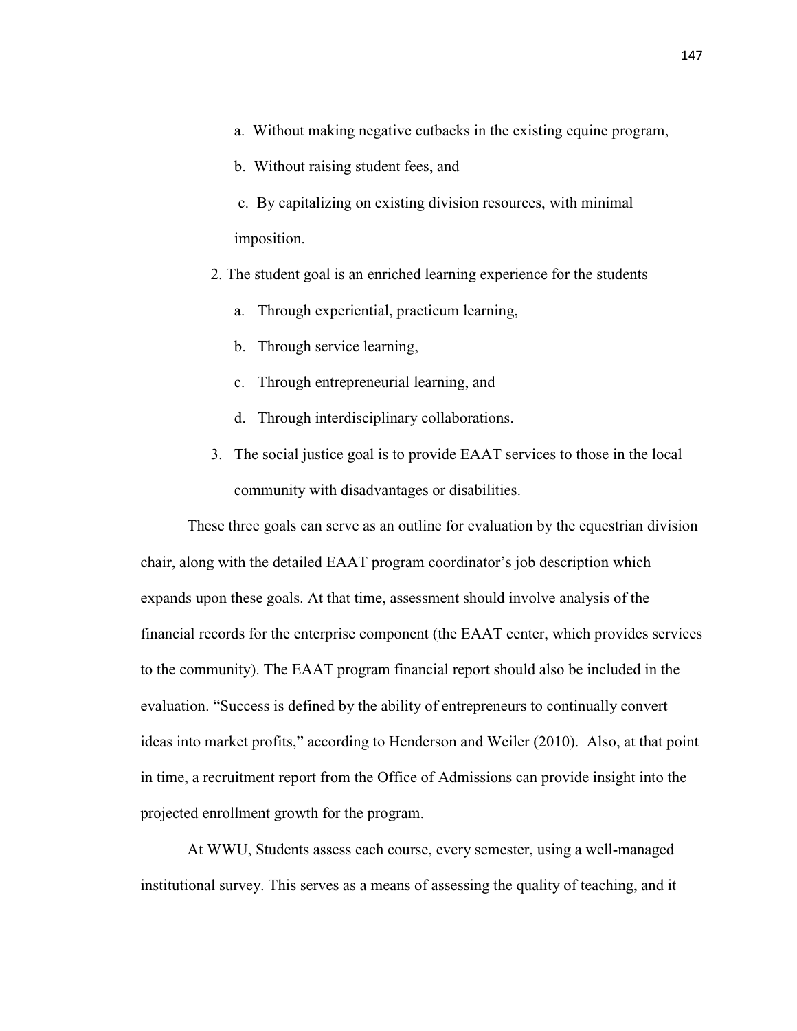a. Without making negative cutbacks in the existing equine program,
    b. Without raising student fees, and
    c. By capitalizing on existing division resources, with minimal imposition.
2. The student goal is an enriched learning experience for the students
    a. Through experiential, practicum learning,
    b. Through service learning,
    c. Through entrepreneurial learning, and
    d. Through interdisciplinary collaborations.
3. The social justice goal is to provide EAAT services to those in the local community with disadvantages or disabilities.

These three goals can serve as an outline for evaluation by the equestrian division chair, along with the detailed EAAT program coordinator's job description which expands upon these goals. At that time, assessment should involve analysis of the financial records for the enterprise component (the EAAT center, which provides services to the community). The EAAT program financial report should also be included in the evaluation. "Success is defined by the ability of entrepreneurs to continually convert ideas into market profits," according to Henderson and Weiler (2010). Also, at that point in time, a recruitment report from the Office of Admissions can provide insight into the projected enrollment growth for the program.

At WWU, Students assess each course, every semester, using a well-managed institutional survey. This serves as a means of assessing the quality of teaching, and it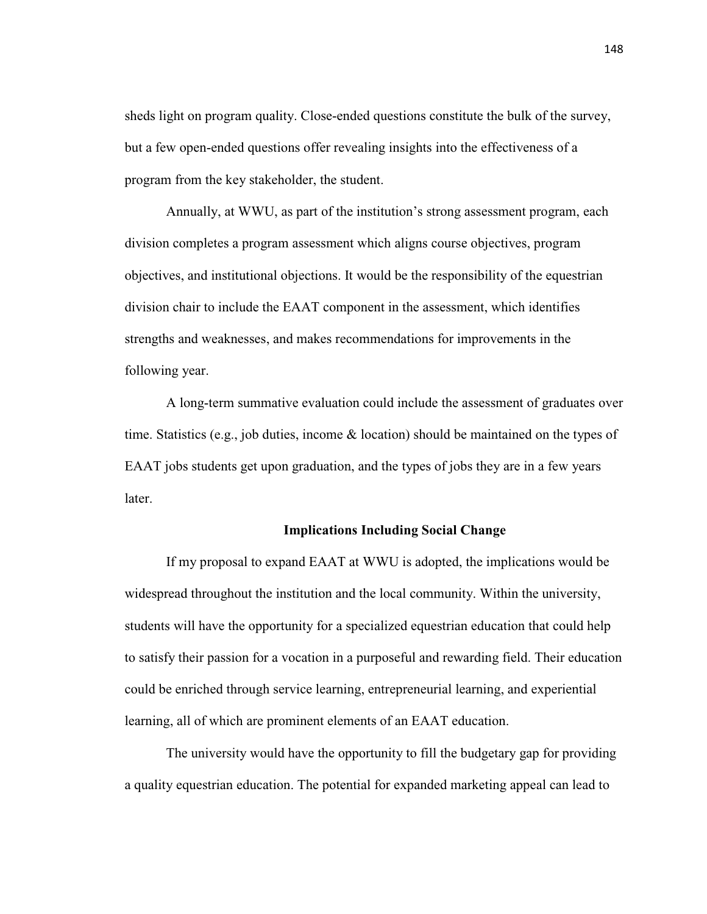sheds light on program quality. Close-ended questions constitute the bulk of the survey, but a few open-ended questions offer revealing insights into the effectiveness of a program from the key stakeholder, the student.

Annually, at WWU, as part of the institution's strong assessment program, each division completes a program assessment which aligns course objectives, program objectives, and institutional objections. It would be the responsibility of the equestrian division chair to include the EAAT component in the assessment, which identifies strengths and weaknesses, and makes recommendations for improvements in the following year.

A long-term summative evaluation could include the assessment of graduates over time. Statistics (e.g., job duties, income & location) should be maintained on the types of EAAT jobs students get upon graduation, and the types of jobs they are in a few years later.

## Implications Including Social Change

If my proposal to expand EAAT at WWU is adopted, the implications would be widespread throughout the institution and the local community. Within the university, students will have the opportunity for a specialized equestrian education that could help to satisfy their passion for a vocation in a purposeful and rewarding field. Their education could be enriched through service learning, entrepreneurial learning, and experiential learning, all of which are prominent elements of an EAAT education.

The university would have the opportunity to fill the budgetary gap for providing a quality equestrian education. The potential for expanded marketing appeal can lead to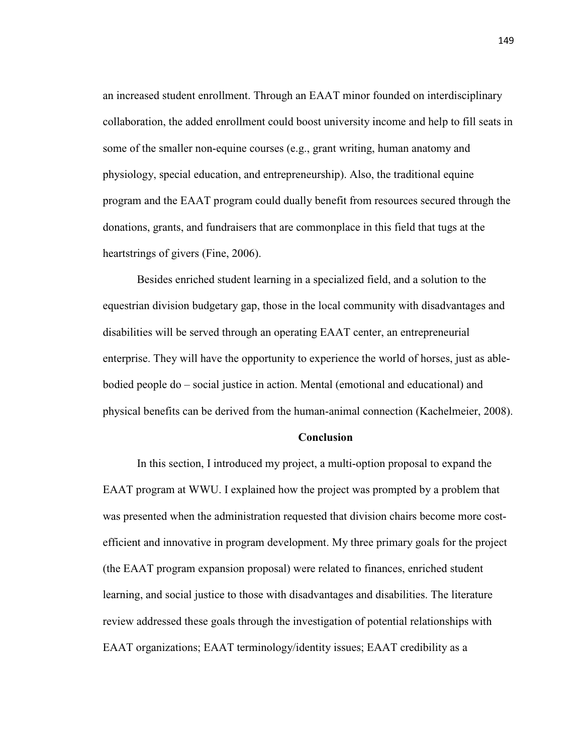an increased student enrollment. Through an EAAT minor founded on interdisciplinary collaboration, the added enrollment could boost university income and help to fill seats in some of the smaller non-equine courses (e.g., grant writing, human anatomy and physiology, special education, and entrepreneurship). Also, the traditional equine program and the EAAT program could dually benefit from resources secured through the donations, grants, and fundraisers that are commonplace in this field that tugs at the heartstrings of givers (Fine, 2006).

Besides enriched student learning in a specialized field, and a solution to the equestrian division budgetary gap, those in the local community with disadvantages and disabilities will be served through an operating EAAT center, an entrepreneurial enterprise. They will have the opportunity to experience the world of horses, just as able-bodied people do – social justice in action. Mental (emotional and educational) and physical benefits can be derived from the human-animal connection (Kachelmeier, 2008).

## Conclusion

In this section, I introduced my project, a multi-option proposal to expand the EAAT program at WWU. I explained how the project was prompted by a problem that was presented when the administration requested that division chairs become more cost-efficient and innovative in program development. My three primary goals for the project (the EAAT program expansion proposal) were related to finances, enriched student learning, and social justice to those with disadvantages and disabilities. The literature review addressed these goals through the investigation of potential relationships with EAAT organizations; EAAT terminology/identity issues; EAAT credibility as a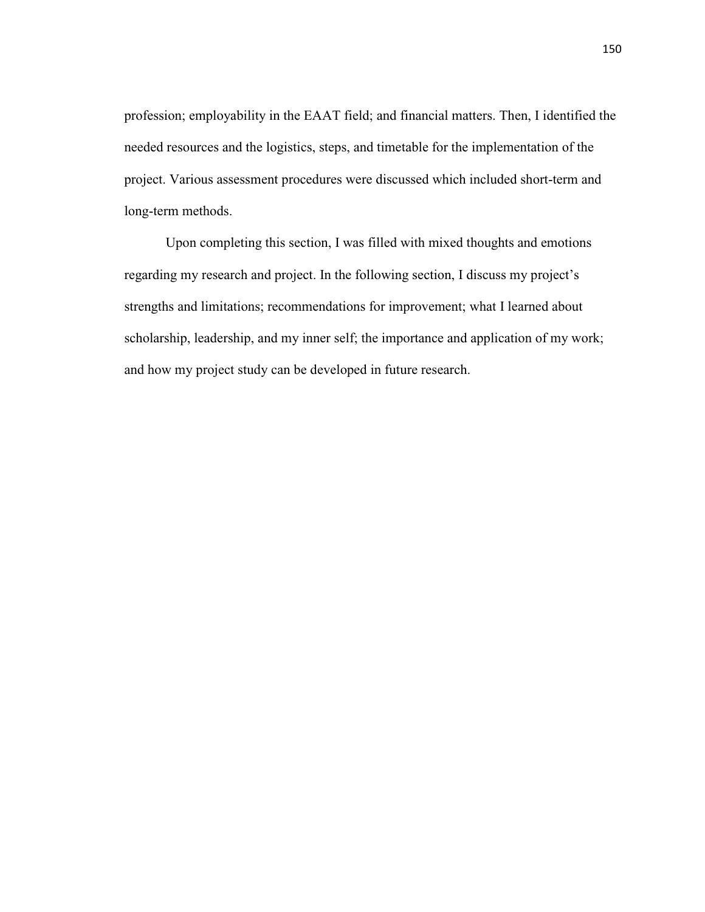profession; employability in the EAAT field; and financial matters. Then, I identified the needed resources and the logistics, steps, and timetable for the implementation of the project. Various assessment procedures were discussed which included short-term and long-term methods.

Upon completing this section, I was filled with mixed thoughts and emotions regarding my research and project. In the following section, I discuss my project's strengths and limitations; recommendations for improvement; what I learned about scholarship, leadership, and my inner self; the importance and application of my work; and how my project study can be developed in future research.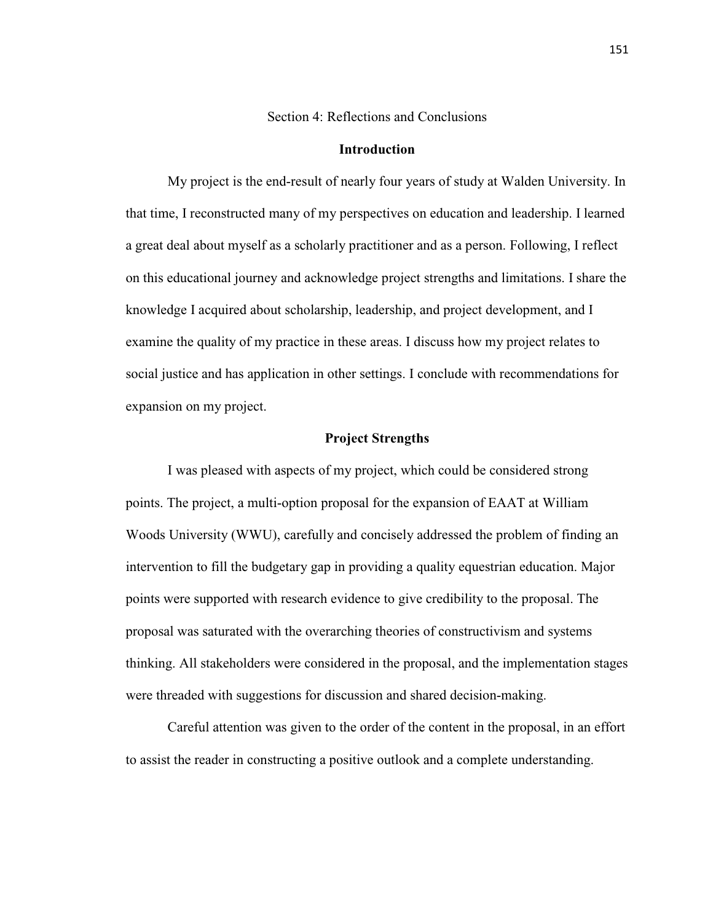# Section 4: Reflections and Conclusions

## Introduction

My project is the end-result of nearly four years of study at Walden University. In that time, I reconstructed many of my perspectives on education and leadership. I learned a great deal about myself as a scholarly practitioner and as a person. Following, I reflect on this educational journey and acknowledge project strengths and limitations. I share the knowledge I acquired about scholarship, leadership, and project development, and I examine the quality of my practice in these areas. I discuss how my project relates to social justice and has application in other settings. I conclude with recommendations for expansion on my project.

## Project Strengths

I was pleased with aspects of my project, which could be considered strong points. The project, a multi-option proposal for the expansion of EAAT at William Woods University (WWU), carefully and concisely addressed the problem of finding an intervention to fill the budgetary gap in providing a quality equestrian education. Major points were supported with research evidence to give credibility to the proposal. The proposal was saturated with the overarching theories of constructivism and systems thinking. All stakeholders were considered in the proposal, and the implementation stages were threaded with suggestions for discussion and shared decision-making.

Careful attention was given to the order of the content in the proposal, in an effort to assist the reader in constructing a positive outlook and a complete understanding.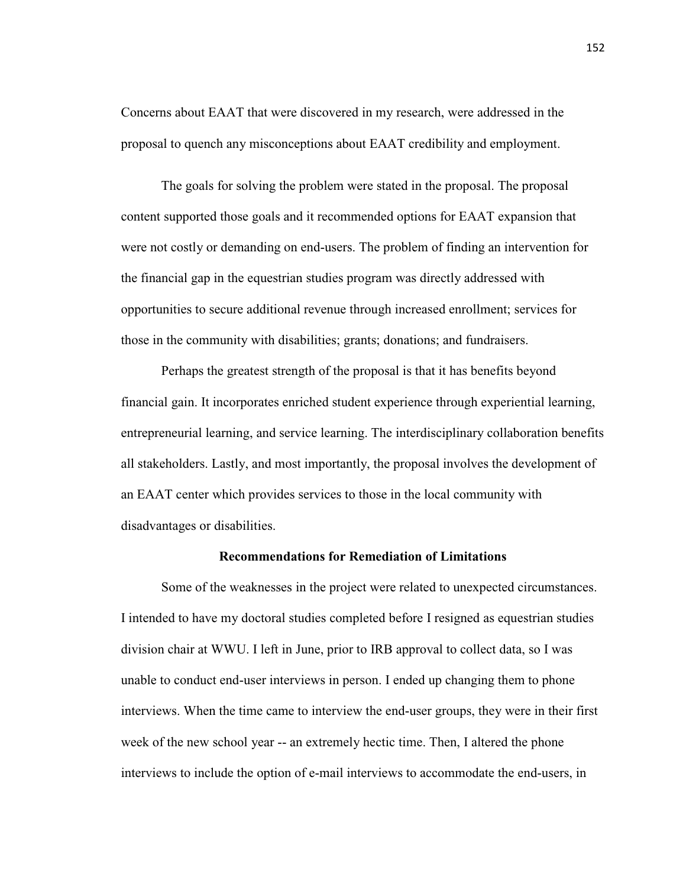Concerns about EAAT that were discovered in my research, were addressed in the proposal to quench any misconceptions about EAAT credibility and employment.

The goals for solving the problem were stated in the proposal. The proposal content supported those goals and it recommended options for EAAT expansion that were not costly or demanding on end-users. The problem of finding an intervention for the financial gap in the equestrian studies program was directly addressed with opportunities to secure additional revenue through increased enrollment; services for those in the community with disabilities; grants; donations; and fundraisers.

Perhaps the greatest strength of the proposal is that it has benefits beyond financial gain. It incorporates enriched student experience through experiential learning, entrepreneurial learning, and service learning. The interdisciplinary collaboration benefits all stakeholders. Lastly, and most importantly, the proposal involves the development of an EAAT center which provides services to those in the local community with disadvantages or disabilities.

## Recommendations for Remediation of Limitations

Some of the weaknesses in the project were related to unexpected circumstances. I intended to have my doctoral studies completed before I resigned as equestrian studies division chair at WWU. I left in June, prior to IRB approval to collect data, so I was unable to conduct end-user interviews in person. I ended up changing them to phone interviews. When the time came to interview the end-user groups, they were in their first week of the new school year -- an extremely hectic time. Then, I altered the phone interviews to include the option of e-mail interviews to accommodate the end-users, in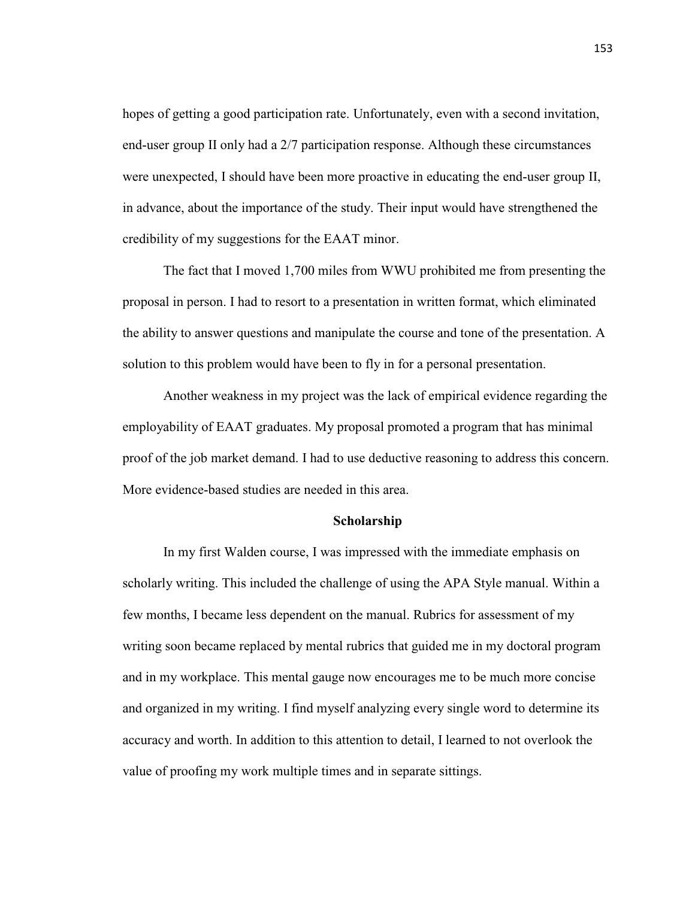hopes of getting a good participation rate. Unfortunately, even with a second invitation, end-user group II only had a 2/7 participation response. Although these circumstances were unexpected, I should have been more proactive in educating the end-user group II, in advance, about the importance of the study. Their input would have strengthened the credibility of my suggestions for the EAAT minor.

The fact that I moved 1,700 miles from WWU prohibited me from presenting the proposal in person. I had to resort to a presentation in written format, which eliminated the ability to answer questions and manipulate the course and tone of the presentation. A solution to this problem would have been to fly in for a personal presentation.

Another weakness in my project was the lack of empirical evidence regarding the employability of EAAT graduates. My proposal promoted a program that has minimal proof of the job market demand. I had to use deductive reasoning to address this concern. More evidence-based studies are needed in this area.

## Scholarship

In my first Walden course, I was impressed with the immediate emphasis on scholarly writing. This included the challenge of using the APA Style manual. Within a few months, I became less dependent on the manual. Rubrics for assessment of my writing soon became replaced by mental rubrics that guided me in my doctoral program and in my workplace. This mental gauge now encourages me to be much more concise and organized in my writing. I find myself analyzing every single word to determine its accuracy and worth. In addition to this attention to detail, I learned to not overlook the value of proofing my work multiple times and in separate sittings.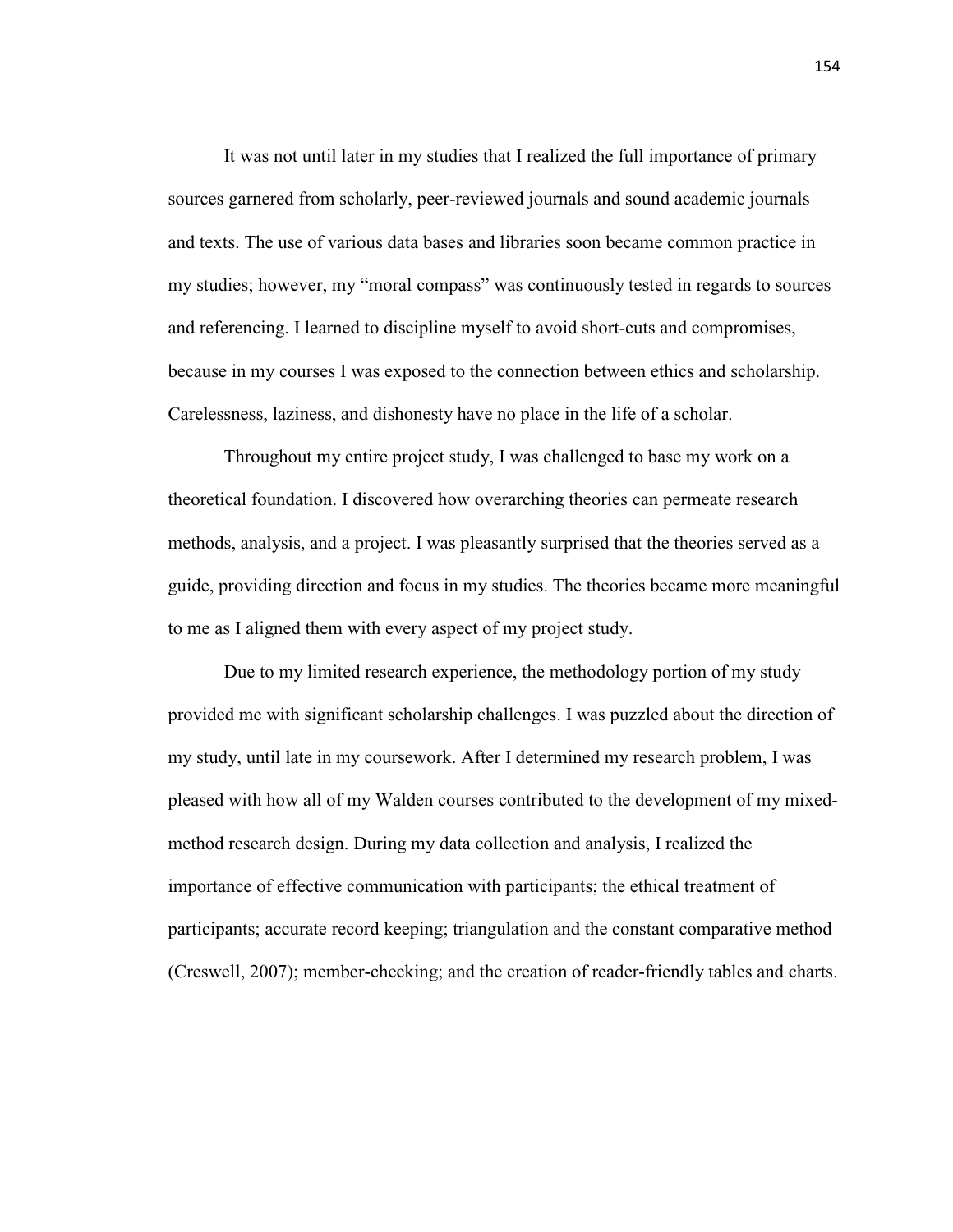It was not until later in my studies that I realized the full importance of primary sources garnered from scholarly, peer-reviewed journals and sound academic journals and texts. The use of various data bases and libraries soon became common practice in my studies; however, my "moral compass" was continuously tested in regards to sources and referencing. I learned to discipline myself to avoid short-cuts and compromises, because in my courses I was exposed to the connection between ethics and scholarship. Carelessness, laziness, and dishonesty have no place in the life of a scholar.

Throughout my entire project study, I was challenged to base my work on a theoretical foundation. I discovered how overarching theories can permeate research methods, analysis, and a project. I was pleasantly surprised that the theories served as a guide, providing direction and focus in my studies. The theories became more meaningful to me as I aligned them with every aspect of my project study.

Due to my limited research experience, the methodology portion of my study provided me with significant scholarship challenges. I was puzzled about the direction of my study, until late in my coursework. After I determined my research problem, I was pleased with how all of my Walden courses contributed to the development of my mixed-method research design. During my data collection and analysis, I realized the importance of effective communication with participants; the ethical treatment of participants; accurate record keeping; triangulation and the constant comparative method (Creswell, 2007); member-checking; and the creation of reader-friendly tables and charts.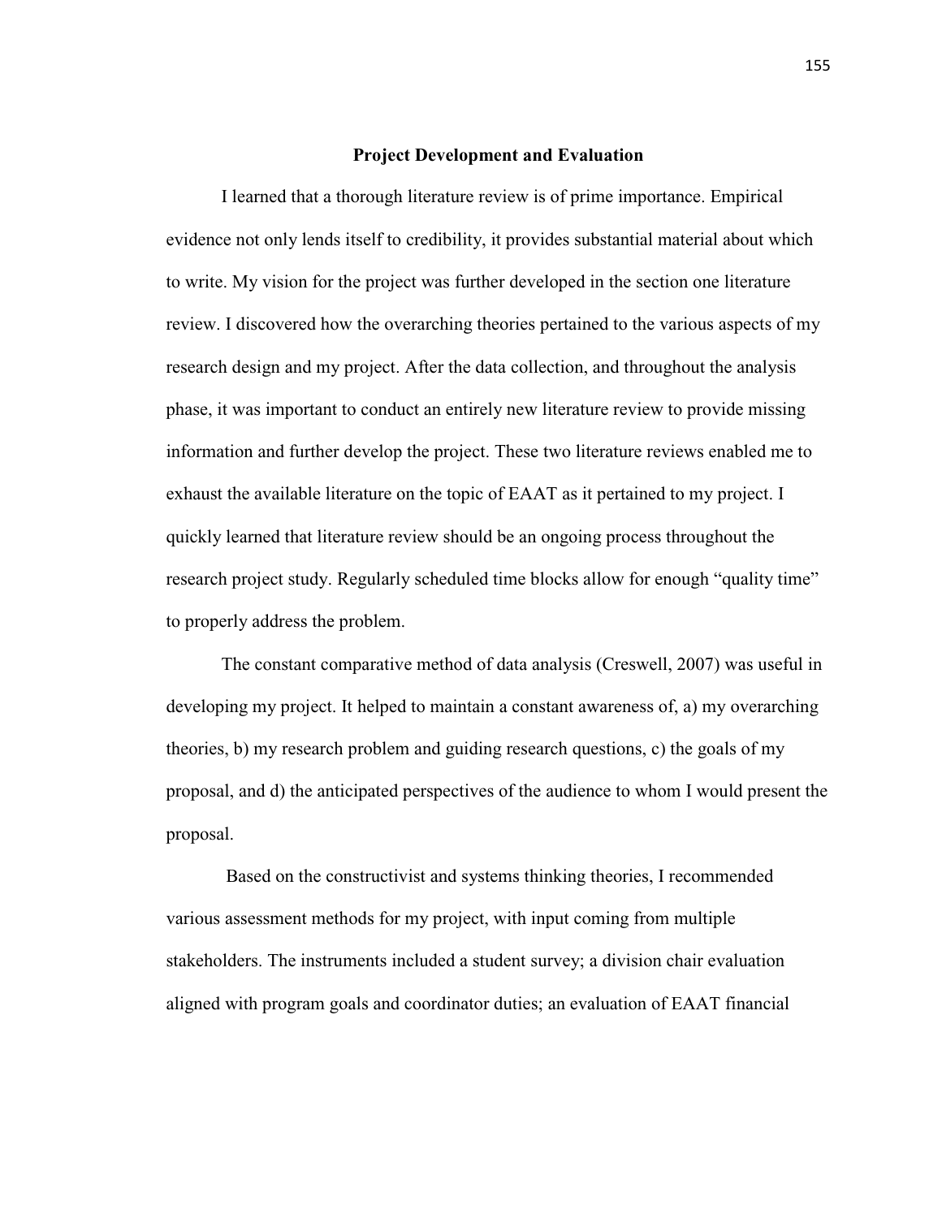## Project Development and Evaluation

I learned that a thorough literature review is of prime importance. Empirical evidence not only lends itself to credibility, it provides substantial material about which to write. My vision for the project was further developed in the section one literature review. I discovered how the overarching theories pertained to the various aspects of my research design and my project. After the data collection, and throughout the analysis phase, it was important to conduct an entirely new literature review to provide missing information and further develop the project. These two literature reviews enabled me to exhaust the available literature on the topic of EAAT as it pertained to my project. I quickly learned that literature review should be an ongoing process throughout the research project study. Regularly scheduled time blocks allow for enough "quality time" to properly address the problem.

The constant comparative method of data analysis (Creswell, 2007) was useful in developing my project. It helped to maintain a constant awareness of, a) my overarching theories, b) my research problem and guiding research questions, c) the goals of my proposal, and d) the anticipated perspectives of the audience to whom I would present the proposal.

Based on the constructivist and systems thinking theories, I recommended various assessment methods for my project, with input coming from multiple stakeholders. The instruments included a student survey; a division chair evaluation aligned with program goals and coordinator duties; an evaluation of EAAT financial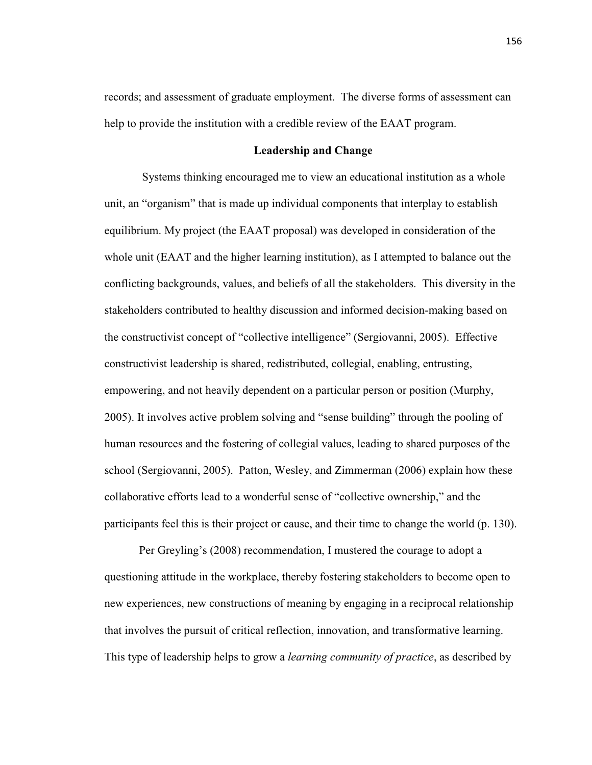records; and assessment of graduate employment. The diverse forms of assessment can help to provide the institution with a credible review of the EAAT program.

## Leadership and Change

Systems thinking encouraged me to view an educational institution as a whole unit, an "organism" that is made up individual components that interplay to establish equilibrium. My project (the EAAT proposal) was developed in consideration of the whole unit (EAAT and the higher learning institution), as I attempted to balance out the conflicting backgrounds, values, and beliefs of all the stakeholders. This diversity in the stakeholders contributed to healthy discussion and informed decision-making based on the constructivist concept of "collective intelligence" (Sergiovanni, 2005). Effective constructivist leadership is shared, redistributed, collegial, enabling, entrusting, empowering, and not heavily dependent on a particular person or position (Murphy, 2005). It involves active problem solving and "sense building" through the pooling of human resources and the fostering of collegial values, leading to shared purposes of the school (Sergiovanni, 2005). Patton, Wesley, and Zimmerman (2006) explain how these collaborative efforts lead to a wonderful sense of "collective ownership," and the participants feel this is their project or cause, and their time to change the world (p. 130).

Per Greyling's (2008) recommendation, I mustered the courage to adopt a questioning attitude in the workplace, thereby fostering stakeholders to become open to new experiences, new constructions of meaning by engaging in a reciprocal relationship that involves the pursuit of critical reflection, innovation, and transformative learning. This type of leadership helps to grow a *learning community of practice*, as described by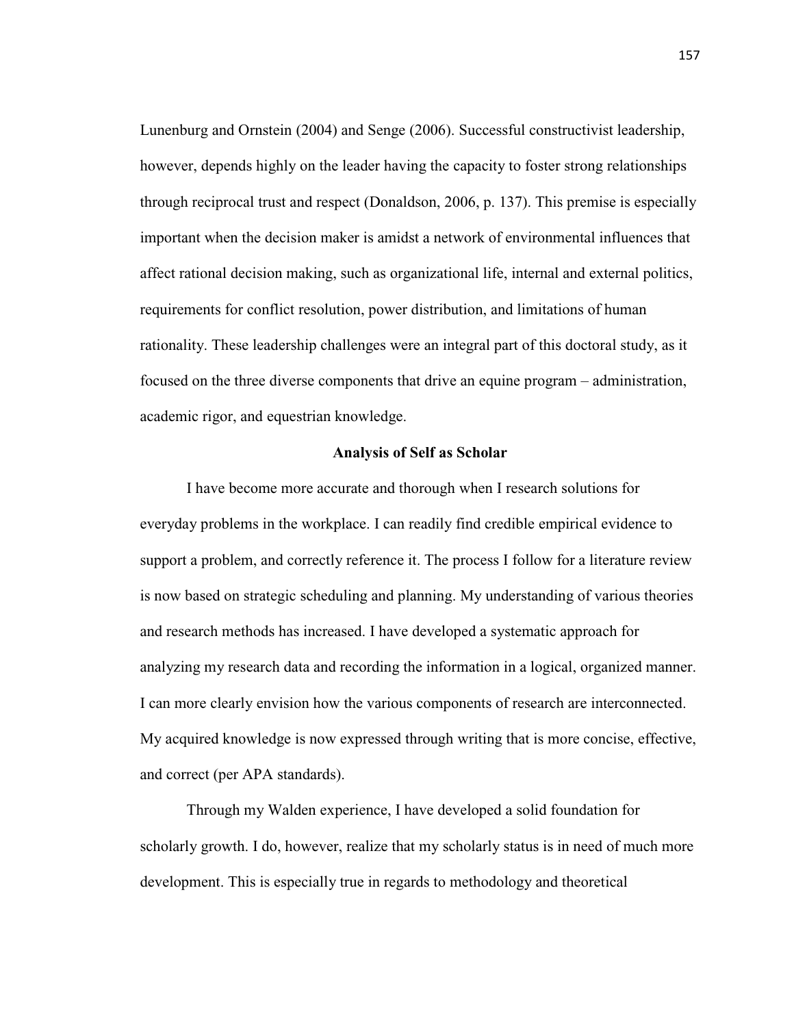Lunenburg and Ornstein (2004) and Senge (2006). Successful constructivist leadership, however, depends highly on the leader having the capacity to foster strong relationships through reciprocal trust and respect (Donaldson, 2006, p. 137). This premise is especially important when the decision maker is amidst a network of environmental influences that affect rational decision making, such as organizational life, internal and external politics, requirements for conflict resolution, power distribution, and limitations of human rationality. These leadership challenges were an integral part of this doctoral study, as it focused on the three diverse components that drive an equine program – administration, academic rigor, and equestrian knowledge.

## Analysis of Self as Scholar

I have become more accurate and thorough when I research solutions for everyday problems in the workplace. I can readily find credible empirical evidence to support a problem, and correctly reference it. The process I follow for a literature review is now based on strategic scheduling and planning. My understanding of various theories and research methods has increased. I have developed a systematic approach for analyzing my research data and recording the information in a logical, organized manner. I can more clearly envision how the various components of research are interconnected. My acquired knowledge is now expressed through writing that is more concise, effective, and correct (per APA standards).

Through my Walden experience, I have developed a solid foundation for scholarly growth. I do, however, realize that my scholarly status is in need of much more development. This is especially true in regards to methodology and theoretical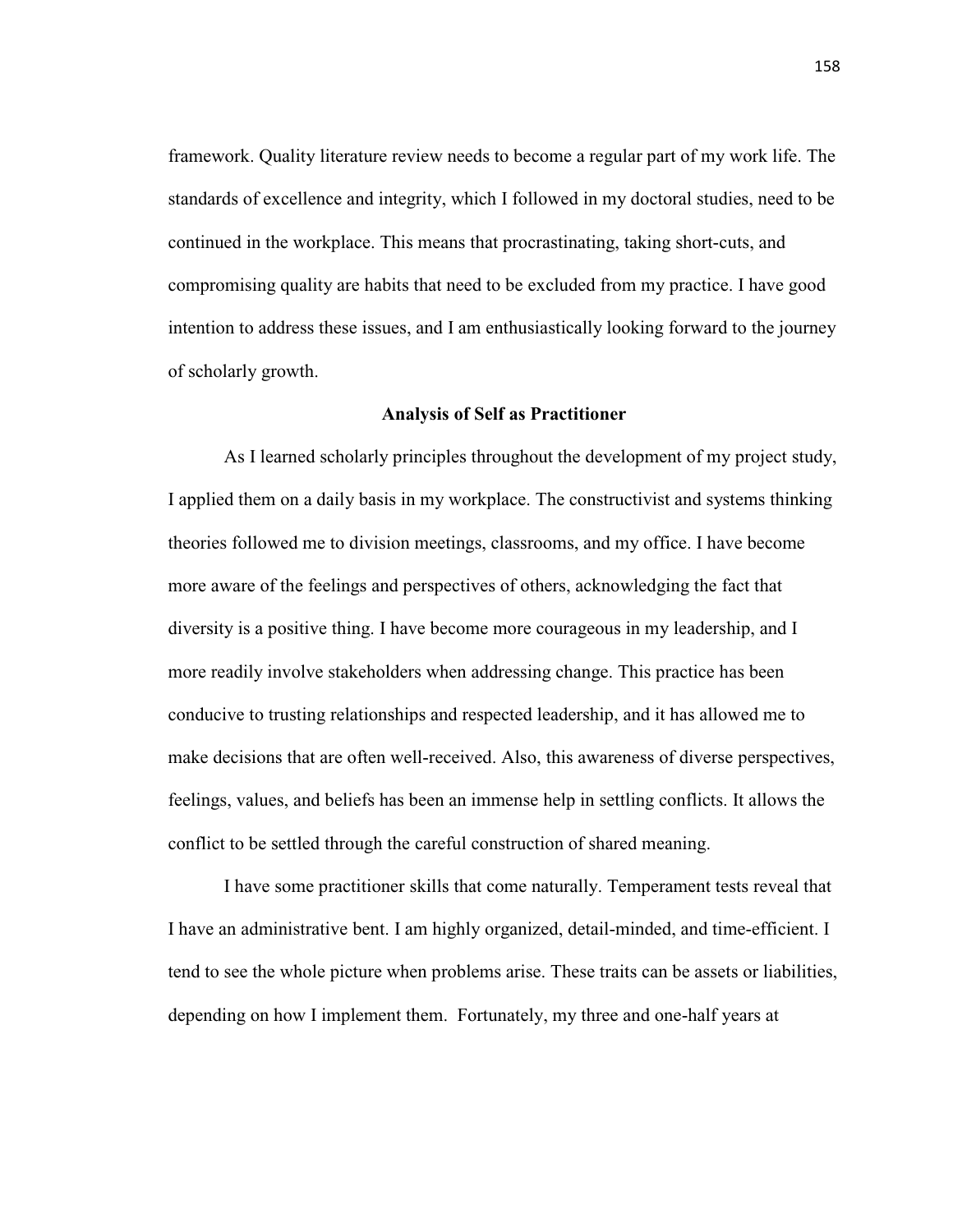framework. Quality literature review needs to become a regular part of my work life. The standards of excellence and integrity, which I followed in my doctoral studies, need to be continued in the workplace. This means that procrastinating, taking short-cuts, and compromising quality are habits that need to be excluded from my practice. I have good intention to address these issues, and I am enthusiastically looking forward to the journey of scholarly growth.

## Analysis of Self as Practitioner

As I learned scholarly principles throughout the development of my project study, I applied them on a daily basis in my workplace. The constructivist and systems thinking theories followed me to division meetings, classrooms, and my office. I have become more aware of the feelings and perspectives of others, acknowledging the fact that diversity is a positive thing. I have become more courageous in my leadership, and I more readily involve stakeholders when addressing change. This practice has been conducive to trusting relationships and respected leadership, and it has allowed me to make decisions that are often well-received. Also, this awareness of diverse perspectives, feelings, values, and beliefs has been an immense help in settling conflicts. It allows the conflict to be settled through the careful construction of shared meaning.

I have some practitioner skills that come naturally. Temperament tests reveal that I have an administrative bent. I am highly organized, detail-minded, and time-efficient. I tend to see the whole picture when problems arise. These traits can be assets or liabilities, depending on how I implement them. Fortunately, my three and one-half years at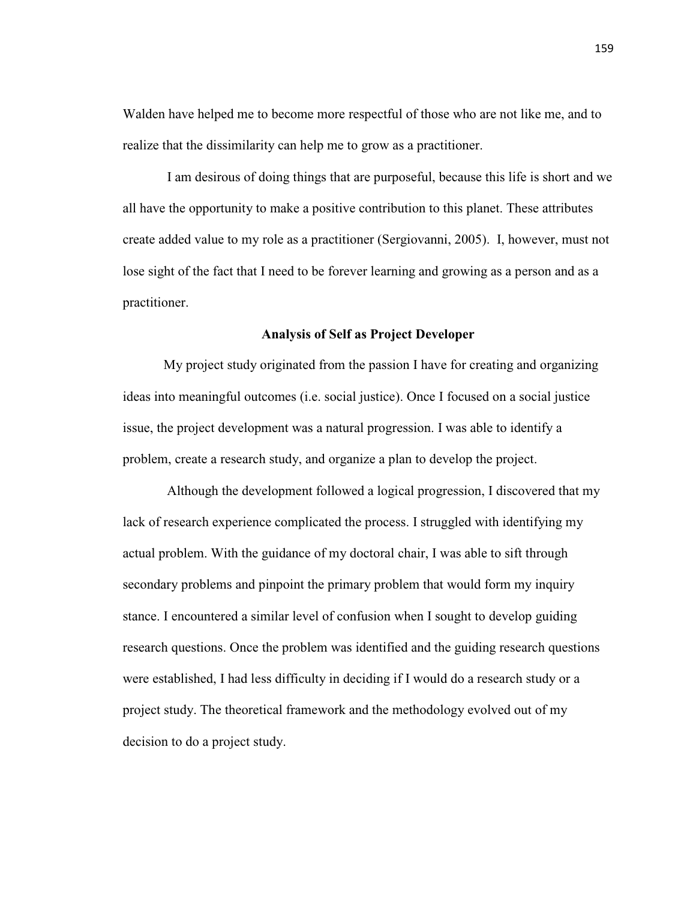Walden have helped me to become more respectful of those who are not like me, and to realize that the dissimilarity can help me to grow as a practitioner.

I am desirous of doing things that are purposeful, because this life is short and we all have the opportunity to make a positive contribution to this planet. These attributes create added value to my role as a practitioner (Sergiovanni, 2005). I, however, must not lose sight of the fact that I need to be forever learning and growing as a person and as a practitioner.

## Analysis of Self as Project Developer

My project study originated from the passion I have for creating and organizing ideas into meaningful outcomes (i.e. social justice). Once I focused on a social justice issue, the project development was a natural progression. I was able to identify a problem, create a research study, and organize a plan to develop the project.

Although the development followed a logical progression, I discovered that my lack of research experience complicated the process. I struggled with identifying my actual problem. With the guidance of my doctoral chair, I was able to sift through secondary problems and pinpoint the primary problem that would form my inquiry stance. I encountered a similar level of confusion when I sought to develop guiding research questions. Once the problem was identified and the guiding research questions were established, I had less difficulty in deciding if I would do a research study or a project study. The theoretical framework and the methodology evolved out of my decision to do a project study.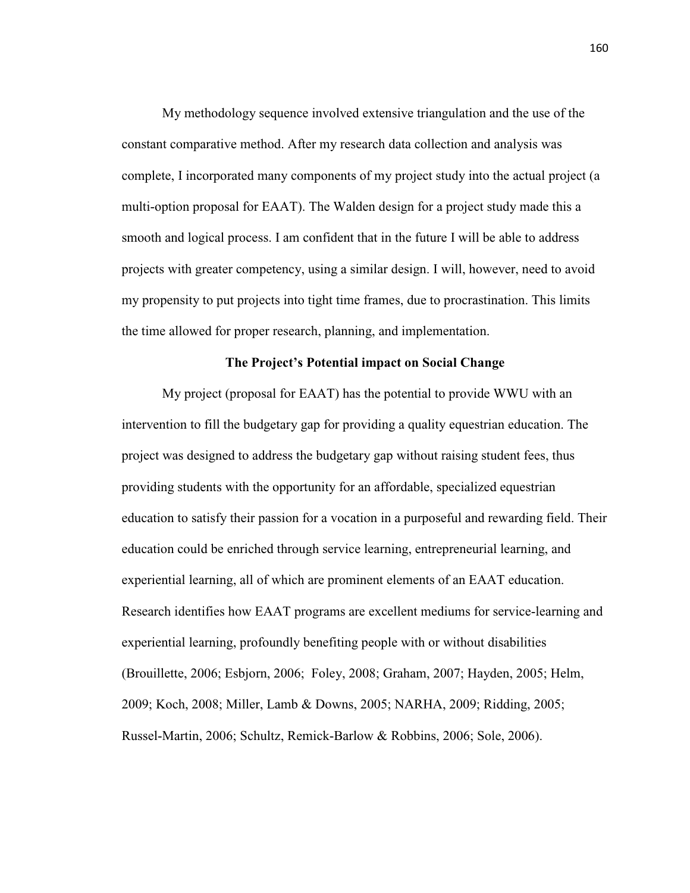My methodology sequence involved extensive triangulation and the use of the constant comparative method. After my research data collection and analysis was complete, I incorporated many components of my project study into the actual project (a multi-option proposal for EAAT). The Walden design for a project study made this a smooth and logical process. I am confident that in the future I will be able to address projects with greater competency, using a similar design. I will, however, need to avoid my propensity to put projects into tight time frames, due to procrastination. This limits the time allowed for proper research, planning, and implementation.

### The Project's Potential impact on Social Change

My project (proposal for EAAT) has the potential to provide WWU with an intervention to fill the budgetary gap for providing a quality equestrian education. The project was designed to address the budgetary gap without raising student fees, thus providing students with the opportunity for an affordable, specialized equestrian education to satisfy their passion for a vocation in a purposeful and rewarding field. Their education could be enriched through service learning, entrepreneurial learning, and experiential learning, all of which are prominent elements of an EAAT education. Research identifies how EAAT programs are excellent mediums for service-learning and experiential learning, profoundly benefiting people with or without disabilities (Brouillette, 2006; Esbjorn, 2006; Foley, 2008; Graham, 2007; Hayden, 2005; Helm, 2009; Koch, 2008; Miller, Lamb & Downs, 2005; NARHA, 2009; Ridding, 2005; Russel-Martin, 2006; Schultz, Remick-Barlow & Robbins, 2006; Sole, 2006).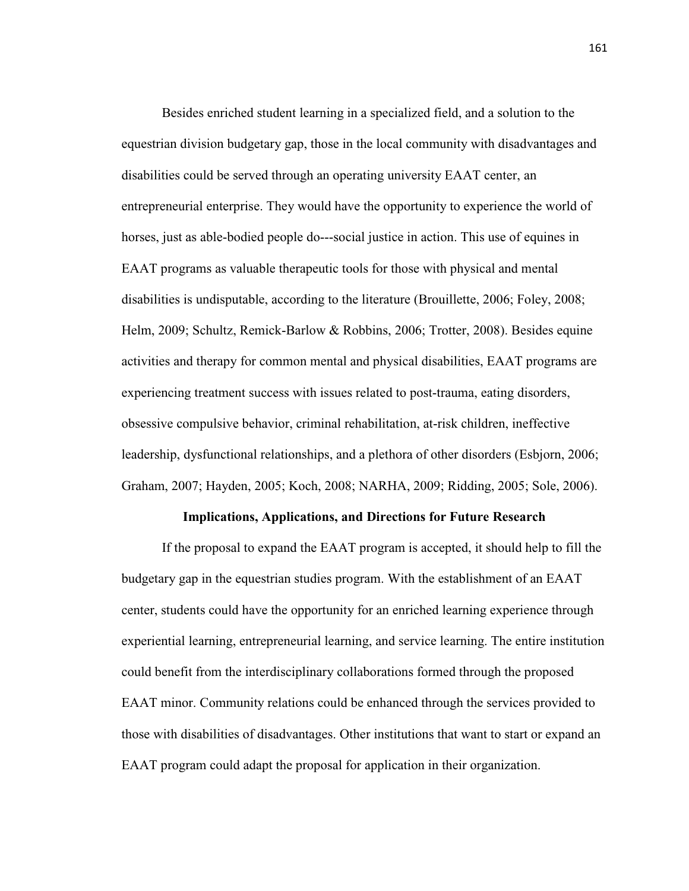Besides enriched student learning in a specialized field, and a solution to the equestrian division budgetary gap, those in the local community with disadvantages and disabilities could be served through an operating university EAAT center, an entrepreneurial enterprise. They would have the opportunity to experience the world of horses, just as able-bodied people do---social justice in action. This use of equines in EAAT programs as valuable therapeutic tools for those with physical and mental disabilities is undisputable, according to the literature (Brouillette, 2006; Foley, 2008; Helm, 2009; Schultz, Remick-Barlow & Robbins, 2006; Trotter, 2008). Besides equine activities and therapy for common mental and physical disabilities, EAAT programs are experiencing treatment success with issues related to post-trauma, eating disorders, obsessive compulsive behavior, criminal rehabilitation, at-risk children, ineffective leadership, dysfunctional relationships, and a plethora of other disorders (Esbjorn, 2006; Graham, 2007; Hayden, 2005; Koch, 2008; NARHA, 2009; Ridding, 2005; Sole, 2006).

## Implications, Applications, and Directions for Future Research

If the proposal to expand the EAAT program is accepted, it should help to fill the budgetary gap in the equestrian studies program. With the establishment of an EAAT center, students could have the opportunity for an enriched learning experience through experiential learning, entrepreneurial learning, and service learning. The entire institution could benefit from the interdisciplinary collaborations formed through the proposed EAAT minor. Community relations could be enhanced through the services provided to those with disabilities of disadvantages. Other institutions that want to start or expand an EAAT program could adapt the proposal for application in their organization.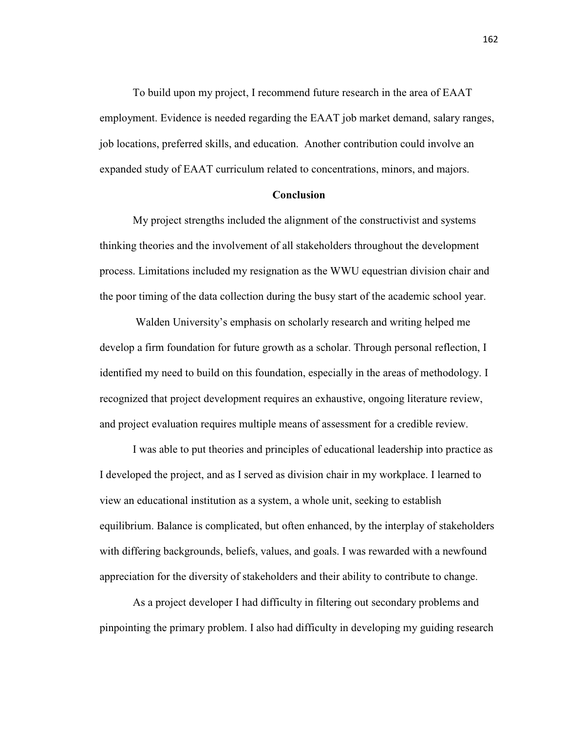To build upon my project, I recommend future research in the area of EAAT employment. Evidence is needed regarding the EAAT job market demand, salary ranges, job locations, preferred skills, and education. Another contribution could involve an expanded study of EAAT curriculum related to concentrations, minors, and majors.

## Conclusion

My project strengths included the alignment of the constructivist and systems thinking theories and the involvement of all stakeholders throughout the development process. Limitations included my resignation as the WWU equestrian division chair and the poor timing of the data collection during the busy start of the academic school year.

Walden University's emphasis on scholarly research and writing helped me develop a firm foundation for future growth as a scholar. Through personal reflection, I identified my need to build on this foundation, especially in the areas of methodology. I recognized that project development requires an exhaustive, ongoing literature review, and project evaluation requires multiple means of assessment for a credible review.

I was able to put theories and principles of educational leadership into practice as I developed the project, and as I served as division chair in my workplace. I learned to view an educational institution as a system, a whole unit, seeking to establish equilibrium. Balance is complicated, but often enhanced, by the interplay of stakeholders with differing backgrounds, beliefs, values, and goals. I was rewarded with a newfound appreciation for the diversity of stakeholders and their ability to contribute to change.

As a project developer I had difficulty in filtering out secondary problems and pinpointing the primary problem. I also had difficulty in developing my guiding research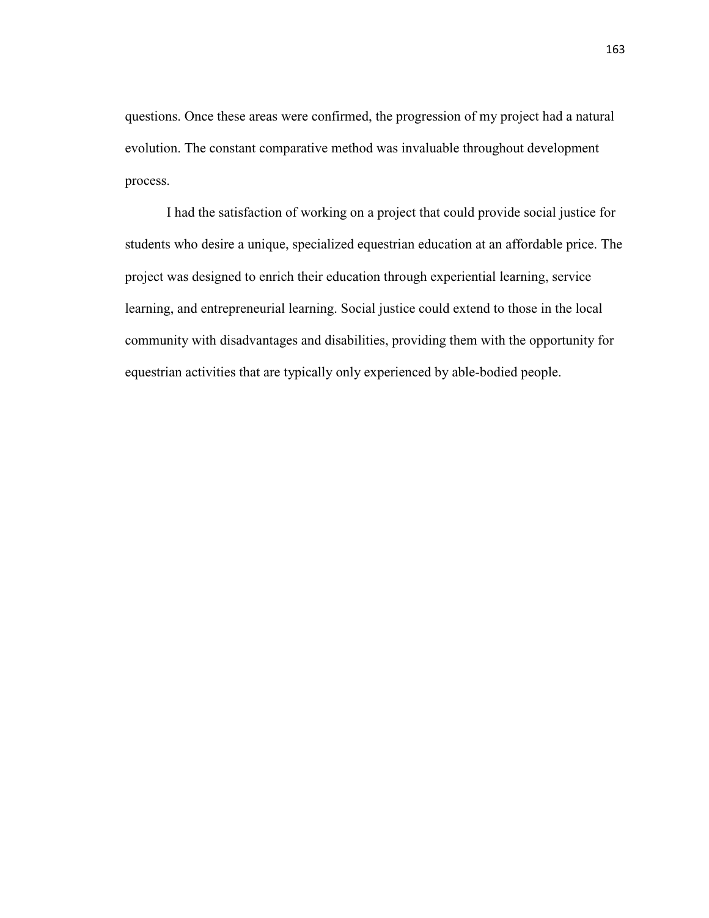questions. Once these areas were confirmed, the progression of my project had a natural evolution. The constant comparative method was invaluable throughout development process.

I had the satisfaction of working on a project that could provide social justice for students who desire a unique, specialized equestrian education at an affordable price. The project was designed to enrich their education through experiential learning, service learning, and entrepreneurial learning. Social justice could extend to those in the local community with disadvantages and disabilities, providing them with the opportunity for equestrian activities that are typically only experienced by able-bodied people.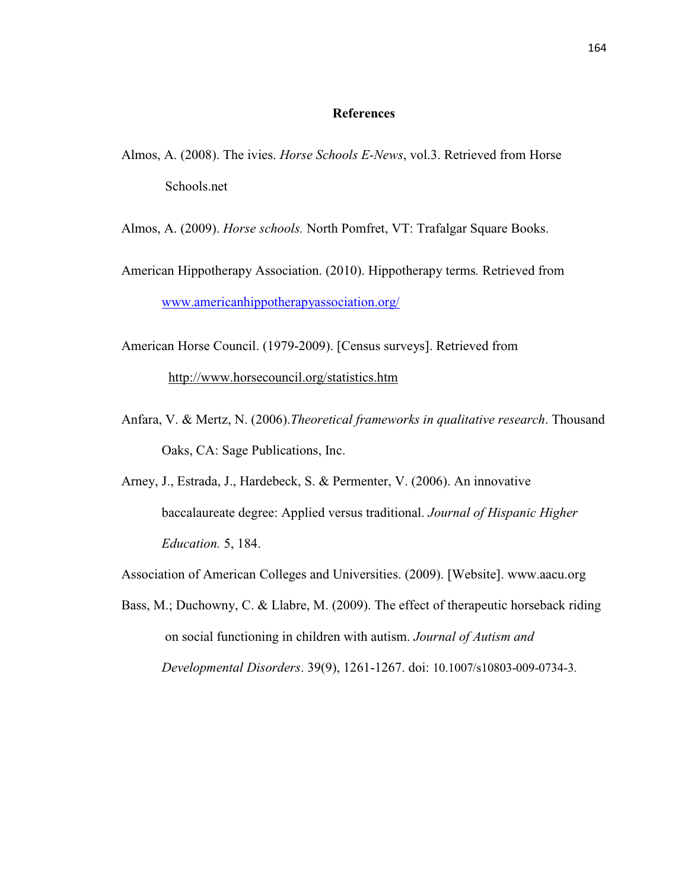# References

Almos, A. (2008). The ivies. *Horse Schools E-News*, vol.3. Retrieved from Horse Schools.net

Almos, A. (2009). *Horse schools.* North Pomfret, VT: Trafalgar Square Books.

American Hippotherapy Association. (2010). Hippotherapy terms*.* Retrieved from www.americanhippotherapyassociation.org/

American Horse Council. (1979-2009). [Census surveys]. Retrieved from http://www.horsecouncil.org/statistics.htm

Anfara, V. & Mertz, N. (2006).*Theoretical frameworks in qualitative research*. Thousand Oaks, CA: Sage Publications, Inc.

Arney, J., Estrada, J., Hardebeck, S. & Permenter, V. (2006). An innovative baccalaureate degree: Applied versus traditional. *Journal of Hispanic Higher Education.* 5, 184.

Association of American Colleges and Universities. (2009). [Website]. www.aacu.org

Bass, M.; Duchowny, C. & Llabre, M. (2009). The effect of therapeutic horseback riding on social functioning in children with autism. *Journal of Autism and Developmental Disorders*. 39(9), 1261-1267. doi: 10.1007/s10803-009-0734-3.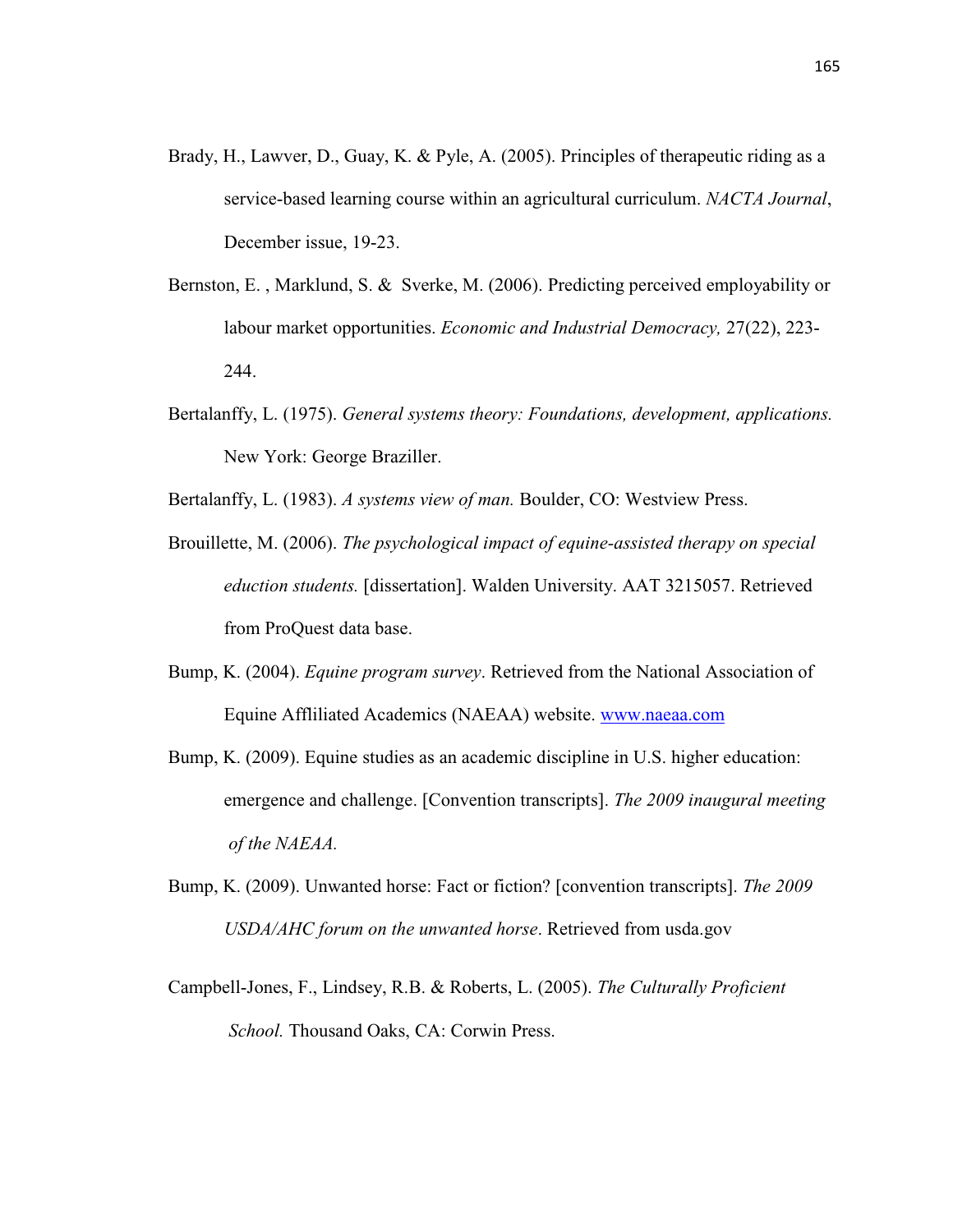Brady, H., Lawver, D., Guay, K. & Pyle, A. (2005). Principles of therapeutic riding as a service-based learning course within an agricultural curriculum. *NACTA Journal*, December issue, 19-23.

Bernston, E. , Marklund, S. & Sverke, M. (2006). Predicting perceived employability or labour market opportunities. *Economic and Industrial Democracy,* 27(22), 223-244.

Bertalanffy, L. (1975). *General systems theory: Foundations, development, applications.* New York: George Braziller.

Bertalanffy, L. (1983). *A systems view of man.* Boulder, CO: Westview Press.

Brouillette, M. (2006). *The psychological impact of equine-assisted therapy on special eduction students.* [dissertation]. Walden University. AAT 3215057. Retrieved from ProQuest data base.

Bump, K. (2004). *Equine program survey*. Retrieved from the National Association of Equine Affliliated Academics (NAEAA) website. www.naeaa.com

Bump, K. (2009). Equine studies as an academic discipline in U.S. higher education: emergence and challenge. [Convention transcripts]. *The 2009 inaugural meeting of the NAEAA.*

Bump, K. (2009). Unwanted horse: Fact or fiction? [convention transcripts]. *The 2009 USDA/AHC forum on the unwanted horse*. Retrieved from usda.gov

Campbell-Jones, F., Lindsey, R.B. & Roberts, L. (2005). *The Culturally Proficient School.* Thousand Oaks, CA: Corwin Press.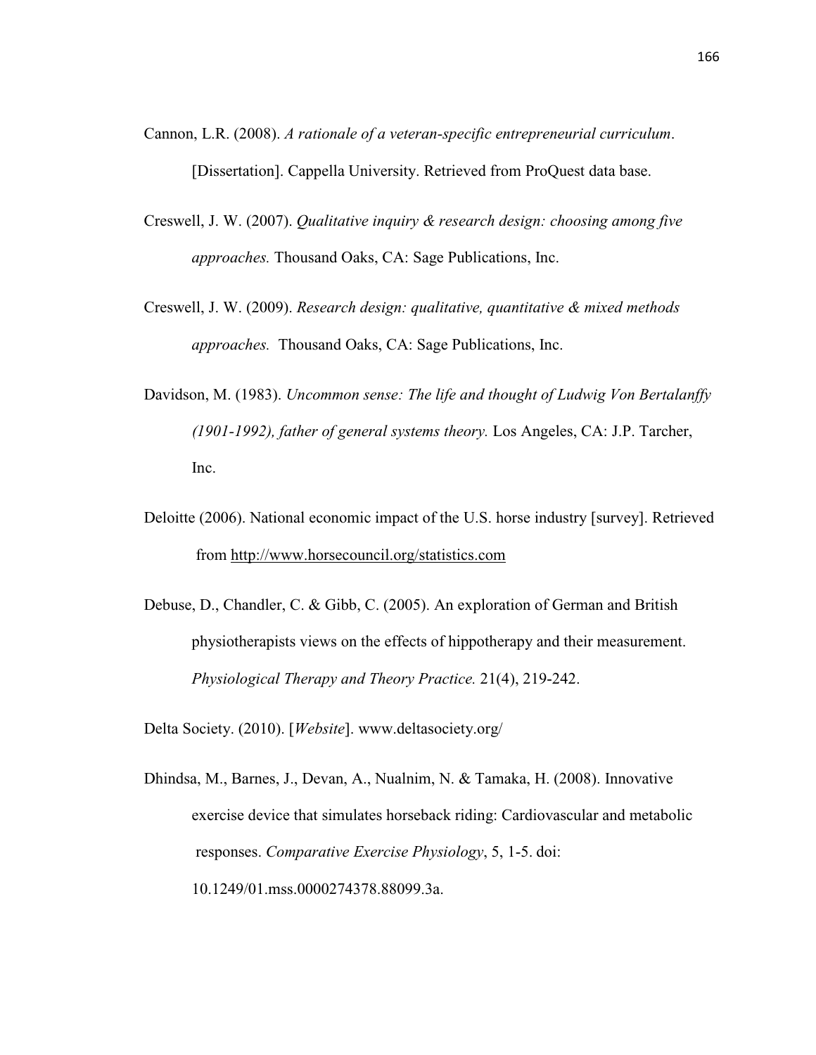Cannon, L.R. (2008). *A rationale of a veteran-specific entrepreneurial curriculum*. [Dissertation]. Cappella University. Retrieved from ProQuest data base.

Creswell, J. W. (2007). *Qualitative inquiry & research design: choosing among five approaches.* Thousand Oaks, CA: Sage Publications, Inc.

Creswell, J. W. (2009). *Research design: qualitative, quantitative & mixed methods approaches.* Thousand Oaks, CA: Sage Publications, Inc.

Davidson, M. (1983). *Uncommon sense: The life and thought of Ludwig Von Bertalanffy (1901-1992), father of general systems theory.* Los Angeles, CA: J.P. Tarcher, Inc.

Deloitte (2006). National economic impact of the U.S. horse industry [survey]. Retrieved from http://www.horsecouncil.org/statistics.com

Debuse, D., Chandler, C. & Gibb, C. (2005). An exploration of German and British physiotherapists views on the effects of hippotherapy and their measurement. *Physiological Therapy and Theory Practice.* 21(4), 219-242.

Delta Society. (2010). [*Website*]. www.deltasociety.org/

Dhindsa, M., Barnes, J., Devan, A., Nualnim, N. & Tamaka, H. (2008). Innovative exercise device that simulates horseback riding: Cardiovascular and metabolic responses. *Comparative Exercise Physiology*, 5, 1-5. doi: 10.1249/01.mss.0000274378.88099.3a.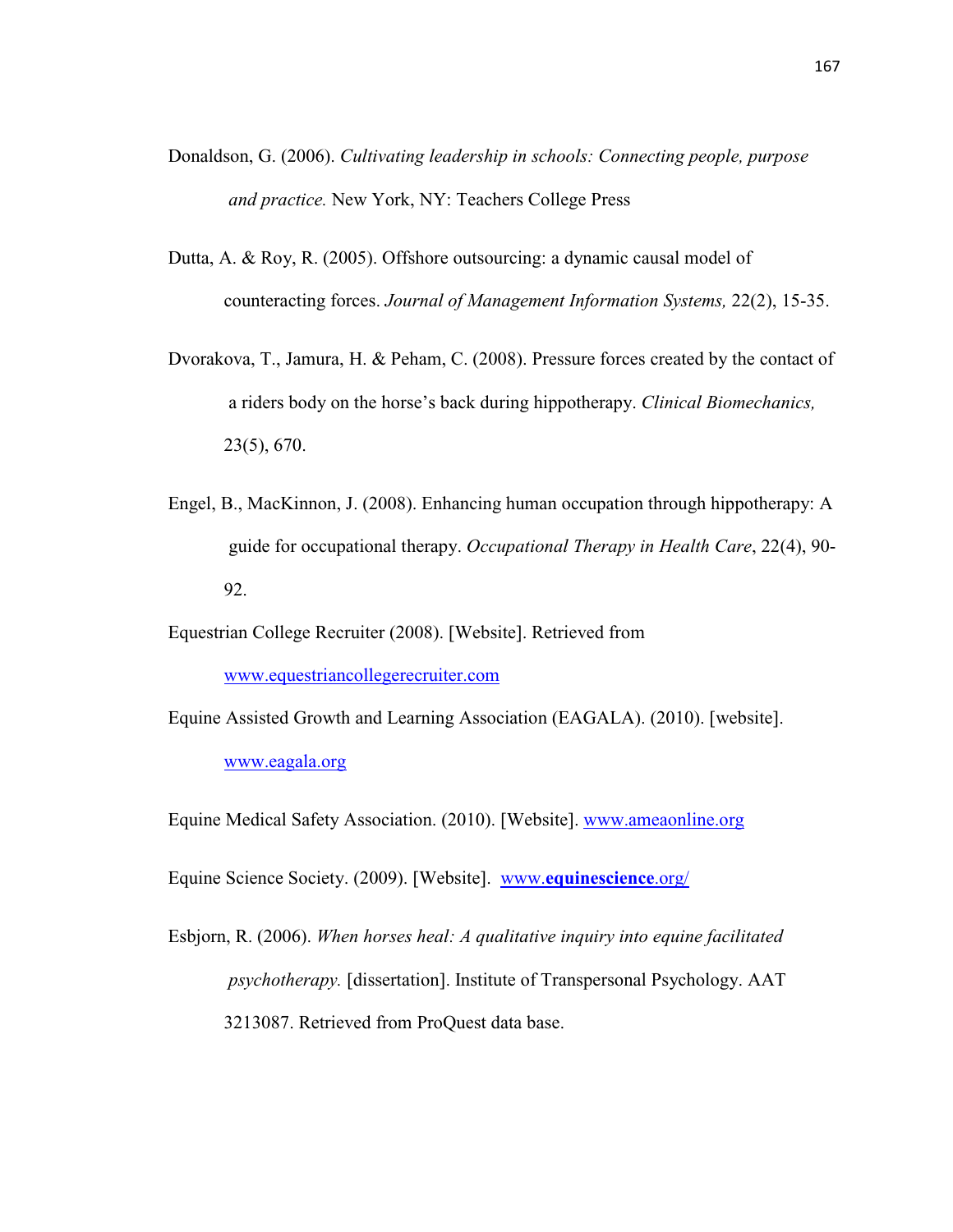Donaldson, G. (2006). *Cultivating leadership in schools: Connecting people, purpose and practice.* New York, NY: Teachers College Press

Dutta, A. & Roy, R. (2005). Offshore outsourcing: a dynamic causal model of counteracting forces. *Journal of Management Information Systems,* 22(2), 15-35.

Dvorakova, T., Jamura, H. & Peham, C. (2008). Pressure forces created by the contact of a riders body on the horse's back during hippotherapy. *Clinical Biomechanics,* 23(5), 670.

Engel, B., MacKinnon, J. (2008). Enhancing human occupation through hippotherapy: A guide for occupational therapy. *Occupational Therapy in Health Care*, 22(4), 90-92.

Equestrian College Recruiter (2008). [Website]. Retrieved from www.equestriancollegerecruiter.com

Equine Assisted Growth and Learning Association (EAGALA). (2010). [website]. www.eagala.org

Equine Medical Safety Association. (2010). [Website]. www.ameaonline.org

Equine Science Society. (2009). [Website]. www.**equinescience**.org/

Esbjorn, R. (2006). *When horses heal: A qualitative inquiry into equine facilitated psychotherapy.* [dissertation]. Institute of Transpersonal Psychology. AAT 3213087. Retrieved from ProQuest data base.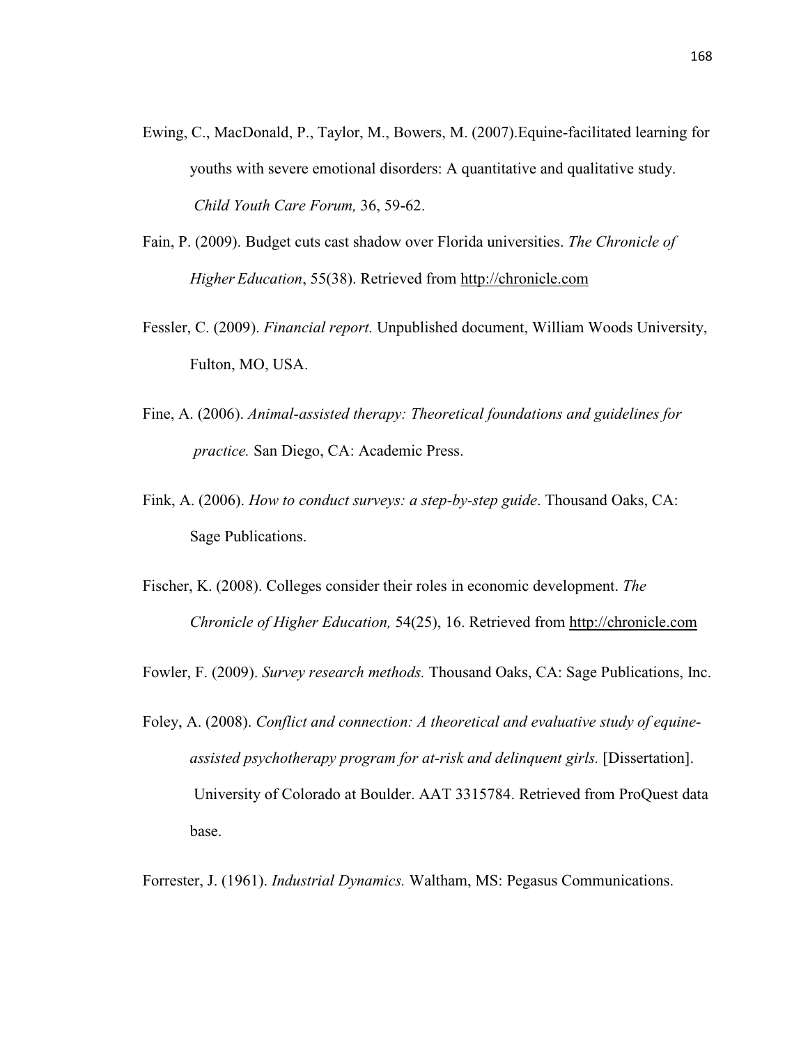Ewing, C., MacDonald, P., Taylor, M., Bowers, M. (2007).Equine-facilitated learning for youths with severe emotional disorders: A quantitative and qualitative study. *Child Youth Care Forum,* 36, 59-62.

Fain, P. (2009). Budget cuts cast shadow over Florida universities. *The Chronicle of Higher Education*, 55(38). Retrieved from http://chronicle.com

Fessler, C. (2009). *Financial report.* Unpublished document, William Woods University, Fulton, MO, USA.

Fine, A. (2006). *Animal-assisted therapy: Theoretical foundations and guidelines for practice.* San Diego, CA: Academic Press.

Fink, A. (2006). *How to conduct surveys: a step-by-step guide*. Thousand Oaks, CA: Sage Publications.

Fischer, K. (2008). Colleges consider their roles in economic development. *The Chronicle of Higher Education,* 54(25), 16. Retrieved from http://chronicle.com

Fowler, F. (2009). *Survey research methods.* Thousand Oaks, CA: Sage Publications, Inc.

Foley, A. (2008). *Conflict and connection: A theoretical and evaluative study of equine-assisted psychotherapy program for at-risk and delinquent girls.* [Dissertation]. University of Colorado at Boulder. AAT 3315784. Retrieved from ProQuest data base.

Forrester, J. (1961). *Industrial Dynamics.* Waltham, MS: Pegasus Communications.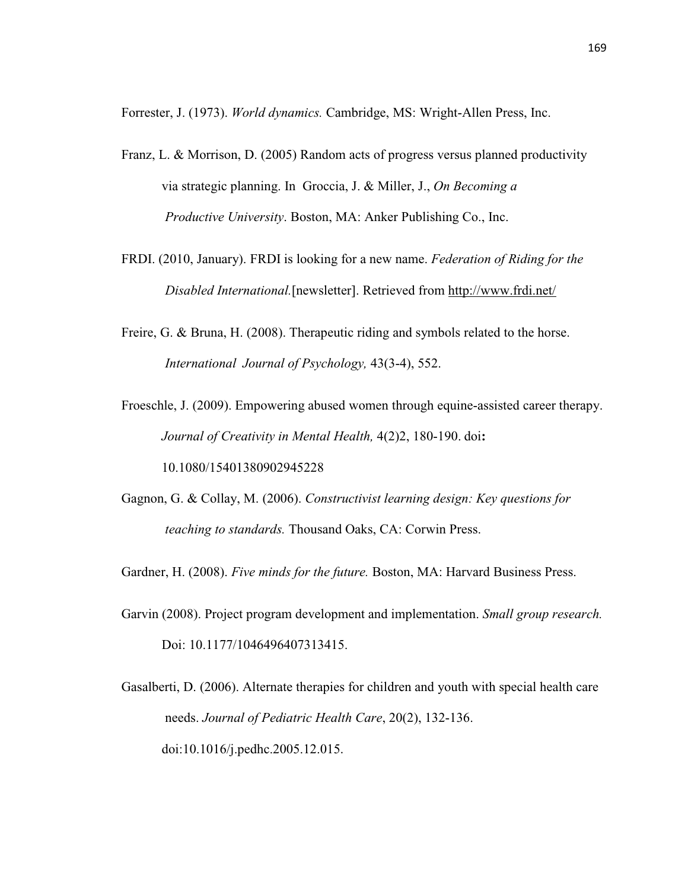Forrester, J. (1973). *World dynamics.* Cambridge, MS: Wright-Allen Press, Inc.

Franz, L. & Morrison, D. (2005) Random acts of progress versus planned productivity via strategic planning. In Groccia, J. & Miller, J., *On Becoming a Productive University*. Boston, MA: Anker Publishing Co., Inc.

FRDI. (2010, January). FRDI is looking for a new name. *Federation of Riding for the Disabled International.*[newsletter]. Retrieved from http://www.frdi.net/

Freire, G. & Bruna, H. (2008). Therapeutic riding and symbols related to the horse. *International Journal of Psychology,* 43(3-4), 552.

Froeschle, J. (2009). Empowering abused women through equine-assisted career therapy. *Journal of Creativity in Mental Health,* 4(2)2, 180-190. doi**:** 10.1080/15401380902945228

Gagnon, G. & Collay, M. (2006). *Constructivist learning design: Key questions for teaching to standards.* Thousand Oaks, CA: Corwin Press.

Gardner, H. (2008). *Five minds for the future.* Boston, MA: Harvard Business Press.

Garvin (2008). Project program development and implementation. *Small group research.* Doi: 10.1177/1046496407313415.

Gasalberti, D. (2006). Alternate therapies for children and youth with special health care needs. *Journal of Pediatric Health Care*, 20(2), 132-136. doi:10.1016/j.pedhc.2005.12.015.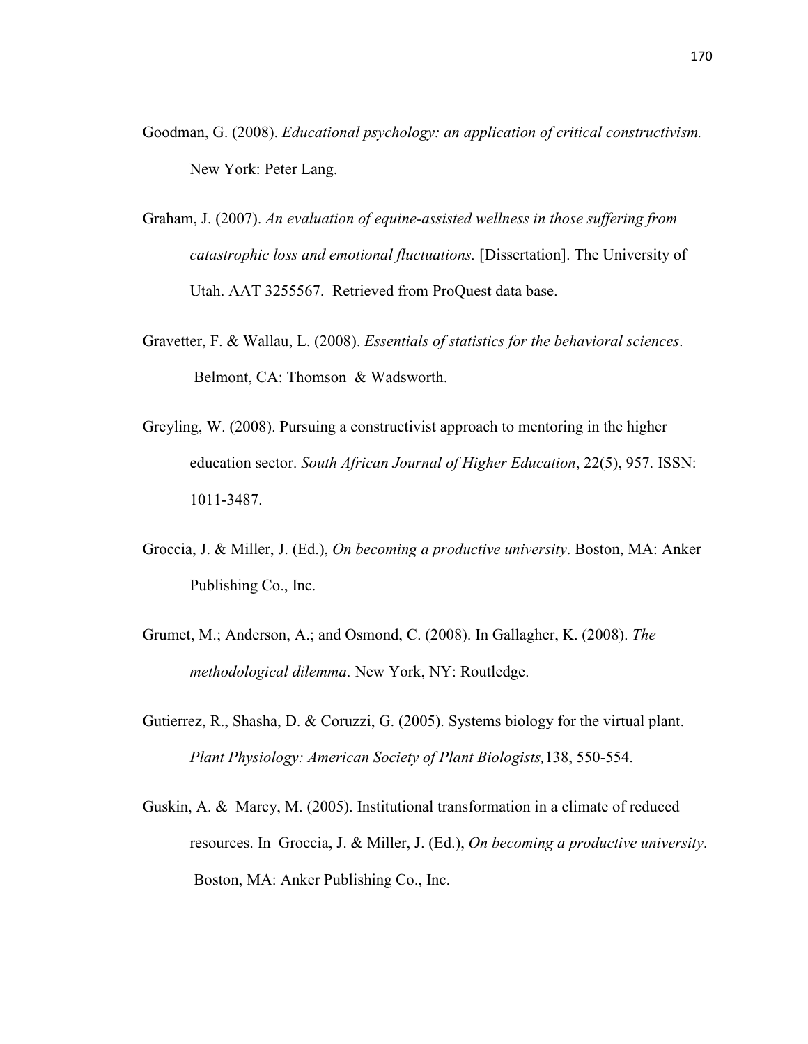Goodman, G. (2008). *Educational psychology: an application of critical constructivism.* New York: Peter Lang.

Graham, J. (2007). *An evaluation of equine-assisted wellness in those suffering from catastrophic loss and emotional fluctuations.* [Dissertation]. The University of Utah. AAT 3255567. Retrieved from ProQuest data base.

Gravetter, F. & Wallau, L. (2008). *Essentials of statistics for the behavioral sciences*. Belmont, CA: Thomson & Wadsworth.

Greyling, W. (2008). Pursuing a constructivist approach to mentoring in the higher education sector. *South African Journal of Higher Education*, 22(5), 957. ISSN: 1011-3487.

Groccia, J. & Miller, J. (Ed.), *On becoming a productive university*. Boston, MA: Anker Publishing Co., Inc.

Grumet, M.; Anderson, A.; and Osmond, C. (2008). In Gallagher, K. (2008). *The methodological dilemma*. New York, NY: Routledge.

Gutierrez, R., Shasha, D. & Coruzzi, G. (2005). Systems biology for the virtual plant. *Plant Physiology: American Society of Plant Biologists,*138, 550-554.

Guskin, A. & Marcy, M. (2005). Institutional transformation in a climate of reduced resources. In Groccia, J. & Miller, J. (Ed.), *On becoming a productive university*. Boston, MA: Anker Publishing Co., Inc.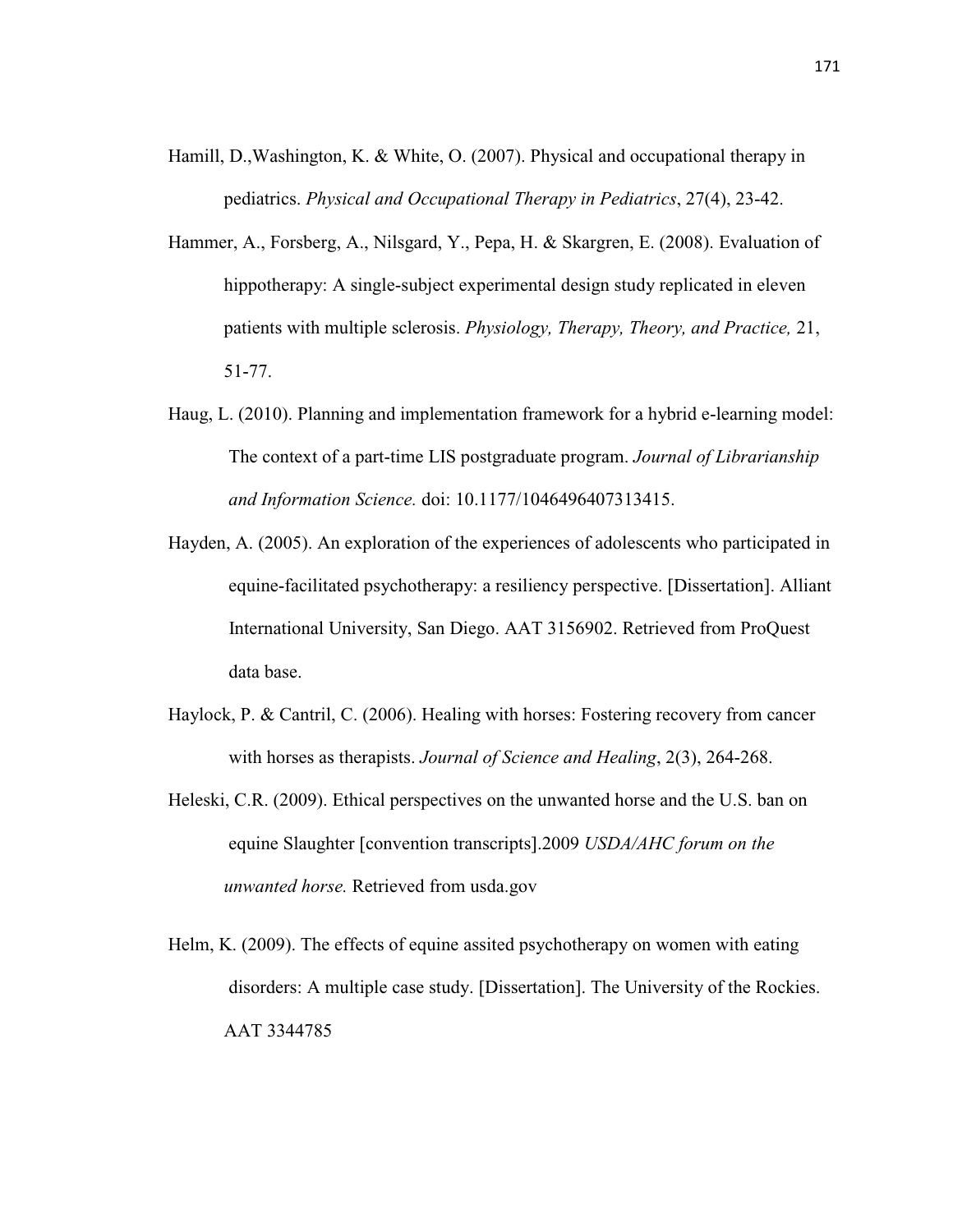Hamill, D.,Washington, K. & White, O. (2007). Physical and occupational therapy in pediatrics. *Physical and Occupational Therapy in Pediatrics*, 27(4), 23-42.

Hammer, A., Forsberg, A., Nilsgard, Y., Pepa, H. & Skargren, E. (2008). Evaluation of hippotherapy: A single-subject experimental design study replicated in eleven patients with multiple sclerosis. *Physiology, Therapy, Theory, and Practice,* 21, 51-77.

Haug, L. (2010). Planning and implementation framework for a hybrid e-learning model: The context of a part-time LIS postgraduate program. *Journal of Librarianship and Information Science.* doi: 10.1177/1046496407313415.

Hayden, A. (2005). An exploration of the experiences of adolescents who participated in equine-facilitated psychotherapy: a resiliency perspective. [Dissertation]. Alliant International University, San Diego. AAT 3156902. Retrieved from ProQuest data base.

Haylock, P. & Cantril, C. (2006). Healing with horses: Fostering recovery from cancer with horses as therapists. *Journal of Science and Healing*, 2(3), 264-268.

Heleski, C.R. (2009). Ethical perspectives on the unwanted horse and the U.S. ban on equine Slaughter [convention transcripts].2009 *USDA/AHC forum on the unwanted horse.* Retrieved from usda.gov

Helm, K. (2009). The effects of equine assited psychotherapy on women with eating disorders: A multiple case study. [Dissertation]. The University of the Rockies. AAT 3344785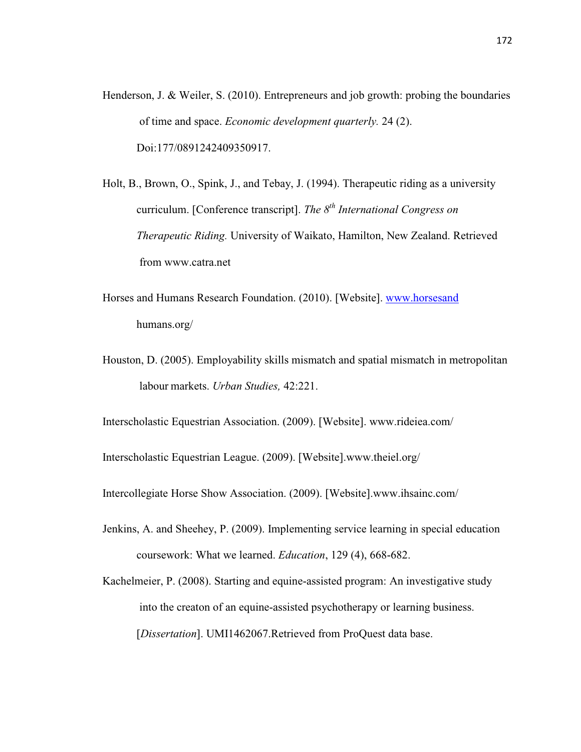Henderson, J. & Weiler, S. (2010). Entrepreneurs and job growth: probing the boundaries of time and space. *Economic development quarterly.* 24 (2). Doi:177/0891242409350917.

Holt, B., Brown, O., Spink, J., and Tebay, J. (1994). Therapeutic riding as a university curriculum. [Conference transcript]. *The 8th International Congress on Therapeutic Riding.* University of Waikato, Hamilton, New Zealand. Retrieved from www.catra.net

Horses and Humans Research Foundation. (2010). [Website]. www.horsesandhumans.org/

Houston, D. (2005). Employability skills mismatch and spatial mismatch in metropolitan labour markets. *Urban Studies,* 42:221.

Interscholastic Equestrian Association. (2009). [Website]. www.rideiea.com/

Interscholastic Equestrian League. (2009). [Website].www.theiel.org/

Intercollegiate Horse Show Association. (2009). [Website].www.ihsainc.com/

Jenkins, A. and Sheehey, P. (2009). Implementing service learning in special education coursework: What we learned. *Education*, 129 (4), 668-682.

Kachelmeier, P. (2008). Starting and equine-assisted program: An investigative study into the creaton of an equine-assisted psychotherapy or learning business. [*Dissertation*]. UMI1462067.Retrieved from ProQuest data base.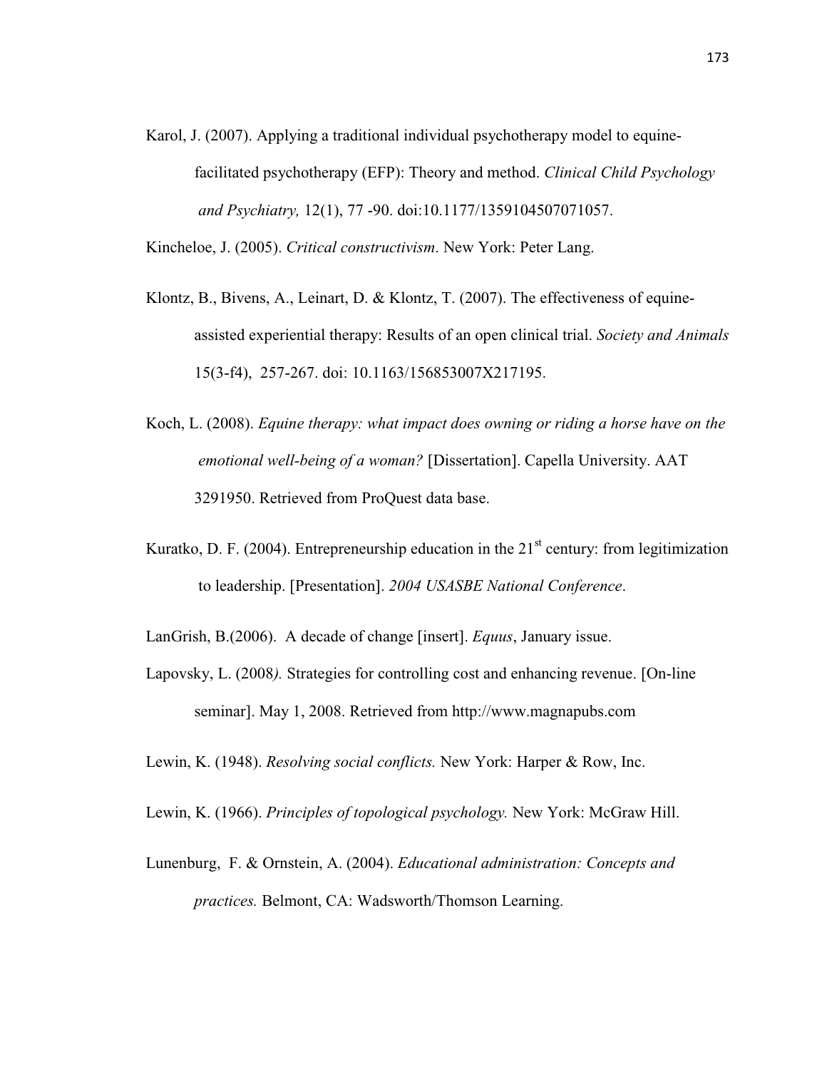Karol, J. (2007). Applying a traditional individual psychotherapy model to equine-facilitated psychotherapy (EFP): Theory and method. *Clinical Child Psychology and Psychiatry,* 12(1), 77 -90. doi:10.1177/1359104507071057.

Kincheloe, J. (2005). *Critical constructivism*. New York: Peter Lang.

Klontz, B., Bivens, A., Leinart, D. & Klontz, T. (2007). The effectiveness of equine-assisted experiential therapy: Results of an open clinical trial. *Society and Animals* 15(3-f4), 257-267. doi: 10.1163/156853007X217195.

Koch, L. (2008). *Equine therapy: what impact does owning or riding a horse have on the emotional well-being of a woman?* [Dissertation]. Capella University. AAT 3291950. Retrieved from ProQuest data base.

Kuratko, D. F. (2004). Entrepreneurship education in the 21st century: from legitimization to leadership. [Presentation]. *2004 USASBE National Conference*.

LanGrish, B.(2006). A decade of change [insert]. *Equus*, January issue.

Lapovsky, L. (2008*).* Strategies for controlling cost and enhancing revenue. [On-line seminar]. May 1, 2008. Retrieved from http://www.magnapubs.com

Lewin, K. (1948). *Resolving social conflicts.* New York: Harper & Row, Inc.

Lewin, K. (1966). *Principles of topological psychology.* New York: McGraw Hill.

Lunenburg, F. & Ornstein, A. (2004). *Educational administration: Concepts and practices.* Belmont, CA: Wadsworth/Thomson Learning.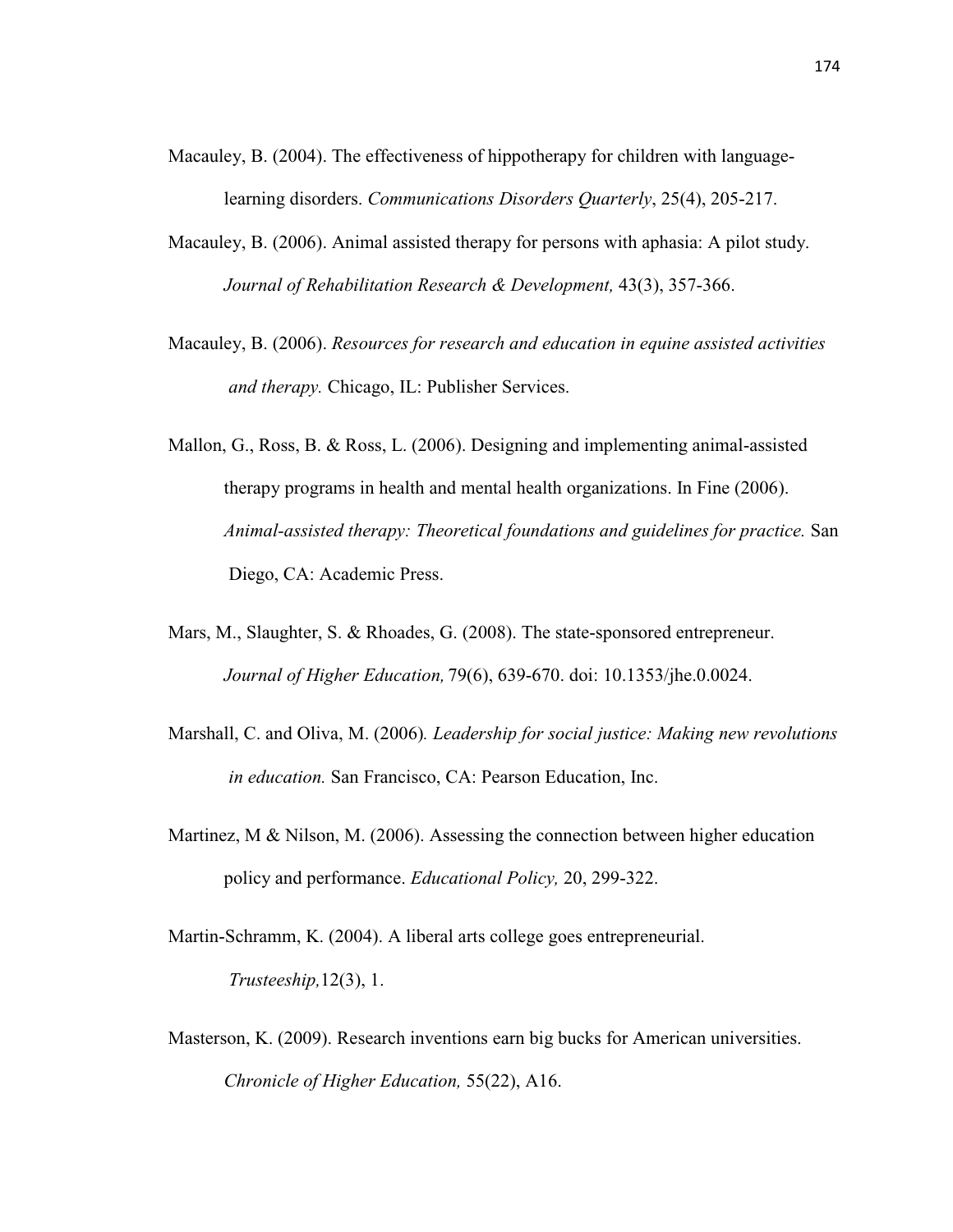Macauley, B. (2004). The effectiveness of hippotherapy for children with language-learning disorders. *Communications Disorders Quarterly*, 25(4), 205-217.

Macauley, B. (2006). Animal assisted therapy for persons with aphasia: A pilot study. *Journal of Rehabilitation Research & Development,* 43(3), 357-366.

Macauley, B. (2006). *Resources for research and education in equine assisted activities and therapy.* Chicago, IL: Publisher Services.

Mallon, G., Ross, B. & Ross, L. (2006). Designing and implementing animal-assisted therapy programs in health and mental health organizations. In Fine (2006). *Animal-assisted therapy: Theoretical foundations and guidelines for practice.* San Diego, CA: Academic Press.

Mars, M., Slaughter, S. & Rhoades, G. (2008). The state-sponsored entrepreneur. *Journal of Higher Education,* 79(6), 639-670. doi: 10.1353/jhe.0.0024.

Marshall, C. and Oliva, M. (2006)*. Leadership for social justice: Making new revolutions in education.* San Francisco, CA: Pearson Education, Inc.

Martinez, M & Nilson, M. (2006). Assessing the connection between higher education policy and performance. *Educational Policy,* 20, 299-322.

Martin-Schramm, K. (2004). A liberal arts college goes entrepreneurial. *Trusteeship,*12(3), 1.

Masterson, K. (2009). Research inventions earn big bucks for American universities. *Chronicle of Higher Education,* 55(22), A16.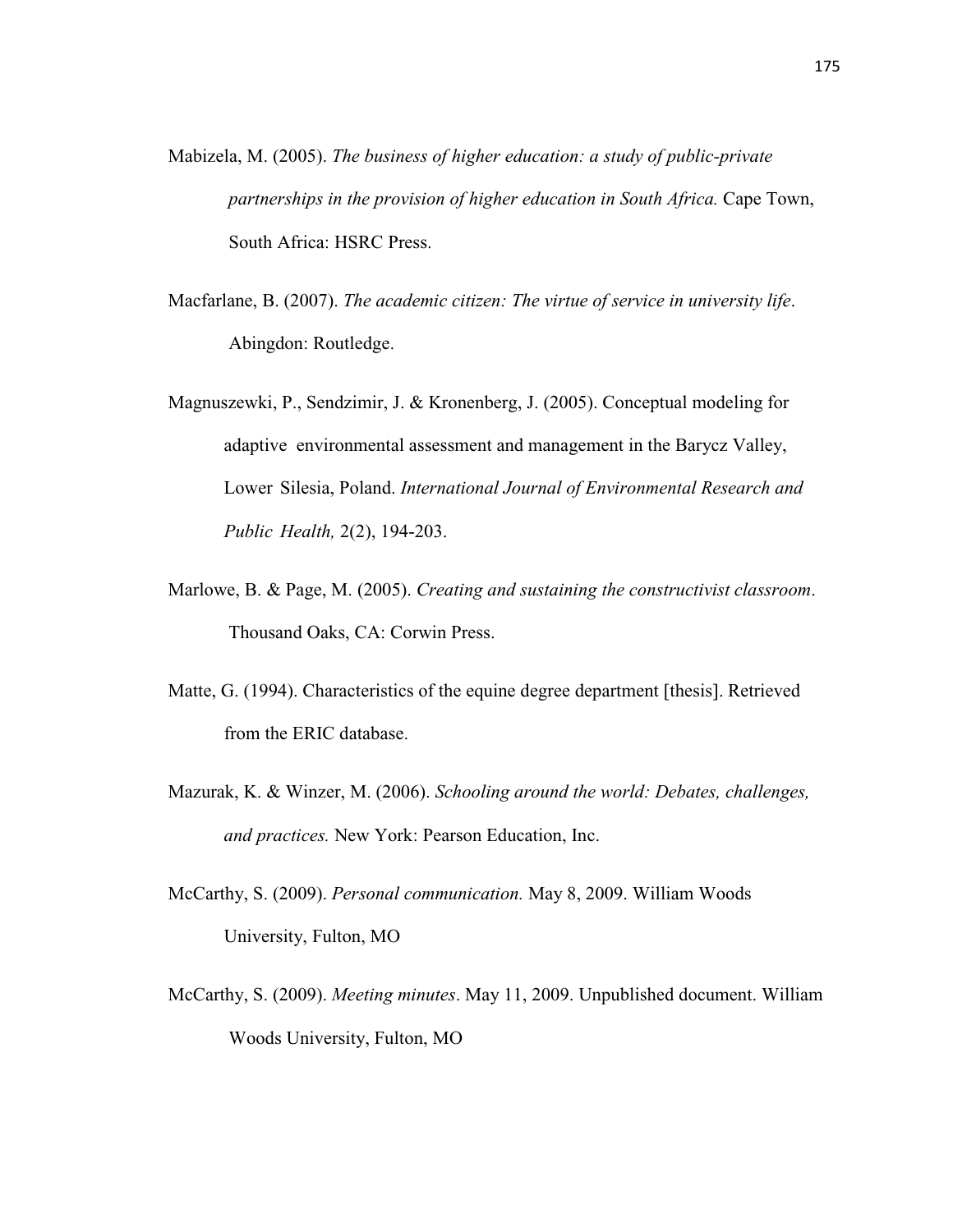Mabizela, M. (2005). *The business of higher education: a study of public-private partnerships in the provision of higher education in South Africa.* Cape Town, South Africa: HSRC Press.

Macfarlane, B. (2007). *The academic citizen: The virtue of service in university life*. Abingdon: Routledge.

Magnuszewki, P., Sendzimir, J. & Kronenberg, J. (2005). Conceptual modeling for adaptive environmental assessment and management in the Barycz Valley, Lower Silesia, Poland. *International Journal of Environmental Research and Public Health,* 2(2), 194-203.

Marlowe, B. & Page, M. (2005). *Creating and sustaining the constructivist classroom*. Thousand Oaks, CA: Corwin Press.

Matte, G. (1994). Characteristics of the equine degree department [thesis]. Retrieved from the ERIC database.

Mazurak, K. & Winzer, M. (2006). *Schooling around the world: Debates, challenges, and practices.* New York: Pearson Education, Inc.

McCarthy, S. (2009). *Personal communication.* May 8, 2009. William Woods University, Fulton, MO

McCarthy, S. (2009). *Meeting minutes*. May 11, 2009. Unpublished document. William Woods University, Fulton, MO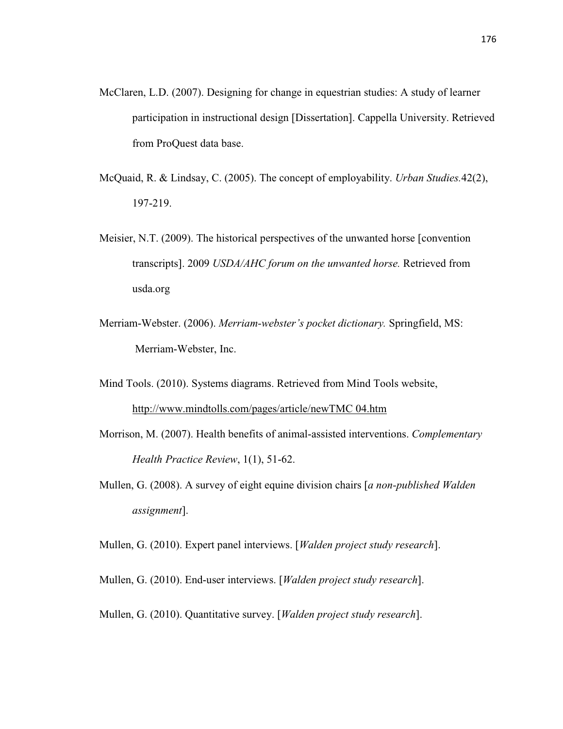McClaren, L.D. (2007). Designing for change in equestrian studies: A study of learner participation in instructional design [Dissertation]. Cappella University. Retrieved from ProQuest data base.

McQuaid, R. & Lindsay, C. (2005). The concept of employability. *Urban Studies.*42(2), 197-219.

Meisier, N.T. (2009). The historical perspectives of the unwanted horse [convention transcripts]. 2009 *USDA/AHC forum on the unwanted horse.* Retrieved from usda.org

Merriam-Webster. (2006). *Merriam-webster's pocket dictionary.* Springfield, MS: Merriam-Webster, Inc.

Mind Tools. (2010). Systems diagrams. Retrieved from Mind Tools website, http://www.mindtolls.com/pages/article/newTMC 04.htm

Morrison, M. (2007). Health benefits of animal-assisted interventions. *Complementary Health Practice Review*, 1(1), 51-62.

Mullen, G. (2008). A survey of eight equine division chairs [*a non-published Walden assignment*].

Mullen, G. (2010). Expert panel interviews. [*Walden project study research*].

Mullen, G. (2010). End-user interviews. [*Walden project study research*].

Mullen, G. (2010). Quantitative survey. [*Walden project study research*].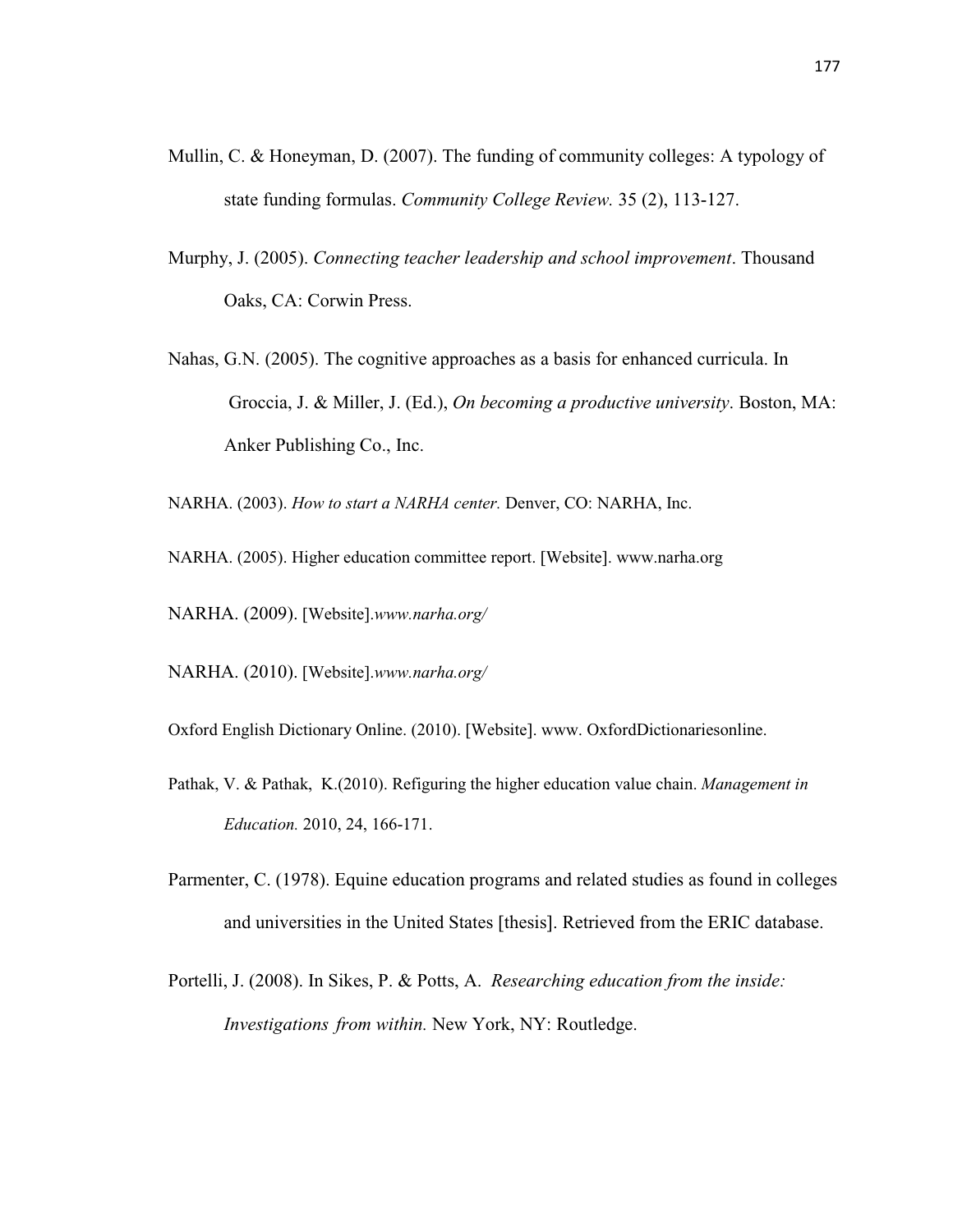Mullin, C. & Honeyman, D. (2007). The funding of community colleges: A typology of state funding formulas. *Community College Review.* 35 (2), 113-127.

Murphy, J. (2005). *Connecting teacher leadership and school improvement*. Thousand Oaks, CA: Corwin Press.

Nahas, G.N. (2005). The cognitive approaches as a basis for enhanced curricula. In Groccia, J. & Miller, J. (Ed.), *On becoming a productive university*. Boston, MA: Anker Publishing Co., Inc.

NARHA. (2003). *How to start a NARHA center.* Denver, CO: NARHA, Inc.

NARHA. (2005). Higher education committee report. [Website]. www.narha.org

NARHA. (2009). [Website].*www.narha.org/*

NARHA. (2010). [Website].*www.narha.org/*

Oxford English Dictionary Online. (2010). [Website]. www. OxfordDictionariesonline.

Pathak, V. & Pathak, K.(2010). Refiguring the higher education value chain. *Management in Education.* 2010, 24, 166-171.

Parmenter, C. (1978). Equine education programs and related studies as found in colleges and universities in the United States [thesis]. Retrieved from the ERIC database.

Portelli, J. (2008). In Sikes, P. & Potts, A. *Researching education from the inside: Investigations from within.* New York, NY: Routledge.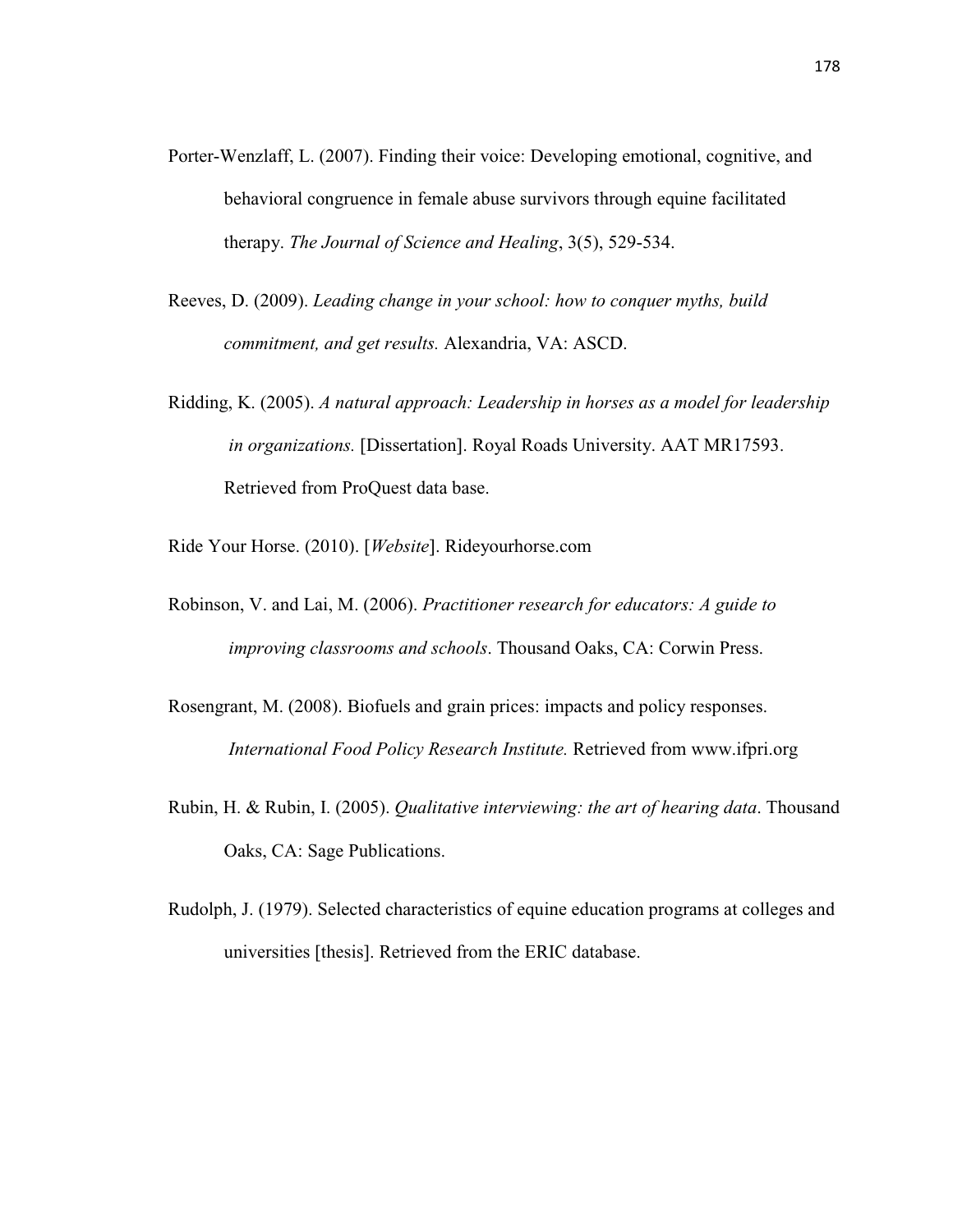Porter-Wenzlaff, L. (2007). Finding their voice: Developing emotional, cognitive, and behavioral congruence in female abuse survivors through equine facilitated therapy. *The Journal of Science and Healing*, 3(5), 529-534.

Reeves, D. (2009). *Leading change in your school: how to conquer myths, build commitment, and get results.* Alexandria, VA: ASCD.

Ridding, K. (2005). *A natural approach: Leadership in horses as a model for leadership in organizations.* [Dissertation]. Royal Roads University. AAT MR17593. Retrieved from ProQuest data base.

Ride Your Horse. (2010). [*Website*]. Rideyourhorse.com

Robinson, V. and Lai, M. (2006). *Practitioner research for educators: A guide to improving classrooms and schools*. Thousand Oaks, CA: Corwin Press.

Rosengrant, M. (2008). Biofuels and grain prices: impacts and policy responses. *International Food Policy Research Institute.* Retrieved from www.ifpri.org

Rubin, H. & Rubin, I. (2005). *Qualitative interviewing: the art of hearing data*. Thousand Oaks, CA: Sage Publications.

Rudolph, J. (1979). Selected characteristics of equine education programs at colleges and universities [thesis]. Retrieved from the ERIC database.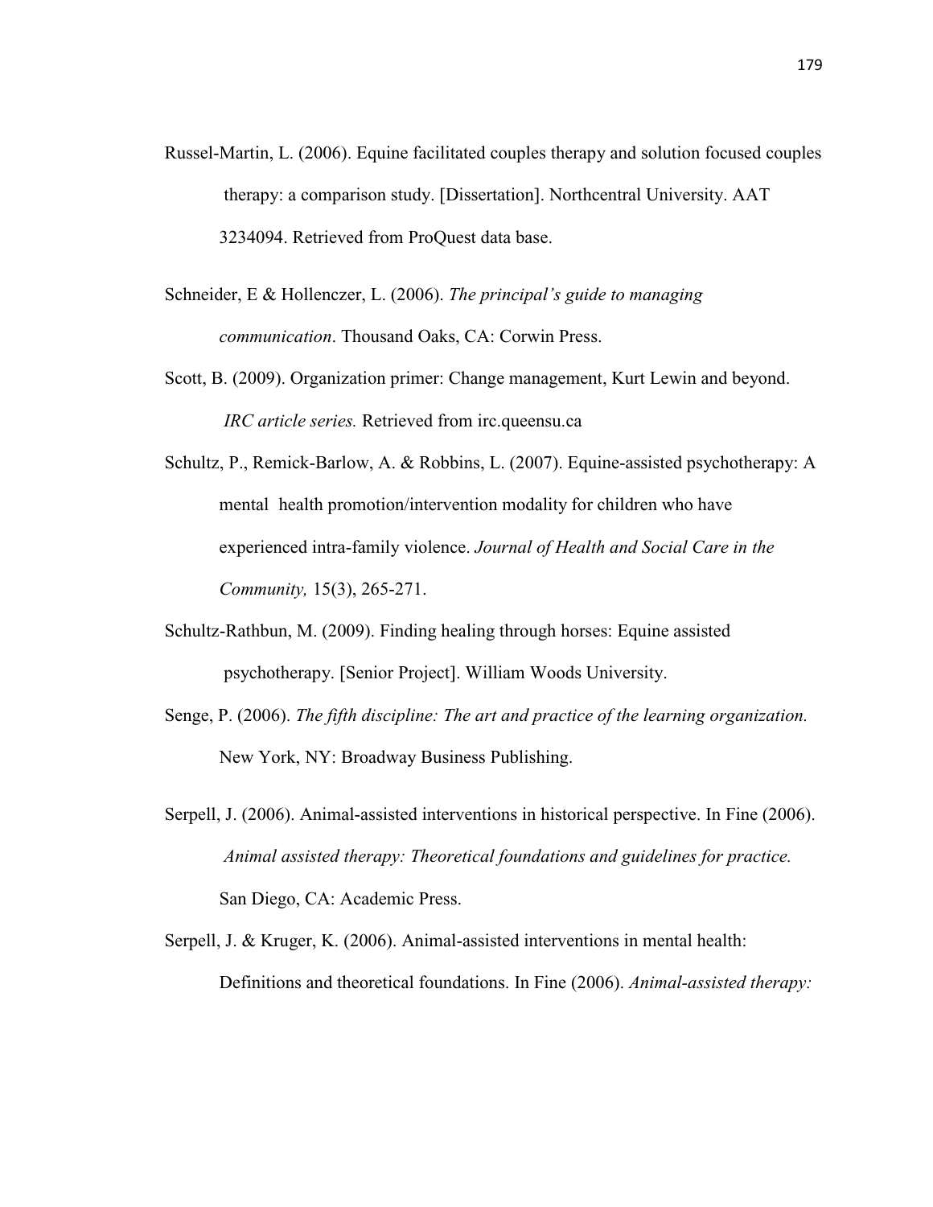Russel-Martin, L. (2006). Equine facilitated couples therapy and solution focused couples therapy: a comparison study. [Dissertation]. Northcentral University. AAT 3234094. Retrieved from ProQuest data base.

Schneider, E & Hollenczer, L. (2006). *The principal's guide to managing communication*. Thousand Oaks, CA: Corwin Press.

Scott, B. (2009). Organization primer: Change management, Kurt Lewin and beyond. *IRC article series.* Retrieved from irc.queensu.ca

Schultz, P., Remick-Barlow, A. & Robbins, L. (2007). Equine-assisted psychotherapy: A mental health promotion/intervention modality for children who have experienced intra-family violence. *Journal of Health and Social Care in the Community,* 15(3), 265-271.

Schultz-Rathbun, M. (2009). Finding healing through horses: Equine assisted psychotherapy. [Senior Project]. William Woods University.

Senge, P. (2006). *The fifth discipline: The art and practice of the learning organization.* New York, NY: Broadway Business Publishing.

Serpell, J. (2006). Animal-assisted interventions in historical perspective. In Fine (2006). *Animal assisted therapy: Theoretical foundations and guidelines for practice.* San Diego, CA: Academic Press.

Serpell, J. & Kruger, K. (2006). Animal-assisted interventions in mental health: Definitions and theoretical foundations. In Fine (2006). *Animal-assisted therapy:*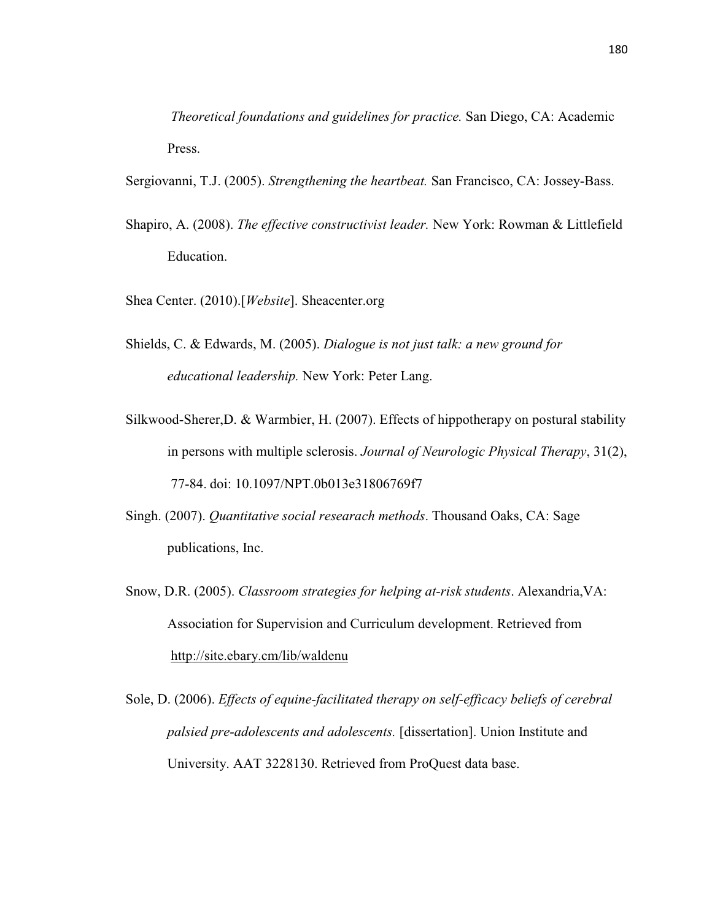*Theoretical foundations and guidelines for practice.* San Diego, CA: Academic Press.

Sergiovanni, T.J. (2005). *Strengthening the heartbeat.* San Francisco, CA: Jossey-Bass.

Shapiro, A. (2008). *The effective constructivist leader.* New York: Rowman & Littlefield Education.

Shea Center. (2010).[*Website*]. Sheacenter.org

Shields, C. & Edwards, M. (2005). *Dialogue is not just talk: a new ground for educational leadership.* New York: Peter Lang.

Silkwood-Sherer,D. & Warmbier, H. (2007). Effects of hippotherapy on postural stability in persons with multiple sclerosis. *Journal of Neurologic Physical Therapy*, 31(2), 77-84. doi: 10.1097/NPT.0b013e31806769f7

Singh. (2007). *Quantitative social researach methods*. Thousand Oaks, CA: Sage publications, Inc.

Snow, D.R. (2005). *Classroom strategies for helping at-risk students*. Alexandria,VA: Association for Supervision and Curriculum development. Retrieved from http://site.ebary.cm/lib/waldenu

Sole, D. (2006). *Effects of equine-facilitated therapy on self-efficacy beliefs of cerebral palsied pre-adolescents and adolescents.* [dissertation]. Union Institute and University. AAT 3228130. Retrieved from ProQuest data base.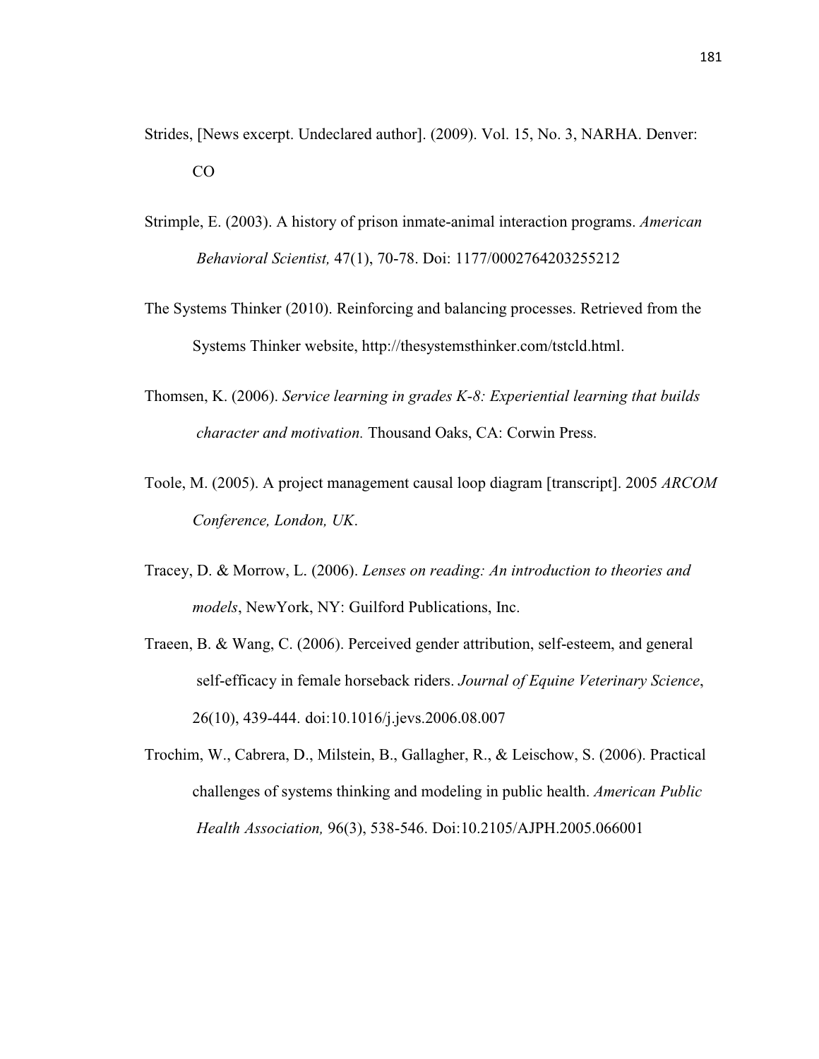Strides, [News excerpt. Undeclared author]. (2009). Vol. 15, No. 3, NARHA. Denver: CO

Strimple, E. (2003). A history of prison inmate-animal interaction programs. *American Behavioral Scientist,* 47(1), 70-78. Doi: 1177/0002764203255212

The Systems Thinker (2010). Reinforcing and balancing processes. Retrieved from the Systems Thinker website, http://thesystemsthinker.com/tstcld.html.

Thomsen, K. (2006). *Service learning in grades K-8: Experiential learning that builds character and motivation.* Thousand Oaks, CA: Corwin Press.

Toole, M. (2005). A project management causal loop diagram [transcript]. 2005 *ARCOM Conference, London, UK*.

Tracey, D. & Morrow, L. (2006). *Lenses on reading: An introduction to theories and models*, NewYork, NY: Guilford Publications, Inc.

Traeen, B. & Wang, C. (2006). Perceived gender attribution, self-esteem, and general self-efficacy in female horseback riders. *Journal of Equine Veterinary Science*, 26(10), 439-444. doi:10.1016/j.jevs.2006.08.007

Trochim, W., Cabrera, D., Milstein, B., Gallagher, R., & Leischow, S. (2006). Practical challenges of systems thinking and modeling in public health. *American Public Health Association,* 96(3), 538-546. Doi:10.2105/AJPH.2005.066001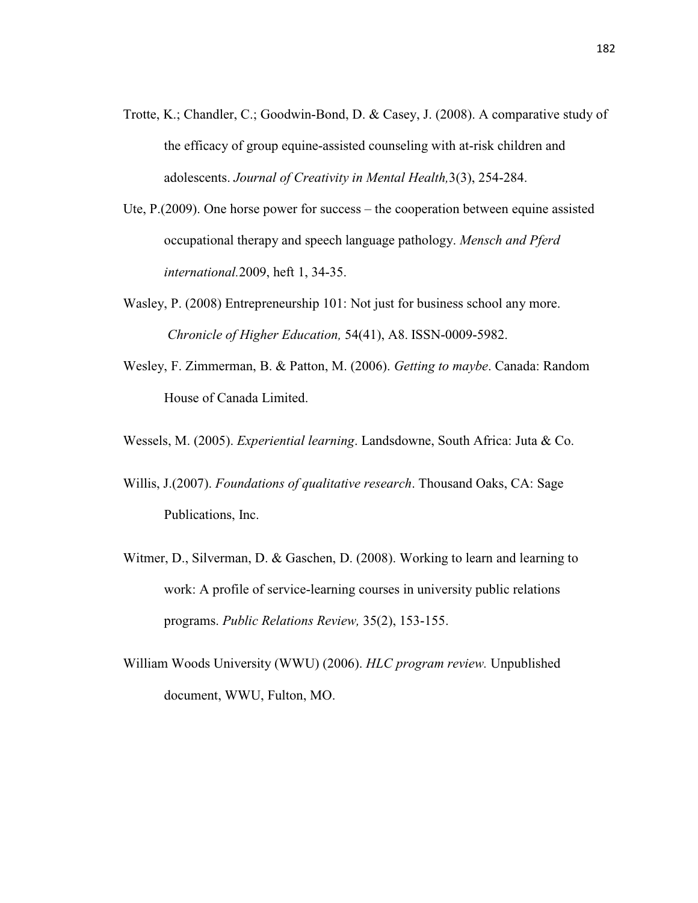Trotte, K.; Chandler, C.; Goodwin-Bond, D. & Casey, J. (2008). A comparative study of the efficacy of group equine-assisted counseling with at-risk children and adolescents. *Journal of Creativity in Mental Health,*3(3), 254-284.

Ute, P.(2009). One horse power for success – the cooperation between equine assisted occupational therapy and speech language pathology. *Mensch and Pferd international.*2009, heft 1, 34-35.

Wasley, P. (2008) Entrepreneurship 101: Not just for business school any more. *Chronicle of Higher Education,* 54(41), A8. ISSN-0009-5982.

Wesley, F. Zimmerman, B. & Patton, M. (2006). *Getting to maybe*. Canada: Random House of Canada Limited.

Wessels, M. (2005). *Experiential learning*. Landsdowne, South Africa: Juta & Co.

Willis, J.(2007). *Foundations of qualitative research*. Thousand Oaks, CA: Sage Publications, Inc.

Witmer, D., Silverman, D. & Gaschen, D. (2008). Working to learn and learning to work: A profile of service-learning courses in university public relations programs. *Public Relations Review,* 35(2), 153-155.

William Woods University (WWU) (2006). *HLC program review.* Unpublished document, WWU, Fulton, MO.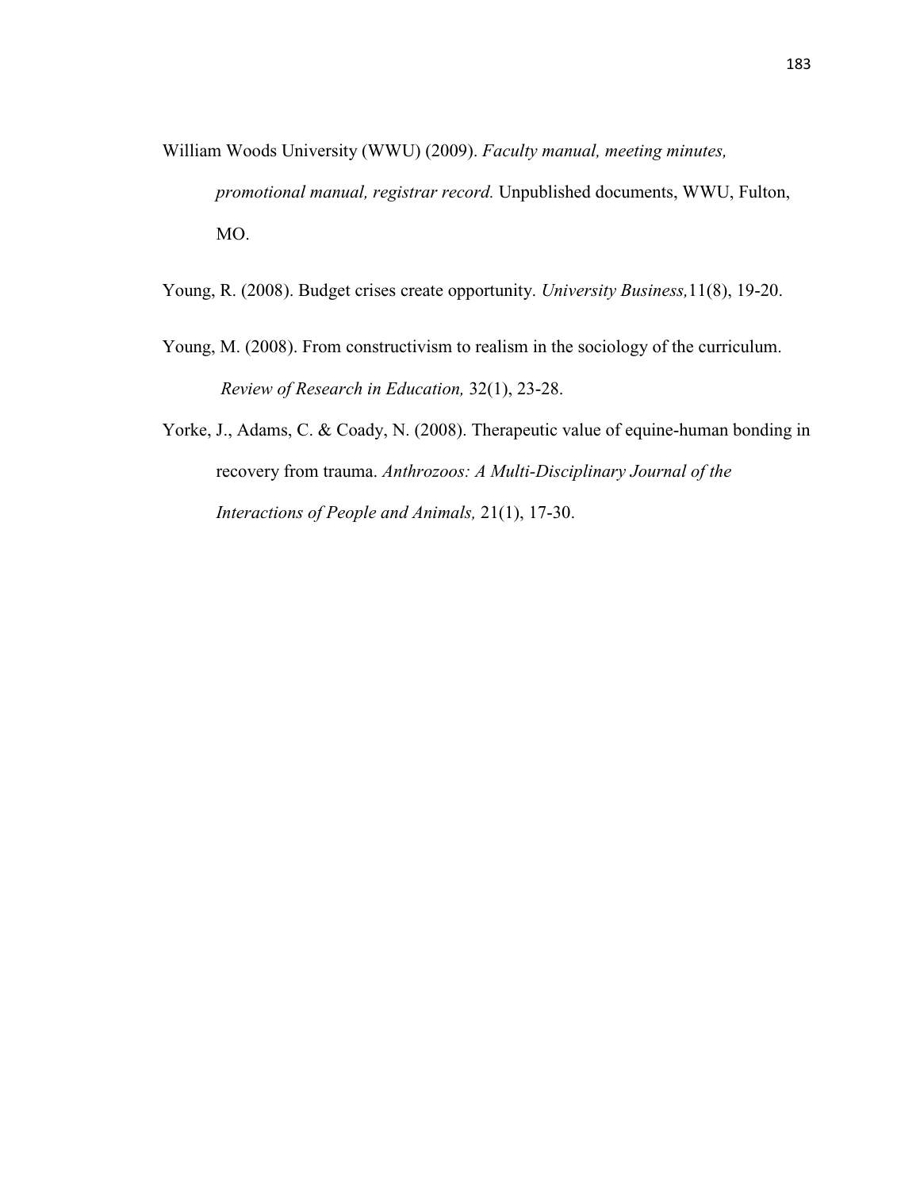William Woods University (WWU) (2009). *Faculty manual, meeting minutes, promotional manual, registrar record.* Unpublished documents, WWU, Fulton, MO.

Young, R. (2008). Budget crises create opportunity. *University Business,*11(8), 19-20.

Young, M. (2008). From constructivism to realism in the sociology of the curriculum. *Review of Research in Education,* 32(1), 23-28.

Yorke, J., Adams, C. & Coady, N. (2008). Therapeutic value of equine-human bonding in recovery from trauma. *Anthrozoos: A Multi-Disciplinary Journal of the Interactions of People and Animals,* 21(1), 17-30.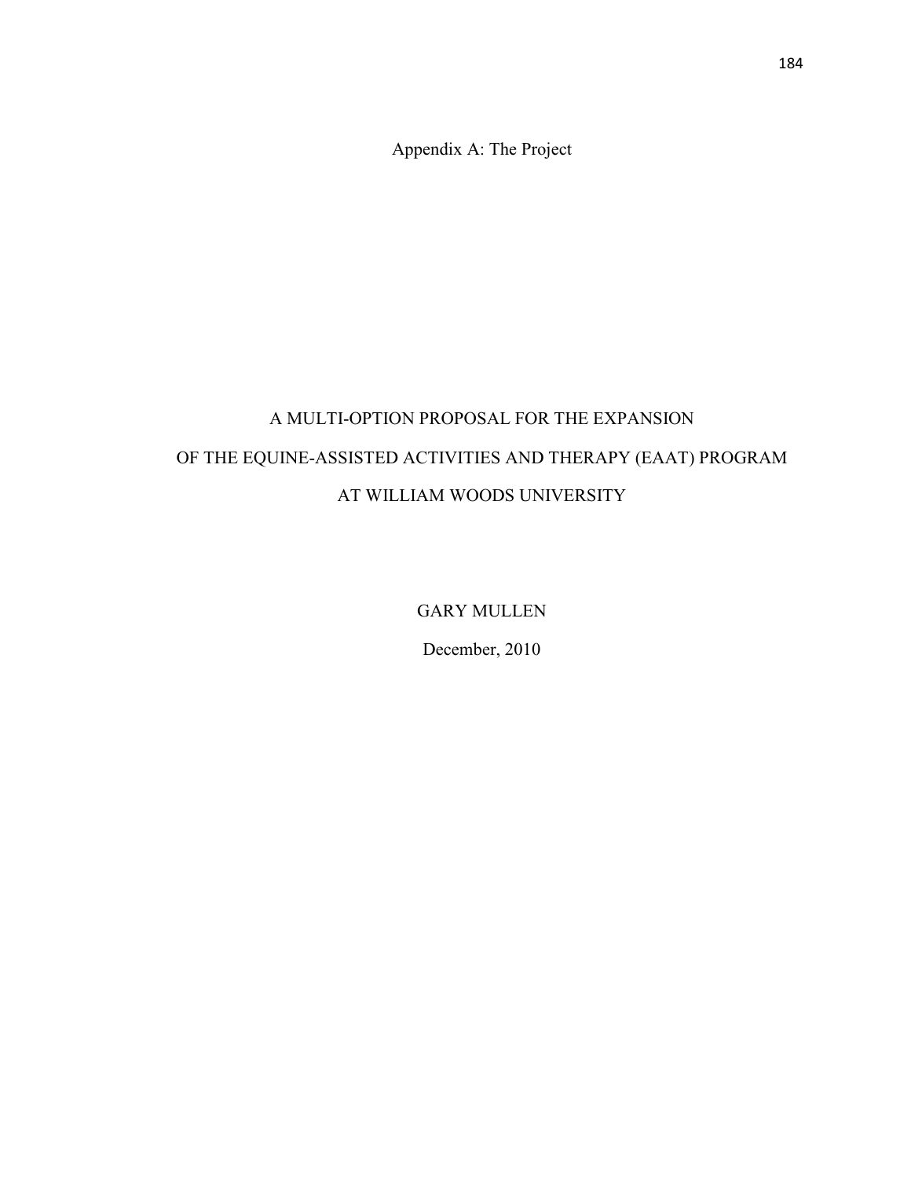# Appendix A: The Project

## A MULTI-OPTION PROPOSAL FOR THE EXPANSION OF THE EQUINE-ASSISTED ACTIVITIES AND THERAPY (EAAT) PROGRAM AT WILLIAM WOODS UNIVERSITY

GARY MULLEN

December, 2010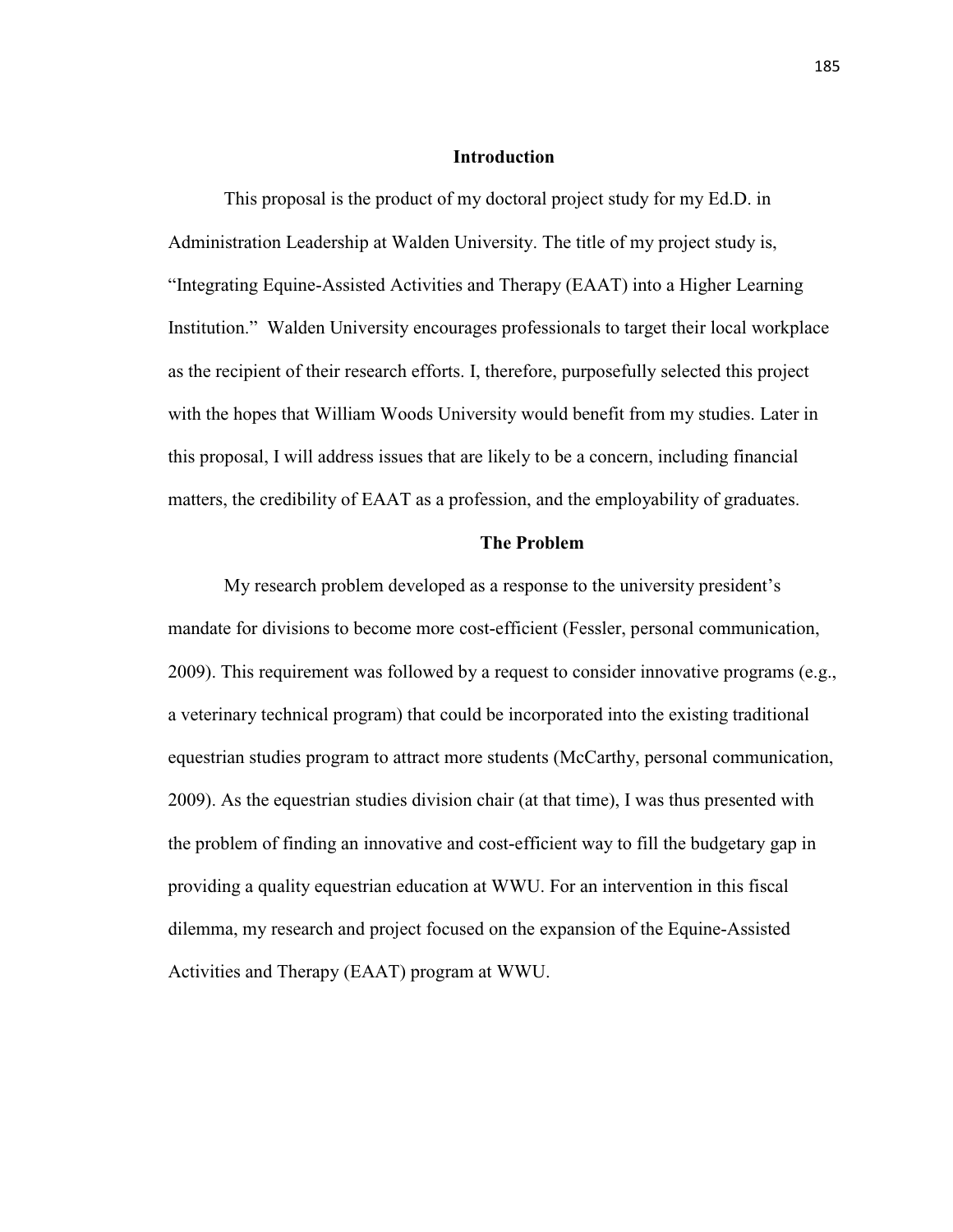## Introduction

This proposal is the product of my doctoral project study for my Ed.D. in Administration Leadership at Walden University. The title of my project study is, "Integrating Equine-Assisted Activities and Therapy (EAAT) into a Higher Learning Institution." Walden University encourages professionals to target their local workplace as the recipient of their research efforts. I, therefore, purposefully selected this project with the hopes that William Woods University would benefit from my studies. Later in this proposal, I will address issues that are likely to be a concern, including financial matters, the credibility of EAAT as a profession, and the employability of graduates.

## The Problem

My research problem developed as a response to the university president's mandate for divisions to become more cost-efficient (Fessler, personal communication, 2009). This requirement was followed by a request to consider innovative programs (e.g., a veterinary technical program) that could be incorporated into the existing traditional equestrian studies program to attract more students (McCarthy, personal communication, 2009). As the equestrian studies division chair (at that time), I was thus presented with the problem of finding an innovative and cost-efficient way to fill the budgetary gap in providing a quality equestrian education at WWU. For an intervention in this fiscal dilemma, my research and project focused on the expansion of the Equine-Assisted Activities and Therapy (EAAT) program at WWU.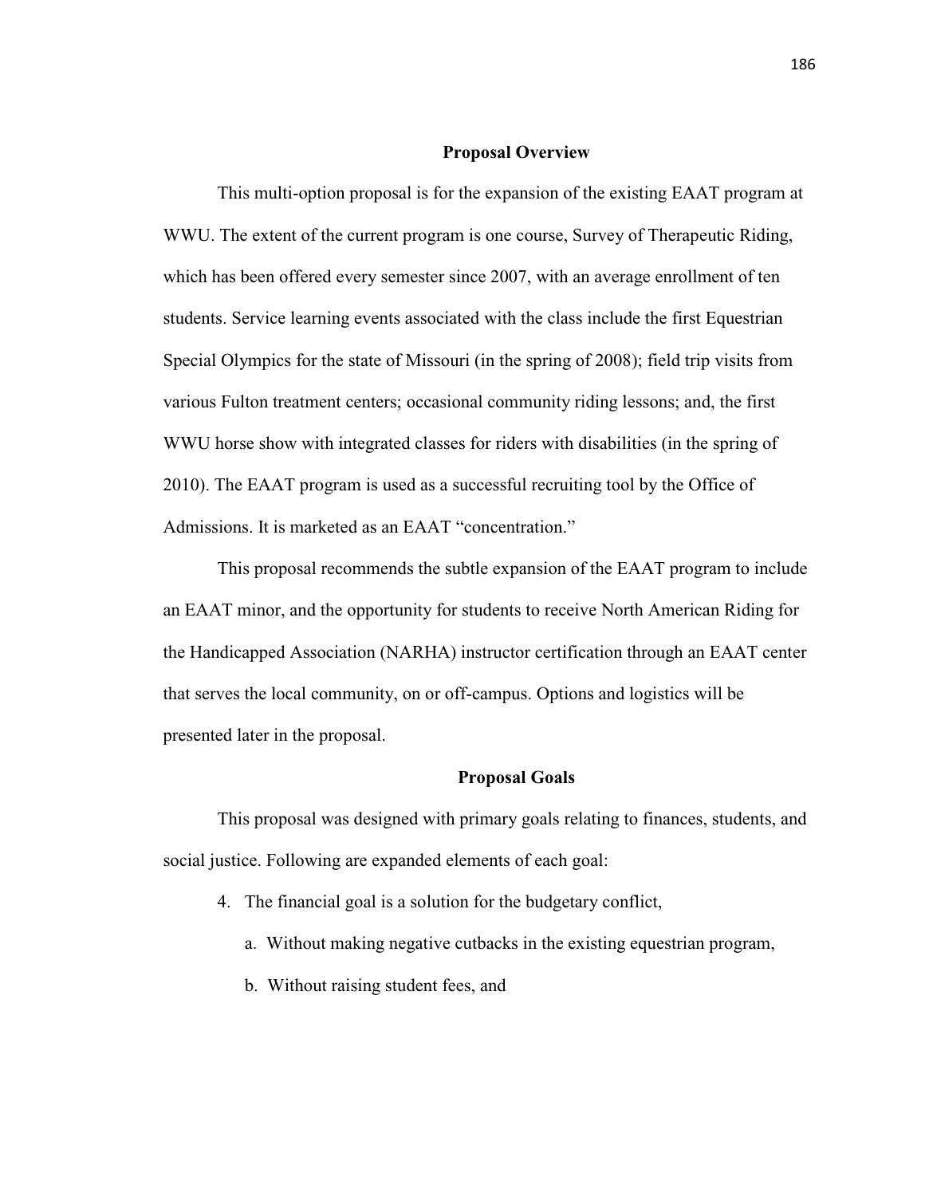## Proposal Overview

This multi-option proposal is for the expansion of the existing EAAT program at WWU. The extent of the current program is one course, Survey of Therapeutic Riding, which has been offered every semester since 2007, with an average enrollment of ten students. Service learning events associated with the class include the first Equestrian Special Olympics for the state of Missouri (in the spring of 2008); field trip visits from various Fulton treatment centers; occasional community riding lessons; and, the first WWU horse show with integrated classes for riders with disabilities (in the spring of 2010). The EAAT program is used as a successful recruiting tool by the Office of Admissions. It is marketed as an EAAT "concentration."

This proposal recommends the subtle expansion of the EAAT program to include an EAAT minor, and the opportunity for students to receive North American Riding for the Handicapped Association (NARHA) instructor certification through an EAAT center that serves the local community, on or off-campus. Options and logistics will be presented later in the proposal.

## Proposal Goals

This proposal was designed with primary goals relating to finances, students, and social justice. Following are expanded elements of each goal:

4. The financial goal is a solution for the budgetary conflict,
   a. Without making negative cutbacks in the existing equestrian program,
   b. Without raising student fees, and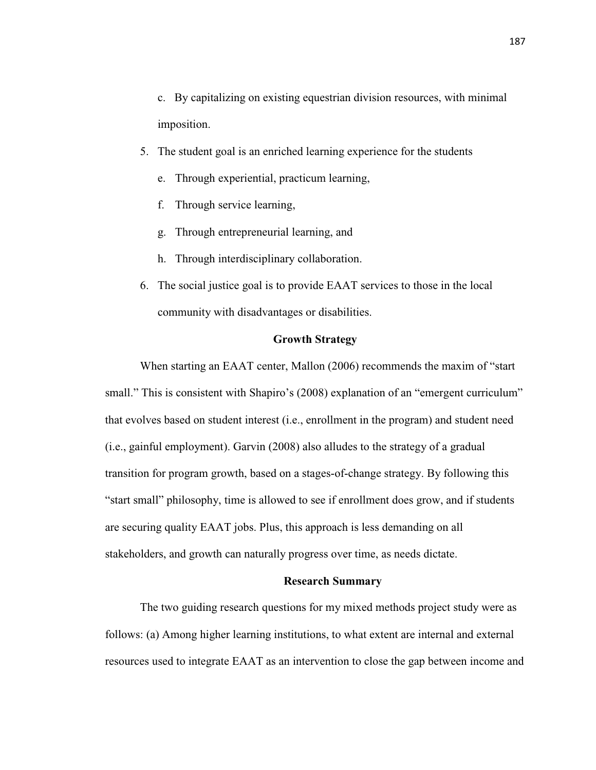c. By capitalizing on existing equestrian division resources, with minimal imposition.

5. The student goal is an enriched learning experience for the students
   e. Through experiential, practicum learning,
   f. Through service learning,
   g. Through entrepreneurial learning, and
   h. Through interdisciplinary collaboration.
6. The social justice goal is to provide EAAT services to those in the local community with disadvantages or disabilities.

## Growth Strategy

When starting an EAAT center, Mallon (2006) recommends the maxim of "start small." This is consistent with Shapiro's (2008) explanation of an "emergent curriculum" that evolves based on student interest (i.e., enrollment in the program) and student need (i.e., gainful employment). Garvin (2008) also alludes to the strategy of a gradual transition for program growth, based on a stages-of-change strategy. By following this "start small" philosophy, time is allowed to see if enrollment does grow, and if students are securing quality EAAT jobs. Plus, this approach is less demanding on all stakeholders, and growth can naturally progress over time, as needs dictate.

## Research Summary

The two guiding research questions for my mixed methods project study were as follows: (a) Among higher learning institutions, to what extent are internal and external resources used to integrate EAAT as an intervention to close the gap between income and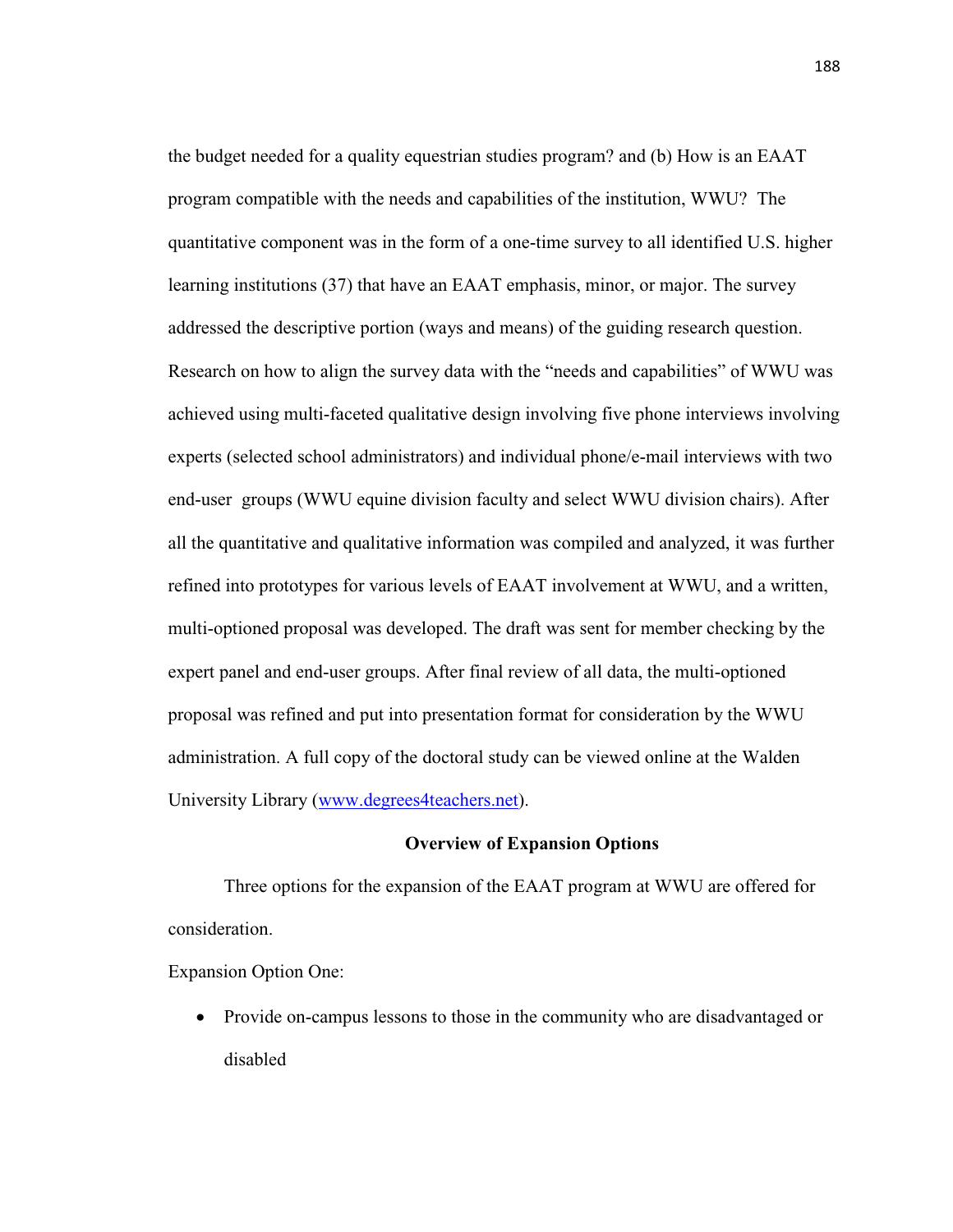the budget needed for a quality equestrian studies program? and (b) How is an EAAT program compatible with the needs and capabilities of the institution, WWU? The quantitative component was in the form of a one-time survey to all identified U.S. higher learning institutions (37) that have an EAAT emphasis, minor, or major. The survey addressed the descriptive portion (ways and means) of the guiding research question. Research on how to align the survey data with the "needs and capabilities" of WWU was achieved using multi-faceted qualitative design involving five phone interviews involving experts (selected school administrators) and individual phone/e-mail interviews with two end-user groups (WWU equine division faculty and select WWU division chairs). After all the quantitative and qualitative information was compiled and analyzed, it was further refined into prototypes for various levels of EAAT involvement at WWU, and a written, multi-optioned proposal was developed. The draft was sent for member checking by the expert panel and end-user groups. After final review of all data, the multi-optioned proposal was refined and put into presentation format for consideration by the WWU administration. A full copy of the doctoral study can be viewed online at the Walden University Library (www.degrees4teachers.net).

**Overview of Expansion Options**

Three options for the expansion of the EAAT program at WWU are offered for consideration.

Expansion Option One:

- Provide on-campus lessons to those in the community who are disadvantaged or disabled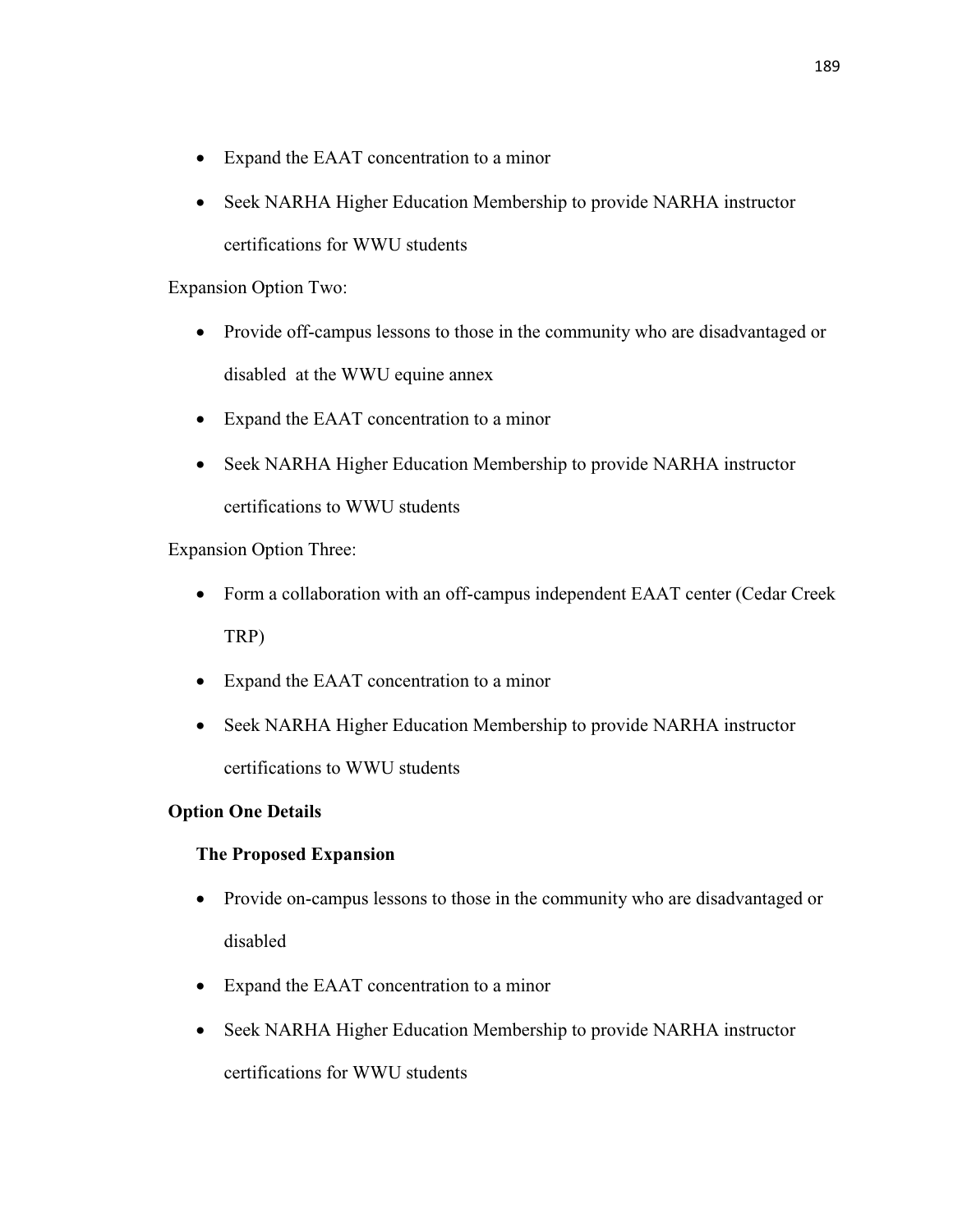- Expand the EAAT concentration to a minor
- Seek NARHA Higher Education Membership to provide NARHA instructor certifications for WWU students

Expansion Option Two:

- Provide off-campus lessons to those in the community who are disadvantaged or disabled at the WWU equine annex
- Expand the EAAT concentration to a minor
- Seek NARHA Higher Education Membership to provide NARHA instructor certifications to WWU students

Expansion Option Three:

- Form a collaboration with an off-campus independent EAAT center (Cedar Creek TRP)
- Expand the EAAT concentration to a minor
- Seek NARHA Higher Education Membership to provide NARHA instructor certifications to WWU students

**Option One Details**

**The Proposed Expansion**

- Provide on-campus lessons to those in the community who are disadvantaged or disabled
- Expand the EAAT concentration to a minor
- Seek NARHA Higher Education Membership to provide NARHA instructor certifications for WWU students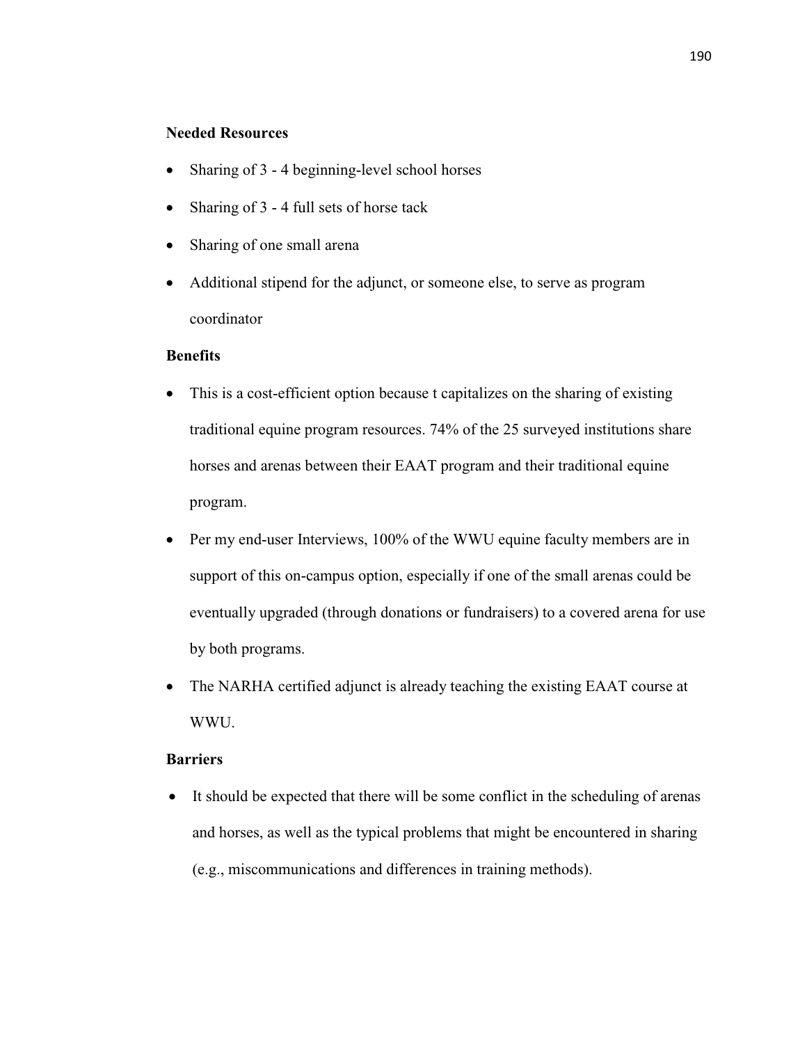**Needed Resources**

- Sharing of 3 - 4 beginning-level school horses
- Sharing of 3 - 4 full sets of horse tack
- Sharing of one small arena
- Additional stipend for the adjunct, or someone else, to serve as program coordinator

**Benefits**

- This is a cost-efficient option because t capitalizes on the sharing of existing traditional equine program resources. 74% of the 25 surveyed institutions share horses and arenas between their EAAT program and their traditional equine program.
- Per my end-user Interviews, 100% of the WWU equine faculty members are in support of this on-campus option, especially if one of the small arenas could be eventually upgraded (through donations or fundraisers) to a covered arena for use by both programs.
- The NARHA certified adjunct is already teaching the existing EAAT course at WWU.

**Barriers**

- It should be expected that there will be some conflict in the scheduling of arenas and horses, as well as the typical problems that might be encountered in sharing (e.g., miscommunications and differences in training methods).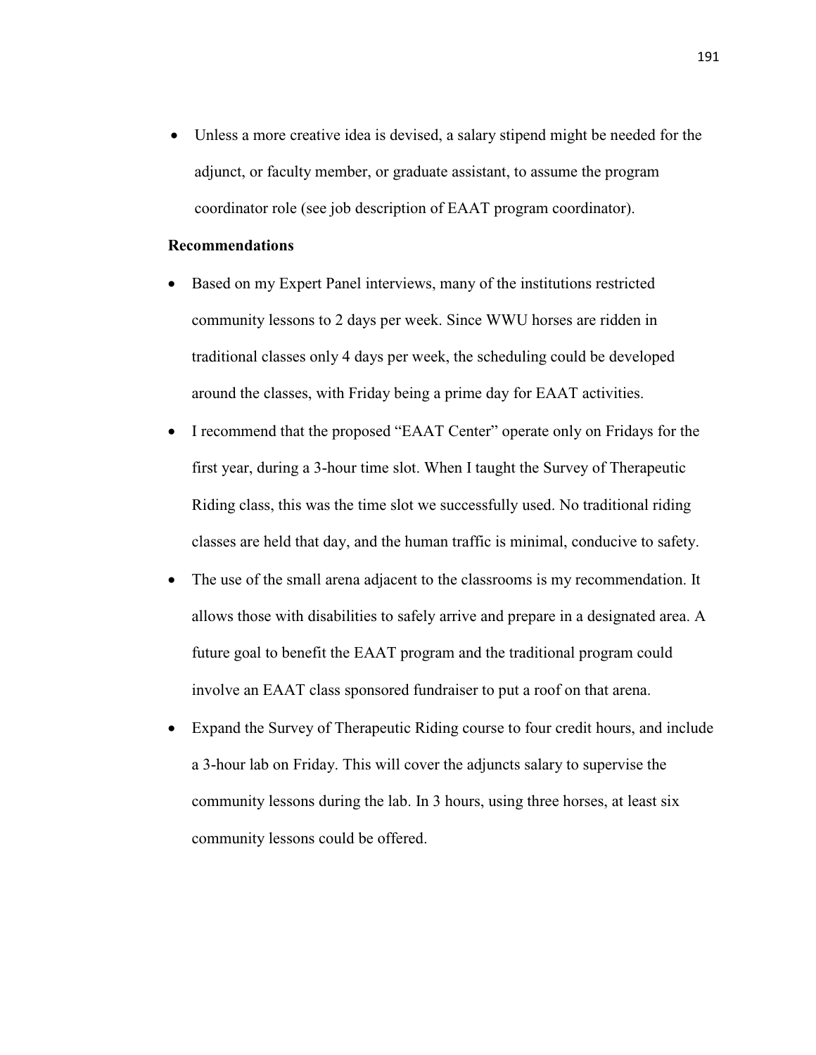- Unless a more creative idea is devised, a salary stipend might be needed for the adjunct, or faculty member, or graduate assistant, to assume the program coordinator role (see job description of EAAT program coordinator).

**Recommendations**

- Based on my Expert Panel interviews, many of the institutions restricted community lessons to 2 days per week. Since WWU horses are ridden in traditional classes only 4 days per week, the scheduling could be developed around the classes, with Friday being a prime day for EAAT activities.
- I recommend that the proposed "EAAT Center" operate only on Fridays for the first year, during a 3-hour time slot. When I taught the Survey of Therapeutic Riding class, this was the time slot we successfully used. No traditional riding classes are held that day, and the human traffic is minimal, conducive to safety.
- The use of the small arena adjacent to the classrooms is my recommendation. It allows those with disabilities to safely arrive and prepare in a designated area. A future goal to benefit the EAAT program and the traditional program could involve an EAAT class sponsored fundraiser to put a roof on that arena.
- Expand the Survey of Therapeutic Riding course to four credit hours, and include a 3-hour lab on Friday. This will cover the adjuncts salary to supervise the community lessons during the lab. In 3 hours, using three horses, at least six community lessons could be offered.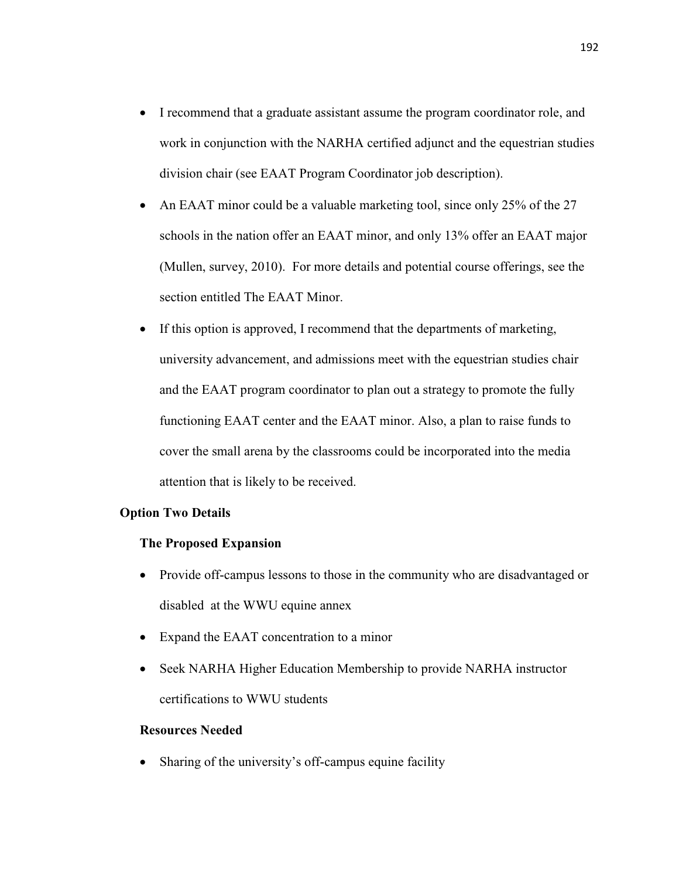- I recommend that a graduate assistant assume the program coordinator role, and work in conjunction with the NARHA certified adjunct and the equestrian studies division chair (see EAAT Program Coordinator job description).
- An EAAT minor could be a valuable marketing tool, since only 25% of the 27 schools in the nation offer an EAAT minor, and only 13% offer an EAAT major (Mullen, survey, 2010). For more details and potential course offerings, see the section entitled The EAAT Minor.
- If this option is approved, I recommend that the departments of marketing, university advancement, and admissions meet with the equestrian studies chair and the EAAT program coordinator to plan out a strategy to promote the fully functioning EAAT center and the EAAT minor. Also, a plan to raise funds to cover the small arena by the classrooms could be incorporated into the media attention that is likely to be received.

**Option Two Details**

**The Proposed Expansion**

- Provide off-campus lessons to those in the community who are disadvantaged or disabled at the WWU equine annex
- Expand the EAAT concentration to a minor
- Seek NARHA Higher Education Membership to provide NARHA instructor certifications to WWU students

**Resources Needed**

- Sharing of the university's off-campus equine facility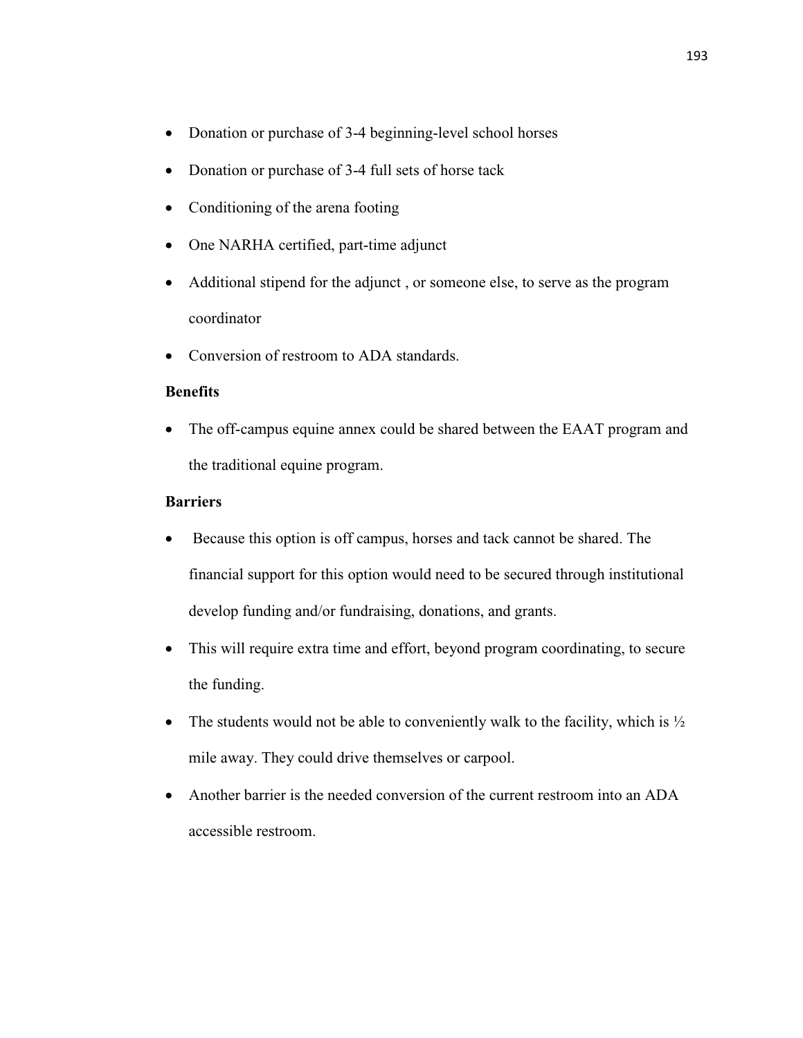- Donation or purchase of 3-4 beginning-level school horses
- Donation or purchase of 3-4 full sets of horse tack
- Conditioning of the arena footing
- One NARHA certified, part-time adjunct
- Additional stipend for the adjunct , or someone else, to serve as the program coordinator
- Conversion of restroom to ADA standards.

**Benefits**

- The off-campus equine annex could be shared between the EAAT program and the traditional equine program.

**Barriers**

- Because this option is off campus, horses and tack cannot be shared. The financial support for this option would need to be secured through institutional develop funding and/or fundraising, donations, and grants.
- This will require extra time and effort, beyond program coordinating, to secure the funding.
- The students would not be able to conveniently walk to the facility, which is ½ mile away. They could drive themselves or carpool.
- Another barrier is the needed conversion of the current restroom into an ADA accessible restroom.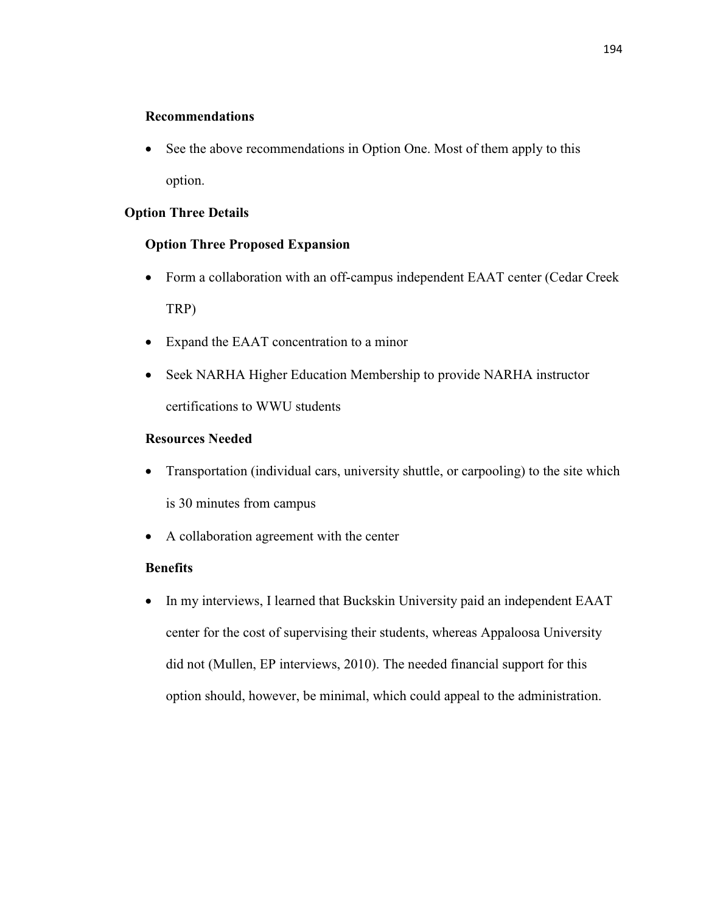### Recommendations

- See the above recommendations in Option One. Most of them apply to this option.

## Option Three Details

### Option Three Proposed Expansion

- Form a collaboration with an off-campus independent EAAT center (Cedar Creek TRP)
- Expand the EAAT concentration to a minor
- Seek NARHA Higher Education Membership to provide NARHA instructor certifications to WWU students

### Resources Needed

- Transportation (individual cars, university shuttle, or carpooling) to the site which is 30 minutes from campus
- A collaboration agreement with the center

### Benefits

- In my interviews, I learned that Buckskin University paid an independent EAAT center for the cost of supervising their students, whereas Appaloosa University did not (Mullen, EP interviews, 2010). The needed financial support for this option should, however, be minimal, which could appeal to the administration.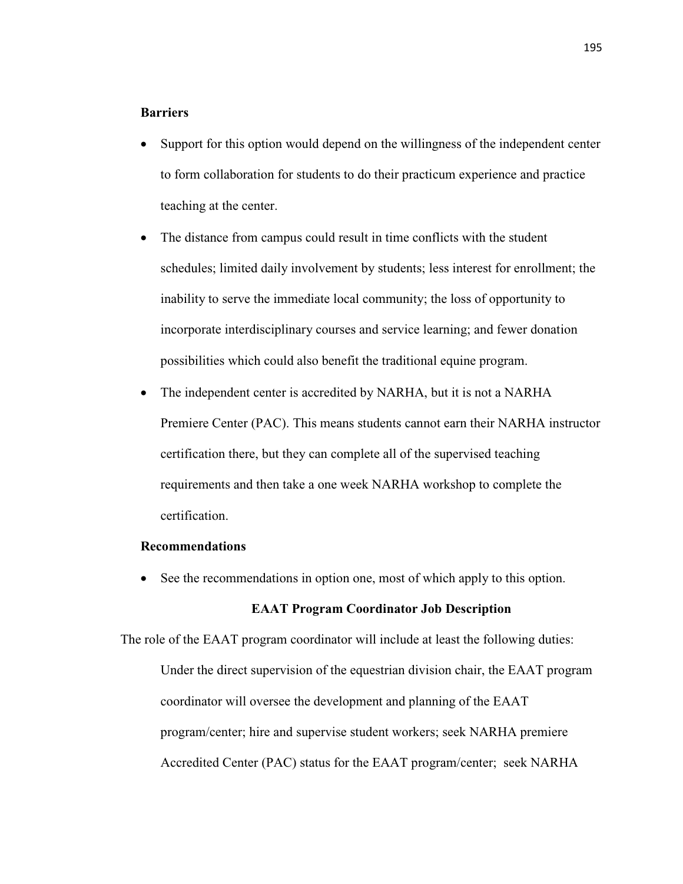**Barriers**

- Support for this option would depend on the willingness of the independent center to form collaboration for students to do their practicum experience and practice teaching at the center.
- The distance from campus could result in time conflicts with the student schedules; limited daily involvement by students; less interest for enrollment; the inability to serve the immediate local community; the loss of opportunity to incorporate interdisciplinary courses and service learning; and fewer donation possibilities which could also benefit the traditional equine program.
- The independent center is accredited by NARHA, but it is not a NARHA Premiere Center (PAC). This means students cannot earn their NARHA instructor certification there, but they can complete all of the supervised teaching requirements and then take a one week NARHA workshop to complete the certification.

**Recommendations**

- See the recommendations in option one, most of which apply to this option.

**EAAT Program Coordinator Job Description**

The role of the EAAT program coordinator will include at least the following duties:

Under the direct supervision of the equestrian division chair, the EAAT program coordinator will oversee the development and planning of the EAAT program/center; hire and supervise student workers; seek NARHA premiere Accredited Center (PAC) status for the EAAT program/center; seek NARHA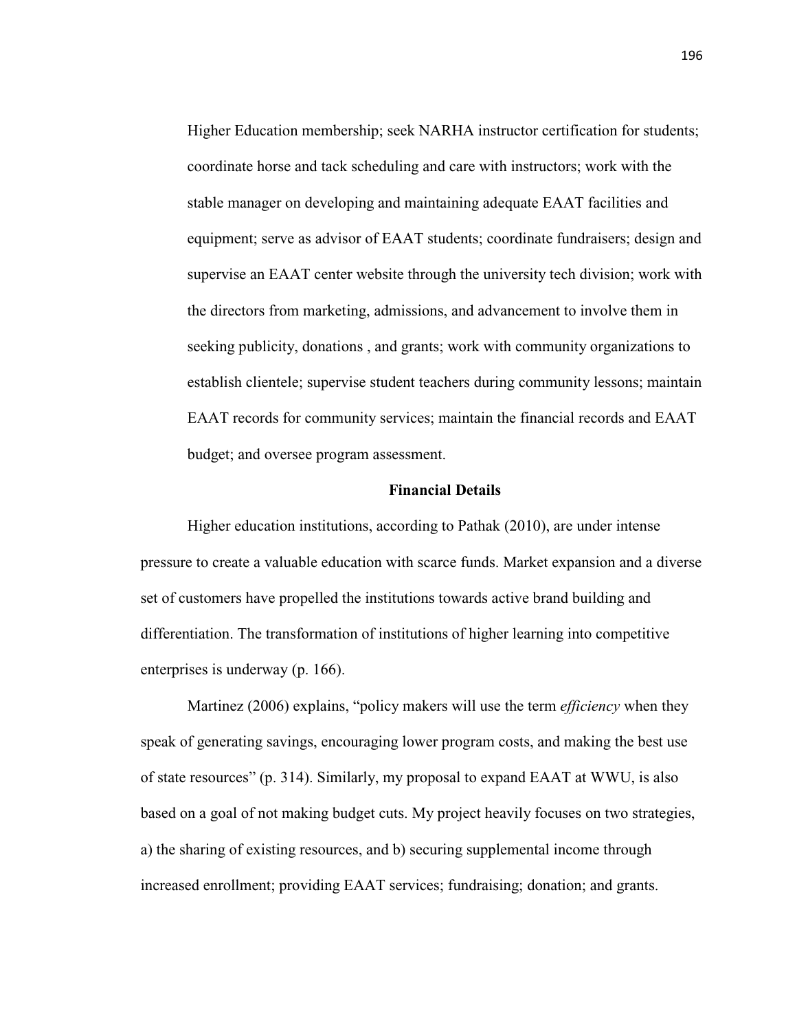Higher Education membership; seek NARHA instructor certification for students; coordinate horse and tack scheduling and care with instructors; work with the stable manager on developing and maintaining adequate EAAT facilities and equipment; serve as advisor of EAAT students; coordinate fundraisers; design and supervise an EAAT center website through the university tech division; work with the directors from marketing, admissions, and advancement to involve them in seeking publicity, donations , and grants; work with community organizations to establish clientele; supervise student teachers during community lessons; maintain EAAT records for community services; maintain the financial records and EAAT budget; and oversee program assessment.

## Financial Details

Higher education institutions, according to Pathak (2010), are under intense pressure to create a valuable education with scarce funds. Market expansion and a diverse set of customers have propelled the institutions towards active brand building and differentiation. The transformation of institutions of higher learning into competitive enterprises is underway (p. 166).

Martinez (2006) explains, "policy makers will use the term *efficiency* when they speak of generating savings, encouraging lower program costs, and making the best use of state resources" (p. 314). Similarly, my proposal to expand EAAT at WWU, is also based on a goal of not making budget cuts. My project heavily focuses on two strategies, a) the sharing of existing resources, and b) securing supplemental income through increased enrollment; providing EAAT services; fundraising; donation; and grants.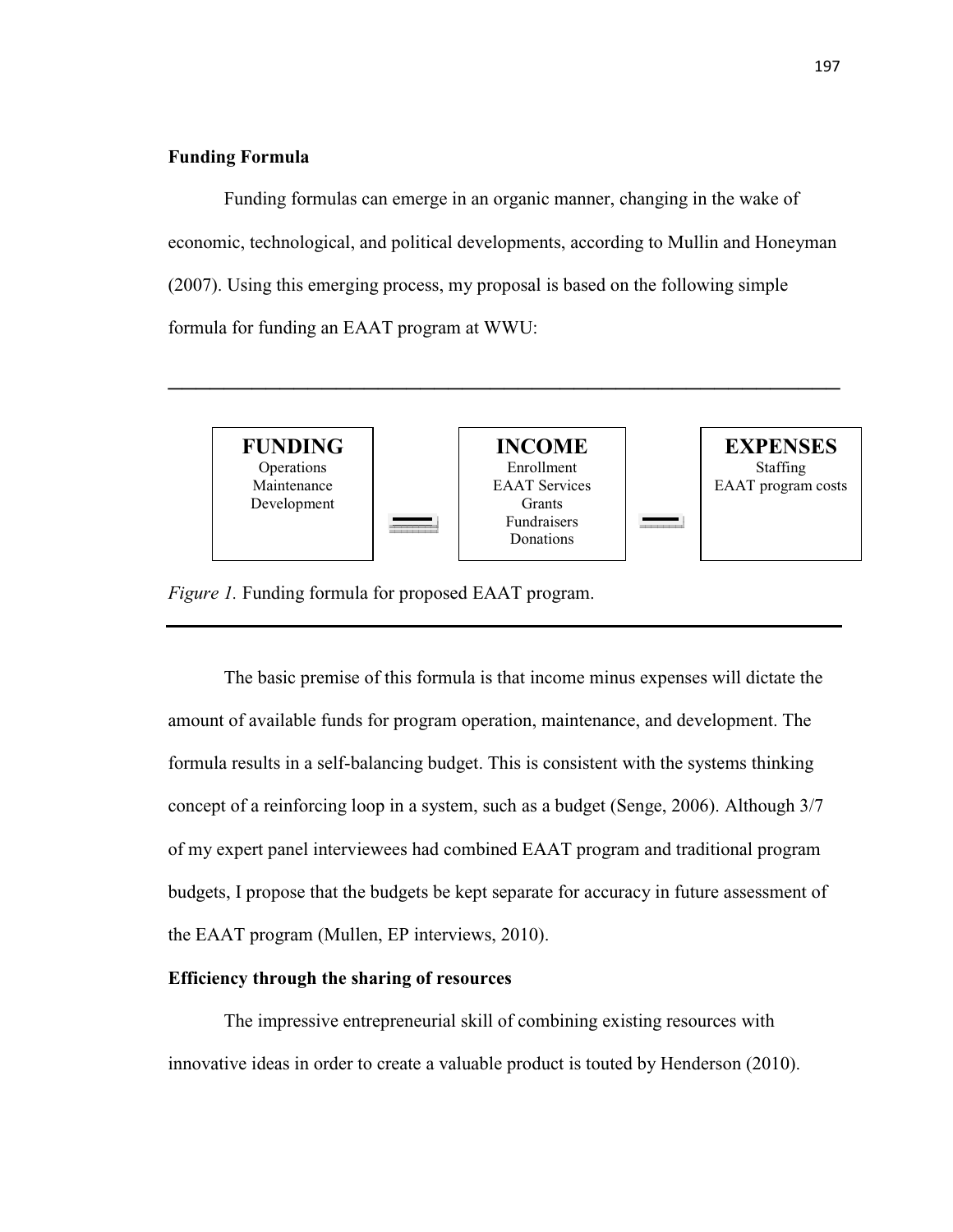**Funding Formula**

Funding formulas can emerge in an organic manner, changing in the wake of economic, technological, and political developments, according to Mullin and Honeyman (2007). Using this emerging process, my proposal is based on the following simple formula for funding an EAAT program at WWU:

---

**FUNDING**
Operations
Maintenance
Development

=

**INCOME**
Enrollment
EAAT Services
Grants
Fundraisers
Donations

−

**EXPENSES**
Staffing
EAAT program costs

*Figure 1.* Funding formula for proposed EAAT program.

---

The basic premise of this formula is that income minus expenses will dictate the amount of available funds for program operation, maintenance, and development. The formula results in a self-balancing budget. This is consistent with the systems thinking concept of a reinforcing loop in a system, such as a budget (Senge, 2006). Although 3/7 of my expert panel interviewees had combined EAAT program and traditional program budgets, I propose that the budgets be kept separate for accuracy in future assessment of the EAAT program (Mullen, EP interviews, 2010).

**Efficiency through the sharing of resources**

The impressive entrepreneurial skill of combining existing resources with innovative ideas in order to create a valuable product is touted by Henderson (2010).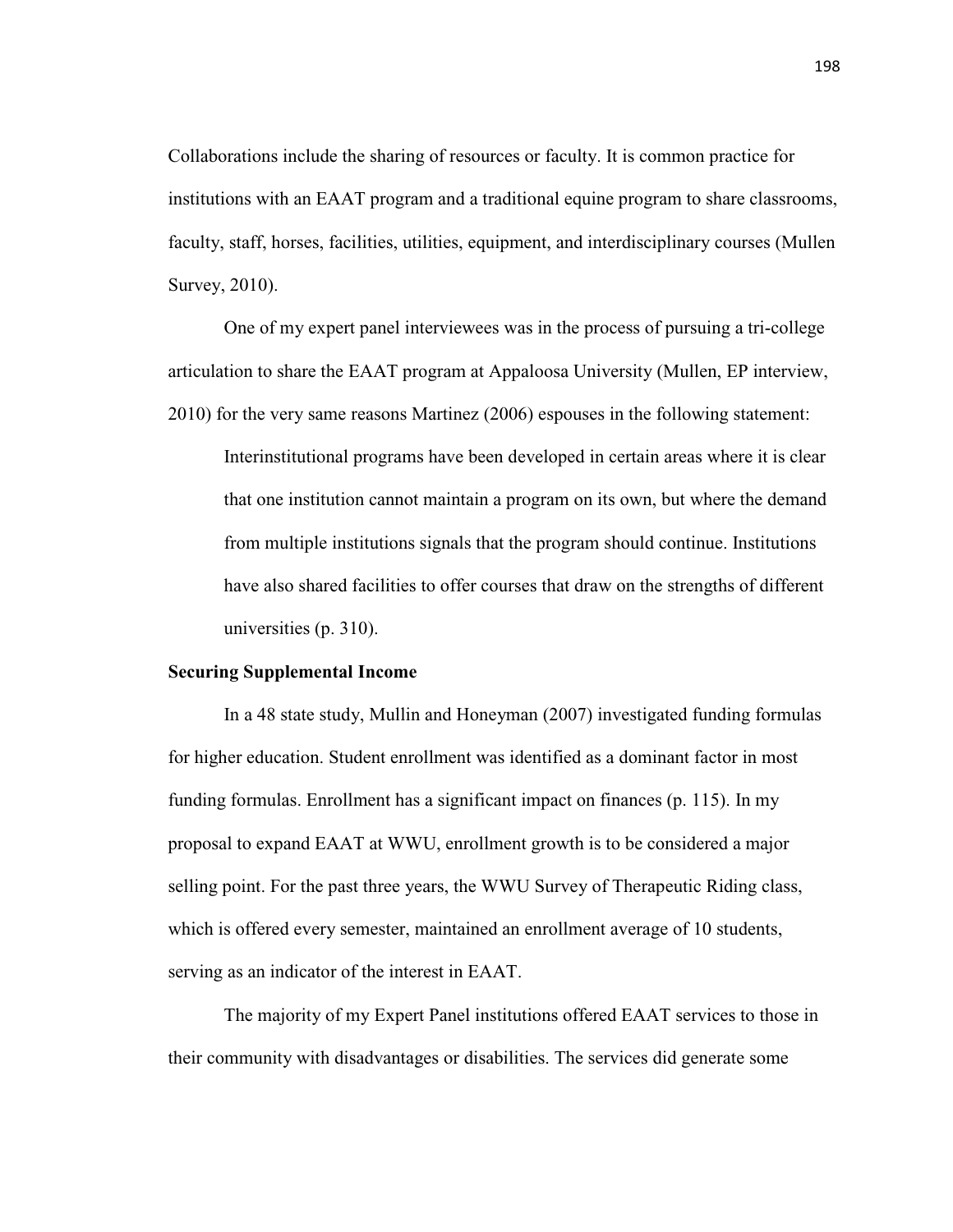Collaborations include the sharing of resources or faculty. It is common practice for institutions with an EAAT program and a traditional equine program to share classrooms, faculty, staff, horses, facilities, utilities, equipment, and interdisciplinary courses (Mullen Survey, 2010).

One of my expert panel interviewees was in the process of pursuing a tri-college articulation to share the EAAT program at Appaloosa University (Mullen, EP interview, 2010) for the very same reasons Martinez (2006) espouses in the following statement:

> Interinstitutional programs have been developed in certain areas where it is clear that one institution cannot maintain a program on its own, but where the demand from multiple institutions signals that the program should continue. Institutions have also shared facilities to offer courses that draw on the strengths of different universities (p. 310).

**Securing Supplemental Income**

In a 48 state study, Mullin and Honeyman (2007) investigated funding formulas for higher education. Student enrollment was identified as a dominant factor in most funding formulas. Enrollment has a significant impact on finances (p. 115). In my proposal to expand EAAT at WWU, enrollment growth is to be considered a major selling point. For the past three years, the WWU Survey of Therapeutic Riding class, which is offered every semester, maintained an enrollment average of 10 students, serving as an indicator of the interest in EAAT.

The majority of my Expert Panel institutions offered EAAT services to those in their community with disadvantages or disabilities. The services did generate some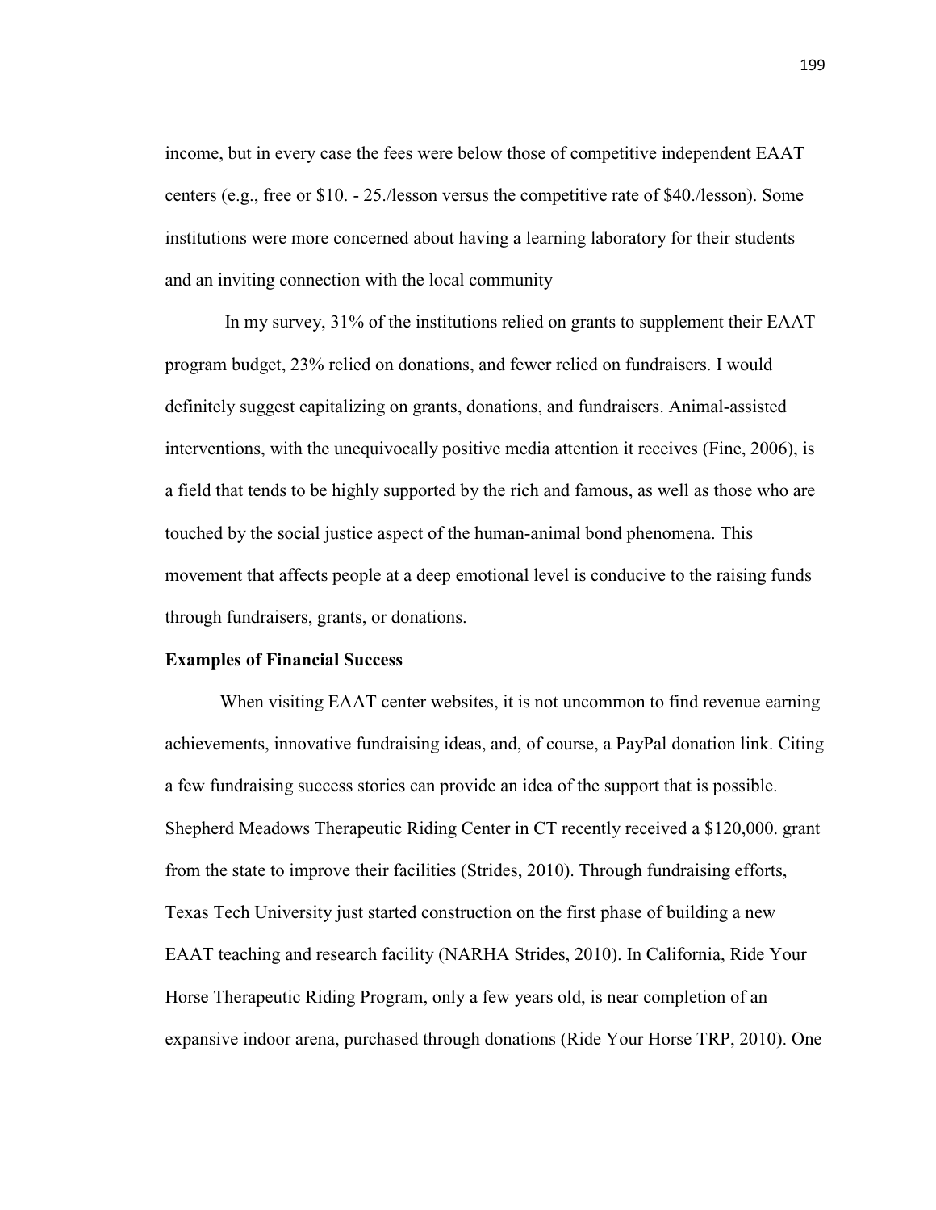income, but in every case the fees were below those of competitive independent EAAT centers (e.g., free or $10. - 25./lesson versus the competitive rate of $40./lesson). Some institutions were more concerned about having a learning laboratory for their students and an inviting connection with the local community

In my survey, 31% of the institutions relied on grants to supplement their EAAT program budget, 23% relied on donations, and fewer relied on fundraisers. I would definitely suggest capitalizing on grants, donations, and fundraisers. Animal-assisted interventions, with the unequivocally positive media attention it receives (Fine, 2006), is a field that tends to be highly supported by the rich and famous, as well as those who are touched by the social justice aspect of the human-animal bond phenomena. This movement that affects people at a deep emotional level is conducive to the raising funds through fundraisers, grants, or donations.

**Examples of Financial Success**

When visiting EAAT center websites, it is not uncommon to find revenue earning achievements, innovative fundraising ideas, and, of course, a PayPal donation link. Citing a few fundraising success stories can provide an idea of the support that is possible. Shepherd Meadows Therapeutic Riding Center in CT recently received a $120,000. grant from the state to improve their facilities (Strides, 2010). Through fundraising efforts, Texas Tech University just started construction on the first phase of building a new EAAT teaching and research facility (NARHA Strides, 2010). In California, Ride Your Horse Therapeutic Riding Program, only a few years old, is near completion of an expansive indoor arena, purchased through donations (Ride Your Horse TRP, 2010). One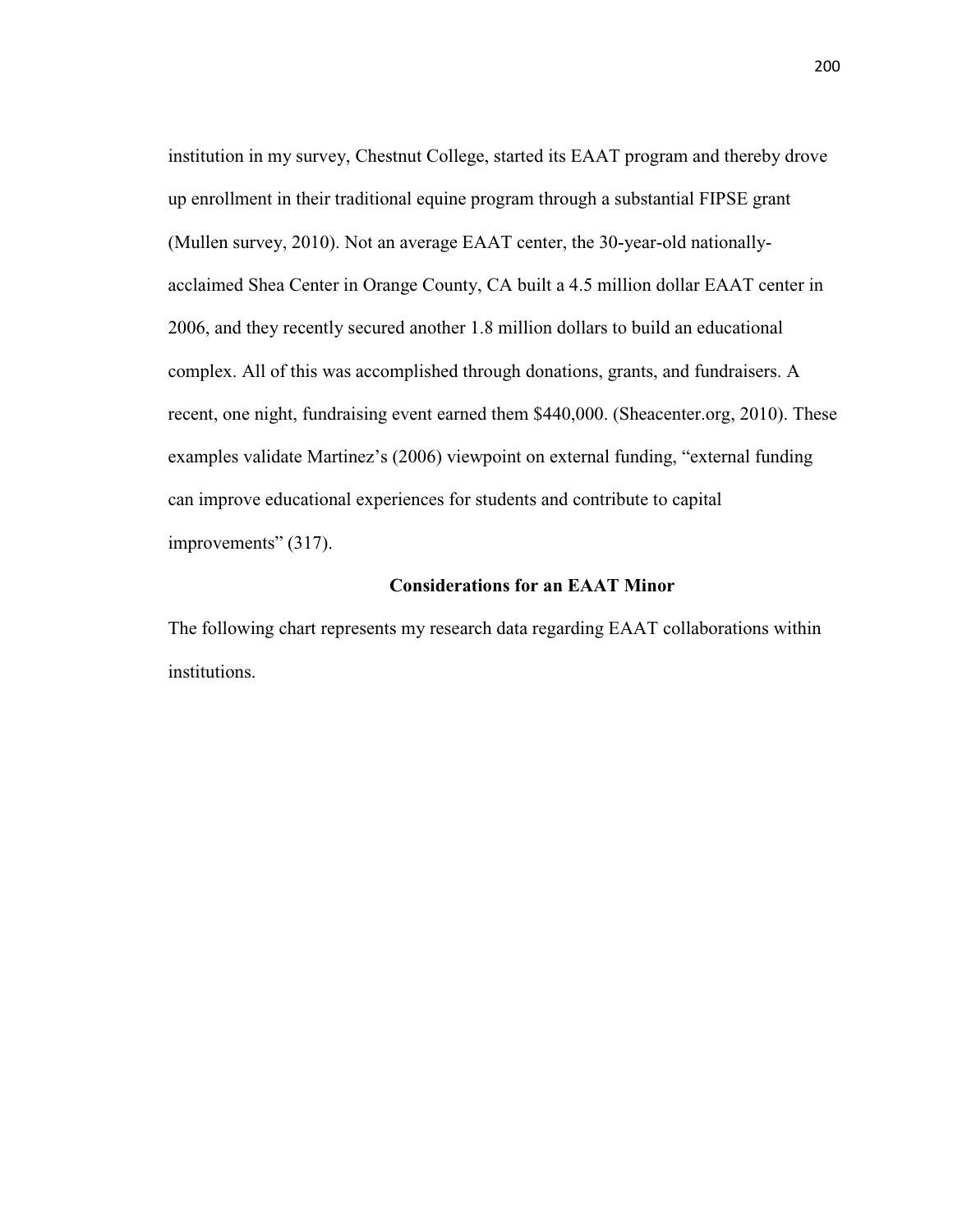institution in my survey, Chestnut College, started its EAAT program and thereby drove up enrollment in their traditional equine program through a substantial FIPSE grant (Mullen survey, 2010). Not an average EAAT center, the 30-year-old nationally-acclaimed Shea Center in Orange County, CA built a 4.5 million dollar EAAT center in 2006, and they recently secured another 1.8 million dollars to build an educational complex. All of this was accomplished through donations, grants, and fundraisers. A recent, one night, fundraising event earned them $440,000. (Sheacenter.org, 2010). These examples validate Martinez's (2006) viewpoint on external funding, "external funding can improve educational experiences for students and contribute to capital improvements" (317).

## Considerations for an EAAT Minor

The following chart represents my research data regarding EAAT collaborations within institutions.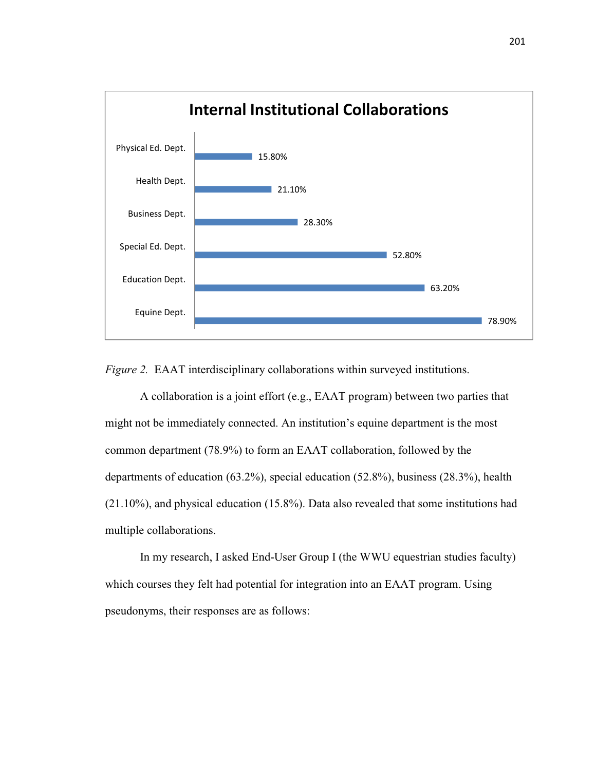Internal Institutional Collaborations

Physical Ed. Dept. 15.80%

Health Dept. 21.10%

Business Dept. 28.30%

Special Ed. Dept. 52.80%

Education Dept. 63.20%

Equine Dept. 78.90%

*Figure 2.* EAAT interdisciplinary collaborations within surveyed institutions.

A collaboration is a joint effort (e.g., EAAT program) between two parties that might not be immediately connected. An institution's equine department is the most common department (78.9%) to form an EAAT collaboration, followed by the departments of education (63.2%), special education (52.8%), business (28.3%), health (21.10%), and physical education (15.8%). Data also revealed that some institutions had multiple collaborations.

In my research, I asked End-User Group I (the WWU equestrian studies faculty) which courses they felt had potential for integration into an EAAT program. Using pseudonyms, their responses are as follows: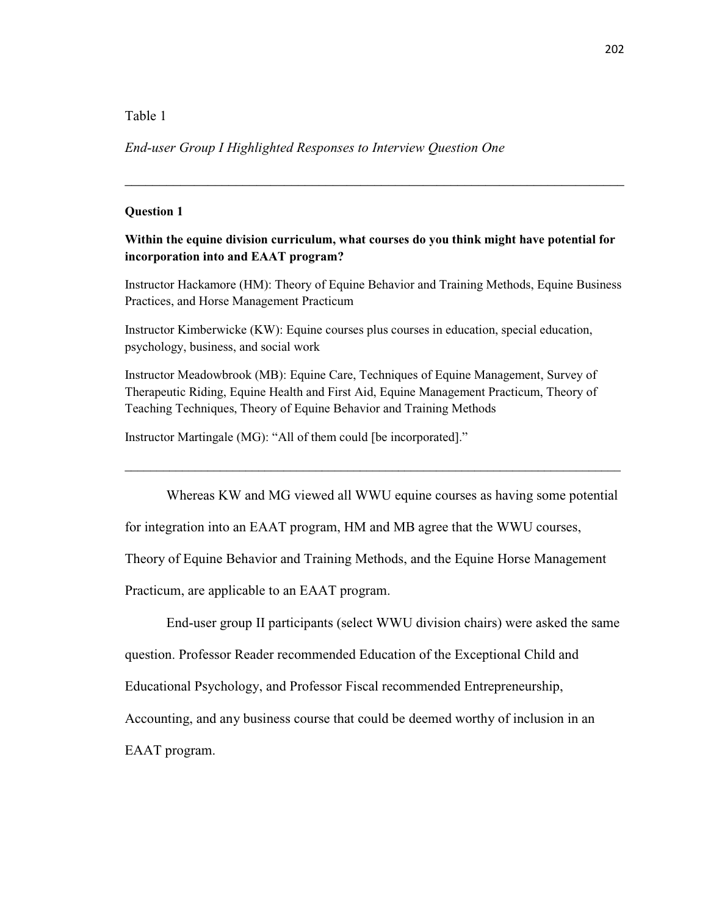Table 1

*End-user Group I Highlighted Responses to Interview Question One*

---

**Question 1**

**Within the equine division curriculum, what courses do you think might have potential for incorporation into and EAAT program?**

Instructor Hackamore (HM): Theory of Equine Behavior and Training Methods, Equine Business Practices, and Horse Management Practicum

Instructor Kimberwicke (KW): Equine courses plus courses in education, special education, psychology, business, and social work

Instructor Meadowbrook (MB): Equine Care, Techniques of Equine Management, Survey of Therapeutic Riding, Equine Health and First Aid, Equine Management Practicum, Theory of Teaching Techniques, Theory of Equine Behavior and Training Methods

Instructor Martingale (MG): "All of them could [be incorporated]."

---

Whereas KW and MG viewed all WWU equine courses as having some potential for integration into an EAAT program, HM and MB agree that the WWU courses, Theory of Equine Behavior and Training Methods, and the Equine Horse Management Practicum, are applicable to an EAAT program.

End-user group II participants (select WWU division chairs) were asked the same question. Professor Reader recommended Education of the Exceptional Child and Educational Psychology, and Professor Fiscal recommended Entrepreneurship, Accounting, and any business course that could be deemed worthy of inclusion in an EAAT program.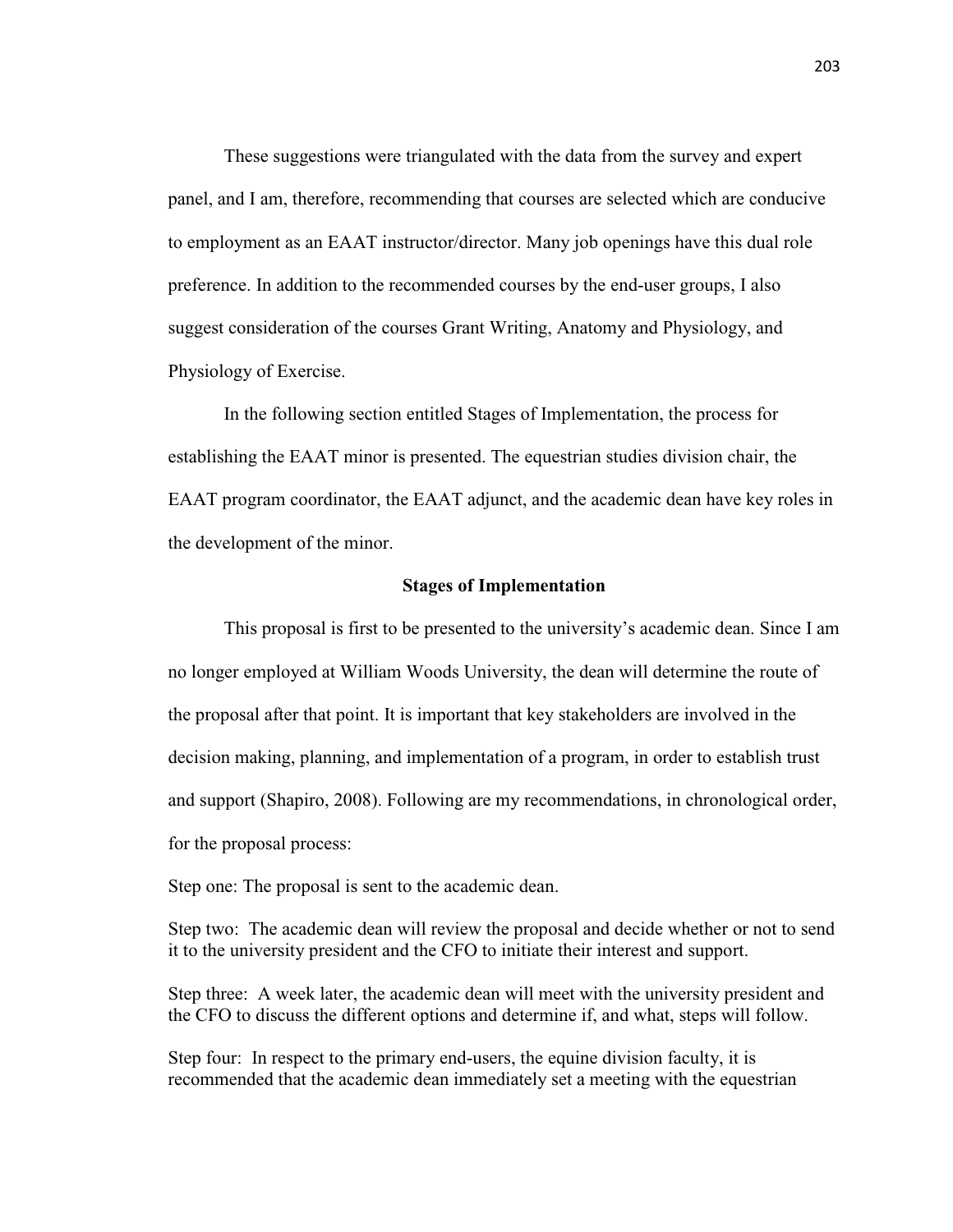These suggestions were triangulated with the data from the survey and expert panel, and I am, therefore, recommending that courses are selected which are conducive to employment as an EAAT instructor/director. Many job openings have this dual role preference. In addition to the recommended courses by the end-user groups, I also suggest consideration of the courses Grant Writing, Anatomy and Physiology, and Physiology of Exercise.

In the following section entitled Stages of Implementation, the process for establishing the EAAT minor is presented. The equestrian studies division chair, the EAAT program coordinator, the EAAT adjunct, and the academic dean have key roles in the development of the minor.

## Stages of Implementation

This proposal is first to be presented to the university's academic dean. Since I am no longer employed at William Woods University, the dean will determine the route of the proposal after that point. It is important that key stakeholders are involved in the decision making, planning, and implementation of a program, in order to establish trust and support (Shapiro, 2008). Following are my recommendations, in chronological order, for the proposal process:

Step one: The proposal is sent to the academic dean.

Step two: The academic dean will review the proposal and decide whether or not to send it to the university president and the CFO to initiate their interest and support.

Step three: A week later, the academic dean will meet with the university president and the CFO to discuss the different options and determine if, and what, steps will follow.

Step four: In respect to the primary end-users, the equine division faculty, it is recommended that the academic dean immediately set a meeting with the equestrian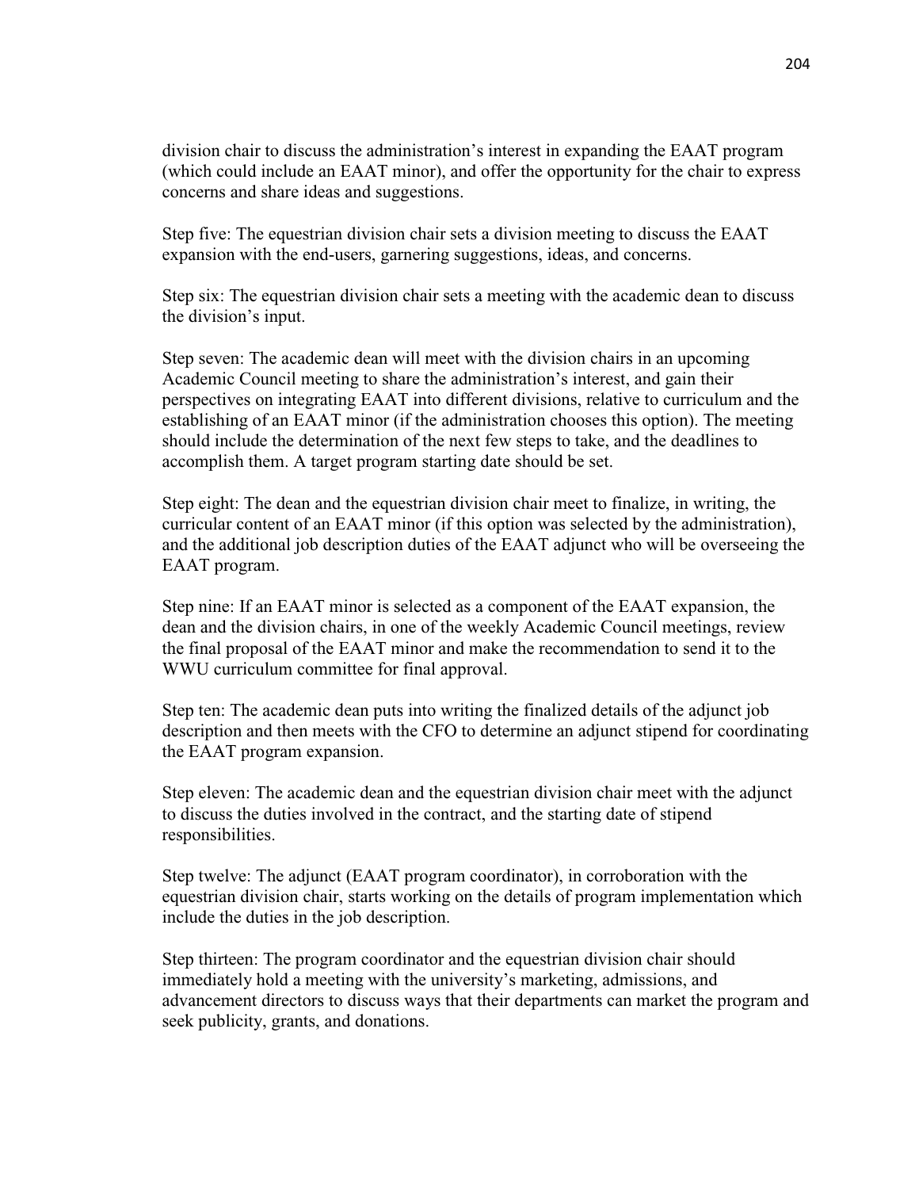division chair to discuss the administration's interest in expanding the EAAT program (which could include an EAAT minor), and offer the opportunity for the chair to express concerns and share ideas and suggestions.

Step five: The equestrian division chair sets a division meeting to discuss the EAAT expansion with the end-users, garnering suggestions, ideas, and concerns.

Step six: The equestrian division chair sets a meeting with the academic dean to discuss the division's input.

Step seven: The academic dean will meet with the division chairs in an upcoming Academic Council meeting to share the administration's interest, and gain their perspectives on integrating EAAT into different divisions, relative to curriculum and the establishing of an EAAT minor (if the administration chooses this option). The meeting should include the determination of the next few steps to take, and the deadlines to accomplish them. A target program starting date should be set.

Step eight: The dean and the equestrian division chair meet to finalize, in writing, the curricular content of an EAAT minor (if this option was selected by the administration), and the additional job description duties of the EAAT adjunct who will be overseeing the EAAT program.

Step nine: If an EAAT minor is selected as a component of the EAAT expansion, the dean and the division chairs, in one of the weekly Academic Council meetings, review the final proposal of the EAAT minor and make the recommendation to send it to the WWU curriculum committee for final approval.

Step ten: The academic dean puts into writing the finalized details of the adjunct job description and then meets with the CFO to determine an adjunct stipend for coordinating the EAAT program expansion.

Step eleven: The academic dean and the equestrian division chair meet with the adjunct to discuss the duties involved in the contract, and the starting date of stipend responsibilities.

Step twelve: The adjunct (EAAT program coordinator), in corroboration with the equestrian division chair, starts working on the details of program implementation which include the duties in the job description.

Step thirteen: The program coordinator and the equestrian division chair should immediately hold a meeting with the university's marketing, admissions, and advancement directors to discuss ways that their departments can market the program and seek publicity, grants, and donations.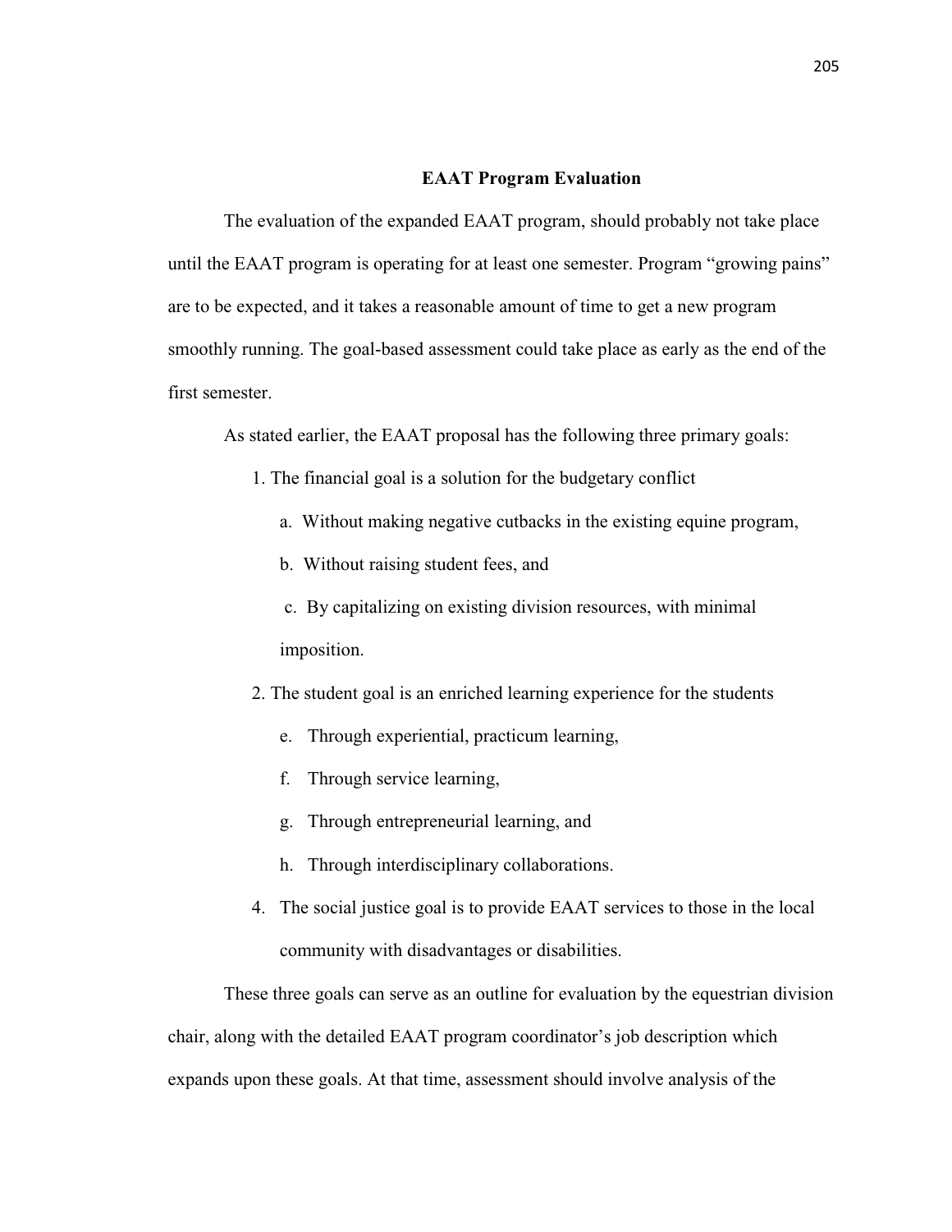## EAAT Program Evaluation

The evaluation of the expanded EAAT program, should probably not take place until the EAAT program is operating for at least one semester. Program "growing pains" are to be expected, and it takes a reasonable amount of time to get a new program smoothly running. The goal-based assessment could take place as early as the end of the first semester.

As stated earlier, the EAAT proposal has the following three primary goals:

1. The financial goal is a solution for the budgetary conflict
    a. Without making negative cutbacks in the existing equine program,
    b. Without raising student fees, and
    c. By capitalizing on existing division resources, with minimal imposition.
2. The student goal is an enriched learning experience for the students
    e. Through experiential, practicum learning,
    f. Through service learning,
    g. Through entrepreneurial learning, and
    h. Through interdisciplinary collaborations.
4. The social justice goal is to provide EAAT services to those in the local community with disadvantages or disabilities.

These three goals can serve as an outline for evaluation by the equestrian division chair, along with the detailed EAAT program coordinator's job description which expands upon these goals. At that time, assessment should involve analysis of the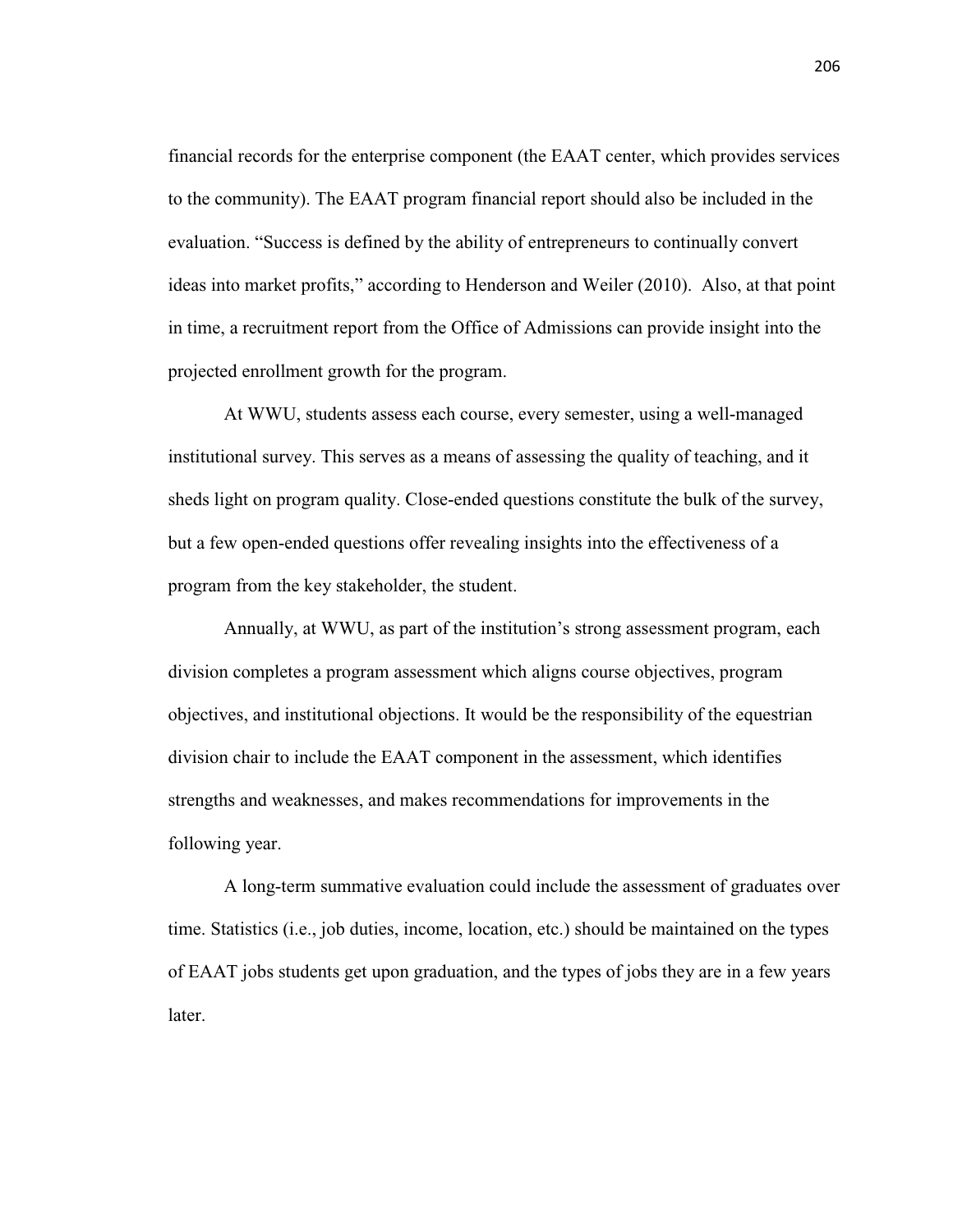financial records for the enterprise component (the EAAT center, which provides services to the community). The EAAT program financial report should also be included in the evaluation. "Success is defined by the ability of entrepreneurs to continually convert ideas into market profits," according to Henderson and Weiler (2010). Also, at that point in time, a recruitment report from the Office of Admissions can provide insight into the projected enrollment growth for the program.

At WWU, students assess each course, every semester, using a well-managed institutional survey. This serves as a means of assessing the quality of teaching, and it sheds light on program quality. Close-ended questions constitute the bulk of the survey, but a few open-ended questions offer revealing insights into the effectiveness of a program from the key stakeholder, the student.

Annually, at WWU, as part of the institution's strong assessment program, each division completes a program assessment which aligns course objectives, program objectives, and institutional objections. It would be the responsibility of the equestrian division chair to include the EAAT component in the assessment, which identifies strengths and weaknesses, and makes recommendations for improvements in the following year.

A long-term summative evaluation could include the assessment of graduates over time. Statistics (i.e., job duties, income, location, etc.) should be maintained on the types of EAAT jobs students get upon graduation, and the types of jobs they are in a few years later.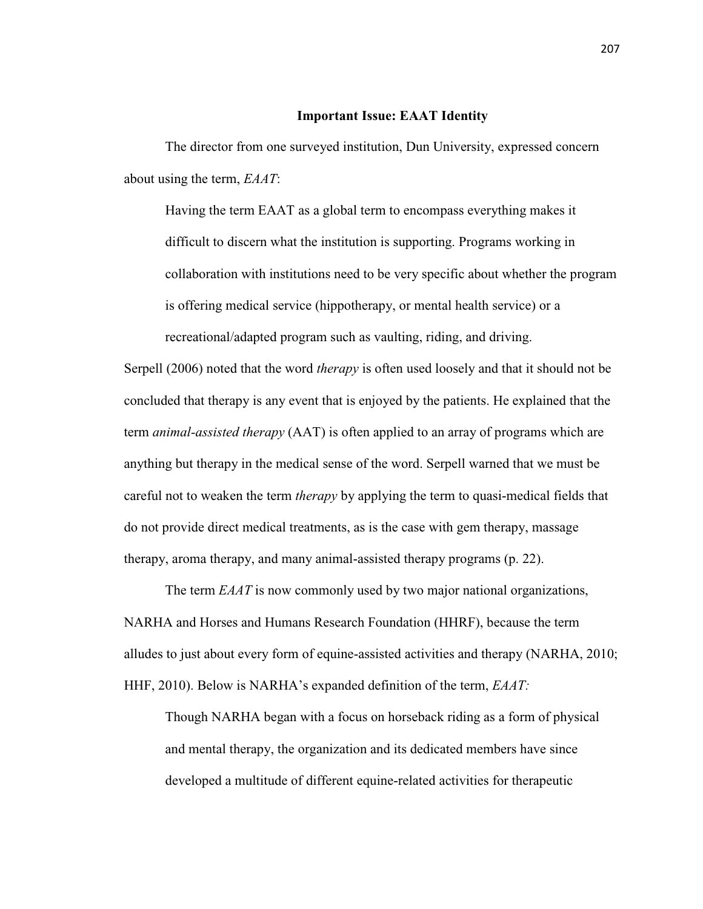## Important Issue: EAAT Identity

The director from one surveyed institution, Dun University, expressed concern about using the term, *EAAT*:

> Having the term EAAT as a global term to encompass everything makes it difficult to discern what the institution is supporting. Programs working in collaboration with institutions need to be very specific about whether the program is offering medical service (hippotherapy, or mental health service) or a recreational/adapted program such as vaulting, riding, and driving.

Serpell (2006) noted that the word *therapy* is often used loosely and that it should not be concluded that therapy is any event that is enjoyed by the patients. He explained that the term *animal-assisted therapy* (AAT) is often applied to an array of programs which are anything but therapy in the medical sense of the word. Serpell warned that we must be careful not to weaken the term *therapy* by applying the term to quasi-medical fields that do not provide direct medical treatments, as is the case with gem therapy, massage therapy, aroma therapy, and many animal-assisted therapy programs (p. 22).

The term *EAAT* is now commonly used by two major national organizations, NARHA and Horses and Humans Research Foundation (HHRF), because the term alludes to just about every form of equine-assisted activities and therapy (NARHA, 2010; HHF, 2010). Below is NARHA's expanded definition of the term, *EAAT:*

> Though NARHA began with a focus on horseback riding as a form of physical and mental therapy, the organization and its dedicated members have since developed a multitude of different equine-related activities for therapeutic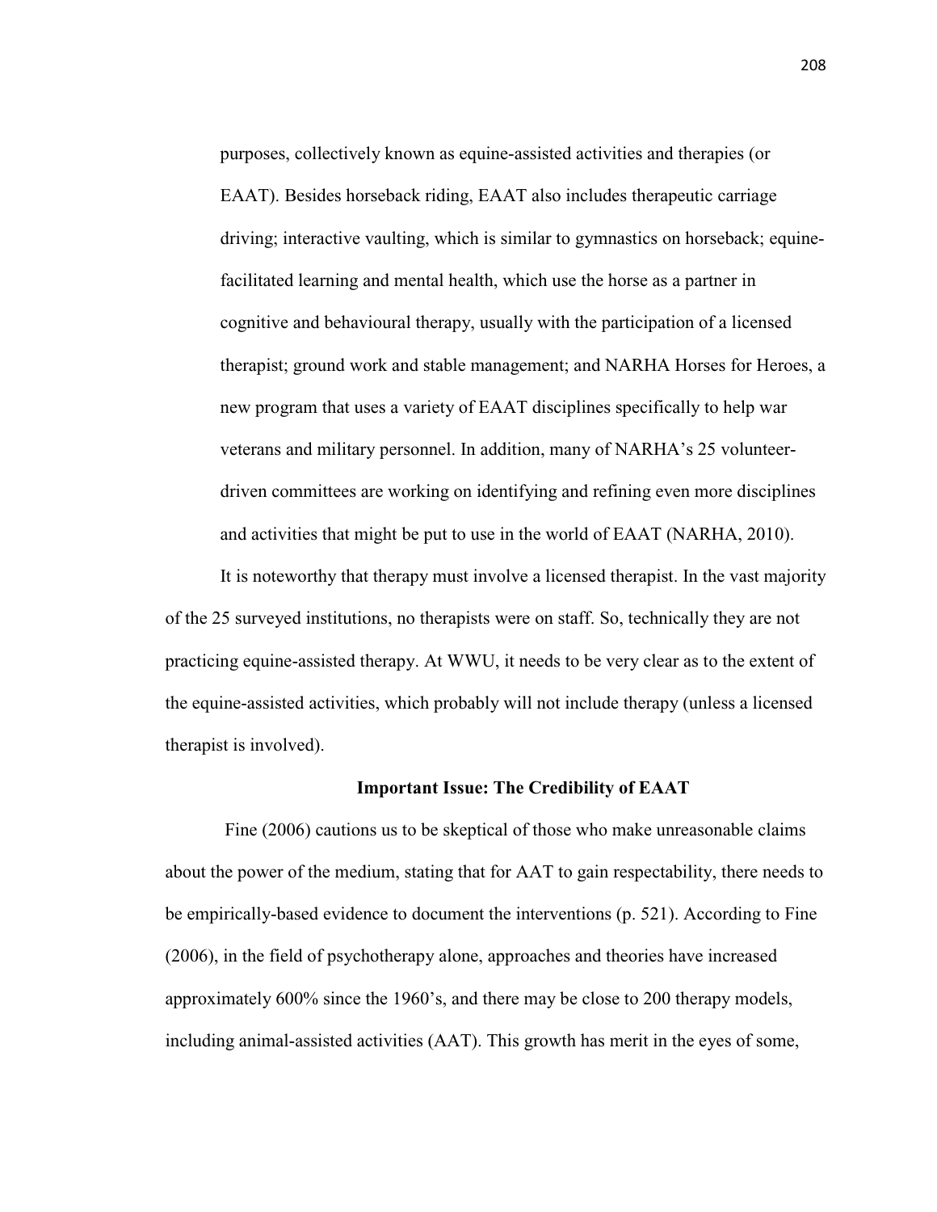purposes, collectively known as equine-assisted activities and therapies (or EAAT). Besides horseback riding, EAAT also includes therapeutic carriage driving; interactive vaulting, which is similar to gymnastics on horseback; equine-facilitated learning and mental health, which use the horse as a partner in cognitive and behavioural therapy, usually with the participation of a licensed therapist; ground work and stable management; and NARHA Horses for Heroes, a new program that uses a variety of EAAT disciplines specifically to help war veterans and military personnel. In addition, many of NARHA's 25 volunteer-driven committees are working on identifying and refining even more disciplines and activities that might be put to use in the world of EAAT (NARHA, 2010).

It is noteworthy that therapy must involve a licensed therapist. In the vast majority of the 25 surveyed institutions, no therapists were on staff. So, technically they are not practicing equine-assisted therapy. At WWU, it needs to be very clear as to the extent of the equine-assisted activities, which probably will not include therapy (unless a licensed therapist is involved).

**Important Issue: The Credibility of EAAT**

Fine (2006) cautions us to be skeptical of those who make unreasonable claims about the power of the medium, stating that for AAT to gain respectability, there needs to be empirically-based evidence to document the interventions (p. 521). According to Fine (2006), in the field of psychotherapy alone, approaches and theories have increased approximately 600% since the 1960's, and there may be close to 200 therapy models, including animal-assisted activities (AAT). This growth has merit in the eyes of some,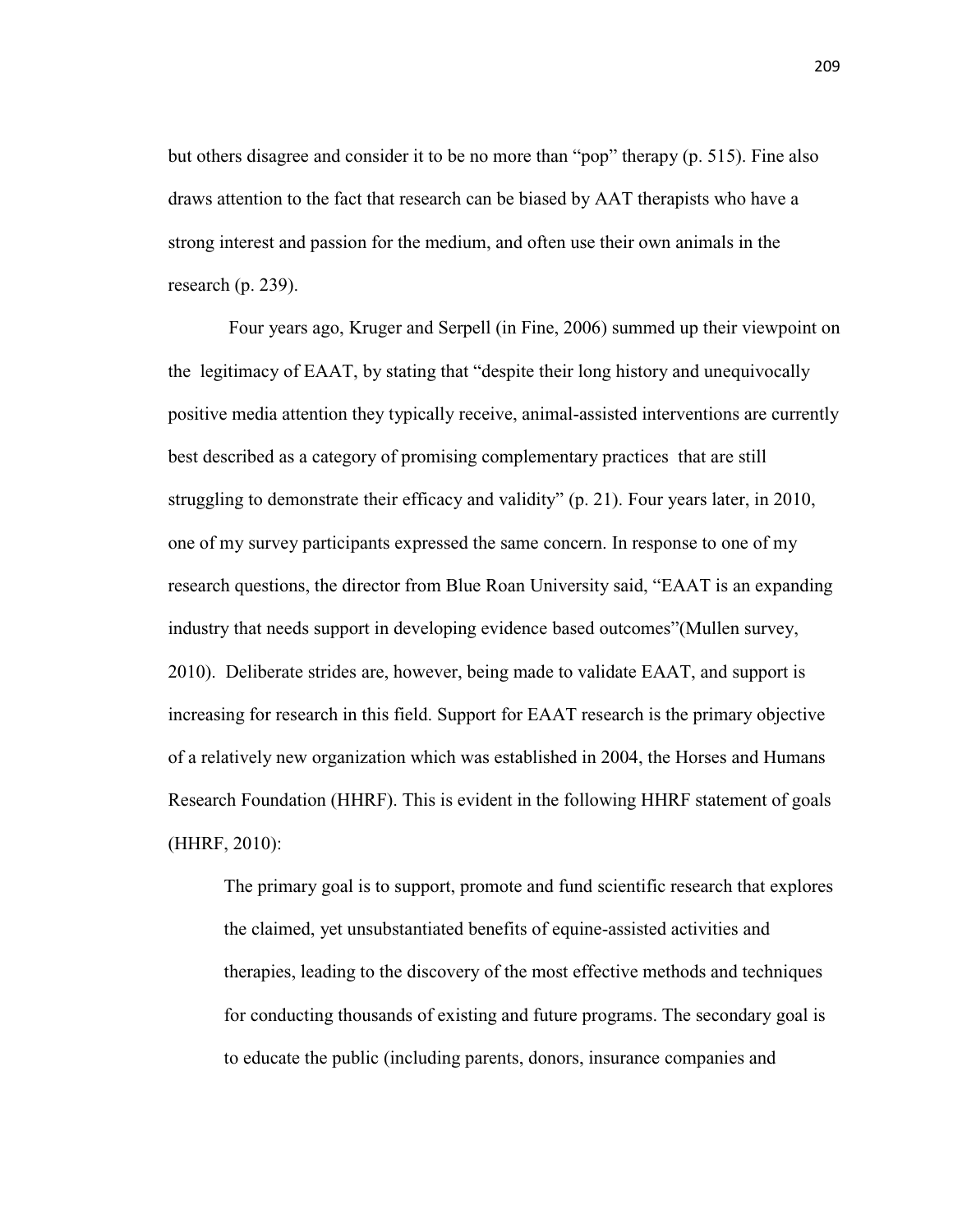but others disagree and consider it to be no more than "pop" therapy (p. 515). Fine also draws attention to the fact that research can be biased by AAT therapists who have a strong interest and passion for the medium, and often use their own animals in the research (p. 239).

Four years ago, Kruger and Serpell (in Fine, 2006) summed up their viewpoint on the legitimacy of EAAT, by stating that "despite their long history and unequivocally positive media attention they typically receive, animal-assisted interventions are currently best described as a category of promising complementary practices that are still struggling to demonstrate their efficacy and validity" (p. 21). Four years later, in 2010, one of my survey participants expressed the same concern. In response to one of my research questions, the director from Blue Roan University said, "EAAT is an expanding industry that needs support in developing evidence based outcomes"(Mullen survey, 2010). Deliberate strides are, however, being made to validate EAAT, and support is increasing for research in this field. Support for EAAT research is the primary objective of a relatively new organization which was established in 2004, the Horses and Humans Research Foundation (HHRF). This is evident in the following HHRF statement of goals (HHRF, 2010):

> The primary goal is to support, promote and fund scientific research that explores the claimed, yet unsubstantiated benefits of equine-assisted activities and therapies, leading to the discovery of the most effective methods and techniques for conducting thousands of existing and future programs. The secondary goal is to educate the public (including parents, donors, insurance companies and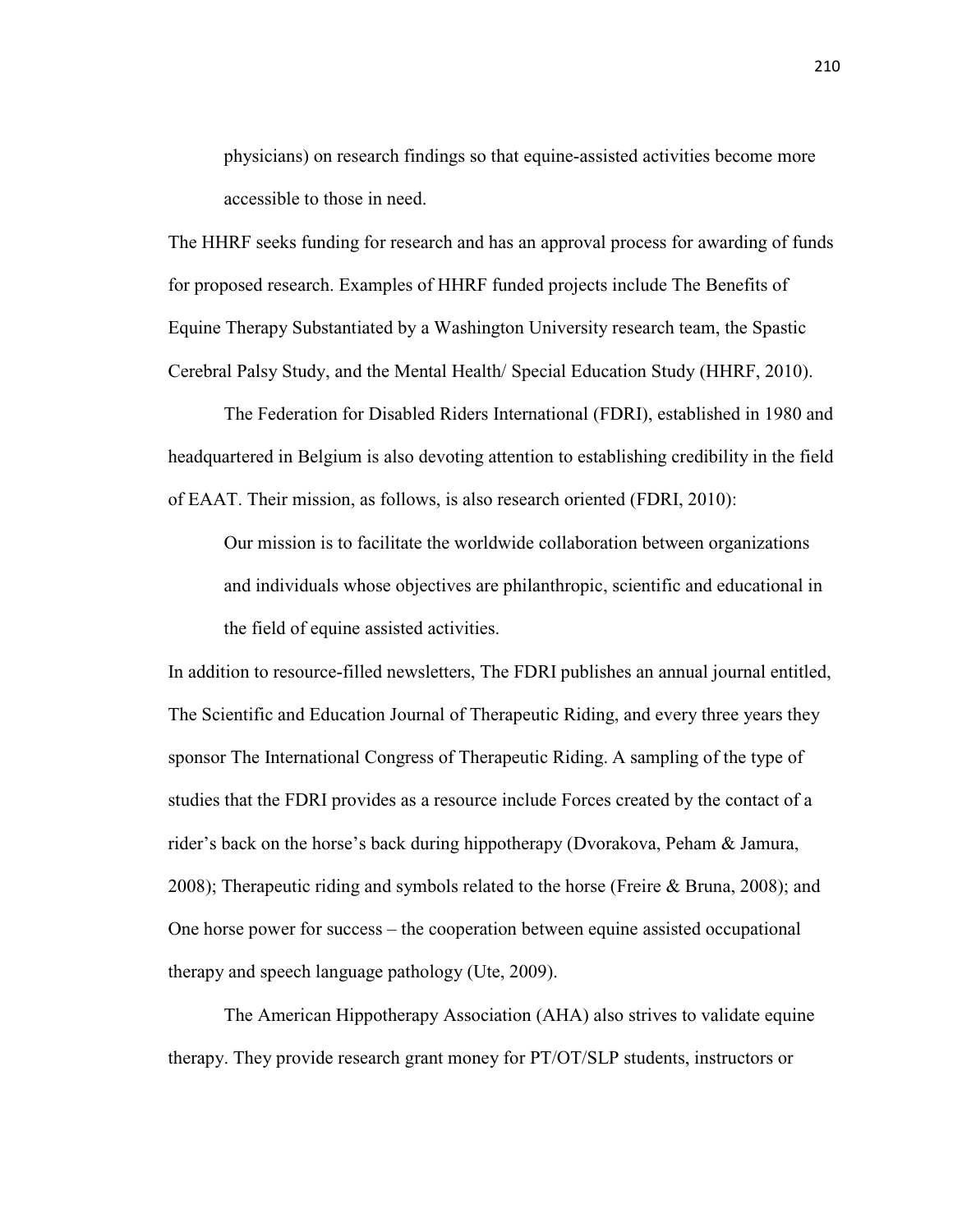physicians) on research findings so that equine-assisted activities become more accessible to those in need.

The HHRF seeks funding for research and has an approval process for awarding of funds for proposed research. Examples of HHRF funded projects include The Benefits of Equine Therapy Substantiated by a Washington University research team, the Spastic Cerebral Palsy Study, and the Mental Health/ Special Education Study (HHRF, 2010).

The Federation for Disabled Riders International (FDRI), established in 1980 and headquartered in Belgium is also devoting attention to establishing credibility in the field of EAAT. Their mission, as follows, is also research oriented (FDRI, 2010):

> Our mission is to facilitate the worldwide collaboration between organizations and individuals whose objectives are philanthropic, scientific and educational in the field of equine assisted activities.

In addition to resource-filled newsletters, The FDRI publishes an annual journal entitled, The Scientific and Education Journal of Therapeutic Riding, and every three years they sponsor The International Congress of Therapeutic Riding. A sampling of the type of studies that the FDRI provides as a resource include Forces created by the contact of a rider's back on the horse's back during hippotherapy (Dvorakova, Peham & Jamura, 2008); Therapeutic riding and symbols related to the horse (Freire & Bruna, 2008); and One horse power for success – the cooperation between equine assisted occupational therapy and speech language pathology (Ute, 2009).

The American Hippotherapy Association (AHA) also strives to validate equine therapy. They provide research grant money for PT/OT/SLP students, instructors or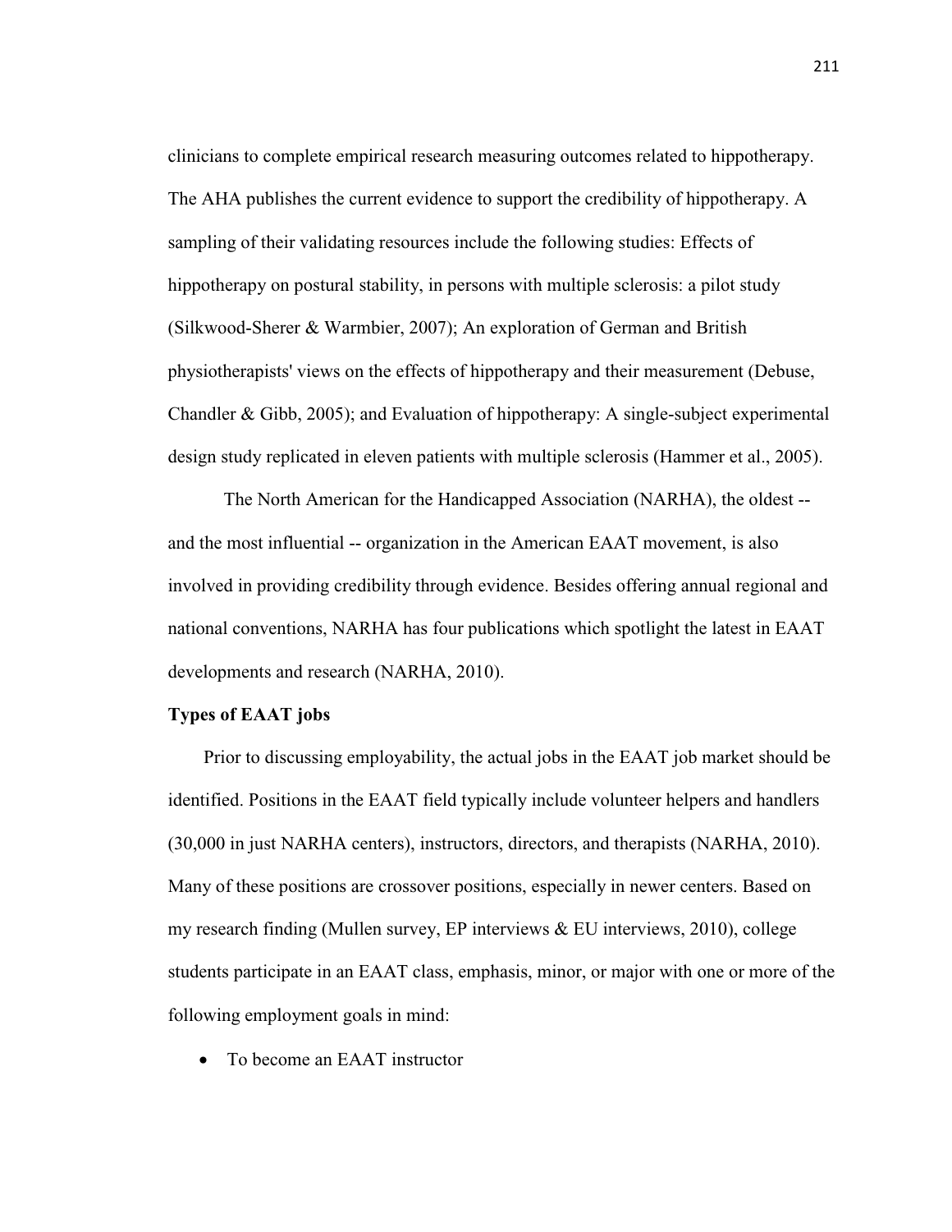clinicians to complete empirical research measuring outcomes related to hippotherapy. The AHA publishes the current evidence to support the credibility of hippotherapy. A sampling of their validating resources include the following studies: Effects of hippotherapy on postural stability, in persons with multiple sclerosis: a pilot study (Silkwood-Sherer & Warmbier, 2007); An exploration of German and British physiotherapists' views on the effects of hippotherapy and their measurement (Debuse, Chandler & Gibb, 2005); and Evaluation of hippotherapy: A single-subject experimental design study replicated in eleven patients with multiple sclerosis (Hammer et al., 2005).

The North American for the Handicapped Association (NARHA), the oldest -- and the most influential -- organization in the American EAAT movement, is also involved in providing credibility through evidence. Besides offering annual regional and national conventions, NARHA has four publications which spotlight the latest in EAAT developments and research (NARHA, 2010).

**Types of EAAT jobs**

Prior to discussing employability, the actual jobs in the EAAT job market should be identified. Positions in the EAAT field typically include volunteer helpers and handlers (30,000 in just NARHA centers), instructors, directors, and therapists (NARHA, 2010). Many of these positions are crossover positions, especially in newer centers. Based on my research finding (Mullen survey, EP interviews & EU interviews, 2010), college students participate in an EAAT class, emphasis, minor, or major with one or more of the following employment goals in mind:

- To become an EAAT instructor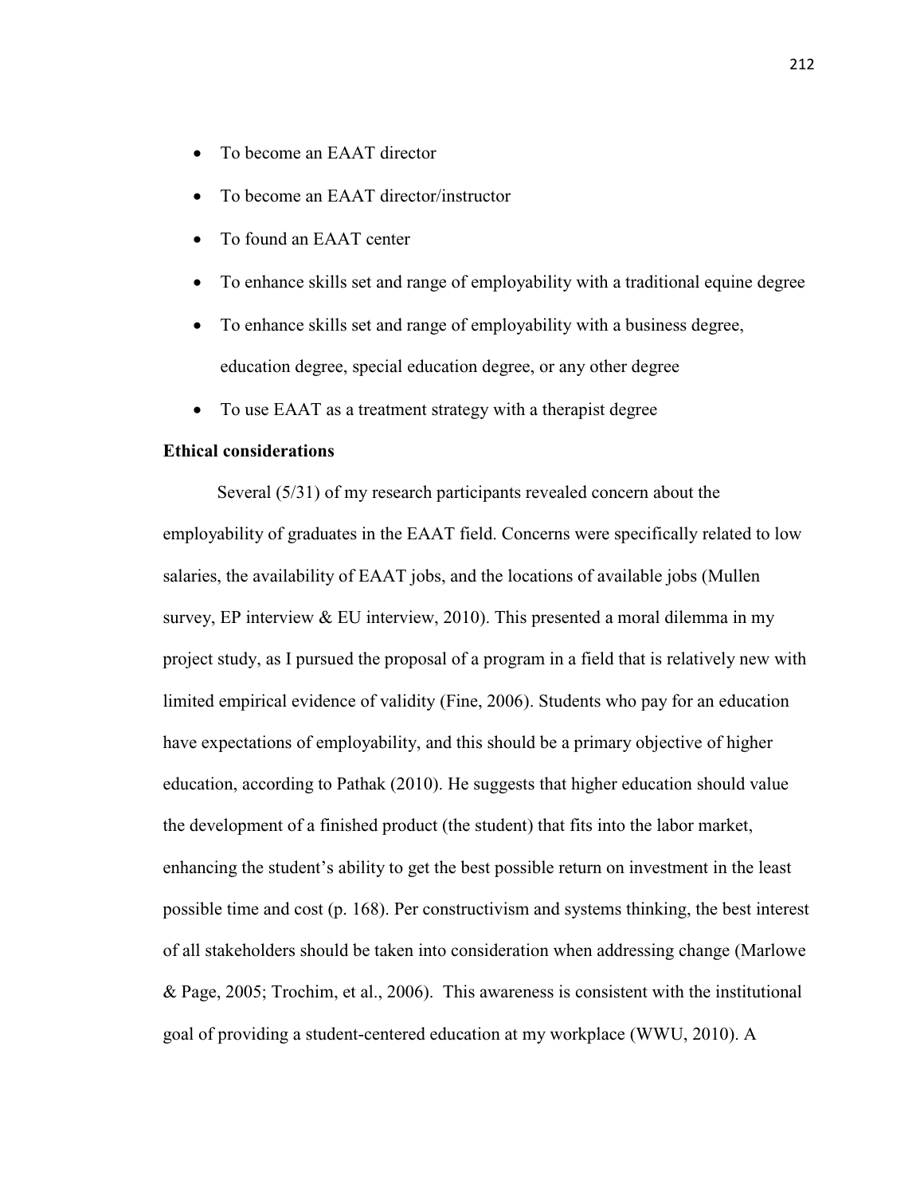- To become an EAAT director
- To become an EAAT director/instructor
- To found an EAAT center
- To enhance skills set and range of employability with a traditional equine degree
- To enhance skills set and range of employability with a business degree, education degree, special education degree, or any other degree
- To use EAAT as a treatment strategy with a therapist degree

**Ethical considerations**

Several (5/31) of my research participants revealed concern about the employability of graduates in the EAAT field. Concerns were specifically related to low salaries, the availability of EAAT jobs, and the locations of available jobs (Mullen survey, EP interview & EU interview, 2010). This presented a moral dilemma in my project study, as I pursued the proposal of a program in a field that is relatively new with limited empirical evidence of validity (Fine, 2006). Students who pay for an education have expectations of employability, and this should be a primary objective of higher education, according to Pathak (2010). He suggests that higher education should value the development of a finished product (the student) that fits into the labor market, enhancing the student's ability to get the best possible return on investment in the least possible time and cost (p. 168). Per constructivism and systems thinking, the best interest of all stakeholders should be taken into consideration when addressing change (Marlowe & Page, 2005; Trochim, et al., 2006). This awareness is consistent with the institutional goal of providing a student-centered education at my workplace (WWU, 2010). A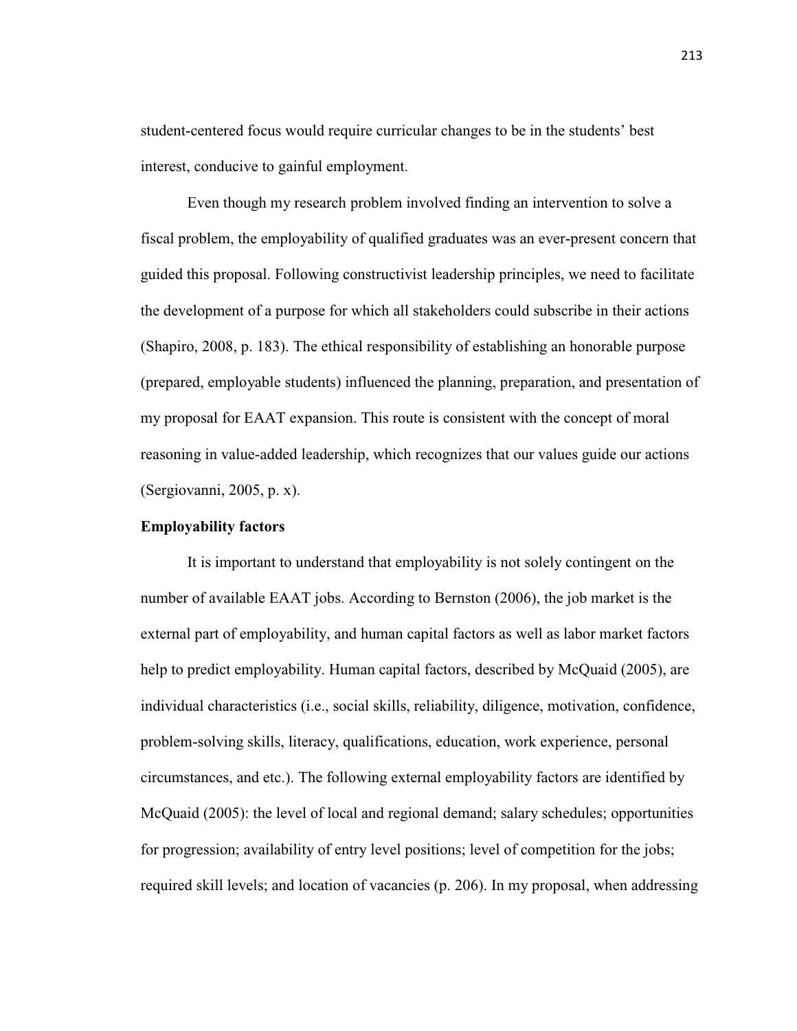student-centered focus would require curricular changes to be in the students' best interest, conducive to gainful employment.

Even though my research problem involved finding an intervention to solve a fiscal problem, the employability of qualified graduates was an ever-present concern that guided this proposal. Following constructivist leadership principles, we need to facilitate the development of a purpose for which all stakeholders could subscribe in their actions (Shapiro, 2008, p. 183). The ethical responsibility of establishing an honorable purpose (prepared, employable students) influenced the planning, preparation, and presentation of my proposal for EAAT expansion. This route is consistent with the concept of moral reasoning in value-added leadership, which recognizes that our values guide our actions (Sergiovanni, 2005, p. x).

**Employability factors**

It is important to understand that employability is not solely contingent on the number of available EAAT jobs. According to Bernston (2006), the job market is the external part of employability, and human capital factors as well as labor market factors help to predict employability. Human capital factors, described by McQuaid (2005), are individual characteristics (i.e., social skills, reliability, diligence, motivation, confidence, problem-solving skills, literacy, qualifications, education, work experience, personal circumstances, and etc.). The following external employability factors are identified by McQuaid (2005): the level of local and regional demand; salary schedules; opportunities for progression; availability of entry level positions; level of competition for the jobs; required skill levels; and location of vacancies (p. 206). In my proposal, when addressing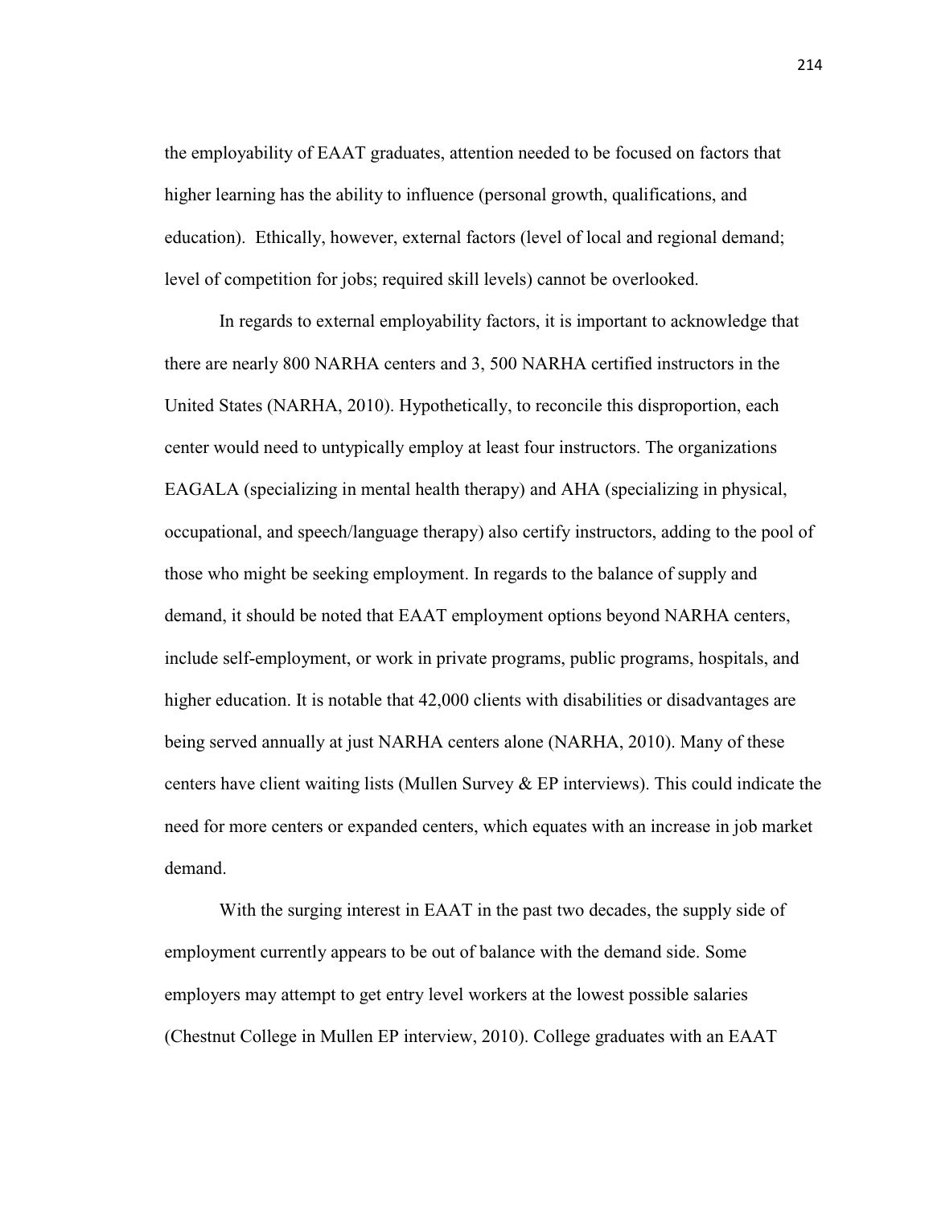the employability of EAAT graduates, attention needed to be focused on factors that higher learning has the ability to influence (personal growth, qualifications, and education). Ethically, however, external factors (level of local and regional demand; level of competition for jobs; required skill levels) cannot be overlooked.

In regards to external employability factors, it is important to acknowledge that there are nearly 800 NARHA centers and 3, 500 NARHA certified instructors in the United States (NARHA, 2010). Hypothetically, to reconcile this disproportion, each center would need to untypically employ at least four instructors. The organizations EAGALA (specializing in mental health therapy) and AHA (specializing in physical, occupational, and speech/language therapy) also certify instructors, adding to the pool of those who might be seeking employment. In regards to the balance of supply and demand, it should be noted that EAAT employment options beyond NARHA centers, include self-employment, or work in private programs, public programs, hospitals, and higher education. It is notable that 42,000 clients with disabilities or disadvantages are being served annually at just NARHA centers alone (NARHA, 2010). Many of these centers have client waiting lists (Mullen Survey & EP interviews). This could indicate the need for more centers or expanded centers, which equates with an increase in job market demand.

With the surging interest in EAAT in the past two decades, the supply side of employment currently appears to be out of balance with the demand side. Some employers may attempt to get entry level workers at the lowest possible salaries (Chestnut College in Mullen EP interview, 2010). College graduates with an EAAT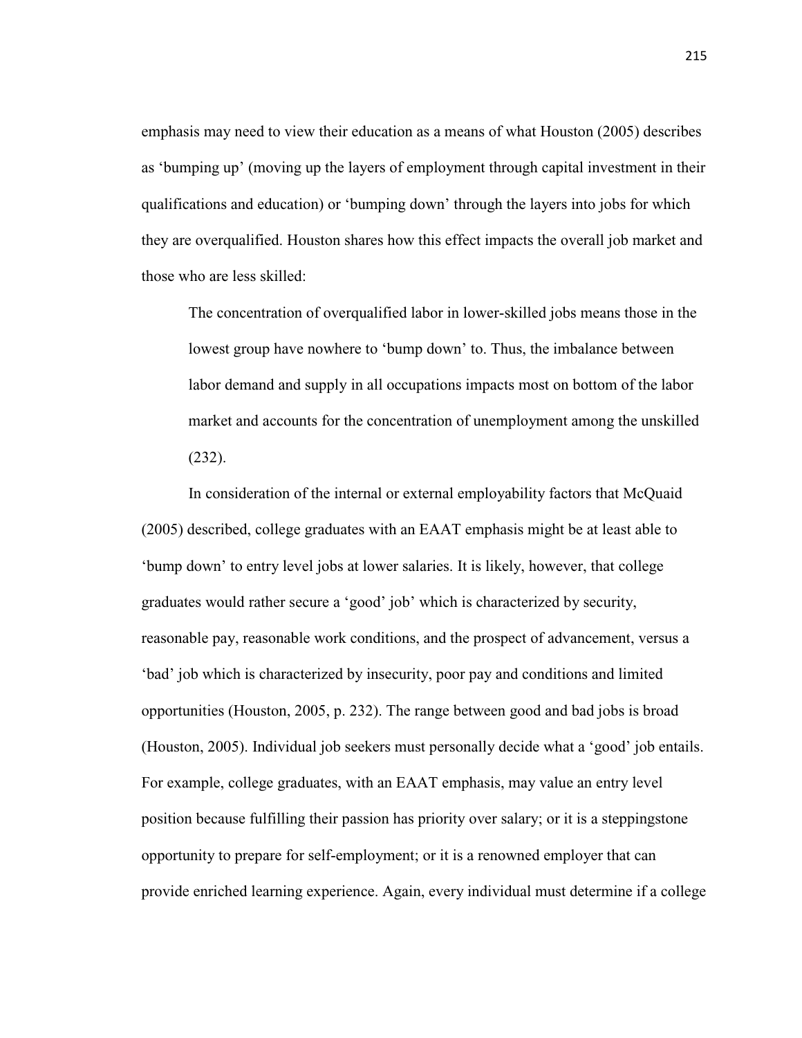emphasis may need to view their education as a means of what Houston (2005) describes as 'bumping up' (moving up the layers of employment through capital investment in their qualifications and education) or 'bumping down' through the layers into jobs for which they are overqualified. Houston shares how this effect impacts the overall job market and those who are less skilled:

> The concentration of overqualified labor in lower-skilled jobs means those in the lowest group have nowhere to 'bump down' to. Thus, the imbalance between labor demand and supply in all occupations impacts most on bottom of the labor market and accounts for the concentration of unemployment among the unskilled (232).

In consideration of the internal or external employability factors that McQuaid (2005) described, college graduates with an EAAT emphasis might be at least able to 'bump down' to entry level jobs at lower salaries. It is likely, however, that college graduates would rather secure a 'good' job' which is characterized by security, reasonable pay, reasonable work conditions, and the prospect of advancement, versus a 'bad' job which is characterized by insecurity, poor pay and conditions and limited opportunities (Houston, 2005, p. 232). The range between good and bad jobs is broad (Houston, 2005). Individual job seekers must personally decide what a 'good' job entails. For example, college graduates, with an EAAT emphasis, may value an entry level position because fulfilling their passion has priority over salary; or it is a steppingstone opportunity to prepare for self-employment; or it is a renowned employer that can provide enriched learning experience. Again, every individual must determine if a college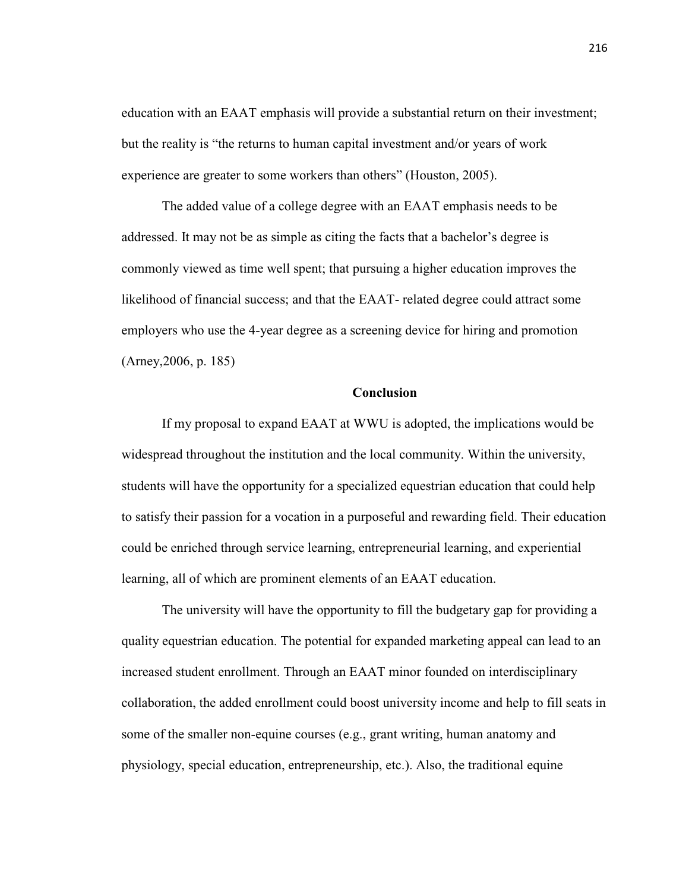education with an EAAT emphasis will provide a substantial return on their investment; but the reality is "the returns to human capital investment and/or years of work experience are greater to some workers than others" (Houston, 2005).

The added value of a college degree with an EAAT emphasis needs to be addressed. It may not be as simple as citing the facts that a bachelor's degree is commonly viewed as time well spent; that pursuing a higher education improves the likelihood of financial success; and that the EAAT- related degree could attract some employers who use the 4-year degree as a screening device for hiring and promotion (Arney,2006, p. 185)

## Conclusion

If my proposal to expand EAAT at WWU is adopted, the implications would be widespread throughout the institution and the local community. Within the university, students will have the opportunity for a specialized equestrian education that could help to satisfy their passion for a vocation in a purposeful and rewarding field. Their education could be enriched through service learning, entrepreneurial learning, and experiential learning, all of which are prominent elements of an EAAT education.

The university will have the opportunity to fill the budgetary gap for providing a quality equestrian education. The potential for expanded marketing appeal can lead to an increased student enrollment. Through an EAAT minor founded on interdisciplinary collaboration, the added enrollment could boost university income and help to fill seats in some of the smaller non-equine courses (e.g., grant writing, human anatomy and physiology, special education, entrepreneurship, etc.). Also, the traditional equine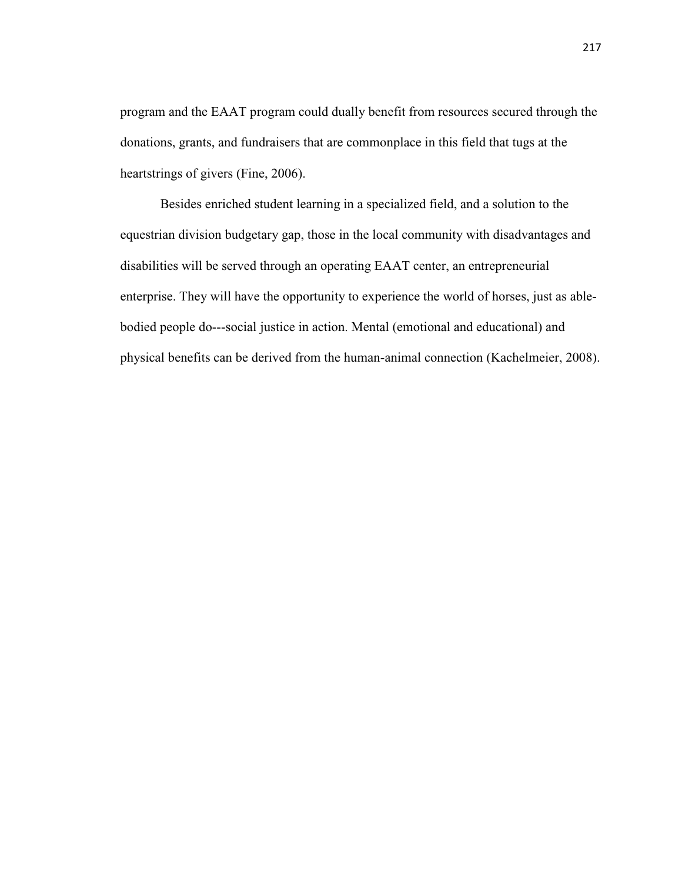program and the EAAT program could dually benefit from resources secured through the donations, grants, and fundraisers that are commonplace in this field that tugs at the heartstrings of givers (Fine, 2006).

Besides enriched student learning in a specialized field, and a solution to the equestrian division budgetary gap, those in the local community with disadvantages and disabilities will be served through an operating EAAT center, an entrepreneurial enterprise. They will have the opportunity to experience the world of horses, just as able-bodied people do---social justice in action. Mental (emotional and educational) and physical benefits can be derived from the human-animal connection (Kachelmeier, 2008).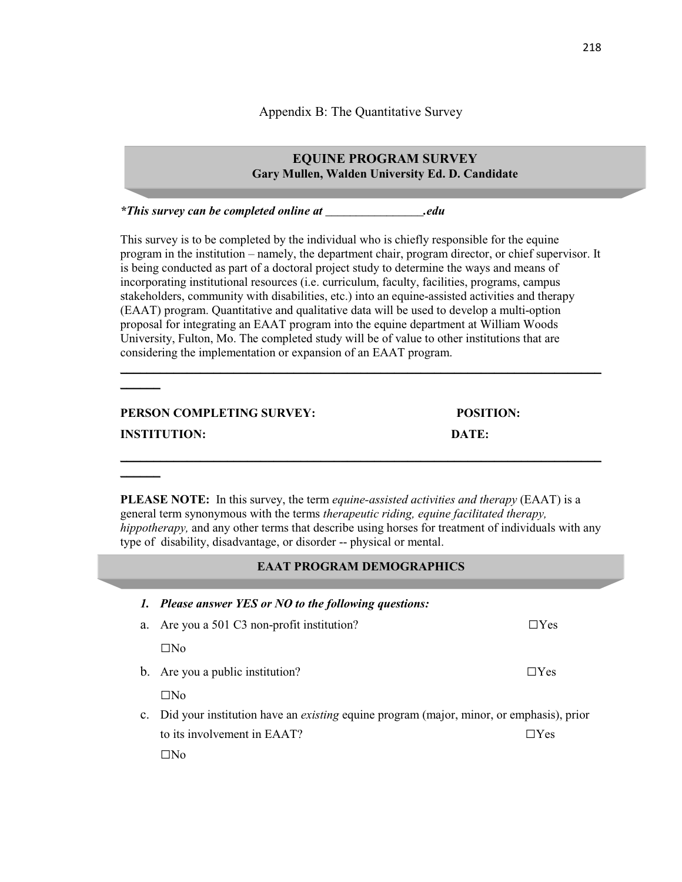Appendix B: The Quantitative Survey

## EQUINE PROGRAM SURVEY

**Gary Mullen, Walden University Ed. D. Candidate**

***This survey can be completed online at ________________.edu***

This survey is to be completed by the individual who is chiefly responsible for the equine program in the institution – namely, the department chair, program director, or chief supervisor. It is being conducted as part of a doctoral project study to determine the ways and means of incorporating institutional resources (i.e. curriculum, faculty, facilities, programs, campus stakeholders, community with disabilities, etc.) into an equine-assisted activities and therapy (EAAT) program. Quantitative and qualitative data will be used to develop a multi-option proposal for integrating an EAAT program into the equine department at William Woods University, Fulton, Mo. The completed study will be of value to other institutions that are considering the implementation or expansion of an EAAT program.

---

**PERSON COMPLETING SURVEY:** **POSITION:**

**INSTITUTION:** **DATE:**

---

**PLEASE NOTE:** In this survey, the term *equine-assisted activities and therapy* (EAAT) is a general term synonymous with the terms *therapeutic riding, equine facilitated therapy, hippotherapy,* and any other terms that describe using horses for treatment of individuals with any type of disability, disadvantage, or disorder -- physical or mental.

## EAAT PROGRAM DEMOGRAPHICS

1. ***Please answer YES or NO to the following questions:***

   a. Are you a 501 C3 non-profit institution? ☐Yes ☐No

   b. Are you a public institution? ☐Yes ☐No

   c. Did your institution have an *existing* equine program (major, minor, or emphasis), prior to its involvement in EAAT? ☐Yes ☐No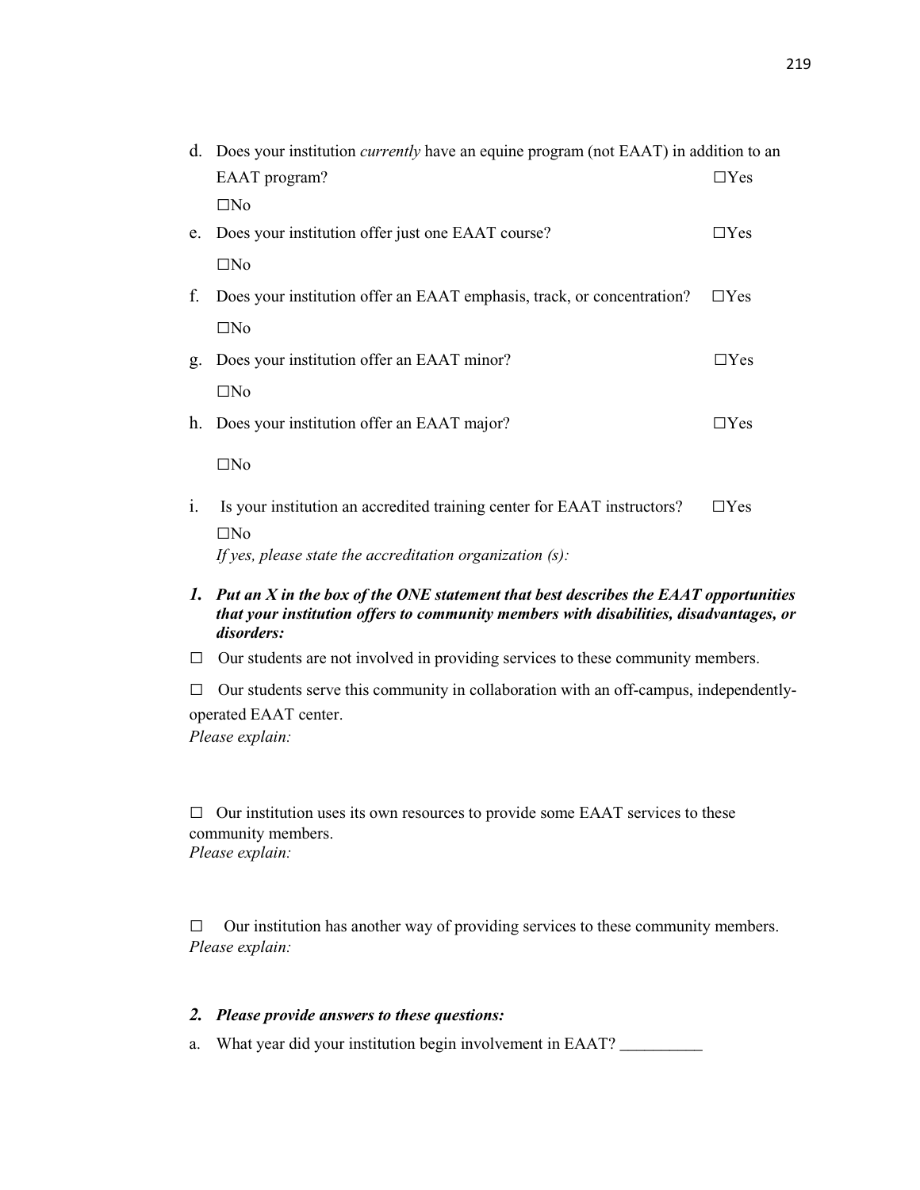d. Does your institution *currently* have an equine program (not EAAT) in addition to an EAAT program? ☐Yes ☐No

e. Does your institution offer just one EAAT course? ☐Yes ☐No

f. Does your institution offer an EAAT emphasis, track, or concentration? ☐Yes ☐No

g. Does your institution offer an EAAT minor? ☐Yes ☐No

h. Does your institution offer an EAAT major? ☐Yes ☐No

i. Is your institution an accredited training center for EAAT instructors? ☐Yes ☐No
*If yes, please state the accreditation organization (s):*

***1. Put an X in the box of the ONE statement that best describes the EAAT opportunities that your institution offers to community members with disabilities, disadvantages, or disorders:***

☐ Our students are not involved in providing services to these community members.

☐ Our students serve this community in collaboration with an off-campus, independently-operated EAAT center.
*Please explain:*

☐ Our institution uses its own resources to provide some EAAT services to these community members.
*Please explain:*

☐ Our institution has another way of providing services to these community members.
*Please explain:*

***2. Please provide answers to these questions:***

a. What year did your institution begin involvement in EAAT? __________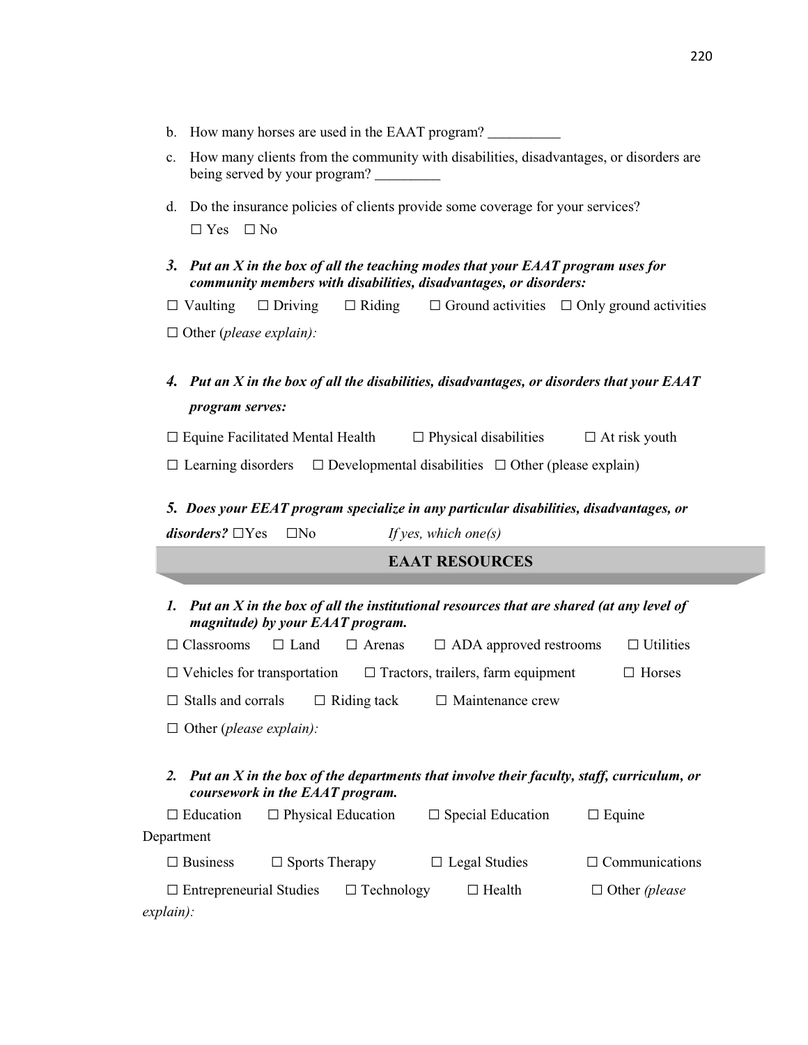b. How many horses are used in the EAAT program? __________

c. How many clients from the community with disabilities, disadvantages, or disorders are being served by your program? _________

d. Do the insurance policies of clients provide some coverage for your services?

☐ Yes ☐ No

***3. Put an X in the box of all the teaching modes that your EAAT program uses for community members with disabilities, disadvantages, or disorders:***

☐ Vaulting ☐ Driving ☐ Riding ☐ Ground activities ☐ Only ground activities

☐ Other (*please explain):*

***4. Put an X in the box of all the disabilities, disadvantages, or disorders that your EAAT program serves:***

☐ Equine Facilitated Mental Health ☐ Physical disabilities ☐ At risk youth

☐ Learning disorders ☐ Developmental disabilities ☐ Other (please explain)

***5. Does your EEAT program specialize in any particular disabilities, disadvantages, or disorders?*** ☐Yes ☐No *If yes, which one(s)*

## EAAT RESOURCES

***1. Put an X in the box of all the institutional resources that are shared (at any level of magnitude) by your EAAT program.***

☐ Classrooms ☐ Land ☐ Arenas ☐ ADA approved restrooms ☐ Utilities

☐ Vehicles for transportation ☐ Tractors, trailers, farm equipment ☐ Horses

☐ Stalls and corrals ☐ Riding tack ☐ Maintenance crew

☐ Other (*please explain):*

***2. Put an X in the box of the departments that involve their faculty, staff, curriculum, or coursework in the EAAT program.***

☐ Education ☐ Physical Education ☐ Special Education ☐ Equine Department

☐ Business ☐ Sports Therapy ☐ Legal Studies ☐ Communications

☐ Entrepreneurial Studies ☐ Technology ☐ Health ☐ Other *(please explain):*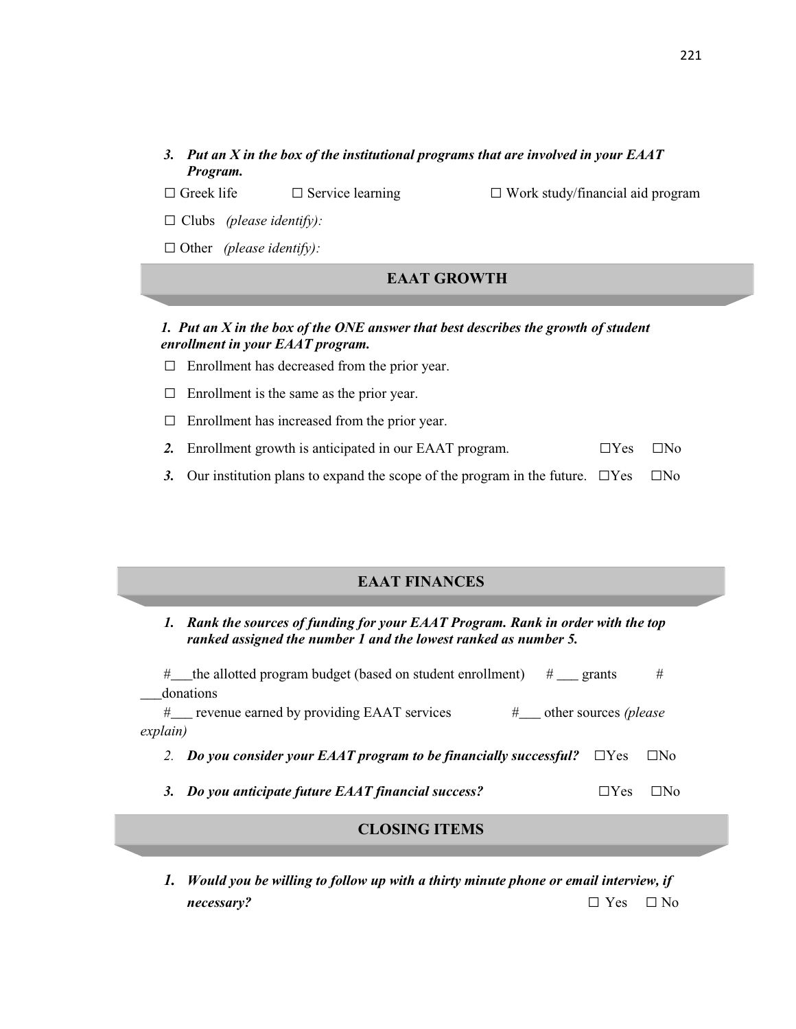***3. Put an X in the box of the institutional programs that are involved in your EAAT Program.***

☐ Greek life ☐ Service learning ☐ Work study/financial aid program

☐ Clubs *(please identify):*

☐ Other *(please identify):*

## EAAT GROWTH

***1. Put an X in the box of the ONE answer that best describes the growth of student enrollment in your EAAT program.***

☐ Enrollment has decreased from the prior year.

☐ Enrollment is the same as the prior year.

☐ Enrollment has increased from the prior year.

***2.*** Enrollment growth is anticipated in our EAAT program. ☐Yes ☐No

***3.*** Our institution plans to expand the scope of the program in the future. ☐Yes ☐No

## EAAT FINANCES

***1. Rank the sources of funding for your EAAT Program. Rank in order with the top ranked assigned the number 1 and the lowest ranked as number 5.***

#___the allotted program budget (based on student enrollment) # ___ grants # ___donations

#___ revenue earned by providing EAAT services #___ other sources *(please explain)*

2. ***Do you consider your EAAT program to be financially successful?*** ☐Yes ☐No

***3. Do you anticipate future EAAT financial success?*** ☐Yes ☐No

## CLOSING ITEMS

***1. Would you be willing to follow up with a thirty minute phone or email interview, if necessary?*** ☐ Yes ☐ No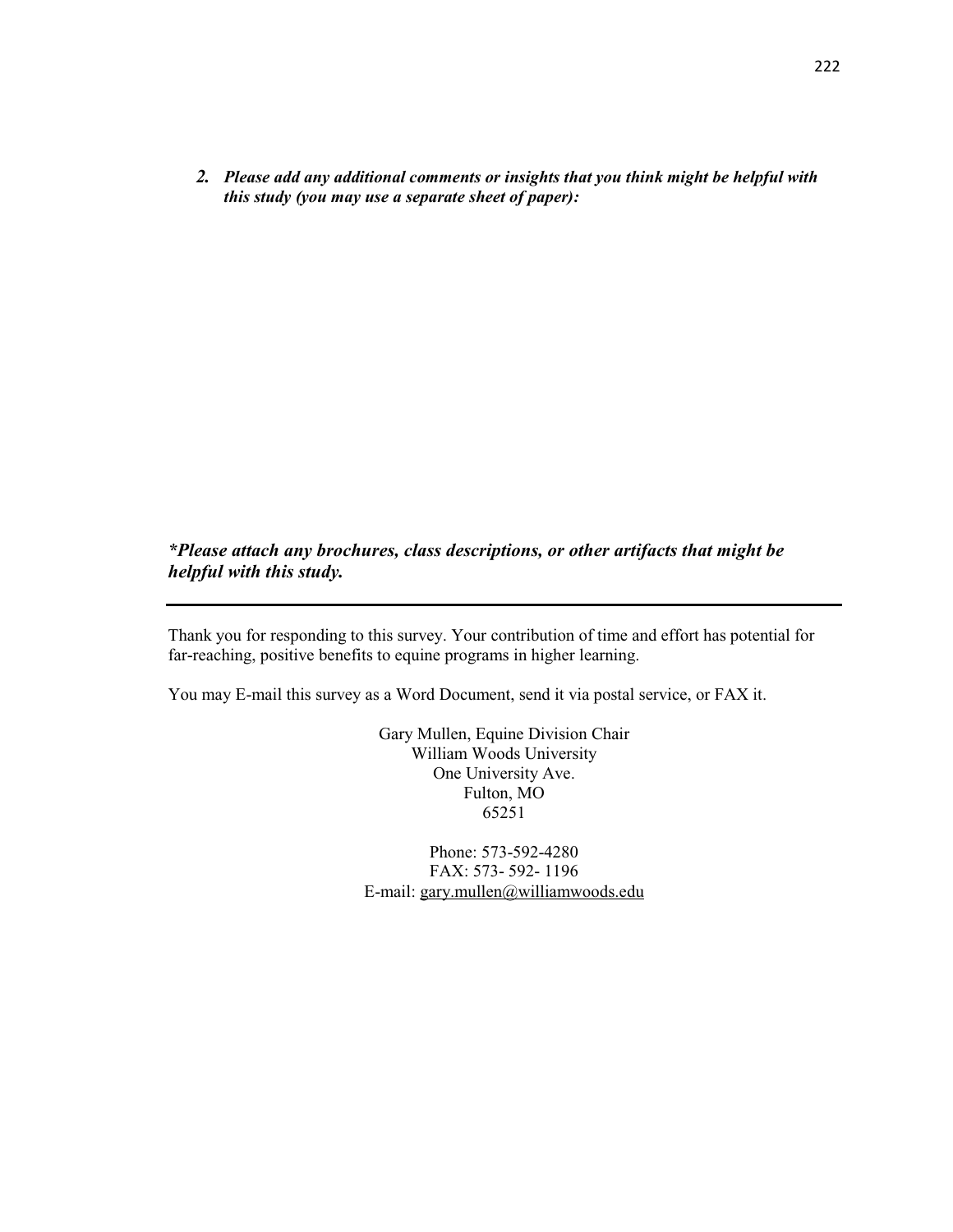2. ***Please add any additional comments or insights that you think might be helpful with this study (you may use a separate sheet of paper):***

***\*Please attach any brochures, class descriptions, or other artifacts that might be helpful with this study.***

---

Thank you for responding to this survey. Your contribution of time and effort has potential for far-reaching, positive benefits to equine programs in higher learning.

You may E-mail this survey as a Word Document, send it via postal service, or FAX it.

Gary Mullen, Equine Division Chair
William Woods University
One University Ave.
Fulton, MO
65251

Phone: 573-592-4280
FAX: 573- 592- 1196
E-mail: gary.mullen@williamwoods.edu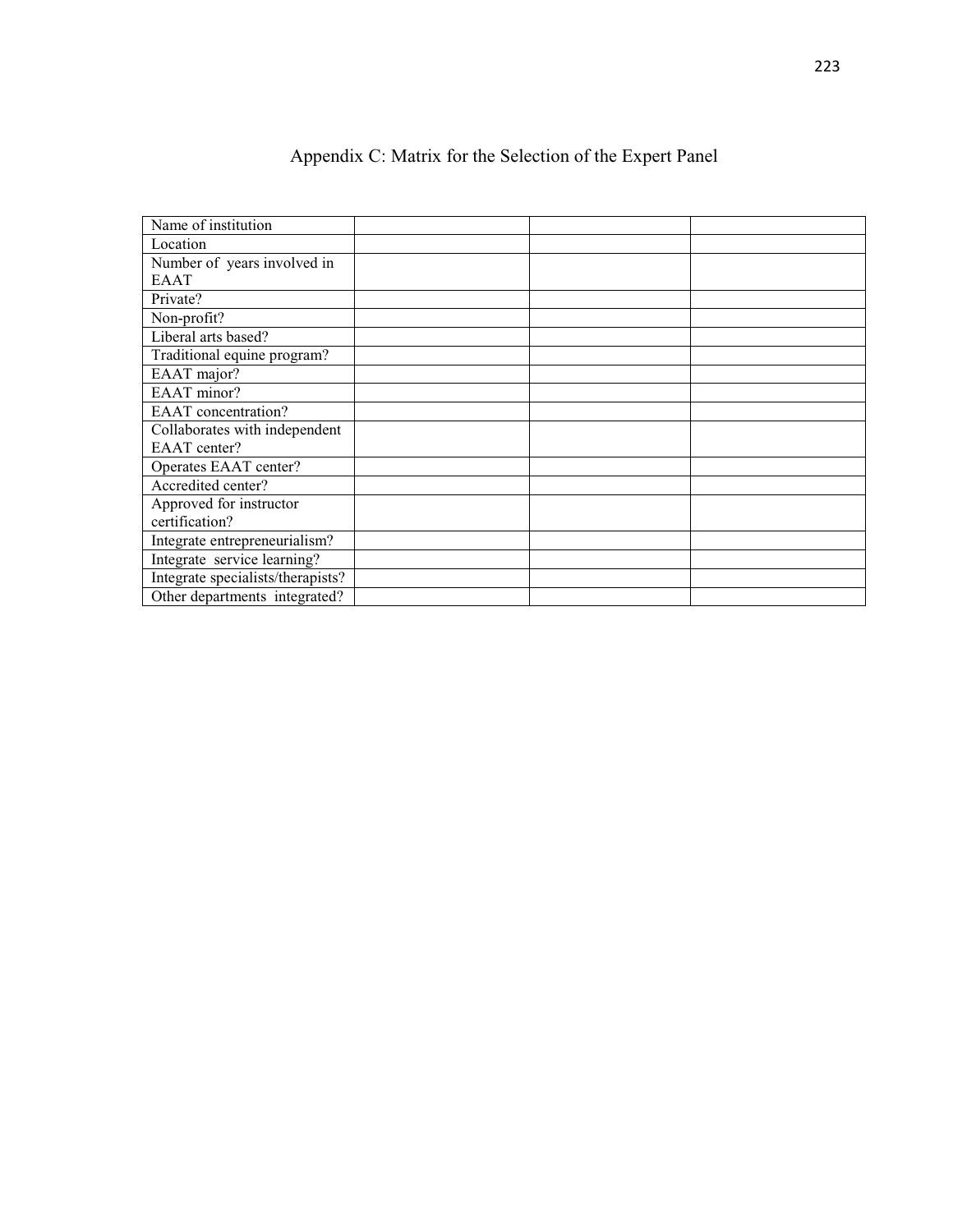# Appendix C: Matrix for the Selection of the Expert Panel

| | | | |
|---|---|---|---|
| Name of institution | | | |
| Location | | | |
| Number of years involved in EAAT | | | |
| Private? | | | |
| Non-profit? | | | |
| Liberal arts based? | | | |
| Traditional equine program? | | | |
| EAAT major? | | | |
| EAAT minor? | | | |
| EAAT concentration? | | | |
| Collaborates with independent EAAT center? | | | |
| Operates EAAT center? | | | |
| Accredited center? | | | |
| Approved for instructor certification? | | | |
| Integrate entrepreneurialism? | | | |
| Integrate service learning? | | | |
| Integrate specialists/therapists? | | | |
| Other departments integrated? | | | |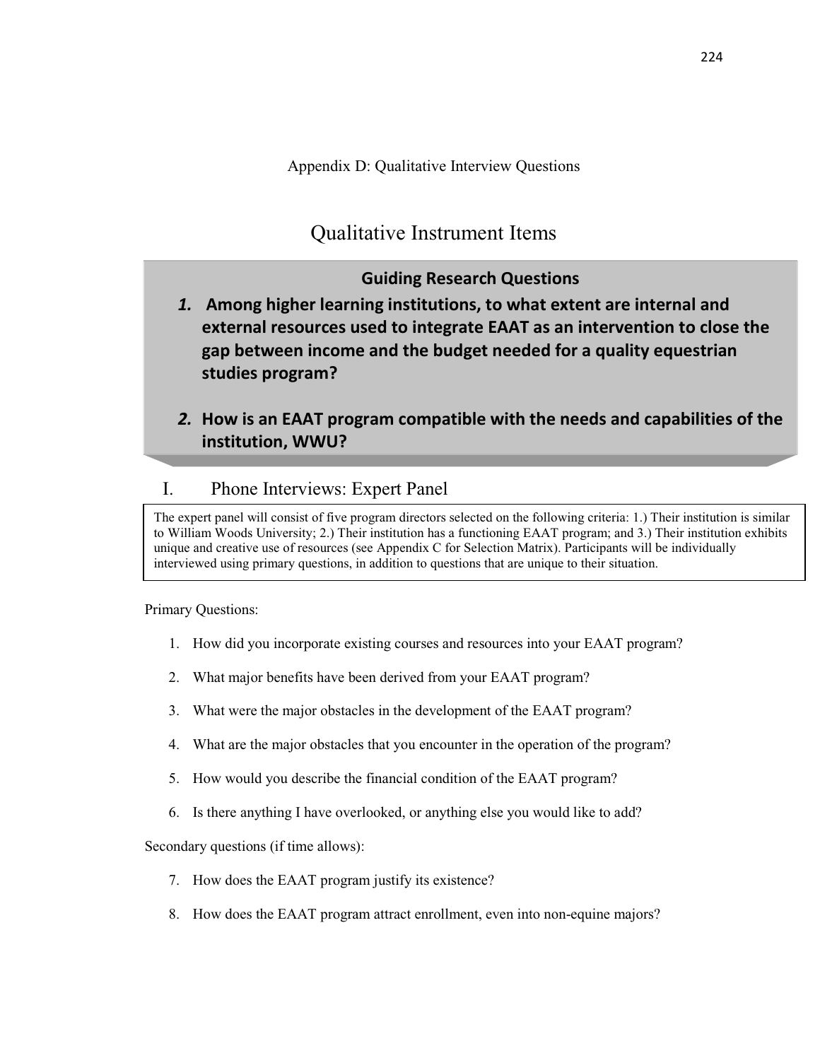Appendix D: Qualitative Interview Questions

# Qualitative Instrument Items

**Guiding Research Questions**

1. **Among higher learning institutions, to what extent are internal and external resources used to integrate EAAT as an intervention to close the gap between income and the budget needed for a quality equestrian studies program?**

2. **How is an EAAT program compatible with the needs and capabilities of the institution, WWU?**

## I. Phone Interviews: Expert Panel

The expert panel will consist of five program directors selected on the following criteria: 1.) Their institution is similar to William Woods University; 2.) Their institution has a functioning EAAT program; and 3.) Their institution exhibits unique and creative use of resources (see Appendix C for Selection Matrix). Participants will be individually interviewed using primary questions, in addition to questions that are unique to their situation.

Primary Questions:

1. How did you incorporate existing courses and resources into your EAAT program?
2. What major benefits have been derived from your EAAT program?
3. What were the major obstacles in the development of the EAAT program?
4. What are the major obstacles that you encounter in the operation of the program?
5. How would you describe the financial condition of the EAAT program?
6. Is there anything I have overlooked, or anything else you would like to add?

Secondary questions (if time allows):

7. How does the EAAT program justify its existence?
8. How does the EAAT program attract enrollment, even into non-equine majors?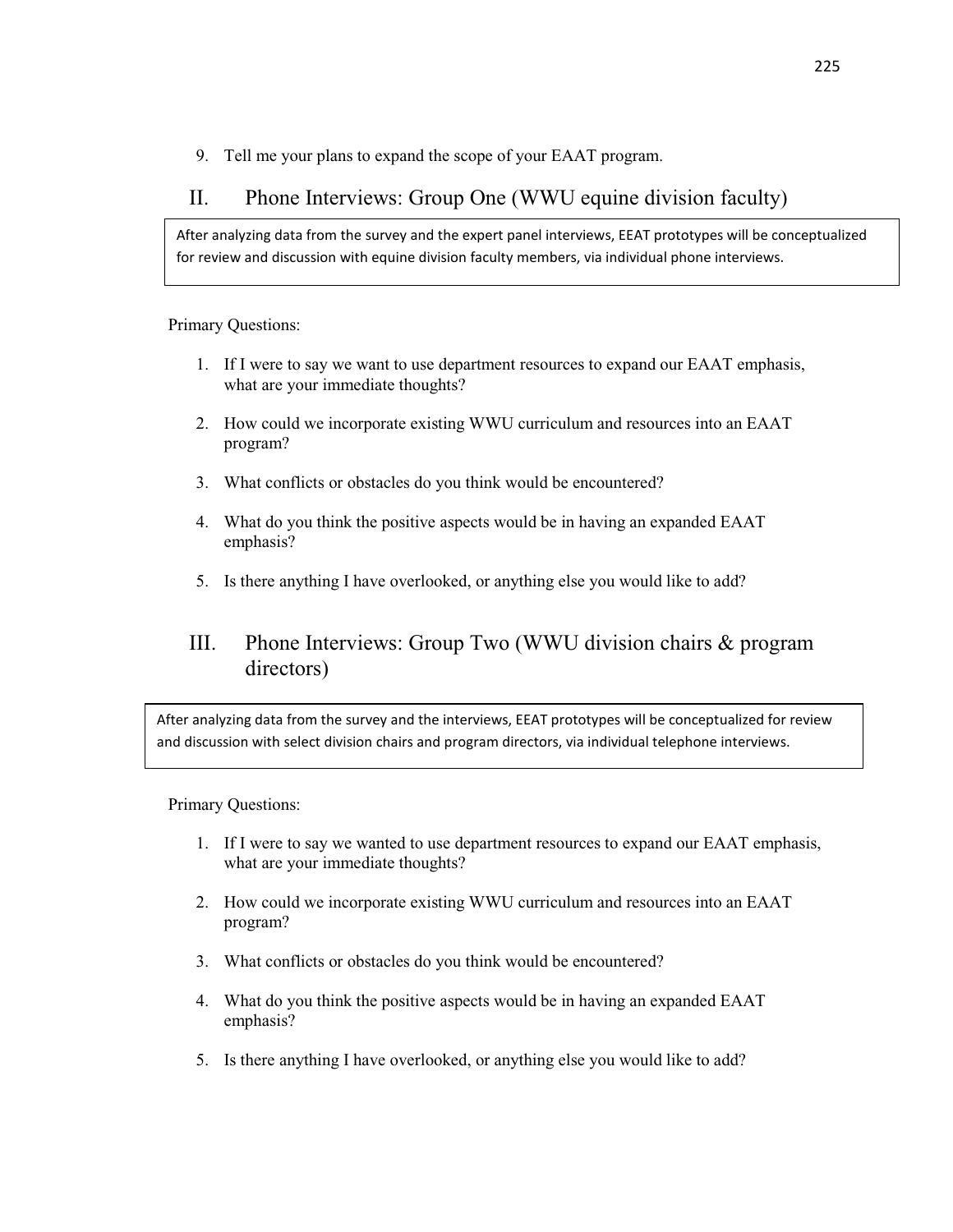9. Tell me your plans to expand the scope of your EAAT program.

## II. Phone Interviews: Group One (WWU equine division faculty)

After analyzing data from the survey and the expert panel interviews, EEAT prototypes will be conceptualized for review and discussion with equine division faculty members, via individual phone interviews.

Primary Questions:

1. If I were to say we want to use department resources to expand our EAAT emphasis, what are your immediate thoughts?
2. How could we incorporate existing WWU curriculum and resources into an EAAT program?
3. What conflicts or obstacles do you think would be encountered?
4. What do you think the positive aspects would be in having an expanded EAAT emphasis?
5. Is there anything I have overlooked, or anything else you would like to add?

## III. Phone Interviews: Group Two (WWU division chairs & program directors)

After analyzing data from the survey and the interviews, EEAT prototypes will be conceptualized for review and discussion with select division chairs and program directors, via individual telephone interviews.

Primary Questions:

1. If I were to say we wanted to use department resources to expand our EAAT emphasis, what are your immediate thoughts?
2. How could we incorporate existing WWU curriculum and resources into an EAAT program?
3. What conflicts or obstacles do you think would be encountered?
4. What do you think the positive aspects would be in having an expanded EAAT emphasis?
5. Is there anything I have overlooked, or anything else you would like to add?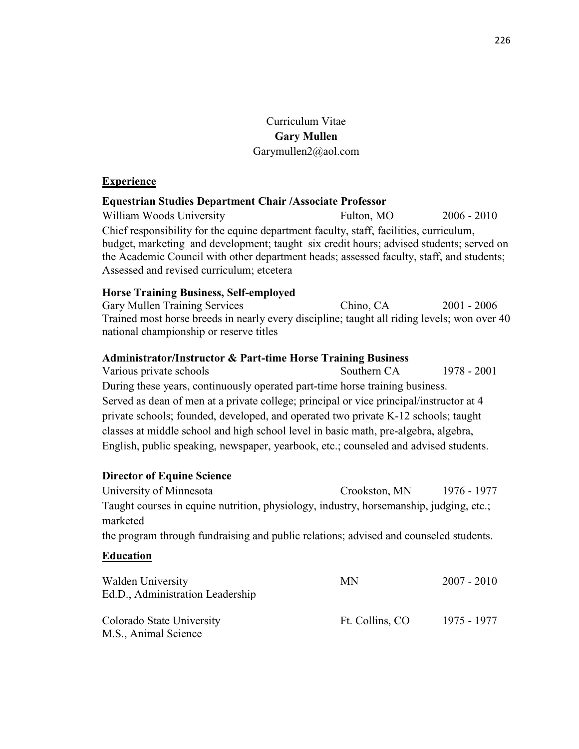Curriculum Vitae

**Gary Mullen**

Garymullen2@aol.com

## Experience

**Equestrian Studies Department Chair /Associate Professor**

William Woods University | Fulton, MO | 2006 - 2010

Chief responsibility for the equine department faculty, staff, facilities, curriculum, budget, marketing and development; taught six credit hours; advised students; served on the Academic Council with other department heads; assessed faculty, staff, and students; Assessed and revised curriculum; etcetera

**Horse Training Business, Self-employed**

Gary Mullen Training Services | Chino, CA | 2001 - 2006

Trained most horse breeds in nearly every discipline; taught all riding levels; won over 40 national championship or reserve titles

**Administrator/Instructor & Part-time Horse Training Business**

Various private schools | Southern CA | 1978 - 2001

During these years, continuously operated part-time horse training business. Served as dean of men at a private college; principal or vice principal/instructor at 4 private schools; founded, developed, and operated two private K-12 schools; taught classes at middle school and high school level in basic math, pre-algebra, algebra, English, public speaking, newspaper, yearbook, etc.; counseled and advised students.

**Director of Equine Science**

University of Minnesota | Crookston, MN | 1976 - 1977

Taught courses in equine nutrition, physiology, industry, horsemanship, judging, etc.; marketed
the program through fundraising and public relations; advised and counseled students.

## Education

Walden University | MN | 2007 - 2010

Ed.D., Administration Leadership

Colorado State University | Ft. Collins, CO | 1975 - 1977

M.S., Animal Science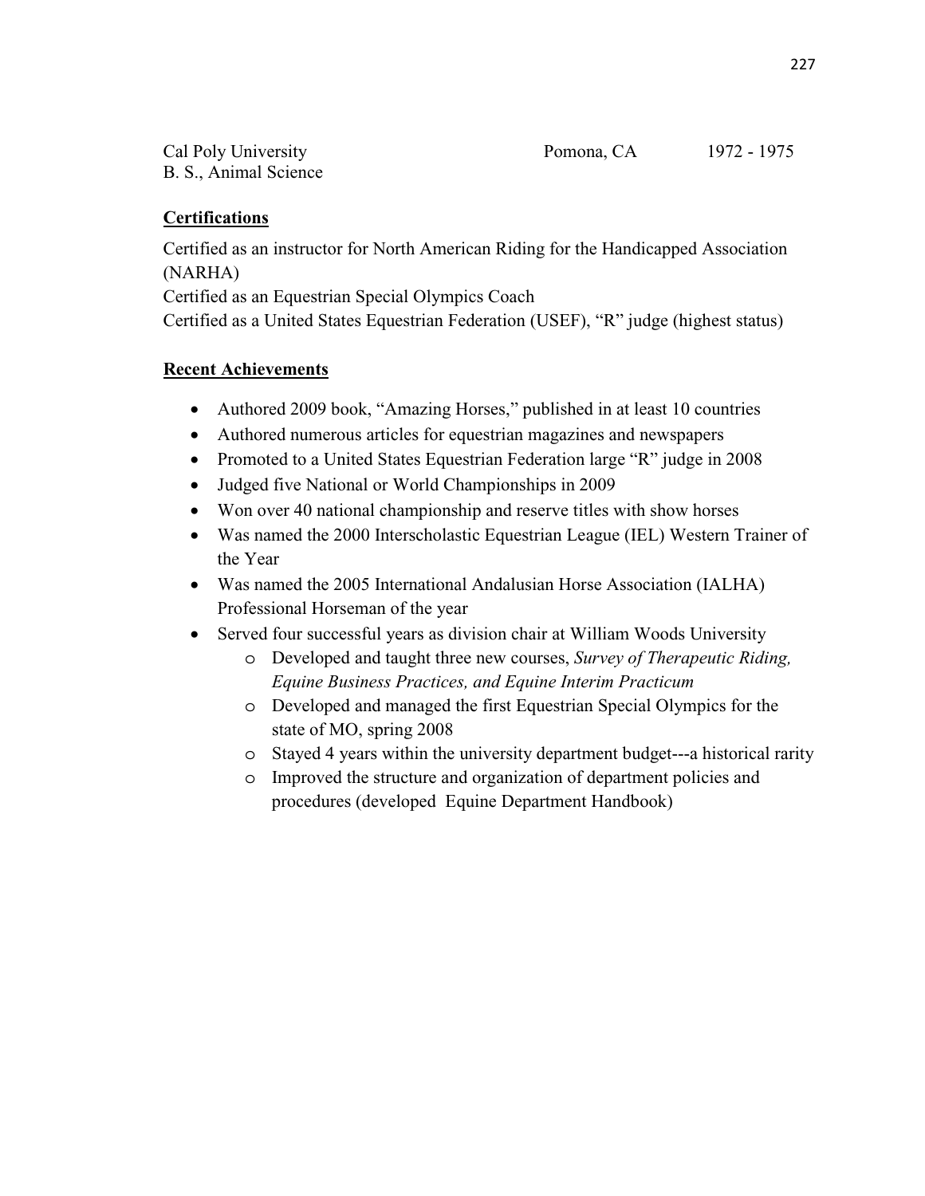Cal Poly University    Pomona, CA    1972 - 1975
B. S., Animal Science

**Certifications**

Certified as an instructor for North American Riding for the Handicapped Association (NARHA)
Certified as an Equestrian Special Olympics Coach
Certified as a United States Equestrian Federation (USEF), "R" judge (highest status)

**Recent Achievements**

- Authored 2009 book, "Amazing Horses," published in at least 10 countries
- Authored numerous articles for equestrian magazines and newspapers
- Promoted to a United States Equestrian Federation large "R" judge in 2008
- Judged five National or World Championships in 2009
- Won over 40 national championship and reserve titles with show horses
- Was named the 2000 Interscholastic Equestrian League (IEL) Western Trainer of the Year
- Was named the 2005 International Andalusian Horse Association (IALHA) Professional Horseman of the year
- Served four successful years as division chair at William Woods University
  - Developed and taught three new courses, *Survey of Therapeutic Riding, Equine Business Practices, and Equine Interim Practicum*
  - Developed and managed the first Equestrian Special Olympics for the state of MO, spring 2008
  - Stayed 4 years within the university department budget---a historical rarity
  - Improved the structure and organization of department policies and procedures (developed Equine Department Handbook)